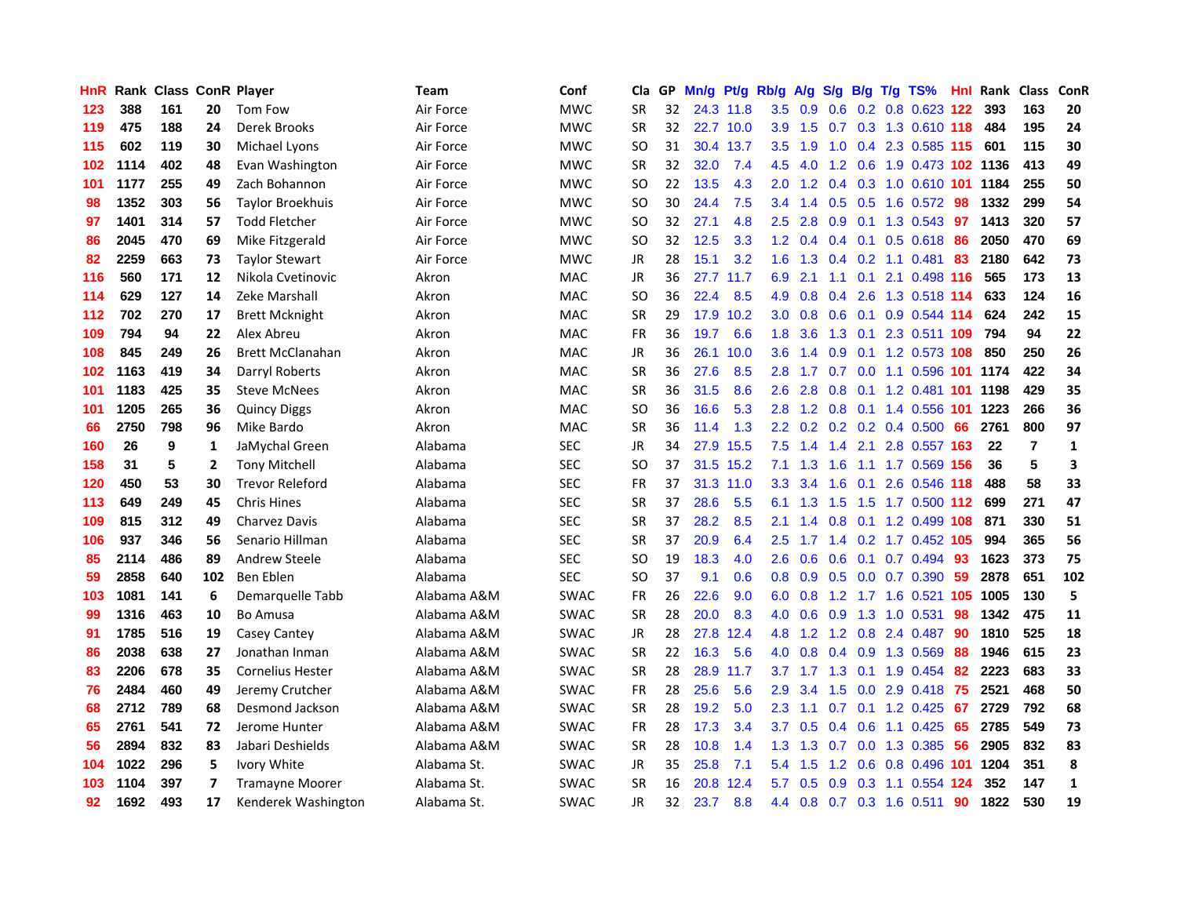| HnR | Rank | Class | ConR | Player | Team | Conf | Cla | GP | Mn/g | Pt/g | Rb/g | A/g | S/g | B/g | T/g | TS% | HnI | Rank | Class | ConR |
|---|---|---|---|---|---|---|---|---|---|---|---|---|---|---|---|---|---|---|---|---|
| 123 | 388 | 161 | 20 | Tom Fow | Air Force | MWC | SR | 32 | 24.3 | 11.8 | 3.5 | 0.9 | 0.6 | 0.2 | 0.8 | 0.623 | 122 | 393 | 163 | 20 |
| 119 | 475 | 188 | 24 | Derek Brooks | Air Force | MWC | SR | 32 | 22.7 | 10.0 | 3.9 | 1.5 | 0.7 | 0.3 | 1.3 | 0.610 | 118 | 484 | 195 | 24 |
| 115 | 602 | 119 | 30 | Michael Lyons | Air Force | MWC | SO | 31 | 30.4 | 13.7 | 3.5 | 1.9 | 1.0 | 0.4 | 2.3 | 0.585 | 115 | 601 | 115 | 30 |
| 102 | 1114 | 402 | 48 | Evan Washington | Air Force | MWC | SR | 32 | 32.0 | 7.4 | 4.5 | 4.0 | 1.2 | 0.6 | 1.9 | 0.473 | 102 | 1136 | 413 | 49 |
| 101 | 1177 | 255 | 49 | Zach Bohannon | Air Force | MWC | SO | 22 | 13.5 | 4.3 | 2.0 | 1.2 | 0.4 | 0.3 | 1.0 | 0.610 | 101 | 1184 | 255 | 50 |
| 98 | 1352 | 303 | 56 | Taylor Broekhuis | Air Force | MWC | SO | 30 | 24.4 | 7.5 | 3.4 | 1.4 | 0.5 | 0.5 | 1.6 | 0.572 | 98 | 1332 | 299 | 54 |
| 97 | 1401 | 314 | 57 | Todd Fletcher | Air Force | MWC | SO | 32 | 27.1 | 4.8 | 2.5 | 2.8 | 0.9 | 0.1 | 1.3 | 0.543 | 97 | 1413 | 320 | 57 |
| 86 | 2045 | 470 | 69 | Mike Fitzgerald | Air Force | MWC | SO | 32 | 12.5 | 3.3 | 1.2 | 0.4 | 0.4 | 0.1 | 0.5 | 0.618 | 86 | 2050 | 470 | 69 |
| 82 | 2259 | 663 | 73 | Taylor Stewart | Air Force | MWC | JR | 28 | 15.1 | 3.2 | 1.6 | 1.3 | 0.4 | 0.2 | 1.1 | 0.481 | 83 | 2180 | 642 | 73 |
| 116 | 560 | 171 | 12 | Nikola Cvetinovic | Akron | MAC | JR | 36 | 27.7 | 11.7 | 6.9 | 2.1 | 1.1 | 0.1 | 2.1 | 0.498 | 116 | 565 | 173 | 13 |
| 114 | 629 | 127 | 14 | Zeke Marshall | Akron | MAC | SO | 36 | 22.4 | 8.5 | 4.9 | 0.8 | 0.4 | 2.6 | 1.3 | 0.518 | 114 | 633 | 124 | 16 |
| 112 | 702 | 270 | 17 | Brett Mcknight | Akron | MAC | SR | 29 | 17.9 | 10.2 | 3.0 | 0.8 | 0.6 | 0.1 | 0.9 | 0.544 | 114 | 624 | 242 | 15 |
| 109 | 794 | 94 | 22 | Alex Abreu | Akron | MAC | FR | 36 | 19.7 | 6.6 | 1.8 | 3.6 | 1.3 | 0.1 | 2.3 | 0.511 | 109 | 794 | 94 | 22 |
| 108 | 845 | 249 | 26 | Brett McClanahan | Akron | MAC | JR | 36 | 26.1 | 10.0 | 3.6 | 1.4 | 0.9 | 0.1 | 1.2 | 0.573 | 108 | 850 | 250 | 26 |
| 102 | 1163 | 419 | 34 | Darryl Roberts | Akron | MAC | SR | 36 | 27.6 | 8.5 | 2.8 | 1.7 | 0.7 | 0.0 | 1.1 | 0.596 | 101 | 1174 | 422 | 34 |
| 101 | 1183 | 425 | 35 | Steve McNees | Akron | MAC | SR | 36 | 31.5 | 8.6 | 2.6 | 2.8 | 0.8 | 0.1 | 1.2 | 0.481 | 101 | 1198 | 429 | 35 |
| 101 | 1205 | 265 | 36 | Quincy Diggs | Akron | MAC | SO | 36 | 16.6 | 5.3 | 2.8 | 1.2 | 0.8 | 0.1 | 1.4 | 0.556 | 101 | 1223 | 266 | 36 |
| 66 | 2750 | 798 | 96 | Mike Bardo | Akron | MAC | SR | 36 | 11.4 | 1.3 | 2.2 | 0.2 | 0.2 | 0.2 | 0.4 | 0.500 | 66 | 2761 | 800 | 97 |
| 160 | 26 | 9 | 1 | JaMychal Green | Alabama | SEC | JR | 34 | 27.9 | 15.5 | 7.5 | 1.4 | 1.4 | 2.1 | 2.8 | 0.557 | 163 | 22 | 7 | 1 |
| 158 | 31 | 5 | 2 | Tony Mitchell | Alabama | SEC | SO | 37 | 31.5 | 15.2 | 7.1 | 1.3 | 1.6 | 1.1 | 1.7 | 0.569 | 156 | 36 | 5 | 3 |
| 120 | 450 | 53 | 30 | Trevor Releford | Alabama | SEC | FR | 37 | 31.3 | 11.0 | 3.3 | 3.4 | 1.6 | 0.1 | 2.6 | 0.546 | 118 | 488 | 58 | 33 |
| 113 | 649 | 249 | 45 | Chris Hines | Alabama | SEC | SR | 37 | 28.6 | 5.5 | 6.1 | 1.3 | 1.5 | 1.5 | 1.7 | 0.500 | 112 | 699 | 271 | 47 |
| 109 | 815 | 312 | 49 | Charvez Davis | Alabama | SEC | SR | 37 | 28.2 | 8.5 | 2.1 | 1.4 | 0.8 | 0.1 | 1.2 | 0.499 | 108 | 871 | 330 | 51 |
| 106 | 937 | 346 | 56 | Senario Hillman | Alabama | SEC | SR | 37 | 20.9 | 6.4 | 2.5 | 1.7 | 1.4 | 0.2 | 1.7 | 0.452 | 105 | 994 | 365 | 56 |
| 85 | 2114 | 486 | 89 | Andrew Steele | Alabama | SEC | SO | 19 | 18.3 | 4.0 | 2.6 | 0.6 | 0.6 | 0.1 | 0.7 | 0.494 | 93 | 1623 | 373 | 75 |
| 59 | 2858 | 640 | 102 | Ben Eblen | Alabama | SEC | SO | 37 | 9.1 | 0.6 | 0.8 | 0.9 | 0.5 | 0.0 | 0.7 | 0.390 | 59 | 2878 | 651 | 102 |
| 103 | 1081 | 141 | 6 | Demarquelle Tabb | Alabama A&M | SWAC | FR | 26 | 22.6 | 9.0 | 6.0 | 0.8 | 1.2 | 1.7 | 1.6 | 0.521 | 105 | 1005 | 130 | 5 |
| 99 | 1316 | 463 | 10 | Bo Amusa | Alabama A&M | SWAC | SR | 28 | 20.0 | 8.3 | 4.0 | 0.6 | 0.9 | 1.3 | 1.0 | 0.531 | 98 | 1342 | 475 | 11 |
| 91 | 1785 | 516 | 19 | Casey Cantey | Alabama A&M | SWAC | JR | 28 | 27.8 | 12.4 | 4.8 | 1.2 | 1.2 | 0.8 | 2.4 | 0.487 | 90 | 1810 | 525 | 18 |
| 86 | 2038 | 638 | 27 | Jonathan Inman | Alabama A&M | SWAC | SR | 22 | 16.3 | 5.6 | 4.0 | 0.8 | 0.4 | 0.9 | 1.3 | 0.569 | 88 | 1946 | 615 | 23 |
| 83 | 2206 | 678 | 35 | Cornelius Hester | Alabama A&M | SWAC | SR | 28 | 28.9 | 11.7 | 3.7 | 1.7 | 1.3 | 0.1 | 1.9 | 0.454 | 82 | 2223 | 683 | 33 |
| 76 | 2484 | 460 | 49 | Jeremy Crutcher | Alabama A&M | SWAC | FR | 28 | 25.6 | 5.6 | 2.9 | 3.4 | 1.5 | 0.0 | 2.9 | 0.418 | 75 | 2521 | 468 | 50 |
| 68 | 2712 | 789 | 68 | Desmond Jackson | Alabama A&M | SWAC | SR | 28 | 19.2 | 5.0 | 2.3 | 1.1 | 0.7 | 0.1 | 1.2 | 0.425 | 67 | 2729 | 792 | 68 |
| 65 | 2761 | 541 | 72 | Jerome Hunter | Alabama A&M | SWAC | FR | 28 | 17.3 | 3.4 | 3.7 | 0.5 | 0.4 | 0.6 | 1.1 | 0.425 | 65 | 2785 | 549 | 73 |
| 56 | 2894 | 832 | 83 | Jabari Deshields | Alabama A&M | SWAC | SR | 28 | 10.8 | 1.4 | 1.3 | 1.3 | 0.7 | 0.0 | 1.3 | 0.385 | 56 | 2905 | 832 | 83 |
| 104 | 1022 | 296 | 5 | Ivory White | Alabama St. | SWAC | JR | 35 | 25.8 | 7.1 | 5.4 | 1.5 | 1.2 | 0.6 | 0.8 | 0.496 | 101 | 1204 | 351 | 8 |
| 103 | 1104 | 397 | 7 | Tramayne Moorer | Alabama St. | SWAC | SR | 16 | 20.8 | 12.4 | 5.7 | 0.5 | 0.9 | 0.3 | 1.1 | 0.554 | 124 | 352 | 147 | 1 |
| 92 | 1692 | 493 | 17 | Kenderek Washington | Alabama St. | SWAC | JR | 32 | 23.7 | 8.8 | 4.4 | 0.8 | 0.7 | 0.3 | 1.6 | 0.511 | 90 | 1822 | 530 | 19 |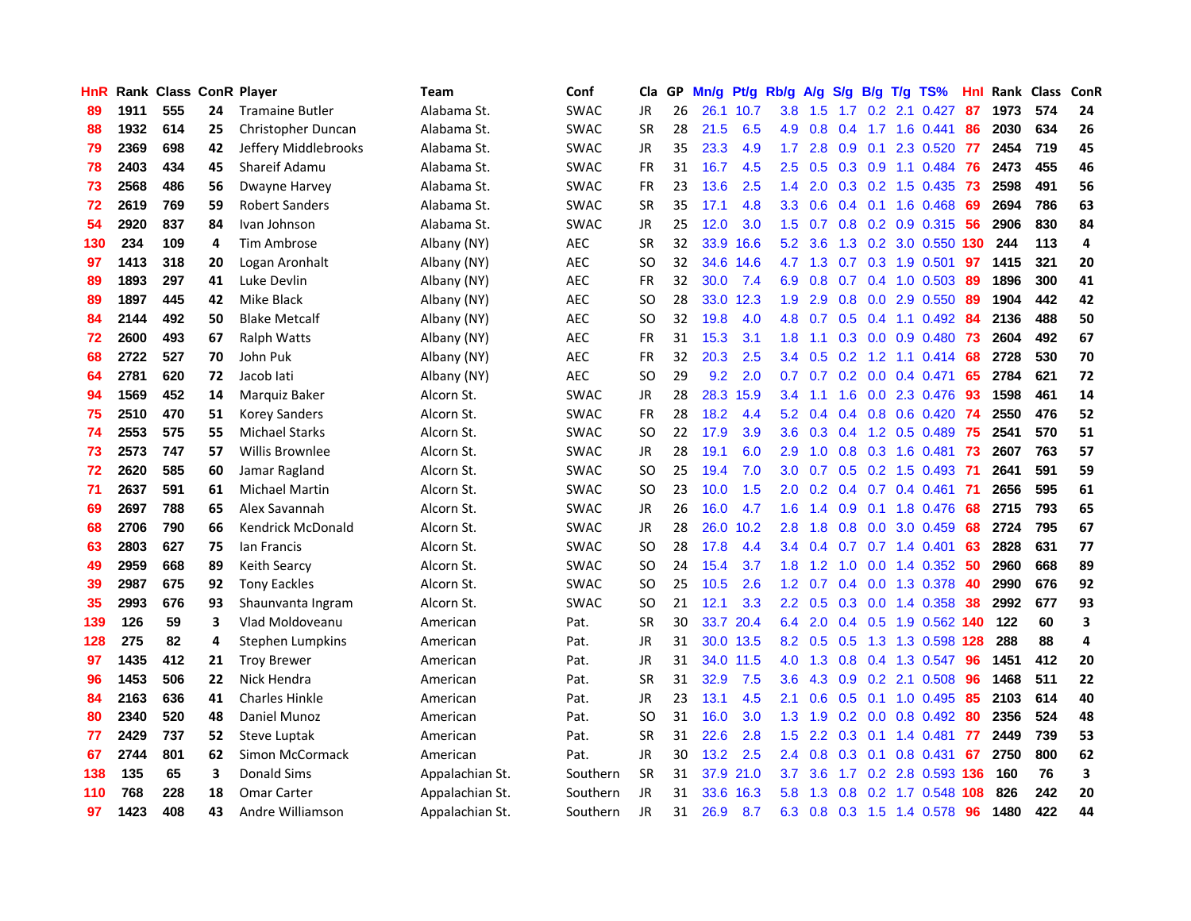| HnR | Rank | Class | ConR | Player | Team | Conf | Cla | GP | Mn/g | Pt/g | Rb/g | A/g | S/g | B/g | T/g | TS% | Hnl | Rank | Class | ConR |
|---|---|---|---|---|---|---|---|---|---|---|---|---|---|---|---|---|---|---|---|---|
| 89 | 1911 | 555 | 24 | Tramaine Butler | Alabama St. | SWAC | JR | 26 | 26.1 | 10.7 | 3.8 | 1.5 | 1.7 | 0.2 | 2.1 | 0.427 | 87 | 1973 | 574 | 24 |
| 88 | 1932 | 614 | 25 | Christopher Duncan | Alabama St. | SWAC | SR | 28 | 21.5 | 6.5 | 4.9 | 0.8 | 0.4 | 1.7 | 1.6 | 0.441 | 86 | 2030 | 634 | 26 |
| 79 | 2369 | 698 | 42 | Jeffery Middlebrooks | Alabama St. | SWAC | JR | 35 | 23.3 | 4.9 | 1.7 | 2.8 | 0.9 | 0.1 | 2.3 | 0.520 | 77 | 2454 | 719 | 45 |
| 78 | 2403 | 434 | 45 | Shareif Adamu | Alabama St. | SWAC | FR | 31 | 16.7 | 4.5 | 2.5 | 0.5 | 0.3 | 0.9 | 1.1 | 0.484 | 76 | 2473 | 455 | 46 |
| 73 | 2568 | 486 | 56 | Dwayne Harvey | Alabama St. | SWAC | FR | 23 | 13.6 | 2.5 | 1.4 | 2.0 | 0.3 | 0.2 | 1.5 | 0.435 | 73 | 2598 | 491 | 56 |
| 72 | 2619 | 769 | 59 | Robert Sanders | Alabama St. | SWAC | SR | 35 | 17.1 | 4.8 | 3.3 | 0.6 | 0.4 | 0.1 | 1.6 | 0.468 | 69 | 2694 | 786 | 63 |
| 54 | 2920 | 837 | 84 | Ivan Johnson | Alabama St. | SWAC | JR | 25 | 12.0 | 3.0 | 1.5 | 0.7 | 0.8 | 0.2 | 0.9 | 0.315 | 56 | 2906 | 830 | 84 |
| 130 | 234 | 109 | 4 | Tim Ambrose | Albany (NY) | AEC | SR | 32 | 33.9 | 16.6 | 5.2 | 3.6 | 1.3 | 0.2 | 3.0 | 0.550 | 130 | 244 | 113 | 4 |
| 97 | 1413 | 318 | 20 | Logan Aronhalt | Albany (NY) | AEC | SO | 32 | 34.6 | 14.6 | 4.7 | 1.3 | 0.7 | 0.3 | 1.9 | 0.501 | 97 | 1415 | 321 | 20 |
| 89 | 1893 | 297 | 41 | Luke Devlin | Albany (NY) | AEC | FR | 32 | 30.0 | 7.4 | 6.9 | 0.8 | 0.7 | 0.4 | 1.0 | 0.503 | 89 | 1896 | 300 | 41 |
| 89 | 1897 | 445 | 42 | Mike Black | Albany (NY) | AEC | SO | 28 | 33.0 | 12.3 | 1.9 | 2.9 | 0.8 | 0.0 | 2.9 | 0.550 | 89 | 1904 | 442 | 42 |
| 84 | 2144 | 492 | 50 | Blake Metcalf | Albany (NY) | AEC | SO | 32 | 19.8 | 4.0 | 4.8 | 0.7 | 0.5 | 0.4 | 1.1 | 0.492 | 84 | 2136 | 488 | 50 |
| 72 | 2600 | 493 | 67 | Ralph Watts | Albany (NY) | AEC | FR | 31 | 15.3 | 3.1 | 1.8 | 1.1 | 0.3 | 0.0 | 0.9 | 0.480 | 73 | 2604 | 492 | 67 |
| 68 | 2722 | 527 | 70 | John Puk | Albany (NY) | AEC | FR | 32 | 20.3 | 2.5 | 3.4 | 0.5 | 0.2 | 1.2 | 1.1 | 0.414 | 68 | 2728 | 530 | 70 |
| 64 | 2781 | 620 | 72 | Jacob Iati | Albany (NY) | AEC | SO | 29 | 9.2 | 2.0 | 0.7 | 0.7 | 0.2 | 0.0 | 0.4 | 0.471 | 65 | 2784 | 621 | 72 |
| 94 | 1569 | 452 | 14 | Marquiz Baker | Alcorn St. | SWAC | JR | 28 | 28.3 | 15.9 | 3.4 | 1.1 | 1.6 | 0.0 | 2.3 | 0.476 | 93 | 1598 | 461 | 14 |
| 75 | 2510 | 470 | 51 | Korey Sanders | Alcorn St. | SWAC | FR | 28 | 18.2 | 4.4 | 5.2 | 0.4 | 0.4 | 0.8 | 0.6 | 0.420 | 74 | 2550 | 476 | 52 |
| 74 | 2553 | 575 | 55 | Michael Starks | Alcorn St. | SWAC | SO | 22 | 17.9 | 3.9 | 3.6 | 0.3 | 0.4 | 1.2 | 0.5 | 0.489 | 75 | 2541 | 570 | 51 |
| 73 | 2573 | 747 | 57 | Willis Brownlee | Alcorn St. | SWAC | JR | 28 | 19.1 | 6.0 | 2.9 | 1.0 | 0.8 | 0.3 | 1.6 | 0.481 | 73 | 2607 | 763 | 57 |
| 72 | 2620 | 585 | 60 | Jamar Ragland | Alcorn St. | SWAC | SO | 25 | 19.4 | 7.0 | 3.0 | 0.7 | 0.5 | 0.2 | 1.5 | 0.493 | 71 | 2641 | 591 | 59 |
| 71 | 2637 | 591 | 61 | Michael Martin | Alcorn St. | SWAC | SO | 23 | 10.0 | 1.5 | 2.0 | 0.2 | 0.4 | 0.7 | 0.4 | 0.461 | 71 | 2656 | 595 | 61 |
| 69 | 2697 | 788 | 65 | Alex Savannah | Alcorn St. | SWAC | JR | 26 | 16.0 | 4.7 | 1.6 | 1.4 | 0.9 | 0.1 | 1.8 | 0.476 | 68 | 2715 | 793 | 65 |
| 68 | 2706 | 790 | 66 | Kendrick McDonald | Alcorn St. | SWAC | JR | 28 | 26.0 | 10.2 | 2.8 | 1.8 | 0.8 | 0.0 | 3.0 | 0.459 | 68 | 2724 | 795 | 67 |
| 63 | 2803 | 627 | 75 | Ian Francis | Alcorn St. | SWAC | SO | 28 | 17.8 | 4.4 | 3.4 | 0.4 | 0.7 | 0.7 | 1.4 | 0.401 | 63 | 2828 | 631 | 77 |
| 49 | 2959 | 668 | 89 | Keith Searcy | Alcorn St. | SWAC | SO | 24 | 15.4 | 3.7 | 1.8 | 1.2 | 1.0 | 0.0 | 1.4 | 0.352 | 50 | 2960 | 668 | 89 |
| 39 | 2987 | 675 | 92 | Tony Eackles | Alcorn St. | SWAC | SO | 25 | 10.5 | 2.6 | 1.2 | 0.7 | 0.4 | 0.0 | 1.3 | 0.378 | 40 | 2990 | 676 | 92 |
| 35 | 2993 | 676 | 93 | Shaunvanta Ingram | Alcorn St. | SWAC | SO | 21 | 12.1 | 3.3 | 2.2 | 0.5 | 0.3 | 0.0 | 1.4 | 0.358 | 38 | 2992 | 677 | 93 |
| 139 | 126 | 59 | 3 | Vlad Moldoveanu | American | Pat. | SR | 30 | 33.7 | 20.4 | 6.4 | 2.0 | 0.4 | 0.5 | 1.9 | 0.562 | 140 | 122 | 60 | 3 |
| 128 | 275 | 82 | 4 | Stephen Lumpkins | American | Pat. | JR | 31 | 30.0 | 13.5 | 8.2 | 0.5 | 0.5 | 1.3 | 1.3 | 0.598 | 128 | 288 | 88 | 4 |
| 97 | 1435 | 412 | 21 | Troy Brewer | American | Pat. | JR | 31 | 34.0 | 11.5 | 4.0 | 1.3 | 0.8 | 0.4 | 1.3 | 0.547 | 96 | 1451 | 412 | 20 |
| 96 | 1453 | 506 | 22 | Nick Hendra | American | Pat. | SR | 31 | 32.9 | 7.5 | 3.6 | 4.3 | 0.9 | 0.2 | 2.1 | 0.508 | 96 | 1468 | 511 | 22 |
| 84 | 2163 | 636 | 41 | Charles Hinkle | American | Pat. | JR | 23 | 13.1 | 4.5 | 2.1 | 0.6 | 0.5 | 0.1 | 1.0 | 0.495 | 85 | 2103 | 614 | 40 |
| 80 | 2340 | 520 | 48 | Daniel Munoz | American | Pat. | SO | 31 | 16.0 | 3.0 | 1.3 | 1.9 | 0.2 | 0.0 | 0.8 | 0.492 | 80 | 2356 | 524 | 48 |
| 77 | 2429 | 737 | 52 | Steve Luptak | American | Pat. | SR | 31 | 22.6 | 2.8 | 1.5 | 2.2 | 0.3 | 0.1 | 1.4 | 0.481 | 77 | 2449 | 739 | 53 |
| 67 | 2744 | 801 | 62 | Simon McCormack | American | Pat. | JR | 30 | 13.2 | 2.5 | 2.4 | 0.8 | 0.3 | 0.1 | 0.8 | 0.431 | 67 | 2750 | 800 | 62 |
| 138 | 135 | 65 | 3 | Donald Sims | Appalachian St. | Southern | SR | 31 | 37.9 | 21.0 | 3.7 | 3.6 | 1.7 | 0.2 | 2.8 | 0.593 | 136 | 160 | 76 | 3 |
| 110 | 768 | 228 | 18 | Omar Carter | Appalachian St. | Southern | JR | 31 | 33.6 | 16.3 | 5.8 | 1.3 | 0.8 | 0.2 | 1.7 | 0.548 | 108 | 826 | 242 | 20 |
| 97 | 1423 | 408 | 43 | Andre Williamson | Appalachian St. | Southern | JR | 31 | 26.9 | 8.7 | 6.3 | 0.8 | 0.3 | 1.5 | 1.4 | 0.578 | 96 | 1480 | 422 | 44 |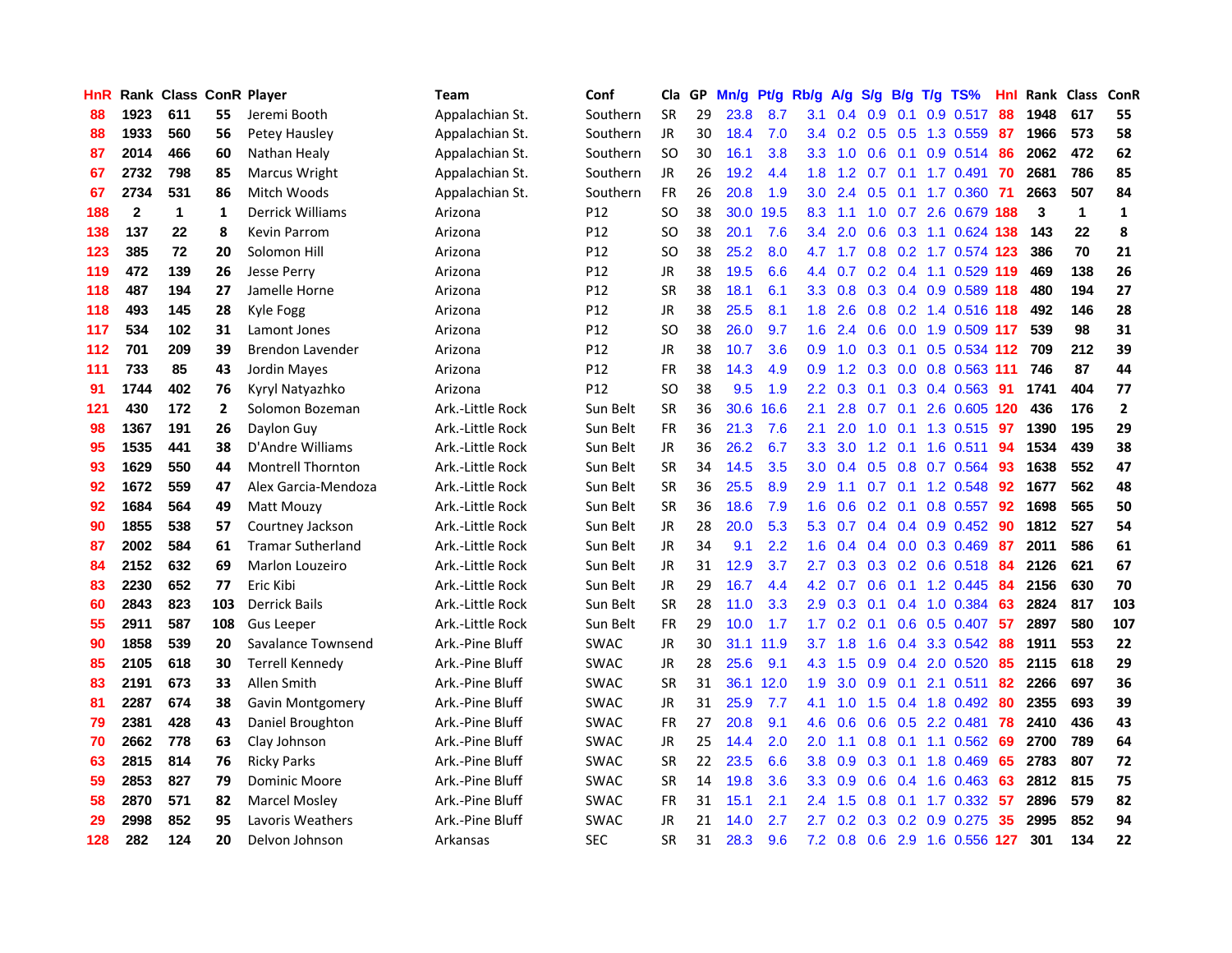| HnR | Rank | Class | ConR | Player | Team | Conf | Cla | GP | Mn/g | Pt/g | Rb/g | A/g | S/g | B/g | T/g | TS% | HnI | Rank | Class | ConR |
|---|---|---|---|---|---|---|---|---|---|---|---|---|---|---|---|---|---|---|---|---|
| 88 | 1923 | 611 | 55 | Jeremi Booth | Appalachian St. | Southern | SR | 29 | 23.8 | 8.7 | 3.1 | 0.4 | 0.9 | 0.1 | 0.9 | 0.517 | 88 | 1948 | 617 | 55 |
| 88 | 1933 | 560 | 56 | Petey Hausley | Appalachian St. | Southern | JR | 30 | 18.4 | 7.0 | 3.4 | 0.2 | 0.5 | 0.5 | 1.3 | 0.559 | 87 | 1966 | 573 | 58 |
| 87 | 2014 | 466 | 60 | Nathan Healy | Appalachian St. | Southern | SO | 30 | 16.1 | 3.8 | 3.3 | 1.0 | 0.6 | 0.1 | 0.9 | 0.514 | 86 | 2062 | 472 | 62 |
| 67 | 2732 | 798 | 85 | Marcus Wright | Appalachian St. | Southern | JR | 26 | 19.2 | 4.4 | 1.8 | 1.2 | 0.7 | 0.1 | 1.7 | 0.491 | 70 | 2681 | 786 | 85 |
| 67 | 2734 | 531 | 86 | Mitch Woods | Appalachian St. | Southern | FR | 26 | 20.8 | 1.9 | 3.0 | 2.4 | 0.5 | 0.1 | 1.7 | 0.360 | 71 | 2663 | 507 | 84 |
| 188 | 2 | 1 | 1 | Derrick Williams | Arizona | P12 | SO | 38 | 30.0 | 19.5 | 8.3 | 1.1 | 1.0 | 0.7 | 2.6 | 0.679 | 188 | 3 | 1 | 1 |
| 138 | 137 | 22 | 8 | Kevin Parrom | Arizona | P12 | SO | 38 | 20.1 | 7.6 | 3.4 | 2.0 | 0.6 | 0.3 | 1.1 | 0.624 | 138 | 143 | 22 | 8 |
| 123 | 385 | 72 | 20 | Solomon Hill | Arizona | P12 | SO | 38 | 25.2 | 8.0 | 4.7 | 1.7 | 0.8 | 0.2 | 1.7 | 0.574 | 123 | 386 | 70 | 21 |
| 119 | 472 | 139 | 26 | Jesse Perry | Arizona | P12 | JR | 38 | 19.5 | 6.6 | 4.4 | 0.7 | 0.2 | 0.4 | 1.1 | 0.529 | 119 | 469 | 138 | 26 |
| 118 | 487 | 194 | 27 | Jamelle Horne | Arizona | P12 | SR | 38 | 18.1 | 6.1 | 3.3 | 0.8 | 0.3 | 0.4 | 0.9 | 0.589 | 118 | 480 | 194 | 27 |
| 118 | 493 | 145 | 28 | Kyle Fogg | Arizona | P12 | JR | 38 | 25.5 | 8.1 | 1.8 | 2.6 | 0.8 | 0.2 | 1.4 | 0.516 | 118 | 492 | 146 | 28 |
| 117 | 534 | 102 | 31 | Lamont Jones | Arizona | P12 | SO | 38 | 26.0 | 9.7 | 1.6 | 2.4 | 0.6 | 0.0 | 1.9 | 0.509 | 117 | 539 | 98 | 31 |
| 112 | 701 | 209 | 39 | Brendon Lavender | Arizona | P12 | JR | 38 | 10.7 | 3.6 | 0.9 | 1.0 | 0.3 | 0.1 | 0.5 | 0.534 | 112 | 709 | 212 | 39 |
| 111 | 733 | 85 | 43 | Jordin Mayes | Arizona | P12 | FR | 38 | 14.3 | 4.9 | 0.9 | 1.2 | 0.3 | 0.0 | 0.8 | 0.563 | 111 | 746 | 87 | 44 |
| 91 | 1744 | 402 | 76 | Kyryl Natyazhko | Arizona | P12 | SO | 38 | 9.5 | 1.9 | 2.2 | 0.3 | 0.1 | 0.3 | 0.4 | 0.563 | 91 | 1741 | 404 | 77 |
| 121 | 430 | 172 | 2 | Solomon Bozeman | Ark.-Little Rock | Sun Belt | SR | 36 | 30.6 | 16.6 | 2.1 | 2.8 | 0.7 | 0.1 | 2.6 | 0.605 | 120 | 436 | 176 | 2 |
| 98 | 1367 | 191 | 26 | Daylon Guy | Ark.-Little Rock | Sun Belt | FR | 36 | 21.3 | 7.6 | 2.1 | 2.0 | 1.0 | 0.1 | 1.3 | 0.515 | 97 | 1390 | 195 | 29 |
| 95 | 1535 | 441 | 38 | D'Andre Williams | Ark.-Little Rock | Sun Belt | JR | 36 | 26.2 | 6.7 | 3.3 | 3.0 | 1.2 | 0.1 | 1.6 | 0.511 | 94 | 1534 | 439 | 38 |
| 93 | 1629 | 550 | 44 | Montrell Thornton | Ark.-Little Rock | Sun Belt | SR | 34 | 14.5 | 3.5 | 3.0 | 0.4 | 0.5 | 0.8 | 0.7 | 0.564 | 93 | 1638 | 552 | 47 |
| 92 | 1672 | 559 | 47 | Alex Garcia-Mendoza | Ark.-Little Rock | Sun Belt | SR | 36 | 25.5 | 8.9 | 2.9 | 1.1 | 0.7 | 0.1 | 1.2 | 0.548 | 92 | 1677 | 562 | 48 |
| 92 | 1684 | 564 | 49 | Matt Mouzy | Ark.-Little Rock | Sun Belt | SR | 36 | 18.6 | 7.9 | 1.6 | 0.6 | 0.2 | 0.1 | 0.8 | 0.557 | 92 | 1698 | 565 | 50 |
| 90 | 1855 | 538 | 57 | Courtney Jackson | Ark.-Little Rock | Sun Belt | JR | 28 | 20.0 | 5.3 | 5.3 | 0.7 | 0.4 | 0.4 | 0.9 | 0.452 | 90 | 1812 | 527 | 54 |
| 87 | 2002 | 584 | 61 | Tramar Sutherland | Ark.-Little Rock | Sun Belt | JR | 34 | 9.1 | 2.2 | 1.6 | 0.4 | 0.4 | 0.0 | 0.3 | 0.469 | 87 | 2011 | 586 | 61 |
| 84 | 2152 | 632 | 69 | Marlon Louzeiro | Ark.-Little Rock | Sun Belt | JR | 31 | 12.9 | 3.7 | 2.7 | 0.3 | 0.3 | 0.2 | 0.6 | 0.518 | 84 | 2126 | 621 | 67 |
| 83 | 2230 | 652 | 77 | Eric Kibi | Ark.-Little Rock | Sun Belt | JR | 29 | 16.7 | 4.4 | 4.2 | 0.7 | 0.6 | 0.1 | 1.2 | 0.445 | 84 | 2156 | 630 | 70 |
| 60 | 2843 | 823 | 103 | Derrick Bails | Ark.-Little Rock | Sun Belt | SR | 28 | 11.0 | 3.3 | 2.9 | 0.3 | 0.1 | 0.4 | 1.0 | 0.384 | 63 | 2824 | 817 | 103 |
| 55 | 2911 | 587 | 108 | Gus Leeper | Ark.-Little Rock | Sun Belt | FR | 29 | 10.0 | 1.7 | 1.7 | 0.2 | 0.1 | 0.6 | 0.5 | 0.407 | 57 | 2897 | 580 | 107 |
| 90 | 1858 | 539 | 20 | Savalance Townsend | Ark.-Pine Bluff | SWAC | JR | 30 | 31.1 | 11.9 | 3.7 | 1.8 | 1.6 | 0.4 | 3.3 | 0.542 | 88 | 1911 | 553 | 22 |
| 85 | 2105 | 618 | 30 | Terrell Kennedy | Ark.-Pine Bluff | SWAC | JR | 28 | 25.6 | 9.1 | 4.3 | 1.5 | 0.9 | 0.4 | 2.0 | 0.520 | 85 | 2115 | 618 | 29 |
| 83 | 2191 | 673 | 33 | Allen Smith | Ark.-Pine Bluff | SWAC | SR | 31 | 36.1 | 12.0 | 1.9 | 3.0 | 0.9 | 0.1 | 2.1 | 0.511 | 82 | 2266 | 697 | 36 |
| 81 | 2287 | 674 | 38 | Gavin Montgomery | Ark.-Pine Bluff | SWAC | JR | 31 | 25.9 | 7.7 | 4.1 | 1.0 | 1.5 | 0.4 | 1.8 | 0.492 | 80 | 2355 | 693 | 39 |
| 79 | 2381 | 428 | 43 | Daniel Broughton | Ark.-Pine Bluff | SWAC | FR | 27 | 20.8 | 9.1 | 4.6 | 0.6 | 0.6 | 0.5 | 2.2 | 0.481 | 78 | 2410 | 436 | 43 |
| 70 | 2662 | 778 | 63 | Clay Johnson | Ark.-Pine Bluff | SWAC | JR | 25 | 14.4 | 2.0 | 2.0 | 1.1 | 0.8 | 0.1 | 1.1 | 0.562 | 69 | 2700 | 789 | 64 |
| 63 | 2815 | 814 | 76 | Ricky Parks | Ark.-Pine Bluff | SWAC | SR | 22 | 23.5 | 6.6 | 3.8 | 0.9 | 0.3 | 0.1 | 1.8 | 0.469 | 65 | 2783 | 807 | 72 |
| 59 | 2853 | 827 | 79 | Dominic Moore | Ark.-Pine Bluff | SWAC | SR | 14 | 19.8 | 3.6 | 3.3 | 0.9 | 0.6 | 0.4 | 1.6 | 0.463 | 63 | 2812 | 815 | 75 |
| 58 | 2870 | 571 | 82 | Marcel Mosley | Ark.-Pine Bluff | SWAC | FR | 31 | 15.1 | 2.1 | 2.4 | 1.5 | 0.8 | 0.1 | 1.7 | 0.332 | 57 | 2896 | 579 | 82 |
| 29 | 2998 | 852 | 95 | Lavoris Weathers | Ark.-Pine Bluff | SWAC | JR | 21 | 14.0 | 2.7 | 2.7 | 0.2 | 0.3 | 0.2 | 0.9 | 0.275 | 35 | 2995 | 852 | 94 |
| 128 | 282 | 124 | 20 | Delvon Johnson | Arkansas | SEC | SR | 31 | 28.3 | 9.6 | 7.2 | 0.8 | 0.6 | 2.9 | 1.6 | 0.556 | 127 | 301 | 134 | 22 |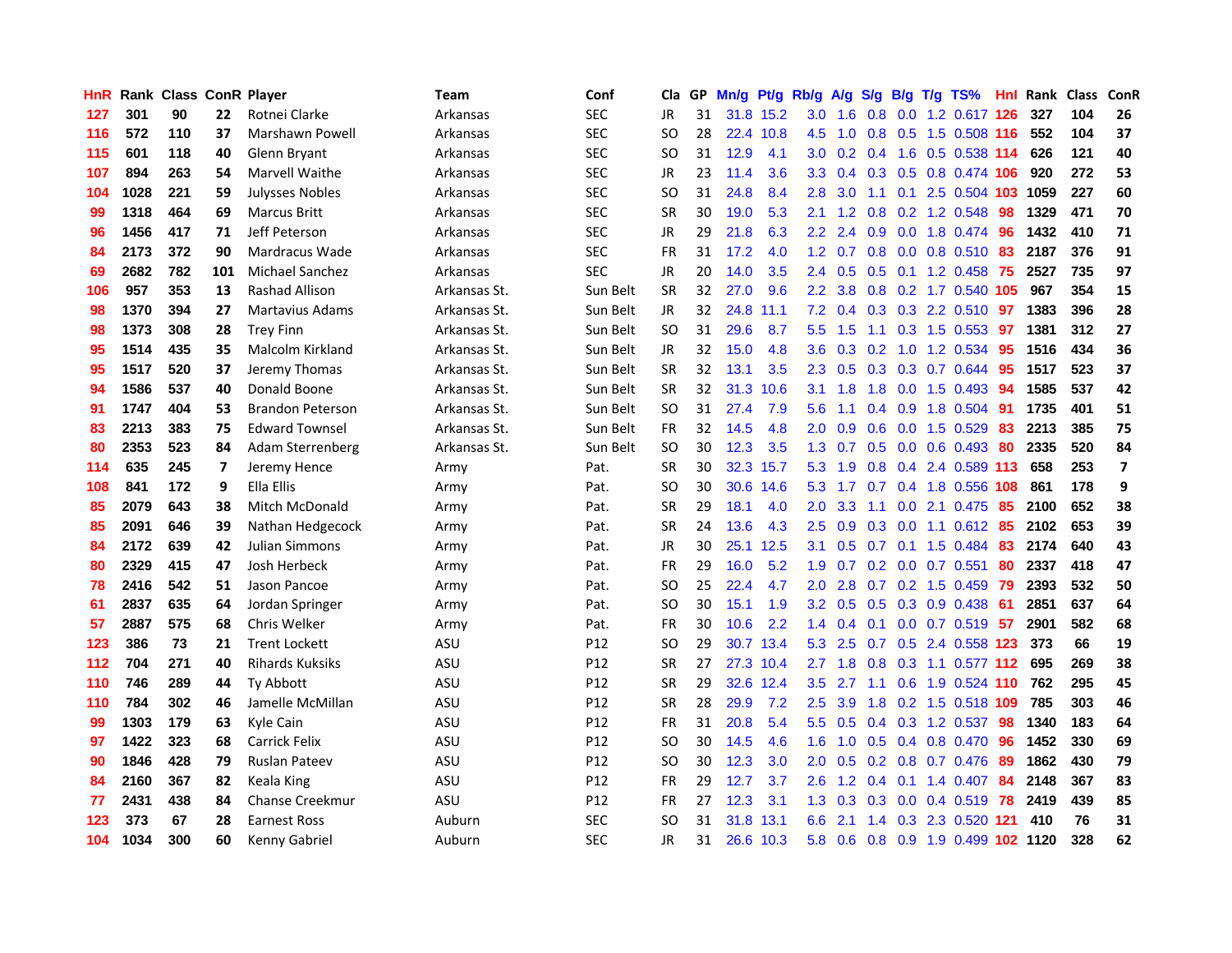| HnR | Rank | Class | ConR | Player | Team | Conf | Cla | GP | Mn/g | Pt/g | Rb/g | A/g | S/g | B/g | T/g | TS% | HnI | Rank | Class | ConR |
|---|---|---|---|---|---|---|---|---|---|---|---|---|---|---|---|---|---|---|---|---|
| 127 | 301 | 90 | 22 | Rotnei Clarke | Arkansas | SEC | JR | 31 | 31.8 | 15.2 | 3.0 | 1.6 | 0.8 | 0.0 | 1.2 | 0.617 | 126 | 327 | 104 | 26 |
| 116 | 572 | 110 | 37 | Marshawn Powell | Arkansas | SEC | SO | 28 | 22.4 | 10.8 | 4.5 | 1.0 | 0.8 | 0.5 | 1.5 | 0.508 | 116 | 552 | 104 | 37 |
| 115 | 601 | 118 | 40 | Glenn Bryant | Arkansas | SEC | SO | 31 | 12.9 | 4.1 | 3.0 | 0.2 | 0.4 | 1.6 | 0.5 | 0.538 | 114 | 626 | 121 | 40 |
| 107 | 894 | 263 | 54 | Marvell Waithe | Arkansas | SEC | JR | 23 | 11.4 | 3.6 | 3.3 | 0.4 | 0.3 | 0.5 | 0.8 | 0.474 | 106 | 920 | 272 | 53 |
| 104 | 1028 | 221 | 59 | Julysses Nobles | Arkansas | SEC | SO | 31 | 24.8 | 8.4 | 2.8 | 3.0 | 1.1 | 0.1 | 2.5 | 0.504 | 103 | 1059 | 227 | 60 |
| 99 | 1318 | 464 | 69 | Marcus Britt | Arkansas | SEC | SR | 30 | 19.0 | 5.3 | 2.1 | 1.2 | 0.8 | 0.2 | 1.2 | 0.548 | 98 | 1329 | 471 | 70 |
| 96 | 1456 | 417 | 71 | Jeff Peterson | Arkansas | SEC | JR | 29 | 21.8 | 6.3 | 2.2 | 2.4 | 0.9 | 0.0 | 1.8 | 0.474 | 96 | 1432 | 410 | 71 |
| 84 | 2173 | 372 | 90 | Mardracus Wade | Arkansas | SEC | FR | 31 | 17.2 | 4.0 | 1.2 | 0.7 | 0.8 | 0.0 | 0.8 | 0.510 | 83 | 2187 | 376 | 91 |
| 69 | 2682 | 782 | 101 | Michael Sanchez | Arkansas | SEC | JR | 20 | 14.0 | 3.5 | 2.4 | 0.5 | 0.5 | 0.1 | 1.2 | 0.458 | 75 | 2527 | 735 | 97 |
| 106 | 957 | 353 | 13 | Rashad Allison | Arkansas St. | Sun Belt | SR | 32 | 27.0 | 9.6 | 2.2 | 3.8 | 0.8 | 0.2 | 1.7 | 0.540 | 105 | 967 | 354 | 15 |
| 98 | 1370 | 394 | 27 | Martavius Adams | Arkansas St. | Sun Belt | JR | 32 | 24.8 | 11.1 | 7.2 | 0.4 | 0.3 | 0.3 | 2.2 | 0.510 | 97 | 1383 | 396 | 28 |
| 98 | 1373 | 308 | 28 | Trey Finn | Arkansas St. | Sun Belt | SO | 31 | 29.6 | 8.7 | 5.5 | 1.5 | 1.1 | 0.3 | 1.5 | 0.553 | 97 | 1381 | 312 | 27 |
| 95 | 1514 | 435 | 35 | Malcolm Kirkland | Arkansas St. | Sun Belt | JR | 32 | 15.0 | 4.8 | 3.6 | 0.3 | 0.2 | 1.0 | 1.2 | 0.534 | 95 | 1516 | 434 | 36 |
| 95 | 1517 | 520 | 37 | Jeremy Thomas | Arkansas St. | Sun Belt | SR | 32 | 13.1 | 3.5 | 2.3 | 0.5 | 0.3 | 0.3 | 0.7 | 0.644 | 95 | 1517 | 523 | 37 |
| 94 | 1586 | 537 | 40 | Donald Boone | Arkansas St. | Sun Belt | SR | 32 | 31.3 | 10.6 | 3.1 | 1.8 | 1.8 | 0.0 | 1.5 | 0.493 | 94 | 1585 | 537 | 42 |
| 91 | 1747 | 404 | 53 | Brandon Peterson | Arkansas St. | Sun Belt | SO | 31 | 27.4 | 7.9 | 5.6 | 1.1 | 0.4 | 0.9 | 1.8 | 0.504 | 91 | 1735 | 401 | 51 |
| 83 | 2213 | 383 | 75 | Edward Townsel | Arkansas St. | Sun Belt | FR | 32 | 14.5 | 4.8 | 2.0 | 0.9 | 0.6 | 0.0 | 1.5 | 0.529 | 83 | 2213 | 385 | 75 |
| 80 | 2353 | 523 | 84 | Adam Sterrenberg | Arkansas St. | Sun Belt | SO | 30 | 12.3 | 3.5 | 1.3 | 0.7 | 0.5 | 0.0 | 0.6 | 0.493 | 80 | 2335 | 520 | 84 |
| 114 | 635 | 245 | 7 | Jeremy Hence | Army | Pat. | SR | 30 | 32.3 | 15.7 | 5.3 | 1.9 | 0.8 | 0.4 | 2.4 | 0.589 | 113 | 658 | 253 | 7 |
| 108 | 841 | 172 | 9 | Ella Ellis | Army | Pat. | SO | 30 | 30.6 | 14.6 | 5.3 | 1.7 | 0.7 | 0.4 | 1.8 | 0.556 | 108 | 861 | 178 | 9 |
| 85 | 2079 | 643 | 38 | Mitch McDonald | Army | Pat. | SR | 29 | 18.1 | 4.0 | 2.0 | 3.3 | 1.1 | 0.0 | 2.1 | 0.475 | 85 | 2100 | 652 | 38 |
| 85 | 2091 | 646 | 39 | Nathan Hedgecock | Army | Pat. | SR | 24 | 13.6 | 4.3 | 2.5 | 0.9 | 0.3 | 0.0 | 1.1 | 0.612 | 85 | 2102 | 653 | 39 |
| 84 | 2172 | 639 | 42 | Julian Simmons | Army | Pat. | JR | 30 | 25.1 | 12.5 | 3.1 | 0.5 | 0.7 | 0.1 | 1.5 | 0.484 | 83 | 2174 | 640 | 43 |
| 80 | 2329 | 415 | 47 | Josh Herbeck | Army | Pat. | FR | 29 | 16.0 | 5.2 | 1.9 | 0.7 | 0.2 | 0.0 | 0.7 | 0.551 | 80 | 2337 | 418 | 47 |
| 78 | 2416 | 542 | 51 | Jason Pancoe | Army | Pat. | SO | 25 | 22.4 | 4.7 | 2.0 | 2.8 | 0.7 | 0.2 | 1.5 | 0.459 | 79 | 2393 | 532 | 50 |
| 61 | 2837 | 635 | 64 | Jordan Springer | Army | Pat. | SO | 30 | 15.1 | 1.9 | 3.2 | 0.5 | 0.5 | 0.3 | 0.9 | 0.438 | 61 | 2851 | 637 | 64 |
| 57 | 2887 | 575 | 68 | Chris Welker | Army | Pat. | FR | 30 | 10.6 | 2.2 | 1.4 | 0.4 | 0.1 | 0.0 | 0.7 | 0.519 | 57 | 2901 | 582 | 68 |
| 123 | 386 | 73 | 21 | Trent Lockett | ASU | P12 | SO | 29 | 30.7 | 13.4 | 5.3 | 2.5 | 0.7 | 0.5 | 2.4 | 0.558 | 123 | 373 | 66 | 19 |
| 112 | 704 | 271 | 40 | Rihards Kuksiks | ASU | P12 | SR | 27 | 27.3 | 10.4 | 2.7 | 1.8 | 0.8 | 0.3 | 1.1 | 0.577 | 112 | 695 | 269 | 38 |
| 110 | 746 | 289 | 44 | Ty Abbott | ASU | P12 | SR | 29 | 32.6 | 12.4 | 3.5 | 2.7 | 1.1 | 0.6 | 1.9 | 0.524 | 110 | 762 | 295 | 45 |
| 110 | 784 | 302 | 46 | Jamelle McMillan | ASU | P12 | SR | 28 | 29.9 | 7.2 | 2.5 | 3.9 | 1.8 | 0.2 | 1.5 | 0.518 | 109 | 785 | 303 | 46 |
| 99 | 1303 | 179 | 63 | Kyle Cain | ASU | P12 | FR | 31 | 20.8 | 5.4 | 5.5 | 0.5 | 0.4 | 0.3 | 1.2 | 0.537 | 98 | 1340 | 183 | 64 |
| 97 | 1422 | 323 | 68 | Carrick Felix | ASU | P12 | SO | 30 | 14.5 | 4.6 | 1.6 | 1.0 | 0.5 | 0.4 | 0.8 | 0.470 | 96 | 1452 | 330 | 69 |
| 90 | 1846 | 428 | 79 | Ruslan Pateev | ASU | P12 | SO | 30 | 12.3 | 3.0 | 2.0 | 0.5 | 0.2 | 0.8 | 0.7 | 0.476 | 89 | 1862 | 430 | 79 |
| 84 | 2160 | 367 | 82 | Keala King | ASU | P12 | FR | 29 | 12.7 | 3.7 | 2.6 | 1.2 | 0.4 | 0.1 | 1.4 | 0.407 | 84 | 2148 | 367 | 83 |
| 77 | 2431 | 438 | 84 | Chanse Creekmur | ASU | P12 | FR | 27 | 12.3 | 3.1 | 1.3 | 0.3 | 0.3 | 0.0 | 0.4 | 0.519 | 78 | 2419 | 439 | 85 |
| 123 | 373 | 67 | 28 | Earnest Ross | Auburn | SEC | SO | 31 | 31.8 | 13.1 | 6.6 | 2.1 | 1.4 | 0.3 | 2.3 | 0.520 | 121 | 410 | 76 | 31 |
| 104 | 1034 | 300 | 60 | Kenny Gabriel | Auburn | SEC | JR | 31 | 26.6 | 10.3 | 5.8 | 0.6 | 0.8 | 0.9 | 1.9 | 0.499 | 102 | 1120 | 328 | 62 |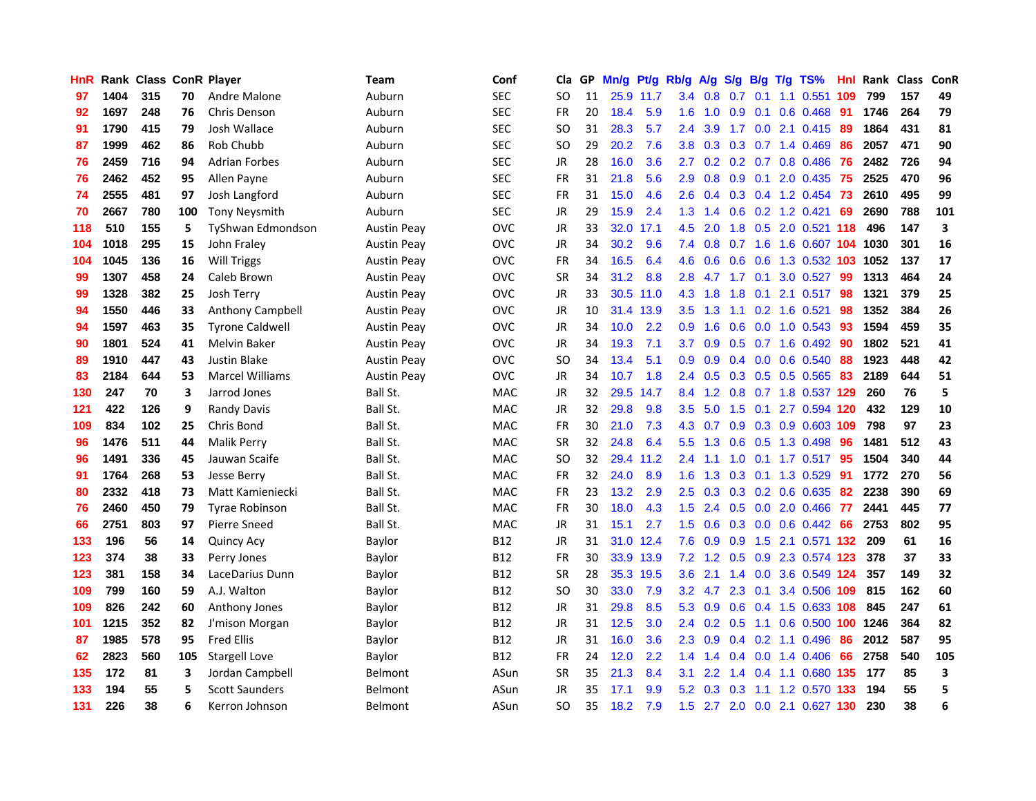| HnR | Rank | Class | ConR | Player | Team | Conf | Cla | GP | Mn/g | Pt/g | Rb/g | A/g | S/g | B/g | T/g | TS% | HnI | Rank | Class | ConR |
|---|---|---|---|---|---|---|---|---|---|---|---|---|---|---|---|---|---|---|---|---|
| 97 | 1404 | 315 | 70 | Andre Malone | Auburn | SEC | SO | 11 | 25.9 | 11.7 | 3.4 | 0.8 | 0.7 | 0.1 | 1.1 | 0.551 | 109 | 799 | 157 | 49 |
| 92 | 1697 | 248 | 76 | Chris Denson | Auburn | SEC | FR | 20 | 18.4 | 5.9 | 1.6 | 1.0 | 0.9 | 0.1 | 0.6 | 0.468 | 91 | 1746 | 264 | 79 |
| 91 | 1790 | 415 | 79 | Josh Wallace | Auburn | SEC | SO | 31 | 28.3 | 5.7 | 2.4 | 3.9 | 1.7 | 0.0 | 2.1 | 0.415 | 89 | 1864 | 431 | 81 |
| 87 | 1999 | 462 | 86 | Rob Chubb | Auburn | SEC | SO | 29 | 20.2 | 7.6 | 3.8 | 0.3 | 0.3 | 0.7 | 1.4 | 0.469 | 86 | 2057 | 471 | 90 |
| 76 | 2459 | 716 | 94 | Adrian Forbes | Auburn | SEC | JR | 28 | 16.0 | 3.6 | 2.7 | 0.2 | 0.2 | 0.7 | 0.8 | 0.486 | 76 | 2482 | 726 | 94 |
| 76 | 2462 | 452 | 95 | Allen Payne | Auburn | SEC | FR | 31 | 21.8 | 5.6 | 2.9 | 0.8 | 0.9 | 0.1 | 2.0 | 0.435 | 75 | 2525 | 470 | 96 |
| 74 | 2555 | 481 | 97 | Josh Langford | Auburn | SEC | FR | 31 | 15.0 | 4.6 | 2.6 | 0.4 | 0.3 | 0.4 | 1.2 | 0.454 | 73 | 2610 | 495 | 99 |
| 70 | 2667 | 780 | 100 | Tony Neysmith | Auburn | SEC | JR | 29 | 15.9 | 2.4 | 1.3 | 1.4 | 0.6 | 0.2 | 1.2 | 0.421 | 69 | 2690 | 788 | 101 |
| 118 | 510 | 155 | 5 | TyShwan Edmondson | Austin Peay | OVC | JR | 33 | 32.0 | 17.1 | 4.5 | 2.0 | 1.8 | 0.5 | 2.0 | 0.521 | 118 | 496 | 147 | 3 |
| 104 | 1018 | 295 | 15 | John Fraley | Austin Peay | OVC | JR | 34 | 30.2 | 9.6 | 7.4 | 0.8 | 0.7 | 1.6 | 1.6 | 0.607 | 104 | 1030 | 301 | 16 |
| 104 | 1045 | 136 | 16 | Will Triggs | Austin Peay | OVC | FR | 34 | 16.5 | 6.4 | 4.6 | 0.6 | 0.6 | 0.6 | 1.3 | 0.532 | 103 | 1052 | 137 | 17 |
| 99 | 1307 | 458 | 24 | Caleb Brown | Austin Peay | OVC | SR | 34 | 31.2 | 8.8 | 2.8 | 4.7 | 1.7 | 0.1 | 3.0 | 0.527 | 99 | 1313 | 464 | 24 |
| 99 | 1328 | 382 | 25 | Josh Terry | Austin Peay | OVC | JR | 33 | 30.5 | 11.0 | 4.3 | 1.8 | 1.8 | 0.1 | 2.1 | 0.517 | 98 | 1321 | 379 | 25 |
| 94 | 1550 | 446 | 33 | Anthony Campbell | Austin Peay | OVC | JR | 10 | 31.4 | 13.9 | 3.5 | 1.3 | 1.1 | 0.2 | 1.6 | 0.521 | 98 | 1352 | 384 | 26 |
| 94 | 1597 | 463 | 35 | Tyrone Caldwell | Austin Peay | OVC | JR | 34 | 10.0 | 2.2 | 0.9 | 1.6 | 0.6 | 0.0 | 1.0 | 0.543 | 93 | 1594 | 459 | 35 |
| 90 | 1801 | 524 | 41 | Melvin Baker | Austin Peay | OVC | JR | 34 | 19.3 | 7.1 | 3.7 | 0.9 | 0.5 | 0.7 | 1.6 | 0.492 | 90 | 1802 | 521 | 41 |
| 89 | 1910 | 447 | 43 | Justin Blake | Austin Peay | OVC | SO | 34 | 13.4 | 5.1 | 0.9 | 0.9 | 0.4 | 0.0 | 0.6 | 0.540 | 88 | 1923 | 448 | 42 |
| 83 | 2184 | 644 | 53 | Marcel Williams | Austin Peay | OVC | JR | 34 | 10.7 | 1.8 | 2.4 | 0.5 | 0.3 | 0.5 | 0.5 | 0.565 | 83 | 2189 | 644 | 51 |
| 130 | 247 | 70 | 3 | Jarrod Jones | Ball St. | MAC | JR | 32 | 29.5 | 14.7 | 8.4 | 1.2 | 0.8 | 0.7 | 1.8 | 0.537 | 129 | 260 | 76 | 5 |
| 121 | 422 | 126 | 9 | Randy Davis | Ball St. | MAC | JR | 32 | 29.8 | 9.8 | 3.5 | 5.0 | 1.5 | 0.1 | 2.7 | 0.594 | 120 | 432 | 129 | 10 |
| 109 | 834 | 102 | 25 | Chris Bond | Ball St. | MAC | FR | 30 | 21.0 | 7.3 | 4.3 | 0.7 | 0.9 | 0.3 | 0.9 | 0.603 | 109 | 798 | 97 | 23 |
| 96 | 1476 | 511 | 44 | Malik Perry | Ball St. | MAC | SR | 32 | 24.8 | 6.4 | 5.5 | 1.3 | 0.6 | 0.5 | 1.3 | 0.498 | 96 | 1481 | 512 | 43 |
| 96 | 1491 | 336 | 45 | Jauwan Scaife | Ball St. | MAC | SO | 32 | 29.4 | 11.2 | 2.4 | 1.1 | 1.0 | 0.1 | 1.7 | 0.517 | 95 | 1504 | 340 | 44 |
| 91 | 1764 | 268 | 53 | Jesse Berry | Ball St. | MAC | FR | 32 | 24.0 | 8.9 | 1.6 | 1.3 | 0.3 | 0.1 | 1.3 | 0.529 | 91 | 1772 | 270 | 56 |
| 80 | 2332 | 418 | 73 | Matt Kamieniecki | Ball St. | MAC | FR | 23 | 13.2 | 2.9 | 2.5 | 0.3 | 0.3 | 0.2 | 0.6 | 0.635 | 82 | 2238 | 390 | 69 |
| 76 | 2460 | 450 | 79 | Tyrae Robinson | Ball St. | MAC | FR | 30 | 18.0 | 4.3 | 1.5 | 2.4 | 0.5 | 0.0 | 2.0 | 0.466 | 77 | 2441 | 445 | 77 |
| 66 | 2751 | 803 | 97 | Pierre Sneed | Ball St. | MAC | JR | 31 | 15.1 | 2.7 | 1.5 | 0.6 | 0.3 | 0.0 | 0.6 | 0.442 | 66 | 2753 | 802 | 95 |
| 133 | 196 | 56 | 14 | Quincy Acy | Baylor | B12 | JR | 31 | 31.0 | 12.4 | 7.6 | 0.9 | 0.9 | 1.5 | 2.1 | 0.571 | 132 | 209 | 61 | 16 |
| 123 | 374 | 38 | 33 | Perry Jones | Baylor | B12 | FR | 30 | 33.9 | 13.9 | 7.2 | 1.2 | 0.5 | 0.9 | 2.3 | 0.574 | 123 | 378 | 37 | 33 |
| 123 | 381 | 158 | 34 | LaceDarius Dunn | Baylor | B12 | SR | 28 | 35.3 | 19.5 | 3.6 | 2.1 | 1.4 | 0.0 | 3.6 | 0.549 | 124 | 357 | 149 | 32 |
| 109 | 799 | 160 | 59 | A.J. Walton | Baylor | B12 | SO | 30 | 33.0 | 7.9 | 3.2 | 4.7 | 2.3 | 0.1 | 3.4 | 0.506 | 109 | 815 | 162 | 60 |
| 109 | 826 | 242 | 60 | Anthony Jones | Baylor | B12 | JR | 31 | 29.8 | 8.5 | 5.3 | 0.9 | 0.6 | 0.4 | 1.5 | 0.633 | 108 | 845 | 247 | 61 |
| 101 | 1215 | 352 | 82 | J'mison Morgan | Baylor | B12 | JR | 31 | 12.5 | 3.0 | 2.4 | 0.2 | 0.5 | 1.1 | 0.6 | 0.500 | 100 | 1246 | 364 | 82 |
| 87 | 1985 | 578 | 95 | Fred Ellis | Baylor | B12 | JR | 31 | 16.0 | 3.6 | 2.3 | 0.9 | 0.4 | 0.2 | 1.1 | 0.496 | 86 | 2012 | 587 | 95 |
| 62 | 2823 | 560 | 105 | Stargell Love | Baylor | B12 | FR | 24 | 12.0 | 2.2 | 1.4 | 1.4 | 0.4 | 0.0 | 1.4 | 0.406 | 66 | 2758 | 540 | 105 |
| 135 | 172 | 81 | 3 | Jordan Campbell | Belmont | ASun | SR | 35 | 21.3 | 8.4 | 3.1 | 2.2 | 1.4 | 0.4 | 1.1 | 0.680 | 135 | 177 | 85 | 3 |
| 133 | 194 | 55 | 5 | Scott Saunders | Belmont | ASun | JR | 35 | 17.1 | 9.9 | 5.2 | 0.3 | 0.3 | 1.1 | 1.2 | 0.570 | 133 | 194 | 55 | 5 |
| 131 | 226 | 38 | 6 | Kerron Johnson | Belmont | ASun | SO | 35 | 18.2 | 7.9 | 1.5 | 2.7 | 2.0 | 0.0 | 2.1 | 0.627 | 130 | 230 | 38 | 6 |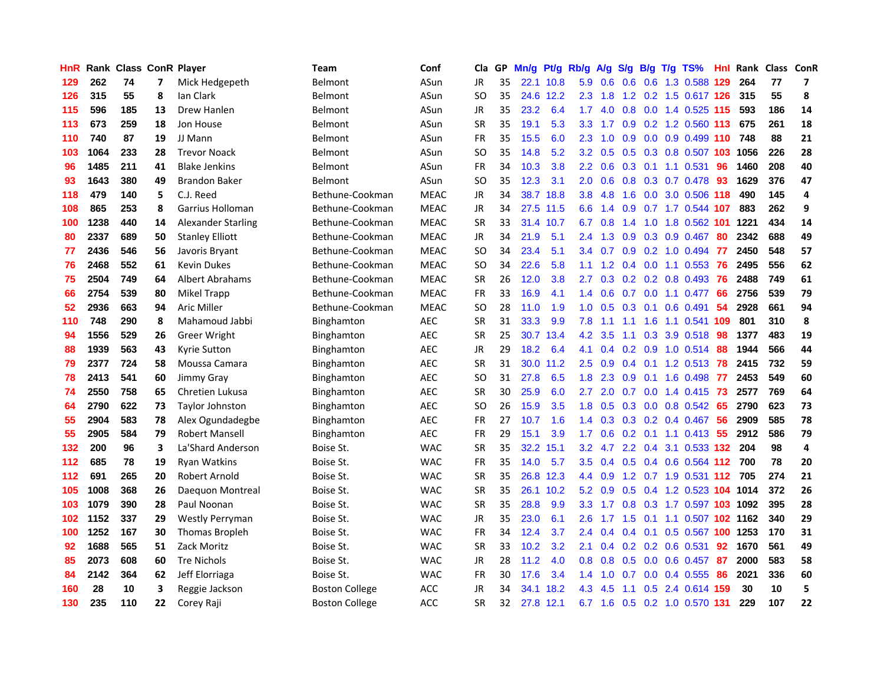| HnR | Rank | Class | ConR | Player | Team | Conf | Cla | GP | Mn/g | Pt/g | Rb/g | A/g | S/g | B/g | T/g | TS% | Hnl | Rank | Class | ConR |
|---|---|---|---|---|---|---|---|---|---|---|---|---|---|---|---|---|---|---|---|---|
| 129 | 262 | 74 | 7 | Mick Hedgepeth | Belmont | ASun | JR | 35 | 22.1 | 10.8 | 5.9 | 0.6 | 0.6 | 0.6 | 1.3 | 0.588 | 129 | 264 | 77 | 7 |
| 126 | 315 | 55 | 8 | Ian Clark | Belmont | ASun | SO | 35 | 24.6 | 12.2 | 2.3 | 1.8 | 1.2 | 0.2 | 1.5 | 0.617 | 126 | 315 | 55 | 8 |
| 115 | 596 | 185 | 13 | Drew Hanlen | Belmont | ASun | JR | 35 | 23.2 | 6.4 | 1.7 | 4.0 | 0.8 | 0.0 | 1.4 | 0.525 | 115 | 593 | 186 | 14 |
| 113 | 673 | 259 | 18 | Jon House | Belmont | ASun | SR | 35 | 19.1 | 5.3 | 3.3 | 1.7 | 0.9 | 0.2 | 1.2 | 0.560 | 113 | 675 | 261 | 18 |
| 110 | 740 | 87 | 19 | JJ Mann | Belmont | ASun | FR | 35 | 15.5 | 6.0 | 2.3 | 1.0 | 0.9 | 0.0 | 0.9 | 0.499 | 110 | 748 | 88 | 21 |
| 103 | 1064 | 233 | 28 | Trevor Noack | Belmont | ASun | SO | 35 | 14.8 | 5.2 | 3.2 | 0.5 | 0.5 | 0.3 | 0.8 | 0.507 | 103 | 1056 | 226 | 28 |
| 96 | 1485 | 211 | 41 | Blake Jenkins | Belmont | ASun | FR | 34 | 10.3 | 3.8 | 2.2 | 0.6 | 0.3 | 0.1 | 1.1 | 0.531 | 96 | 1460 | 208 | 40 |
| 93 | 1643 | 380 | 49 | Brandon Baker | Belmont | ASun | SO | 35 | 12.3 | 3.1 | 2.0 | 0.6 | 0.8 | 0.3 | 0.7 | 0.478 | 93 | 1629 | 376 | 47 |
| 118 | 479 | 140 | 5 | C.J. Reed | Bethune-Cookman | MEAC | JR | 34 | 38.7 | 18.8 | 3.8 | 4.8 | 1.6 | 0.0 | 3.0 | 0.506 | 118 | 490 | 145 | 4 |
| 108 | 865 | 253 | 8 | Garrius Holloman | Bethune-Cookman | MEAC | JR | 34 | 27.5 | 11.5 | 6.6 | 1.4 | 0.9 | 0.7 | 1.7 | 0.544 | 107 | 883 | 262 | 9 |
| 100 | 1238 | 440 | 14 | Alexander Starling | Bethune-Cookman | MEAC | SR | 33 | 31.4 | 10.7 | 6.7 | 0.8 | 1.4 | 1.0 | 1.8 | 0.562 | 101 | 1221 | 434 | 14 |
| 80 | 2337 | 689 | 50 | Stanley Elliott | Bethune-Cookman | MEAC | JR | 34 | 21.9 | 5.1 | 2.4 | 1.3 | 0.9 | 0.3 | 0.9 | 0.467 | 80 | 2342 | 688 | 49 |
| 77 | 2436 | 546 | 56 | Javoris Bryant | Bethune-Cookman | MEAC | SO | 34 | 23.4 | 5.1 | 3.4 | 0.7 | 0.9 | 0.2 | 1.0 | 0.494 | 77 | 2450 | 548 | 57 |
| 76 | 2468 | 552 | 61 | Kevin Dukes | Bethune-Cookman | MEAC | SO | 34 | 22.6 | 5.8 | 1.1 | 1.2 | 0.4 | 0.0 | 1.1 | 0.553 | 76 | 2495 | 556 | 62 |
| 75 | 2504 | 749 | 64 | Albert Abrahams | Bethune-Cookman | MEAC | SR | 26 | 12.0 | 3.8 | 2.7 | 0.3 | 0.2 | 0.2 | 0.8 | 0.493 | 76 | 2488 | 749 | 61 |
| 66 | 2754 | 539 | 80 | Mikel Trapp | Bethune-Cookman | MEAC | FR | 33 | 16.9 | 4.1 | 1.4 | 0.6 | 0.7 | 0.0 | 1.1 | 0.477 | 66 | 2756 | 539 | 79 |
| 52 | 2936 | 663 | 94 | Aric Miller | Bethune-Cookman | MEAC | SO | 28 | 11.0 | 1.9 | 1.0 | 0.5 | 0.3 | 0.1 | 0.6 | 0.491 | 54 | 2928 | 661 | 94 |
| 110 | 748 | 290 | 8 | Mahamoud Jabbi | Binghamton | AEC | SR | 31 | 33.3 | 9.9 | 7.8 | 1.1 | 1.1 | 1.6 | 1.1 | 0.541 | 109 | 801 | 310 | 8 |
| 94 | 1556 | 529 | 26 | Greer Wright | Binghamton | AEC | SR | 25 | 30.7 | 13.4 | 4.2 | 3.5 | 1.1 | 0.3 | 3.9 | 0.518 | 98 | 1377 | 483 | 19 |
| 88 | 1939 | 563 | 43 | Kyrie Sutton | Binghamton | AEC | JR | 29 | 18.2 | 6.4 | 4.1 | 0.4 | 0.2 | 0.9 | 1.0 | 0.514 | 88 | 1944 | 566 | 44 |
| 79 | 2377 | 724 | 58 | Moussa Camara | Binghamton | AEC | SR | 31 | 30.0 | 11.2 | 2.5 | 0.9 | 0.4 | 0.1 | 1.2 | 0.513 | 78 | 2415 | 732 | 59 |
| 78 | 2413 | 541 | 60 | Jimmy Gray | Binghamton | AEC | SO | 31 | 27.8 | 6.5 | 1.8 | 2.3 | 0.9 | 0.1 | 1.6 | 0.498 | 77 | 2453 | 549 | 60 |
| 74 | 2550 | 758 | 65 | Chretien Lukusa | Binghamton | AEC | SR | 30 | 25.9 | 6.0 | 2.7 | 2.0 | 0.7 | 0.0 | 1.4 | 0.415 | 73 | 2577 | 769 | 64 |
| 64 | 2790 | 622 | 73 | Taylor Johnston | Binghamton | AEC | SO | 26 | 15.9 | 3.5 | 1.8 | 0.5 | 0.3 | 0.0 | 0.8 | 0.542 | 65 | 2790 | 623 | 73 |
| 55 | 2904 | 583 | 78 | Alex Ogundadegbe | Binghamton | AEC | FR | 27 | 10.7 | 1.6 | 1.4 | 0.3 | 0.3 | 0.2 | 0.4 | 0.467 | 56 | 2909 | 585 | 78 |
| 55 | 2905 | 584 | 79 | Robert Mansell | Binghamton | AEC | FR | 29 | 15.1 | 3.9 | 1.7 | 0.6 | 0.2 | 0.1 | 1.1 | 0.413 | 55 | 2912 | 586 | 79 |
| 132 | 200 | 96 | 3 | La'Shard Anderson | Boise St. | WAC | SR | 35 | 32.2 | 15.1 | 3.2 | 4.7 | 2.2 | 0.4 | 3.1 | 0.533 | 132 | 204 | 98 | 4 |
| 112 | 685 | 78 | 19 | Ryan Watkins | Boise St. | WAC | FR | 35 | 14.0 | 5.7 | 3.5 | 0.4 | 0.5 | 0.4 | 0.6 | 0.564 | 112 | 700 | 78 | 20 |
| 112 | 691 | 265 | 20 | Robert Arnold | Boise St. | WAC | SR | 35 | 26.8 | 12.3 | 4.4 | 0.9 | 1.2 | 0.7 | 1.9 | 0.531 | 112 | 705 | 274 | 21 |
| 105 | 1008 | 368 | 26 | Daequon Montreal | Boise St. | WAC | SR | 35 | 26.1 | 10.2 | 5.2 | 0.9 | 0.5 | 0.4 | 1.2 | 0.523 | 104 | 1014 | 372 | 26 |
| 103 | 1079 | 390 | 28 | Paul Noonan | Boise St. | WAC | SR | 35 | 28.8 | 9.9 | 3.3 | 1.7 | 0.8 | 0.3 | 1.7 | 0.597 | 103 | 1092 | 395 | 28 |
| 102 | 1152 | 337 | 29 | Westly Perryman | Boise St. | WAC | JR | 35 | 23.0 | 6.1 | 2.6 | 1.7 | 1.5 | 0.1 | 1.1 | 0.507 | 102 | 1162 | 340 | 29 |
| 100 | 1252 | 167 | 30 | Thomas Bropleh | Boise St. | WAC | FR | 34 | 12.4 | 3.7 | 2.4 | 0.4 | 0.4 | 0.1 | 0.5 | 0.567 | 100 | 1253 | 170 | 31 |
| 92 | 1688 | 565 | 51 | Zack Moritz | Boise St. | WAC | SR | 33 | 10.2 | 3.2 | 2.1 | 0.4 | 0.2 | 0.2 | 0.6 | 0.531 | 92 | 1670 | 561 | 49 |
| 85 | 2073 | 608 | 60 | Tre Nichols | Boise St. | WAC | JR | 28 | 11.2 | 4.0 | 0.8 | 0.8 | 0.5 | 0.0 | 0.6 | 0.457 | 87 | 2000 | 583 | 58 |
| 84 | 2142 | 364 | 62 | Jeff Elorriaga | Boise St. | WAC | FR | 30 | 17.6 | 3.4 | 1.4 | 1.0 | 0.7 | 0.0 | 0.4 | 0.555 | 86 | 2021 | 336 | 60 |
| 160 | 28 | 10 | 3 | Reggie Jackson | Boston College | ACC | JR | 34 | 34.1 | 18.2 | 4.3 | 4.5 | 1.1 | 0.5 | 2.4 | 0.614 | 159 | 30 | 10 | 5 |
| 130 | 235 | 110 | 22 | Corey Raji | Boston College | ACC | SR | 32 | 27.8 | 12.1 | 6.7 | 1.6 | 0.5 | 0.2 | 1.0 | 0.570 | 131 | 229 | 107 | 22 |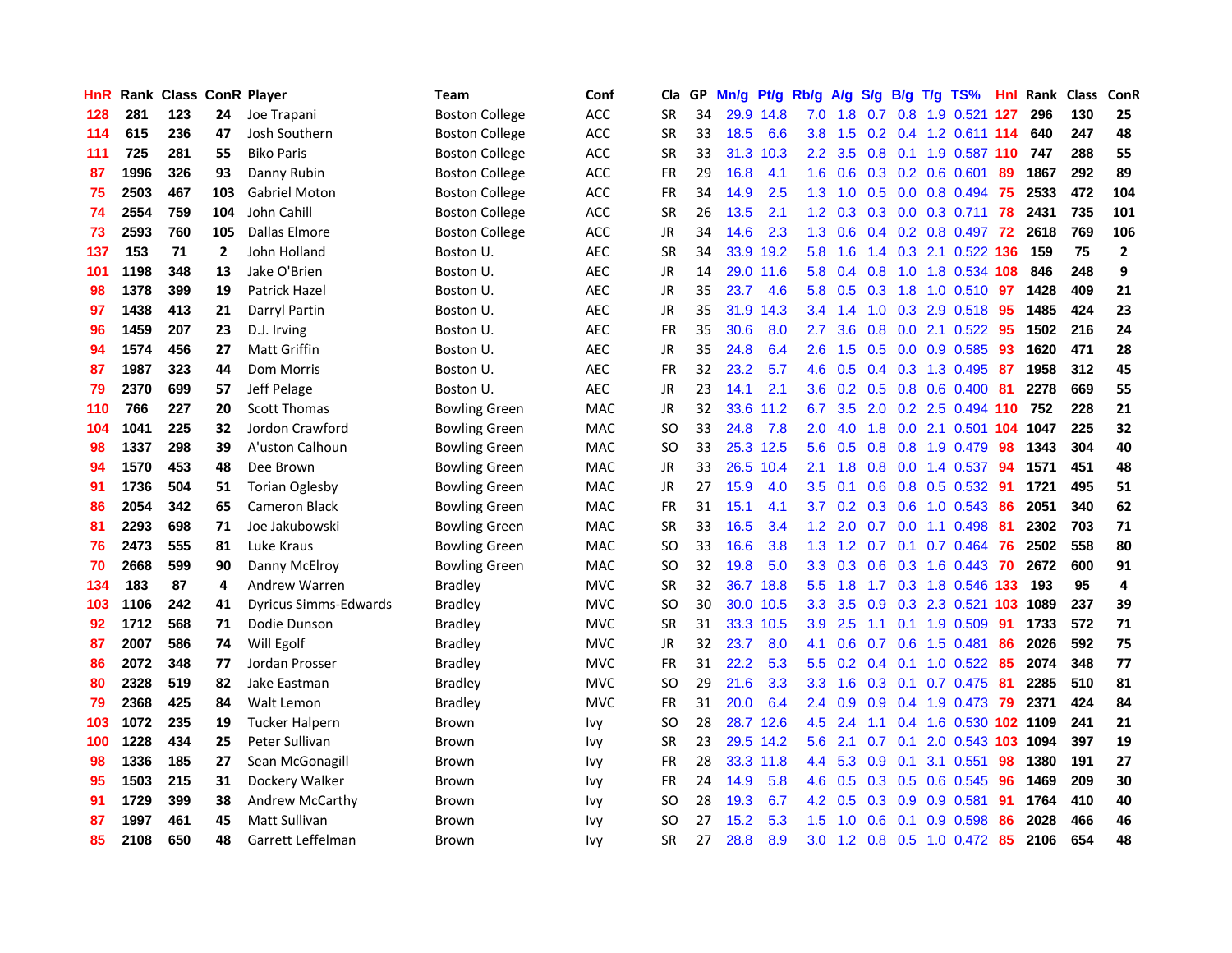| HnR | Rank | Class | ConR | Player | Team | Conf | Cla | GP | Mn/g | Pt/g | Rb/g | A/g | S/g | B/g | T/g | TS% | Hnl | Rank | Class | ConR |
|---|---|---|---|---|---|---|---|---|---|---|---|---|---|---|---|---|---|---|---|---|
| 128 | 281 | 123 | 24 | Joe Trapani | Boston College | ACC | SR | 34 | 29.9 | 14.8 | 7.0 | 1.8 | 0.7 | 0.8 | 1.9 | 0.521 | 127 | 296 | 130 | 25 |
| 114 | 615 | 236 | 47 | Josh Southern | Boston College | ACC | SR | 33 | 18.5 | 6.6 | 3.8 | 1.5 | 0.2 | 0.4 | 1.2 | 0.611 | 114 | 640 | 247 | 48 |
| 111 | 725 | 281 | 55 | Biko Paris | Boston College | ACC | SR | 33 | 31.3 | 10.3 | 2.2 | 3.5 | 0.8 | 0.1 | 1.9 | 0.587 | 110 | 747 | 288 | 55 |
| 87 | 1996 | 326 | 93 | Danny Rubin | Boston College | ACC | FR | 29 | 16.8 | 4.1 | 1.6 | 0.6 | 0.3 | 0.2 | 0.6 | 0.601 | 89 | 1867 | 292 | 89 |
| 75 | 2503 | 467 | 103 | Gabriel Moton | Boston College | ACC | FR | 34 | 14.9 | 2.5 | 1.3 | 1.0 | 0.5 | 0.0 | 0.8 | 0.494 | 75 | 2533 | 472 | 104 |
| 74 | 2554 | 759 | 104 | John Cahill | Boston College | ACC | SR | 26 | 13.5 | 2.1 | 1.2 | 0.3 | 0.3 | 0.0 | 0.3 | 0.711 | 78 | 2431 | 735 | 101 |
| 73 | 2593 | 760 | 105 | Dallas Elmore | Boston College | ACC | JR | 34 | 14.6 | 2.3 | 1.3 | 0.6 | 0.4 | 0.2 | 0.8 | 0.497 | 72 | 2618 | 769 | 106 |
| 137 | 153 | 71 | 2 | John Holland | Boston U. | AEC | SR | 34 | 33.9 | 19.2 | 5.8 | 1.6 | 1.4 | 0.3 | 2.1 | 0.522 | 136 | 159 | 75 | 2 |
| 101 | 1198 | 348 | 13 | Jake O'Brien | Boston U. | AEC | JR | 14 | 29.0 | 11.6 | 5.8 | 0.4 | 0.8 | 1.0 | 1.8 | 0.534 | 108 | 846 | 248 | 9 |
| 98 | 1378 | 399 | 19 | Patrick Hazel | Boston U. | AEC | JR | 35 | 23.7 | 4.6 | 5.8 | 0.5 | 0.3 | 1.8 | 1.0 | 0.510 | 97 | 1428 | 409 | 21 |
| 97 | 1438 | 413 | 21 | Darryl Partin | Boston U. | AEC | JR | 35 | 31.9 | 14.3 | 3.4 | 1.4 | 1.0 | 0.3 | 2.9 | 0.518 | 95 | 1485 | 424 | 23 |
| 96 | 1459 | 207 | 23 | D.J. Irving | Boston U. | AEC | FR | 35 | 30.6 | 8.0 | 2.7 | 3.6 | 0.8 | 0.0 | 2.1 | 0.522 | 95 | 1502 | 216 | 24 |
| 94 | 1574 | 456 | 27 | Matt Griffin | Boston U. | AEC | JR | 35 | 24.8 | 6.4 | 2.6 | 1.5 | 0.5 | 0.0 | 0.9 | 0.585 | 93 | 1620 | 471 | 28 |
| 87 | 1987 | 323 | 44 | Dom Morris | Boston U. | AEC | FR | 32 | 23.2 | 5.7 | 4.6 | 0.5 | 0.4 | 0.3 | 1.3 | 0.495 | 87 | 1958 | 312 | 45 |
| 79 | 2370 | 699 | 57 | Jeff Pelage | Boston U. | AEC | JR | 23 | 14.1 | 2.1 | 3.6 | 0.2 | 0.5 | 0.8 | 0.6 | 0.400 | 81 | 2278 | 669 | 55 |
| 110 | 766 | 227 | 20 | Scott Thomas | Bowling Green | MAC | JR | 32 | 33.6 | 11.2 | 6.7 | 3.5 | 2.0 | 0.2 | 2.5 | 0.494 | 110 | 752 | 228 | 21 |
| 104 | 1041 | 225 | 32 | Jordon Crawford | Bowling Green | MAC | SO | 33 | 24.8 | 7.8 | 2.0 | 4.0 | 1.8 | 0.0 | 2.1 | 0.501 | 104 | 1047 | 225 | 32 |
| 98 | 1337 | 298 | 39 | A'uston Calhoun | Bowling Green | MAC | SO | 33 | 25.3 | 12.5 | 5.6 | 0.5 | 0.8 | 0.8 | 1.9 | 0.479 | 98 | 1343 | 304 | 40 |
| 94 | 1570 | 453 | 48 | Dee Brown | Bowling Green | MAC | JR | 33 | 26.5 | 10.4 | 2.1 | 1.8 | 0.8 | 0.0 | 1.4 | 0.537 | 94 | 1571 | 451 | 48 |
| 91 | 1736 | 504 | 51 | Torian Oglesby | Bowling Green | MAC | JR | 27 | 15.9 | 4.0 | 3.5 | 0.1 | 0.6 | 0.8 | 0.5 | 0.532 | 91 | 1721 | 495 | 51 |
| 86 | 2054 | 342 | 65 | Cameron Black | Bowling Green | MAC | FR | 31 | 15.1 | 4.1 | 3.7 | 0.2 | 0.3 | 0.6 | 1.0 | 0.543 | 86 | 2051 | 340 | 62 |
| 81 | 2293 | 698 | 71 | Joe Jakubowski | Bowling Green | MAC | SR | 33 | 16.5 | 3.4 | 1.2 | 2.0 | 0.7 | 0.0 | 1.1 | 0.498 | 81 | 2302 | 703 | 71 |
| 76 | 2473 | 555 | 81 | Luke Kraus | Bowling Green | MAC | SO | 33 | 16.6 | 3.8 | 1.3 | 1.2 | 0.7 | 0.1 | 0.7 | 0.464 | 76 | 2502 | 558 | 80 |
| 70 | 2668 | 599 | 90 | Danny McElroy | Bowling Green | MAC | SO | 32 | 19.8 | 5.0 | 3.3 | 0.3 | 0.6 | 0.3 | 1.6 | 0.443 | 70 | 2672 | 600 | 91 |
| 134 | 183 | 87 | 4 | Andrew Warren | Bradley | MVC | SR | 32 | 36.7 | 18.8 | 5.5 | 1.8 | 1.7 | 0.3 | 1.8 | 0.546 | 133 | 193 | 95 | 4 |
| 103 | 1106 | 242 | 41 | Dyricus Simms-Edwards | Bradley | MVC | SO | 30 | 30.0 | 10.5 | 3.3 | 3.5 | 0.9 | 0.3 | 2.3 | 0.521 | 103 | 1089 | 237 | 39 |
| 92 | 1712 | 568 | 71 | Dodie Dunson | Bradley | MVC | SR | 31 | 33.3 | 10.5 | 3.9 | 2.5 | 1.1 | 0.1 | 1.9 | 0.509 | 91 | 1733 | 572 | 71 |
| 87 | 2007 | 586 | 74 | Will Egolf | Bradley | MVC | JR | 32 | 23.7 | 8.0 | 4.1 | 0.6 | 0.7 | 0.6 | 1.5 | 0.481 | 86 | 2026 | 592 | 75 |
| 86 | 2072 | 348 | 77 | Jordan Prosser | Bradley | MVC | FR | 31 | 22.2 | 5.3 | 5.5 | 0.2 | 0.4 | 0.1 | 1.0 | 0.522 | 85 | 2074 | 348 | 77 |
| 80 | 2328 | 519 | 82 | Jake Eastman | Bradley | MVC | SO | 29 | 21.6 | 3.3 | 3.3 | 1.6 | 0.3 | 0.1 | 0.7 | 0.475 | 81 | 2285 | 510 | 81 |
| 79 | 2368 | 425 | 84 | Walt Lemon | Bradley | MVC | FR | 31 | 20.0 | 6.4 | 2.4 | 0.9 | 0.9 | 0.4 | 1.9 | 0.473 | 79 | 2371 | 424 | 84 |
| 103 | 1072 | 235 | 19 | Tucker Halpern | Brown | Ivy | SO | 28 | 28.7 | 12.6 | 4.5 | 2.4 | 1.1 | 0.4 | 1.6 | 0.530 | 102 | 1109 | 241 | 21 |
| 100 | 1228 | 434 | 25 | Peter Sullivan | Brown | Ivy | SR | 23 | 29.5 | 14.2 | 5.6 | 2.1 | 0.7 | 0.1 | 2.0 | 0.543 | 103 | 1094 | 397 | 19 |
| 98 | 1336 | 185 | 27 | Sean McGonagill | Brown | Ivy | FR | 28 | 33.3 | 11.8 | 4.4 | 5.3 | 0.9 | 0.1 | 3.1 | 0.551 | 98 | 1380 | 191 | 27 |
| 95 | 1503 | 215 | 31 | Dockery Walker | Brown | Ivy | FR | 24 | 14.9 | 5.8 | 4.6 | 0.5 | 0.3 | 0.5 | 0.6 | 0.545 | 96 | 1469 | 209 | 30 |
| 91 | 1729 | 399 | 38 | Andrew McCarthy | Brown | Ivy | SO | 28 | 19.3 | 6.7 | 4.2 | 0.5 | 0.3 | 0.9 | 0.9 | 0.581 | 91 | 1764 | 410 | 40 |
| 87 | 1997 | 461 | 45 | Matt Sullivan | Brown | Ivy | SO | 27 | 15.2 | 5.3 | 1.5 | 1.0 | 0.6 | 0.1 | 0.9 | 0.598 | 86 | 2028 | 466 | 46 |
| 85 | 2108 | 650 | 48 | Garrett Leffelman | Brown | Ivy | SR | 27 | 28.8 | 8.9 | 3.0 | 1.2 | 0.8 | 0.5 | 1.0 | 0.472 | 85 | 2106 | 654 | 48 |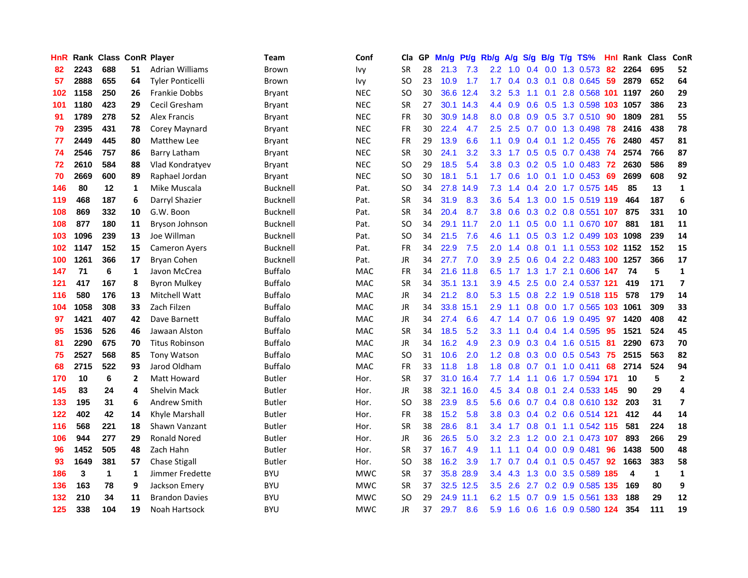| HnR | Rank | Class | ConR | Player | Team | Conf | Cla | GP | Mn/g | Pt/g | Rb/g | A/g | S/g | B/g | T/g | TS% | HnI | Rank | Class | ConR |
|---|---|---|---|---|---|---|---|---|---|---|---|---|---|---|---|---|---|---|---|---|
| 82 | 2243 | 688 | 51 | Adrian Williams | Brown | Ivy | SR | 28 | 21.3 | 7.3 | 2.2 | 1.0 | 0.4 | 0.0 | 1.3 | 0.573 | 82 | 2264 | 695 | 52 |
| 57 | 2888 | 655 | 64 | Tyler Ponticelli | Brown | Ivy | SO | 23 | 10.9 | 1.7 | 1.7 | 0.4 | 0.3 | 0.1 | 0.8 | 0.645 | 59 | 2879 | 652 | 64 |
| 102 | 1158 | 250 | 26 | Frankie Dobbs | Bryant | NEC | SO | 30 | 36.6 | 12.4 | 3.2 | 5.3 | 1.1 | 0.1 | 2.8 | 0.568 | 101 | 1197 | 260 | 29 |
| 101 | 1180 | 423 | 29 | Cecil Gresham | Bryant | NEC | SR | 27 | 30.1 | 14.3 | 4.4 | 0.9 | 0.6 | 0.5 | 1.3 | 0.598 | 103 | 1057 | 386 | 23 |
| 91 | 1789 | 278 | 52 | Alex Francis | Bryant | NEC | FR | 30 | 30.9 | 14.8 | 8.0 | 0.8 | 0.9 | 0.5 | 3.7 | 0.510 | 90 | 1809 | 281 | 55 |
| 79 | 2395 | 431 | 78 | Corey Maynard | Bryant | NEC | FR | 30 | 22.4 | 4.7 | 2.5 | 2.5 | 0.7 | 0.0 | 1.3 | 0.498 | 78 | 2416 | 438 | 78 |
| 77 | 2449 | 445 | 80 | Matthew Lee | Bryant | NEC | FR | 29 | 13.9 | 6.6 | 1.1 | 0.9 | 0.4 | 0.1 | 1.2 | 0.455 | 76 | 2480 | 457 | 81 |
| 74 | 2546 | 757 | 86 | Barry Latham | Bryant | NEC | SR | 30 | 24.1 | 3.2 | 3.3 | 1.7 | 0.5 | 0.5 | 0.7 | 0.438 | 74 | 2574 | 766 | 87 |
| 72 | 2610 | 584 | 88 | Vlad Kondratyev | Bryant | NEC | SO | 29 | 18.5 | 5.4 | 3.8 | 0.3 | 0.2 | 0.5 | 1.0 | 0.483 | 72 | 2630 | 586 | 89 |
| 70 | 2669 | 600 | 89 | Raphael Jordan | Bryant | NEC | SO | 30 | 18.1 | 5.1 | 1.7 | 0.6 | 1.0 | 0.1 | 1.0 | 0.453 | 69 | 2699 | 608 | 92 |
| 146 | 80 | 12 | 1 | Mike Muscala | Bucknell | Pat. | SO | 34 | 27.8 | 14.9 | 7.3 | 1.4 | 0.4 | 2.0 | 1.7 | 0.575 | 145 | 85 | 13 | 1 |
| 119 | 468 | 187 | 6 | Darryl Shazier | Bucknell | Pat. | SR | 34 | 31.9 | 8.3 | 3.6 | 5.4 | 1.3 | 0.0 | 1.5 | 0.519 | 119 | 464 | 187 | 6 |
| 108 | 869 | 332 | 10 | G.W. Boon | Bucknell | Pat. | SR | 34 | 20.4 | 8.7 | 3.8 | 0.6 | 0.3 | 0.2 | 0.8 | 0.551 | 107 | 875 | 331 | 10 |
| 108 | 877 | 180 | 11 | Bryson Johnson | Bucknell | Pat. | SO | 34 | 29.1 | 11.7 | 2.0 | 1.1 | 0.5 | 0.0 | 1.1 | 0.670 | 107 | 881 | 181 | 11 |
| 103 | 1096 | 239 | 13 | Joe Willman | Bucknell | Pat. | SO | 34 | 21.5 | 7.6 | 4.6 | 1.1 | 0.5 | 0.3 | 1.2 | 0.499 | 103 | 1098 | 239 | 14 |
| 102 | 1147 | 152 | 15 | Cameron Ayers | Bucknell | Pat. | FR | 34 | 22.9 | 7.5 | 2.0 | 1.4 | 0.8 | 0.1 | 1.1 | 0.553 | 102 | 1152 | 152 | 15 |
| 100 | 1261 | 366 | 17 | Bryan Cohen | Bucknell | Pat. | JR | 34 | 27.7 | 7.0 | 3.9 | 2.5 | 0.6 | 0.4 | 2.2 | 0.483 | 100 | 1257 | 366 | 17 |
| 147 | 71 | 6 | 1 | Javon McCrea | Buffalo | MAC | FR | 34 | 21.6 | 11.8 | 6.5 | 1.7 | 1.3 | 1.7 | 2.1 | 0.606 | 147 | 74 | 5 | 1 |
| 121 | 417 | 167 | 8 | Byron Mulkey | Buffalo | MAC | SR | 34 | 35.1 | 13.1 | 3.9 | 4.5 | 2.5 | 0.0 | 2.4 | 0.537 | 121 | 419 | 171 | 7 |
| 116 | 580 | 176 | 13 | Mitchell Watt | Buffalo | MAC | JR | 34 | 21.2 | 8.0 | 5.3 | 1.5 | 0.8 | 2.2 | 1.9 | 0.518 | 115 | 578 | 179 | 14 |
| 104 | 1058 | 308 | 33 | Zach Filzen | Buffalo | MAC | JR | 34 | 33.8 | 15.1 | 2.9 | 1.1 | 0.8 | 0.0 | 1.7 | 0.565 | 103 | 1061 | 309 | 33 |
| 97 | 1421 | 407 | 42 | Dave Barnett | Buffalo | MAC | JR | 34 | 27.4 | 6.6 | 4.7 | 1.4 | 0.7 | 0.6 | 1.9 | 0.495 | 97 | 1420 | 408 | 42 |
| 95 | 1536 | 526 | 46 | Jawaan Alston | Buffalo | MAC | SR | 34 | 18.5 | 5.2 | 3.3 | 1.1 | 0.4 | 0.4 | 1.4 | 0.595 | 95 | 1521 | 524 | 45 |
| 81 | 2290 | 675 | 70 | Titus Robinson | Buffalo | MAC | JR | 34 | 16.2 | 4.9 | 2.3 | 0.9 | 0.3 | 0.4 | 1.6 | 0.515 | 81 | 2290 | 673 | 70 |
| 75 | 2527 | 568 | 85 | Tony Watson | Buffalo | MAC | SO | 31 | 10.6 | 2.0 | 1.2 | 0.8 | 0.3 | 0.0 | 0.5 | 0.543 | 75 | 2515 | 563 | 82 |
| 68 | 2715 | 522 | 93 | Jarod Oldham | Buffalo | MAC | FR | 33 | 11.8 | 1.8 | 1.8 | 0.8 | 0.7 | 0.1 | 1.0 | 0.411 | 68 | 2714 | 524 | 94 |
| 170 | 10 | 6 | 2 | Matt Howard | Butler | Hor. | SR | 37 | 31.0 | 16.4 | 7.7 | 1.4 | 1.1 | 0.6 | 1.7 | 0.594 | 171 | 10 | 5 | 2 |
| 145 | 83 | 24 | 4 | Shelvin Mack | Butler | Hor. | JR | 38 | 32.1 | 16.0 | 4.5 | 3.4 | 0.8 | 0.1 | 2.4 | 0.533 | 145 | 90 | 29 | 4 |
| 133 | 195 | 31 | 6 | Andrew Smith | Butler | Hor. | SO | 38 | 23.9 | 8.5 | 5.6 | 0.6 | 0.7 | 0.4 | 0.8 | 0.610 | 132 | 203 | 31 | 7 |
| 122 | 402 | 42 | 14 | Khyle Marshall | Butler | Hor. | FR | 38 | 15.2 | 5.8 | 3.8 | 0.3 | 0.4 | 0.2 | 0.6 | 0.514 | 121 | 412 | 44 | 14 |
| 116 | 568 | 221 | 18 | Shawn Vanzant | Butler | Hor. | SR | 38 | 28.6 | 8.1 | 3.4 | 1.7 | 0.8 | 0.1 | 1.1 | 0.542 | 115 | 581 | 224 | 18 |
| 106 | 944 | 277 | 29 | Ronald Nored | Butler | Hor. | JR | 36 | 26.5 | 5.0 | 3.2 | 2.3 | 1.2 | 0.0 | 2.1 | 0.473 | 107 | 893 | 266 | 29 |
| 96 | 1452 | 505 | 48 | Zach Hahn | Butler | Hor. | SR | 37 | 16.7 | 4.9 | 1.1 | 1.1 | 0.4 | 0.0 | 0.9 | 0.481 | 96 | 1438 | 500 | 48 |
| 93 | 1649 | 381 | 57 | Chase Stigall | Butler | Hor. | SO | 38 | 16.2 | 3.9 | 1.7 | 0.7 | 0.4 | 0.1 | 0.5 | 0.457 | 92 | 1663 | 383 | 58 |
| 186 | 3 | 1 | 1 | Jimmer Fredette | BYU | MWC | SR | 37 | 35.8 | 28.9 | 3.4 | 4.3 | 1.3 | 0.0 | 3.5 | 0.589 | 185 | 4 | 1 | 1 |
| 136 | 163 | 78 | 9 | Jackson Emery | BYU | MWC | SR | 37 | 32.5 | 12.5 | 3.5 | 2.6 | 2.7 | 0.2 | 0.9 | 0.585 | 135 | 169 | 80 | 9 |
| 132 | 210 | 34 | 11 | Brandon Davies | BYU | MWC | SO | 29 | 24.9 | 11.1 | 6.2 | 1.5 | 0.7 | 0.9 | 1.5 | 0.561 | 133 | 188 | 29 | 12 |
| 125 | 338 | 104 | 19 | Noah Hartsock | BYU | MWC | JR | 37 | 29.7 | 8.6 | 5.9 | 1.6 | 0.6 | 1.6 | 0.9 | 0.580 | 124 | 354 | 111 | 19 |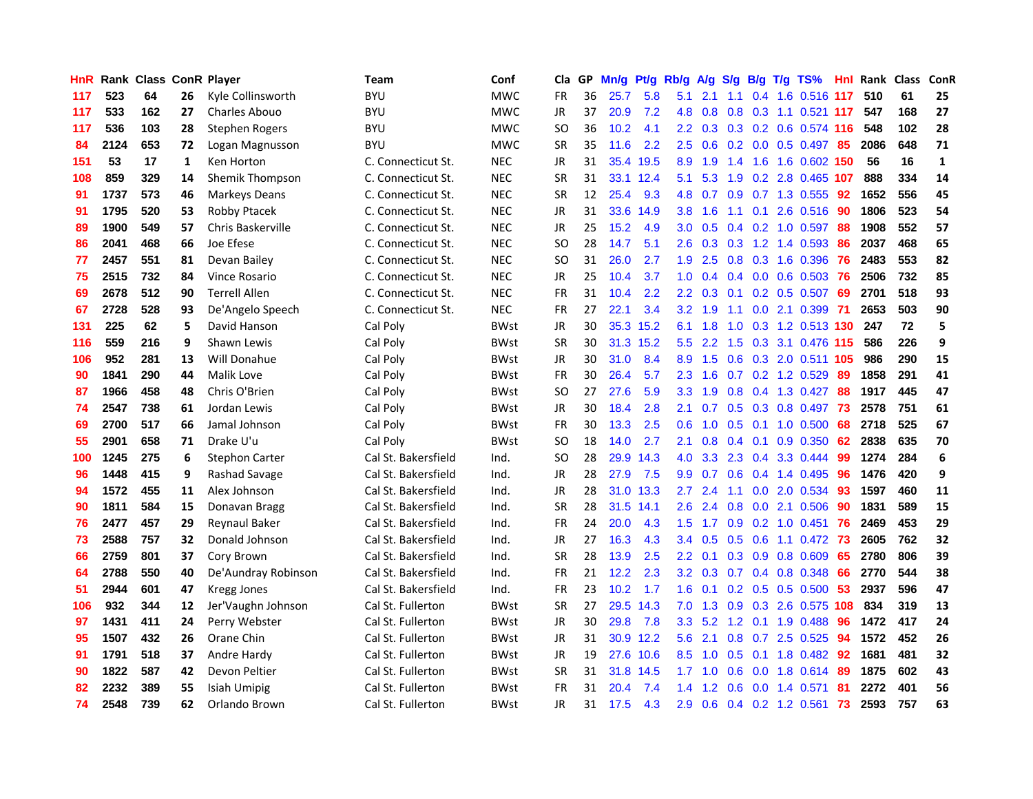| HnR | Rank | Class | ConR | Player | Team | Conf | Cla | GP | Mn/g | Pt/g | Rb/g | A/g | S/g | B/g | T/g | TS% | Hnl | Rank | Class | ConR |
|---|---|---|---|---|---|---|---|---|---|---|---|---|---|---|---|---|---|---|---|---|
| 117 | 523 | 64 | 26 | Kyle Collinsworth | BYU | MWC | FR | 36 | 25.7 | 5.8 | 5.1 | 2.1 | 1.1 | 0.4 | 1.6 | 0.516 | 117 | 510 | 61 | 25 |
| 117 | 533 | 162 | 27 | Charles Abouo | BYU | MWC | JR | 37 | 20.9 | 7.2 | 4.8 | 0.8 | 0.8 | 0.3 | 1.1 | 0.521 | 117 | 547 | 168 | 27 |
| 117 | 536 | 103 | 28 | Stephen Rogers | BYU | MWC | SO | 36 | 10.2 | 4.1 | 2.2 | 0.3 | 0.3 | 0.2 | 0.6 | 0.574 | 116 | 548 | 102 | 28 |
| 84 | 2124 | 653 | 72 | Logan Magnusson | BYU | MWC | SR | 35 | 11.6 | 2.2 | 2.5 | 0.6 | 0.2 | 0.0 | 0.5 | 0.497 | 85 | 2086 | 648 | 71 |
| 151 | 53 | 17 | 1 | Ken Horton | C. Connecticut St. | NEC | JR | 31 | 35.4 | 19.5 | 8.9 | 1.9 | 1.4 | 1.6 | 1.6 | 0.602 | 150 | 56 | 16 | 1 |
| 108 | 859 | 329 | 14 | Shemik Thompson | C. Connecticut St. | NEC | SR | 31 | 33.1 | 12.4 | 5.1 | 5.3 | 1.9 | 0.2 | 2.8 | 0.465 | 107 | 888 | 334 | 14 |
| 91 | 1737 | 573 | 46 | Markeys Deans | C. Connecticut St. | NEC | SR | 12 | 25.4 | 9.3 | 4.8 | 0.7 | 0.9 | 0.7 | 1.3 | 0.555 | 92 | 1652 | 556 | 45 |
| 91 | 1795 | 520 | 53 | Robby Ptacek | C. Connecticut St. | NEC | JR | 31 | 33.6 | 14.9 | 3.8 | 1.6 | 1.1 | 0.1 | 2.6 | 0.516 | 90 | 1806 | 523 | 54 |
| 89 | 1900 | 549 | 57 | Chris Baskerville | C. Connecticut St. | NEC | JR | 25 | 15.2 | 4.9 | 3.0 | 0.5 | 0.4 | 0.2 | 1.0 | 0.597 | 88 | 1908 | 552 | 57 |
| 86 | 2041 | 468 | 66 | Joe Efese | C. Connecticut St. | NEC | SO | 28 | 14.7 | 5.1 | 2.6 | 0.3 | 0.3 | 1.2 | 1.4 | 0.593 | 86 | 2037 | 468 | 65 |
| 77 | 2457 | 551 | 81 | Devan Bailey | C. Connecticut St. | NEC | SO | 31 | 26.0 | 2.7 | 1.9 | 2.5 | 0.8 | 0.3 | 1.6 | 0.396 | 76 | 2483 | 553 | 82 |
| 75 | 2515 | 732 | 84 | Vince Rosario | C. Connecticut St. | NEC | JR | 25 | 10.4 | 3.7 | 1.0 | 0.4 | 0.4 | 0.0 | 0.6 | 0.503 | 76 | 2506 | 732 | 85 |
| 69 | 2678 | 512 | 90 | Terrell Allen | C. Connecticut St. | NEC | FR | 31 | 10.4 | 2.2 | 2.2 | 0.3 | 0.1 | 0.2 | 0.5 | 0.507 | 69 | 2701 | 518 | 93 |
| 67 | 2728 | 528 | 93 | De'Angelo Speech | C. Connecticut St. | NEC | FR | 27 | 22.1 | 3.4 | 3.2 | 1.9 | 1.1 | 0.0 | 2.1 | 0.399 | 71 | 2653 | 503 | 90 |
| 131 | 225 | 62 | 5 | David Hanson | Cal Poly | BWst | JR | 30 | 35.3 | 15.2 | 6.1 | 1.8 | 1.0 | 0.3 | 1.2 | 0.513 | 130 | 247 | 72 | 5 |
| 116 | 559 | 216 | 9 | Shawn Lewis | Cal Poly | BWst | SR | 30 | 31.3 | 15.2 | 5.5 | 2.2 | 1.5 | 0.3 | 3.1 | 0.476 | 115 | 586 | 226 | 9 |
| 106 | 952 | 281 | 13 | Will Donahue | Cal Poly | BWst | JR | 30 | 31.0 | 8.4 | 8.9 | 1.5 | 0.6 | 0.3 | 2.0 | 0.511 | 105 | 986 | 290 | 15 |
| 90 | 1841 | 290 | 44 | Malik Love | Cal Poly | BWst | FR | 30 | 26.4 | 5.7 | 2.3 | 1.6 | 0.7 | 0.2 | 1.2 | 0.529 | 89 | 1858 | 291 | 41 |
| 87 | 1966 | 458 | 48 | Chris O'Brien | Cal Poly | BWst | SO | 27 | 27.6 | 5.9 | 3.3 | 1.9 | 0.8 | 0.4 | 1.3 | 0.427 | 88 | 1917 | 445 | 47 |
| 74 | 2547 | 738 | 61 | Jordan Lewis | Cal Poly | BWst | JR | 30 | 18.4 | 2.8 | 2.1 | 0.7 | 0.5 | 0.3 | 0.8 | 0.497 | 73 | 2578 | 751 | 61 |
| 69 | 2700 | 517 | 66 | Jamal Johnson | Cal Poly | BWst | FR | 30 | 13.3 | 2.5 | 0.6 | 1.0 | 0.5 | 0.1 | 1.0 | 0.500 | 68 | 2718 | 525 | 67 |
| 55 | 2901 | 658 | 71 | Drake U'u | Cal Poly | BWst | SO | 18 | 14.0 | 2.7 | 2.1 | 0.8 | 0.4 | 0.1 | 0.9 | 0.350 | 62 | 2838 | 635 | 70 |
| 100 | 1245 | 275 | 6 | Stephon Carter | Cal St. Bakersfield | Ind. | SO | 28 | 29.9 | 14.3 | 4.0 | 3.3 | 2.3 | 0.4 | 3.3 | 0.444 | 99 | 1274 | 284 | 6 |
| 96 | 1448 | 415 | 9 | Rashad Savage | Cal St. Bakersfield | Ind. | JR | 28 | 27.9 | 7.5 | 9.9 | 0.7 | 0.6 | 0.4 | 1.4 | 0.495 | 96 | 1476 | 420 | 9 |
| 94 | 1572 | 455 | 11 | Alex Johnson | Cal St. Bakersfield | Ind. | JR | 28 | 31.0 | 13.3 | 2.7 | 2.4 | 1.1 | 0.0 | 2.0 | 0.534 | 93 | 1597 | 460 | 11 |
| 90 | 1811 | 584 | 15 | Donavan Bragg | Cal St. Bakersfield | Ind. | SR | 28 | 31.5 | 14.1 | 2.6 | 2.4 | 0.8 | 0.0 | 2.1 | 0.506 | 90 | 1831 | 589 | 15 |
| 76 | 2477 | 457 | 29 | Reynaul Baker | Cal St. Bakersfield | Ind. | FR | 24 | 20.0 | 4.3 | 1.5 | 1.7 | 0.9 | 0.2 | 1.0 | 0.451 | 76 | 2469 | 453 | 29 |
| 73 | 2588 | 757 | 32 | Donald Johnson | Cal St. Bakersfield | Ind. | JR | 27 | 16.3 | 4.3 | 3.4 | 0.5 | 0.5 | 0.6 | 1.1 | 0.472 | 73 | 2605 | 762 | 32 |
| 66 | 2759 | 801 | 37 | Cory Brown | Cal St. Bakersfield | Ind. | SR | 28 | 13.9 | 2.5 | 2.2 | 0.1 | 0.3 | 0.9 | 0.8 | 0.609 | 65 | 2780 | 806 | 39 |
| 64 | 2788 | 550 | 40 | De'Aundray Robinson | Cal St. Bakersfield | Ind. | FR | 21 | 12.2 | 2.3 | 3.2 | 0.3 | 0.7 | 0.4 | 0.8 | 0.348 | 66 | 2770 | 544 | 38 |
| 51 | 2944 | 601 | 47 | Kregg Jones | Cal St. Bakersfield | Ind. | FR | 23 | 10.2 | 1.7 | 1.6 | 0.1 | 0.2 | 0.5 | 0.5 | 0.500 | 53 | 2937 | 596 | 47 |
| 106 | 932 | 344 | 12 | Jer'Vaughn Johnson | Cal St. Fullerton | BWst | SR | 27 | 29.5 | 14.3 | 7.0 | 1.3 | 0.9 | 0.3 | 2.6 | 0.575 | 108 | 834 | 319 | 13 |
| 97 | 1431 | 411 | 24 | Perry Webster | Cal St. Fullerton | BWst | JR | 30 | 29.8 | 7.8 | 3.3 | 5.2 | 1.2 | 0.1 | 1.9 | 0.488 | 96 | 1472 | 417 | 24 |
| 95 | 1507 | 432 | 26 | Orane Chin | Cal St. Fullerton | BWst | JR | 31 | 30.9 | 12.2 | 5.6 | 2.1 | 0.8 | 0.7 | 2.5 | 0.525 | 94 | 1572 | 452 | 26 |
| 91 | 1791 | 518 | 37 | Andre Hardy | Cal St. Fullerton | BWst | JR | 19 | 27.6 | 10.6 | 8.5 | 1.0 | 0.5 | 0.1 | 1.8 | 0.482 | 92 | 1681 | 481 | 32 |
| 90 | 1822 | 587 | 42 | Devon Peltier | Cal St. Fullerton | BWst | SR | 31 | 31.8 | 14.5 | 1.7 | 1.0 | 0.6 | 0.0 | 1.8 | 0.614 | 89 | 1875 | 602 | 43 |
| 82 | 2232 | 389 | 55 | Isiah Umipig | Cal St. Fullerton | BWst | FR | 31 | 20.4 | 7.4 | 1.4 | 1.2 | 0.6 | 0.0 | 1.4 | 0.571 | 81 | 2272 | 401 | 56 |
| 74 | 2548 | 739 | 62 | Orlando Brown | Cal St. Fullerton | BWst | JR | 31 | 17.5 | 4.3 | 2.9 | 0.6 | 0.4 | 0.2 | 1.2 | 0.561 | 73 | 2593 | 757 | 63 |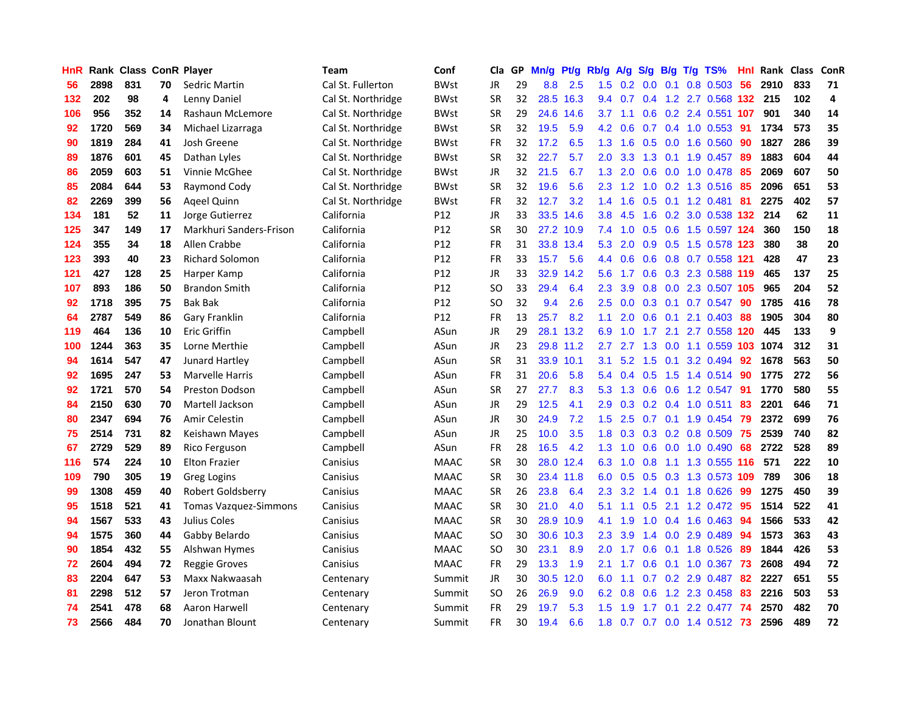| HnR | Rank | Class | ConR | Player | Team | Conf | Cla | GP | Mn/g | Pt/g | Rb/g | A/g | S/g | B/g | T/g | TS% | HnI | Rank | Class | ConR |
|---|---|---|---|---|---|---|---|---|---|---|---|---|---|---|---|---|---|---|---|---|
| 56 | 2898 | 831 | 70 | Sedric Martin | Cal St. Fullerton | BWst | JR | 29 | 8.8 | 2.5 | 1.5 | 0.2 | 0.0 | 0.1 | 0.8 | 0.503 | 56 | 2910 | 833 | 71 |
| 132 | 202 | 98 | 4 | Lenny Daniel | Cal St. Northridge | BWst | SR | 32 | 28.5 | 16.3 | 9.4 | 0.7 | 0.4 | 1.2 | 2.7 | 0.568 | 132 | 215 | 102 | 4 |
| 106 | 956 | 352 | 14 | Rashaun McLemore | Cal St. Northridge | BWst | SR | 29 | 24.6 | 14.6 | 3.7 | 1.1 | 0.6 | 0.2 | 2.4 | 0.551 | 107 | 901 | 340 | 14 |
| 92 | 1720 | 569 | 34 | Michael Lizarraga | Cal St. Northridge | BWst | SR | 32 | 19.5 | 5.9 | 4.2 | 0.6 | 0.7 | 0.4 | 1.0 | 0.553 | 91 | 1734 | 573 | 35 |
| 90 | 1819 | 284 | 41 | Josh Greene | Cal St. Northridge | BWst | FR | 32 | 17.2 | 6.5 | 1.3 | 1.6 | 0.5 | 0.0 | 1.6 | 0.560 | 90 | 1827 | 286 | 39 |
| 89 | 1876 | 601 | 45 | Dathan Lyles | Cal St. Northridge | BWst | SR | 32 | 22.7 | 5.7 | 2.0 | 3.3 | 1.3 | 0.1 | 1.9 | 0.457 | 89 | 1883 | 604 | 44 |
| 86 | 2059 | 603 | 51 | Vinnie McGhee | Cal St. Northridge | BWst | JR | 32 | 21.5 | 6.7 | 1.3 | 2.0 | 0.6 | 0.0 | 1.0 | 0.478 | 85 | 2069 | 607 | 50 |
| 85 | 2084 | 644 | 53 | Raymond Cody | Cal St. Northridge | BWst | SR | 32 | 19.6 | 5.6 | 2.3 | 1.2 | 1.0 | 0.2 | 1.3 | 0.516 | 85 | 2096 | 651 | 53 |
| 82 | 2269 | 399 | 56 | Aqeel Quinn | Cal St. Northridge | BWst | FR | 32 | 12.7 | 3.2 | 1.4 | 1.6 | 0.5 | 0.1 | 1.2 | 0.481 | 81 | 2275 | 402 | 57 |
| 134 | 181 | 52 | 11 | Jorge Gutierrez | California | P12 | JR | 33 | 33.5 | 14.6 | 3.8 | 4.5 | 1.6 | 0.2 | 3.0 | 0.538 | 132 | 214 | 62 | 11 |
| 125 | 347 | 149 | 17 | Markhuri Sanders-Frison | California | P12 | SR | 30 | 27.2 | 10.9 | 7.4 | 1.0 | 0.5 | 0.6 | 1.5 | 0.597 | 124 | 360 | 150 | 18 |
| 124 | 355 | 34 | 18 | Allen Crabbe | California | P12 | FR | 31 | 33.8 | 13.4 | 5.3 | 2.0 | 0.9 | 0.5 | 1.5 | 0.578 | 123 | 380 | 38 | 20 |
| 123 | 393 | 40 | 23 | Richard Solomon | California | P12 | FR | 33 | 15.7 | 5.6 | 4.4 | 0.6 | 0.6 | 0.8 | 0.7 | 0.558 | 121 | 428 | 47 | 23 |
| 121 | 427 | 128 | 25 | Harper Kamp | California | P12 | JR | 33 | 32.9 | 14.2 | 5.6 | 1.7 | 0.6 | 0.3 | 2.3 | 0.588 | 119 | 465 | 137 | 25 |
| 107 | 893 | 186 | 50 | Brandon Smith | California | P12 | SO | 33 | 29.4 | 6.4 | 2.3 | 3.9 | 0.8 | 0.0 | 2.3 | 0.507 | 105 | 965 | 204 | 52 |
| 92 | 1718 | 395 | 75 | Bak Bak | California | P12 | SO | 32 | 9.4 | 2.6 | 2.5 | 0.0 | 0.3 | 0.1 | 0.7 | 0.547 | 90 | 1785 | 416 | 78 |
| 64 | 2787 | 549 | 86 | Gary Franklin | California | P12 | FR | 13 | 25.7 | 8.2 | 1.1 | 2.0 | 0.6 | 0.1 | 2.1 | 0.403 | 88 | 1905 | 304 | 80 |
| 119 | 464 | 136 | 10 | Eric Griffin | Campbell | ASun | JR | 29 | 28.1 | 13.2 | 6.9 | 1.0 | 1.7 | 2.1 | 2.7 | 0.558 | 120 | 445 | 133 | 9 |
| 100 | 1244 | 363 | 35 | Lorne Merthie | Campbell | ASun | JR | 23 | 29.8 | 11.2 | 2.7 | 2.7 | 1.3 | 0.0 | 1.1 | 0.559 | 103 | 1074 | 312 | 31 |
| 94 | 1614 | 547 | 47 | Junard Hartley | Campbell | ASun | SR | 31 | 33.9 | 10.1 | 3.1 | 5.2 | 1.5 | 0.1 | 3.2 | 0.494 | 92 | 1678 | 563 | 50 |
| 92 | 1695 | 247 | 53 | Marvelle Harris | Campbell | ASun | FR | 31 | 20.6 | 5.8 | 5.4 | 0.4 | 0.5 | 1.5 | 1.4 | 0.514 | 90 | 1775 | 272 | 56 |
| 92 | 1721 | 570 | 54 | Preston Dodson | Campbell | ASun | SR | 27 | 27.7 | 8.3 | 5.3 | 1.3 | 0.6 | 0.6 | 1.2 | 0.547 | 91 | 1770 | 580 | 55 |
| 84 | 2150 | 630 | 70 | Martell Jackson | Campbell | ASun | JR | 29 | 12.5 | 4.1 | 2.9 | 0.3 | 0.2 | 0.4 | 1.0 | 0.511 | 83 | 2201 | 646 | 71 |
| 80 | 2347 | 694 | 76 | Amir Celestin | Campbell | ASun | JR | 30 | 24.9 | 7.2 | 1.5 | 2.5 | 0.7 | 0.1 | 1.9 | 0.454 | 79 | 2372 | 699 | 76 |
| 75 | 2514 | 731 | 82 | Keishawn Mayes | Campbell | ASun | JR | 25 | 10.0 | 3.5 | 1.8 | 0.3 | 0.3 | 0.2 | 0.8 | 0.509 | 75 | 2539 | 740 | 82 |
| 67 | 2729 | 529 | 89 | Rico Ferguson | Campbell | ASun | FR | 28 | 16.5 | 4.2 | 1.3 | 1.0 | 0.6 | 0.0 | 1.0 | 0.490 | 68 | 2722 | 528 | 89 |
| 116 | 574 | 224 | 10 | Elton Frazier | Canisius | MAAC | SR | 30 | 28.0 | 12.4 | 6.3 | 1.0 | 0.8 | 1.1 | 1.3 | 0.555 | 116 | 571 | 222 | 10 |
| 109 | 790 | 305 | 19 | Greg Logins | Canisius | MAAC | SR | 30 | 23.4 | 11.8 | 6.0 | 0.5 | 0.5 | 0.3 | 1.3 | 0.573 | 109 | 789 | 306 | 18 |
| 99 | 1308 | 459 | 40 | Robert Goldsberry | Canisius | MAAC | SR | 26 | 23.8 | 6.4 | 2.3 | 3.2 | 1.4 | 0.1 | 1.8 | 0.626 | 99 | 1275 | 450 | 39 |
| 95 | 1518 | 521 | 41 | Tomas Vazquez-Simmons | Canisius | MAAC | SR | 30 | 21.0 | 4.0 | 5.1 | 1.1 | 0.5 | 2.1 | 1.2 | 0.472 | 95 | 1514 | 522 | 41 |
| 94 | 1567 | 533 | 43 | Julius Coles | Canisius | MAAC | SR | 30 | 28.9 | 10.9 | 4.1 | 1.9 | 1.0 | 0.4 | 1.6 | 0.463 | 94 | 1566 | 533 | 42 |
| 94 | 1575 | 360 | 44 | Gabby Belardo | Canisius | MAAC | SO | 30 | 30.6 | 10.3 | 2.3 | 3.9 | 1.4 | 0.0 | 2.9 | 0.489 | 94 | 1573 | 363 | 43 |
| 90 | 1854 | 432 | 55 | Alshwan Hymes | Canisius | MAAC | SO | 30 | 23.1 | 8.9 | 2.0 | 1.7 | 0.6 | 0.1 | 1.8 | 0.526 | 89 | 1844 | 426 | 53 |
| 72 | 2604 | 494 | 72 | Reggie Groves | Canisius | MAAC | FR | 29 | 13.3 | 1.9 | 2.1 | 1.7 | 0.6 | 0.1 | 1.0 | 0.367 | 73 | 2608 | 494 | 72 |
| 83 | 2204 | 647 | 53 | Maxx Nakwaasah | Centenary | Summit | JR | 30 | 30.5 | 12.0 | 6.0 | 1.1 | 0.7 | 0.2 | 2.9 | 0.487 | 82 | 2227 | 651 | 55 |
| 81 | 2298 | 512 | 57 | Jeron Trotman | Centenary | Summit | SO | 26 | 26.9 | 9.0 | 6.2 | 0.8 | 0.6 | 1.2 | 2.3 | 0.458 | 83 | 2216 | 503 | 53 |
| 74 | 2541 | 478 | 68 | Aaron Harwell | Centenary | Summit | FR | 29 | 19.7 | 5.3 | 1.5 | 1.9 | 1.7 | 0.1 | 2.2 | 0.477 | 74 | 2570 | 482 | 70 |
| 73 | 2566 | 484 | 70 | Jonathan Blount | Centenary | Summit | FR | 30 | 19.4 | 6.6 | 1.8 | 0.7 | 0.7 | 0.0 | 1.4 | 0.512 | 73 | 2596 | 489 | 72 |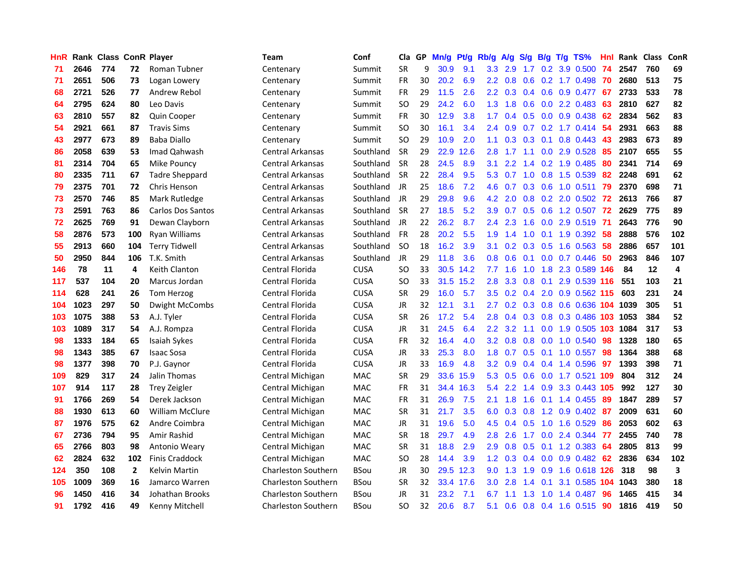| HnR | Rank | Class | ConR | Player | Team | Conf | Cla | GP | Mn/g | Pt/g | Rb/g | A/g | S/g | B/g | T/g | TS% | HnI | Rank | Class | ConR |
|---|---|---|---|---|---|---|---|---|---|---|---|---|---|---|---|---|---|---|---|---|
| 71 | 2646 | 774 | 72 | Roman Tubner | Centenary | Summit | SR | 9 | 30.9 | 9.1 | 3.3 | 2.9 | 1.7 | 0.2 | 3.9 | 0.500 | 74 | 2547 | 760 | 69 |
| 71 | 2651 | 506 | 73 | Logan Lowery | Centenary | Summit | FR | 30 | 20.2 | 6.9 | 2.2 | 0.8 | 0.6 | 0.2 | 1.7 | 0.498 | 70 | 2680 | 513 | 75 |
| 68 | 2721 | 526 | 77 | Andrew Rebol | Centenary | Summit | FR | 29 | 11.5 | 2.6 | 2.2 | 0.3 | 0.4 | 0.6 | 0.9 | 0.477 | 67 | 2733 | 533 | 78 |
| 64 | 2795 | 624 | 80 | Leo Davis | Centenary | Summit | SO | 29 | 24.2 | 6.0 | 1.3 | 1.8 | 0.6 | 0.0 | 2.2 | 0.483 | 63 | 2810 | 627 | 82 |
| 63 | 2810 | 557 | 82 | Quin Cooper | Centenary | Summit | FR | 30 | 12.9 | 3.8 | 1.7 | 0.4 | 0.5 | 0.0 | 0.9 | 0.438 | 62 | 2834 | 562 | 83 |
| 54 | 2921 | 661 | 87 | Travis Sims | Centenary | Summit | SO | 30 | 16.1 | 3.4 | 2.4 | 0.9 | 0.7 | 0.2 | 1.7 | 0.414 | 54 | 2931 | 663 | 88 |
| 43 | 2977 | 673 | 89 | Baba Diallo | Centenary | Summit | SO | 29 | 10.9 | 2.0 | 1.1 | 0.3 | 0.3 | 0.1 | 0.8 | 0.443 | 43 | 2983 | 673 | 89 |
| 86 | 2058 | 639 | 53 | Imad Qahwash | Central Arkansas | Southland | SR | 29 | 22.9 | 12.6 | 2.8 | 1.7 | 1.1 | 0.0 | 2.9 | 0.528 | 85 | 2107 | 655 | 55 |
| 81 | 2314 | 704 | 65 | Mike Pouncy | Central Arkansas | Southland | SR | 28 | 24.5 | 8.9 | 3.1 | 2.2 | 1.4 | 0.2 | 1.9 | 0.485 | 80 | 2341 | 714 | 69 |
| 80 | 2335 | 711 | 67 | Tadre Sheppard | Central Arkansas | Southland | SR | 22 | 28.4 | 9.5 | 5.3 | 0.7 | 1.0 | 0.8 | 1.5 | 0.539 | 82 | 2248 | 691 | 62 |
| 79 | 2375 | 701 | 72 | Chris Henson | Central Arkansas | Southland | JR | 25 | 18.6 | 7.2 | 4.6 | 0.7 | 0.3 | 0.6 | 1.0 | 0.511 | 79 | 2370 | 698 | 71 |
| 73 | 2570 | 746 | 85 | Mark Rutledge | Central Arkansas | Southland | JR | 29 | 29.8 | 9.6 | 4.2 | 2.0 | 0.8 | 0.2 | 2.0 | 0.502 | 72 | 2613 | 766 | 87 |
| 73 | 2591 | 763 | 86 | Carlos Dos Santos | Central Arkansas | Southland | SR | 27 | 18.5 | 5.2 | 3.9 | 0.7 | 0.5 | 0.6 | 1.2 | 0.507 | 72 | 2629 | 775 | 89 |
| 72 | 2625 | 769 | 91 | Dewan Clayborn | Central Arkansas | Southland | JR | 22 | 26.2 | 8.7 | 2.4 | 2.3 | 1.6 | 0.0 | 2.9 | 0.519 | 71 | 2643 | 776 | 90 |
| 58 | 2876 | 573 | 100 | Ryan Williams | Central Arkansas | Southland | FR | 28 | 20.2 | 5.5 | 1.9 | 1.4 | 1.0 | 0.1 | 1.9 | 0.392 | 58 | 2888 | 576 | 102 |
| 55 | 2913 | 660 | 104 | Terry Tidwell | Central Arkansas | Southland | SO | 18 | 16.2 | 3.9 | 3.1 | 0.2 | 0.3 | 0.5 | 1.6 | 0.563 | 58 | 2886 | 657 | 101 |
| 50 | 2950 | 844 | 106 | T.K. Smith | Central Arkansas | Southland | JR | 29 | 11.8 | 3.6 | 0.8 | 0.6 | 0.1 | 0.0 | 0.7 | 0.446 | 50 | 2963 | 846 | 107 |
| 146 | 78 | 11 | 4 | Keith Clanton | Central Florida | CUSA | SO | 33 | 30.5 | 14.2 | 7.7 | 1.6 | 1.0 | 1.8 | 2.3 | 0.589 | 146 | 84 | 12 | 4 |
| 117 | 537 | 104 | 20 | Marcus Jordan | Central Florida | CUSA | SO | 33 | 31.5 | 15.2 | 2.8 | 3.3 | 0.8 | 0.1 | 2.9 | 0.539 | 116 | 551 | 103 | 21 |
| 114 | 628 | 241 | 26 | Tom Herzog | Central Florida | CUSA | SR | 29 | 16.0 | 5.7 | 3.5 | 0.2 | 0.4 | 2.0 | 0.9 | 0.562 | 115 | 603 | 231 | 24 |
| 104 | 1023 | 297 | 50 | Dwight McCombs | Central Florida | CUSA | JR | 32 | 12.1 | 3.1 | 2.7 | 0.2 | 0.3 | 0.8 | 0.6 | 0.636 | 104 | 1039 | 305 | 51 |
| 103 | 1075 | 388 | 53 | A.J. Tyler | Central Florida | CUSA | SR | 26 | 17.2 | 5.4 | 2.8 | 0.4 | 0.3 | 0.8 | 0.3 | 0.486 | 103 | 1053 | 384 | 52 |
| 103 | 1089 | 317 | 54 | A.J. Rompza | Central Florida | CUSA | JR | 31 | 24.5 | 6.4 | 2.2 | 3.2 | 1.1 | 0.0 | 1.9 | 0.505 | 103 | 1084 | 317 | 53 |
| 98 | 1333 | 184 | 65 | Isaiah Sykes | Central Florida | CUSA | FR | 32 | 16.4 | 4.0 | 3.2 | 0.8 | 0.8 | 0.0 | 1.0 | 0.540 | 98 | 1328 | 180 | 65 |
| 98 | 1343 | 385 | 67 | Isaac Sosa | Central Florida | CUSA | JR | 33 | 25.3 | 8.0 | 1.8 | 0.7 | 0.5 | 0.1 | 1.0 | 0.557 | 98 | 1364 | 388 | 68 |
| 98 | 1377 | 398 | 70 | P.J. Gaynor | Central Florida | CUSA | JR | 33 | 16.9 | 4.8 | 3.2 | 0.9 | 0.4 | 0.4 | 1.4 | 0.596 | 97 | 1393 | 398 | 71 |
| 109 | 829 | 317 | 24 | Jalin Thomas | Central Michigan | MAC | SR | 29 | 33.6 | 15.9 | 5.3 | 0.5 | 0.6 | 0.0 | 1.7 | 0.521 | 109 | 804 | 312 | 24 |
| 107 | 914 | 117 | 28 | Trey Zeigler | Central Michigan | MAC | FR | 31 | 34.4 | 16.3 | 5.4 | 2.2 | 1.4 | 0.9 | 3.3 | 0.443 | 105 | 992 | 127 | 30 |
| 91 | 1766 | 269 | 54 | Derek Jackson | Central Michigan | MAC | FR | 31 | 26.9 | 7.5 | 2.1 | 1.8 | 1.6 | 0.1 | 1.4 | 0.455 | 89 | 1847 | 289 | 57 |
| 88 | 1930 | 613 | 60 | William McClure | Central Michigan | MAC | SR | 31 | 21.7 | 3.5 | 6.0 | 0.3 | 0.8 | 1.2 | 0.9 | 0.402 | 87 | 2009 | 631 | 60 |
| 87 | 1976 | 575 | 62 | Andre Coimbra | Central Michigan | MAC | JR | 31 | 19.6 | 5.0 | 4.5 | 0.4 | 0.5 | 1.0 | 1.6 | 0.529 | 86 | 2053 | 602 | 63 |
| 67 | 2736 | 794 | 95 | Amir Rashid | Central Michigan | MAC | SR | 18 | 29.7 | 4.9 | 2.8 | 2.6 | 1.7 | 0.0 | 2.4 | 0.344 | 77 | 2455 | 740 | 78 |
| 65 | 2766 | 803 | 98 | Antonio Weary | Central Michigan | MAC | SR | 31 | 18.8 | 2.9 | 2.9 | 0.8 | 0.5 | 0.1 | 1.2 | 0.383 | 64 | 2805 | 813 | 99 |
| 62 | 2824 | 632 | 102 | Finis Craddock | Central Michigan | MAC | SO | 28 | 14.4 | 3.9 | 1.2 | 0.3 | 0.4 | 0.0 | 0.9 | 0.482 | 62 | 2836 | 634 | 102 |
| 124 | 350 | 108 | 2 | Kelvin Martin | Charleston Southern | BSou | JR | 30 | 29.5 | 12.3 | 9.0 | 1.3 | 1.9 | 0.9 | 1.6 | 0.618 | 126 | 318 | 98 | 3 |
| 105 | 1009 | 369 | 16 | Jamarco Warren | Charleston Southern | BSou | SR | 32 | 33.4 | 17.6 | 3.0 | 2.8 | 1.4 | 0.1 | 3.1 | 0.585 | 104 | 1043 | 380 | 18 |
| 96 | 1450 | 416 | 34 | Johathan Brooks | Charleston Southern | BSou | JR | 31 | 23.2 | 7.1 | 6.7 | 1.1 | 1.3 | 1.0 | 1.4 | 0.487 | 96 | 1465 | 415 | 34 |
| 91 | 1792 | 416 | 49 | Kenny Mitchell | Charleston Southern | BSou | SO | 32 | 20.6 | 8.7 | 5.1 | 0.6 | 0.8 | 0.4 | 1.6 | 0.515 | 90 | 1816 | 419 | 50 |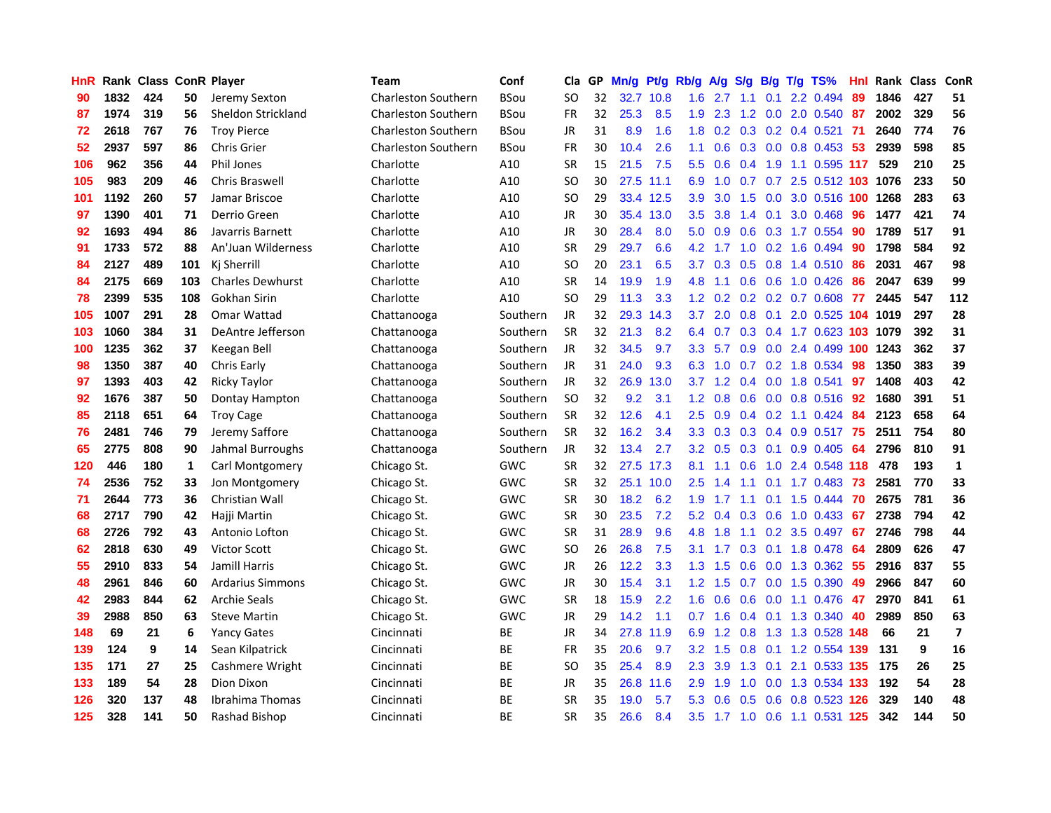| HnR | Rank | Class | ConR | Player | Team | Conf | Cla | GP | Mn/g | Pt/g | Rb/g | A/g | S/g | B/g | T/g | TS% | Hnl | Rank | Class | ConR |
|---|---|---|---|---|---|---|---|---|---|---|---|---|---|---|---|---|---|---|---|---|
| 90 | 1832 | 424 | 50 | Jeremy Sexton | Charleston Southern | BSou | SO | 32 | 32.7 | 10.8 | 1.6 | 2.7 | 1.1 | 0.1 | 2.2 | 0.494 | 89 | 1846 | 427 | 51 |
| 87 | 1974 | 319 | 56 | Sheldon Strickland | Charleston Southern | BSou | FR | 32 | 25.3 | 8.5 | 1.9 | 2.3 | 1.2 | 0.0 | 2.0 | 0.540 | 87 | 2002 | 329 | 56 |
| 72 | 2618 | 767 | 76 | Troy Pierce | Charleston Southern | BSou | JR | 31 | 8.9 | 1.6 | 1.8 | 0.2 | 0.3 | 0.2 | 0.4 | 0.521 | 71 | 2640 | 774 | 76 |
| 52 | 2937 | 597 | 86 | Chris Grier | Charleston Southern | BSou | FR | 30 | 10.4 | 2.6 | 1.1 | 0.6 | 0.3 | 0.0 | 0.8 | 0.453 | 53 | 2939 | 598 | 85 |
| 106 | 962 | 356 | 44 | Phil Jones | Charlotte | A10 | SR | 15 | 21.5 | 7.5 | 5.5 | 0.6 | 0.4 | 1.9 | 1.1 | 0.595 | 117 | 529 | 210 | 25 |
| 105 | 983 | 209 | 46 | Chris Braswell | Charlotte | A10 | SO | 30 | 27.5 | 11.1 | 6.9 | 1.0 | 0.7 | 0.7 | 2.5 | 0.512 | 103 | 1076 | 233 | 50 |
| 101 | 1192 | 260 | 57 | Jamar Briscoe | Charlotte | A10 | SO | 29 | 33.4 | 12.5 | 3.9 | 3.0 | 1.5 | 0.0 | 3.0 | 0.516 | 100 | 1268 | 283 | 63 |
| 97 | 1390 | 401 | 71 | Derrio Green | Charlotte | A10 | JR | 30 | 35.4 | 13.0 | 3.5 | 3.8 | 1.4 | 0.1 | 3.0 | 0.468 | 96 | 1477 | 421 | 74 |
| 92 | 1693 | 494 | 86 | Javarris Barnett | Charlotte | A10 | JR | 30 | 28.4 | 8.0 | 5.0 | 0.9 | 0.6 | 0.3 | 1.7 | 0.554 | 90 | 1789 | 517 | 91 |
| 91 | 1733 | 572 | 88 | An'Juan Wilderness | Charlotte | A10 | SR | 29 | 29.7 | 6.6 | 4.2 | 1.7 | 1.0 | 0.2 | 1.6 | 0.494 | 90 | 1798 | 584 | 92 |
| 84 | 2127 | 489 | 101 | Kj Sherrill | Charlotte | A10 | SO | 20 | 23.1 | 6.5 | 3.7 | 0.3 | 0.5 | 0.8 | 1.4 | 0.510 | 86 | 2031 | 467 | 98 |
| 84 | 2175 | 669 | 103 | Charles Dewhurst | Charlotte | A10 | SR | 14 | 19.9 | 1.9 | 4.8 | 1.1 | 0.6 | 0.6 | 1.0 | 0.426 | 86 | 2047 | 639 | 99 |
| 78 | 2399 | 535 | 108 | Gokhan Sirin | Charlotte | A10 | SO | 29 | 11.3 | 3.3 | 1.2 | 0.2 | 0.2 | 0.2 | 0.7 | 0.608 | 77 | 2445 | 547 | 112 |
| 105 | 1007 | 291 | 28 | Omar Wattad | Chattanooga | Southern | JR | 32 | 29.3 | 14.3 | 3.7 | 2.0 | 0.8 | 0.1 | 2.0 | 0.525 | 104 | 1019 | 297 | 28 |
| 103 | 1060 | 384 | 31 | DeAntre Jefferson | Chattanooga | Southern | SR | 32 | 21.3 | 8.2 | 6.4 | 0.7 | 0.3 | 0.4 | 1.7 | 0.623 | 103 | 1079 | 392 | 31 |
| 100 | 1235 | 362 | 37 | Keegan Bell | Chattanooga | Southern | JR | 32 | 34.5 | 9.7 | 3.3 | 5.7 | 0.9 | 0.0 | 2.4 | 0.499 | 100 | 1243 | 362 | 37 |
| 98 | 1350 | 387 | 40 | Chris Early | Chattanooga | Southern | JR | 31 | 24.0 | 9.3 | 6.3 | 1.0 | 0.7 | 0.2 | 1.8 | 0.534 | 98 | 1350 | 383 | 39 |
| 97 | 1393 | 403 | 42 | Ricky Taylor | Chattanooga | Southern | JR | 32 | 26.9 | 13.0 | 3.7 | 1.2 | 0.4 | 0.0 | 1.8 | 0.541 | 97 | 1408 | 403 | 42 |
| 92 | 1676 | 387 | 50 | Dontay Hampton | Chattanooga | Southern | SO | 32 | 9.2 | 3.1 | 1.2 | 0.8 | 0.6 | 0.0 | 0.8 | 0.516 | 92 | 1680 | 391 | 51 |
| 85 | 2118 | 651 | 64 | Troy Cage | Chattanooga | Southern | SR | 32 | 12.6 | 4.1 | 2.5 | 0.9 | 0.4 | 0.2 | 1.1 | 0.424 | 84 | 2123 | 658 | 64 |
| 76 | 2481 | 746 | 79 | Jeremy Saffore | Chattanooga | Southern | SR | 32 | 16.2 | 3.4 | 3.3 | 0.3 | 0.3 | 0.4 | 0.9 | 0.517 | 75 | 2511 | 754 | 80 |
| 65 | 2775 | 808 | 90 | Jahmal Burroughs | Chattanooga | Southern | JR | 32 | 13.4 | 2.7 | 3.2 | 0.5 | 0.3 | 0.1 | 0.9 | 0.405 | 64 | 2796 | 810 | 91 |
| 120 | 446 | 180 | 1 | Carl Montgomery | Chicago St. | GWC | SR | 32 | 27.5 | 17.3 | 8.1 | 1.1 | 0.6 | 1.0 | 2.4 | 0.548 | 118 | 478 | 193 | 1 |
| 74 | 2536 | 752 | 33 | Jon Montgomery | Chicago St. | GWC | SR | 32 | 25.1 | 10.0 | 2.5 | 1.4 | 1.1 | 0.1 | 1.7 | 0.483 | 73 | 2581 | 770 | 33 |
| 71 | 2644 | 773 | 36 | Christian Wall | Chicago St. | GWC | SR | 30 | 18.2 | 6.2 | 1.9 | 1.7 | 1.1 | 0.1 | 1.5 | 0.444 | 70 | 2675 | 781 | 36 |
| 68 | 2717 | 790 | 42 | Hajji Martin | Chicago St. | GWC | SR | 30 | 23.5 | 7.2 | 5.2 | 0.4 | 0.3 | 0.6 | 1.0 | 0.433 | 67 | 2738 | 794 | 42 |
| 68 | 2726 | 792 | 43 | Antonio Lofton | Chicago St. | GWC | SR | 31 | 28.9 | 9.6 | 4.8 | 1.8 | 1.1 | 0.2 | 3.5 | 0.497 | 67 | 2746 | 798 | 44 |
| 62 | 2818 | 630 | 49 | Victor Scott | Chicago St. | GWC | SO | 26 | 26.8 | 7.5 | 3.1 | 1.7 | 0.3 | 0.1 | 1.8 | 0.478 | 64 | 2809 | 626 | 47 |
| 55 | 2910 | 833 | 54 | Jamill Harris | Chicago St. | GWC | JR | 26 | 12.2 | 3.3 | 1.3 | 1.5 | 0.6 | 0.0 | 1.3 | 0.362 | 55 | 2916 | 837 | 55 |
| 48 | 2961 | 846 | 60 | Ardarius Simmons | Chicago St. | GWC | JR | 30 | 15.4 | 3.1 | 1.2 | 1.5 | 0.7 | 0.0 | 1.5 | 0.390 | 49 | 2966 | 847 | 60 |
| 42 | 2983 | 844 | 62 | Archie Seals | Chicago St. | GWC | SR | 18 | 15.9 | 2.2 | 1.6 | 0.6 | 0.6 | 0.0 | 1.1 | 0.476 | 47 | 2970 | 841 | 61 |
| 39 | 2988 | 850 | 63 | Steve Martin | Chicago St. | GWC | JR | 29 | 14.2 | 1.1 | 0.7 | 1.6 | 0.4 | 0.1 | 1.3 | 0.340 | 40 | 2989 | 850 | 63 |
| 148 | 69 | 21 | 6 | Yancy Gates | Cincinnati | BE | JR | 34 | 27.8 | 11.9 | 6.9 | 1.2 | 0.8 | 1.3 | 1.3 | 0.528 | 148 | 66 | 21 | 7 |
| 139 | 124 | 9 | 14 | Sean Kilpatrick | Cincinnati | BE | FR | 35 | 20.6 | 9.7 | 3.2 | 1.5 | 0.8 | 0.1 | 1.2 | 0.554 | 139 | 131 | 9 | 16 |
| 135 | 171 | 27 | 25 | Cashmere Wright | Cincinnati | BE | SO | 35 | 25.4 | 8.9 | 2.3 | 3.9 | 1.3 | 0.1 | 2.1 | 0.533 | 135 | 175 | 26 | 25 |
| 133 | 189 | 54 | 28 | Dion Dixon | Cincinnati | BE | JR | 35 | 26.8 | 11.6 | 2.9 | 1.9 | 1.0 | 0.0 | 1.3 | 0.534 | 133 | 192 | 54 | 28 |
| 126 | 320 | 137 | 48 | Ibrahima Thomas | Cincinnati | BE | SR | 35 | 19.0 | 5.7 | 5.3 | 0.6 | 0.5 | 0.6 | 0.8 | 0.523 | 126 | 329 | 140 | 48 |
| 125 | 328 | 141 | 50 | Rashad Bishop | Cincinnati | BE | SR | 35 | 26.6 | 8.4 | 3.5 | 1.7 | 1.0 | 0.6 | 1.1 | 0.531 | 125 | 342 | 144 | 50 |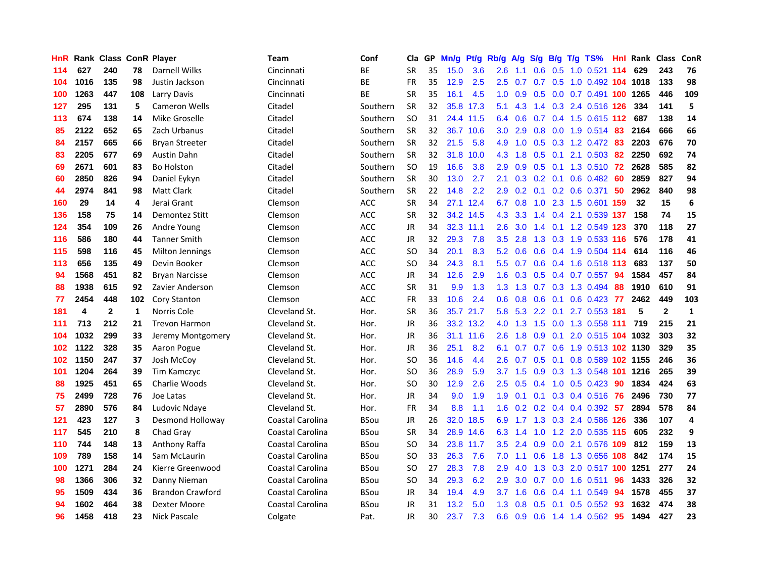| HnR | Rank | Class | ConR | Player | Team | Conf | Cla | GP | Mn/g | Pt/g | Rb/g | A/g | S/g | B/g | T/g | TS% | HnI | Rank | Class | ConR |
|---|---|---|---|---|---|---|---|---|---|---|---|---|---|---|---|---|---|---|---|---|
| 114 | 627 | 240 | 78 | Darnell Wilks | Cincinnati | BE | SR | 35 | 15.0 | 3.6 | 2.6 | 1.1 | 0.6 | 0.5 | 1.0 | 0.521 | 114 | 629 | 243 | 76 |
| 104 | 1016 | 135 | 98 | Justin Jackson | Cincinnati | BE | FR | 35 | 12.9 | 2.5 | 2.5 | 0.7 | 0.7 | 0.5 | 1.0 | 0.492 | 104 | 1018 | 133 | 98 |
| 100 | 1263 | 447 | 108 | Larry Davis | Cincinnati | BE | SR | 35 | 16.1 | 4.5 | 1.0 | 0.9 | 0.5 | 0.0 | 0.7 | 0.491 | 100 | 1265 | 446 | 109 |
| 127 | 295 | 131 | 5 | Cameron Wells | Citadel | Southern | SR | 32 | 35.8 | 17.3 | 5.1 | 4.3 | 1.4 | 0.3 | 2.4 | 0.516 | 126 | 334 | 141 | 5 |
| 113 | 674 | 138 | 14 | Mike Groselle | Citadel | Southern | SO | 31 | 24.4 | 11.5 | 6.4 | 0.6 | 0.7 | 0.4 | 1.5 | 0.615 | 112 | 687 | 138 | 14 |
| 85 | 2122 | 652 | 65 | Zach Urbanus | Citadel | Southern | SR | 32 | 36.7 | 10.6 | 3.0 | 2.9 | 0.8 | 0.0 | 1.9 | 0.514 | 83 | 2164 | 666 | 66 |
| 84 | 2157 | 665 | 66 | Bryan Streeter | Citadel | Southern | SR | 32 | 21.5 | 5.8 | 4.9 | 1.0 | 0.5 | 0.3 | 1.2 | 0.472 | 83 | 2203 | 676 | 70 |
| 83 | 2205 | 677 | 69 | Austin Dahn | Citadel | Southern | SR | 32 | 31.8 | 10.0 | 4.3 | 1.8 | 0.5 | 0.1 | 2.1 | 0.503 | 82 | 2250 | 692 | 74 |
| 69 | 2671 | 601 | 83 | Bo Holston | Citadel | Southern | SO | 19 | 16.6 | 3.8 | 2.9 | 0.9 | 0.5 | 0.1 | 1.3 | 0.510 | 72 | 2628 | 585 | 82 |
| 60 | 2850 | 826 | 94 | Daniel Eykyn | Citadel | Southern | SR | 30 | 13.0 | 2.7 | 2.1 | 0.3 | 0.2 | 0.1 | 0.6 | 0.482 | 60 | 2859 | 827 | 94 |
| 44 | 2974 | 841 | 98 | Matt Clark | Citadel | Southern | SR | 22 | 14.8 | 2.2 | 2.9 | 0.2 | 0.1 | 0.2 | 0.6 | 0.371 | 50 | 2962 | 840 | 98 |
| 160 | 29 | 14 | 4 | Jerai Grant | Clemson | ACC | SR | 34 | 27.1 | 12.4 | 6.7 | 0.8 | 1.0 | 2.3 | 1.5 | 0.601 | 159 | 32 | 15 | 6 |
| 136 | 158 | 75 | 14 | Demontez Stitt | Clemson | ACC | SR | 32 | 34.2 | 14.5 | 4.3 | 3.3 | 1.4 | 0.4 | 2.1 | 0.539 | 137 | 158 | 74 | 15 |
| 124 | 354 | 109 | 26 | Andre Young | Clemson | ACC | JR | 34 | 32.3 | 11.1 | 2.6 | 3.0 | 1.4 | 0.1 | 1.2 | 0.549 | 123 | 370 | 118 | 27 |
| 116 | 586 | 180 | 44 | Tanner Smith | Clemson | ACC | JR | 32 | 29.3 | 7.8 | 3.5 | 2.8 | 1.3 | 0.3 | 1.9 | 0.533 | 116 | 576 | 178 | 41 |
| 115 | 598 | 116 | 45 | Milton Jennings | Clemson | ACC | SO | 34 | 20.1 | 8.3 | 5.2 | 0.6 | 0.6 | 0.4 | 1.9 | 0.504 | 114 | 614 | 116 | 46 |
| 113 | 656 | 135 | 49 | Devin Booker | Clemson | ACC | SO | 34 | 24.3 | 8.1 | 5.5 | 0.7 | 0.6 | 0.4 | 1.6 | 0.518 | 113 | 683 | 137 | 50 |
| 94 | 1568 | 451 | 82 | Bryan Narcisse | Clemson | ACC | JR | 34 | 12.6 | 2.9 | 1.6 | 0.3 | 0.5 | 0.4 | 0.7 | 0.557 | 94 | 1584 | 457 | 84 |
| 88 | 1938 | 615 | 92 | Zavier Anderson | Clemson | ACC | SR | 31 | 9.9 | 1.3 | 1.3 | 1.3 | 0.7 | 0.3 | 1.3 | 0.494 | 88 | 1910 | 610 | 91 |
| 77 | 2454 | 448 | 102 | Cory Stanton | Clemson | ACC | FR | 33 | 10.6 | 2.4 | 0.6 | 0.8 | 0.6 | 0.1 | 0.6 | 0.423 | 77 | 2462 | 449 | 103 |
| 181 | 4 | 2 | 1 | Norris Cole | Cleveland St. | Hor. | SR | 36 | 35.7 | 21.7 | 5.8 | 5.3 | 2.2 | 0.1 | 2.7 | 0.553 | 181 | 5 | 2 | 1 |
| 111 | 713 | 212 | 21 | Trevon Harmon | Cleveland St. | Hor. | JR | 36 | 33.2 | 13.2 | 4.0 | 1.3 | 1.5 | 0.0 | 1.3 | 0.558 | 111 | 719 | 215 | 21 |
| 104 | 1032 | 299 | 33 | Jeremy Montgomery | Cleveland St. | Hor. | JR | 36 | 31.1 | 11.6 | 2.6 | 1.8 | 0.9 | 0.1 | 2.0 | 0.515 | 104 | 1032 | 303 | 32 |
| 102 | 1122 | 328 | 35 | Aaron Pogue | Cleveland St. | Hor. | JR | 36 | 25.1 | 8.2 | 6.1 | 0.7 | 0.7 | 0.6 | 1.9 | 0.513 | 102 | 1130 | 329 | 35 |
| 102 | 1150 | 247 | 37 | Josh McCoy | Cleveland St. | Hor. | SO | 36 | 14.6 | 4.4 | 2.6 | 0.7 | 0.5 | 0.1 | 0.8 | 0.589 | 102 | 1155 | 246 | 36 |
| 101 | 1204 | 264 | 39 | Tim Kamczyc | Cleveland St. | Hor. | SO | 36 | 28.9 | 5.9 | 3.7 | 1.5 | 0.9 | 0.3 | 1.3 | 0.548 | 101 | 1216 | 265 | 39 |
| 88 | 1925 | 451 | 65 | Charlie Woods | Cleveland St. | Hor. | SO | 30 | 12.9 | 2.6 | 2.5 | 0.5 | 0.4 | 1.0 | 0.5 | 0.423 | 90 | 1834 | 424 | 63 |
| 75 | 2499 | 728 | 76 | Joe Latas | Cleveland St. | Hor. | JR | 34 | 9.0 | 1.9 | 1.9 | 0.1 | 0.1 | 0.3 | 0.4 | 0.516 | 76 | 2496 | 730 | 77 |
| 57 | 2890 | 576 | 84 | Ludovic Ndaye | Cleveland St. | Hor. | FR | 34 | 8.8 | 1.1 | 1.6 | 0.2 | 0.2 | 0.4 | 0.4 | 0.392 | 57 | 2894 | 578 | 84 |
| 121 | 423 | 127 | 3 | Desmond Holloway | Coastal Carolina | BSou | JR | 26 | 32.0 | 18.5 | 6.9 | 1.7 | 1.3 | 0.3 | 2.4 | 0.586 | 126 | 336 | 107 | 4 |
| 117 | 545 | 210 | 8 | Chad Gray | Coastal Carolina | BSou | SR | 34 | 28.9 | 14.6 | 6.3 | 1.4 | 1.0 | 1.2 | 2.0 | 0.535 | 115 | 605 | 232 | 9 |
| 110 | 744 | 148 | 13 | Anthony Raffa | Coastal Carolina | BSou | SO | 34 | 23.8 | 11.7 | 3.5 | 2.4 | 0.9 | 0.0 | 2.1 | 0.576 | 109 | 812 | 159 | 13 |
| 109 | 789 | 158 | 14 | Sam McLaurin | Coastal Carolina | BSou | SO | 33 | 26.3 | 7.6 | 7.0 | 1.1 | 0.6 | 1.8 | 1.3 | 0.656 | 108 | 842 | 174 | 15 |
| 100 | 1271 | 284 | 24 | Kierre Greenwood | Coastal Carolina | BSou | SO | 27 | 28.3 | 7.8 | 2.9 | 4.0 | 1.3 | 0.3 | 2.0 | 0.517 | 100 | 1251 | 277 | 24 |
| 98 | 1366 | 306 | 32 | Danny Nieman | Coastal Carolina | BSou | SO | 34 | 29.3 | 6.2 | 2.9 | 3.0 | 0.7 | 0.0 | 1.6 | 0.511 | 96 | 1433 | 326 | 32 |
| 95 | 1509 | 434 | 36 | Brandon Crawford | Coastal Carolina | BSou | JR | 34 | 19.4 | 4.9 | 3.7 | 1.6 | 0.6 | 0.4 | 1.1 | 0.549 | 94 | 1578 | 455 | 37 |
| 94 | 1602 | 464 | 38 | Dexter Moore | Coastal Carolina | BSou | JR | 31 | 13.2 | 5.0 | 1.3 | 0.8 | 0.5 | 0.1 | 0.5 | 0.552 | 93 | 1632 | 474 | 38 |
| 96 | 1458 | 418 | 23 | Nick Pascale | Colgate | Pat. | JR | 30 | 23.7 | 7.3 | 6.6 | 0.9 | 0.6 | 1.4 | 1.4 | 0.562 | 95 | 1494 | 427 | 23 |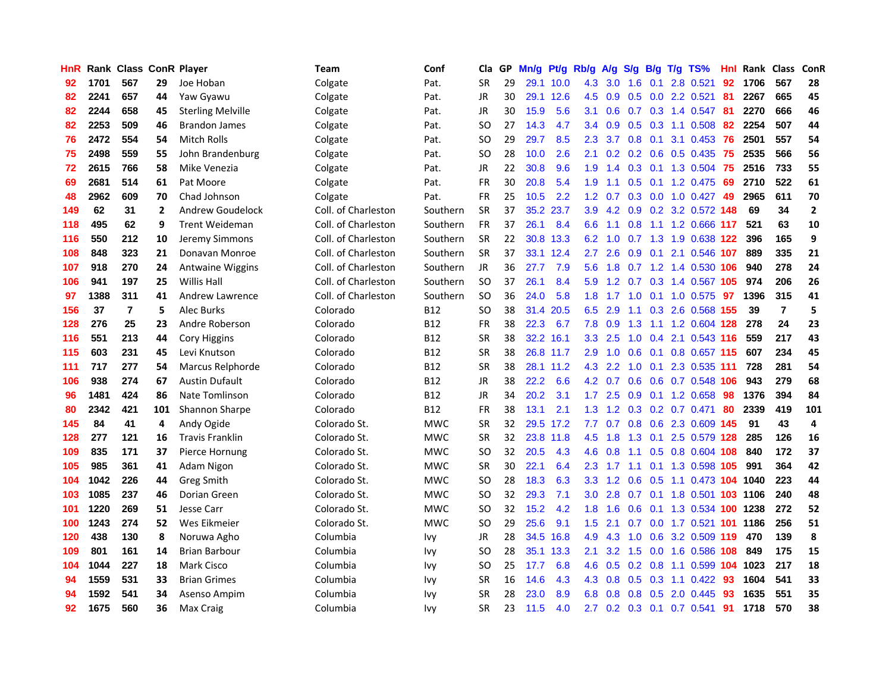| HnR | Rank | Class | ConR | Player | Team | Conf | Cla | GP | Mn/g | Pt/g | Rb/g | A/g | S/g | B/g | T/g | TS% | HnI | Rank | Class | ConR |
|---|---|---|---|---|---|---|---|---|---|---|---|---|---|---|---|---|---|---|---|---|
| 92 | 1701 | 567 | 29 | Joe Hoban | Colgate | Pat. | SR | 29 | 29.1 | 10.0 | 4.3 | 3.0 | 1.6 | 0.1 | 2.8 | 0.521 | 92 | 1706 | 567 | 28 |
| 82 | 2241 | 657 | 44 | Yaw Gyawu | Colgate | Pat. | JR | 30 | 29.1 | 12.6 | 4.5 | 0.9 | 0.5 | 0.0 | 2.2 | 0.521 | 81 | 2267 | 665 | 45 |
| 82 | 2244 | 658 | 45 | Sterling Melville | Colgate | Pat. | JR | 30 | 15.9 | 5.6 | 3.1 | 0.6 | 0.7 | 0.3 | 1.4 | 0.547 | 81 | 2270 | 666 | 46 |
| 82 | 2253 | 509 | 46 | Brandon James | Colgate | Pat. | SO | 27 | 14.3 | 4.7 | 3.4 | 0.9 | 0.5 | 0.3 | 1.1 | 0.508 | 82 | 2254 | 507 | 44 |
| 76 | 2472 | 554 | 54 | Mitch Rolls | Colgate | Pat. | SO | 29 | 29.7 | 8.5 | 2.3 | 3.7 | 0.8 | 0.1 | 3.1 | 0.453 | 76 | 2501 | 557 | 54 |
| 75 | 2498 | 559 | 55 | John Brandenburg | Colgate | Pat. | SO | 28 | 10.0 | 2.6 | 2.1 | 0.2 | 0.2 | 0.6 | 0.5 | 0.435 | 75 | 2535 | 566 | 56 |
| 72 | 2615 | 766 | 58 | Mike Venezia | Colgate | Pat. | JR | 22 | 30.8 | 9.6 | 1.9 | 1.4 | 0.3 | 0.1 | 1.3 | 0.504 | 75 | 2516 | 733 | 55 |
| 69 | 2681 | 514 | 61 | Pat Moore | Colgate | Pat. | FR | 30 | 20.8 | 5.4 | 1.9 | 1.1 | 0.5 | 0.1 | 1.2 | 0.475 | 69 | 2710 | 522 | 61 |
| 48 | 2962 | 609 | 70 | Chad Johnson | Colgate | Pat. | FR | 25 | 10.5 | 2.2 | 1.2 | 0.7 | 0.3 | 0.0 | 1.0 | 0.427 | 49 | 2965 | 611 | 70 |
| 149 | 62 | 31 | 2 | Andrew Goudelock | Coll. of Charleston | Southern | SR | 37 | 35.2 | 23.7 | 3.9 | 4.2 | 0.9 | 0.2 | 3.2 | 0.572 | 148 | 69 | 34 | 2 |
| 118 | 495 | 62 | 9 | Trent Weideman | Coll. of Charleston | Southern | FR | 37 | 26.1 | 8.4 | 6.6 | 1.1 | 0.8 | 1.1 | 1.2 | 0.666 | 117 | 521 | 63 | 10 |
| 116 | 550 | 212 | 10 | Jeremy Simmons | Coll. of Charleston | Southern | SR | 22 | 30.8 | 13.3 | 6.2 | 1.0 | 0.7 | 1.3 | 1.9 | 0.638 | 122 | 396 | 165 | 9 |
| 108 | 848 | 323 | 21 | Donavan Monroe | Coll. of Charleston | Southern | SR | 37 | 33.1 | 12.4 | 2.7 | 2.6 | 0.9 | 0.1 | 2.1 | 0.546 | 107 | 889 | 335 | 21 |
| 107 | 918 | 270 | 24 | Antwaine Wiggins | Coll. of Charleston | Southern | JR | 36 | 27.7 | 7.9 | 5.6 | 1.8 | 0.7 | 1.2 | 1.4 | 0.530 | 106 | 940 | 278 | 24 |
| 106 | 941 | 197 | 25 | Willis Hall | Coll. of Charleston | Southern | SO | 37 | 26.1 | 8.4 | 5.9 | 1.2 | 0.7 | 0.3 | 1.4 | 0.567 | 105 | 974 | 206 | 26 |
| 97 | 1388 | 311 | 41 | Andrew Lawrence | Coll. of Charleston | Southern | SO | 36 | 24.0 | 5.8 | 1.8 | 1.7 | 1.0 | 0.1 | 1.0 | 0.575 | 97 | 1396 | 315 | 41 |
| 156 | 37 | 7 | 5 | Alec Burks | Colorado | B12 | SO | 38 | 31.4 | 20.5 | 6.5 | 2.9 | 1.1 | 0.3 | 2.6 | 0.568 | 155 | 39 | 7 | 5 |
| 128 | 276 | 25 | 23 | Andre Roberson | Colorado | B12 | FR | 38 | 22.3 | 6.7 | 7.8 | 0.9 | 1.3 | 1.1 | 1.2 | 0.604 | 128 | 278 | 24 | 23 |
| 116 | 551 | 213 | 44 | Cory Higgins | Colorado | B12 | SR | 38 | 32.2 | 16.1 | 3.3 | 2.5 | 1.0 | 0.4 | 2.1 | 0.543 | 116 | 559 | 217 | 43 |
| 115 | 603 | 231 | 45 | Levi Knutson | Colorado | B12 | SR | 38 | 26.8 | 11.7 | 2.9 | 1.0 | 0.6 | 0.1 | 0.8 | 0.657 | 115 | 607 | 234 | 45 |
| 111 | 717 | 277 | 54 | Marcus Relphorde | Colorado | B12 | SR | 38 | 28.1 | 11.2 | 4.3 | 2.2 | 1.0 | 0.1 | 2.3 | 0.535 | 111 | 728 | 281 | 54 |
| 106 | 938 | 274 | 67 | Austin Dufault | Colorado | B12 | JR | 38 | 22.2 | 6.6 | 4.2 | 0.7 | 0.6 | 0.6 | 0.7 | 0.548 | 106 | 943 | 279 | 68 |
| 96 | 1481 | 424 | 86 | Nate Tomlinson | Colorado | B12 | JR | 34 | 20.2 | 3.1 | 1.7 | 2.5 | 0.9 | 0.1 | 1.2 | 0.658 | 98 | 1376 | 394 | 84 |
| 80 | 2342 | 421 | 101 | Shannon Sharpe | Colorado | B12 | FR | 38 | 13.1 | 2.1 | 1.3 | 1.2 | 0.3 | 0.2 | 0.7 | 0.471 | 80 | 2339 | 419 | 101 |
| 145 | 84 | 41 | 4 | Andy Ogide | Colorado St. | MWC | SR | 32 | 29.5 | 17.2 | 7.7 | 0.7 | 0.8 | 0.6 | 2.3 | 0.609 | 145 | 91 | 43 | 4 |
| 128 | 277 | 121 | 16 | Travis Franklin | Colorado St. | MWC | SR | 32 | 23.8 | 11.8 | 4.5 | 1.8 | 1.3 | 0.1 | 2.5 | 0.579 | 128 | 285 | 126 | 16 |
| 109 | 835 | 171 | 37 | Pierce Hornung | Colorado St. | MWC | SO | 32 | 20.5 | 4.3 | 4.6 | 0.8 | 1.1 | 0.5 | 0.8 | 0.604 | 108 | 840 | 172 | 37 |
| 105 | 985 | 361 | 41 | Adam Nigon | Colorado St. | MWC | SR | 30 | 22.1 | 6.4 | 2.3 | 1.7 | 1.1 | 0.1 | 1.3 | 0.598 | 105 | 991 | 364 | 42 |
| 104 | 1042 | 226 | 44 | Greg Smith | Colorado St. | MWC | SO | 28 | 18.3 | 6.3 | 3.3 | 1.2 | 0.6 | 0.5 | 1.1 | 0.473 | 104 | 1040 | 223 | 44 |
| 103 | 1085 | 237 | 46 | Dorian Green | Colorado St. | MWC | SO | 32 | 29.3 | 7.1 | 3.0 | 2.8 | 0.7 | 0.1 | 1.8 | 0.501 | 103 | 1106 | 240 | 48 |
| 101 | 1220 | 269 | 51 | Jesse Carr | Colorado St. | MWC | SO | 32 | 15.2 | 4.2 | 1.8 | 1.6 | 0.6 | 0.1 | 1.3 | 0.534 | 100 | 1238 | 272 | 52 |
| 100 | 1243 | 274 | 52 | Wes Eikmeier | Colorado St. | MWC | SO | 29 | 25.6 | 9.1 | 1.5 | 2.1 | 0.7 | 0.0 | 1.7 | 0.521 | 101 | 1186 | 256 | 51 |
| 120 | 438 | 130 | 8 | Noruwa Agho | Columbia | Ivy | JR | 28 | 34.5 | 16.8 | 4.9 | 4.3 | 1.0 | 0.6 | 3.2 | 0.509 | 119 | 470 | 139 | 8 |
| 109 | 801 | 161 | 14 | Brian Barbour | Columbia | Ivy | SO | 28 | 35.1 | 13.3 | 2.1 | 3.2 | 1.5 | 0.0 | 1.6 | 0.586 | 108 | 849 | 175 | 15 |
| 104 | 1044 | 227 | 18 | Mark Cisco | Columbia | Ivy | SO | 25 | 17.7 | 6.8 | 4.6 | 0.5 | 0.2 | 0.8 | 1.1 | 0.599 | 104 | 1023 | 217 | 18 |
| 94 | 1559 | 531 | 33 | Brian Grimes | Columbia | Ivy | SR | 16 | 14.6 | 4.3 | 4.3 | 0.8 | 0.5 | 0.3 | 1.1 | 0.422 | 93 | 1604 | 541 | 33 |
| 94 | 1592 | 541 | 34 | Asenso Ampim | Columbia | Ivy | SR | 28 | 23.0 | 8.9 | 6.8 | 0.8 | 0.8 | 0.5 | 2.0 | 0.445 | 93 | 1635 | 551 | 35 |
| 92 | 1675 | 560 | 36 | Max Craig | Columbia | Ivy | SR | 23 | 11.5 | 4.0 | 2.7 | 0.2 | 0.3 | 0.1 | 0.7 | 0.541 | 91 | 1718 | 570 | 38 |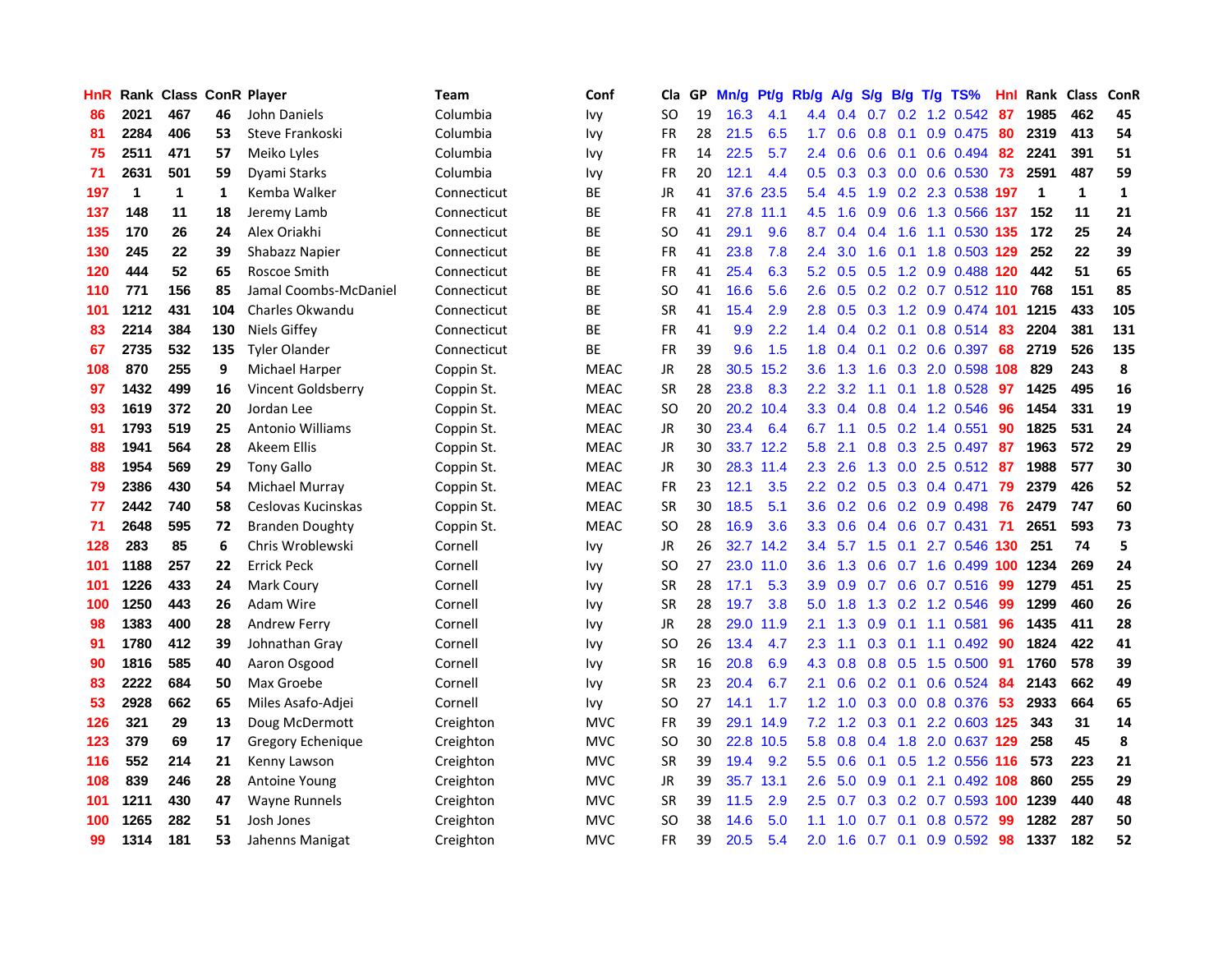| HnR | Rank | Class | ConR | Player | Team | Conf | Cla | GP | Mn/g | Pt/g | Rb/g | A/g | S/g | B/g | T/g | TS% | HnI | Rank | Class | ConR |
|---|---|---|---|---|---|---|---|---|---|---|---|---|---|---|---|---|---|---|---|---|
| 86 | 2021 | 467 | 46 | John Daniels | Columbia | Ivy | SO | 19 | 16.3 | 4.1 | 4.4 | 0.4 | 0.7 | 0.2 | 1.2 | 0.542 | 87 | 1985 | 462 | 45 |
| 81 | 2284 | 406 | 53 | Steve Frankoski | Columbia | Ivy | FR | 28 | 21.5 | 6.5 | 1.7 | 0.6 | 0.8 | 0.1 | 0.9 | 0.475 | 80 | 2319 | 413 | 54 |
| 75 | 2511 | 471 | 57 | Meiko Lyles | Columbia | Ivy | FR | 14 | 22.5 | 5.7 | 2.4 | 0.6 | 0.6 | 0.1 | 0.6 | 0.494 | 82 | 2241 | 391 | 51 |
| 71 | 2631 | 501 | 59 | Dyami Starks | Columbia | Ivy | FR | 20 | 12.1 | 4.4 | 0.5 | 0.3 | 0.3 | 0.0 | 0.6 | 0.530 | 73 | 2591 | 487 | 59 |
| 197 | 1 | 1 | 1 | Kemba Walker | Connecticut | BE | JR | 41 | 37.6 | 23.5 | 5.4 | 4.5 | 1.9 | 0.2 | 2.3 | 0.538 | 197 | 1 | 1 | 1 |
| 137 | 148 | 11 | 18 | Jeremy Lamb | Connecticut | BE | FR | 41 | 27.8 | 11.1 | 4.5 | 1.6 | 0.9 | 0.6 | 1.3 | 0.566 | 137 | 152 | 11 | 21 |
| 135 | 170 | 26 | 24 | Alex Oriakhi | Connecticut | BE | SO | 41 | 29.1 | 9.6 | 8.7 | 0.4 | 0.4 | 1.6 | 1.1 | 0.530 | 135 | 172 | 25 | 24 |
| 130 | 245 | 22 | 39 | Shabazz Napier | Connecticut | BE | FR | 41 | 23.8 | 7.8 | 2.4 | 3.0 | 1.6 | 0.1 | 1.8 | 0.503 | 129 | 252 | 22 | 39 |
| 120 | 444 | 52 | 65 | Roscoe Smith | Connecticut | BE | FR | 41 | 25.4 | 6.3 | 5.2 | 0.5 | 0.5 | 1.2 | 0.9 | 0.488 | 120 | 442 | 51 | 65 |
| 110 | 771 | 156 | 85 | Jamal Coombs-McDaniel | Connecticut | BE | SO | 41 | 16.6 | 5.6 | 2.6 | 0.5 | 0.2 | 0.2 | 0.7 | 0.512 | 110 | 768 | 151 | 85 |
| 101 | 1212 | 431 | 104 | Charles Okwandu | Connecticut | BE | SR | 41 | 15.4 | 2.9 | 2.8 | 0.5 | 0.3 | 1.2 | 0.9 | 0.474 | 101 | 1215 | 433 | 105 |
| 83 | 2214 | 384 | 130 | Niels Giffey | Connecticut | BE | FR | 41 | 9.9 | 2.2 | 1.4 | 0.4 | 0.2 | 0.1 | 0.8 | 0.514 | 83 | 2204 | 381 | 131 |
| 67 | 2735 | 532 | 135 | Tyler Olander | Connecticut | BE | FR | 39 | 9.6 | 1.5 | 1.8 | 0.4 | 0.1 | 0.2 | 0.6 | 0.397 | 68 | 2719 | 526 | 135 |
| 108 | 870 | 255 | 9 | Michael Harper | Coppin St. | MEAC | JR | 28 | 30.5 | 15.2 | 3.6 | 1.3 | 1.6 | 0.3 | 2.0 | 0.598 | 108 | 829 | 243 | 8 |
| 97 | 1432 | 499 | 16 | Vincent Goldsberry | Coppin St. | MEAC | SR | 28 | 23.8 | 8.3 | 2.2 | 3.2 | 1.1 | 0.1 | 1.8 | 0.528 | 97 | 1425 | 495 | 16 |
| 93 | 1619 | 372 | 20 | Jordan Lee | Coppin St. | MEAC | SO | 20 | 20.2 | 10.4 | 3.3 | 0.4 | 0.8 | 0.4 | 1.2 | 0.546 | 96 | 1454 | 331 | 19 |
| 91 | 1793 | 519 | 25 | Antonio Williams | Coppin St. | MEAC | JR | 30 | 23.4 | 6.4 | 6.7 | 1.1 | 0.5 | 0.2 | 1.4 | 0.551 | 90 | 1825 | 531 | 24 |
| 88 | 1941 | 564 | 28 | Akeem Ellis | Coppin St. | MEAC | JR | 30 | 33.7 | 12.2 | 5.8 | 2.1 | 0.8 | 0.3 | 2.5 | 0.497 | 87 | 1963 | 572 | 29 |
| 88 | 1954 | 569 | 29 | Tony Gallo | Coppin St. | MEAC | JR | 30 | 28.3 | 11.4 | 2.3 | 2.6 | 1.3 | 0.0 | 2.5 | 0.512 | 87 | 1988 | 577 | 30 |
| 79 | 2386 | 430 | 54 | Michael Murray | Coppin St. | MEAC | FR | 23 | 12.1 | 3.5 | 2.2 | 0.2 | 0.5 | 0.3 | 0.4 | 0.471 | 79 | 2379 | 426 | 52 |
| 77 | 2442 | 740 | 58 | Ceslovas Kucinskas | Coppin St. | MEAC | SR | 30 | 18.5 | 5.1 | 3.6 | 0.2 | 0.6 | 0.2 | 0.9 | 0.498 | 76 | 2479 | 747 | 60 |
| 71 | 2648 | 595 | 72 | Branden Doughty | Coppin St. | MEAC | SO | 28 | 16.9 | 3.6 | 3.3 | 0.6 | 0.4 | 0.6 | 0.7 | 0.431 | 71 | 2651 | 593 | 73 |
| 128 | 283 | 85 | 6 | Chris Wroblewski | Cornell | Ivy | JR | 26 | 32.7 | 14.2 | 3.4 | 5.7 | 1.5 | 0.1 | 2.7 | 0.546 | 130 | 251 | 74 | 5 |
| 101 | 1188 | 257 | 22 | Errick Peck | Cornell | Ivy | SO | 27 | 23.0 | 11.0 | 3.6 | 1.3 | 0.6 | 0.7 | 1.6 | 0.499 | 100 | 1234 | 269 | 24 |
| 101 | 1226 | 433 | 24 | Mark Coury | Cornell | Ivy | SR | 28 | 17.1 | 5.3 | 3.9 | 0.9 | 0.7 | 0.6 | 0.7 | 0.516 | 99 | 1279 | 451 | 25 |
| 100 | 1250 | 443 | 26 | Adam Wire | Cornell | Ivy | SR | 28 | 19.7 | 3.8 | 5.0 | 1.8 | 1.3 | 0.2 | 1.2 | 0.546 | 99 | 1299 | 460 | 26 |
| 98 | 1383 | 400 | 28 | Andrew Ferry | Cornell | Ivy | JR | 28 | 29.0 | 11.9 | 2.1 | 1.3 | 0.9 | 0.1 | 1.1 | 0.581 | 96 | 1435 | 411 | 28 |
| 91 | 1780 | 412 | 39 | Johnathan Gray | Cornell | Ivy | SO | 26 | 13.4 | 4.7 | 2.3 | 1.1 | 0.3 | 0.1 | 1.1 | 0.492 | 90 | 1824 | 422 | 41 |
| 90 | 1816 | 585 | 40 | Aaron Osgood | Cornell | Ivy | SR | 16 | 20.8 | 6.9 | 4.3 | 0.8 | 0.8 | 0.5 | 1.5 | 0.500 | 91 | 1760 | 578 | 39 |
| 83 | 2222 | 684 | 50 | Max Groebe | Cornell | Ivy | SR | 23 | 20.4 | 6.7 | 2.1 | 0.6 | 0.2 | 0.1 | 0.6 | 0.524 | 84 | 2143 | 662 | 49 |
| 53 | 2928 | 662 | 65 | Miles Asafo-Adjei | Cornell | Ivy | SO | 27 | 14.1 | 1.7 | 1.2 | 1.0 | 0.3 | 0.0 | 0.8 | 0.376 | 53 | 2933 | 664 | 65 |
| 126 | 321 | 29 | 13 | Doug McDermott | Creighton | MVC | FR | 39 | 29.1 | 14.9 | 7.2 | 1.2 | 0.3 | 0.1 | 2.2 | 0.603 | 125 | 343 | 31 | 14 |
| 123 | 379 | 69 | 17 | Gregory Echenique | Creighton | MVC | SO | 30 | 22.8 | 10.5 | 5.8 | 0.8 | 0.4 | 1.8 | 2.0 | 0.637 | 129 | 258 | 45 | 8 |
| 116 | 552 | 214 | 21 | Kenny Lawson | Creighton | MVC | SR | 39 | 19.4 | 9.2 | 5.5 | 0.6 | 0.1 | 0.5 | 1.2 | 0.556 | 116 | 573 | 223 | 21 |
| 108 | 839 | 246 | 28 | Antoine Young | Creighton | MVC | JR | 39 | 35.7 | 13.1 | 2.6 | 5.0 | 0.9 | 0.1 | 2.1 | 0.492 | 108 | 860 | 255 | 29 |
| 101 | 1211 | 430 | 47 | Wayne Runnels | Creighton | MVC | SR | 39 | 11.5 | 2.9 | 2.5 | 0.7 | 0.3 | 0.2 | 0.7 | 0.593 | 100 | 1239 | 440 | 48 |
| 100 | 1265 | 282 | 51 | Josh Jones | Creighton | MVC | SO | 38 | 14.6 | 5.0 | 1.1 | 1.0 | 0.7 | 0.1 | 0.8 | 0.572 | 99 | 1282 | 287 | 50 |
| 99 | 1314 | 181 | 53 | Jahenns Manigat | Creighton | MVC | FR | 39 | 20.5 | 5.4 | 2.0 | 1.6 | 0.7 | 0.1 | 0.9 | 0.592 | 98 | 1337 | 182 | 52 |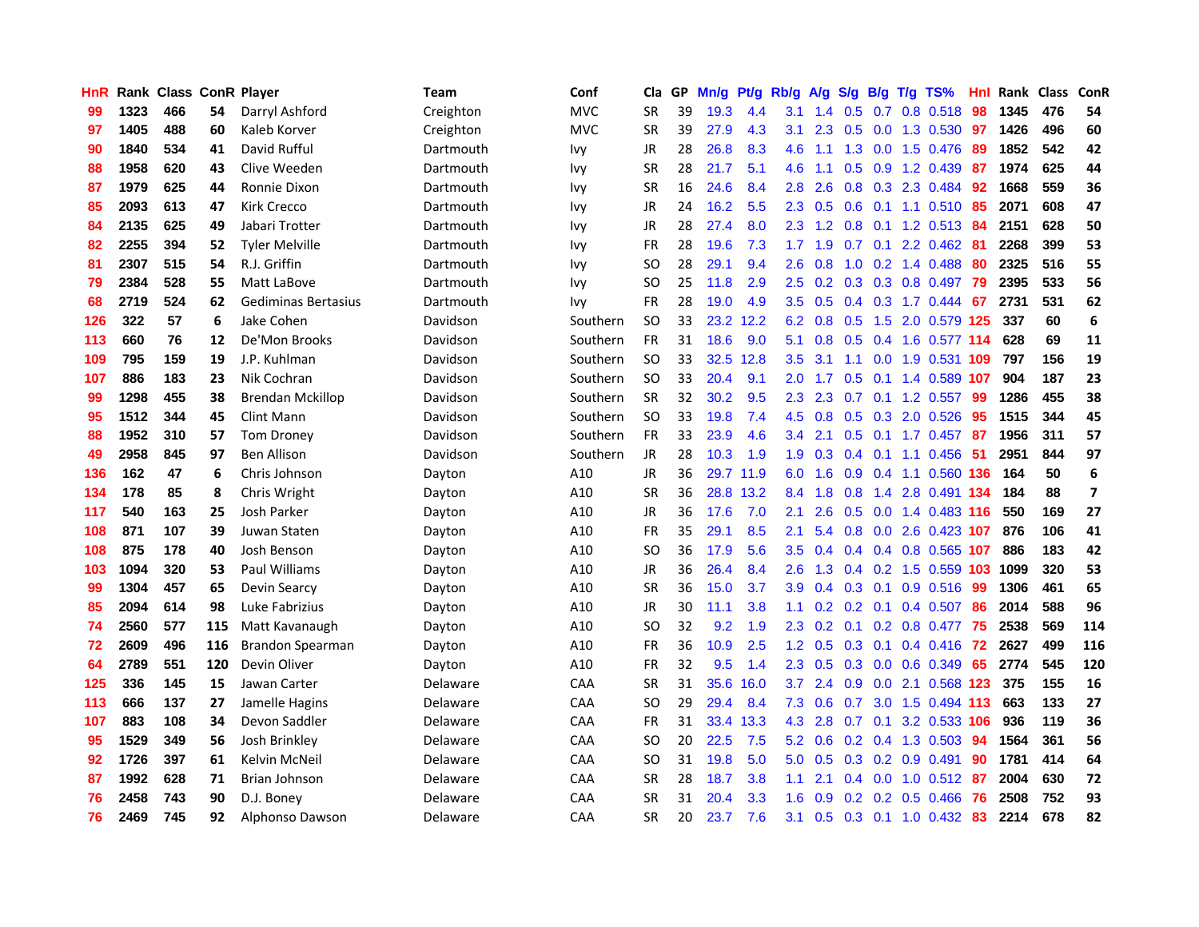| HnR | Rank | Class | ConR | Player | Team | Conf | Cla | GP | Mn/g | Pt/g | Rb/g | A/g | S/g | B/g | T/g | TS% | HnI | Rank | Class | ConR |
|---|---|---|---|---|---|---|---|---|---|---|---|---|---|---|---|---|---|---|---|---|
| 99 | 1323 | 466 | 54 | Darryl Ashford | Creighton | MVC | SR | 39 | 19.3 | 4.4 | 3.1 | 1.4 | 0.5 | 0.7 | 0.8 | 0.518 | 98 | 1345 | 476 | 54 |
| 97 | 1405 | 488 | 60 | Kaleb Korver | Creighton | MVC | SR | 39 | 27.9 | 4.3 | 3.1 | 2.3 | 0.5 | 0.0 | 1.3 | 0.530 | 97 | 1426 | 496 | 60 |
| 90 | 1840 | 534 | 41 | David Ruffol | Dartmouth | Ivy | JR | 28 | 26.8 | 8.3 | 4.6 | 1.1 | 1.3 | 0.0 | 1.5 | 0.476 | 89 | 1852 | 542 | 42 |
| 88 | 1958 | 620 | 43 | Clive Weeden | Dartmouth | Ivy | SR | 28 | 21.7 | 5.1 | 4.6 | 1.1 | 0.5 | 0.9 | 1.2 | 0.439 | 87 | 1974 | 625 | 44 |
| 87 | 1979 | 625 | 44 | Ronnie Dixon | Dartmouth | Ivy | SR | 16 | 24.6 | 8.4 | 2.8 | 2.6 | 0.8 | 0.3 | 2.3 | 0.484 | 92 | 1668 | 559 | 36 |
| 85 | 2093 | 613 | 47 | Kirk Crecco | Dartmouth | Ivy | JR | 24 | 16.2 | 5.5 | 2.3 | 0.5 | 0.6 | 0.1 | 1.1 | 0.510 | 85 | 2071 | 608 | 47 |
| 84 | 2135 | 625 | 49 | Jabari Trotter | Dartmouth | Ivy | JR | 28 | 27.4 | 8.0 | 2.3 | 1.2 | 0.8 | 0.1 | 1.2 | 0.513 | 84 | 2151 | 628 | 50 |
| 82 | 2255 | 394 | 52 | Tyler Melville | Dartmouth | Ivy | FR | 28 | 19.6 | 7.3 | 1.7 | 1.9 | 0.7 | 0.1 | 2.2 | 0.462 | 81 | 2268 | 399 | 53 |
| 81 | 2307 | 515 | 54 | R.J. Griffin | Dartmouth | Ivy | SO | 28 | 29.1 | 9.4 | 2.6 | 0.8 | 1.0 | 0.2 | 1.4 | 0.488 | 80 | 2325 | 516 | 55 |
| 79 | 2384 | 528 | 55 | Matt LaBove | Dartmouth | Ivy | SO | 25 | 11.8 | 2.9 | 2.5 | 0.2 | 0.3 | 0.3 | 0.8 | 0.497 | 79 | 2395 | 533 | 56 |
| 68 | 2719 | 524 | 62 | Gediminas Bertasius | Dartmouth | Ivy | FR | 28 | 19.0 | 4.9 | 3.5 | 0.5 | 0.4 | 0.3 | 1.7 | 0.444 | 67 | 2731 | 531 | 62 |
| 126 | 322 | 57 | 6 | Jake Cohen | Davidson | Southern | SO | 33 | 23.2 | 12.2 | 6.2 | 0.8 | 0.5 | 1.5 | 2.0 | 0.579 | 125 | 337 | 60 | 6 |
| 113 | 660 | 76 | 12 | De'Mon Brooks | Davidson | Southern | FR | 31 | 18.6 | 9.0 | 5.1 | 0.8 | 0.5 | 0.4 | 1.6 | 0.577 | 114 | 628 | 69 | 11 |
| 109 | 795 | 159 | 19 | J.P. Kuhlman | Davidson | Southern | SO | 33 | 32.5 | 12.8 | 3.5 | 3.1 | 1.1 | 0.0 | 1.9 | 0.531 | 109 | 797 | 156 | 19 |
| 107 | 886 | 183 | 23 | Nik Cochran | Davidson | Southern | SO | 33 | 20.4 | 9.1 | 2.0 | 1.7 | 0.5 | 0.1 | 1.4 | 0.589 | 107 | 904 | 187 | 23 |
| 99 | 1298 | 455 | 38 | Brendan Mckillop | Davidson | Southern | SR | 32 | 30.2 | 9.5 | 2.3 | 2.3 | 0.7 | 0.1 | 1.2 | 0.557 | 99 | 1286 | 455 | 38 |
| 95 | 1512 | 344 | 45 | Clint Mann | Davidson | Southern | SO | 33 | 19.8 | 7.4 | 4.5 | 0.8 | 0.5 | 0.3 | 2.0 | 0.526 | 95 | 1515 | 344 | 45 |
| 88 | 1952 | 310 | 57 | Tom Droney | Davidson | Southern | FR | 33 | 23.9 | 4.6 | 3.4 | 2.1 | 0.5 | 0.1 | 1.7 | 0.457 | 87 | 1956 | 311 | 57 |
| 49 | 2958 | 845 | 97 | Ben Allison | Davidson | Southern | JR | 28 | 10.3 | 1.9 | 1.9 | 0.3 | 0.4 | 0.1 | 1.1 | 0.456 | 51 | 2951 | 844 | 97 |
| 136 | 162 | 47 | 6 | Chris Johnson | Dayton | A10 | JR | 36 | 29.7 | 11.9 | 6.0 | 1.6 | 0.9 | 0.4 | 1.1 | 0.560 | 136 | 164 | 50 | 6 |
| 134 | 178 | 85 | 8 | Chris Wright | Dayton | A10 | SR | 36 | 28.8 | 13.2 | 8.4 | 1.8 | 0.8 | 1.4 | 2.8 | 0.491 | 134 | 184 | 88 | 7 |
| 117 | 540 | 163 | 25 | Josh Parker | Dayton | A10 | JR | 36 | 17.6 | 7.0 | 2.1 | 2.6 | 0.5 | 0.0 | 1.4 | 0.483 | 116 | 550 | 169 | 27 |
| 108 | 871 | 107 | 39 | Juwan Staten | Dayton | A10 | FR | 35 | 29.1 | 8.5 | 2.1 | 5.4 | 0.8 | 0.0 | 2.6 | 0.423 | 107 | 876 | 106 | 41 |
| 108 | 875 | 178 | 40 | Josh Benson | Dayton | A10 | SO | 36 | 17.9 | 5.6 | 3.5 | 0.4 | 0.4 | 0.4 | 0.8 | 0.565 | 107 | 886 | 183 | 42 |
| 103 | 1094 | 320 | 53 | Paul Williams | Dayton | A10 | JR | 36 | 26.4 | 8.4 | 2.6 | 1.3 | 0.4 | 0.2 | 1.5 | 0.559 | 103 | 1099 | 320 | 53 |
| 99 | 1304 | 457 | 65 | Devin Searcy | Dayton | A10 | SR | 36 | 15.0 | 3.7 | 3.9 | 0.4 | 0.3 | 0.1 | 0.9 | 0.516 | 99 | 1306 | 461 | 65 |
| 85 | 2094 | 614 | 98 | Luke Fabrizius | Dayton | A10 | JR | 30 | 11.1 | 3.8 | 1.1 | 0.2 | 0.2 | 0.1 | 0.4 | 0.507 | 86 | 2014 | 588 | 96 |
| 74 | 2560 | 577 | 115 | Matt Kavanaugh | Dayton | A10 | SO | 32 | 9.2 | 1.9 | 2.3 | 0.2 | 0.1 | 0.2 | 0.8 | 0.477 | 75 | 2538 | 569 | 114 |
| 72 | 2609 | 496 | 116 | Brandon Spearman | Dayton | A10 | FR | 36 | 10.9 | 2.5 | 1.2 | 0.5 | 0.3 | 0.1 | 0.4 | 0.416 | 72 | 2627 | 499 | 116 |
| 64 | 2789 | 551 | 120 | Devin Oliver | Dayton | A10 | FR | 32 | 9.5 | 1.4 | 2.3 | 0.5 | 0.3 | 0.0 | 0.6 | 0.349 | 65 | 2774 | 545 | 120 |
| 125 | 336 | 145 | 15 | Jawan Carter | Delaware | CAA | SR | 31 | 35.6 | 16.0 | 3.7 | 2.4 | 0.9 | 0.0 | 2.1 | 0.568 | 123 | 375 | 155 | 16 |
| 113 | 666 | 137 | 27 | Jamelle Hagins | Delaware | CAA | SO | 29 | 29.4 | 8.4 | 7.3 | 0.6 | 0.7 | 3.0 | 1.5 | 0.494 | 113 | 663 | 133 | 27 |
| 107 | 883 | 108 | 34 | Devon Saddler | Delaware | CAA | FR | 31 | 33.4 | 13.3 | 4.3 | 2.8 | 0.7 | 0.1 | 3.2 | 0.533 | 106 | 936 | 119 | 36 |
| 95 | 1529 | 349 | 56 | Josh Brinkley | Delaware | CAA | SO | 20 | 22.5 | 7.5 | 5.2 | 0.6 | 0.2 | 0.4 | 1.3 | 0.503 | 94 | 1564 | 361 | 56 |
| 92 | 1726 | 397 | 61 | Kelvin McNeil | Delaware | CAA | SO | 31 | 19.8 | 5.0 | 5.0 | 0.5 | 0.3 | 0.2 | 0.9 | 0.491 | 90 | 1781 | 414 | 64 |
| 87 | 1992 | 628 | 71 | Brian Johnson | Delaware | CAA | SR | 28 | 18.7 | 3.8 | 1.1 | 2.1 | 0.4 | 0.0 | 1.0 | 0.512 | 87 | 2004 | 630 | 72 |
| 76 | 2458 | 743 | 90 | D.J. Boney | Delaware | CAA | SR | 31 | 20.4 | 3.3 | 1.6 | 0.9 | 0.2 | 0.2 | 0.5 | 0.466 | 76 | 2508 | 752 | 93 |
| 76 | 2469 | 745 | 92 | Alphonso Dawson | Delaware | CAA | SR | 20 | 23.7 | 7.6 | 3.1 | 0.5 | 0.3 | 0.1 | 1.0 | 0.432 | 83 | 2214 | 678 | 82 |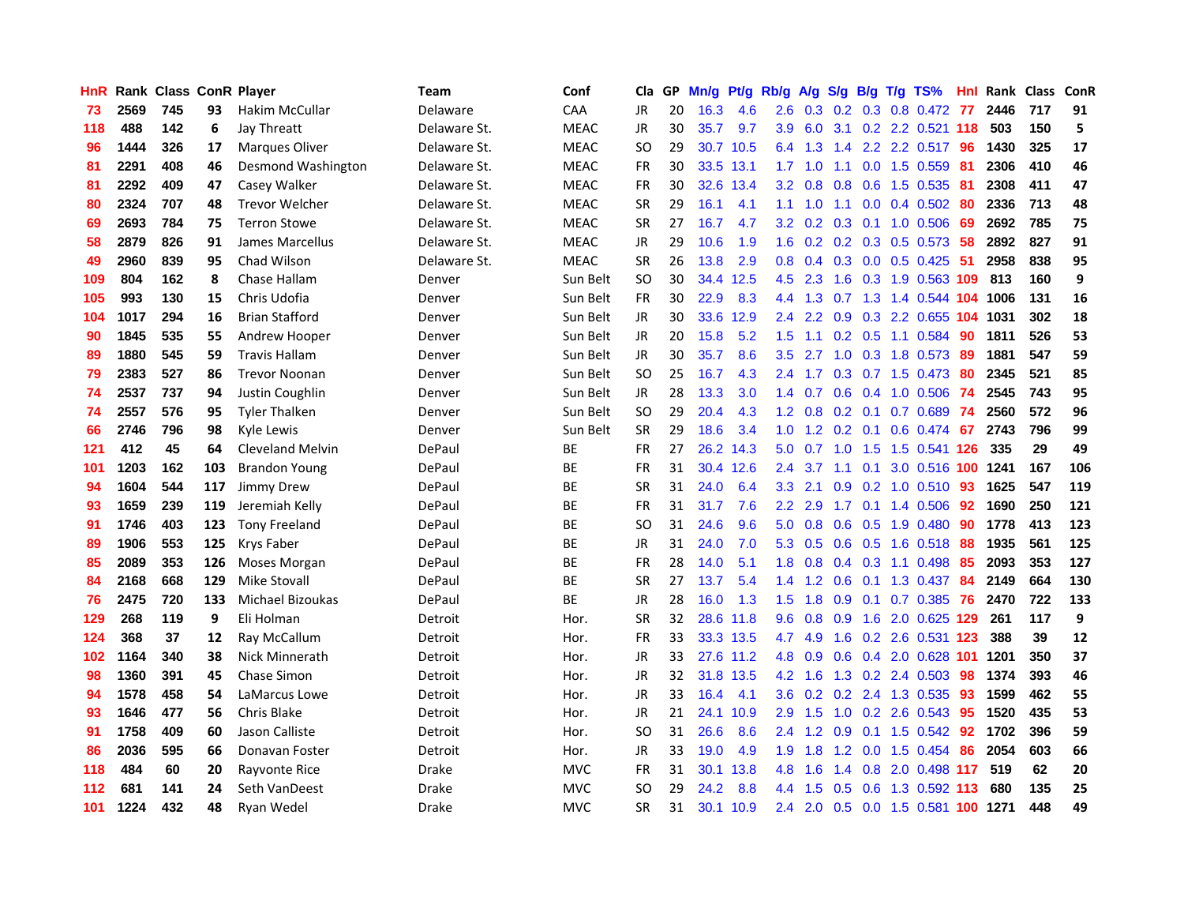| HnR | Rank | Class | ConR | Player | Team | Conf | Cla | GP | Mn/g | Pt/g | Rb/g | A/g | S/g | B/g | T/g | TS% | Hnl | Rank | Class | ConR |
|---|---|---|---|---|---|---|---|---|---|---|---|---|---|---|---|---|---|---|---|---|
| 73 | 2569 | 745 | 93 | Hakim McCullar | Delaware | CAA | JR | 20 | 16.3 | 4.6 | 2.6 | 0.3 | 0.2 | 0.3 | 0.8 | 0.472 | 77 | 2446 | 717 | 91 |
| 118 | 488 | 142 | 6 | Jay Threatt | Delaware St. | MEAC | JR | 30 | 35.7 | 9.7 | 3.9 | 6.0 | 3.1 | 0.2 | 2.2 | 0.521 | 118 | 503 | 150 | 5 |
| 96 | 1444 | 326 | 17 | Marques Oliver | Delaware St. | MEAC | SO | 29 | 30.7 | 10.5 | 6.4 | 1.3 | 1.4 | 2.2 | 2.2 | 0.517 | 96 | 1430 | 325 | 17 |
| 81 | 2291 | 408 | 46 | Desmond Washington | Delaware St. | MEAC | FR | 30 | 33.5 | 13.1 | 1.7 | 1.0 | 1.1 | 0.0 | 1.5 | 0.559 | 81 | 2306 | 410 | 46 |
| 81 | 2292 | 409 | 47 | Casey Walker | Delaware St. | MEAC | FR | 30 | 32.6 | 13.4 | 3.2 | 0.8 | 0.8 | 0.6 | 1.5 | 0.535 | 81 | 2308 | 411 | 47 |
| 80 | 2324 | 707 | 48 | Trevor Welcher | Delaware St. | MEAC | SR | 29 | 16.1 | 4.1 | 1.1 | 1.0 | 1.1 | 0.0 | 0.4 | 0.502 | 80 | 2336 | 713 | 48 |
| 69 | 2693 | 784 | 75 | Terron Stowe | Delaware St. | MEAC | SR | 27 | 16.7 | 4.7 | 3.2 | 0.2 | 0.3 | 0.1 | 1.0 | 0.506 | 69 | 2692 | 785 | 75 |
| 58 | 2879 | 826 | 91 | James Marcellus | Delaware St. | MEAC | JR | 29 | 10.6 | 1.9 | 1.6 | 0.2 | 0.2 | 0.3 | 0.5 | 0.573 | 58 | 2892 | 827 | 91 |
| 49 | 2960 | 839 | 95 | Chad Wilson | Delaware St. | MEAC | SR | 26 | 13.8 | 2.9 | 0.8 | 0.4 | 0.3 | 0.0 | 0.5 | 0.425 | 51 | 2958 | 838 | 95 |
| 109 | 804 | 162 | 8 | Chase Hallam | Denver | Sun Belt | SO | 30 | 34.4 | 12.5 | 4.5 | 2.3 | 1.6 | 0.3 | 1.9 | 0.563 | 109 | 813 | 160 | 9 |
| 105 | 993 | 130 | 15 | Chris Udofia | Denver | Sun Belt | FR | 30 | 22.9 | 8.3 | 4.4 | 1.3 | 0.7 | 1.3 | 1.4 | 0.544 | 104 | 1006 | 131 | 16 |
| 104 | 1017 | 294 | 16 | Brian Stafford | Denver | Sun Belt | JR | 30 | 33.6 | 12.9 | 2.4 | 2.2 | 0.9 | 0.3 | 2.2 | 0.655 | 104 | 1031 | 302 | 18 |
| 90 | 1845 | 535 | 55 | Andrew Hooper | Denver | Sun Belt | JR | 20 | 15.8 | 5.2 | 1.5 | 1.1 | 0.2 | 0.5 | 1.1 | 0.584 | 90 | 1811 | 526 | 53 |
| 89 | 1880 | 545 | 59 | Travis Hallam | Denver | Sun Belt | JR | 30 | 35.7 | 8.6 | 3.5 | 2.7 | 1.0 | 0.3 | 1.8 | 0.573 | 89 | 1881 | 547 | 59 |
| 79 | 2383 | 527 | 86 | Trevor Noonan | Denver | Sun Belt | SO | 25 | 16.7 | 4.3 | 2.4 | 1.7 | 0.3 | 0.7 | 1.5 | 0.473 | 80 | 2345 | 521 | 85 |
| 74 | 2537 | 737 | 94 | Justin Coughlin | Denver | Sun Belt | JR | 28 | 13.3 | 3.0 | 1.4 | 0.7 | 0.6 | 0.4 | 1.0 | 0.506 | 74 | 2545 | 743 | 95 |
| 74 | 2557 | 576 | 95 | Tyler Thalken | Denver | Sun Belt | SO | 29 | 20.4 | 4.3 | 1.2 | 0.8 | 0.2 | 0.1 | 0.7 | 0.689 | 74 | 2560 | 572 | 96 |
| 66 | 2746 | 796 | 98 | Kyle Lewis | Denver | Sun Belt | SR | 29 | 18.6 | 3.4 | 1.0 | 1.2 | 0.2 | 0.1 | 0.6 | 0.474 | 67 | 2743 | 796 | 99 |
| 121 | 412 | 45 | 64 | Cleveland Melvin | DePaul | BE | FR | 27 | 26.2 | 14.3 | 5.0 | 0.7 | 1.0 | 1.5 | 1.5 | 0.541 | 126 | 335 | 29 | 49 |
| 101 | 1203 | 162 | 103 | Brandon Young | DePaul | BE | FR | 31 | 30.4 | 12.6 | 2.4 | 3.7 | 1.1 | 0.1 | 3.0 | 0.516 | 100 | 1241 | 167 | 106 |
| 94 | 1604 | 544 | 117 | Jimmy Drew | DePaul | BE | SR | 31 | 24.0 | 6.4 | 3.3 | 2.1 | 0.9 | 0.2 | 1.0 | 0.510 | 93 | 1625 | 547 | 119 |
| 93 | 1659 | 239 | 119 | Jeremiah Kelly | DePaul | BE | FR | 31 | 31.7 | 7.6 | 2.2 | 2.9 | 1.7 | 0.1 | 1.4 | 0.506 | 92 | 1690 | 250 | 121 |
| 91 | 1746 | 403 | 123 | Tony Freeland | DePaul | BE | SO | 31 | 24.6 | 9.6 | 5.0 | 0.8 | 0.6 | 0.5 | 1.9 | 0.480 | 90 | 1778 | 413 | 123 |
| 89 | 1906 | 553 | 125 | Krys Faber | DePaul | BE | JR | 31 | 24.0 | 7.0 | 5.3 | 0.5 | 0.6 | 0.5 | 1.6 | 0.518 | 88 | 1935 | 561 | 125 |
| 85 | 2089 | 353 | 126 | Moses Morgan | DePaul | BE | FR | 28 | 14.0 | 5.1 | 1.8 | 0.8 | 0.4 | 0.3 | 1.1 | 0.498 | 85 | 2093 | 353 | 127 |
| 84 | 2168 | 668 | 129 | Mike Stovall | DePaul | BE | SR | 27 | 13.7 | 5.4 | 1.4 | 1.2 | 0.6 | 0.1 | 1.3 | 0.437 | 84 | 2149 | 664 | 130 |
| 76 | 2475 | 720 | 133 | Michael Bizoukas | DePaul | BE | JR | 28 | 16.0 | 1.3 | 1.5 | 1.8 | 0.9 | 0.1 | 0.7 | 0.385 | 76 | 2470 | 722 | 133 |
| 129 | 268 | 119 | 9 | Eli Holman | Detroit | Hor. | SR | 32 | 28.6 | 11.8 | 9.6 | 0.8 | 0.9 | 1.6 | 2.0 | 0.625 | 129 | 261 | 117 | 9 |
| 124 | 368 | 37 | 12 | Ray McCallum | Detroit | Hor. | FR | 33 | 33.3 | 13.5 | 4.7 | 4.9 | 1.6 | 0.2 | 2.6 | 0.531 | 123 | 388 | 39 | 12 |
| 102 | 1164 | 340 | 38 | Nick Minnerath | Detroit | Hor. | JR | 33 | 27.6 | 11.2 | 4.8 | 0.9 | 0.6 | 0.4 | 2.0 | 0.628 | 101 | 1201 | 350 | 37 |
| 98 | 1360 | 391 | 45 | Chase Simon | Detroit | Hor. | JR | 32 | 31.8 | 13.5 | 4.2 | 1.6 | 1.3 | 0.2 | 2.4 | 0.503 | 98 | 1374 | 393 | 46 |
| 94 | 1578 | 458 | 54 | LaMarcus Lowe | Detroit | Hor. | JR | 33 | 16.4 | 4.1 | 3.6 | 0.2 | 0.2 | 2.4 | 1.3 | 0.535 | 93 | 1599 | 462 | 55 |
| 93 | 1646 | 477 | 56 | Chris Blake | Detroit | Hor. | JR | 21 | 24.1 | 10.9 | 2.9 | 1.5 | 1.0 | 0.2 | 2.6 | 0.543 | 95 | 1520 | 435 | 53 |
| 91 | 1758 | 409 | 60 | Jason Calliste | Detroit | Hor. | SO | 31 | 26.6 | 8.6 | 2.4 | 1.2 | 0.9 | 0.1 | 1.5 | 0.542 | 92 | 1702 | 396 | 59 |
| 86 | 2036 | 595 | 66 | Donavan Foster | Detroit | Hor. | JR | 33 | 19.0 | 4.9 | 1.9 | 1.8 | 1.2 | 0.0 | 1.5 | 0.454 | 86 | 2054 | 603 | 66 |
| 118 | 484 | 60 | 20 | Rayvonte Rice | Drake | MVC | FR | 31 | 30.1 | 13.8 | 4.8 | 1.6 | 1.4 | 0.8 | 2.0 | 0.498 | 117 | 519 | 62 | 20 |
| 112 | 681 | 141 | 24 | Seth VanDeest | Drake | MVC | SO | 29 | 24.2 | 8.8 | 4.4 | 1.5 | 0.5 | 0.6 | 1.3 | 0.592 | 113 | 680 | 135 | 25 |
| 101 | 1224 | 432 | 48 | Ryan Wedel | Drake | MVC | SR | 31 | 30.1 | 10.9 | 2.4 | 2.0 | 0.5 | 0.0 | 1.5 | 0.581 | 100 | 1271 | 448 | 49 |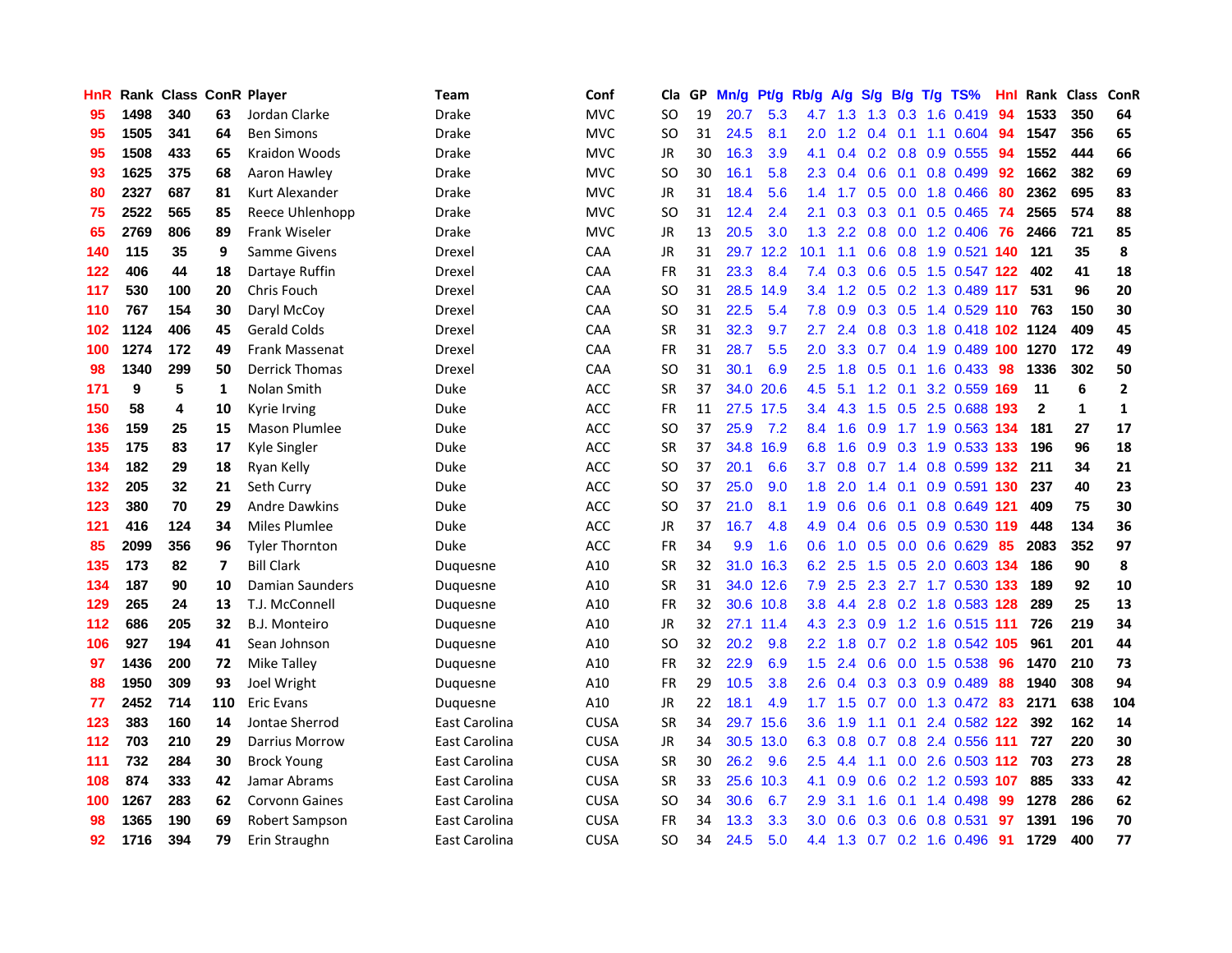| HnR | Rank | Class | ConR | Player | Team | Conf | Cla | GP | Mn/g | Pt/g | Rb/g | A/g | S/g | B/g | T/g | TS% | HnI | Rank | Class | ConR |
|---|---|---|---|---|---|---|---|---|---|---|---|---|---|---|---|---|---|---|---|---|
| 95 | 1498 | 340 | 63 | Jordan Clarke | Drake | MVC | SO | 19 | 20.7 | 5.3 | 4.7 | 1.3 | 1.3 | 0.3 | 1.6 | 0.419 | 94 | 1533 | 350 | 64 |
| 95 | 1505 | 341 | 64 | Ben Simons | Drake | MVC | SO | 31 | 24.5 | 8.1 | 2.0 | 1.2 | 0.4 | 0.1 | 1.1 | 0.604 | 94 | 1547 | 356 | 65 |
| 95 | 1508 | 433 | 65 | Kraidon Woods | Drake | MVC | JR | 30 | 16.3 | 3.9 | 4.1 | 0.4 | 0.2 | 0.8 | 0.9 | 0.555 | 94 | 1552 | 444 | 66 |
| 93 | 1625 | 375 | 68 | Aaron Hawley | Drake | MVC | SO | 30 | 16.1 | 5.8 | 2.3 | 0.4 | 0.6 | 0.1 | 0.8 | 0.499 | 92 | 1662 | 382 | 69 |
| 80 | 2327 | 687 | 81 | Kurt Alexander | Drake | MVC | JR | 31 | 18.4 | 5.6 | 1.4 | 1.7 | 0.5 | 0.0 | 1.8 | 0.466 | 80 | 2362 | 695 | 83 |
| 75 | 2522 | 565 | 85 | Reece Uhlenhopp | Drake | MVC | SO | 31 | 12.4 | 2.4 | 2.1 | 0.3 | 0.3 | 0.1 | 0.5 | 0.465 | 74 | 2565 | 574 | 88 |
| 65 | 2769 | 806 | 89 | Frank Wiseler | Drake | MVC | JR | 13 | 20.5 | 3.0 | 1.3 | 2.2 | 0.8 | 0.0 | 1.2 | 0.406 | 76 | 2466 | 721 | 85 |
| 140 | 115 | 35 | 9 | Samme Givens | Drexel | CAA | JR | 31 | 29.7 | 12.2 | 10.1 | 1.1 | 0.6 | 0.8 | 1.9 | 0.521 | 140 | 121 | 35 | 8 |
| 122 | 406 | 44 | 18 | Dartaye Ruffin | Drexel | CAA | FR | 31 | 23.3 | 8.4 | 7.4 | 0.3 | 0.6 | 0.5 | 1.5 | 0.547 | 122 | 402 | 41 | 18 |
| 117 | 530 | 100 | 20 | Chris Fouch | Drexel | CAA | SO | 31 | 28.5 | 14.9 | 3.4 | 1.2 | 0.5 | 0.2 | 1.3 | 0.489 | 117 | 531 | 96 | 20 |
| 110 | 767 | 154 | 30 | Daryl McCoy | Drexel | CAA | SO | 31 | 22.5 | 5.4 | 7.8 | 0.9 | 0.3 | 0.5 | 1.4 | 0.529 | 110 | 763 | 150 | 30 |
| 102 | 1124 | 406 | 45 | Gerald Colds | Drexel | CAA | SR | 31 | 32.3 | 9.7 | 2.7 | 2.4 | 0.8 | 0.3 | 1.8 | 0.418 | 102 | 1124 | 409 | 45 |
| 100 | 1274 | 172 | 49 | Frank Massenat | Drexel | CAA | FR | 31 | 28.7 | 5.5 | 2.0 | 3.3 | 0.7 | 0.4 | 1.9 | 0.489 | 100 | 1270 | 172 | 49 |
| 98 | 1340 | 299 | 50 | Derrick Thomas | Drexel | CAA | SO | 31 | 30.1 | 6.9 | 2.5 | 1.8 | 0.5 | 0.1 | 1.6 | 0.433 | 98 | 1336 | 302 | 50 |
| 171 | 9 | 5 | 1 | Nolan Smith | Duke | ACC | SR | 37 | 34.0 | 20.6 | 4.5 | 5.1 | 1.2 | 0.1 | 3.2 | 0.559 | 169 | 11 | 6 | 2 |
| 150 | 58 | 4 | 10 | Kyrie Irving | Duke | ACC | FR | 11 | 27.5 | 17.5 | 3.4 | 4.3 | 1.5 | 0.5 | 2.5 | 0.688 | 193 | 2 | 1 | 1 |
| 136 | 159 | 25 | 15 | Mason Plumlee | Duke | ACC | SO | 37 | 25.9 | 7.2 | 8.4 | 1.6 | 0.9 | 1.7 | 1.9 | 0.563 | 134 | 181 | 27 | 17 |
| 135 | 175 | 83 | 17 | Kyle Singler | Duke | ACC | SR | 37 | 34.8 | 16.9 | 6.8 | 1.6 | 0.9 | 0.3 | 1.9 | 0.533 | 133 | 196 | 96 | 18 |
| 134 | 182 | 29 | 18 | Ryan Kelly | Duke | ACC | SO | 37 | 20.1 | 6.6 | 3.7 | 0.8 | 0.7 | 1.4 | 0.8 | 0.599 | 132 | 211 | 34 | 21 |
| 132 | 205 | 32 | 21 | Seth Curry | Duke | ACC | SO | 37 | 25.0 | 9.0 | 1.8 | 2.0 | 1.4 | 0.1 | 0.9 | 0.591 | 130 | 237 | 40 | 23 |
| 123 | 380 | 70 | 29 | Andre Dawkins | Duke | ACC | SO | 37 | 21.0 | 8.1 | 1.9 | 0.6 | 0.6 | 0.1 | 0.8 | 0.649 | 121 | 409 | 75 | 30 |
| 121 | 416 | 124 | 34 | Miles Plumlee | Duke | ACC | JR | 37 | 16.7 | 4.8 | 4.9 | 0.4 | 0.6 | 0.5 | 0.9 | 0.530 | 119 | 448 | 134 | 36 |
| 85 | 2099 | 356 | 96 | Tyler Thornton | Duke | ACC | FR | 34 | 9.9 | 1.6 | 0.6 | 1.0 | 0.5 | 0.0 | 0.6 | 0.629 | 85 | 2083 | 352 | 97 |
| 135 | 173 | 82 | 7 | Bill Clark | Duquesne | A10 | SR | 32 | 31.0 | 16.3 | 6.2 | 2.5 | 1.5 | 0.5 | 2.0 | 0.603 | 134 | 186 | 90 | 8 |
| 134 | 187 | 90 | 10 | Damian Saunders | Duquesne | A10 | SR | 31 | 34.0 | 12.6 | 7.9 | 2.5 | 2.3 | 2.7 | 1.7 | 0.530 | 133 | 189 | 92 | 10 |
| 129 | 265 | 24 | 13 | T.J. McConnell | Duquesne | A10 | FR | 32 | 30.6 | 10.8 | 3.8 | 4.4 | 2.8 | 0.2 | 1.8 | 0.583 | 128 | 289 | 25 | 13 |
| 112 | 686 | 205 | 32 | B.J. Monteiro | Duquesne | A10 | JR | 32 | 27.1 | 11.4 | 4.3 | 2.3 | 0.9 | 1.2 | 1.6 | 0.515 | 111 | 726 | 219 | 34 |
| 106 | 927 | 194 | 41 | Sean Johnson | Duquesne | A10 | SO | 32 | 20.2 | 9.8 | 2.2 | 1.8 | 0.7 | 0.2 | 1.8 | 0.542 | 105 | 961 | 201 | 44 |
| 97 | 1436 | 200 | 72 | Mike Talley | Duquesne | A10 | FR | 32 | 22.9 | 6.9 | 1.5 | 2.4 | 0.6 | 0.0 | 1.5 | 0.538 | 96 | 1470 | 210 | 73 |
| 88 | 1950 | 309 | 93 | Joel Wright | Duquesne | A10 | FR | 29 | 10.5 | 3.8 | 2.6 | 0.4 | 0.3 | 0.3 | 0.9 | 0.489 | 88 | 1940 | 308 | 94 |
| 77 | 2452 | 714 | 110 | Eric Evans | Duquesne | A10 | JR | 22 | 18.1 | 4.9 | 1.7 | 1.5 | 0.7 | 0.0 | 1.3 | 0.472 | 83 | 2171 | 638 | 104 |
| 123 | 383 | 160 | 14 | Jontae Sherrod | East Carolina | CUSA | SR | 34 | 29.7 | 15.6 | 3.6 | 1.9 | 1.1 | 0.1 | 2.4 | 0.582 | 122 | 392 | 162 | 14 |
| 112 | 703 | 210 | 29 | Darrius Morrow | East Carolina | CUSA | JR | 34 | 30.5 | 13.0 | 6.3 | 0.8 | 0.7 | 0.8 | 2.4 | 0.556 | 111 | 727 | 220 | 30 |
| 111 | 732 | 284 | 30 | Brock Young | East Carolina | CUSA | SR | 30 | 26.2 | 9.6 | 2.5 | 4.4 | 1.1 | 0.0 | 2.6 | 0.503 | 112 | 703 | 273 | 28 |
| 108 | 874 | 333 | 42 | Jamar Abrams | East Carolina | CUSA | SR | 33 | 25.6 | 10.3 | 4.1 | 0.9 | 0.6 | 0.2 | 1.2 | 0.593 | 107 | 885 | 333 | 42 |
| 100 | 1267 | 283 | 62 | Corvonn Gaines | East Carolina | CUSA | SO | 34 | 30.6 | 6.7 | 2.9 | 3.1 | 1.6 | 0.1 | 1.4 | 0.498 | 99 | 1278 | 286 | 62 |
| 98 | 1365 | 190 | 69 | Robert Sampson | East Carolina | CUSA | FR | 34 | 13.3 | 3.3 | 3.0 | 0.6 | 0.3 | 0.6 | 0.8 | 0.531 | 97 | 1391 | 196 | 70 |
| 92 | 1716 | 394 | 79 | Erin Straughn | East Carolina | CUSA | SO | 34 | 24.5 | 5.0 | 4.4 | 1.3 | 0.7 | 0.2 | 1.6 | 0.496 | 91 | 1729 | 400 | 77 |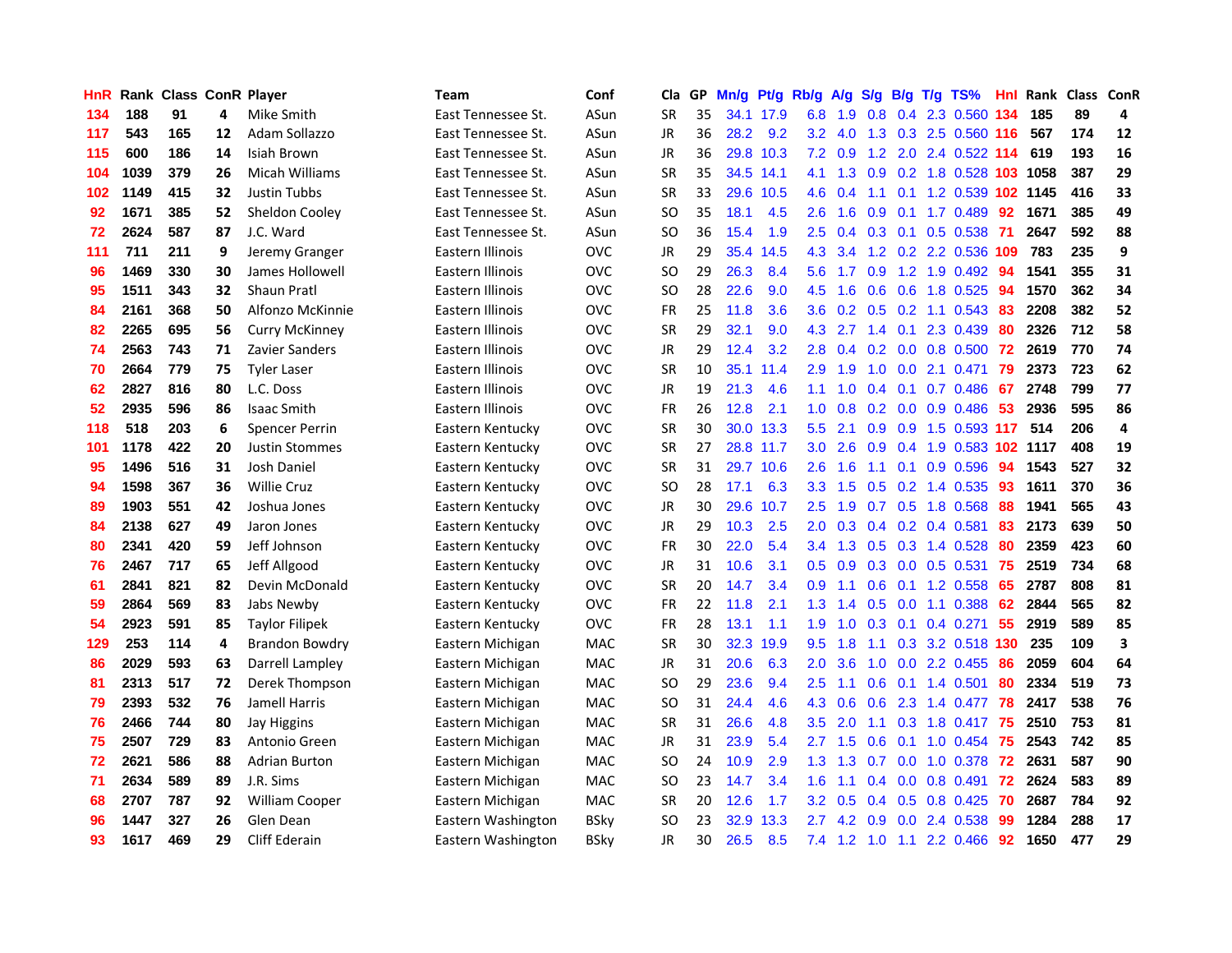| HnR | Rank | Class | ConR | Player | Team | Conf | Cla | GP | Mn/g | Pt/g | Rb/g | A/g | S/g | B/g | T/g | TS% | HnI | Rank | Class | ConR |
|---|---|---|---|---|---|---|---|---|---|---|---|---|---|---|---|---|---|---|---|---|
| 134 | 188 | 91 | 4 | Mike Smith | East Tennessee St. | ASun | SR | 35 | 34.1 | 17.9 | 6.8 | 1.9 | 0.8 | 0.4 | 2.3 | 0.560 | 134 | 185 | 89 | 4 |
| 117 | 543 | 165 | 12 | Adam Sollazzo | East Tennessee St. | ASun | JR | 36 | 28.2 | 9.2 | 3.2 | 4.0 | 1.3 | 0.3 | 2.5 | 0.560 | 116 | 567 | 174 | 12 |
| 115 | 600 | 186 | 14 | Isiah Brown | East Tennessee St. | ASun | JR | 36 | 29.8 | 10.3 | 7.2 | 0.9 | 1.2 | 2.0 | 2.4 | 0.522 | 114 | 619 | 193 | 16 |
| 104 | 1039 | 379 | 26 | Micah Williams | East Tennessee St. | ASun | SR | 35 | 34.5 | 14.1 | 4.1 | 1.3 | 0.9 | 0.2 | 1.8 | 0.528 | 103 | 1058 | 387 | 29 |
| 102 | 1149 | 415 | 32 | Justin Tubbs | East Tennessee St. | ASun | SR | 33 | 29.6 | 10.5 | 4.6 | 0.4 | 1.1 | 0.1 | 1.2 | 0.539 | 102 | 1145 | 416 | 33 |
| 92 | 1671 | 385 | 52 | Sheldon Cooley | East Tennessee St. | ASun | SO | 35 | 18.1 | 4.5 | 2.6 | 1.6 | 0.9 | 0.1 | 1.7 | 0.489 | 92 | 1671 | 385 | 49 |
| 72 | 2624 | 587 | 87 | J.C. Ward | East Tennessee St. | ASun | SO | 36 | 15.4 | 1.9 | 2.5 | 0.4 | 0.3 | 0.1 | 0.5 | 0.538 | 71 | 2647 | 592 | 88 |
| 111 | 711 | 211 | 9 | Jeremy Granger | Eastern Illinois | OVC | JR | 29 | 35.4 | 14.5 | 4.3 | 3.4 | 1.2 | 0.2 | 2.2 | 0.536 | 109 | 783 | 235 | 9 |
| 96 | 1469 | 330 | 30 | James Hollowell | Eastern Illinois | OVC | SO | 29 | 26.3 | 8.4 | 5.6 | 1.7 | 0.9 | 1.2 | 1.9 | 0.492 | 94 | 1541 | 355 | 31 |
| 95 | 1511 | 343 | 32 | Shaun Pratl | Eastern Illinois | OVC | SO | 28 | 22.6 | 9.0 | 4.5 | 1.6 | 0.6 | 0.6 | 1.8 | 0.525 | 94 | 1570 | 362 | 34 |
| 84 | 2161 | 368 | 50 | Alfonzo McKinnie | Eastern Illinois | OVC | FR | 25 | 11.8 | 3.6 | 3.6 | 0.2 | 0.5 | 0.2 | 1.1 | 0.543 | 83 | 2208 | 382 | 52 |
| 82 | 2265 | 695 | 56 | Curry McKinney | Eastern Illinois | OVC | SR | 29 | 32.1 | 9.0 | 4.3 | 2.7 | 1.4 | 0.1 | 2.3 | 0.439 | 80 | 2326 | 712 | 58 |
| 74 | 2563 | 743 | 71 | Zavier Sanders | Eastern Illinois | OVC | JR | 29 | 12.4 | 3.2 | 2.8 | 0.4 | 0.2 | 0.0 | 0.8 | 0.500 | 72 | 2619 | 770 | 74 |
| 70 | 2664 | 779 | 75 | Tyler Laser | Eastern Illinois | OVC | SR | 10 | 35.1 | 11.4 | 2.9 | 1.9 | 1.0 | 0.0 | 2.1 | 0.471 | 79 | 2373 | 723 | 62 |
| 62 | 2827 | 816 | 80 | L.C. Doss | Eastern Illinois | OVC | JR | 19 | 21.3 | 4.6 | 1.1 | 1.0 | 0.4 | 0.1 | 0.7 | 0.486 | 67 | 2748 | 799 | 77 |
| 52 | 2935 | 596 | 86 | Isaac Smith | Eastern Illinois | OVC | FR | 26 | 12.8 | 2.1 | 1.0 | 0.8 | 0.2 | 0.0 | 0.9 | 0.486 | 53 | 2936 | 595 | 86 |
| 118 | 518 | 203 | 6 | Spencer Perrin | Eastern Kentucky | OVC | SR | 30 | 30.0 | 13.3 | 5.5 | 2.1 | 0.9 | 0.9 | 1.5 | 0.593 | 117 | 514 | 206 | 4 |
| 101 | 1178 | 422 | 20 | Justin Stommes | Eastern Kentucky | OVC | SR | 27 | 28.8 | 11.7 | 3.0 | 2.6 | 0.9 | 0.4 | 1.9 | 0.583 | 102 | 1117 | 408 | 19 |
| 95 | 1496 | 516 | 31 | Josh Daniel | Eastern Kentucky | OVC | SR | 31 | 29.7 | 10.6 | 2.6 | 1.6 | 1.1 | 0.1 | 0.9 | 0.596 | 94 | 1543 | 527 | 32 |
| 94 | 1598 | 367 | 36 | Willie Cruz | Eastern Kentucky | OVC | SO | 28 | 17.1 | 6.3 | 3.3 | 1.5 | 0.5 | 0.2 | 1.4 | 0.535 | 93 | 1611 | 370 | 36 |
| 89 | 1903 | 551 | 42 | Joshua Jones | Eastern Kentucky | OVC | JR | 30 | 29.6 | 10.7 | 2.5 | 1.9 | 0.7 | 0.5 | 1.8 | 0.568 | 88 | 1941 | 565 | 43 |
| 84 | 2138 | 627 | 49 | Jaron Jones | Eastern Kentucky | OVC | JR | 29 | 10.3 | 2.5 | 2.0 | 0.3 | 0.4 | 0.2 | 0.4 | 0.581 | 83 | 2173 | 639 | 50 |
| 80 | 2341 | 420 | 59 | Jeff Johnson | Eastern Kentucky | OVC | FR | 30 | 22.0 | 5.4 | 3.4 | 1.3 | 0.5 | 0.3 | 1.4 | 0.528 | 80 | 2359 | 423 | 60 |
| 76 | 2467 | 717 | 65 | Jeff Allgood | Eastern Kentucky | OVC | JR | 31 | 10.6 | 3.1 | 0.5 | 0.9 | 0.3 | 0.0 | 0.5 | 0.531 | 75 | 2519 | 734 | 68 |
| 61 | 2841 | 821 | 82 | Devin McDonald | Eastern Kentucky | OVC | SR | 20 | 14.7 | 3.4 | 0.9 | 1.1 | 0.6 | 0.1 | 1.2 | 0.558 | 65 | 2787 | 808 | 81 |
| 59 | 2864 | 569 | 83 | Jabs Newby | Eastern Kentucky | OVC | FR | 22 | 11.8 | 2.1 | 1.3 | 1.4 | 0.5 | 0.0 | 1.1 | 0.388 | 62 | 2844 | 565 | 82 |
| 54 | 2923 | 591 | 85 | Taylor Filipek | Eastern Kentucky | OVC | FR | 28 | 13.1 | 1.1 | 1.9 | 1.0 | 0.3 | 0.1 | 0.4 | 0.271 | 55 | 2919 | 589 | 85 |
| 129 | 253 | 114 | 4 | Brandon Bowdry | Eastern Michigan | MAC | SR | 30 | 32.3 | 19.9 | 9.5 | 1.8 | 1.1 | 0.3 | 3.2 | 0.518 | 130 | 235 | 109 | 3 |
| 86 | 2029 | 593 | 63 | Darrell Lampley | Eastern Michigan | MAC | JR | 31 | 20.6 | 6.3 | 2.0 | 3.6 | 1.0 | 0.0 | 2.2 | 0.455 | 86 | 2059 | 604 | 64 |
| 81 | 2313 | 517 | 72 | Derek Thompson | Eastern Michigan | MAC | SO | 29 | 23.6 | 9.4 | 2.5 | 1.1 | 0.6 | 0.1 | 1.4 | 0.501 | 80 | 2334 | 519 | 73 |
| 79 | 2393 | 532 | 76 | Jamell Harris | Eastern Michigan | MAC | SO | 31 | 24.4 | 4.6 | 4.3 | 0.6 | 0.6 | 2.3 | 1.4 | 0.477 | 78 | 2417 | 538 | 76 |
| 76 | 2466 | 744 | 80 | Jay Higgins | Eastern Michigan | MAC | SR | 31 | 26.6 | 4.8 | 3.5 | 2.0 | 1.1 | 0.3 | 1.8 | 0.417 | 75 | 2510 | 753 | 81 |
| 75 | 2507 | 729 | 83 | Antonio Green | Eastern Michigan | MAC | JR | 31 | 23.9 | 5.4 | 2.7 | 1.5 | 0.6 | 0.1 | 1.0 | 0.454 | 75 | 2543 | 742 | 85 |
| 72 | 2621 | 586 | 88 | Adrian Burton | Eastern Michigan | MAC | SO | 24 | 10.9 | 2.9 | 1.3 | 1.3 | 0.7 | 0.0 | 1.0 | 0.378 | 72 | 2631 | 587 | 90 |
| 71 | 2634 | 589 | 89 | J.R. Sims | Eastern Michigan | MAC | SO | 23 | 14.7 | 3.4 | 1.6 | 1.1 | 0.4 | 0.0 | 0.8 | 0.491 | 72 | 2624 | 583 | 89 |
| 68 | 2707 | 787 | 92 | William Cooper | Eastern Michigan | MAC | SR | 20 | 12.6 | 1.7 | 3.2 | 0.5 | 0.4 | 0.5 | 0.8 | 0.425 | 70 | 2687 | 784 | 92 |
| 96 | 1447 | 327 | 26 | Glen Dean | Eastern Washington | BSky | SO | 23 | 32.9 | 13.3 | 2.7 | 4.2 | 0.9 | 0.0 | 2.4 | 0.538 | 99 | 1284 | 288 | 17 |
| 93 | 1617 | 469 | 29 | Cliff Ederain | Eastern Washington | BSky | JR | 30 | 26.5 | 8.5 | 7.4 | 1.2 | 1.0 | 1.1 | 2.2 | 0.466 | 92 | 1650 | 477 | 29 |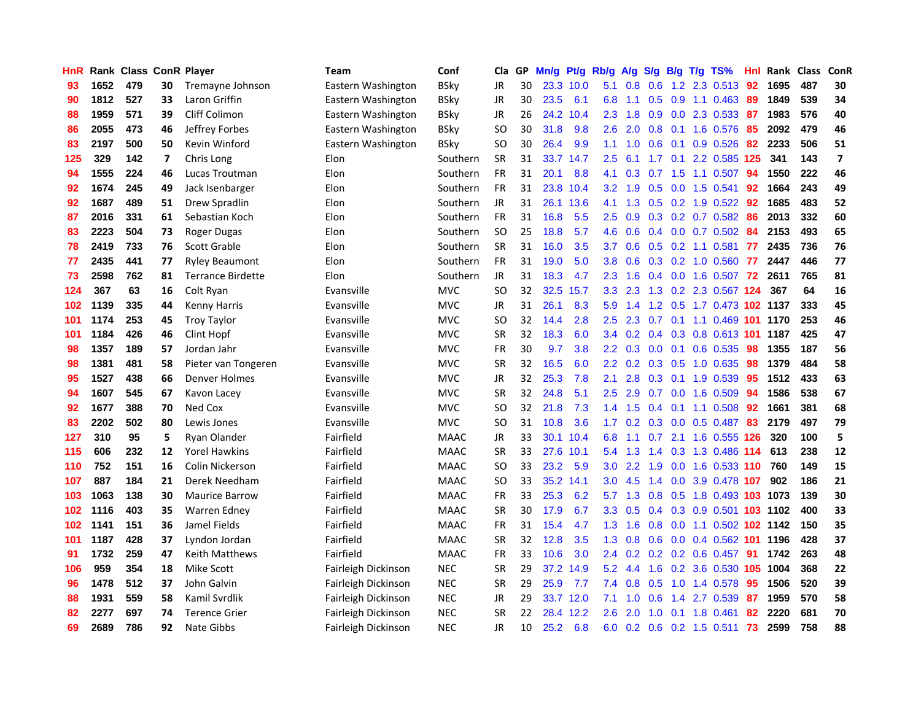| HnR | Rank | Class | ConR | Player | Team | Conf | Cla | GP | Mn/g | Pt/g | Rb/g | A/g | S/g | B/g | T/g | TS% | HnI | Rank | Class | ConR |
|---|---|---|---|---|---|---|---|---|---|---|---|---|---|---|---|---|---|---|---|---|
| 93 | 1652 | 479 | 30 | Tremayne Johnson | Eastern Washington | BSky | JR | 30 | 23.3 | 10.0 | 5.1 | 0.8 | 0.6 | 1.2 | 2.3 | 0.513 | 92 | 1695 | 487 | 30 |
| 90 | 1812 | 527 | 33 | Laron Griffin | Eastern Washington | BSky | JR | 30 | 23.5 | 6.1 | 6.8 | 1.1 | 0.5 | 0.9 | 1.1 | 0.463 | 89 | 1849 | 539 | 34 |
| 88 | 1959 | 571 | 39 | Cliff Colimon | Eastern Washington | BSky | JR | 26 | 24.2 | 10.4 | 2.3 | 1.8 | 0.9 | 0.0 | 2.3 | 0.533 | 87 | 1983 | 576 | 40 |
| 86 | 2055 | 473 | 46 | Jeffrey Forbes | Eastern Washington | BSky | SO | 30 | 31.8 | 9.8 | 2.6 | 2.0 | 0.8 | 0.1 | 1.6 | 0.576 | 85 | 2092 | 479 | 46 |
| 83 | 2197 | 500 | 50 | Kevin Winford | Eastern Washington | BSky | SO | 30 | 26.4 | 9.9 | 1.1 | 1.0 | 0.6 | 0.1 | 0.9 | 0.526 | 82 | 2233 | 506 | 51 |
| 125 | 329 | 142 | 7 | Chris Long | Elon | Southern | SR | 31 | 33.7 | 14.7 | 2.5 | 6.1 | 1.7 | 0.1 | 2.2 | 0.585 | 125 | 341 | 143 | 7 |
| 94 | 1555 | 224 | 46 | Lucas Troutman | Elon | Southern | FR | 31 | 20.1 | 8.8 | 4.1 | 0.3 | 0.7 | 1.5 | 1.1 | 0.507 | 94 | 1550 | 222 | 46 |
| 92 | 1674 | 245 | 49 | Jack Isenbarger | Elon | Southern | FR | 31 | 23.8 | 10.4 | 3.2 | 1.9 | 0.5 | 0.0 | 1.5 | 0.541 | 92 | 1664 | 243 | 49 |
| 92 | 1687 | 489 | 51 | Drew Spradlin | Elon | Southern | JR | 31 | 26.1 | 13.6 | 4.1 | 1.3 | 0.5 | 0.2 | 1.9 | 0.522 | 92 | 1685 | 483 | 52 |
| 87 | 2016 | 331 | 61 | Sebastian Koch | Elon | Southern | FR | 31 | 16.8 | 5.5 | 2.5 | 0.9 | 0.3 | 0.2 | 0.7 | 0.582 | 86 | 2013 | 332 | 60 |
| 83 | 2223 | 504 | 73 | Roger Dugas | Elon | Southern | SO | 25 | 18.8 | 5.7 | 4.6 | 0.6 | 0.4 | 0.0 | 0.7 | 0.502 | 84 | 2153 | 493 | 65 |
| 78 | 2419 | 733 | 76 | Scott Grable | Elon | Southern | SR | 31 | 16.0 | 3.5 | 3.7 | 0.6 | 0.5 | 0.2 | 1.1 | 0.581 | 77 | 2435 | 736 | 76 |
| 77 | 2435 | 441 | 77 | Ryley Beaumont | Elon | Southern | FR | 31 | 19.0 | 5.0 | 3.8 | 0.6 | 0.3 | 0.2 | 1.0 | 0.560 | 77 | 2447 | 446 | 77 |
| 73 | 2598 | 762 | 81 | Terrance Birdette | Elon | Southern | JR | 31 | 18.3 | 4.7 | 2.3 | 1.6 | 0.4 | 0.0 | 1.6 | 0.507 | 72 | 2611 | 765 | 81 |
| 124 | 367 | 63 | 16 | Colt Ryan | Evansville | MVC | SO | 32 | 32.5 | 15.7 | 3.3 | 2.3 | 1.3 | 0.2 | 2.3 | 0.567 | 124 | 367 | 64 | 16 |
| 102 | 1139 | 335 | 44 | Kenny Harris | Evansville | MVC | JR | 31 | 26.1 | 8.3 | 5.9 | 1.4 | 1.2 | 0.5 | 1.7 | 0.473 | 102 | 1137 | 333 | 45 |
| 101 | 1174 | 253 | 45 | Troy Taylor | Evansville | MVC | SO | 32 | 14.4 | 2.8 | 2.5 | 2.3 | 0.7 | 0.1 | 1.1 | 0.469 | 101 | 1170 | 253 | 46 |
| 101 | 1184 | 426 | 46 | Clint Hopf | Evansville | MVC | SR | 32 | 18.3 | 6.0 | 3.4 | 0.2 | 0.4 | 0.3 | 0.8 | 0.613 | 101 | 1187 | 425 | 47 |
| 98 | 1357 | 189 | 57 | Jordan Jahr | Evansville | MVC | FR | 30 | 9.7 | 3.8 | 2.2 | 0.3 | 0.0 | 0.1 | 0.6 | 0.535 | 98 | 1355 | 187 | 56 |
| 98 | 1381 | 481 | 58 | Pieter van Tongeren | Evansville | MVC | SR | 32 | 16.5 | 6.0 | 2.2 | 0.2 | 0.3 | 0.5 | 1.0 | 0.635 | 98 | 1379 | 484 | 58 |
| 95 | 1527 | 438 | 66 | Denver Holmes | Evansville | MVC | JR | 32 | 25.3 | 7.8 | 2.1 | 2.8 | 0.3 | 0.1 | 1.9 | 0.539 | 95 | 1512 | 433 | 63 |
| 94 | 1607 | 545 | 67 | Kavon Lacey | Evansville | MVC | SR | 32 | 24.8 | 5.1 | 2.5 | 2.9 | 0.7 | 0.0 | 1.6 | 0.509 | 94 | 1586 | 538 | 67 |
| 92 | 1677 | 388 | 70 | Ned Cox | Evansville | MVC | SO | 32 | 21.8 | 7.3 | 1.4 | 1.5 | 0.4 | 0.1 | 1.1 | 0.508 | 92 | 1661 | 381 | 68 |
| 83 | 2202 | 502 | 80 | Lewis Jones | Evansville | MVC | SO | 31 | 10.8 | 3.6 | 1.7 | 0.2 | 0.3 | 0.0 | 0.5 | 0.487 | 83 | 2179 | 497 | 79 |
| 127 | 310 | 95 | 5 | Ryan Olander | Fairfield | MAAC | JR | 33 | 30.1 | 10.4 | 6.8 | 1.1 | 0.7 | 2.1 | 1.6 | 0.555 | 126 | 320 | 100 | 5 |
| 115 | 606 | 232 | 12 | Yorel Hawkins | Fairfield | MAAC | SR | 33 | 27.6 | 10.1 | 5.4 | 1.3 | 1.4 | 0.3 | 1.3 | 0.486 | 114 | 613 | 238 | 12 |
| 110 | 752 | 151 | 16 | Colin Nickerson | Fairfield | MAAC | SO | 33 | 23.2 | 5.9 | 3.0 | 2.2 | 1.9 | 0.0 | 1.6 | 0.533 | 110 | 760 | 149 | 15 |
| 107 | 887 | 184 | 21 | Derek Needham | Fairfield | MAAC | SO | 33 | 35.2 | 14.1 | 3.0 | 4.5 | 1.4 | 0.0 | 3.9 | 0.478 | 107 | 902 | 186 | 21 |
| 103 | 1063 | 138 | 30 | Maurice Barrow | Fairfield | MAAC | FR | 33 | 25.3 | 6.2 | 5.7 | 1.3 | 0.8 | 0.5 | 1.8 | 0.493 | 103 | 1073 | 139 | 30 |
| 102 | 1116 | 403 | 35 | Warren Edney | Fairfield | MAAC | SR | 30 | 17.9 | 6.7 | 3.3 | 0.5 | 0.4 | 0.3 | 0.9 | 0.501 | 103 | 1102 | 400 | 33 |
| 102 | 1141 | 151 | 36 | Jamel Fields | Fairfield | MAAC | FR | 31 | 15.4 | 4.7 | 1.3 | 1.6 | 0.8 | 0.0 | 1.1 | 0.502 | 102 | 1142 | 150 | 35 |
| 101 | 1187 | 428 | 37 | Lyndon Jordan | Fairfield | MAAC | SR | 32 | 12.8 | 3.5 | 1.3 | 0.8 | 0.6 | 0.0 | 0.4 | 0.562 | 101 | 1196 | 428 | 37 |
| 91 | 1732 | 259 | 47 | Keith Matthews | Fairfield | MAAC | FR | 33 | 10.6 | 3.0 | 2.4 | 0.2 | 0.2 | 0.2 | 0.6 | 0.457 | 91 | 1742 | 263 | 48 |
| 106 | 959 | 354 | 18 | Mike Scott | Fairleigh Dickinson | NEC | SR | 29 | 37.2 | 14.9 | 5.2 | 4.4 | 1.6 | 0.2 | 3.6 | 0.530 | 105 | 1004 | 368 | 22 |
| 96 | 1478 | 512 | 37 | John Galvin | Fairleigh Dickinson | NEC | SR | 29 | 25.9 | 7.7 | 7.4 | 0.8 | 0.5 | 1.0 | 1.4 | 0.578 | 95 | 1506 | 520 | 39 |
| 88 | 1931 | 559 | 58 | Kamil Svrdlik | Fairleigh Dickinson | NEC | JR | 29 | 33.7 | 12.0 | 7.1 | 1.0 | 0.6 | 1.4 | 2.7 | 0.539 | 87 | 1959 | 570 | 58 |
| 82 | 2277 | 697 | 74 | Terence Grier | Fairleigh Dickinson | NEC | SR | 22 | 28.4 | 12.2 | 2.6 | 2.0 | 1.0 | 0.1 | 1.8 | 0.461 | 82 | 2220 | 681 | 70 |
| 69 | 2689 | 786 | 92 | Nate Gibbs | Fairleigh Dickinson | NEC | JR | 10 | 25.2 | 6.8 | 6.0 | 0.2 | 0.6 | 0.2 | 1.5 | 0.511 | 73 | 2599 | 758 | 88 |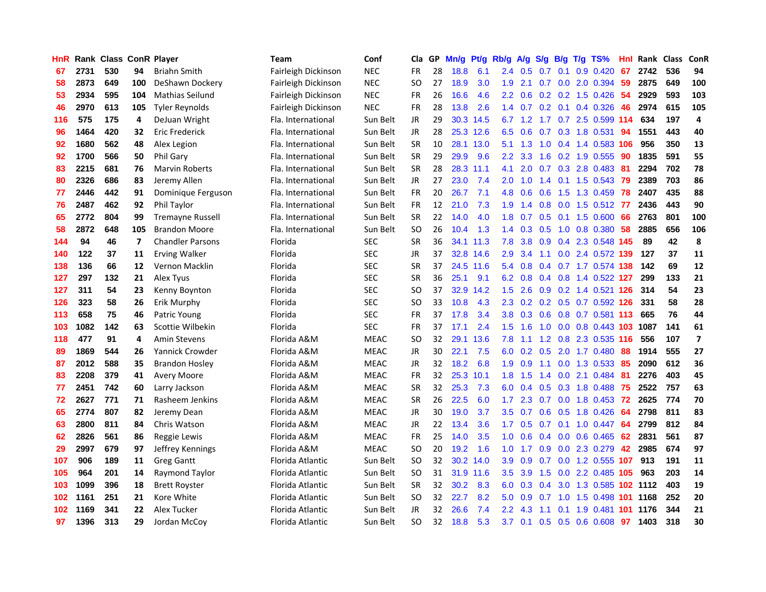| HnR | Rank | Class | ConR | Player | Team | Conf | Cla | GP | Mn/g | Pt/g | Rb/g | A/g | S/g | B/g | T/g | TS% | HnI | Rank | Class | ConR |
|---|---|---|---|---|---|---|---|---|---|---|---|---|---|---|---|---|---|---|---|---|
| 67 | 2731 | 530 | 94 | Briahn Smith | Fairleigh Dickinson | NEC | FR | 28 | 18.8 | 6.1 | 2.4 | 0.5 | 0.7 | 0.1 | 0.9 | 0.420 | 67 | 2742 | 536 | 94 |
| 58 | 2873 | 649 | 100 | DeShawn Dockery | Fairleigh Dickinson | NEC | SO | 27 | 18.9 | 3.0 | 1.9 | 2.1 | 0.7 | 0.0 | 2.0 | 0.394 | 59 | 2875 | 649 | 100 |
| 53 | 2934 | 595 | 104 | Mathias Seilund | Fairleigh Dickinson | NEC | FR | 26 | 16.6 | 4.6 | 2.2 | 0.6 | 0.2 | 0.2 | 1.5 | 0.426 | 54 | 2929 | 593 | 103 |
| 46 | 2970 | 613 | 105 | Tyler Reynolds | Fairleigh Dickinson | NEC | FR | 28 | 13.8 | 2.6 | 1.4 | 0.7 | 0.2 | 0.1 | 0.4 | 0.326 | 46 | 2974 | 615 | 105 |
| 116 | 575 | 175 | 4 | DeJuan Wright | Fla. International | Sun Belt | JR | 29 | 30.3 | 14.5 | 6.7 | 1.2 | 1.7 | 0.7 | 2.5 | 0.599 | 114 | 634 | 197 | 4 |
| 96 | 1464 | 420 | 32 | Eric Frederick | Fla. International | Sun Belt | JR | 28 | 25.3 | 12.6 | 6.5 | 0.6 | 0.7 | 0.3 | 1.8 | 0.531 | 94 | 1551 | 443 | 40 |
| 92 | 1680 | 562 | 48 | Alex Legion | Fla. International | Sun Belt | SR | 10 | 28.1 | 13.0 | 5.1 | 1.3 | 1.0 | 0.4 | 1.4 | 0.583 | 106 | 956 | 350 | 13 |
| 92 | 1700 | 566 | 50 | Phil Gary | Fla. International | Sun Belt | SR | 29 | 29.9 | 9.6 | 2.2 | 3.3 | 1.6 | 0.2 | 1.9 | 0.555 | 90 | 1835 | 591 | 55 |
| 83 | 2215 | 681 | 76 | Marvin Roberts | Fla. International | Sun Belt | SR | 28 | 28.3 | 11.1 | 4.1 | 2.0 | 0.7 | 0.3 | 2.8 | 0.483 | 81 | 2294 | 702 | 78 |
| 80 | 2326 | 686 | 83 | Jeremy Allen | Fla. International | Sun Belt | JR | 27 | 23.0 | 7.4 | 2.0 | 1.0 | 1.4 | 0.1 | 1.5 | 0.543 | 79 | 2389 | 703 | 86 |
| 77 | 2446 | 442 | 91 | Dominique Ferguson | Fla. International | Sun Belt | FR | 20 | 26.7 | 7.1 | 4.8 | 0.6 | 0.6 | 1.5 | 1.3 | 0.459 | 78 | 2407 | 435 | 88 |
| 76 | 2487 | 462 | 92 | Phil Taylor | Fla. International | Sun Belt | FR | 12 | 21.0 | 7.3 | 1.9 | 1.4 | 0.8 | 0.0 | 1.5 | 0.512 | 77 | 2436 | 443 | 90 |
| 65 | 2772 | 804 | 99 | Tremayne Russell | Fla. International | Sun Belt | SR | 22 | 14.0 | 4.0 | 1.8 | 0.7 | 0.5 | 0.1 | 1.5 | 0.600 | 66 | 2763 | 801 | 100 |
| 58 | 2872 | 648 | 105 | Brandon Moore | Fla. International | Sun Belt | SO | 26 | 10.4 | 1.3 | 1.4 | 0.3 | 0.5 | 1.0 | 0.8 | 0.380 | 58 | 2885 | 656 | 106 |
| 144 | 94 | 46 | 7 | Chandler Parsons | Florida | SEC | SR | 36 | 34.1 | 11.3 | 7.8 | 3.8 | 0.9 | 0.4 | 2.3 | 0.548 | 145 | 89 | 42 | 8 |
| 140 | 122 | 37 | 11 | Erving Walker | Florida | SEC | JR | 37 | 32.8 | 14.6 | 2.9 | 3.4 | 1.1 | 0.0 | 2.4 | 0.572 | 139 | 127 | 37 | 11 |
| 138 | 136 | 66 | 12 | Vernon Macklin | Florida | SEC | SR | 37 | 24.5 | 11.6 | 5.4 | 0.8 | 0.4 | 0.7 | 1.7 | 0.574 | 138 | 142 | 69 | 12 |
| 127 | 297 | 132 | 21 | Alex Tyus | Florida | SEC | SR | 36 | 25.1 | 9.1 | 6.2 | 0.8 | 0.4 | 0.8 | 1.4 | 0.522 | 127 | 299 | 133 | 21 |
| 127 | 311 | 54 | 23 | Kenny Boynton | Florida | SEC | SO | 37 | 32.9 | 14.2 | 1.5 | 2.6 | 0.9 | 0.2 | 1.4 | 0.521 | 126 | 314 | 54 | 23 |
| 126 | 323 | 58 | 26 | Erik Murphy | Florida | SEC | SO | 33 | 10.8 | 4.3 | 2.3 | 0.2 | 0.2 | 0.5 | 0.7 | 0.592 | 126 | 331 | 58 | 28 |
| 113 | 658 | 75 | 46 | Patric Young | Florida | SEC | FR | 37 | 17.8 | 3.4 | 3.8 | 0.3 | 0.6 | 0.8 | 0.7 | 0.581 | 113 | 665 | 76 | 44 |
| 103 | 1082 | 142 | 63 | Scottie Wilbekin | Florida | SEC | FR | 37 | 17.1 | 2.4 | 1.5 | 1.6 | 1.0 | 0.0 | 0.8 | 0.443 | 103 | 1087 | 141 | 61 |
| 118 | 477 | 91 | 4 | Amin Stevens | Florida A&M | MEAC | SO | 32 | 29.1 | 13.6 | 7.8 | 1.1 | 1.2 | 0.8 | 2.3 | 0.535 | 116 | 556 | 107 | 7 |
| 89 | 1869 | 544 | 26 | Yannick Crowder | Florida A&M | MEAC | JR | 30 | 22.1 | 7.5 | 6.0 | 0.2 | 0.5 | 2.0 | 1.7 | 0.480 | 88 | 1914 | 555 | 27 |
| 87 | 2012 | 588 | 35 | Brandon Hosley | Florida A&M | MEAC | JR | 32 | 18.2 | 6.8 | 1.9 | 0.9 | 1.1 | 0.0 | 1.3 | 0.533 | 85 | 2090 | 612 | 36 |
| 83 | 2208 | 379 | 41 | Avery Moore | Florida A&M | MEAC | FR | 32 | 25.3 | 10.1 | 1.8 | 1.5 | 1.4 | 0.0 | 2.1 | 0.484 | 81 | 2276 | 403 | 45 |
| 77 | 2451 | 742 | 60 | Larry Jackson | Florida A&M | MEAC | SR | 32 | 25.3 | 7.3 | 6.0 | 0.4 | 0.5 | 0.3 | 1.8 | 0.488 | 75 | 2522 | 757 | 63 |
| 72 | 2627 | 771 | 71 | Rasheem Jenkins | Florida A&M | MEAC | SR | 26 | 22.5 | 6.0 | 1.7 | 2.3 | 0.7 | 0.0 | 1.8 | 0.453 | 72 | 2625 | 774 | 70 |
| 65 | 2774 | 807 | 82 | Jeremy Dean | Florida A&M | MEAC | JR | 30 | 19.0 | 3.7 | 3.5 | 0.7 | 0.6 | 0.5 | 1.8 | 0.426 | 64 | 2798 | 811 | 83 |
| 63 | 2800 | 811 | 84 | Chris Watson | Florida A&M | MEAC | JR | 22 | 13.4 | 3.6 | 1.7 | 0.5 | 0.7 | 0.1 | 1.0 | 0.447 | 64 | 2799 | 812 | 84 |
| 62 | 2826 | 561 | 86 | Reggie Lewis | Florida A&M | MEAC | FR | 25 | 14.0 | 3.5 | 1.0 | 0.6 | 0.4 | 0.0 | 0.6 | 0.465 | 62 | 2831 | 561 | 87 |
| 29 | 2997 | 679 | 97 | Jeffrey Kennings | Florida A&M | MEAC | SO | 20 | 19.2 | 1.6 | 1.0 | 1.7 | 0.9 | 0.0 | 2.3 | 0.279 | 42 | 2985 | 674 | 97 |
| 107 | 906 | 189 | 11 | Greg Gantt | Florida Atlantic | Sun Belt | SO | 32 | 30.2 | 14.0 | 3.9 | 0.9 | 0.7 | 0.0 | 1.2 | 0.555 | 107 | 913 | 191 | 11 |
| 105 | 964 | 201 | 14 | Raymond Taylor | Florida Atlantic | Sun Belt | SO | 31 | 31.9 | 11.6 | 3.5 | 3.9 | 1.5 | 0.0 | 2.2 | 0.485 | 105 | 963 | 203 | 14 |
| 103 | 1099 | 396 | 18 | Brett Royster | Florida Atlantic | Sun Belt | SR | 32 | 30.2 | 8.3 | 6.0 | 0.3 | 0.4 | 3.0 | 1.3 | 0.585 | 102 | 1112 | 403 | 19 |
| 102 | 1161 | 251 | 21 | Kore White | Florida Atlantic | Sun Belt | SO | 32 | 22.7 | 8.2 | 5.0 | 0.9 | 0.7 | 1.0 | 1.5 | 0.498 | 101 | 1168 | 252 | 20 |
| 102 | 1169 | 341 | 22 | Alex Tucker | Florida Atlantic | Sun Belt | JR | 32 | 26.6 | 7.4 | 2.2 | 4.3 | 1.1 | 0.1 | 1.9 | 0.481 | 101 | 1176 | 344 | 21 |
| 97 | 1396 | 313 | 29 | Jordan McCoy | Florida Atlantic | Sun Belt | SO | 32 | 18.8 | 5.3 | 3.7 | 0.1 | 0.5 | 0.5 | 0.6 | 0.608 | 97 | 1403 | 318 | 30 |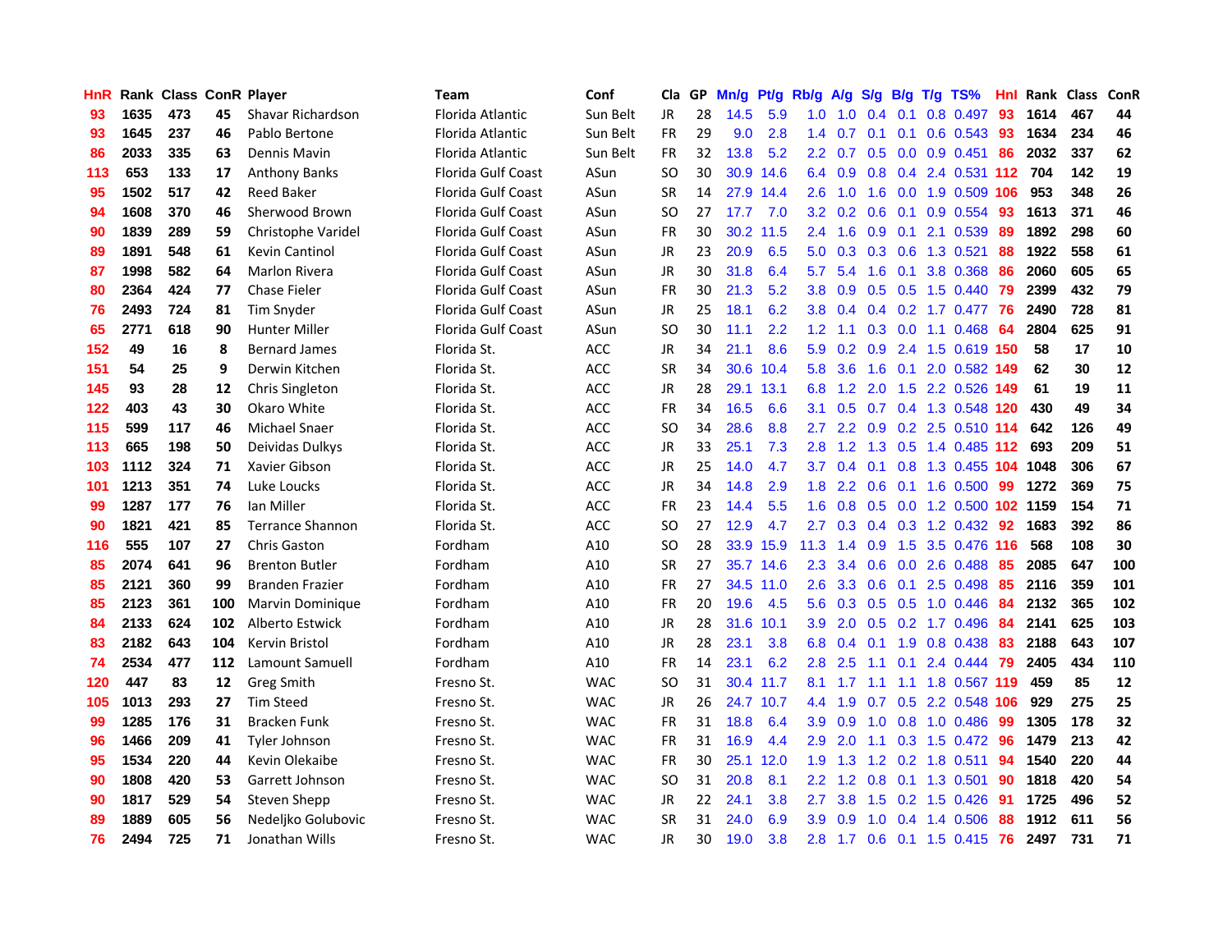| HnR | Rank | Class | ConR | Player | Team | Conf | Cla | GP | Mn/g | Pt/g | Rb/g | A/g | S/g | B/g | T/g | TS% | Hnl | Rank | Class | ConR |
|---|---|---|---|---|---|---|---|---|---|---|---|---|---|---|---|---|---|---|---|---|
| 93 | 1635 | 473 | 45 | Shavar Richardson | Florida Atlantic | Sun Belt | JR | 28 | 14.5 | 5.9 | 1.0 | 1.0 | 0.4 | 0.1 | 0.8 | 0.497 | 93 | 1614 | 467 | 44 |
| 93 | 1645 | 237 | 46 | Pablo Bertone | Florida Atlantic | Sun Belt | FR | 29 | 9.0 | 2.8 | 1.4 | 0.7 | 0.1 | 0.1 | 0.6 | 0.543 | 93 | 1634 | 234 | 46 |
| 86 | 2033 | 335 | 63 | Dennis Mavin | Florida Atlantic | Sun Belt | FR | 32 | 13.8 | 5.2 | 2.2 | 0.7 | 0.5 | 0.0 | 0.9 | 0.451 | 86 | 2032 | 337 | 62 |
| 113 | 653 | 133 | 17 | Anthony Banks | Florida Gulf Coast | ASun | SO | 30 | 30.9 | 14.6 | 6.4 | 0.9 | 0.8 | 0.4 | 2.4 | 0.531 | 112 | 704 | 142 | 19 |
| 95 | 1502 | 517 | 42 | Reed Baker | Florida Gulf Coast | ASun | SR | 14 | 27.9 | 14.4 | 2.6 | 1.0 | 1.6 | 0.0 | 1.9 | 0.509 | 106 | 953 | 348 | 26 |
| 94 | 1608 | 370 | 46 | Sherwood Brown | Florida Gulf Coast | ASun | SO | 27 | 17.7 | 7.0 | 3.2 | 0.2 | 0.6 | 0.1 | 0.9 | 0.554 | 93 | 1613 | 371 | 46 |
| 90 | 1839 | 289 | 59 | Christophe Varidel | Florida Gulf Coast | ASun | FR | 30 | 30.2 | 11.5 | 2.4 | 1.6 | 0.9 | 0.1 | 2.1 | 0.539 | 89 | 1892 | 298 | 60 |
| 89 | 1891 | 548 | 61 | Kevin Cantinol | Florida Gulf Coast | ASun | JR | 23 | 20.9 | 6.5 | 5.0 | 0.3 | 0.3 | 0.6 | 1.3 | 0.521 | 88 | 1922 | 558 | 61 |
| 87 | 1998 | 582 | 64 | Marlon Rivera | Florida Gulf Coast | ASun | JR | 30 | 31.8 | 6.4 | 5.7 | 5.4 | 1.6 | 0.1 | 3.8 | 0.368 | 86 | 2060 | 605 | 65 |
| 80 | 2364 | 424 | 77 | Chase Fieler | Florida Gulf Coast | ASun | FR | 30 | 21.3 | 5.2 | 3.8 | 0.9 | 0.5 | 0.5 | 1.5 | 0.440 | 79 | 2399 | 432 | 79 |
| 76 | 2493 | 724 | 81 | Tim Snyder | Florida Gulf Coast | ASun | JR | 25 | 18.1 | 6.2 | 3.8 | 0.4 | 0.4 | 0.2 | 1.7 | 0.477 | 76 | 2490 | 728 | 81 |
| 65 | 2771 | 618 | 90 | Hunter Miller | Florida Gulf Coast | ASun | SO | 30 | 11.1 | 2.2 | 1.2 | 1.1 | 0.3 | 0.0 | 1.1 | 0.468 | 64 | 2804 | 625 | 91 |
| 152 | 49 | 16 | 8 | Bernard James | Florida St. | ACC | JR | 34 | 21.1 | 8.6 | 5.9 | 0.2 | 0.9 | 2.4 | 1.5 | 0.619 | 150 | 58 | 17 | 10 |
| 151 | 54 | 25 | 9 | Derwin Kitchen | Florida St. | ACC | SR | 34 | 30.6 | 10.4 | 5.8 | 3.6 | 1.6 | 0.1 | 2.0 | 0.582 | 149 | 62 | 30 | 12 |
| 145 | 93 | 28 | 12 | Chris Singleton | Florida St. | ACC | JR | 28 | 29.1 | 13.1 | 6.8 | 1.2 | 2.0 | 1.5 | 2.2 | 0.526 | 149 | 61 | 19 | 11 |
| 122 | 403 | 43 | 30 | Okaro White | Florida St. | ACC | FR | 34 | 16.5 | 6.6 | 3.1 | 0.5 | 0.7 | 0.4 | 1.3 | 0.548 | 120 | 430 | 49 | 34 |
| 115 | 599 | 117 | 46 | Michael Snaer | Florida St. | ACC | SO | 34 | 28.6 | 8.8 | 2.7 | 2.2 | 0.9 | 0.2 | 2.5 | 0.510 | 114 | 642 | 126 | 49 |
| 113 | 665 | 198 | 50 | Deividas Dulkys | Florida St. | ACC | JR | 33 | 25.1 | 7.3 | 2.8 | 1.2 | 1.3 | 0.5 | 1.4 | 0.485 | 112 | 693 | 209 | 51 |
| 103 | 1112 | 324 | 71 | Xavier Gibson | Florida St. | ACC | JR | 25 | 14.0 | 4.7 | 3.7 | 0.4 | 0.1 | 0.8 | 1.3 | 0.455 | 104 | 1048 | 306 | 67 |
| 101 | 1213 | 351 | 74 | Luke Loucks | Florida St. | ACC | JR | 34 | 14.8 | 2.9 | 1.8 | 2.2 | 0.6 | 0.1 | 1.6 | 0.500 | 99 | 1272 | 369 | 75 |
| 99 | 1287 | 177 | 76 | Ian Miller | Florida St. | ACC | FR | 23 | 14.4 | 5.5 | 1.6 | 0.8 | 0.5 | 0.0 | 1.2 | 0.500 | 102 | 1159 | 154 | 71 |
| 90 | 1821 | 421 | 85 | Terrance Shannon | Florida St. | ACC | SO | 27 | 12.9 | 4.7 | 2.7 | 0.3 | 0.4 | 0.3 | 1.2 | 0.432 | 92 | 1683 | 392 | 86 |
| 116 | 555 | 107 | 27 | Chris Gaston | Fordham | A10 | SO | 28 | 33.9 | 15.9 | 11.3 | 1.4 | 0.9 | 1.5 | 3.5 | 0.476 | 116 | 568 | 108 | 30 |
| 85 | 2074 | 641 | 96 | Brenton Butler | Fordham | A10 | SR | 27 | 35.7 | 14.6 | 2.3 | 3.4 | 0.6 | 0.0 | 2.6 | 0.488 | 85 | 2085 | 647 | 100 |
| 85 | 2121 | 360 | 99 | Branden Frazier | Fordham | A10 | FR | 27 | 34.5 | 11.0 | 2.6 | 3.3 | 0.6 | 0.1 | 2.5 | 0.498 | 85 | 2116 | 359 | 101 |
| 85 | 2123 | 361 | 100 | Marvin Dominique | Fordham | A10 | FR | 20 | 19.6 | 4.5 | 5.6 | 0.3 | 0.5 | 0.5 | 1.0 | 0.446 | 84 | 2132 | 365 | 102 |
| 84 | 2133 | 624 | 102 | Alberto Estwick | Fordham | A10 | JR | 28 | 31.6 | 10.1 | 3.9 | 2.0 | 0.5 | 0.2 | 1.7 | 0.496 | 84 | 2141 | 625 | 103 |
| 83 | 2182 | 643 | 104 | Kervin Bristol | Fordham | A10 | JR | 28 | 23.1 | 3.8 | 6.8 | 0.4 | 0.1 | 1.9 | 0.8 | 0.438 | 83 | 2188 | 643 | 107 |
| 74 | 2534 | 477 | 112 | Lamount Samuell | Fordham | A10 | FR | 14 | 23.1 | 6.2 | 2.8 | 2.5 | 1.1 | 0.1 | 2.4 | 0.444 | 79 | 2405 | 434 | 110 |
| 120 | 447 | 83 | 12 | Greg Smith | Fresno St. | WAC | SO | 31 | 30.4 | 11.7 | 8.1 | 1.7 | 1.1 | 1.1 | 1.8 | 0.567 | 119 | 459 | 85 | 12 |
| 105 | 1013 | 293 | 27 | Tim Steed | Fresno St. | WAC | JR | 26 | 24.7 | 10.7 | 4.4 | 1.9 | 0.7 | 0.5 | 2.2 | 0.548 | 106 | 929 | 275 | 25 |
| 99 | 1285 | 176 | 31 | Bracken Funk | Fresno St. | WAC | FR | 31 | 18.8 | 6.4 | 3.9 | 0.9 | 1.0 | 0.8 | 1.0 | 0.486 | 99 | 1305 | 178 | 32 |
| 96 | 1466 | 209 | 41 | Tyler Johnson | Fresno St. | WAC | FR | 31 | 16.9 | 4.4 | 2.9 | 2.0 | 1.1 | 0.3 | 1.5 | 0.472 | 96 | 1479 | 213 | 42 |
| 95 | 1534 | 220 | 44 | Kevin Olekaibe | Fresno St. | WAC | FR | 30 | 25.1 | 12.0 | 1.9 | 1.3 | 1.2 | 0.2 | 1.8 | 0.511 | 94 | 1540 | 220 | 44 |
| 90 | 1808 | 420 | 53 | Garrett Johnson | Fresno St. | WAC | SO | 31 | 20.8 | 8.1 | 2.2 | 1.2 | 0.8 | 0.1 | 1.3 | 0.501 | 90 | 1818 | 420 | 54 |
| 90 | 1817 | 529 | 54 | Steven Shepp | Fresno St. | WAC | JR | 22 | 24.1 | 3.8 | 2.7 | 3.8 | 1.5 | 0.2 | 1.5 | 0.426 | 91 | 1725 | 496 | 52 |
| 89 | 1889 | 605 | 56 | Nedeljko Golubovic | Fresno St. | WAC | SR | 31 | 24.0 | 6.9 | 3.9 | 0.9 | 1.0 | 0.4 | 1.4 | 0.506 | 88 | 1912 | 611 | 56 |
| 76 | 2494 | 725 | 71 | Jonathan Wills | Fresno St. | WAC | JR | 30 | 19.0 | 3.8 | 2.8 | 1.7 | 0.6 | 0.1 | 1.5 | 0.415 | 76 | 2497 | 731 | 71 |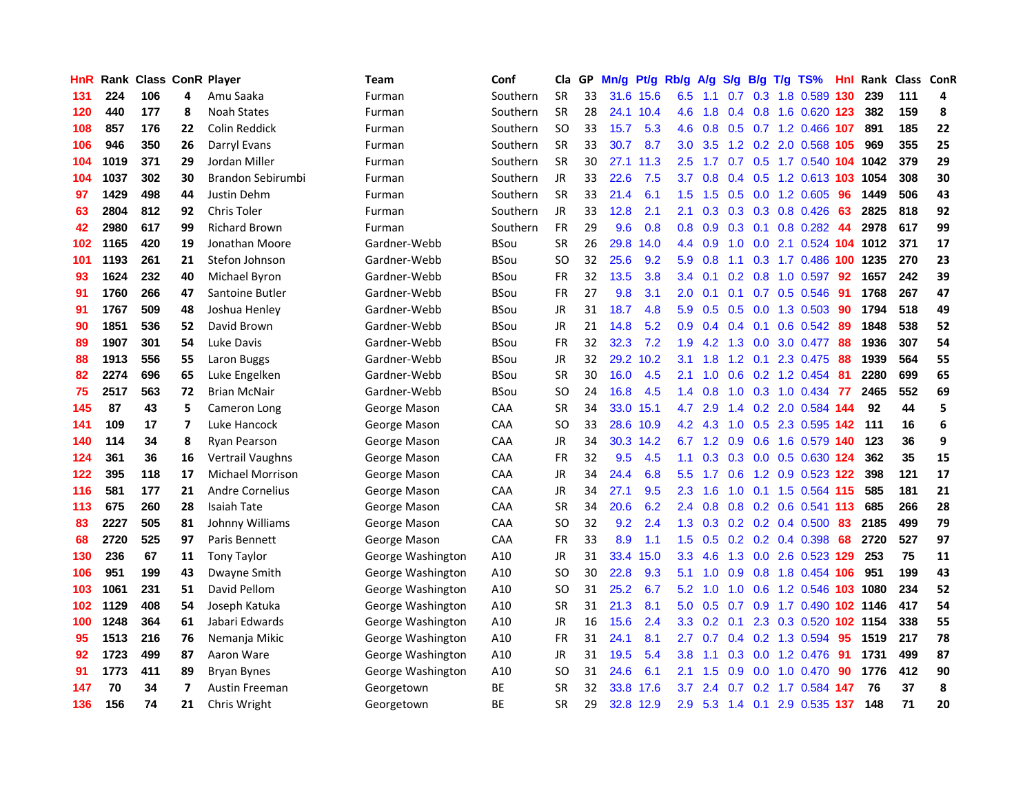| HnR | Rank | Class | ConR | Player | Team | Conf | Cla | GP | Mn/g | Pt/g | Rb/g | A/g | S/g | B/g | T/g | TS% | HnI | Rank | Class | ConR |
|---|---|---|---|---|---|---|---|---|---|---|---|---|---|---|---|---|---|---|---|---|
| 131 | 224 | 106 | 4 | Amu Saaka | Furman | Southern | SR | 33 | 31.6 | 15.6 | 6.5 | 1.1 | 0.7 | 0.3 | 1.8 | 0.589 | 130 | 239 | 111 | 4 |
| 120 | 440 | 177 | 8 | Noah States | Furman | Southern | SR | 28 | 24.1 | 10.4 | 4.6 | 1.8 | 0.4 | 0.8 | 1.6 | 0.620 | 123 | 382 | 159 | 8 |
| 108 | 857 | 176 | 22 | Colin Reddick | Furman | Southern | SO | 33 | 15.7 | 5.3 | 4.6 | 0.8 | 0.5 | 0.7 | 1.2 | 0.466 | 107 | 891 | 185 | 22 |
| 106 | 946 | 350 | 26 | Darryl Evans | Furman | Southern | SR | 33 | 30.7 | 8.7 | 3.0 | 3.5 | 1.2 | 0.2 | 2.0 | 0.568 | 105 | 969 | 355 | 25 |
| 104 | 1019 | 371 | 29 | Jordan Miller | Furman | Southern | SR | 30 | 27.1 | 11.3 | 2.5 | 1.7 | 0.7 | 0.5 | 1.7 | 0.540 | 104 | 1042 | 379 | 29 |
| 104 | 1037 | 302 | 30 | Brandon Sebirumbi | Furman | Southern | JR | 33 | 22.6 | 7.5 | 3.7 | 0.8 | 0.4 | 0.5 | 1.2 | 0.613 | 103 | 1054 | 308 | 30 |
| 97 | 1429 | 498 | 44 | Justin Dehm | Furman | Southern | SR | 33 | 21.4 | 6.1 | 1.5 | 1.5 | 0.5 | 0.0 | 1.2 | 0.605 | 96 | 1449 | 506 | 43 |
| 63 | 2804 | 812 | 92 | Chris Toler | Furman | Southern | JR | 33 | 12.8 | 2.1 | 2.1 | 0.3 | 0.3 | 0.3 | 0.8 | 0.426 | 63 | 2825 | 818 | 92 |
| 42 | 2980 | 617 | 99 | Richard Brown | Furman | Southern | FR | 29 | 9.6 | 0.8 | 0.8 | 0.9 | 0.3 | 0.1 | 0.8 | 0.282 | 44 | 2978 | 617 | 99 |
| 102 | 1165 | 420 | 19 | Jonathan Moore | Gardner-Webb | BSou | SR | 26 | 29.8 | 14.0 | 4.4 | 0.9 | 1.0 | 0.0 | 2.1 | 0.524 | 104 | 1012 | 371 | 17 |
| 101 | 1193 | 261 | 21 | Stefon Johnson | Gardner-Webb | BSou | SO | 32 | 25.6 | 9.2 | 5.9 | 0.8 | 1.1 | 0.3 | 1.7 | 0.486 | 100 | 1235 | 270 | 23 |
| 93 | 1624 | 232 | 40 | Michael Byron | Gardner-Webb | BSou | FR | 32 | 13.5 | 3.8 | 3.4 | 0.1 | 0.2 | 0.8 | 1.0 | 0.597 | 92 | 1657 | 242 | 39 |
| 91 | 1760 | 266 | 47 | Santoine Butler | Gardner-Webb | BSou | FR | 27 | 9.8 | 3.1 | 2.0 | 0.1 | 0.1 | 0.7 | 0.5 | 0.546 | 91 | 1768 | 267 | 47 |
| 91 | 1767 | 509 | 48 | Joshua Henley | Gardner-Webb | BSou | JR | 31 | 18.7 | 4.8 | 5.9 | 0.5 | 0.5 | 0.0 | 1.3 | 0.503 | 90 | 1794 | 518 | 49 |
| 90 | 1851 | 536 | 52 | David Brown | Gardner-Webb | BSou | JR | 21 | 14.8 | 5.2 | 0.9 | 0.4 | 0.4 | 0.1 | 0.6 | 0.542 | 89 | 1848 | 538 | 52 |
| 89 | 1907 | 301 | 54 | Luke Davis | Gardner-Webb | BSou | FR | 32 | 32.3 | 7.2 | 1.9 | 4.2 | 1.3 | 0.0 | 3.0 | 0.477 | 88 | 1936 | 307 | 54 |
| 88 | 1913 | 556 | 55 | Laron Buggs | Gardner-Webb | BSou | JR | 32 | 29.2 | 10.2 | 3.1 | 1.8 | 1.2 | 0.1 | 2.3 | 0.475 | 88 | 1939 | 564 | 55 |
| 82 | 2274 | 696 | 65 | Luke Engelken | Gardner-Webb | BSou | SR | 30 | 16.0 | 4.5 | 2.1 | 1.0 | 0.6 | 0.2 | 1.2 | 0.454 | 81 | 2280 | 699 | 65 |
| 75 | 2517 | 563 | 72 | Brian McNair | Gardner-Webb | BSou | SO | 24 | 16.8 | 4.5 | 1.4 | 0.8 | 1.0 | 0.3 | 1.0 | 0.434 | 77 | 2465 | 552 | 69 |
| 145 | 87 | 43 | 5 | Cameron Long | George Mason | CAA | SR | 34 | 33.0 | 15.1 | 4.7 | 2.9 | 1.4 | 0.2 | 2.0 | 0.584 | 144 | 92 | 44 | 5 |
| 141 | 109 | 17 | 7 | Luke Hancock | George Mason | CAA | SO | 33 | 28.6 | 10.9 | 4.2 | 4.3 | 1.0 | 0.5 | 2.3 | 0.595 | 142 | 111 | 16 | 6 |
| 140 | 114 | 34 | 8 | Ryan Pearson | George Mason | CAA | JR | 34 | 30.3 | 14.2 | 6.7 | 1.2 | 0.9 | 0.6 | 1.6 | 0.579 | 140 | 123 | 36 | 9 |
| 124 | 361 | 36 | 16 | Vertrail Vaughns | George Mason | CAA | FR | 32 | 9.5 | 4.5 | 1.1 | 0.3 | 0.3 | 0.0 | 0.5 | 0.630 | 124 | 362 | 35 | 15 |
| 122 | 395 | 118 | 17 | Michael Morrison | George Mason | CAA | JR | 34 | 24.4 | 6.8 | 5.5 | 1.7 | 0.6 | 1.2 | 0.9 | 0.523 | 122 | 398 | 121 | 17 |
| 116 | 581 | 177 | 21 | Andre Cornelius | George Mason | CAA | JR | 34 | 27.1 | 9.5 | 2.3 | 1.6 | 1.0 | 0.1 | 1.5 | 0.564 | 115 | 585 | 181 | 21 |
| 113 | 675 | 260 | 28 | Isaiah Tate | George Mason | CAA | SR | 34 | 20.6 | 6.2 | 2.4 | 0.8 | 0.8 | 0.2 | 0.6 | 0.541 | 113 | 685 | 266 | 28 |
| 83 | 2227 | 505 | 81 | Johnny Williams | George Mason | CAA | SO | 32 | 9.2 | 2.4 | 1.3 | 0.3 | 0.2 | 0.2 | 0.4 | 0.500 | 83 | 2185 | 499 | 79 |
| 68 | 2720 | 525 | 97 | Paris Bennett | George Mason | CAA | FR | 33 | 8.9 | 1.1 | 1.5 | 0.5 | 0.2 | 0.2 | 0.4 | 0.398 | 68 | 2720 | 527 | 97 |
| 130 | 236 | 67 | 11 | Tony Taylor | George Washington | A10 | JR | 31 | 33.4 | 15.0 | 3.3 | 4.6 | 1.3 | 0.0 | 2.6 | 0.523 | 129 | 253 | 75 | 11 |
| 106 | 951 | 199 | 43 | Dwayne Smith | George Washington | A10 | SO | 30 | 22.8 | 9.3 | 5.1 | 1.0 | 0.9 | 0.8 | 1.8 | 0.454 | 106 | 951 | 199 | 43 |
| 103 | 1061 | 231 | 51 | David Pellom | George Washington | A10 | SO | 31 | 25.2 | 6.7 | 5.2 | 1.0 | 1.0 | 0.6 | 1.2 | 0.546 | 103 | 1080 | 234 | 52 |
| 102 | 1129 | 408 | 54 | Joseph Katuka | George Washington | A10 | SR | 31 | 21.3 | 8.1 | 5.0 | 0.5 | 0.7 | 0.9 | 1.7 | 0.490 | 102 | 1146 | 417 | 54 |
| 100 | 1248 | 364 | 61 | Jabari Edwards | George Washington | A10 | JR | 16 | 15.6 | 2.4 | 3.3 | 0.2 | 0.1 | 2.3 | 0.3 | 0.520 | 102 | 1154 | 338 | 55 |
| 95 | 1513 | 216 | 76 | Nemanja Mikic | George Washington | A10 | FR | 31 | 24.1 | 8.1 | 2.7 | 0.7 | 0.4 | 0.2 | 1.3 | 0.594 | 95 | 1519 | 217 | 78 |
| 92 | 1723 | 499 | 87 | Aaron Ware | George Washington | A10 | JR | 31 | 19.5 | 5.4 | 3.8 | 1.1 | 0.3 | 0.0 | 1.2 | 0.476 | 91 | 1731 | 499 | 87 |
| 91 | 1773 | 411 | 89 | Bryan Bynes | George Washington | A10 | SO | 31 | 24.6 | 6.1 | 2.1 | 1.5 | 0.9 | 0.0 | 1.0 | 0.470 | 90 | 1776 | 412 | 90 |
| 147 | 70 | 34 | 7 | Austin Freeman | Georgetown | BE | SR | 32 | 33.8 | 17.6 | 3.7 | 2.4 | 0.7 | 0.2 | 1.7 | 0.584 | 147 | 76 | 37 | 8 |
| 136 | 156 | 74 | 21 | Chris Wright | Georgetown | BE | SR | 29 | 32.8 | 12.9 | 2.9 | 5.3 | 1.4 | 0.1 | 2.9 | 0.535 | 137 | 148 | 71 | 20 |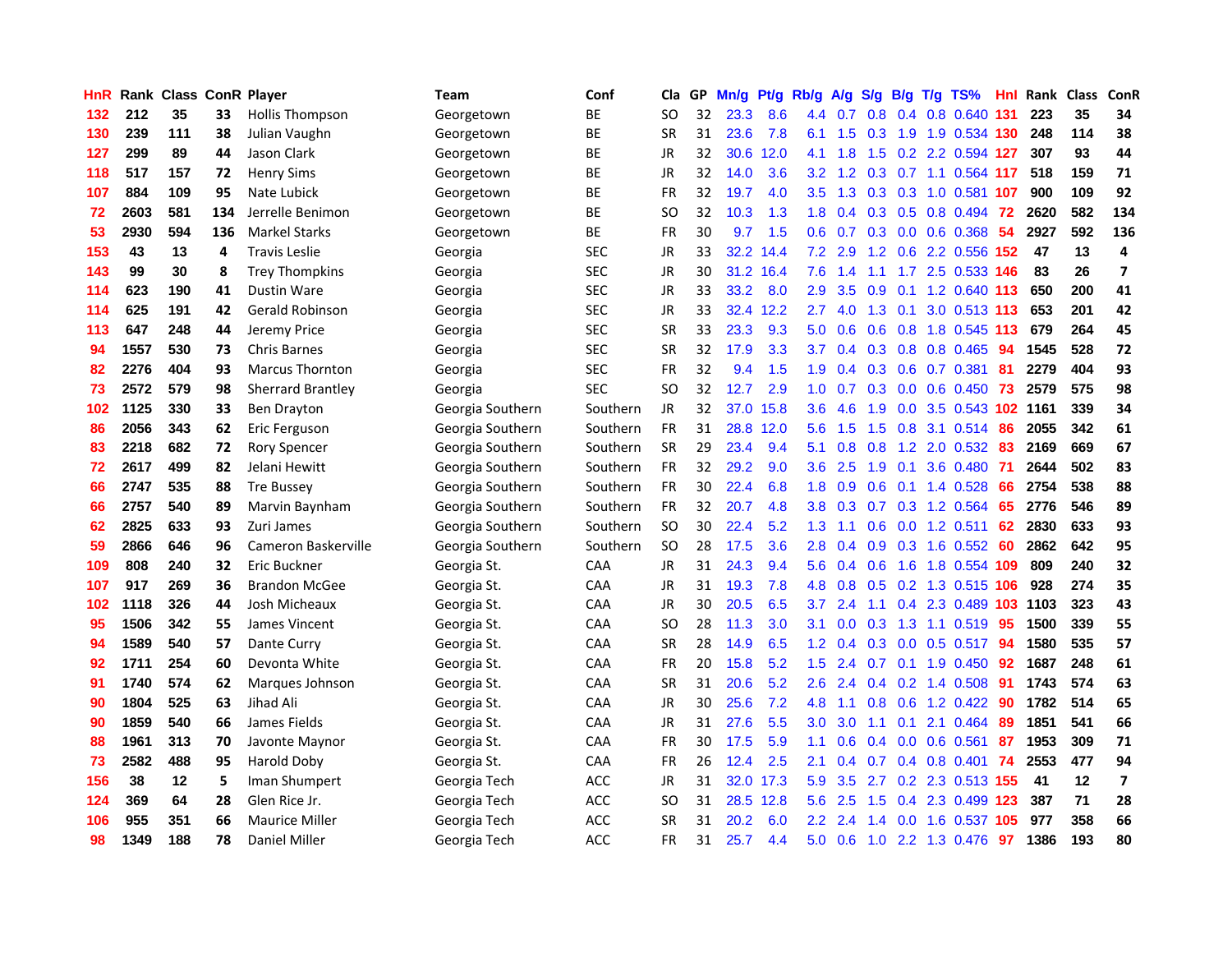| HnR | Rank | Class | ConR | Player | Team | Conf | Cla | GP | Mn/g | Pt/g | Rb/g | A/g | S/g | B/g | T/g | TS% | Hnl | Rank | Class | ConR |
|---|---|---|---|---|---|---|---|---|---|---|---|---|---|---|---|---|---|---|---|---|
| 132 | 212 | 35 | 33 | Hollis Thompson | Georgetown | BE | SO | 32 | 23.3 | 8.6 | 4.4 | 0.7 | 0.8 | 0.4 | 0.8 | 0.640 | 131 | 223 | 35 | 34 |
| 130 | 239 | 111 | 38 | Julian Vaughn | Georgetown | BE | SR | 31 | 23.6 | 7.8 | 6.1 | 1.5 | 0.3 | 1.9 | 1.9 | 0.534 | 130 | 248 | 114 | 38 |
| 127 | 299 | 89 | 44 | Jason Clark | Georgetown | BE | JR | 32 | 30.6 | 12.0 | 4.1 | 1.8 | 1.5 | 0.2 | 2.2 | 0.594 | 127 | 307 | 93 | 44 |
| 118 | 517 | 157 | 72 | Henry Sims | Georgetown | BE | JR | 32 | 14.0 | 3.6 | 3.2 | 1.2 | 0.3 | 0.7 | 1.1 | 0.564 | 117 | 518 | 159 | 71 |
| 107 | 884 | 109 | 95 | Nate Lubick | Georgetown | BE | FR | 32 | 19.7 | 4.0 | 3.5 | 1.3 | 0.3 | 0.3 | 1.0 | 0.581 | 107 | 900 | 109 | 92 |
| 72 | 2603 | 581 | 134 | Jerrelle Benimon | Georgetown | BE | SO | 32 | 10.3 | 1.3 | 1.8 | 0.4 | 0.3 | 0.5 | 0.8 | 0.494 | 72 | 2620 | 582 | 134 |
| 53 | 2930 | 594 | 136 | Markel Starks | Georgetown | BE | FR | 30 | 9.7 | 1.5 | 0.6 | 0.7 | 0.3 | 0.0 | 0.6 | 0.368 | 54 | 2927 | 592 | 136 |
| 153 | 43 | 13 | 4 | Travis Leslie | Georgia | SEC | JR | 33 | 32.2 | 14.4 | 7.2 | 2.9 | 1.2 | 0.6 | 2.2 | 0.556 | 152 | 47 | 13 | 4 |
| 143 | 99 | 30 | 8 | Trey Thompkins | Georgia | SEC | JR | 30 | 31.2 | 16.4 | 7.6 | 1.4 | 1.1 | 1.7 | 2.5 | 0.533 | 146 | 83 | 26 | 7 |
| 114 | 623 | 190 | 41 | Dustin Ware | Georgia | SEC | JR | 33 | 33.2 | 8.0 | 2.9 | 3.5 | 0.9 | 0.1 | 1.2 | 0.640 | 113 | 650 | 200 | 41 |
| 114 | 625 | 191 | 42 | Gerald Robinson | Georgia | SEC | JR | 33 | 32.4 | 12.2 | 2.7 | 4.0 | 1.3 | 0.1 | 3.0 | 0.513 | 113 | 653 | 201 | 42 |
| 113 | 647 | 248 | 44 | Jeremy Price | Georgia | SEC | SR | 33 | 23.3 | 9.3 | 5.0 | 0.6 | 0.6 | 0.8 | 1.8 | 0.545 | 113 | 679 | 264 | 45 |
| 94 | 1557 | 530 | 73 | Chris Barnes | Georgia | SEC | SR | 32 | 17.9 | 3.3 | 3.7 | 0.4 | 0.3 | 0.8 | 0.8 | 0.465 | 94 | 1545 | 528 | 72 |
| 82 | 2276 | 404 | 93 | Marcus Thornton | Georgia | SEC | FR | 32 | 9.4 | 1.5 | 1.9 | 0.4 | 0.3 | 0.6 | 0.7 | 0.381 | 81 | 2279 | 404 | 93 |
| 73 | 2572 | 579 | 98 | Sherrard Brantley | Georgia | SEC | SO | 32 | 12.7 | 2.9 | 1.0 | 0.7 | 0.3 | 0.0 | 0.6 | 0.450 | 73 | 2579 | 575 | 98 |
| 102 | 1125 | 330 | 33 | Ben Drayton | Georgia Southern | Southern | JR | 32 | 37.0 | 15.8 | 3.6 | 4.6 | 1.9 | 0.0 | 3.5 | 0.543 | 102 | 1161 | 339 | 34 |
| 86 | 2056 | 343 | 62 | Eric Ferguson | Georgia Southern | Southern | FR | 31 | 28.8 | 12.0 | 5.6 | 1.5 | 1.5 | 0.8 | 3.1 | 0.514 | 86 | 2055 | 342 | 61 |
| 83 | 2218 | 682 | 72 | Rory Spencer | Georgia Southern | Southern | SR | 29 | 23.4 | 9.4 | 5.1 | 0.8 | 0.8 | 1.2 | 2.0 | 0.532 | 83 | 2169 | 669 | 67 |
| 72 | 2617 | 499 | 82 | Jelani Hewitt | Georgia Southern | Southern | FR | 32 | 29.2 | 9.0 | 3.6 | 2.5 | 1.9 | 0.1 | 3.6 | 0.480 | 71 | 2644 | 502 | 83 |
| 66 | 2747 | 535 | 88 | Tre Bussey | Georgia Southern | Southern | FR | 30 | 22.4 | 6.8 | 1.8 | 0.9 | 0.6 | 0.1 | 1.4 | 0.528 | 66 | 2754 | 538 | 88 |
| 66 | 2757 | 540 | 89 | Marvin Baynham | Georgia Southern | Southern | FR | 32 | 20.7 | 4.8 | 3.8 | 0.3 | 0.7 | 0.3 | 1.2 | 0.564 | 65 | 2776 | 546 | 89 |
| 62 | 2825 | 633 | 93 | Zuri James | Georgia Southern | Southern | SO | 30 | 22.4 | 5.2 | 1.3 | 1.1 | 0.6 | 0.0 | 1.2 | 0.511 | 62 | 2830 | 633 | 93 |
| 59 | 2866 | 646 | 96 | Cameron Baskerville | Georgia Southern | Southern | SO | 28 | 17.5 | 3.6 | 2.8 | 0.4 | 0.9 | 0.3 | 1.6 | 0.552 | 60 | 2862 | 642 | 95 |
| 109 | 808 | 240 | 32 | Eric Buckner | Georgia St. | CAA | JR | 31 | 24.3 | 9.4 | 5.6 | 0.4 | 0.6 | 1.6 | 1.8 | 0.554 | 109 | 809 | 240 | 32 |
| 107 | 917 | 269 | 36 | Brandon McGee | Georgia St. | CAA | JR | 31 | 19.3 | 7.8 | 4.8 | 0.8 | 0.5 | 0.2 | 1.3 | 0.515 | 106 | 928 | 274 | 35 |
| 102 | 1118 | 326 | 44 | Josh Micheaux | Georgia St. | CAA | JR | 30 | 20.5 | 6.5 | 3.7 | 2.4 | 1.1 | 0.4 | 2.3 | 0.489 | 103 | 1103 | 323 | 43 |
| 95 | 1506 | 342 | 55 | James Vincent | Georgia St. | CAA | SO | 28 | 11.3 | 3.0 | 3.1 | 0.0 | 0.3 | 1.3 | 1.1 | 0.519 | 95 | 1500 | 339 | 55 |
| 94 | 1589 | 540 | 57 | Dante Curry | Georgia St. | CAA | SR | 28 | 14.9 | 6.5 | 1.2 | 0.4 | 0.3 | 0.0 | 0.5 | 0.517 | 94 | 1580 | 535 | 57 |
| 92 | 1711 | 254 | 60 | Devonta White | Georgia St. | CAA | FR | 20 | 15.8 | 5.2 | 1.5 | 2.4 | 0.7 | 0.1 | 1.9 | 0.450 | 92 | 1687 | 248 | 61 |
| 91 | 1740 | 574 | 62 | Marques Johnson | Georgia St. | CAA | SR | 31 | 20.6 | 5.2 | 2.6 | 2.4 | 0.4 | 0.2 | 1.4 | 0.508 | 91 | 1743 | 574 | 63 |
| 90 | 1804 | 525 | 63 | Jihad Ali | Georgia St. | CAA | JR | 30 | 25.6 | 7.2 | 4.8 | 1.1 | 0.8 | 0.6 | 1.2 | 0.422 | 90 | 1782 | 514 | 65 |
| 90 | 1859 | 540 | 66 | James Fields | Georgia St. | CAA | JR | 31 | 27.6 | 5.5 | 3.0 | 3.0 | 1.1 | 0.1 | 2.1 | 0.464 | 89 | 1851 | 541 | 66 |
| 88 | 1961 | 313 | 70 | Javonte Maynor | Georgia St. | CAA | FR | 30 | 17.5 | 5.9 | 1.1 | 0.6 | 0.4 | 0.0 | 0.6 | 0.561 | 87 | 1953 | 309 | 71 |
| 73 | 2582 | 488 | 95 | Harold Doby | Georgia St. | CAA | FR | 26 | 12.4 | 2.5 | 2.1 | 0.4 | 0.7 | 0.4 | 0.8 | 0.401 | 74 | 2553 | 477 | 94 |
| 156 | 38 | 12 | 5 | Iman Shumpert | Georgia Tech | ACC | JR | 31 | 32.0 | 17.3 | 5.9 | 3.5 | 2.7 | 0.2 | 2.3 | 0.513 | 155 | 41 | 12 | 7 |
| 124 | 369 | 64 | 28 | Glen Rice Jr. | Georgia Tech | ACC | SO | 31 | 28.5 | 12.8 | 5.6 | 2.5 | 1.5 | 0.4 | 2.3 | 0.499 | 123 | 387 | 71 | 28 |
| 106 | 955 | 351 | 66 | Maurice Miller | Georgia Tech | ACC | SR | 31 | 20.2 | 6.0 | 2.2 | 2.4 | 1.4 | 0.0 | 1.6 | 0.537 | 105 | 977 | 358 | 66 |
| 98 | 1349 | 188 | 78 | Daniel Miller | Georgia Tech | ACC | FR | 31 | 25.7 | 4.4 | 5.0 | 0.6 | 1.0 | 2.2 | 1.3 | 0.476 | 97 | 1386 | 193 | 80 |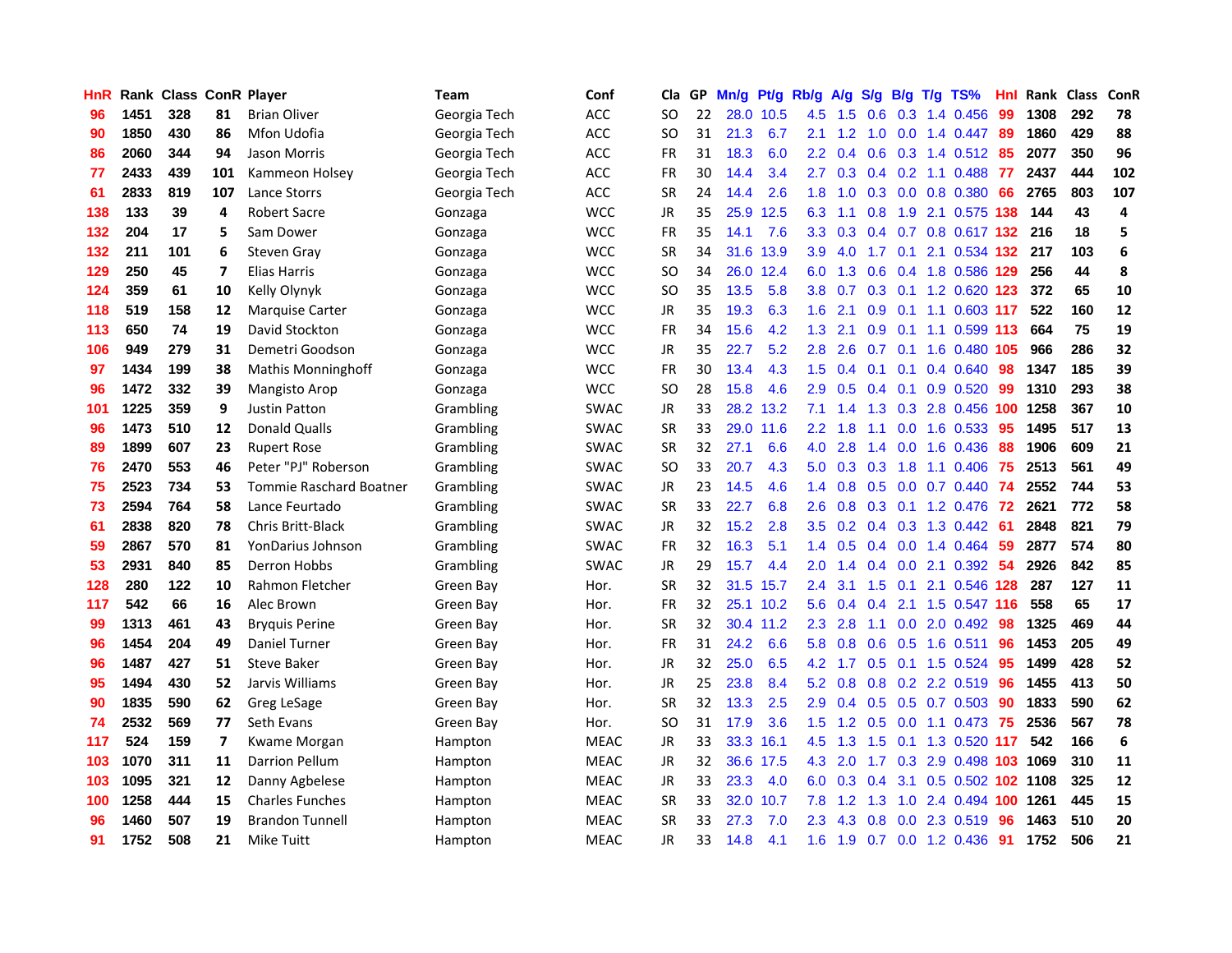| HnR | Rank | Class | ConR | Player | Team | Conf | Cla | GP | Mn/g | Pt/g | Rb/g | A/g | S/g | B/g | T/g | TS% | Hnl | Rank | Class | ConR |
|---|---|---|---|---|---|---|---|---|---|---|---|---|---|---|---|---|---|---|---|---|
| 96 | 1451 | 328 | 81 | Brian Oliver | Georgia Tech | ACC | SO | 22 | 28.0 | 10.5 | 4.5 | 1.5 | 0.6 | 0.3 | 1.4 | 0.456 | 99 | 1308 | 292 | 78 |
| 90 | 1850 | 430 | 86 | Mfon Udofia | Georgia Tech | ACC | SO | 31 | 21.3 | 6.7 | 2.1 | 1.2 | 1.0 | 0.0 | 1.4 | 0.447 | 89 | 1860 | 429 | 88 |
| 86 | 2060 | 344 | 94 | Jason Morris | Georgia Tech | ACC | FR | 31 | 18.3 | 6.0 | 2.2 | 0.4 | 0.6 | 0.3 | 1.4 | 0.512 | 85 | 2077 | 350 | 96 |
| 77 | 2433 | 439 | 101 | Kammeon Holsey | Georgia Tech | ACC | FR | 30 | 14.4 | 3.4 | 2.7 | 0.3 | 0.4 | 0.2 | 1.1 | 0.488 | 77 | 2437 | 444 | 102 |
| 61 | 2833 | 819 | 107 | Lance Storrs | Georgia Tech | ACC | SR | 24 | 14.4 | 2.6 | 1.8 | 1.0 | 0.3 | 0.0 | 0.8 | 0.380 | 66 | 2765 | 803 | 107 |
| 138 | 133 | 39 | 4 | Robert Sacre | Gonzaga | WCC | JR | 35 | 25.9 | 12.5 | 6.3 | 1.1 | 0.8 | 1.9 | 2.1 | 0.575 | 138 | 144 | 43 | 4 |
| 132 | 204 | 17 | 5 | Sam Dower | Gonzaga | WCC | FR | 35 | 14.1 | 7.6 | 3.3 | 0.3 | 0.4 | 0.7 | 0.8 | 0.617 | 132 | 216 | 18 | 5 |
| 132 | 211 | 101 | 6 | Steven Gray | Gonzaga | WCC | SR | 34 | 31.6 | 13.9 | 3.9 | 4.0 | 1.7 | 0.1 | 2.1 | 0.534 | 132 | 217 | 103 | 6 |
| 129 | 250 | 45 | 7 | Elias Harris | Gonzaga | WCC | SO | 34 | 26.0 | 12.4 | 6.0 | 1.3 | 0.6 | 0.4 | 1.8 | 0.586 | 129 | 256 | 44 | 8 |
| 124 | 359 | 61 | 10 | Kelly Olynyk | Gonzaga | WCC | SO | 35 | 13.5 | 5.8 | 3.8 | 0.7 | 0.3 | 0.1 | 1.2 | 0.620 | 123 | 372 | 65 | 10 |
| 118 | 519 | 158 | 12 | Marquise Carter | Gonzaga | WCC | JR | 35 | 19.3 | 6.3 | 1.6 | 2.1 | 0.9 | 0.1 | 1.1 | 0.603 | 117 | 522 | 160 | 12 |
| 113 | 650 | 74 | 19 | David Stockton | Gonzaga | WCC | FR | 34 | 15.6 | 4.2 | 1.3 | 2.1 | 0.9 | 0.1 | 1.1 | 0.599 | 113 | 664 | 75 | 19 |
| 106 | 949 | 279 | 31 | Demetri Goodson | Gonzaga | WCC | JR | 35 | 22.7 | 5.2 | 2.8 | 2.6 | 0.7 | 0.1 | 1.6 | 0.480 | 105 | 966 | 286 | 32 |
| 97 | 1434 | 199 | 38 | Mathis Monninghoff | Gonzaga | WCC | FR | 30 | 13.4 | 4.3 | 1.5 | 0.4 | 0.1 | 0.1 | 0.4 | 0.640 | 98 | 1347 | 185 | 39 |
| 96 | 1472 | 332 | 39 | Mangisto Arop | Gonzaga | WCC | SO | 28 | 15.8 | 4.6 | 2.9 | 0.5 | 0.4 | 0.1 | 0.9 | 0.520 | 99 | 1310 | 293 | 38 |
| 101 | 1225 | 359 | 9 | Justin Patton | Grambling | SWAC | JR | 33 | 28.2 | 13.2 | 7.1 | 1.4 | 1.3 | 0.3 | 2.8 | 0.456 | 100 | 1258 | 367 | 10 |
| 96 | 1473 | 510 | 12 | Donald Qualls | Grambling | SWAC | SR | 33 | 29.0 | 11.6 | 2.2 | 1.8 | 1.1 | 0.0 | 1.6 | 0.533 | 95 | 1495 | 517 | 13 |
| 89 | 1899 | 607 | 23 | Rupert Rose | Grambling | SWAC | SR | 32 | 27.1 | 6.6 | 4.0 | 2.8 | 1.4 | 0.0 | 1.6 | 0.436 | 88 | 1906 | 609 | 21 |
| 76 | 2470 | 553 | 46 | Peter "PJ" Roberson | Grambling | SWAC | SO | 33 | 20.7 | 4.3 | 5.0 | 0.3 | 0.3 | 1.8 | 1.1 | 0.406 | 75 | 2513 | 561 | 49 |
| 75 | 2523 | 734 | 53 | Tommie Raschard Boatner | Grambling | SWAC | JR | 23 | 14.5 | 4.6 | 1.4 | 0.8 | 0.5 | 0.0 | 0.7 | 0.440 | 74 | 2552 | 744 | 53 |
| 73 | 2594 | 764 | 58 | Lance Feurtado | Grambling | SWAC | SR | 33 | 22.7 | 6.8 | 2.6 | 0.8 | 0.3 | 0.1 | 1.2 | 0.476 | 72 | 2621 | 772 | 58 |
| 61 | 2838 | 820 | 78 | Chris Britt-Black | Grambling | SWAC | JR | 32 | 15.2 | 2.8 | 3.5 | 0.2 | 0.4 | 0.3 | 1.3 | 0.442 | 61 | 2848 | 821 | 79 |
| 59 | 2867 | 570 | 81 | YonDarius Johnson | Grambling | SWAC | FR | 32 | 16.3 | 5.1 | 1.4 | 0.5 | 0.4 | 0.0 | 1.4 | 0.464 | 59 | 2877 | 574 | 80 |
| 53 | 2931 | 840 | 85 | Derron Hobbs | Grambling | SWAC | JR | 29 | 15.7 | 4.4 | 2.0 | 1.4 | 0.4 | 0.0 | 2.1 | 0.392 | 54 | 2926 | 842 | 85 |
| 128 | 280 | 122 | 10 | Rahmon Fletcher | Green Bay | Hor. | SR | 32 | 31.5 | 15.7 | 2.4 | 3.1 | 1.5 | 0.1 | 2.1 | 0.546 | 128 | 287 | 127 | 11 |
| 117 | 542 | 66 | 16 | Alec Brown | Green Bay | Hor. | FR | 32 | 25.1 | 10.2 | 5.6 | 0.4 | 0.4 | 2.1 | 1.5 | 0.547 | 116 | 558 | 65 | 17 |
| 99 | 1313 | 461 | 43 | Bryquis Perine | Green Bay | Hor. | SR | 32 | 30.4 | 11.2 | 2.3 | 2.8 | 1.1 | 0.0 | 2.0 | 0.492 | 98 | 1325 | 469 | 44 |
| 96 | 1454 | 204 | 49 | Daniel Turner | Green Bay | Hor. | FR | 31 | 24.2 | 6.6 | 5.8 | 0.8 | 0.6 | 0.5 | 1.6 | 0.511 | 96 | 1453 | 205 | 49 |
| 96 | 1487 | 427 | 51 | Steve Baker | Green Bay | Hor. | JR | 32 | 25.0 | 6.5 | 4.2 | 1.7 | 0.5 | 0.1 | 1.5 | 0.524 | 95 | 1499 | 428 | 52 |
| 95 | 1494 | 430 | 52 | Jarvis Williams | Green Bay | Hor. | JR | 25 | 23.8 | 8.4 | 5.2 | 0.8 | 0.8 | 0.2 | 2.2 | 0.519 | 96 | 1455 | 413 | 50 |
| 90 | 1835 | 590 | 62 | Greg LeSage | Green Bay | Hor. | SR | 32 | 13.3 | 2.5 | 2.9 | 0.4 | 0.5 | 0.5 | 0.7 | 0.503 | 90 | 1833 | 590 | 62 |
| 74 | 2532 | 569 | 77 | Seth Evans | Green Bay | Hor. | SO | 31 | 17.9 | 3.6 | 1.5 | 1.2 | 0.5 | 0.0 | 1.1 | 0.473 | 75 | 2536 | 567 | 78 |
| 117 | 524 | 159 | 7 | Kwame Morgan | Hampton | MEAC | JR | 33 | 33.3 | 16.1 | 4.5 | 1.3 | 1.5 | 0.1 | 1.3 | 0.520 | 117 | 542 | 166 | 6 |
| 103 | 1070 | 311 | 11 | Darrion Pellum | Hampton | MEAC | JR | 32 | 36.6 | 17.5 | 4.3 | 2.0 | 1.7 | 0.3 | 2.9 | 0.498 | 103 | 1069 | 310 | 11 |
| 103 | 1095 | 321 | 12 | Danny Agbelese | Hampton | MEAC | JR | 33 | 23.3 | 4.0 | 6.0 | 0.3 | 0.4 | 3.1 | 0.5 | 0.502 | 102 | 1108 | 325 | 12 |
| 100 | 1258 | 444 | 15 | Charles Funches | Hampton | MEAC | SR | 33 | 32.0 | 10.7 | 7.8 | 1.2 | 1.3 | 1.0 | 2.4 | 0.494 | 100 | 1261 | 445 | 15 |
| 96 | 1460 | 507 | 19 | Brandon Tunnell | Hampton | MEAC | SR | 33 | 27.3 | 7.0 | 2.3 | 4.3 | 0.8 | 0.0 | 2.3 | 0.519 | 96 | 1463 | 510 | 20 |
| 91 | 1752 | 508 | 21 | Mike Tuitt | Hampton | MEAC | JR | 33 | 14.8 | 4.1 | 1.6 | 1.9 | 0.7 | 0.0 | 1.2 | 0.436 | 91 | 1752 | 506 | 21 |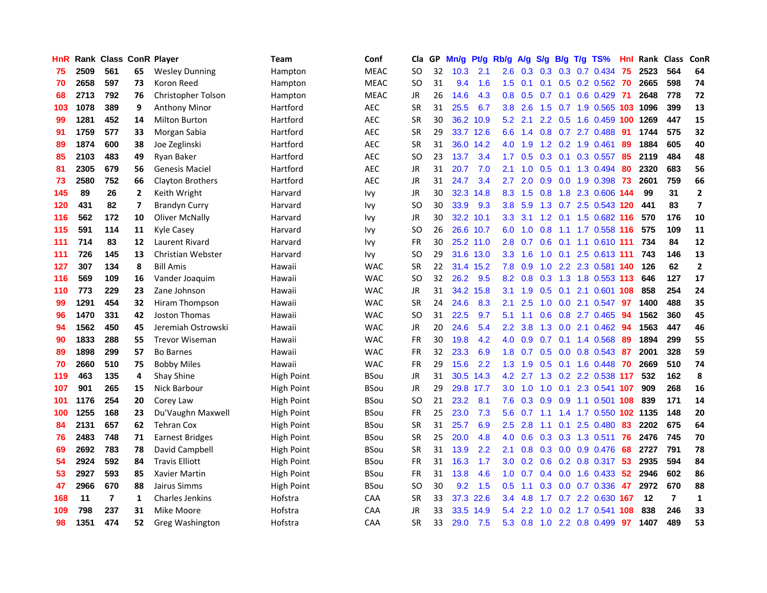| HnR | Rank | Class | ConR | Player | Team | Conf | Cla | GP | Mn/g | Pt/g | Rb/g | A/g | S/g | B/g | T/g | TS% | HnI | Rank | Class | ConR |
|---|---|---|---|---|---|---|---|---|---|---|---|---|---|---|---|---|---|---|---|---|
| 75 | 2509 | 561 | 65 | Wesley Dunning | Hampton | MEAC | SO | 32 | 10.3 | 2.1 | 2.6 | 0.3 | 0.3 | 0.3 | 0.7 | 0.434 | 75 | 2523 | 564 | 64 |
| 70 | 2658 | 597 | 73 | Koron Reed | Hampton | MEAC | SO | 31 | 9.4 | 1.6 | 1.5 | 0.1 | 0.1 | 0.5 | 0.2 | 0.562 | 70 | 2665 | 598 | 74 |
| 68 | 2713 | 792 | 76 | Christopher Tolson | Hampton | MEAC | JR | 26 | 14.6 | 4.3 | 0.8 | 0.5 | 0.7 | 0.1 | 0.6 | 0.429 | 71 | 2648 | 778 | 72 |
| 103 | 1078 | 389 | 9 | Anthony Minor | Hartford | AEC | SR | 31 | 25.5 | 6.7 | 3.8 | 2.6 | 1.5 | 0.7 | 1.9 | 0.565 | 103 | 1096 | 399 | 13 |
| 99 | 1281 | 452 | 14 | Milton Burton | Hartford | AEC | SR | 30 | 36.2 | 10.9 | 5.2 | 2.1 | 2.2 | 0.5 | 1.6 | 0.459 | 100 | 1269 | 447 | 15 |
| 91 | 1759 | 577 | 33 | Morgan Sabia | Hartford | AEC | SR | 29 | 33.7 | 12.6 | 6.6 | 1.4 | 0.8 | 0.7 | 2.7 | 0.488 | 91 | 1744 | 575 | 32 |
| 89 | 1874 | 600 | 38 | Joe Zeglinski | Hartford | AEC | SR | 31 | 36.0 | 14.2 | 4.0 | 1.9 | 1.2 | 0.2 | 1.9 | 0.461 | 89 | 1884 | 605 | 40 |
| 85 | 2103 | 483 | 49 | Ryan Baker | Hartford | AEC | SO | 23 | 13.7 | 3.4 | 1.7 | 0.5 | 0.3 | 0.1 | 0.3 | 0.557 | 85 | 2119 | 484 | 48 |
| 81 | 2305 | 679 | 56 | Genesis Maciel | Hartford | AEC | JR | 31 | 20.7 | 7.0 | 2.1 | 1.0 | 0.5 | 0.1 | 1.3 | 0.494 | 80 | 2320 | 683 | 56 |
| 73 | 2580 | 752 | 66 | Clayton Brothers | Hartford | AEC | JR | 31 | 24.7 | 3.4 | 2.7 | 2.0 | 0.9 | 0.0 | 1.9 | 0.398 | 73 | 2601 | 759 | 66 |
| 145 | 89 | 26 | 2 | Keith Wright | Harvard | Ivy | JR | 30 | 32.3 | 14.8 | 8.3 | 1.5 | 0.8 | 1.8 | 2.3 | 0.606 | 144 | 99 | 31 | 2 |
| 120 | 431 | 82 | 7 | Brandyn Curry | Harvard | Ivy | SO | 30 | 33.9 | 9.3 | 3.8 | 5.9 | 1.3 | 0.7 | 2.5 | 0.543 | 120 | 441 | 83 | 7 |
| 116 | 562 | 172 | 10 | Oliver McNally | Harvard | Ivy | JR | 30 | 32.2 | 10.1 | 3.3 | 3.1 | 1.2 | 0.1 | 1.5 | 0.682 | 116 | 570 | 176 | 10 |
| 115 | 591 | 114 | 11 | Kyle Casey | Harvard | Ivy | SO | 26 | 26.6 | 10.7 | 6.0 | 1.0 | 0.8 | 1.1 | 1.7 | 0.558 | 116 | 575 | 109 | 11 |
| 111 | 714 | 83 | 12 | Laurent Rivard | Harvard | Ivy | FR | 30 | 25.2 | 11.0 | 2.8 | 0.7 | 0.6 | 0.1 | 1.1 | 0.610 | 111 | 734 | 84 | 12 |
| 111 | 726 | 145 | 13 | Christian Webster | Harvard | Ivy | SO | 29 | 31.6 | 13.0 | 3.3 | 1.6 | 1.0 | 0.1 | 2.5 | 0.613 | 111 | 743 | 146 | 13 |
| 127 | 307 | 134 | 8 | Bill Amis | Hawaii | WAC | SR | 22 | 31.4 | 15.2 | 7.8 | 0.9 | 1.0 | 2.2 | 2.3 | 0.581 | 140 | 126 | 62 | 2 |
| 116 | 569 | 109 | 16 | Vander Joaquim | Hawaii | WAC | SO | 32 | 26.2 | 9.5 | 8.2 | 0.8 | 0.3 | 1.3 | 1.8 | 0.553 | 113 | 646 | 127 | 17 |
| 110 | 773 | 229 | 23 | Zane Johnson | Hawaii | WAC | JR | 31 | 34.2 | 15.8 | 3.1 | 1.9 | 0.5 | 0.1 | 2.1 | 0.601 | 108 | 858 | 254 | 24 |
| 99 | 1291 | 454 | 32 | Hiram Thompson | Hawaii | WAC | SR | 24 | 24.6 | 8.3 | 2.1 | 2.5 | 1.0 | 0.0 | 2.1 | 0.547 | 97 | 1400 | 488 | 35 |
| 96 | 1470 | 331 | 42 | Joston Thomas | Hawaii | WAC | SO | 31 | 22.5 | 9.7 | 5.1 | 1.1 | 0.6 | 0.8 | 2.7 | 0.465 | 94 | 1562 | 360 | 45 |
| 94 | 1562 | 450 | 45 | Jeremiah Ostrowski | Hawaii | WAC | JR | 20 | 24.6 | 5.4 | 2.2 | 3.8 | 1.3 | 0.0 | 2.1 | 0.462 | 94 | 1563 | 447 | 46 |
| 90 | 1833 | 288 | 55 | Trevor Wiseman | Hawaii | WAC | FR | 30 | 19.8 | 4.2 | 4.0 | 0.9 | 0.7 | 0.1 | 1.4 | 0.568 | 89 | 1894 | 299 | 55 |
| 89 | 1898 | 299 | 57 | Bo Barnes | Hawaii | WAC | FR | 32 | 23.3 | 6.9 | 1.8 | 0.7 | 0.5 | 0.0 | 0.8 | 0.543 | 87 | 2001 | 328 | 59 |
| 70 | 2660 | 510 | 75 | Bobby Miles | Hawaii | WAC | FR | 29 | 15.6 | 2.2 | 1.3 | 1.9 | 0.5 | 0.1 | 1.6 | 0.448 | 70 | 2669 | 510 | 74 |
| 119 | 463 | 135 | 4 | Shay Shine | High Point | BSou | JR | 31 | 30.5 | 14.3 | 4.2 | 2.7 | 1.3 | 0.2 | 2.2 | 0.538 | 117 | 532 | 162 | 8 |
| 107 | 901 | 265 | 15 | Nick Barbour | High Point | BSou | JR | 29 | 29.8 | 17.7 | 3.0 | 1.0 | 1.0 | 0.1 | 2.3 | 0.541 | 107 | 909 | 268 | 16 |
| 101 | 1176 | 254 | 20 | Corey Law | High Point | BSou | SO | 21 | 23.2 | 8.1 | 7.6 | 0.3 | 0.9 | 0.9 | 1.1 | 0.501 | 108 | 839 | 171 | 14 |
| 100 | 1255 | 168 | 23 | Du'Vaughn Maxwell | High Point | BSou | FR | 25 | 23.0 | 7.3 | 5.6 | 0.7 | 1.1 | 1.4 | 1.7 | 0.550 | 102 | 1135 | 148 | 20 |
| 84 | 2131 | 657 | 62 | Tehran Cox | High Point | BSou | SR | 31 | 25.7 | 6.9 | 2.5 | 2.8 | 1.1 | 0.1 | 2.5 | 0.480 | 83 | 2202 | 675 | 64 |
| 76 | 2483 | 748 | 71 | Earnest Bridges | High Point | BSou | SR | 25 | 20.0 | 4.8 | 4.0 | 0.6 | 0.3 | 0.3 | 1.3 | 0.511 | 76 | 2476 | 745 | 70 |
| 69 | 2692 | 783 | 78 | David Campbell | High Point | BSou | SR | 31 | 13.9 | 2.2 | 2.1 | 0.8 | 0.3 | 0.0 | 0.9 | 0.476 | 68 | 2727 | 791 | 78 |
| 54 | 2924 | 592 | 84 | Travis Elliott | High Point | BSou | FR | 31 | 16.3 | 1.7 | 3.0 | 0.2 | 0.6 | 0.2 | 0.8 | 0.317 | 53 | 2935 | 594 | 84 |
| 53 | 2927 | 593 | 85 | Xavier Martin | High Point | BSou | FR | 31 | 13.8 | 4.6 | 1.0 | 0.7 | 0.4 | 0.0 | 1.6 | 0.433 | 52 | 2946 | 602 | 86 |
| 47 | 2966 | 670 | 88 | Jairus Simms | High Point | BSou | SO | 30 | 9.2 | 1.5 | 0.5 | 1.1 | 0.3 | 0.0 | 0.7 | 0.336 | 47 | 2972 | 670 | 88 |
| 168 | 11 | 7 | 1 | Charles Jenkins | Hofstra | CAA | SR | 33 | 37.3 | 22.6 | 3.4 | 4.8 | 1.7 | 0.7 | 2.2 | 0.630 | 167 | 12 | 7 | 1 |
| 109 | 798 | 237 | 31 | Mike Moore | Hofstra | CAA | JR | 33 | 33.5 | 14.9 | 5.4 | 2.2 | 1.0 | 0.2 | 1.7 | 0.541 | 108 | 838 | 246 | 33 |
| 98 | 1351 | 474 | 52 | Greg Washington | Hofstra | CAA | SR | 33 | 29.0 | 7.5 | 5.3 | 0.8 | 1.0 | 2.2 | 0.8 | 0.499 | 97 | 1407 | 489 | 53 |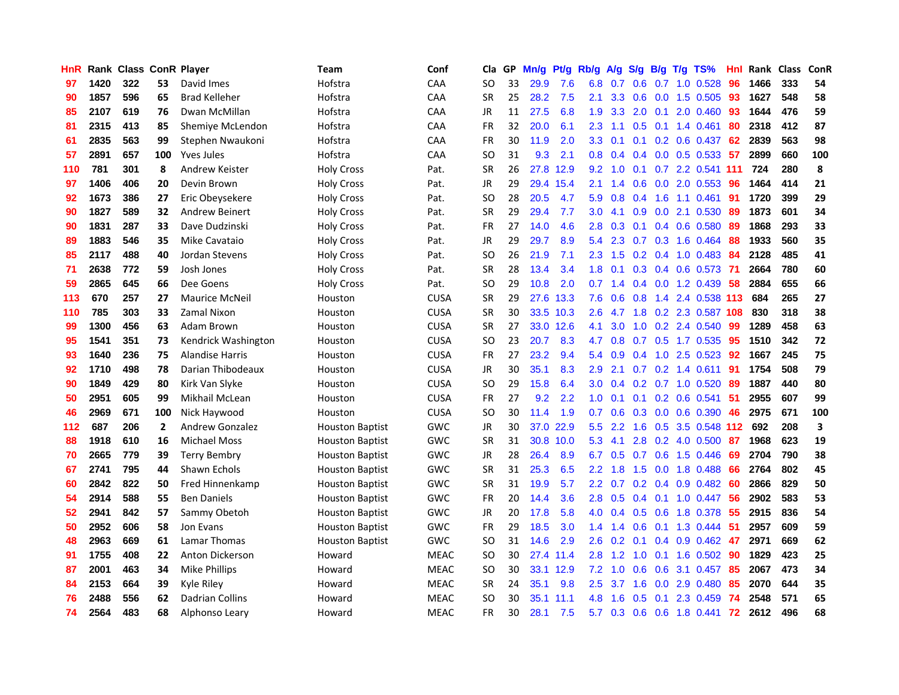| HnR | Rank | Class | ConR | Player | Team | Conf | Cla | GP | Mn/g | Pt/g | Rb/g | A/g | S/g | B/g | T/g | TS% | HnI | Rank | Class | ConR |
|---|---|---|---|---|---|---|---|---|---|---|---|---|---|---|---|---|---|---|---|---|
| 97 | 1420 | 322 | 53 | David Imes | Hofstra | CAA | SO | 33 | 29.9 | 7.6 | 6.8 | 0.7 | 0.6 | 0.7 | 1.0 | 0.528 | 96 | 1466 | 333 | 54 |
| 90 | 1857 | 596 | 65 | Brad Kelleher | Hofstra | CAA | SR | 25 | 28.2 | 7.5 | 2.1 | 3.3 | 0.6 | 0.0 | 1.5 | 0.505 | 93 | 1627 | 548 | 58 |
| 85 | 2107 | 619 | 76 | Dwan McMillan | Hofstra | CAA | JR | 11 | 27.5 | 6.8 | 1.9 | 3.3 | 2.0 | 0.1 | 2.0 | 0.460 | 93 | 1644 | 476 | 59 |
| 81 | 2315 | 413 | 85 | Shemiye McLendon | Hofstra | CAA | FR | 32 | 20.0 | 6.1 | 2.3 | 1.1 | 0.5 | 0.1 | 1.4 | 0.461 | 80 | 2318 | 412 | 87 |
| 61 | 2835 | 563 | 99 | Stephen Nwaukoni | Hofstra | CAA | FR | 30 | 11.9 | 2.0 | 3.3 | 0.1 | 0.1 | 0.2 | 0.6 | 0.437 | 62 | 2839 | 563 | 98 |
| 57 | 2891 | 657 | 100 | Yves Jules | Hofstra | CAA | SO | 31 | 9.3 | 2.1 | 0.8 | 0.4 | 0.4 | 0.0 | 0.5 | 0.533 | 57 | 2899 | 660 | 100 |
| 110 | 781 | 301 | 8 | Andrew Keister | Holy Cross | Pat. | SR | 26 | 27.8 | 12.9 | 9.2 | 1.0 | 0.1 | 0.7 | 2.2 | 0.541 | 111 | 724 | 280 | 8 |
| 97 | 1406 | 406 | 20 | Devin Brown | Holy Cross | Pat. | JR | 29 | 29.4 | 15.4 | 2.1 | 1.4 | 0.6 | 0.0 | 2.0 | 0.553 | 96 | 1464 | 414 | 21 |
| 92 | 1673 | 386 | 27 | Eric Obeysekere | Holy Cross | Pat. | SO | 28 | 20.5 | 4.7 | 5.9 | 0.8 | 0.4 | 1.6 | 1.1 | 0.461 | 91 | 1720 | 399 | 29 |
| 90 | 1827 | 589 | 32 | Andrew Beinert | Holy Cross | Pat. | SR | 29 | 29.4 | 7.7 | 3.0 | 4.1 | 0.9 | 0.0 | 2.1 | 0.530 | 89 | 1873 | 601 | 34 |
| 90 | 1831 | 287 | 33 | Dave Dudzinski | Holy Cross | Pat. | FR | 27 | 14.0 | 4.6 | 2.8 | 0.3 | 0.1 | 0.4 | 0.6 | 0.580 | 89 | 1868 | 293 | 33 |
| 89 | 1883 | 546 | 35 | Mike Cavataio | Holy Cross | Pat. | JR | 29 | 29.7 | 8.9 | 5.4 | 2.3 | 0.7 | 0.3 | 1.6 | 0.464 | 88 | 1933 | 560 | 35 |
| 85 | 2117 | 488 | 40 | Jordan Stevens | Holy Cross | Pat. | SO | 26 | 21.9 | 7.1 | 2.3 | 1.5 | 0.2 | 0.4 | 1.0 | 0.483 | 84 | 2128 | 485 | 41 |
| 71 | 2638 | 772 | 59 | Josh Jones | Holy Cross | Pat. | SR | 28 | 13.4 | 3.4 | 1.8 | 0.1 | 0.3 | 0.4 | 0.6 | 0.573 | 71 | 2664 | 780 | 60 |
| 59 | 2865 | 645 | 66 | Dee Goens | Holy Cross | Pat. | SO | 29 | 10.8 | 2.0 | 0.7 | 1.4 | 0.4 | 0.0 | 1.2 | 0.439 | 58 | 2884 | 655 | 66 |
| 113 | 670 | 257 | 27 | Maurice McNeil | Houston | CUSA | SR | 29 | 27.6 | 13.3 | 7.6 | 0.6 | 0.8 | 1.4 | 2.4 | 0.538 | 113 | 684 | 265 | 27 |
| 110 | 785 | 303 | 33 | Zamal Nixon | Houston | CUSA | SR | 30 | 33.5 | 10.3 | 2.6 | 4.7 | 1.8 | 0.2 | 2.3 | 0.587 | 108 | 830 | 318 | 38 |
| 99 | 1300 | 456 | 63 | Adam Brown | Houston | CUSA | SR | 27 | 33.0 | 12.6 | 4.1 | 3.0 | 1.0 | 0.2 | 2.4 | 0.540 | 99 | 1289 | 458 | 63 |
| 95 | 1541 | 351 | 73 | Kendrick Washington | Houston | CUSA | SO | 23 | 20.7 | 8.3 | 4.7 | 0.8 | 0.7 | 0.5 | 1.7 | 0.535 | 95 | 1510 | 342 | 72 |
| 93 | 1640 | 236 | 75 | Alandise Harris | Houston | CUSA | FR | 27 | 23.2 | 9.4 | 5.4 | 0.9 | 0.4 | 1.0 | 2.5 | 0.523 | 92 | 1667 | 245 | 75 |
| 92 | 1710 | 498 | 78 | Darian Thibodeaux | Houston | CUSA | JR | 30 | 35.1 | 8.3 | 2.9 | 2.1 | 0.7 | 0.2 | 1.4 | 0.611 | 91 | 1754 | 508 | 79 |
| 90 | 1849 | 429 | 80 | Kirk Van Slyke | Houston | CUSA | SO | 29 | 15.8 | 6.4 | 3.0 | 0.4 | 0.2 | 0.7 | 1.0 | 0.520 | 89 | 1887 | 440 | 80 |
| 50 | 2951 | 605 | 99 | Mikhail McLean | Houston | CUSA | FR | 27 | 9.2 | 2.2 | 1.0 | 0.1 | 0.1 | 0.2 | 0.6 | 0.541 | 51 | 2955 | 607 | 99 |
| 46 | 2969 | 671 | 100 | Nick Haywood | Houston | CUSA | SO | 30 | 11.4 | 1.9 | 0.7 | 0.6 | 0.3 | 0.0 | 0.6 | 0.390 | 46 | 2975 | 671 | 100 |
| 112 | 687 | 206 | 2 | Andrew Gonzalez | Houston Baptist | GWC | JR | 30 | 37.0 | 22.9 | 5.5 | 2.2 | 1.6 | 0.5 | 3.5 | 0.548 | 112 | 692 | 208 | 3 |
| 88 | 1918 | 610 | 16 | Michael Moss | Houston Baptist | GWC | SR | 31 | 30.8 | 10.0 | 5.3 | 4.1 | 2.8 | 0.2 | 4.0 | 0.500 | 87 | 1968 | 623 | 19 |
| 70 | 2665 | 779 | 39 | Terry Bembry | Houston Baptist | GWC | JR | 28 | 26.4 | 8.9 | 6.7 | 0.5 | 0.7 | 0.6 | 1.5 | 0.446 | 69 | 2704 | 790 | 38 |
| 67 | 2741 | 795 | 44 | Shawn Echols | Houston Baptist | GWC | SR | 31 | 25.3 | 6.5 | 2.2 | 1.8 | 1.5 | 0.0 | 1.8 | 0.488 | 66 | 2764 | 802 | 45 |
| 60 | 2842 | 822 | 50 | Fred Hinnenkamp | Houston Baptist | GWC | SR | 31 | 19.9 | 5.7 | 2.2 | 0.7 | 0.2 | 0.4 | 0.9 | 0.482 | 60 | 2866 | 829 | 50 |
| 54 | 2914 | 588 | 55 | Ben Daniels | Houston Baptist | GWC | FR | 20 | 14.4 | 3.6 | 2.8 | 0.5 | 0.4 | 0.1 | 1.0 | 0.447 | 56 | 2902 | 583 | 53 |
| 52 | 2941 | 842 | 57 | Sammy Obetoh | Houston Baptist | GWC | JR | 20 | 17.8 | 5.8 | 4.0 | 0.4 | 0.5 | 0.6 | 1.8 | 0.378 | 55 | 2915 | 836 | 54 |
| 50 | 2952 | 606 | 58 | Jon Evans | Houston Baptist | GWC | FR | 29 | 18.5 | 3.0 | 1.4 | 1.4 | 0.6 | 0.1 | 1.3 | 0.444 | 51 | 2957 | 609 | 59 |
| 48 | 2963 | 669 | 61 | Lamar Thomas | Houston Baptist | GWC | SO | 31 | 14.6 | 2.9 | 2.6 | 0.2 | 0.1 | 0.4 | 0.9 | 0.462 | 47 | 2971 | 669 | 62 |
| 91 | 1755 | 408 | 22 | Anton Dickerson | Howard | MEAC | SO | 30 | 27.4 | 11.4 | 2.8 | 1.2 | 1.0 | 0.1 | 1.6 | 0.502 | 90 | 1829 | 423 | 25 |
| 87 | 2001 | 463 | 34 | Mike Phillips | Howard | MEAC | SO | 30 | 33.1 | 12.9 | 7.2 | 1.0 | 0.6 | 0.6 | 3.1 | 0.457 | 85 | 2067 | 473 | 34 |
| 84 | 2153 | 664 | 39 | Kyle Riley | Howard | MEAC | SR | 24 | 35.1 | 9.8 | 2.5 | 3.7 | 1.6 | 0.0 | 2.9 | 0.480 | 85 | 2070 | 644 | 35 |
| 76 | 2488 | 556 | 62 | Dadrian Collins | Howard | MEAC | SO | 30 | 35.1 | 11.1 | 4.8 | 1.6 | 0.5 | 0.1 | 2.3 | 0.459 | 74 | 2548 | 571 | 65 |
| 74 | 2564 | 483 | 68 | Alphonso Leary | Howard | MEAC | FR | 30 | 28.1 | 7.5 | 5.7 | 0.3 | 0.6 | 0.6 | 1.8 | 0.441 | 72 | 2612 | 496 | 68 |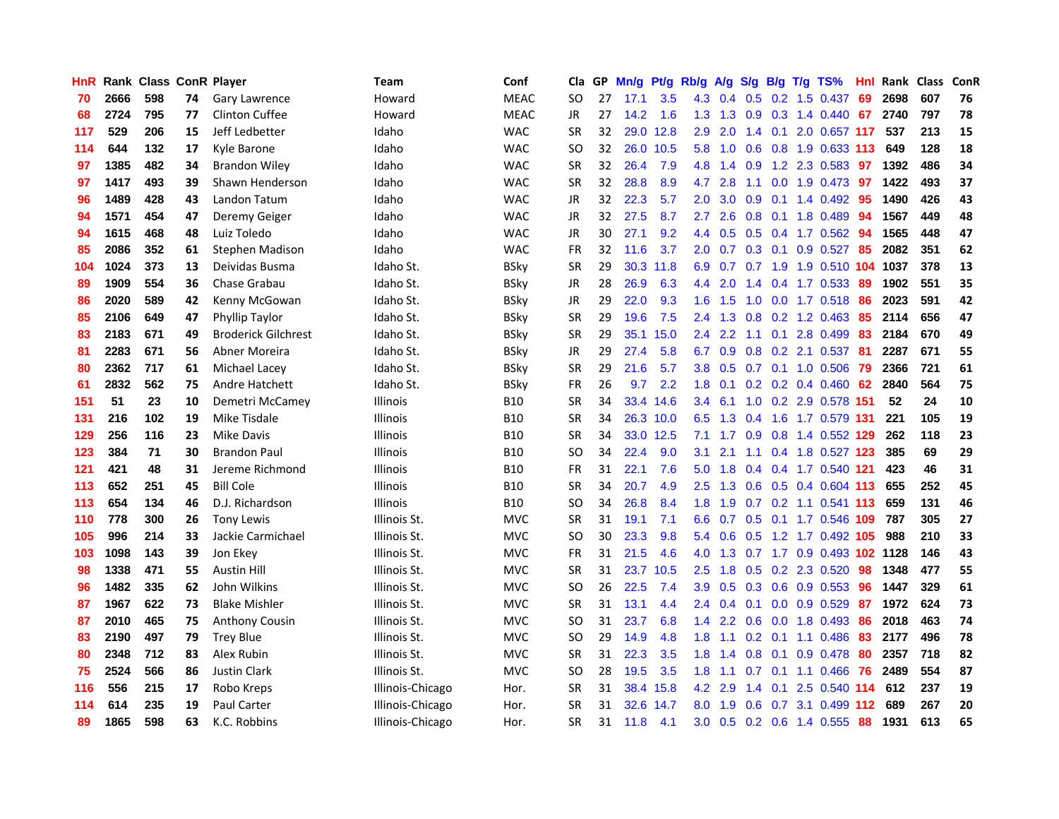| HnR | Rank | Class | ConR | Player | Team | Conf | Cla | GP | Mn/g | Pt/g | Rb/g | A/g | S/g | B/g | T/g | TS% | HnI | Rank | Class | ConR |
|---|---|---|---|---|---|---|---|---|---|---|---|---|---|---|---|---|---|---|---|---|
| 70 | 2666 | 598 | 74 | Gary Lawrence | Howard | MEAC | SO | 27 | 17.1 | 3.5 | 4.3 | 0.4 | 0.5 | 0.2 | 1.5 | 0.437 | 69 | 2698 | 607 | 76 |
| 68 | 2724 | 795 | 77 | Clinton Cuffee | Howard | MEAC | JR | 27 | 14.2 | 1.6 | 1.3 | 1.3 | 0.9 | 0.3 | 1.4 | 0.440 | 67 | 2740 | 797 | 78 |
| 117 | 529 | 206 | 15 | Jeff Ledbetter | Idaho | WAC | SR | 32 | 29.0 | 12.8 | 2.9 | 2.0 | 1.4 | 0.1 | 2.0 | 0.657 | 117 | 537 | 213 | 15 |
| 114 | 644 | 132 | 17 | Kyle Barone | Idaho | WAC | SO | 32 | 26.0 | 10.5 | 5.8 | 1.0 | 0.6 | 0.8 | 1.9 | 0.633 | 113 | 649 | 128 | 18 |
| 97 | 1385 | 482 | 34 | Brandon Wiley | Idaho | WAC | SR | 32 | 26.4 | 7.9 | 4.8 | 1.4 | 0.9 | 1.2 | 2.3 | 0.583 | 97 | 1392 | 486 | 34 |
| 97 | 1417 | 493 | 39 | Shawn Henderson | Idaho | WAC | SR | 32 | 28.8 | 8.9 | 4.7 | 2.8 | 1.1 | 0.0 | 1.9 | 0.473 | 97 | 1422 | 493 | 37 |
| 96 | 1489 | 428 | 43 | Landon Tatum | Idaho | WAC | JR | 32 | 22.3 | 5.7 | 2.0 | 3.0 | 0.9 | 0.1 | 1.4 | 0.492 | 95 | 1490 | 426 | 43 |
| 94 | 1571 | 454 | 47 | Deremy Geiger | Idaho | WAC | JR | 32 | 27.5 | 8.7 | 2.7 | 2.6 | 0.8 | 0.1 | 1.8 | 0.489 | 94 | 1567 | 449 | 48 |
| 94 | 1615 | 468 | 48 | Luiz Toledo | Idaho | WAC | JR | 30 | 27.1 | 9.2 | 4.4 | 0.5 | 0.5 | 0.4 | 1.7 | 0.562 | 94 | 1565 | 448 | 47 |
| 85 | 2086 | 352 | 61 | Stephen Madison | Idaho | WAC | FR | 32 | 11.6 | 3.7 | 2.0 | 0.7 | 0.3 | 0.1 | 0.9 | 0.527 | 85 | 2082 | 351 | 62 |
| 104 | 1024 | 373 | 13 | Deividas Busma | Idaho St. | BSky | SR | 29 | 30.3 | 11.8 | 6.9 | 0.7 | 0.7 | 1.9 | 1.9 | 0.510 | 104 | 1037 | 378 | 13 |
| 89 | 1909 | 554 | 36 | Chase Grabau | Idaho St. | BSky | JR | 28 | 26.9 | 6.3 | 4.4 | 2.0 | 1.4 | 0.4 | 1.7 | 0.533 | 89 | 1902 | 551 | 35 |
| 86 | 2020 | 589 | 42 | Kenny McGowan | Idaho St. | BSky | JR | 29 | 22.0 | 9.3 | 1.6 | 1.5 | 1.0 | 0.0 | 1.7 | 0.518 | 86 | 2023 | 591 | 42 |
| 85 | 2106 | 649 | 47 | Phyllip Taylor | Idaho St. | BSky | SR | 29 | 19.6 | 7.5 | 2.4 | 1.3 | 0.8 | 0.2 | 1.2 | 0.463 | 85 | 2114 | 656 | 47 |
| 83 | 2183 | 671 | 49 | Broderick Gilchrest | Idaho St. | BSky | SR | 29 | 35.1 | 15.0 | 2.4 | 2.2 | 1.1 | 0.1 | 2.8 | 0.499 | 83 | 2184 | 670 | 49 |
| 81 | 2283 | 671 | 56 | Abner Moreira | Idaho St. | BSky | JR | 29 | 27.4 | 5.8 | 6.7 | 0.9 | 0.8 | 0.2 | 2.1 | 0.537 | 81 | 2287 | 671 | 55 |
| 80 | 2362 | 717 | 61 | Michael Lacey | Idaho St. | BSky | SR | 29 | 21.6 | 5.7 | 3.8 | 0.5 | 0.7 | 0.1 | 1.0 | 0.506 | 79 | 2366 | 721 | 61 |
| 61 | 2832 | 562 | 75 | Andre Hatchett | Idaho St. | BSky | FR | 26 | 9.7 | 2.2 | 1.8 | 0.1 | 0.2 | 0.2 | 0.4 | 0.460 | 62 | 2840 | 564 | 75 |
| 151 | 51 | 23 | 10 | Demetri McCamey | Illinois | B10 | SR | 34 | 33.4 | 14.6 | 3.4 | 6.1 | 1.0 | 0.2 | 2.9 | 0.578 | 151 | 52 | 24 | 10 |
| 131 | 216 | 102 | 19 | Mike Tisdale | Illinois | B10 | SR | 34 | 26.3 | 10.0 | 6.5 | 1.3 | 0.4 | 1.6 | 1.7 | 0.579 | 131 | 221 | 105 | 19 |
| 129 | 256 | 116 | 23 | Mike Davis | Illinois | B10 | SR | 34 | 33.0 | 12.5 | 7.1 | 1.7 | 0.9 | 0.8 | 1.4 | 0.552 | 129 | 262 | 118 | 23 |
| 123 | 384 | 71 | 30 | Brandon Paul | Illinois | B10 | SO | 34 | 22.4 | 9.0 | 3.1 | 2.1 | 1.1 | 0.4 | 1.8 | 0.527 | 123 | 385 | 69 | 29 |
| 121 | 421 | 48 | 31 | Jereme Richmond | Illinois | B10 | FR | 31 | 22.1 | 7.6 | 5.0 | 1.8 | 0.4 | 0.4 | 1.7 | 0.540 | 121 | 423 | 46 | 31 |
| 113 | 652 | 251 | 45 | Bill Cole | Illinois | B10 | SR | 34 | 20.7 | 4.9 | 2.5 | 1.3 | 0.6 | 0.5 | 0.4 | 0.604 | 113 | 655 | 252 | 45 |
| 113 | 654 | 134 | 46 | D.J. Richardson | Illinois | B10 | SO | 34 | 26.8 | 8.4 | 1.8 | 1.9 | 0.7 | 0.2 | 1.1 | 0.541 | 113 | 659 | 131 | 46 |
| 110 | 778 | 300 | 26 | Tony Lewis | Illinois St. | MVC | SR | 31 | 19.1 | 7.1 | 6.6 | 0.7 | 0.5 | 0.1 | 1.7 | 0.546 | 109 | 787 | 305 | 27 |
| 105 | 996 | 214 | 33 | Jackie Carmichael | Illinois St. | MVC | SO | 30 | 23.3 | 9.8 | 5.4 | 0.6 | 0.5 | 1.2 | 1.7 | 0.492 | 105 | 988 | 210 | 33 |
| 103 | 1098 | 143 | 39 | Jon Ekey | Illinois St. | MVC | FR | 31 | 21.5 | 4.6 | 4.0 | 1.3 | 0.7 | 1.7 | 0.9 | 0.493 | 102 | 1128 | 146 | 43 |
| 98 | 1338 | 471 | 55 | Austin Hill | Illinois St. | MVC | SR | 31 | 23.7 | 10.5 | 2.5 | 1.8 | 0.5 | 0.2 | 2.3 | 0.520 | 98 | 1348 | 477 | 55 |
| 96 | 1482 | 335 | 62 | John Wilkins | Illinois St. | MVC | SO | 26 | 22.5 | 7.4 | 3.9 | 0.5 | 0.3 | 0.6 | 0.9 | 0.553 | 96 | 1447 | 329 | 61 |
| 87 | 1967 | 622 | 73 | Blake Mishler | Illinois St. | MVC | SR | 31 | 13.1 | 4.4 | 2.4 | 0.4 | 0.1 | 0.0 | 0.9 | 0.529 | 87 | 1972 | 624 | 73 |
| 87 | 2010 | 465 | 75 | Anthony Cousin | Illinois St. | MVC | SO | 31 | 23.7 | 6.8 | 1.4 | 2.2 | 0.6 | 0.0 | 1.8 | 0.493 | 86 | 2018 | 463 | 74 |
| 83 | 2190 | 497 | 79 | Trey Blue | Illinois St. | MVC | SO | 29 | 14.9 | 4.8 | 1.8 | 1.1 | 0.2 | 0.1 | 1.1 | 0.486 | 83 | 2177 | 496 | 78 |
| 80 | 2348 | 712 | 83 | Alex Rubin | Illinois St. | MVC | SR | 31 | 22.3 | 3.5 | 1.8 | 1.4 | 0.8 | 0.1 | 0.9 | 0.478 | 80 | 2357 | 718 | 82 |
| 75 | 2524 | 566 | 86 | Justin Clark | Illinois St. | MVC | SO | 28 | 19.5 | 3.5 | 1.8 | 1.1 | 0.7 | 0.1 | 1.1 | 0.466 | 76 | 2489 | 554 | 87 |
| 116 | 556 | 215 | 17 | Robo Kreps | Illinois-Chicago | Hor. | SR | 31 | 38.4 | 15.8 | 4.2 | 2.9 | 1.4 | 0.1 | 2.5 | 0.540 | 114 | 612 | 237 | 19 |
| 114 | 614 | 235 | 19 | Paul Carter | Illinois-Chicago | Hor. | SR | 31 | 32.6 | 14.7 | 8.0 | 1.9 | 0.6 | 0.7 | 3.1 | 0.499 | 112 | 689 | 267 | 20 |
| 89 | 1865 | 598 | 63 | K.C. Robbins | Illinois-Chicago | Hor. | SR | 31 | 11.8 | 4.1 | 3.0 | 0.5 | 0.2 | 0.6 | 1.4 | 0.555 | 88 | 1931 | 613 | 65 |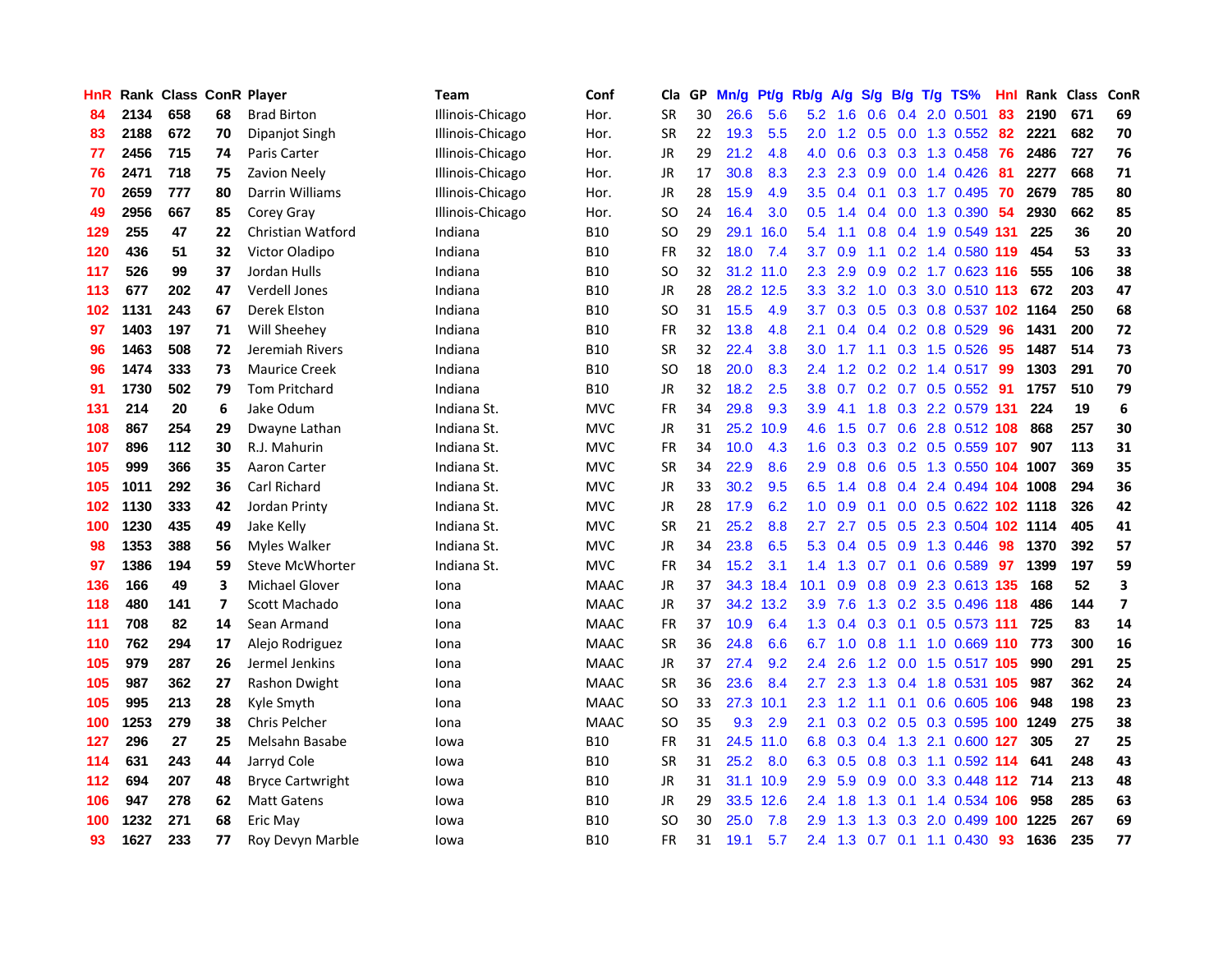| HnR | Rank | Class | ConR | Player | Team | Conf | Cla | GP | Mn/g | Pt/g | Rb/g | A/g | S/g | B/g | T/g | TS% | HnI | Rank | Class | ConR |
|---|---|---|---|---|---|---|---|---|---|---|---|---|---|---|---|---|---|---|---|---|
| 84 | 2134 | 658 | 68 | Brad Birton | Illinois-Chicago | Hor. | SR | 30 | 26.6 | 5.6 | 5.2 | 1.6 | 0.6 | 0.4 | 2.0 | 0.501 | 83 | 2190 | 671 | 69 |
| 83 | 2188 | 672 | 70 | Dipanjot Singh | Illinois-Chicago | Hor. | SR | 22 | 19.3 | 5.5 | 2.0 | 1.2 | 0.5 | 0.0 | 1.3 | 0.552 | 82 | 2221 | 682 | 70 |
| 77 | 2456 | 715 | 74 | Paris Carter | Illinois-Chicago | Hor. | JR | 29 | 21.2 | 4.8 | 4.0 | 0.6 | 0.3 | 0.3 | 1.3 | 0.458 | 76 | 2486 | 727 | 76 |
| 76 | 2471 | 718 | 75 | Zavion Neely | Illinois-Chicago | Hor. | JR | 17 | 30.8 | 8.3 | 2.3 | 2.3 | 0.9 | 0.0 | 1.4 | 0.426 | 81 | 2277 | 668 | 71 |
| 70 | 2659 | 777 | 80 | Darrin Williams | Illinois-Chicago | Hor. | JR | 28 | 15.9 | 4.9 | 3.5 | 0.4 | 0.1 | 0.3 | 1.7 | 0.495 | 70 | 2679 | 785 | 80 |
| 49 | 2956 | 667 | 85 | Corey Gray | Illinois-Chicago | Hor. | SO | 24 | 16.4 | 3.0 | 0.5 | 1.4 | 0.4 | 0.0 | 1.3 | 0.390 | 54 | 2930 | 662 | 85 |
| 129 | 255 | 47 | 22 | Christian Watford | Indiana | B10 | SO | 29 | 29.1 | 16.0 | 5.4 | 1.1 | 0.8 | 0.4 | 1.9 | 0.549 | 131 | 225 | 36 | 20 |
| 120 | 436 | 51 | 32 | Victor Oladipo | Indiana | B10 | FR | 32 | 18.0 | 7.4 | 3.7 | 0.9 | 1.1 | 0.2 | 1.4 | 0.580 | 119 | 454 | 53 | 33 |
| 117 | 526 | 99 | 37 | Jordan Hulls | Indiana | B10 | SO | 32 | 31.2 | 11.0 | 2.3 | 2.9 | 0.9 | 0.2 | 1.7 | 0.623 | 116 | 555 | 106 | 38 |
| 113 | 677 | 202 | 47 | Verdell Jones | Indiana | B10 | JR | 28 | 28.2 | 12.5 | 3.3 | 3.2 | 1.0 | 0.3 | 3.0 | 0.510 | 113 | 672 | 203 | 47 |
| 102 | 1131 | 243 | 67 | Derek Elston | Indiana | B10 | SO | 31 | 15.5 | 4.9 | 3.7 | 0.3 | 0.5 | 0.3 | 0.8 | 0.537 | 102 | 1164 | 250 | 68 |
| 97 | 1403 | 197 | 71 | Will Sheehey | Indiana | B10 | FR | 32 | 13.8 | 4.8 | 2.1 | 0.4 | 0.4 | 0.2 | 0.8 | 0.529 | 96 | 1431 | 200 | 72 |
| 96 | 1463 | 508 | 72 | Jeremiah Rivers | Indiana | B10 | SR | 32 | 22.4 | 3.8 | 3.0 | 1.7 | 1.1 | 0.3 | 1.5 | 0.526 | 95 | 1487 | 514 | 73 |
| 96 | 1474 | 333 | 73 | Maurice Creek | Indiana | B10 | SO | 18 | 20.0 | 8.3 | 2.4 | 1.2 | 0.2 | 0.2 | 1.4 | 0.517 | 99 | 1303 | 291 | 70 |
| 91 | 1730 | 502 | 79 | Tom Pritchard | Indiana | B10 | JR | 32 | 18.2 | 2.5 | 3.8 | 0.7 | 0.2 | 0.7 | 0.5 | 0.552 | 91 | 1757 | 510 | 79 |
| 131 | 214 | 20 | 6 | Jake Odum | Indiana St. | MVC | FR | 34 | 29.8 | 9.3 | 3.9 | 4.1 | 1.8 | 0.3 | 2.2 | 0.579 | 131 | 224 | 19 | 6 |
| 108 | 867 | 254 | 29 | Dwayne Lathan | Indiana St. | MVC | JR | 31 | 25.2 | 10.9 | 4.6 | 1.5 | 0.7 | 0.6 | 2.8 | 0.512 | 108 | 868 | 257 | 30 |
| 107 | 896 | 112 | 30 | R.J. Mahurin | Indiana St. | MVC | FR | 34 | 10.0 | 4.3 | 1.6 | 0.3 | 0.3 | 0.2 | 0.5 | 0.559 | 107 | 907 | 113 | 31 |
| 105 | 999 | 366 | 35 | Aaron Carter | Indiana St. | MVC | SR | 34 | 22.9 | 8.6 | 2.9 | 0.8 | 0.6 | 0.5 | 1.3 | 0.550 | 104 | 1007 | 369 | 35 |
| 105 | 1011 | 292 | 36 | Carl Richard | Indiana St. | MVC | JR | 33 | 30.2 | 9.5 | 6.5 | 1.4 | 0.8 | 0.4 | 2.4 | 0.494 | 104 | 1008 | 294 | 36 |
| 102 | 1130 | 333 | 42 | Jordan Printy | Indiana St. | MVC | JR | 28 | 17.9 | 6.2 | 1.0 | 0.9 | 0.1 | 0.0 | 0.5 | 0.622 | 102 | 1118 | 326 | 42 |
| 100 | 1230 | 435 | 49 | Jake Kelly | Indiana St. | MVC | SR | 21 | 25.2 | 8.8 | 2.7 | 2.7 | 0.5 | 0.5 | 2.3 | 0.504 | 102 | 1114 | 405 | 41 |
| 98 | 1353 | 388 | 56 | Myles Walker | Indiana St. | MVC | JR | 34 | 23.8 | 6.5 | 5.3 | 0.4 | 0.5 | 0.9 | 1.3 | 0.446 | 98 | 1370 | 392 | 57 |
| 97 | 1386 | 194 | 59 | Steve McWhorter | Indiana St. | MVC | FR | 34 | 15.2 | 3.1 | 1.4 | 1.3 | 0.7 | 0.1 | 0.6 | 0.589 | 97 | 1399 | 197 | 59 |
| 136 | 166 | 49 | 3 | Michael Glover | Iona | MAAC | JR | 37 | 34.3 | 18.4 | 10.1 | 0.9 | 0.8 | 0.9 | 2.3 | 0.613 | 135 | 168 | 52 | 3 |
| 118 | 480 | 141 | 7 | Scott Machado | Iona | MAAC | JR | 37 | 34.2 | 13.2 | 3.9 | 7.6 | 1.3 | 0.2 | 3.5 | 0.496 | 118 | 486 | 144 | 7 |
| 111 | 708 | 82 | 14 | Sean Armand | Iona | MAAC | FR | 37 | 10.9 | 6.4 | 1.3 | 0.4 | 0.3 | 0.1 | 0.5 | 0.573 | 111 | 725 | 83 | 14 |
| 110 | 762 | 294 | 17 | Alejo Rodriguez | Iona | MAAC | SR | 36 | 24.8 | 6.6 | 6.7 | 1.0 | 0.8 | 1.1 | 1.0 | 0.669 | 110 | 773 | 300 | 16 |
| 105 | 979 | 287 | 26 | Jermel Jenkins | Iona | MAAC | JR | 37 | 27.4 | 9.2 | 2.4 | 2.6 | 1.2 | 0.0 | 1.5 | 0.517 | 105 | 990 | 291 | 25 |
| 105 | 987 | 362 | 27 | Rashon Dwight | Iona | MAAC | SR | 36 | 23.6 | 8.4 | 2.7 | 2.3 | 1.3 | 0.4 | 1.8 | 0.531 | 105 | 987 | 362 | 24 |
| 105 | 995 | 213 | 28 | Kyle Smyth | Iona | MAAC | SO | 33 | 27.3 | 10.1 | 2.3 | 1.2 | 1.1 | 0.1 | 0.6 | 0.605 | 106 | 948 | 198 | 23 |
| 100 | 1253 | 279 | 38 | Chris Pelcher | Iona | MAAC | SO | 35 | 9.3 | 2.9 | 2.1 | 0.3 | 0.2 | 0.5 | 0.3 | 0.595 | 100 | 1249 | 275 | 38 |
| 127 | 296 | 27 | 25 | Melsahn Basabe | Iowa | B10 | FR | 31 | 24.5 | 11.0 | 6.8 | 0.3 | 0.4 | 1.3 | 2.1 | 0.600 | 127 | 305 | 27 | 25 |
| 114 | 631 | 243 | 44 | Jarryd Cole | Iowa | B10 | SR | 31 | 25.2 | 8.0 | 6.3 | 0.5 | 0.8 | 0.3 | 1.1 | 0.592 | 114 | 641 | 248 | 43 |
| 112 | 694 | 207 | 48 | Bryce Cartwright | Iowa | B10 | JR | 31 | 31.1 | 10.9 | 2.9 | 5.9 | 0.9 | 0.0 | 3.3 | 0.448 | 112 | 714 | 213 | 48 |
| 106 | 947 | 278 | 62 | Matt Gatens | Iowa | B10 | JR | 29 | 33.5 | 12.6 | 2.4 | 1.8 | 1.3 | 0.1 | 1.4 | 0.534 | 106 | 958 | 285 | 63 |
| 100 | 1232 | 271 | 68 | Eric May | Iowa | B10 | SO | 30 | 25.0 | 7.8 | 2.9 | 1.3 | 1.3 | 0.3 | 2.0 | 0.499 | 100 | 1225 | 267 | 69 |
| 93 | 1627 | 233 | 77 | Roy Devyn Marble | Iowa | B10 | FR | 31 | 19.1 | 5.7 | 2.4 | 1.3 | 0.7 | 0.1 | 1.1 | 0.430 | 93 | 1636 | 235 | 77 |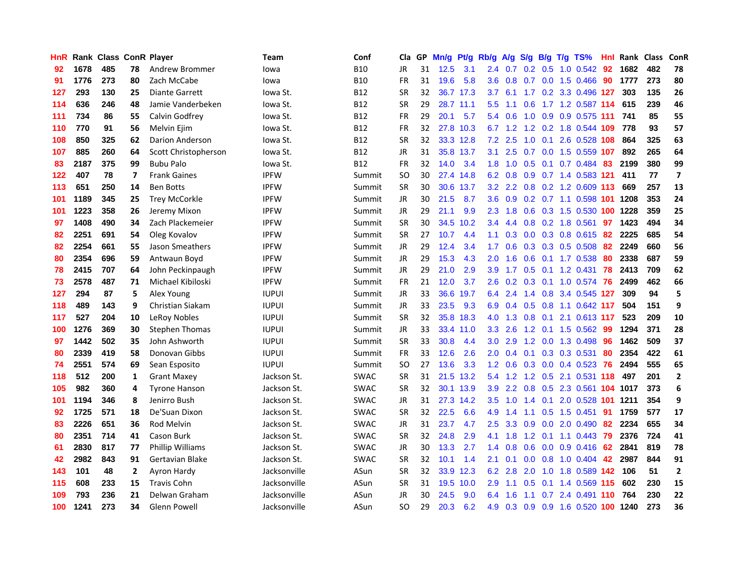| HnR | Rank | Class | ConR | Player | Team | Conf | Cla | GP | Mn/g | Pt/g | Rb/g | A/g | S/g | B/g | T/g | TS% | HnI | Rank | Class | ConR |
|---|---|---|---|---|---|---|---|---|---|---|---|---|---|---|---|---|---|---|---|---|
| 92 | 1678 | 485 | 78 | Andrew Brommer | Iowa | B10 | JR | 31 | 12.5 | 3.1 | 2.4 | 0.7 | 0.2 | 0.5 | 1.0 | 0.542 | 92 | 1682 | 482 | 78 |
| 91 | 1776 | 273 | 80 | Zach McCabe | Iowa | B10 | FR | 31 | 19.6 | 5.8 | 3.6 | 0.8 | 0.7 | 0.0 | 1.5 | 0.466 | 90 | 1777 | 273 | 80 |
| 127 | 293 | 130 | 25 | Diante Garrett | Iowa St. | B12 | SR | 32 | 36.7 | 17.3 | 3.7 | 6.1 | 1.7 | 0.2 | 3.3 | 0.496 | 127 | 303 | 135 | 26 |
| 114 | 636 | 246 | 48 | Jamie Vanderbeken | Iowa St. | B12 | SR | 29 | 28.7 | 11.1 | 5.5 | 1.1 | 0.6 | 1.7 | 1.2 | 0.587 | 114 | 615 | 239 | 46 |
| 111 | 734 | 86 | 55 | Calvin Godfrey | Iowa St. | B12 | FR | 29 | 20.1 | 5.7 | 5.4 | 0.6 | 1.0 | 0.9 | 0.9 | 0.575 | 111 | 741 | 85 | 55 |
| 110 | 770 | 91 | 56 | Melvin Ejim | Iowa St. | B12 | FR | 32 | 27.8 | 10.3 | 6.7 | 1.2 | 1.2 | 0.2 | 1.8 | 0.544 | 109 | 778 | 93 | 57 |
| 108 | 850 | 325 | 62 | Darion Anderson | Iowa St. | B12 | SR | 32 | 33.3 | 12.8 | 7.2 | 2.5 | 1.0 | 0.1 | 2.6 | 0.528 | 108 | 864 | 325 | 63 |
| 107 | 885 | 260 | 64 | Scott Christopherson | Iowa St. | B12 | JR | 31 | 35.8 | 13.7 | 3.1 | 2.5 | 0.7 | 0.0 | 1.5 | 0.559 | 107 | 892 | 265 | 64 |
| 83 | 2187 | 375 | 99 | Bubu Palo | Iowa St. | B12 | FR | 32 | 14.0 | 3.4 | 1.8 | 1.0 | 0.5 | 0.1 | 0.7 | 0.484 | 83 | 2199 | 380 | 99 |
| 122 | 407 | 78 | 7 | Frank Gaines | IPFW | Summit | SO | 30 | 27.4 | 14.8 | 6.2 | 0.8 | 0.9 | 0.7 | 1.4 | 0.583 | 121 | 411 | 77 | 7 |
| 113 | 651 | 250 | 14 | Ben Botts | IPFW | Summit | SR | 30 | 30.6 | 13.7 | 3.2 | 2.2 | 0.8 | 0.2 | 1.2 | 0.609 | 113 | 669 | 257 | 13 |
| 101 | 1189 | 345 | 25 | Trey McCorkle | IPFW | Summit | JR | 30 | 21.5 | 8.7 | 3.6 | 0.9 | 0.2 | 0.7 | 1.1 | 0.598 | 101 | 1208 | 353 | 24 |
| 101 | 1223 | 358 | 26 | Jeremy Mixon | IPFW | Summit | JR | 29 | 21.1 | 9.9 | 2.3 | 1.8 | 0.6 | 0.3 | 1.5 | 0.530 | 100 | 1228 | 359 | 25 |
| 97 | 1408 | 490 | 34 | Zach Plackemeier | IPFW | Summit | SR | 30 | 34.5 | 10.2 | 3.4 | 4.4 | 0.8 | 0.2 | 1.8 | 0.561 | 97 | 1423 | 494 | 34 |
| 82 | 2251 | 691 | 54 | Oleg Kovalov | IPFW | Summit | SR | 27 | 10.7 | 4.4 | 1.1 | 0.3 | 0.0 | 0.3 | 0.8 | 0.615 | 82 | 2225 | 685 | 54 |
| 82 | 2254 | 661 | 55 | Jason Smeathers | IPFW | Summit | JR | 29 | 12.4 | 3.4 | 1.7 | 0.6 | 0.3 | 0.3 | 0.5 | 0.508 | 82 | 2249 | 660 | 56 |
| 80 | 2354 | 696 | 59 | Antwaun Boyd | IPFW | Summit | JR | 29 | 15.3 | 4.3 | 2.0 | 1.6 | 0.6 | 0.1 | 1.7 | 0.538 | 80 | 2338 | 687 | 59 |
| 78 | 2415 | 707 | 64 | John Peckinpaugh | IPFW | Summit | JR | 29 | 21.0 | 2.9 | 3.9 | 1.7 | 0.5 | 0.1 | 1.2 | 0.431 | 78 | 2413 | 709 | 62 |
| 73 | 2578 | 487 | 71 | Michael Kibiloski | IPFW | Summit | FR | 21 | 12.0 | 3.7 | 2.6 | 0.2 | 0.3 | 0.1 | 1.0 | 0.574 | 76 | 2499 | 462 | 66 |
| 127 | 294 | 87 | 5 | Alex Young | IUPUI | Summit | JR | 33 | 36.6 | 19.7 | 6.4 | 2.4 | 1.4 | 0.8 | 3.4 | 0.545 | 127 | 309 | 94 | 5 |
| 118 | 489 | 143 | 9 | Christian Siakam | IUPUI | Summit | JR | 33 | 23.5 | 9.3 | 6.9 | 0.4 | 0.5 | 0.8 | 1.1 | 0.642 | 117 | 504 | 151 | 9 |
| 117 | 527 | 204 | 10 | LeRoy Nobles | IUPUI | Summit | SR | 32 | 35.8 | 18.3 | 4.0 | 1.3 | 0.8 | 0.1 | 2.1 | 0.613 | 117 | 523 | 209 | 10 |
| 100 | 1276 | 369 | 30 | Stephen Thomas | IUPUI | Summit | JR | 33 | 33.4 | 11.0 | 3.3 | 2.6 | 1.2 | 0.1 | 1.5 | 0.562 | 99 | 1294 | 371 | 28 |
| 97 | 1442 | 502 | 35 | John Ashworth | IUPUI | Summit | SR | 33 | 30.8 | 4.4 | 3.0 | 2.9 | 1.2 | 0.0 | 1.3 | 0.498 | 96 | 1462 | 509 | 37 |
| 80 | 2339 | 419 | 58 | Donovan Gibbs | IUPUI | Summit | FR | 33 | 12.6 | 2.6 | 2.0 | 0.4 | 0.1 | 0.3 | 0.3 | 0.531 | 80 | 2354 | 422 | 61 |
| 74 | 2551 | 574 | 69 | Sean Esposito | IUPUI | Summit | SO | 27 | 13.6 | 3.3 | 1.2 | 0.6 | 0.3 | 0.0 | 0.4 | 0.523 | 76 | 2494 | 555 | 65 |
| 118 | 512 | 200 | 1 | Grant Maxey | Jackson St. | SWAC | SR | 31 | 21.5 | 13.2 | 5.4 | 1.2 | 1.2 | 0.5 | 2.1 | 0.531 | 118 | 497 | 201 | 2 |
| 105 | 982 | 360 | 4 | Tyrone Hanson | Jackson St. | SWAC | SR | 32 | 30.1 | 13.9 | 3.9 | 2.2 | 0.8 | 0.5 | 2.3 | 0.561 | 104 | 1017 | 373 | 6 |
| 101 | 1194 | 346 | 8 | Jenirro Bush | Jackson St. | SWAC | JR | 31 | 27.3 | 14.2 | 3.5 | 1.0 | 1.4 | 0.1 | 2.0 | 0.528 | 101 | 1211 | 354 | 9 |
| 92 | 1725 | 571 | 18 | De'Suan Dixon | Jackson St. | SWAC | SR | 32 | 22.5 | 6.6 | 4.9 | 1.4 | 1.1 | 0.5 | 1.5 | 0.451 | 91 | 1759 | 577 | 17 |
| 83 | 2226 | 651 | 36 | Rod Melvin | Jackson St. | SWAC | JR | 31 | 23.7 | 4.7 | 2.5 | 3.3 | 0.9 | 0.0 | 2.0 | 0.490 | 82 | 2234 | 655 | 34 |
| 80 | 2351 | 714 | 41 | Cason Burk | Jackson St. | SWAC | SR | 32 | 24.8 | 2.9 | 4.1 | 1.8 | 1.2 | 0.1 | 1.1 | 0.443 | 79 | 2376 | 724 | 41 |
| 61 | 2830 | 817 | 77 | Phillip Williams | Jackson St. | SWAC | JR | 30 | 13.3 | 2.7 | 1.4 | 0.8 | 0.6 | 0.0 | 0.9 | 0.416 | 62 | 2841 | 819 | 78 |
| 42 | 2982 | 843 | 91 | Gertavian Blake | Jackson St. | SWAC | SR | 32 | 10.1 | 1.4 | 2.1 | 0.1 | 0.0 | 0.8 | 1.0 | 0.404 | 42 | 2987 | 844 | 91 |
| 143 | 101 | 48 | 2 | Ayron Hardy | Jacksonville | ASun | SR | 32 | 33.9 | 12.3 | 6.2 | 2.8 | 2.0 | 1.0 | 1.8 | 0.589 | 142 | 106 | 51 | 2 |
| 115 | 608 | 233 | 15 | Travis Cohn | Jacksonville | ASun | SR | 31 | 19.5 | 10.0 | 2.9 | 1.1 | 0.5 | 0.1 | 1.4 | 0.569 | 115 | 602 | 230 | 15 |
| 109 | 793 | 236 | 21 | Delwan Graham | Jacksonville | ASun | JR | 30 | 24.5 | 9.0 | 6.4 | 1.6 | 1.1 | 0.7 | 2.4 | 0.491 | 110 | 764 | 230 | 22 |
| 100 | 1241 | 273 | 34 | Glenn Powell | Jacksonville | ASun | SO | 29 | 20.3 | 6.2 | 4.9 | 0.3 | 0.9 | 0.9 | 1.6 | 0.520 | 100 | 1240 | 273 | 36 |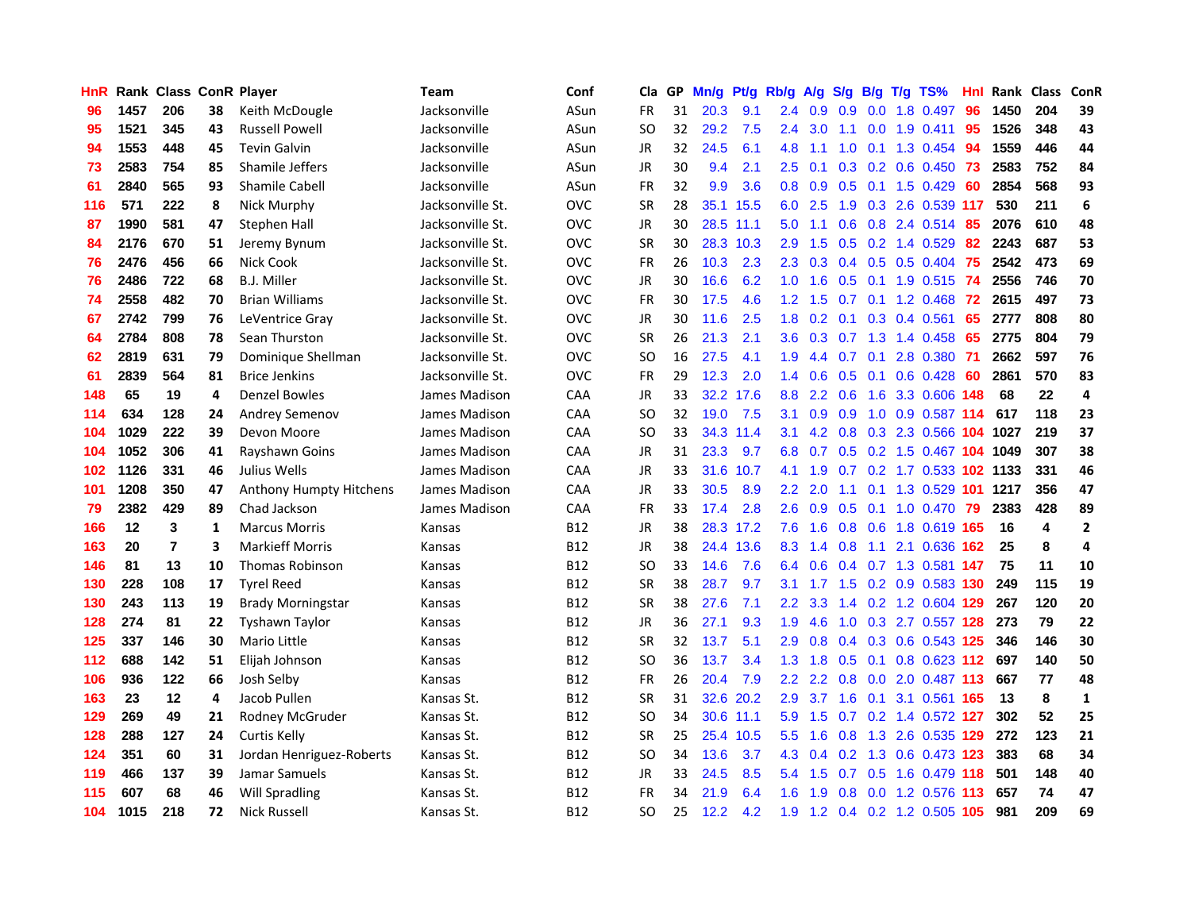| HnR | Rank | Class | ConR | Player | Team | Conf | Cla | GP | Mn/g | Pt/g | Rb/g | A/g | S/g | B/g | T/g | TS% | HnI | Rank | Class | ConR |
|---|---|---|---|---|---|---|---|---|---|---|---|---|---|---|---|---|---|---|---|---|
| 96 | 1457 | 206 | 38 | Keith McDougle | Jacksonville | ASun | FR | 31 | 20.3 | 9.1 | 2.4 | 0.9 | 0.9 | 0.0 | 1.8 | 0.497 | 96 | 1450 | 204 | 39 |
| 95 | 1521 | 345 | 43 | Russell Powell | Jacksonville | ASun | SO | 32 | 29.2 | 7.5 | 2.4 | 3.0 | 1.1 | 0.0 | 1.9 | 0.411 | 95 | 1526 | 348 | 43 |
| 94 | 1553 | 448 | 45 | Tevin Galvin | Jacksonville | ASun | JR | 32 | 24.5 | 6.1 | 4.8 | 1.1 | 1.0 | 0.1 | 1.3 | 0.454 | 94 | 1559 | 446 | 44 |
| 73 | 2583 | 754 | 85 | Shamile Jeffers | Jacksonville | ASun | JR | 30 | 9.4 | 2.1 | 2.5 | 0.1 | 0.3 | 0.2 | 0.6 | 0.450 | 73 | 2583 | 752 | 84 |
| 61 | 2840 | 565 | 93 | Shamile Cabell | Jacksonville | ASun | FR | 32 | 9.9 | 3.6 | 0.8 | 0.9 | 0.5 | 0.1 | 1.5 | 0.429 | 60 | 2854 | 568 | 93 |
| 116 | 571 | 222 | 8 | Nick Murphy | Jacksonville St. | OVC | SR | 28 | 35.1 | 15.5 | 6.0 | 2.5 | 1.9 | 0.3 | 2.6 | 0.539 | 117 | 530 | 211 | 6 |
| 87 | 1990 | 581 | 47 | Stephen Hall | Jacksonville St. | OVC | JR | 30 | 28.5 | 11.1 | 5.0 | 1.1 | 0.6 | 0.8 | 2.4 | 0.514 | 85 | 2076 | 610 | 48 |
| 84 | 2176 | 670 | 51 | Jeremy Bynum | Jacksonville St. | OVC | SR | 30 | 28.3 | 10.3 | 2.9 | 1.5 | 0.5 | 0.2 | 1.4 | 0.529 | 82 | 2243 | 687 | 53 |
| 76 | 2476 | 456 | 66 | Nick Cook | Jacksonville St. | OVC | FR | 26 | 10.3 | 2.3 | 2.3 | 0.3 | 0.4 | 0.5 | 0.5 | 0.404 | 75 | 2542 | 473 | 69 |
| 76 | 2486 | 722 | 68 | B.J. Miller | Jacksonville St. | OVC | JR | 30 | 16.6 | 6.2 | 1.0 | 1.6 | 0.5 | 0.1 | 1.9 | 0.515 | 74 | 2556 | 746 | 70 |
| 74 | 2558 | 482 | 70 | Brian Williams | Jacksonville St. | OVC | FR | 30 | 17.5 | 4.6 | 1.2 | 1.5 | 0.7 | 0.1 | 1.2 | 0.468 | 72 | 2615 | 497 | 73 |
| 67 | 2742 | 799 | 76 | LeVentrice Gray | Jacksonville St. | OVC | JR | 30 | 11.6 | 2.5 | 1.8 | 0.2 | 0.1 | 0.3 | 0.4 | 0.561 | 65 | 2777 | 808 | 80 |
| 64 | 2784 | 808 | 78 | Sean Thurston | Jacksonville St. | OVC | SR | 26 | 21.3 | 2.1 | 3.6 | 0.3 | 0.7 | 1.3 | 1.4 | 0.458 | 65 | 2775 | 804 | 79 |
| 62 | 2819 | 631 | 79 | Dominique Shellman | Jacksonville St. | OVC | SO | 16 | 27.5 | 4.1 | 1.9 | 4.4 | 0.7 | 0.1 | 2.8 | 0.380 | 71 | 2662 | 597 | 76 |
| 61 | 2839 | 564 | 81 | Brice Jenkins | Jacksonville St. | OVC | FR | 29 | 12.3 | 2.0 | 1.4 | 0.6 | 0.5 | 0.1 | 0.6 | 0.428 | 60 | 2861 | 570 | 83 |
| 148 | 65 | 19 | 4 | Denzel Bowles | James Madison | CAA | JR | 33 | 32.2 | 17.6 | 8.8 | 2.2 | 0.6 | 1.6 | 3.3 | 0.606 | 148 | 68 | 22 | 4 |
| 114 | 634 | 128 | 24 | Andrey Semenov | James Madison | CAA | SO | 32 | 19.0 | 7.5 | 3.1 | 0.9 | 0.9 | 1.0 | 0.9 | 0.587 | 114 | 617 | 118 | 23 |
| 104 | 1029 | 222 | 39 | Devon Moore | James Madison | CAA | SO | 33 | 34.3 | 11.4 | 3.1 | 4.2 | 0.8 | 0.3 | 2.3 | 0.566 | 104 | 1027 | 219 | 37 |
| 104 | 1052 | 306 | 41 | Rayshawn Goins | James Madison | CAA | JR | 31 | 23.3 | 9.7 | 6.8 | 0.7 | 0.5 | 0.2 | 1.5 | 0.467 | 104 | 1049 | 307 | 38 |
| 102 | 1126 | 331 | 46 | Julius Wells | James Madison | CAA | JR | 33 | 31.6 | 10.7 | 4.1 | 1.9 | 0.7 | 0.2 | 1.7 | 0.533 | 102 | 1133 | 331 | 46 |
| 101 | 1208 | 350 | 47 | Anthony Humpty Hitchens | James Madison | CAA | JR | 33 | 30.5 | 8.9 | 2.2 | 2.0 | 1.1 | 0.1 | 1.3 | 0.529 | 101 | 1217 | 356 | 47 |
| 79 | 2382 | 429 | 89 | Chad Jackson | James Madison | CAA | FR | 33 | 17.4 | 2.8 | 2.6 | 0.9 | 0.5 | 0.1 | 1.0 | 0.470 | 79 | 2383 | 428 | 89 |
| 166 | 12 | 3 | 1 | Marcus Morris | Kansas | B12 | JR | 38 | 28.3 | 17.2 | 7.6 | 1.6 | 0.8 | 0.6 | 1.8 | 0.619 | 165 | 16 | 4 | 2 |
| 163 | 20 | 7 | 3 | Markieff Morris | Kansas | B12 | JR | 38 | 24.4 | 13.6 | 8.3 | 1.4 | 0.8 | 1.1 | 2.1 | 0.636 | 162 | 25 | 8 | 4 |
| 146 | 81 | 13 | 10 | Thomas Robinson | Kansas | B12 | SO | 33 | 14.6 | 7.6 | 6.4 | 0.6 | 0.4 | 0.7 | 1.3 | 0.581 | 147 | 75 | 11 | 10 |
| 130 | 228 | 108 | 17 | Tyrel Reed | Kansas | B12 | SR | 38 | 28.7 | 9.7 | 3.1 | 1.7 | 1.5 | 0.2 | 0.9 | 0.583 | 130 | 249 | 115 | 19 |
| 130 | 243 | 113 | 19 | Brady Morningstar | Kansas | B12 | SR | 38 | 27.6 | 7.1 | 2.2 | 3.3 | 1.4 | 0.2 | 1.2 | 0.604 | 129 | 267 | 120 | 20 |
| 128 | 274 | 81 | 22 | Tyshawn Taylor | Kansas | B12 | JR | 36 | 27.1 | 9.3 | 1.9 | 4.6 | 1.0 | 0.3 | 2.7 | 0.557 | 128 | 273 | 79 | 22 |
| 125 | 337 | 146 | 30 | Mario Little | Kansas | B12 | SR | 32 | 13.7 | 5.1 | 2.9 | 0.8 | 0.4 | 0.3 | 0.6 | 0.543 | 125 | 346 | 146 | 30 |
| 112 | 688 | 142 | 51 | Elijah Johnson | Kansas | B12 | SO | 36 | 13.7 | 3.4 | 1.3 | 1.8 | 0.5 | 0.1 | 0.8 | 0.623 | 112 | 697 | 140 | 50 |
| 106 | 936 | 122 | 66 | Josh Selby | Kansas | B12 | FR | 26 | 20.4 | 7.9 | 2.2 | 2.2 | 0.8 | 0.0 | 2.0 | 0.487 | 113 | 667 | 77 | 48 |
| 163 | 23 | 12 | 4 | Jacob Pullen | Kansas St. | B12 | SR | 31 | 32.6 | 20.2 | 2.9 | 3.7 | 1.6 | 0.1 | 3.1 | 0.561 | 165 | 13 | 8 | 1 |
| 129 | 269 | 49 | 21 | Rodney McGruder | Kansas St. | B12 | SO | 34 | 30.6 | 11.1 | 5.9 | 1.5 | 0.7 | 0.2 | 1.4 | 0.572 | 127 | 302 | 52 | 25 |
| 128 | 288 | 127 | 24 | Curtis Kelly | Kansas St. | B12 | SR | 25 | 25.4 | 10.5 | 5.5 | 1.6 | 0.8 | 1.3 | 2.6 | 0.535 | 129 | 272 | 123 | 21 |
| 124 | 351 | 60 | 31 | Jordan Henriquez-Roberts | Kansas St. | B12 | SO | 34 | 13.6 | 3.7 | 4.3 | 0.4 | 0.2 | 1.3 | 0.6 | 0.473 | 123 | 383 | 68 | 34 |
| 119 | 466 | 137 | 39 | Jamar Samuels | Kansas St. | B12 | JR | 33 | 24.5 | 8.5 | 5.4 | 1.5 | 0.7 | 0.5 | 1.6 | 0.479 | 118 | 501 | 148 | 40 |
| 115 | 607 | 68 | 46 | Will Spradling | Kansas St. | B12 | FR | 34 | 21.9 | 6.4 | 1.6 | 1.9 | 0.8 | 0.0 | 1.2 | 0.576 | 113 | 657 | 74 | 47 |
| 104 | 1015 | 218 | 72 | Nick Russell | Kansas St. | B12 | SO | 25 | 12.2 | 4.2 | 1.9 | 1.2 | 0.4 | 0.2 | 1.2 | 0.505 | 105 | 981 | 209 | 69 |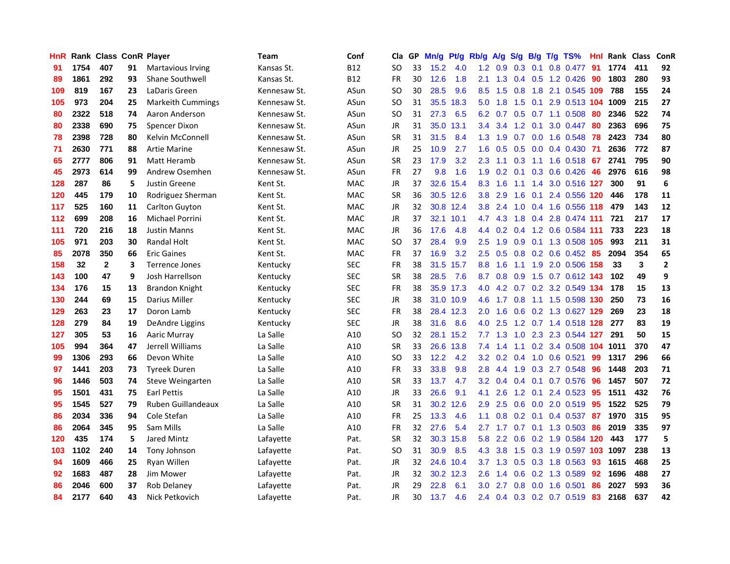| HnR | Rank | Class | ConR | Player | Team | Conf | Cla | GP | Mn/g | Pt/g | Rb/g | A/g | S/g | B/g | T/g | TS% | HnI | Rank | Class | ConR |
|---|---|---|---|---|---|---|---|---|---|---|---|---|---|---|---|---|---|---|---|---|
| 91 | 1754 | 407 | 91 | Martavious Irving | Kansas St. | B12 | SO | 33 | 15.2 | 4.0 | 1.2 | 0.9 | 0.3 | 0.1 | 0.8 | 0.477 | 91 | 1774 | 411 | 92 |
| 89 | 1861 | 292 | 93 | Shane Southwell | Kansas St. | B12 | FR | 30 | 12.6 | 1.8 | 2.1 | 1.3 | 0.4 | 0.5 | 1.2 | 0.426 | 90 | 1803 | 280 | 93 |
| 109 | 819 | 167 | 23 | LaDaris Green | Kennesaw St. | ASun | SO | 30 | 28.5 | 9.6 | 8.5 | 1.5 | 0.8 | 1.8 | 2.1 | 0.545 | 109 | 788 | 155 | 24 |
| 105 | 973 | 204 | 25 | Markeith Cummings | Kennesaw St. | ASun | SO | 31 | 35.5 | 18.3 | 5.0 | 1.8 | 1.5 | 0.1 | 2.9 | 0.513 | 104 | 1009 | 215 | 27 |
| 80 | 2322 | 518 | 74 | Aaron Anderson | Kennesaw St. | ASun | SO | 31 | 27.3 | 6.5 | 6.2 | 0.7 | 0.5 | 0.7 | 1.1 | 0.508 | 80 | 2346 | 522 | 74 |
| 80 | 2338 | 690 | 75 | Spencer Dixon | Kennesaw St. | ASun | JR | 31 | 35.0 | 13.1 | 3.4 | 3.4 | 1.2 | 0.1 | 3.0 | 0.447 | 80 | 2363 | 696 | 75 |
| 78 | 2398 | 728 | 80 | Kelvin McConnell | Kennesaw St. | ASun | SR | 31 | 31.5 | 8.4 | 1.3 | 1.9 | 0.7 | 0.0 | 1.6 | 0.548 | 78 | 2423 | 734 | 80 |
| 71 | 2630 | 771 | 88 | Artie Marine | Kennesaw St. | ASun | JR | 25 | 10.9 | 2.7 | 1.6 | 0.5 | 0.5 | 0.0 | 0.4 | 0.430 | 71 | 2636 | 772 | 87 |
| 65 | 2777 | 806 | 91 | Matt Heramb | Kennesaw St. | ASun | SR | 23 | 17.9 | 3.2 | 2.3 | 1.1 | 0.3 | 1.1 | 1.6 | 0.518 | 67 | 2741 | 795 | 90 |
| 45 | 2973 | 614 | 99 | Andrew Osemhen | Kennesaw St. | ASun | FR | 27 | 9.8 | 1.6 | 1.9 | 0.2 | 0.1 | 0.3 | 0.6 | 0.426 | 46 | 2976 | 616 | 98 |
| 128 | 287 | 86 | 5 | Justin Greene | Kent St. | MAC | JR | 37 | 32.6 | 15.4 | 8.3 | 1.6 | 1.1 | 1.4 | 3.0 | 0.516 | 127 | 300 | 91 | 6 |
| 120 | 445 | 179 | 10 | Rodriguez Sherman | Kent St. | MAC | SR | 36 | 30.5 | 12.6 | 3.8 | 2.9 | 1.6 | 0.1 | 2.4 | 0.556 | 120 | 446 | 178 | 11 |
| 117 | 525 | 160 | 11 | Carlton Guyton | Kent St. | MAC | JR | 32 | 30.8 | 12.4 | 3.8 | 2.4 | 1.0 | 0.4 | 1.6 | 0.556 | 118 | 479 | 143 | 12 |
| 112 | 699 | 208 | 16 | Michael Porrini | Kent St. | MAC | JR | 37 | 32.1 | 10.1 | 4.7 | 4.3 | 1.8 | 0.4 | 2.8 | 0.474 | 111 | 721 | 217 | 17 |
| 111 | 720 | 216 | 18 | Justin Manns | Kent St. | MAC | JR | 36 | 17.6 | 4.8 | 4.4 | 0.2 | 0.4 | 1.2 | 0.6 | 0.584 | 111 | 733 | 223 | 18 |
| 105 | 971 | 203 | 30 | Randal Holt | Kent St. | MAC | SO | 37 | 28.4 | 9.9 | 2.5 | 1.9 | 0.9 | 0.1 | 1.3 | 0.508 | 105 | 993 | 211 | 31 |
| 85 | 2078 | 350 | 66 | Eric Gaines | Kent St. | MAC | FR | 37 | 16.9 | 3.2 | 2.5 | 0.5 | 0.8 | 0.2 | 0.6 | 0.452 | 85 | 2094 | 354 | 65 |
| 158 | 32 | 2 | 3 | Terrence Jones | Kentucky | SEC | FR | 38 | 31.5 | 15.7 | 8.8 | 1.6 | 1.1 | 1.9 | 2.0 | 0.506 | 158 | 33 | 3 | 2 |
| 143 | 100 | 47 | 9 | Josh Harrellson | Kentucky | SEC | SR | 38 | 28.5 | 7.6 | 8.7 | 0.8 | 0.9 | 1.5 | 0.7 | 0.612 | 143 | 102 | 49 | 9 |
| 134 | 176 | 15 | 13 | Brandon Knight | Kentucky | SEC | FR | 38 | 35.9 | 17.3 | 4.0 | 4.2 | 0.7 | 0.2 | 3.2 | 0.549 | 134 | 178 | 15 | 13 |
| 130 | 244 | 69 | 15 | Darius Miller | Kentucky | SEC | JR | 38 | 31.0 | 10.9 | 4.6 | 1.7 | 0.8 | 1.1 | 1.5 | 0.598 | 130 | 250 | 73 | 16 |
| 129 | 263 | 23 | 17 | Doron Lamb | Kentucky | SEC | FR | 38 | 28.4 | 12.3 | 2.0 | 1.6 | 0.6 | 0.2 | 1.3 | 0.627 | 129 | 269 | 23 | 18 |
| 128 | 279 | 84 | 19 | DeAndre Liggins | Kentucky | SEC | JR | 38 | 31.6 | 8.6 | 4.0 | 2.5 | 1.2 | 0.7 | 1.4 | 0.518 | 128 | 277 | 83 | 19 |
| 127 | 305 | 53 | 16 | Aaric Murray | La Salle | A10 | SO | 32 | 28.1 | 15.2 | 7.7 | 1.3 | 1.0 | 2.3 | 2.3 | 0.544 | 127 | 291 | 50 | 15 |
| 105 | 994 | 364 | 47 | Jerrell Williams | La Salle | A10 | SR | 33 | 26.6 | 13.8 | 7.4 | 1.4 | 1.1 | 0.2 | 3.4 | 0.508 | 104 | 1011 | 370 | 47 |
| 99 | 1306 | 293 | 66 | Devon White | La Salle | A10 | SO | 33 | 12.2 | 4.2 | 3.2 | 0.2 | 0.4 | 1.0 | 0.6 | 0.521 | 99 | 1317 | 296 | 66 |
| 97 | 1441 | 203 | 73 | Tyreek Duren | La Salle | A10 | FR | 33 | 33.8 | 9.8 | 2.8 | 4.4 | 1.9 | 0.3 | 2.7 | 0.548 | 96 | 1448 | 203 | 71 |
| 96 | 1446 | 503 | 74 | Steve Weingarten | La Salle | A10 | SR | 33 | 13.7 | 4.7 | 3.2 | 0.4 | 0.4 | 0.1 | 0.7 | 0.576 | 96 | 1457 | 507 | 72 |
| 95 | 1501 | 431 | 75 | Earl Pettis | La Salle | A10 | JR | 33 | 26.6 | 9.1 | 4.1 | 2.6 | 1.2 | 0.1 | 2.4 | 0.523 | 95 | 1511 | 432 | 76 |
| 95 | 1545 | 527 | 79 | Ruben Guillandeaux | La Salle | A10 | SR | 31 | 30.2 | 12.6 | 2.9 | 2.5 | 0.6 | 0.0 | 2.0 | 0.519 | 95 | 1522 | 525 | 79 |
| 86 | 2034 | 336 | 94 | Cole Stefan | La Salle | A10 | FR | 25 | 13.3 | 4.6 | 1.1 | 0.8 | 0.2 | 0.1 | 0.4 | 0.537 | 87 | 1970 | 315 | 95 |
| 86 | 2064 | 345 | 95 | Sam Mills | La Salle | A10 | FR | 32 | 27.6 | 5.4 | 2.7 | 1.7 | 0.7 | 0.1 | 1.3 | 0.503 | 86 | 2019 | 335 | 97 |
| 120 | 435 | 174 | 5 | Jared Mintz | Lafayette | Pat. | SR | 32 | 30.3 | 15.8 | 5.8 | 2.2 | 0.6 | 0.2 | 1.9 | 0.584 | 120 | 443 | 177 | 5 |
| 103 | 1102 | 240 | 14 | Tony Johnson | Lafayette | Pat. | SO | 31 | 30.9 | 8.5 | 4.3 | 3.8 | 1.5 | 0.3 | 1.9 | 0.597 | 103 | 1097 | 238 | 13 |
| 94 | 1609 | 466 | 25 | Ryan Willen | Lafayette | Pat. | JR | 32 | 24.6 | 10.4 | 3.7 | 1.3 | 0.5 | 0.3 | 1.8 | 0.563 | 93 | 1615 | 468 | 25 |
| 92 | 1683 | 487 | 28 | Jim Mower | Lafayette | Pat. | JR | 32 | 30.2 | 12.3 | 2.6 | 1.4 | 0.6 | 0.2 | 1.3 | 0.589 | 92 | 1696 | 488 | 27 |
| 86 | 2046 | 600 | 37 | Rob Delaney | Lafayette | Pat. | JR | 29 | 22.8 | 6.1 | 3.0 | 2.7 | 0.8 | 0.0 | 1.6 | 0.501 | 86 | 2027 | 593 | 36 |
| 84 | 2177 | 640 | 43 | Nick Petkovich | Lafayette | Pat. | JR | 30 | 13.7 | 4.6 | 2.4 | 0.4 | 0.3 | 0.2 | 0.7 | 0.519 | 83 | 2168 | 637 | 42 |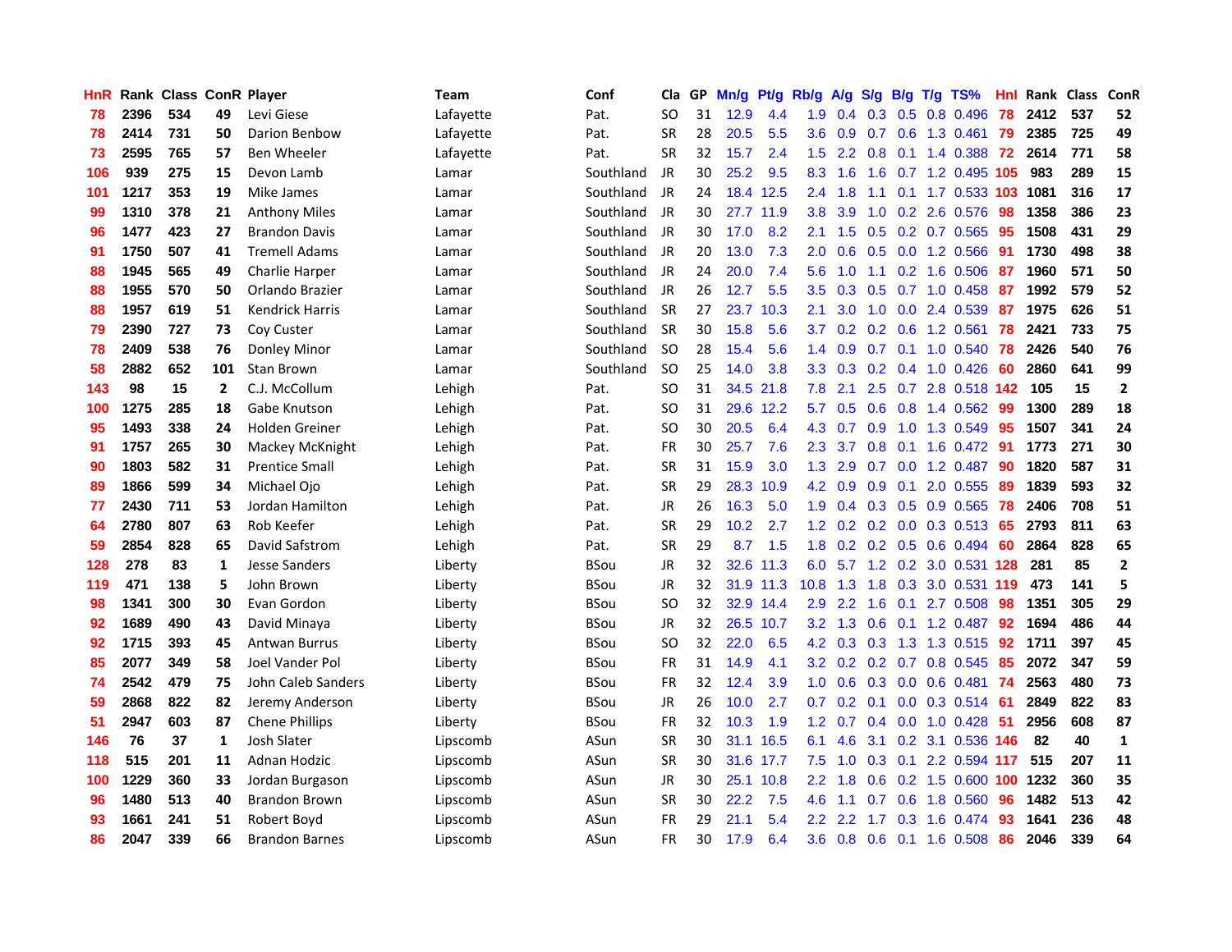| HnR | Rank | Class | ConR | Player | Team | Conf | Cla | GP | Mn/g | Pt/g | Rb/g | A/g | S/g | B/g | T/g | TS% | HnI | Rank | Class | ConR |
|---|---|---|---|---|---|---|---|---|---|---|---|---|---|---|---|---|---|---|---|---|
| 78 | 2396 | 534 | 49 | Levi Giese | Lafayette | Pat. | SO | 31 | 12.9 | 4.4 | 1.9 | 0.4 | 0.3 | 0.5 | 0.8 | 0.496 | 78 | 2412 | 537 | 52 |
| 78 | 2414 | 731 | 50 | Darion Benbow | Lafayette | Pat. | SR | 28 | 20.5 | 5.5 | 3.6 | 0.9 | 0.7 | 0.6 | 1.3 | 0.461 | 79 | 2385 | 725 | 49 |
| 73 | 2595 | 765 | 57 | Ben Wheeler | Lafayette | Pat. | SR | 32 | 15.7 | 2.4 | 1.5 | 2.2 | 0.8 | 0.1 | 1.4 | 0.388 | 72 | 2614 | 771 | 58 |
| 106 | 939 | 275 | 15 | Devon Lamb | Lamar | Southland | JR | 30 | 25.2 | 9.5 | 8.3 | 1.6 | 1.6 | 0.7 | 1.2 | 0.495 | 105 | 983 | 289 | 15 |
| 101 | 1217 | 353 | 19 | Mike James | Lamar | Southland | JR | 24 | 18.4 | 12.5 | 2.4 | 1.8 | 1.1 | 0.1 | 1.7 | 0.533 | 103 | 1081 | 316 | 17 |
| 99 | 1310 | 378 | 21 | Anthony Miles | Lamar | Southland | JR | 30 | 27.7 | 11.9 | 3.8 | 3.9 | 1.0 | 0.2 | 2.6 | 0.576 | 98 | 1358 | 386 | 23 |
| 96 | 1477 | 423 | 27 | Brandon Davis | Lamar | Southland | JR | 30 | 17.0 | 8.2 | 2.1 | 1.5 | 0.5 | 0.2 | 0.7 | 0.565 | 95 | 1508 | 431 | 29 |
| 91 | 1750 | 507 | 41 | Tremell Adams | Lamar | Southland | JR | 20 | 13.0 | 7.3 | 2.0 | 0.6 | 0.5 | 0.0 | 1.2 | 0.566 | 91 | 1730 | 498 | 38 |
| 88 | 1945 | 565 | 49 | Charlie Harper | Lamar | Southland | JR | 24 | 20.0 | 7.4 | 5.6 | 1.0 | 1.1 | 0.2 | 1.6 | 0.506 | 87 | 1960 | 571 | 50 |
| 88 | 1955 | 570 | 50 | Orlando Brazier | Lamar | Southland | JR | 26 | 12.7 | 5.5 | 3.5 | 0.3 | 0.5 | 0.7 | 1.0 | 0.458 | 87 | 1992 | 579 | 52 |
| 88 | 1957 | 619 | 51 | Kendrick Harris | Lamar | Southland | SR | 27 | 23.7 | 10.3 | 2.1 | 3.0 | 1.0 | 0.0 | 2.4 | 0.539 | 87 | 1975 | 626 | 51 |
| 79 | 2390 | 727 | 73 | Coy Custer | Lamar | Southland | SR | 30 | 15.8 | 5.6 | 3.7 | 0.2 | 0.2 | 0.6 | 1.2 | 0.561 | 78 | 2421 | 733 | 75 |
| 78 | 2409 | 538 | 76 | Donley Minor | Lamar | Southland | SO | 28 | 15.4 | 5.6 | 1.4 | 0.9 | 0.7 | 0.1 | 1.0 | 0.540 | 78 | 2426 | 540 | 76 |
| 58 | 2882 | 652 | 101 | Stan Brown | Lamar | Southland | SO | 25 | 14.0 | 3.8 | 3.3 | 0.3 | 0.2 | 0.4 | 1.0 | 0.426 | 60 | 2860 | 641 | 99 |
| 143 | 98 | 15 | 2 | C.J. McCollum | Lehigh | Pat. | SO | 31 | 34.5 | 21.8 | 7.8 | 2.1 | 2.5 | 0.7 | 2.8 | 0.518 | 142 | 105 | 15 | 2 |
| 100 | 1275 | 285 | 18 | Gabe Knutson | Lehigh | Pat. | SO | 31 | 29.6 | 12.2 | 5.7 | 0.5 | 0.6 | 0.8 | 1.4 | 0.562 | 99 | 1300 | 289 | 18 |
| 95 | 1493 | 338 | 24 | Holden Greiner | Lehigh | Pat. | SO | 30 | 20.5 | 6.4 | 4.3 | 0.7 | 0.9 | 1.0 | 1.3 | 0.549 | 95 | 1507 | 341 | 24 |
| 91 | 1757 | 265 | 30 | Mackey McKnight | Lehigh | Pat. | FR | 30 | 25.7 | 7.6 | 2.3 | 3.7 | 0.8 | 0.1 | 1.6 | 0.472 | 91 | 1773 | 271 | 30 |
| 90 | 1803 | 582 | 31 | Prentice Small | Lehigh | Pat. | SR | 31 | 15.9 | 3.0 | 1.3 | 2.9 | 0.7 | 0.0 | 1.2 | 0.487 | 90 | 1820 | 587 | 31 |
| 89 | 1866 | 599 | 34 | Michael Ojo | Lehigh | Pat. | SR | 29 | 28.3 | 10.9 | 4.2 | 0.9 | 0.9 | 0.1 | 2.0 | 0.555 | 89 | 1839 | 593 | 32 |
| 77 | 2430 | 711 | 53 | Jordan Hamilton | Lehigh | Pat. | JR | 26 | 16.3 | 5.0 | 1.9 | 0.4 | 0.3 | 0.5 | 0.9 | 0.565 | 78 | 2406 | 708 | 51 |
| 64 | 2780 | 807 | 63 | Rob Keefer | Lehigh | Pat. | SR | 29 | 10.2 | 2.7 | 1.2 | 0.2 | 0.2 | 0.0 | 0.3 | 0.513 | 65 | 2793 | 811 | 63 |
| 59 | 2854 | 828 | 65 | David Safstrom | Lehigh | Pat. | SR | 29 | 8.7 | 1.5 | 1.8 | 0.2 | 0.2 | 0.5 | 0.6 | 0.494 | 60 | 2864 | 828 | 65 |
| 128 | 278 | 83 | 1 | Jesse Sanders | Liberty | BSou | JR | 32 | 32.6 | 11.3 | 6.0 | 5.7 | 1.2 | 0.2 | 3.0 | 0.531 | 128 | 281 | 85 | 2 |
| 119 | 471 | 138 | 5 | John Brown | Liberty | BSou | JR | 32 | 31.9 | 11.3 | 10.8 | 1.3 | 1.8 | 0.3 | 3.0 | 0.531 | 119 | 473 | 141 | 5 |
| 98 | 1341 | 300 | 30 | Evan Gordon | Liberty | BSou | SO | 32 | 32.9 | 14.4 | 2.9 | 2.2 | 1.6 | 0.1 | 2.7 | 0.508 | 98 | 1351 | 305 | 29 |
| 92 | 1689 | 490 | 43 | David Minaya | Liberty | BSou | JR | 32 | 26.5 | 10.7 | 3.2 | 1.3 | 0.6 | 0.1 | 1.2 | 0.487 | 92 | 1694 | 486 | 44 |
| 92 | 1715 | 393 | 45 | Antwan Burrus | Liberty | BSou | SO | 32 | 22.0 | 6.5 | 4.2 | 0.3 | 0.3 | 1.3 | 1.3 | 0.515 | 92 | 1711 | 397 | 45 |
| 85 | 2077 | 349 | 58 | Joel Vander Pol | Liberty | BSou | FR | 31 | 14.9 | 4.1 | 3.2 | 0.2 | 0.2 | 0.7 | 0.8 | 0.545 | 85 | 2072 | 347 | 59 |
| 74 | 2542 | 479 | 75 | John Caleb Sanders | Liberty | BSou | FR | 32 | 12.4 | 3.9 | 1.0 | 0.6 | 0.3 | 0.0 | 0.6 | 0.481 | 74 | 2563 | 480 | 73 |
| 59 | 2868 | 822 | 82 | Jeremy Anderson | Liberty | BSou | JR | 26 | 10.0 | 2.7 | 0.7 | 0.2 | 0.1 | 0.0 | 0.3 | 0.514 | 61 | 2849 | 822 | 83 |
| 51 | 2947 | 603 | 87 | Chene Phillips | Liberty | BSou | FR | 32 | 10.3 | 1.9 | 1.2 | 0.7 | 0.4 | 0.0 | 1.0 | 0.428 | 51 | 2956 | 608 | 87 |
| 146 | 76 | 37 | 1 | Josh Slater | Lipscomb | ASun | SR | 30 | 31.1 | 16.5 | 6.1 | 4.6 | 3.1 | 0.2 | 3.1 | 0.536 | 146 | 82 | 40 | 1 |
| 118 | 515 | 201 | 11 | Adnan Hodzic | Lipscomb | ASun | SR | 30 | 31.6 | 17.7 | 7.5 | 1.0 | 0.3 | 0.1 | 2.2 | 0.594 | 117 | 515 | 207 | 11 |
| 100 | 1229 | 360 | 33 | Jordan Burgason | Lipscomb | ASun | JR | 30 | 25.1 | 10.8 | 2.2 | 1.8 | 0.6 | 0.2 | 1.5 | 0.600 | 100 | 1232 | 360 | 35 |
| 96 | 1480 | 513 | 40 | Brandon Brown | Lipscomb | ASun | SR | 30 | 22.2 | 7.5 | 4.6 | 1.1 | 0.7 | 0.6 | 1.8 | 0.560 | 96 | 1482 | 513 | 42 |
| 93 | 1661 | 241 | 51 | Robert Boyd | Lipscomb | ASun | FR | 29 | 21.1 | 5.4 | 2.2 | 2.2 | 1.7 | 0.3 | 1.6 | 0.474 | 93 | 1641 | 236 | 48 |
| 86 | 2047 | 339 | 66 | Brandon Barnes | Lipscomb | ASun | FR | 30 | 17.9 | 6.4 | 3.6 | 0.8 | 0.6 | 0.1 | 1.6 | 0.508 | 86 | 2046 | 339 | 64 |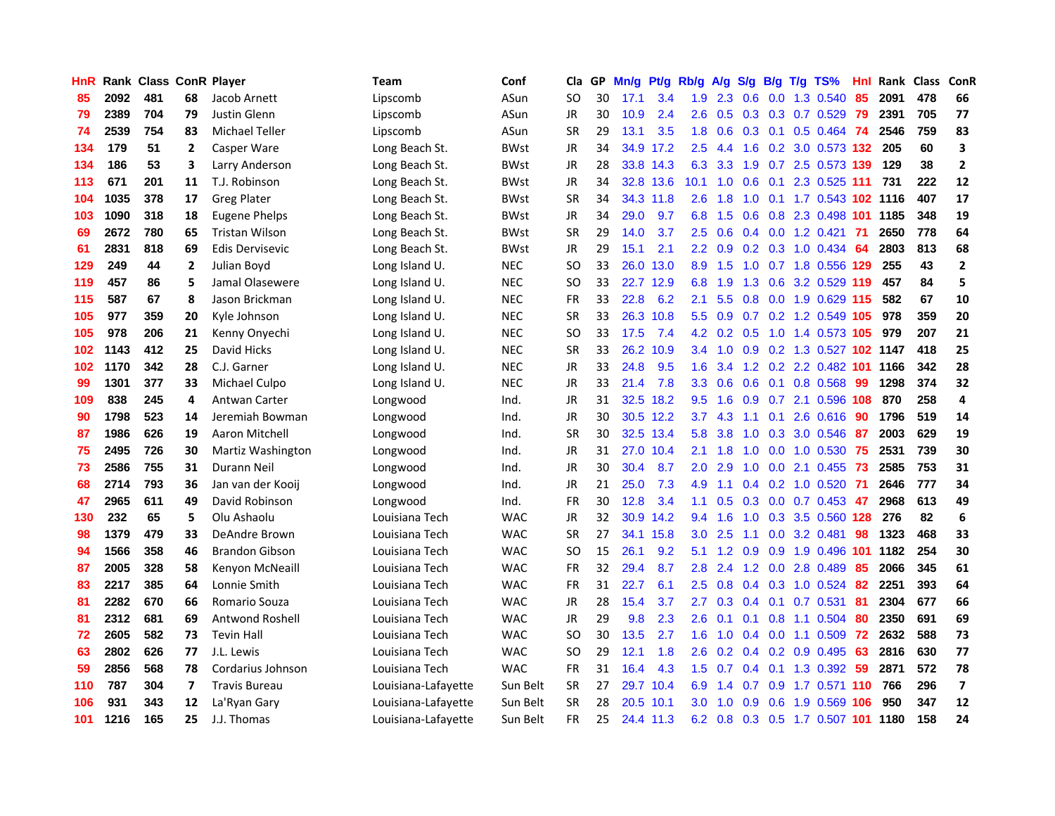| HnR | Rank | Class | ConR | Player | Team | Conf | Cla | GP | Mn/g | Pt/g | Rb/g | A/g | S/g | B/g | T/g | TS% | HnI | Rank | Class | ConR |
|---|---|---|---|---|---|---|---|---|---|---|---|---|---|---|---|---|---|---|---|---|
| 85 | 2092 | 481 | 68 | Jacob Arnett | Lipscomb | ASun | SO | 30 | 17.1 | 3.4 | 1.9 | 2.3 | 0.6 | 0.0 | 1.3 | 0.540 | 85 | 2091 | 478 | 66 |
| 79 | 2389 | 704 | 79 | Justin Glenn | Lipscomb | ASun | JR | 30 | 10.9 | 2.4 | 2.6 | 0.5 | 0.3 | 0.3 | 0.7 | 0.529 | 79 | 2391 | 705 | 77 |
| 74 | 2539 | 754 | 83 | Michael Teller | Lipscomb | ASun | SR | 29 | 13.1 | 3.5 | 1.8 | 0.6 | 0.3 | 0.1 | 0.5 | 0.464 | 74 | 2546 | 759 | 83 |
| 134 | 179 | 51 | 2 | Casper Ware | Long Beach St. | BWst | JR | 34 | 34.9 | 17.2 | 2.5 | 4.4 | 1.6 | 0.2 | 3.0 | 0.573 | 132 | 205 | 60 | 3 |
| 134 | 186 | 53 | 3 | Larry Anderson | Long Beach St. | BWst | JR | 28 | 33.8 | 14.3 | 6.3 | 3.3 | 1.9 | 0.7 | 2.5 | 0.573 | 139 | 129 | 38 | 2 |
| 113 | 671 | 201 | 11 | T.J. Robinson | Long Beach St. | BWst | JR | 34 | 32.8 | 13.6 | 10.1 | 1.0 | 0.6 | 0.1 | 2.3 | 0.525 | 111 | 731 | 222 | 12 |
| 104 | 1035 | 378 | 17 | Greg Plater | Long Beach St. | BWst | SR | 34 | 34.3 | 11.8 | 2.6 | 1.8 | 1.0 | 0.1 | 1.7 | 0.543 | 102 | 1116 | 407 | 17 |
| 103 | 1090 | 318 | 18 | Eugene Phelps | Long Beach St. | BWst | JR | 34 | 29.0 | 9.7 | 6.8 | 1.5 | 0.6 | 0.8 | 2.3 | 0.498 | 101 | 1185 | 348 | 19 |
| 69 | 2672 | 780 | 65 | Tristan Wilson | Long Beach St. | BWst | SR | 29 | 14.0 | 3.7 | 2.5 | 0.6 | 0.4 | 0.0 | 1.2 | 0.421 | 71 | 2650 | 778 | 64 |
| 61 | 2831 | 818 | 69 | Edis Dervisevic | Long Beach St. | BWst | JR | 29 | 15.1 | 2.1 | 2.2 | 0.9 | 0.2 | 0.3 | 1.0 | 0.434 | 64 | 2803 | 813 | 68 |
| 129 | 249 | 44 | 2 | Julian Boyd | Long Island U. | NEC | SO | 33 | 26.0 | 13.0 | 8.9 | 1.5 | 1.0 | 0.7 | 1.8 | 0.556 | 129 | 255 | 43 | 2 |
| 119 | 457 | 86 | 5 | Jamal Olasewere | Long Island U. | NEC | SO | 33 | 22.7 | 12.9 | 6.8 | 1.9 | 1.3 | 0.6 | 3.2 | 0.529 | 119 | 457 | 84 | 5 |
| 115 | 587 | 67 | 8 | Jason Brickman | Long Island U. | NEC | FR | 33 | 22.8 | 6.2 | 2.1 | 5.5 | 0.8 | 0.0 | 1.9 | 0.629 | 115 | 582 | 67 | 10 |
| 105 | 977 | 359 | 20 | Kyle Johnson | Long Island U. | NEC | SR | 33 | 26.3 | 10.8 | 5.5 | 0.9 | 0.7 | 0.2 | 1.2 | 0.549 | 105 | 978 | 359 | 20 |
| 105 | 978 | 206 | 21 | Kenny Onyechi | Long Island U. | NEC | SO | 33 | 17.5 | 7.4 | 4.2 | 0.2 | 0.5 | 1.0 | 1.4 | 0.573 | 105 | 979 | 207 | 21 |
| 102 | 1143 | 412 | 25 | David Hicks | Long Island U. | NEC | SR | 33 | 26.2 | 10.9 | 3.4 | 1.0 | 0.9 | 0.2 | 1.3 | 0.527 | 102 | 1147 | 418 | 25 |
| 102 | 1170 | 342 | 28 | C.J. Garner | Long Island U. | NEC | JR | 33 | 24.8 | 9.5 | 1.6 | 3.4 | 1.2 | 0.2 | 2.2 | 0.482 | 101 | 1166 | 342 | 28 |
| 99 | 1301 | 377 | 33 | Michael Culpo | Long Island U. | NEC | JR | 33 | 21.4 | 7.8 | 3.3 | 0.6 | 0.6 | 0.1 | 0.8 | 0.568 | 99 | 1298 | 374 | 32 |
| 109 | 838 | 245 | 4 | Antwan Carter | Longwood | Ind. | JR | 31 | 32.5 | 18.2 | 9.5 | 1.6 | 0.9 | 0.7 | 2.1 | 0.596 | 108 | 870 | 258 | 4 |
| 90 | 1798 | 523 | 14 | Jeremiah Bowman | Longwood | Ind. | JR | 30 | 30.5 | 12.2 | 3.7 | 4.3 | 1.1 | 0.1 | 2.6 | 0.616 | 90 | 1796 | 519 | 14 |
| 87 | 1986 | 626 | 19 | Aaron Mitchell | Longwood | Ind. | SR | 30 | 32.5 | 13.4 | 5.8 | 3.8 | 1.0 | 0.3 | 3.0 | 0.546 | 87 | 2003 | 629 | 19 |
| 75 | 2495 | 726 | 30 | Martiz Washington | Longwood | Ind. | JR | 31 | 27.0 | 10.4 | 2.1 | 1.8 | 1.0 | 0.0 | 1.0 | 0.530 | 75 | 2531 | 739 | 30 |
| 73 | 2586 | 755 | 31 | Durann Neil | Longwood | Ind. | JR | 30 | 30.4 | 8.7 | 2.0 | 2.9 | 1.0 | 0.0 | 2.1 | 0.455 | 73 | 2585 | 753 | 31 |
| 68 | 2714 | 793 | 36 | Jan van der Kooij | Longwood | Ind. | JR | 21 | 25.0 | 7.3 | 4.9 | 1.1 | 0.4 | 0.2 | 1.0 | 0.520 | 71 | 2646 | 777 | 34 |
| 47 | 2965 | 611 | 49 | David Robinson | Longwood | Ind. | FR | 30 | 12.8 | 3.4 | 1.1 | 0.5 | 0.3 | 0.0 | 0.7 | 0.453 | 47 | 2968 | 613 | 49 |
| 130 | 232 | 65 | 5 | Olu Ashaolu | Louisiana Tech | WAC | JR | 32 | 30.9 | 14.2 | 9.4 | 1.6 | 1.0 | 0.3 | 3.5 | 0.560 | 128 | 276 | 82 | 6 |
| 98 | 1379 | 479 | 33 | DeAndre Brown | Louisiana Tech | WAC | SR | 27 | 34.1 | 15.8 | 3.0 | 2.5 | 1.1 | 0.0 | 3.2 | 0.481 | 98 | 1323 | 468 | 33 |
| 94 | 1566 | 358 | 46 | Brandon Gibson | Louisiana Tech | WAC | SO | 15 | 26.1 | 9.2 | 5.1 | 1.2 | 0.9 | 0.9 | 1.9 | 0.496 | 101 | 1182 | 254 | 30 |
| 87 | 2005 | 328 | 58 | Kenyon McNeaill | Louisiana Tech | WAC | FR | 32 | 29.4 | 8.7 | 2.8 | 2.4 | 1.2 | 0.0 | 2.8 | 0.489 | 85 | 2066 | 345 | 61 |
| 83 | 2217 | 385 | 64 | Lonnie Smith | Louisiana Tech | WAC | FR | 31 | 22.7 | 6.1 | 2.5 | 0.8 | 0.4 | 0.3 | 1.0 | 0.524 | 82 | 2251 | 393 | 64 |
| 81 | 2282 | 670 | 66 | Romario Souza | Louisiana Tech | WAC | JR | 28 | 15.4 | 3.7 | 2.7 | 0.3 | 0.4 | 0.1 | 0.7 | 0.531 | 81 | 2304 | 677 | 66 |
| 81 | 2312 | 681 | 69 | Antwond Roshell | Louisiana Tech | WAC | JR | 29 | 9.8 | 2.3 | 2.6 | 0.1 | 0.1 | 0.8 | 1.1 | 0.504 | 80 | 2350 | 691 | 69 |
| 72 | 2605 | 582 | 73 | Tevin Hall | Louisiana Tech | WAC | SO | 30 | 13.5 | 2.7 | 1.6 | 1.0 | 0.4 | 0.0 | 1.1 | 0.509 | 72 | 2632 | 588 | 73 |
| 63 | 2802 | 626 | 77 | J.L. Lewis | Louisiana Tech | WAC | SO | 29 | 12.1 | 1.8 | 2.6 | 0.2 | 0.4 | 0.2 | 0.9 | 0.495 | 63 | 2816 | 630 | 77 |
| 59 | 2856 | 568 | 78 | Cordarius Johnson | Louisiana Tech | WAC | FR | 31 | 16.4 | 4.3 | 1.5 | 0.7 | 0.4 | 0.1 | 1.3 | 0.392 | 59 | 2871 | 572 | 78 |
| 110 | 787 | 304 | 7 | Travis Bureau | Louisiana-Lafayette | Sun Belt | SR | 27 | 29.7 | 10.4 | 6.9 | 1.4 | 0.7 | 0.9 | 1.7 | 0.571 | 110 | 766 | 296 | 7 |
| 106 | 931 | 343 | 12 | La'Ryan Gary | Louisiana-Lafayette | Sun Belt | SR | 28 | 20.5 | 10.1 | 3.0 | 1.0 | 0.9 | 0.6 | 1.9 | 0.569 | 106 | 950 | 347 | 12 |
| 101 | 1216 | 165 | 25 | J.J. Thomas | Louisiana-Lafayette | Sun Belt | FR | 25 | 24.4 | 11.3 | 6.2 | 0.8 | 0.3 | 0.5 | 1.7 | 0.507 | 101 | 1180 | 158 | 24 |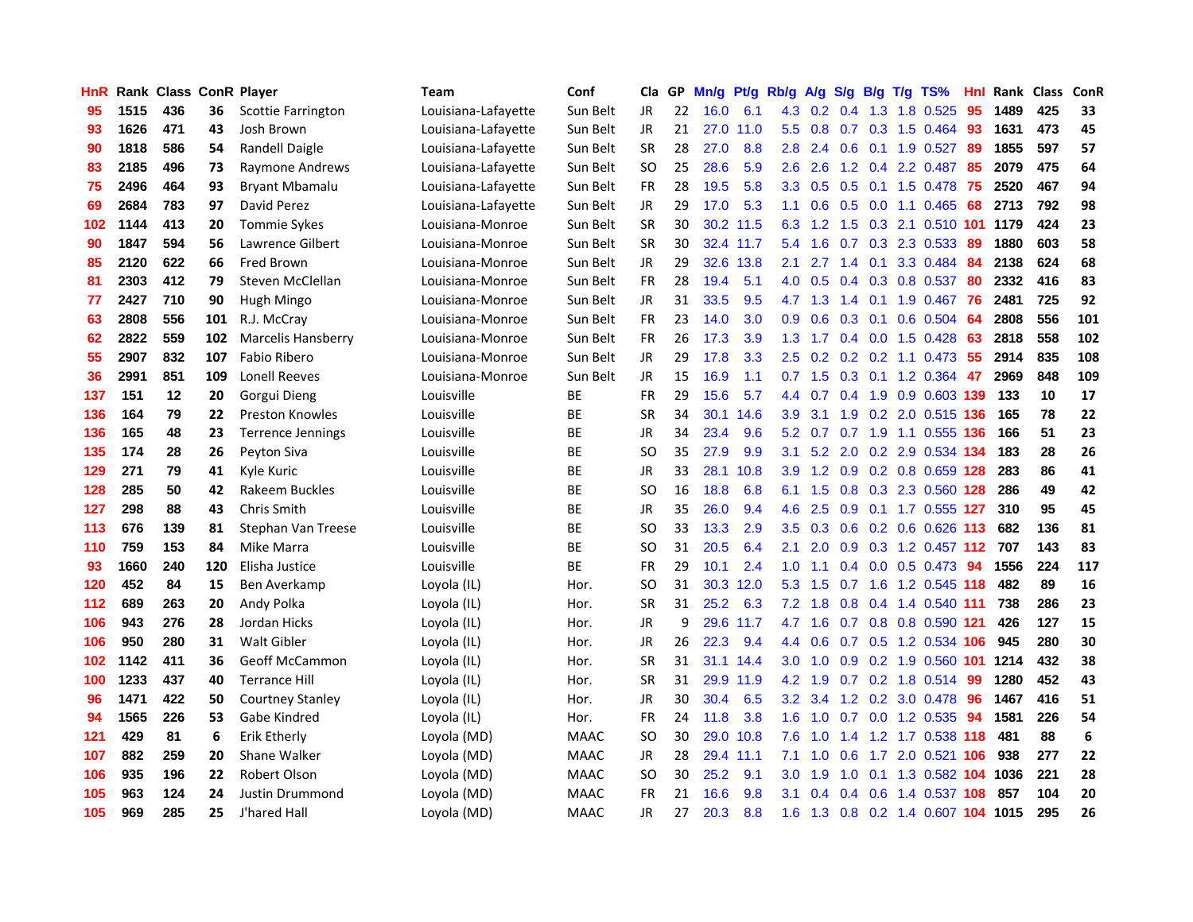| HnR | Rank | Class | ConR | Player | Team | Conf | Cla | GP | Mn/g | Pt/g | Rb/g | A/g | S/g | B/g | T/g | TS% | HnI | Rank | Class | ConR |
|---|---|---|---|---|---|---|---|---|---|---|---|---|---|---|---|---|---|---|---|---|
| 95 | 1515 | 436 | 36 | Scottie Farrington | Louisiana-Lafayette | Sun Belt | JR | 22 | 16.0 | 6.1 | 4.3 | 0.2 | 0.4 | 1.3 | 1.8 | 0.525 | 95 | 1489 | 425 | 33 |
| 93 | 1626 | 471 | 43 | Josh Brown | Louisiana-Lafayette | Sun Belt | JR | 21 | 27.0 | 11.0 | 5.5 | 0.8 | 0.7 | 0.3 | 1.5 | 0.464 | 93 | 1631 | 473 | 45 |
| 90 | 1818 | 586 | 54 | Randell Daigle | Louisiana-Lafayette | Sun Belt | SR | 28 | 27.0 | 8.8 | 2.8 | 2.4 | 0.6 | 0.1 | 1.9 | 0.527 | 89 | 1855 | 597 | 57 |
| 83 | 2185 | 496 | 73 | Raymone Andrews | Louisiana-Lafayette | Sun Belt | SO | 25 | 28.6 | 5.9 | 2.6 | 2.6 | 1.2 | 0.4 | 2.2 | 0.487 | 85 | 2079 | 475 | 64 |
| 75 | 2496 | 464 | 93 | Bryant Mbamalu | Louisiana-Lafayette | Sun Belt | FR | 28 | 19.5 | 5.8 | 3.3 | 0.5 | 0.5 | 0.1 | 1.5 | 0.478 | 75 | 2520 | 467 | 94 |
| 69 | 2684 | 783 | 97 | David Perez | Louisiana-Lafayette | Sun Belt | JR | 29 | 17.0 | 5.3 | 1.1 | 0.6 | 0.5 | 0.0 | 1.1 | 0.465 | 68 | 2713 | 792 | 98 |
| 102 | 1144 | 413 | 20 | Tommie Sykes | Louisiana-Monroe | Sun Belt | SR | 30 | 30.2 | 11.5 | 6.3 | 1.2 | 1.5 | 0.3 | 2.1 | 0.510 | 101 | 1179 | 424 | 23 |
| 90 | 1847 | 594 | 56 | Lawrence Gilbert | Louisiana-Monroe | Sun Belt | SR | 30 | 32.4 | 11.7 | 5.4 | 1.6 | 0.7 | 0.3 | 2.3 | 0.533 | 89 | 1880 | 603 | 58 |
| 85 | 2120 | 622 | 66 | Fred Brown | Louisiana-Monroe | Sun Belt | JR | 29 | 32.6 | 13.8 | 2.1 | 2.7 | 1.4 | 0.1 | 3.3 | 0.484 | 84 | 2138 | 624 | 68 |
| 81 | 2303 | 412 | 79 | Steven McClellan | Louisiana-Monroe | Sun Belt | FR | 28 | 19.4 | 5.1 | 4.0 | 0.5 | 0.4 | 0.3 | 0.8 | 0.537 | 80 | 2332 | 416 | 83 |
| 77 | 2427 | 710 | 90 | Hugh Mingo | Louisiana-Monroe | Sun Belt | JR | 31 | 33.5 | 9.5 | 4.7 | 1.3 | 1.4 | 0.1 | 1.9 | 0.467 | 76 | 2481 | 725 | 92 |
| 63 | 2808 | 556 | 101 | R.J. McCray | Louisiana-Monroe | Sun Belt | FR | 23 | 14.0 | 3.0 | 0.9 | 0.6 | 0.3 | 0.1 | 0.6 | 0.504 | 64 | 2808 | 556 | 101 |
| 62 | 2822 | 559 | 102 | Marcelis Hansberry | Louisiana-Monroe | Sun Belt | FR | 26 | 17.3 | 3.9 | 1.3 | 1.7 | 0.4 | 0.0 | 1.5 | 0.428 | 63 | 2818 | 558 | 102 |
| 55 | 2907 | 832 | 107 | Fabio Ribero | Louisiana-Monroe | Sun Belt | JR | 29 | 17.8 | 3.3 | 2.5 | 0.2 | 0.2 | 0.2 | 1.1 | 0.473 | 55 | 2914 | 835 | 108 |
| 36 | 2991 | 851 | 109 | Lonell Reeves | Louisiana-Monroe | Sun Belt | JR | 15 | 16.9 | 1.1 | 0.7 | 1.5 | 0.3 | 0.1 | 1.2 | 0.364 | 47 | 2969 | 848 | 109 |
| 137 | 151 | 12 | 20 | Gorgui Dieng | Louisville | BE | FR | 29 | 15.6 | 5.7 | 4.4 | 0.7 | 0.4 | 1.9 | 0.9 | 0.603 | 139 | 133 | 10 | 17 |
| 136 | 164 | 79 | 22 | Preston Knowles | Louisville | BE | SR | 34 | 30.1 | 14.6 | 3.9 | 3.1 | 1.9 | 0.2 | 2.0 | 0.515 | 136 | 165 | 78 | 22 |
| 136 | 165 | 48 | 23 | Terrence Jennings | Louisville | BE | JR | 34 | 23.4 | 9.6 | 5.2 | 0.7 | 0.7 | 1.9 | 1.1 | 0.555 | 136 | 166 | 51 | 23 |
| 135 | 174 | 28 | 26 | Peyton Siva | Louisville | BE | SO | 35 | 27.9 | 9.9 | 3.1 | 5.2 | 2.0 | 0.2 | 2.9 | 0.534 | 134 | 183 | 28 | 26 |
| 129 | 271 | 79 | 41 | Kyle Kuric | Louisville | BE | JR | 33 | 28.1 | 10.8 | 3.9 | 1.2 | 0.9 | 0.2 | 0.8 | 0.659 | 128 | 283 | 86 | 41 |
| 128 | 285 | 50 | 42 | Rakeem Buckles | Louisville | BE | SO | 16 | 18.8 | 6.8 | 6.1 | 1.5 | 0.8 | 0.3 | 2.3 | 0.560 | 128 | 286 | 49 | 42 |
| 127 | 298 | 88 | 43 | Chris Smith | Louisville | BE | JR | 35 | 26.0 | 9.4 | 4.6 | 2.5 | 0.9 | 0.1 | 1.7 | 0.555 | 127 | 310 | 95 | 45 |
| 113 | 676 | 139 | 81 | Stephan Van Treese | Louisville | BE | SO | 33 | 13.3 | 2.9 | 3.5 | 0.3 | 0.6 | 0.2 | 0.6 | 0.626 | 113 | 682 | 136 | 81 |
| 110 | 759 | 153 | 84 | Mike Marra | Louisville | BE | SO | 31 | 20.5 | 6.4 | 2.1 | 2.0 | 0.9 | 0.3 | 1.2 | 0.457 | 112 | 707 | 143 | 83 |
| 93 | 1660 | 240 | 120 | Elisha Justice | Louisville | BE | FR | 29 | 10.1 | 2.4 | 1.0 | 1.1 | 0.4 | 0.0 | 0.5 | 0.473 | 94 | 1556 | 224 | 117 |
| 120 | 452 | 84 | 15 | Ben Averkamp | Loyola (IL) | Hor. | SO | 31 | 30.3 | 12.0 | 5.3 | 1.5 | 0.7 | 1.6 | 1.2 | 0.545 | 118 | 482 | 89 | 16 |
| 112 | 689 | 263 | 20 | Andy Polka | Loyola (IL) | Hor. | SR | 31 | 25.2 | 6.3 | 7.2 | 1.8 | 0.8 | 0.4 | 1.4 | 0.540 | 111 | 738 | 286 | 23 |
| 106 | 943 | 276 | 28 | Jordan Hicks | Loyola (IL) | Hor. | JR | 9 | 29.6 | 11.7 | 4.7 | 1.6 | 0.7 | 0.8 | 0.8 | 0.590 | 121 | 426 | 127 | 15 |
| 106 | 950 | 280 | 31 | Walt Gibler | Loyola (IL) | Hor. | JR | 26 | 22.3 | 9.4 | 4.4 | 0.6 | 0.7 | 0.5 | 1.2 | 0.534 | 106 | 945 | 280 | 30 |
| 102 | 1142 | 411 | 36 | Geoff McCammon | Loyola (IL) | Hor. | SR | 31 | 31.1 | 14.4 | 3.0 | 1.0 | 0.9 | 0.2 | 1.9 | 0.560 | 101 | 1214 | 432 | 38 |
| 100 | 1233 | 437 | 40 | Terrance Hill | Loyola (IL) | Hor. | SR | 31 | 29.9 | 11.9 | 4.2 | 1.9 | 0.7 | 0.2 | 1.8 | 0.514 | 99 | 1280 | 452 | 43 |
| 96 | 1471 | 422 | 50 | Courtney Stanley | Loyola (IL) | Hor. | JR | 30 | 30.4 | 6.5 | 3.2 | 3.4 | 1.2 | 0.2 | 3.0 | 0.478 | 96 | 1467 | 416 | 51 |
| 94 | 1565 | 226 | 53 | Gabe Kindred | Loyola (IL) | Hor. | FR | 24 | 11.8 | 3.8 | 1.6 | 1.0 | 0.7 | 0.0 | 1.2 | 0.535 | 94 | 1581 | 226 | 54 |
| 121 | 429 | 81 | 6 | Erik Etherly | Loyola (MD) | MAAC | SO | 30 | 29.0 | 10.8 | 7.6 | 1.0 | 1.4 | 1.2 | 1.7 | 0.538 | 118 | 481 | 88 | 6 |
| 107 | 882 | 259 | 20 | Shane Walker | Loyola (MD) | MAAC | JR | 28 | 29.4 | 11.1 | 7.1 | 1.0 | 0.6 | 1.7 | 2.0 | 0.521 | 106 | 938 | 277 | 22 |
| 106 | 935 | 196 | 22 | Robert Olson | Loyola (MD) | MAAC | SO | 30 | 25.2 | 9.1 | 3.0 | 1.9 | 1.0 | 0.1 | 1.3 | 0.582 | 104 | 1036 | 221 | 28 |
| 105 | 963 | 124 | 24 | Justin Drummond | Loyola (MD) | MAAC | FR | 21 | 16.6 | 9.8 | 3.1 | 0.4 | 0.4 | 0.6 | 1.4 | 0.537 | 108 | 857 | 104 | 20 |
| 105 | 969 | 285 | 25 | J'hared Hall | Loyola (MD) | MAAC | JR | 27 | 20.3 | 8.8 | 1.6 | 1.3 | 0.8 | 0.2 | 1.4 | 0.607 | 104 | 1015 | 295 | 26 |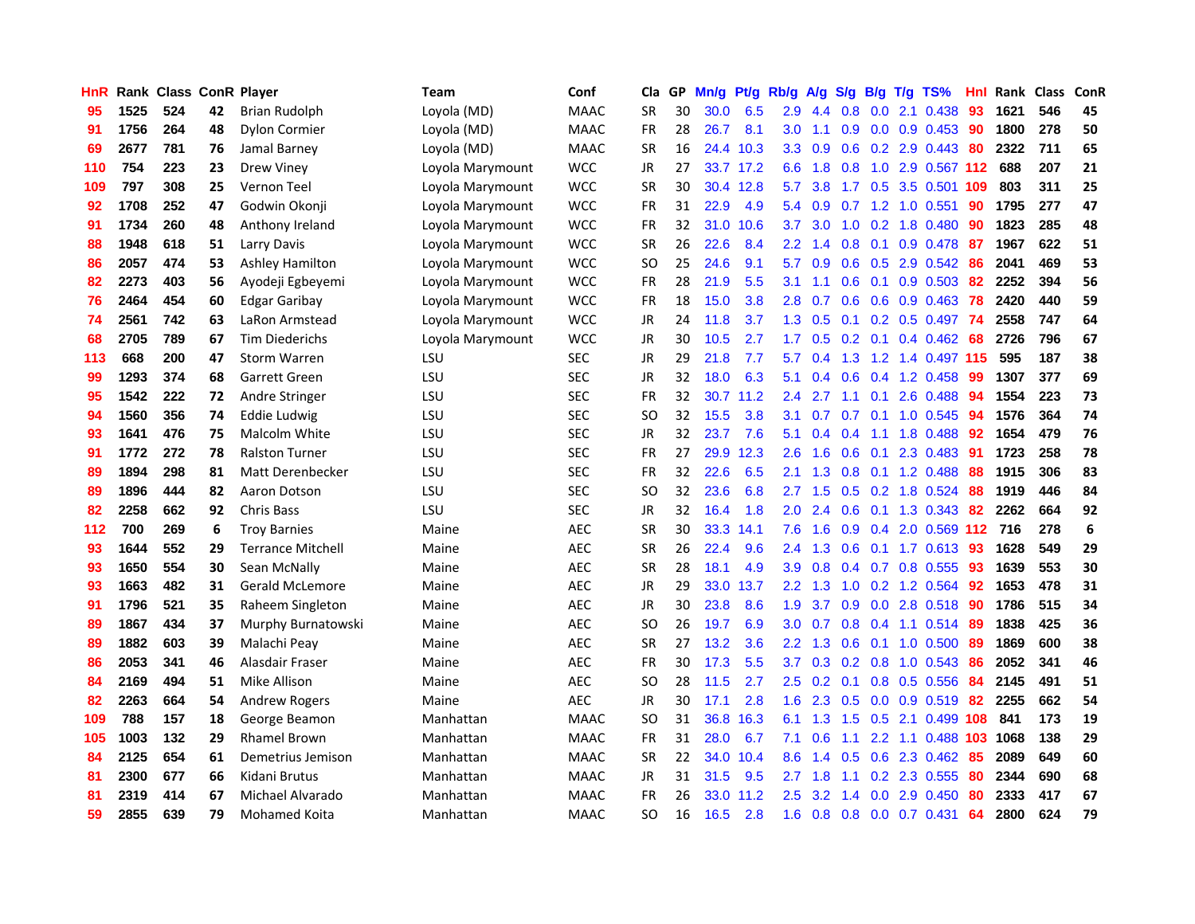| HnR | Rank | Class | ConR | Player | Team | Conf | Cla | GP | Mn/g | Pt/g | Rb/g | A/g | S/g | B/g | T/g | TS% | HnI | Rank | Class | ConR |
|---|---|---|---|---|---|---|---|---|---|---|---|---|---|---|---|---|---|---|---|---|
| 95 | 1525 | 524 | 42 | Brian Rudolph | Loyola (MD) | MAAC | SR | 30 | 30.0 | 6.5 | 2.9 | 4.4 | 0.8 | 0.0 | 2.1 | 0.438 | 93 | 1621 | 546 | 45 |
| 91 | 1756 | 264 | 48 | Dylon Cormier | Loyola (MD) | MAAC | FR | 28 | 26.7 | 8.1 | 3.0 | 1.1 | 0.9 | 0.0 | 0.9 | 0.453 | 90 | 1800 | 278 | 50 |
| 69 | 2677 | 781 | 76 | Jamal Barney | Loyola (MD) | MAAC | SR | 16 | 24.4 | 10.3 | 3.3 | 0.9 | 0.6 | 0.2 | 2.9 | 0.443 | 80 | 2322 | 711 | 65 |
| 110 | 754 | 223 | 23 | Drew Viney | Loyola Marymount | WCC | JR | 27 | 33.7 | 17.2 | 6.6 | 1.8 | 0.8 | 1.0 | 2.9 | 0.567 | 112 | 688 | 207 | 21 |
| 109 | 797 | 308 | 25 | Vernon Teel | Loyola Marymount | WCC | SR | 30 | 30.4 | 12.8 | 5.7 | 3.8 | 1.7 | 0.5 | 3.5 | 0.501 | 109 | 803 | 311 | 25 |
| 92 | 1708 | 252 | 47 | Godwin Okonji | Loyola Marymount | WCC | FR | 31 | 22.9 | 4.9 | 5.4 | 0.9 | 0.7 | 1.2 | 1.0 | 0.551 | 90 | 1795 | 277 | 47 |
| 91 | 1734 | 260 | 48 | Anthony Ireland | Loyola Marymount | WCC | FR | 32 | 31.0 | 10.6 | 3.7 | 3.0 | 1.0 | 0.2 | 1.8 | 0.480 | 90 | 1823 | 285 | 48 |
| 88 | 1948 | 618 | 51 | Larry Davis | Loyola Marymount | WCC | SR | 26 | 22.6 | 8.4 | 2.2 | 1.4 | 0.8 | 0.1 | 0.9 | 0.478 | 87 | 1967 | 622 | 51 |
| 86 | 2057 | 474 | 53 | Ashley Hamilton | Loyola Marymount | WCC | SO | 25 | 24.6 | 9.1 | 5.7 | 0.9 | 0.6 | 0.5 | 2.9 | 0.542 | 86 | 2041 | 469 | 53 |
| 82 | 2273 | 403 | 56 | Ayodeji Egbeyemi | Loyola Marymount | WCC | FR | 28 | 21.9 | 5.5 | 3.1 | 1.1 | 0.6 | 0.1 | 0.9 | 0.503 | 82 | 2252 | 394 | 56 |
| 76 | 2464 | 454 | 60 | Edgar Garibay | Loyola Marymount | WCC | FR | 18 | 15.0 | 3.8 | 2.8 | 0.7 | 0.6 | 0.6 | 0.9 | 0.463 | 78 | 2420 | 440 | 59 |
| 74 | 2561 | 742 | 63 | LaRon Armstead | Loyola Marymount | WCC | JR | 24 | 11.8 | 3.7 | 1.3 | 0.5 | 0.1 | 0.2 | 0.5 | 0.497 | 74 | 2558 | 747 | 64 |
| 68 | 2705 | 789 | 67 | Tim Diederichs | Loyola Marymount | WCC | JR | 30 | 10.5 | 2.7 | 1.7 | 0.5 | 0.2 | 0.1 | 0.4 | 0.462 | 68 | 2726 | 796 | 67 |
| 113 | 668 | 200 | 47 | Storm Warren | LSU | SEC | JR | 29 | 21.8 | 7.7 | 5.7 | 0.4 | 1.3 | 1.2 | 1.4 | 0.497 | 115 | 595 | 187 | 38 |
| 99 | 1293 | 374 | 68 | Garrett Green | LSU | SEC | JR | 32 | 18.0 | 6.3 | 5.1 | 0.4 | 0.6 | 0.4 | 1.2 | 0.458 | 99 | 1307 | 377 | 69 |
| 95 | 1542 | 222 | 72 | Andre Stringer | LSU | SEC | FR | 32 | 30.7 | 11.2 | 2.4 | 2.7 | 1.1 | 0.1 | 2.6 | 0.488 | 94 | 1554 | 223 | 73 |
| 94 | 1560 | 356 | 74 | Eddie Ludwig | LSU | SEC | SO | 32 | 15.5 | 3.8 | 3.1 | 0.7 | 0.7 | 0.1 | 1.0 | 0.545 | 94 | 1576 | 364 | 74 |
| 93 | 1641 | 476 | 75 | Malcolm White | LSU | SEC | JR | 32 | 23.7 | 7.6 | 5.1 | 0.4 | 0.4 | 1.1 | 1.8 | 0.488 | 92 | 1654 | 479 | 76 |
| 91 | 1772 | 272 | 78 | Ralston Turner | LSU | SEC | FR | 27 | 29.9 | 12.3 | 2.6 | 1.6 | 0.6 | 0.1 | 2.3 | 0.483 | 91 | 1723 | 258 | 78 |
| 89 | 1894 | 298 | 81 | Matt Derenbecker | LSU | SEC | FR | 32 | 22.6 | 6.5 | 2.1 | 1.3 | 0.8 | 0.1 | 1.2 | 0.488 | 88 | 1915 | 306 | 83 |
| 89 | 1896 | 444 | 82 | Aaron Dotson | LSU | SEC | SO | 32 | 23.6 | 6.8 | 2.7 | 1.5 | 0.5 | 0.2 | 1.8 | 0.524 | 88 | 1919 | 446 | 84 |
| 82 | 2258 | 662 | 92 | Chris Bass | LSU | SEC | JR | 32 | 16.4 | 1.8 | 2.0 | 2.4 | 0.6 | 0.1 | 1.3 | 0.343 | 82 | 2262 | 664 | 92 |
| 112 | 700 | 269 | 6 | Troy Barnies | Maine | AEC | SR | 30 | 33.3 | 14.1 | 7.6 | 1.6 | 0.9 | 0.4 | 2.0 | 0.569 | 112 | 716 | 278 | 6 |
| 93 | 1644 | 552 | 29 | Terrance Mitchell | Maine | AEC | SR | 26 | 22.4 | 9.6 | 2.4 | 1.3 | 0.6 | 0.1 | 1.7 | 0.613 | 93 | 1628 | 549 | 29 |
| 93 | 1650 | 554 | 30 | Sean McNally | Maine | AEC | SR | 28 | 18.1 | 4.9 | 3.9 | 0.8 | 0.4 | 0.7 | 0.8 | 0.555 | 93 | 1639 | 553 | 30 |
| 93 | 1663 | 482 | 31 | Gerald McLemore | Maine | AEC | JR | 29 | 33.0 | 13.7 | 2.2 | 1.3 | 1.0 | 0.2 | 1.2 | 0.564 | 92 | 1653 | 478 | 31 |
| 91 | 1796 | 521 | 35 | Raheem Singleton | Maine | AEC | JR | 30 | 23.8 | 8.6 | 1.9 | 3.7 | 0.9 | 0.0 | 2.8 | 0.518 | 90 | 1786 | 515 | 34 |
| 89 | 1867 | 434 | 37 | Murphy Burnatowski | Maine | AEC | SO | 26 | 19.7 | 6.9 | 3.0 | 0.7 | 0.8 | 0.4 | 1.1 | 0.514 | 89 | 1838 | 425 | 36 |
| 89 | 1882 | 603 | 39 | Malachi Peay | Maine | AEC | SR | 27 | 13.2 | 3.6 | 2.2 | 1.3 | 0.6 | 0.1 | 1.0 | 0.500 | 89 | 1869 | 600 | 38 |
| 86 | 2053 | 341 | 46 | Alasdair Fraser | Maine | AEC | FR | 30 | 17.3 | 5.5 | 3.7 | 0.3 | 0.2 | 0.8 | 1.0 | 0.543 | 86 | 2052 | 341 | 46 |
| 84 | 2169 | 494 | 51 | Mike Allison | Maine | AEC | SO | 28 | 11.5 | 2.7 | 2.5 | 0.2 | 0.1 | 0.8 | 0.5 | 0.556 | 84 | 2145 | 491 | 51 |
| 82 | 2263 | 664 | 54 | Andrew Rogers | Maine | AEC | JR | 30 | 17.1 | 2.8 | 1.6 | 2.3 | 0.5 | 0.0 | 0.9 | 0.519 | 82 | 2255 | 662 | 54 |
| 109 | 788 | 157 | 18 | George Beamon | Manhattan | MAAC | SO | 31 | 36.8 | 16.3 | 6.1 | 1.3 | 1.5 | 0.5 | 2.1 | 0.499 | 108 | 841 | 173 | 19 |
| 105 | 1003 | 132 | 29 | Rhamel Brown | Manhattan | MAAC | FR | 31 | 28.0 | 6.7 | 7.1 | 0.6 | 1.1 | 2.2 | 1.1 | 0.488 | 103 | 1068 | 138 | 29 |
| 84 | 2125 | 654 | 61 | Demetrius Jemison | Manhattan | MAAC | SR | 22 | 34.0 | 10.4 | 8.6 | 1.4 | 0.5 | 0.6 | 2.3 | 0.462 | 85 | 2089 | 649 | 60 |
| 81 | 2300 | 677 | 66 | Kidani Brutus | Manhattan | MAAC | JR | 31 | 31.5 | 9.5 | 2.7 | 1.8 | 1.1 | 0.2 | 2.3 | 0.555 | 80 | 2344 | 690 | 68 |
| 81 | 2319 | 414 | 67 | Michael Alvarado | Manhattan | MAAC | FR | 26 | 33.0 | 11.2 | 2.5 | 3.2 | 1.4 | 0.0 | 2.9 | 0.450 | 80 | 2333 | 417 | 67 |
| 59 | 2855 | 639 | 79 | Mohamed Koita | Manhattan | MAAC | SO | 16 | 16.5 | 2.8 | 1.6 | 0.8 | 0.8 | 0.0 | 0.7 | 0.431 | 64 | 2800 | 624 | 79 |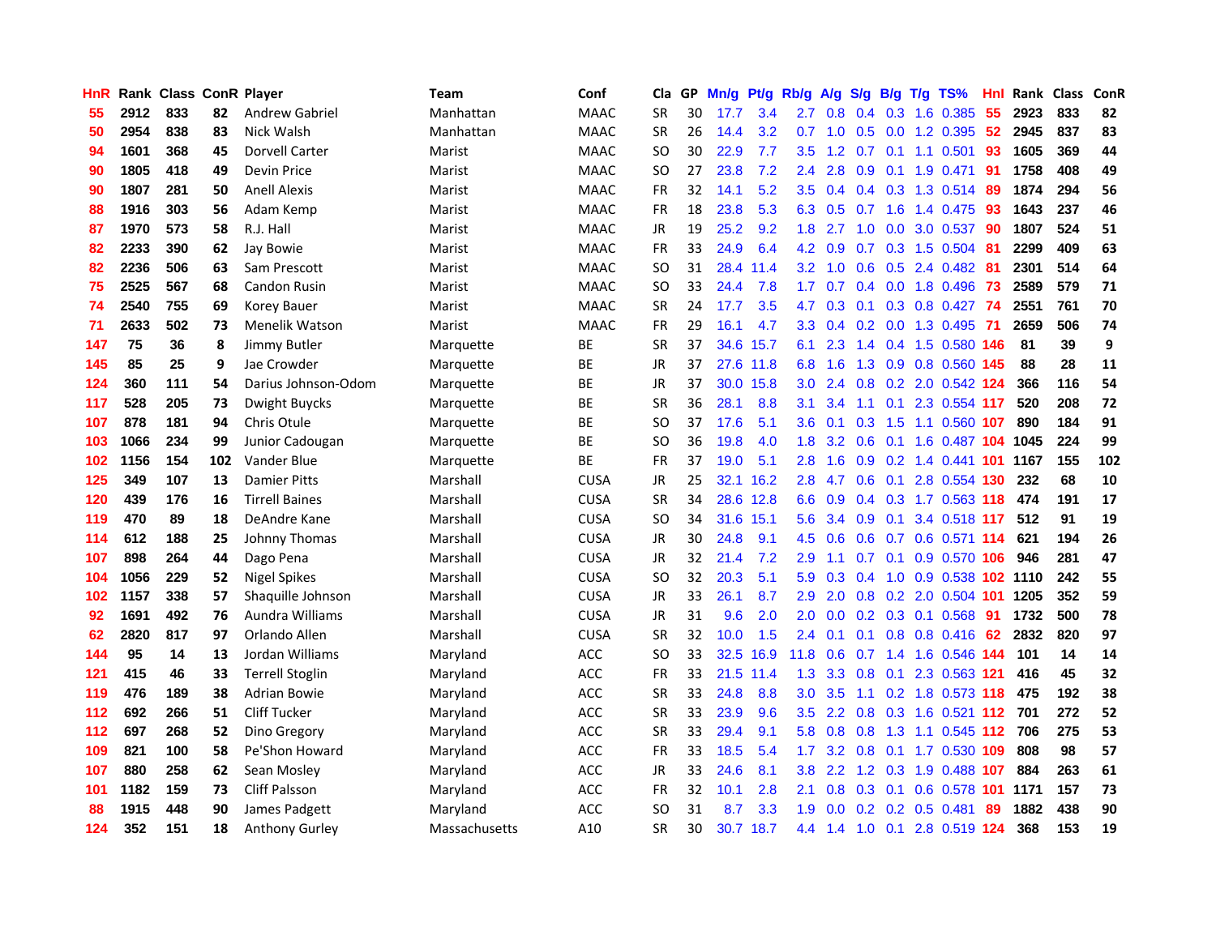| HnR | Rank | Class | ConR | Player | Team | Conf | Cla | GP | Mn/g | Pt/g | Rb/g | A/g | S/g | B/g | T/g | TS% | HnI | Rank | Class | ConR |
|---|---|---|---|---|---|---|---|---|---|---|---|---|---|---|---|---|---|---|---|---|
| 55 | 2912 | 833 | 82 | Andrew Gabriel | Manhattan | MAAC | SR | 30 | 17.7 | 3.4 | 2.7 | 0.8 | 0.4 | 0.3 | 1.6 | 0.385 | 55 | 2923 | 833 | 82 |
| 50 | 2954 | 838 | 83 | Nick Walsh | Manhattan | MAAC | SR | 26 | 14.4 | 3.2 | 0.7 | 1.0 | 0.5 | 0.0 | 1.2 | 0.395 | 52 | 2945 | 837 | 83 |
| 94 | 1601 | 368 | 45 | Dorvell Carter | Marist | MAAC | SO | 30 | 22.9 | 7.7 | 3.5 | 1.2 | 0.7 | 0.1 | 1.1 | 0.501 | 93 | 1605 | 369 | 44 |
| 90 | 1805 | 418 | 49 | Devin Price | Marist | MAAC | SO | 27 | 23.8 | 7.2 | 2.4 | 2.8 | 0.9 | 0.1 | 1.9 | 0.471 | 91 | 1758 | 408 | 49 |
| 90 | 1807 | 281 | 50 | Anell Alexis | Marist | MAAC | FR | 32 | 14.1 | 5.2 | 3.5 | 0.4 | 0.4 | 0.3 | 1.3 | 0.514 | 89 | 1874 | 294 | 56 |
| 88 | 1916 | 303 | 56 | Adam Kemp | Marist | MAAC | FR | 18 | 23.8 | 5.3 | 6.3 | 0.5 | 0.7 | 1.6 | 1.4 | 0.475 | 93 | 1643 | 237 | 46 |
| 87 | 1970 | 573 | 58 | R.J. Hall | Marist | MAAC | JR | 19 | 25.2 | 9.2 | 1.8 | 2.7 | 1.0 | 0.0 | 3.0 | 0.537 | 90 | 1807 | 524 | 51 |
| 82 | 2233 | 390 | 62 | Jay Bowie | Marist | MAAC | FR | 33 | 24.9 | 6.4 | 4.2 | 0.9 | 0.7 | 0.3 | 1.5 | 0.504 | 81 | 2299 | 409 | 63 |
| 82 | 2236 | 506 | 63 | Sam Prescott | Marist | MAAC | SO | 31 | 28.4 | 11.4 | 3.2 | 1.0 | 0.6 | 0.5 | 2.4 | 0.482 | 81 | 2301 | 514 | 64 |
| 75 | 2525 | 567 | 68 | Candon Rusin | Marist | MAAC | SO | 33 | 24.4 | 7.8 | 1.7 | 0.7 | 0.4 | 0.0 | 1.8 | 0.496 | 73 | 2589 | 579 | 71 |
| 74 | 2540 | 755 | 69 | Korey Bauer | Marist | MAAC | SR | 24 | 17.7 | 3.5 | 4.7 | 0.3 | 0.1 | 0.3 | 0.8 | 0.427 | 74 | 2551 | 761 | 70 |
| 71 | 2633 | 502 | 73 | Menelik Watson | Marist | MAAC | FR | 29 | 16.1 | 4.7 | 3.3 | 0.4 | 0.2 | 0.0 | 1.3 | 0.495 | 71 | 2659 | 506 | 74 |
| 147 | 75 | 36 | 8 | Jimmy Butler | Marquette | BE | SR | 37 | 34.6 | 15.7 | 6.1 | 2.3 | 1.4 | 0.4 | 1.5 | 0.580 | 146 | 81 | 39 | 9 |
| 145 | 85 | 25 | 9 | Jae Crowder | Marquette | BE | JR | 37 | 27.6 | 11.8 | 6.8 | 1.6 | 1.3 | 0.9 | 0.8 | 0.560 | 145 | 88 | 28 | 11 |
| 124 | 360 | 111 | 54 | Darius Johnson-Odom | Marquette | BE | JR | 37 | 30.0 | 15.8 | 3.0 | 2.4 | 0.8 | 0.2 | 2.0 | 0.542 | 124 | 366 | 116 | 54 |
| 117 | 528 | 205 | 73 | Dwight Buycks | Marquette | BE | SR | 36 | 28.1 | 8.8 | 3.1 | 3.4 | 1.1 | 0.1 | 2.3 | 0.554 | 117 | 520 | 208 | 72 |
| 107 | 878 | 181 | 94 | Chris Otule | Marquette | BE | SO | 37 | 17.6 | 5.1 | 3.6 | 0.1 | 0.3 | 1.5 | 1.1 | 0.560 | 107 | 890 | 184 | 91 |
| 103 | 1066 | 234 | 99 | Junior Cadougan | Marquette | BE | SO | 36 | 19.8 | 4.0 | 1.8 | 3.2 | 0.6 | 0.1 | 1.6 | 0.487 | 104 | 1045 | 224 | 99 |
| 102 | 1156 | 154 | 102 | Vander Blue | Marquette | BE | FR | 37 | 19.0 | 5.1 | 2.8 | 1.6 | 0.9 | 0.2 | 1.4 | 0.441 | 101 | 1167 | 155 | 102 |
| 125 | 349 | 107 | 13 | Damier Pitts | Marshall | CUSA | JR | 25 | 32.1 | 16.2 | 2.8 | 4.7 | 0.6 | 0.1 | 2.8 | 0.554 | 130 | 232 | 68 | 10 |
| 120 | 439 | 176 | 16 | Tirrell Baines | Marshall | CUSA | SR | 34 | 28.6 | 12.8 | 6.6 | 0.9 | 0.4 | 0.3 | 1.7 | 0.563 | 118 | 474 | 191 | 17 |
| 119 | 470 | 89 | 18 | DeAndre Kane | Marshall | CUSA | SO | 34 | 31.6 | 15.1 | 5.6 | 3.4 | 0.9 | 0.1 | 3.4 | 0.518 | 117 | 512 | 91 | 19 |
| 114 | 612 | 188 | 25 | Johnny Thomas | Marshall | CUSA | JR | 30 | 24.8 | 9.1 | 4.5 | 0.6 | 0.6 | 0.7 | 0.6 | 0.571 | 114 | 621 | 194 | 26 |
| 107 | 898 | 264 | 44 | Dago Pena | Marshall | CUSA | JR | 32 | 21.4 | 7.2 | 2.9 | 1.1 | 0.7 | 0.1 | 0.9 | 0.570 | 106 | 946 | 281 | 47 |
| 104 | 1056 | 229 | 52 | Nigel Spikes | Marshall | CUSA | SO | 32 | 20.3 | 5.1 | 5.9 | 0.3 | 0.4 | 1.0 | 0.9 | 0.538 | 102 | 1110 | 242 | 55 |
| 102 | 1157 | 338 | 57 | Shaquille Johnson | Marshall | CUSA | JR | 33 | 26.1 | 8.7 | 2.9 | 2.0 | 0.8 | 0.2 | 2.0 | 0.504 | 101 | 1205 | 352 | 59 |
| 92 | 1691 | 492 | 76 | Aundra Williams | Marshall | CUSA | JR | 31 | 9.6 | 2.0 | 2.0 | 0.0 | 0.2 | 0.3 | 0.1 | 0.568 | 91 | 1732 | 500 | 78 |
| 62 | 2820 | 817 | 97 | Orlando Allen | Marshall | CUSA | SR | 32 | 10.0 | 1.5 | 2.4 | 0.1 | 0.1 | 0.8 | 0.8 | 0.416 | 62 | 2832 | 820 | 97 |
| 144 | 95 | 14 | 13 | Jordan Williams | Maryland | ACC | SO | 33 | 32.5 | 16.9 | 11.8 | 0.6 | 0.7 | 1.4 | 1.6 | 0.546 | 144 | 101 | 14 | 14 |
| 121 | 415 | 46 | 33 | Terrell Stoglin | Maryland | ACC | FR | 33 | 21.5 | 11.4 | 1.3 | 3.3 | 0.8 | 0.1 | 2.3 | 0.563 | 121 | 416 | 45 | 32 |
| 119 | 476 | 189 | 38 | Adrian Bowie | Maryland | ACC | SR | 33 | 24.8 | 8.8 | 3.0 | 3.5 | 1.1 | 0.2 | 1.8 | 0.573 | 118 | 475 | 192 | 38 |
| 112 | 692 | 266 | 51 | Cliff Tucker | Maryland | ACC | SR | 33 | 23.9 | 9.6 | 3.5 | 2.2 | 0.8 | 0.3 | 1.6 | 0.521 | 112 | 701 | 272 | 52 |
| 112 | 697 | 268 | 52 | Dino Gregory | Maryland | ACC | SR | 33 | 29.4 | 9.1 | 5.8 | 0.8 | 0.8 | 1.3 | 1.1 | 0.545 | 112 | 706 | 275 | 53 |
| 109 | 821 | 100 | 58 | Pe'Shon Howard | Maryland | ACC | FR | 33 | 18.5 | 5.4 | 1.7 | 3.2 | 0.8 | 0.1 | 1.7 | 0.530 | 109 | 808 | 98 | 57 |
| 107 | 880 | 258 | 62 | Sean Mosley | Maryland | ACC | JR | 33 | 24.6 | 8.1 | 3.8 | 2.2 | 1.2 | 0.3 | 1.9 | 0.488 | 107 | 884 | 263 | 61 |
| 101 | 1182 | 159 | 73 | Cliff Palsson | Maryland | ACC | FR | 32 | 10.1 | 2.8 | 2.1 | 0.8 | 0.3 | 0.1 | 0.6 | 0.578 | 101 | 1171 | 157 | 73 |
| 88 | 1915 | 448 | 90 | James Padgett | Maryland | ACC | SO | 31 | 8.7 | 3.3 | 1.9 | 0.0 | 0.2 | 0.2 | 0.5 | 0.481 | 89 | 1882 | 438 | 90 |
| 124 | 352 | 151 | 18 | Anthony Gurley | Massachusetts | A10 | SR | 30 | 30.7 | 18.7 | 4.4 | 1.4 | 1.0 | 0.1 | 2.8 | 0.519 | 124 | 368 | 153 | 19 |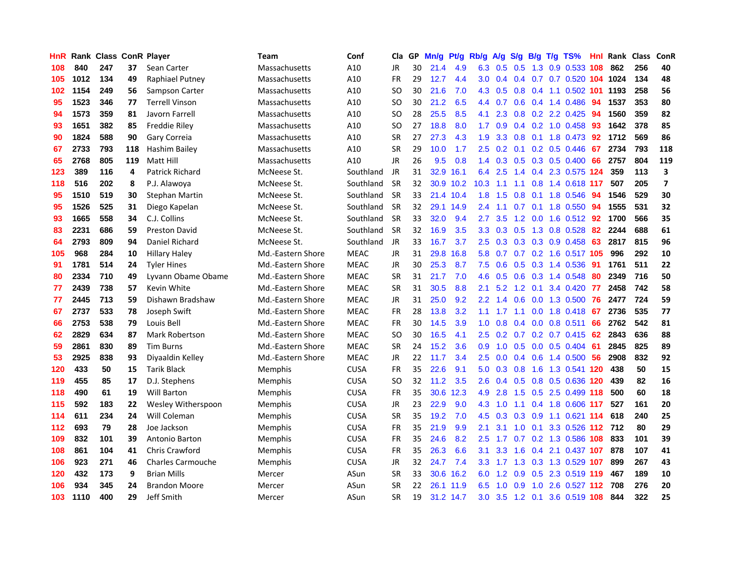| HnR | Rank | Class | ConR | Player | Team | Conf | Cla | GP | Mn/g | Pt/g | Rb/g | A/g | S/g | B/g | T/g | TS% | Hnl | Rank | Class | ConR |
|---|---|---|---|---|---|---|---|---|---|---|---|---|---|---|---|---|---|---|---|---|
| 108 | 840 | 247 | 37 | Sean Carter | Massachusetts | A10 | JR | 30 | 21.4 | 4.9 | 6.3 | 0.5 | 0.5 | 1.3 | 0.9 | 0.533 | 108 | 862 | 256 | 40 |
| 105 | 1012 | 134 | 49 | Raphiael Putney | Massachusetts | A10 | FR | 29 | 12.7 | 4.4 | 3.0 | 0.4 | 0.4 | 0.7 | 0.7 | 0.520 | 104 | 1024 | 134 | 48 |
| 102 | 1154 | 249 | 56 | Sampson Carter | Massachusetts | A10 | SO | 30 | 21.6 | 7.0 | 4.3 | 0.5 | 0.8 | 0.4 | 1.1 | 0.502 | 101 | 1193 | 258 | 56 |
| 95 | 1523 | 346 | 77 | Terrell Vinson | Massachusetts | A10 | SO | 30 | 21.2 | 6.5 | 4.4 | 0.7 | 0.6 | 0.4 | 1.4 | 0.486 | 94 | 1537 | 353 | 80 |
| 94 | 1573 | 359 | 81 | Javorn Farrell | Massachusetts | A10 | SO | 28 | 25.5 | 8.5 | 4.1 | 2.3 | 0.8 | 0.2 | 2.2 | 0.425 | 94 | 1560 | 359 | 82 |
| 93 | 1651 | 382 | 85 | Freddie Riley | Massachusetts | A10 | SO | 27 | 18.8 | 8.0 | 1.7 | 0.9 | 0.4 | 0.2 | 1.0 | 0.458 | 93 | 1642 | 378 | 85 |
| 90 | 1824 | 588 | 90 | Gary Correia | Massachusetts | A10 | SR | 27 | 27.3 | 4.3 | 1.9 | 3.3 | 0.8 | 0.1 | 1.8 | 0.473 | 92 | 1712 | 569 | 86 |
| 67 | 2733 | 793 | 118 | Hashim Bailey | Massachusetts | A10 | SR | 29 | 10.0 | 1.7 | 2.5 | 0.2 | 0.1 | 0.2 | 0.5 | 0.446 | 67 | 2734 | 793 | 118 |
| 65 | 2768 | 805 | 119 | Matt Hill | Massachusetts | A10 | JR | 26 | 9.5 | 0.8 | 1.4 | 0.3 | 0.5 | 0.3 | 0.5 | 0.400 | 66 | 2757 | 804 | 119 |
| 123 | 389 | 116 | 4 | Patrick Richard | McNeese St. | Southland | JR | 31 | 32.9 | 16.1 | 6.4 | 2.5 | 1.4 | 0.4 | 2.3 | 0.575 | 124 | 359 | 113 | 3 |
| 118 | 516 | 202 | 8 | P.J. Alawoya | McNeese St. | Southland | SR | 32 | 30.9 | 10.2 | 10.3 | 1.1 | 1.1 | 0.8 | 1.4 | 0.618 | 117 | 507 | 205 | 7 |
| 95 | 1510 | 519 | 30 | Stephan Martin | McNeese St. | Southland | SR | 33 | 21.4 | 10.4 | 1.8 | 1.5 | 0.8 | 0.1 | 1.8 | 0.546 | 94 | 1546 | 529 | 30 |
| 95 | 1526 | 525 | 31 | Diego Kapelan | McNeese St. | Southland | SR | 32 | 29.1 | 14.9 | 2.4 | 1.1 | 0.7 | 0.1 | 1.8 | 0.550 | 94 | 1555 | 531 | 32 |
| 93 | 1665 | 558 | 34 | C.J. Collins | McNeese St. | Southland | SR | 33 | 32.0 | 9.4 | 2.7 | 3.5 | 1.2 | 0.0 | 1.6 | 0.512 | 92 | 1700 | 566 | 35 |
| 83 | 2231 | 686 | 59 | Preston David | McNeese St. | Southland | SR | 32 | 16.9 | 3.5 | 3.3 | 0.3 | 0.5 | 1.3 | 0.8 | 0.528 | 82 | 2244 | 688 | 61 |
| 64 | 2793 | 809 | 94 | Daniel Richard | McNeese St. | Southland | JR | 33 | 16.7 | 3.7 | 2.5 | 0.3 | 0.3 | 0.3 | 0.9 | 0.458 | 63 | 2817 | 815 | 96 |
| 105 | 968 | 284 | 10 | Hillary Haley | Md.-Eastern Shore | MEAC | JR | 31 | 29.8 | 16.8 | 5.8 | 0.7 | 0.7 | 0.2 | 1.6 | 0.517 | 105 | 996 | 292 | 10 |
| 91 | 1781 | 514 | 24 | Tyler Hines | Md.-Eastern Shore | MEAC | JR | 30 | 25.3 | 8.7 | 7.5 | 0.6 | 0.5 | 0.3 | 1.4 | 0.536 | 91 | 1761 | 511 | 22 |
| 80 | 2334 | 710 | 49 | Lyvann Obame Obame | Md.-Eastern Shore | MEAC | SR | 31 | 21.7 | 7.0 | 4.6 | 0.5 | 0.6 | 0.3 | 1.4 | 0.548 | 80 | 2349 | 716 | 50 |
| 77 | 2439 | 738 | 57 | Kevin White | Md.-Eastern Shore | MEAC | SR | 31 | 30.5 | 8.8 | 2.1 | 5.2 | 1.2 | 0.1 | 3.4 | 0.420 | 77 | 2458 | 742 | 58 |
| 77 | 2445 | 713 | 59 | Dishawn Bradshaw | Md.-Eastern Shore | MEAC | JR | 31 | 25.0 | 9.2 | 2.2 | 1.4 | 0.6 | 0.0 | 1.3 | 0.500 | 76 | 2477 | 724 | 59 |
| 67 | 2737 | 533 | 78 | Joseph Swift | Md.-Eastern Shore | MEAC | FR | 28 | 13.8 | 3.2 | 1.1 | 1.7 | 1.1 | 0.0 | 1.8 | 0.418 | 67 | 2736 | 535 | 77 |
| 66 | 2753 | 538 | 79 | Louis Bell | Md.-Eastern Shore | MEAC | FR | 30 | 14.5 | 3.9 | 1.0 | 0.8 | 0.4 | 0.0 | 0.8 | 0.511 | 66 | 2762 | 542 | 81 |
| 62 | 2829 | 634 | 87 | Mark Robertson | Md.-Eastern Shore | MEAC | SO | 30 | 16.5 | 4.1 | 2.5 | 0.2 | 0.7 | 0.2 | 0.7 | 0.415 | 62 | 2843 | 636 | 88 |
| 59 | 2861 | 830 | 89 | Tim Burns | Md.-Eastern Shore | MEAC | SR | 24 | 15.2 | 3.6 | 0.9 | 1.0 | 0.5 | 0.0 | 0.5 | 0.404 | 61 | 2845 | 825 | 89 |
| 53 | 2925 | 838 | 93 | Diyaaldin Kelley | Md.-Eastern Shore | MEAC | JR | 22 | 11.7 | 3.4 | 2.5 | 0.0 | 0.4 | 0.6 | 1.4 | 0.500 | 56 | 2908 | 832 | 92 |
| 120 | 433 | 50 | 15 | Tarik Black | Memphis | CUSA | FR | 35 | 22.6 | 9.1 | 5.0 | 0.3 | 0.8 | 1.6 | 1.3 | 0.541 | 120 | 438 | 50 | 15 |
| 119 | 455 | 85 | 17 | D.J. Stephens | Memphis | CUSA | SO | 32 | 11.2 | 3.5 | 2.6 | 0.4 | 0.5 | 0.8 | 0.5 | 0.636 | 120 | 439 | 82 | 16 |
| 118 | 490 | 61 | 19 | Will Barton | Memphis | CUSA | FR | 35 | 30.6 | 12.3 | 4.9 | 2.8 | 1.5 | 0.5 | 2.5 | 0.499 | 118 | 500 | 60 | 18 |
| 115 | 592 | 183 | 22 | Wesley Witherspoon | Memphis | CUSA | JR | 23 | 22.9 | 9.0 | 4.3 | 1.0 | 1.1 | 0.4 | 1.8 | 0.606 | 117 | 527 | 161 | 20 |
| 114 | 611 | 234 | 24 | Will Coleman | Memphis | CUSA | SR | 35 | 19.2 | 7.0 | 4.5 | 0.3 | 0.3 | 0.9 | 1.1 | 0.621 | 114 | 618 | 240 | 25 |
| 112 | 693 | 79 | 28 | Joe Jackson | Memphis | CUSA | FR | 35 | 21.9 | 9.9 | 2.1 | 3.1 | 1.0 | 0.1 | 3.3 | 0.526 | 112 | 712 | 80 | 29 |
| 109 | 832 | 101 | 39 | Antonio Barton | Memphis | CUSA | FR | 35 | 24.6 | 8.2 | 2.5 | 1.7 | 0.7 | 0.2 | 1.3 | 0.586 | 108 | 833 | 101 | 39 |
| 108 | 861 | 104 | 41 | Chris Crawford | Memphis | CUSA | FR | 35 | 26.3 | 6.6 | 3.1 | 3.3 | 1.6 | 0.4 | 2.1 | 0.437 | 107 | 878 | 107 | 41 |
| 106 | 923 | 271 | 46 | Charles Carmouche | Memphis | CUSA | JR | 32 | 24.7 | 7.4 | 3.3 | 1.7 | 1.3 | 0.3 | 1.3 | 0.529 | 107 | 899 | 267 | 43 |
| 120 | 432 | 173 | 9 | Brian Mills | Mercer | ASun | SR | 33 | 30.6 | 16.2 | 6.0 | 1.2 | 0.9 | 0.5 | 2.3 | 0.519 | 119 | 467 | 189 | 10 |
| 106 | 934 | 345 | 24 | Brandon Moore | Mercer | ASun | SR | 22 | 26.1 | 11.9 | 6.5 | 1.0 | 0.9 | 1.0 | 2.6 | 0.527 | 112 | 708 | 276 | 20 |
| 103 | 1110 | 400 | 29 | Jeff Smith | Mercer | ASun | SR | 19 | 31.2 | 14.7 | 3.0 | 3.5 | 1.2 | 0.1 | 3.6 | 0.519 | 108 | 844 | 322 | 25 |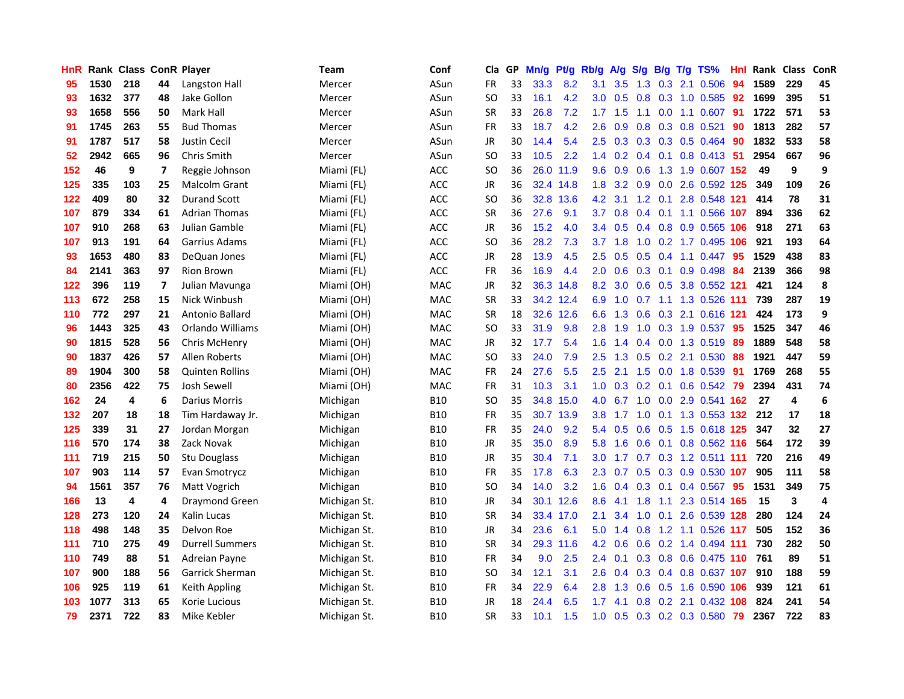| HnR | Rank | Class | ConR | Player | Team | Conf | Cla | GP | Mn/g | Pt/g | Rb/g | A/g | S/g | B/g | T/g | TS% | Hnl | Rank | Class | ConR |
|---|---|---|---|---|---|---|---|---|---|---|---|---|---|---|---|---|---|---|---|---|
| 95 | 1530 | 218 | 44 | Langston Hall | Mercer | ASun | FR | 33 | 33.3 | 8.2 | 3.1 | 3.5 | 1.3 | 0.3 | 2.1 | 0.506 | 94 | 1589 | 229 | 45 |
| 93 | 1632 | 377 | 48 | Jake Gollon | Mercer | ASun | SO | 33 | 16.1 | 4.2 | 3.0 | 0.5 | 0.8 | 0.3 | 1.0 | 0.585 | 92 | 1699 | 395 | 51 |
| 93 | 1658 | 556 | 50 | Mark Hall | Mercer | ASun | SR | 33 | 26.8 | 7.2 | 1.7 | 1.5 | 1.1 | 0.0 | 1.1 | 0.607 | 91 | 1722 | 571 | 53 |
| 91 | 1745 | 263 | 55 | Bud Thomas | Mercer | ASun | FR | 33 | 18.7 | 4.2 | 2.6 | 0.9 | 0.8 | 0.3 | 0.8 | 0.521 | 90 | 1813 | 282 | 57 |
| 91 | 1787 | 517 | 58 | Justin Cecil | Mercer | ASun | JR | 30 | 14.4 | 5.4 | 2.5 | 0.3 | 0.3 | 0.3 | 0.5 | 0.464 | 90 | 1832 | 533 | 58 |
| 52 | 2942 | 665 | 96 | Chris Smith | Mercer | ASun | SO | 33 | 10.5 | 2.2 | 1.4 | 0.2 | 0.4 | 0.1 | 0.8 | 0.413 | 51 | 2954 | 667 | 96 |
| 152 | 46 | 9 | 7 | Reggie Johnson | Miami (FL) | ACC | SO | 36 | 26.0 | 11.9 | 9.6 | 0.9 | 0.6 | 1.3 | 1.9 | 0.607 | 152 | 49 | 9 | 9 |
| 125 | 335 | 103 | 25 | Malcolm Grant | Miami (FL) | ACC | JR | 36 | 32.4 | 14.8 | 1.8 | 3.2 | 0.9 | 0.0 | 2.6 | 0.592 | 125 | 349 | 109 | 26 |
| 122 | 409 | 80 | 32 | Durand Scott | Miami (FL) | ACC | SO | 36 | 32.8 | 13.6 | 4.2 | 3.1 | 1.2 | 0.1 | 2.8 | 0.548 | 121 | 414 | 78 | 31 |
| 107 | 879 | 334 | 61 | Adrian Thomas | Miami (FL) | ACC | SR | 36 | 27.6 | 9.1 | 3.7 | 0.8 | 0.4 | 0.1 | 1.1 | 0.566 | 107 | 894 | 336 | 62 |
| 107 | 910 | 268 | 63 | Julian Gamble | Miami (FL) | ACC | JR | 36 | 15.2 | 4.0 | 3.4 | 0.5 | 0.4 | 0.8 | 0.9 | 0.565 | 106 | 918 | 271 | 63 |
| 107 | 913 | 191 | 64 | Garrius Adams | Miami (FL) | ACC | SO | 36 | 28.2 | 7.3 | 3.7 | 1.8 | 1.0 | 0.2 | 1.7 | 0.495 | 106 | 921 | 193 | 64 |
| 93 | 1653 | 480 | 83 | DeQuan Jones | Miami (FL) | ACC | JR | 28 | 13.9 | 4.5 | 2.5 | 0.5 | 0.5 | 0.4 | 1.1 | 0.447 | 95 | 1529 | 438 | 83 |
| 84 | 2141 | 363 | 97 | Rion Brown | Miami (FL) | ACC | FR | 36 | 16.9 | 4.4 | 2.0 | 0.6 | 0.3 | 0.1 | 0.9 | 0.498 | 84 | 2139 | 366 | 98 |
| 122 | 396 | 119 | 7 | Julian Mavunga | Miami (OH) | MAC | JR | 32 | 36.3 | 14.8 | 8.2 | 3.0 | 0.6 | 0.5 | 3.8 | 0.552 | 121 | 421 | 124 | 8 |
| 113 | 672 | 258 | 15 | Nick Winbush | Miami (OH) | MAC | SR | 33 | 34.2 | 12.4 | 6.9 | 1.0 | 0.7 | 1.1 | 1.3 | 0.526 | 111 | 739 | 287 | 19 |
| 110 | 772 | 297 | 21 | Antonio Ballard | Miami (OH) | MAC | SR | 18 | 32.6 | 12.6 | 6.6 | 1.3 | 0.6 | 0.3 | 2.1 | 0.616 | 121 | 424 | 173 | 9 |
| 96 | 1443 | 325 | 43 | Orlando Williams | Miami (OH) | MAC | SO | 33 | 31.9 | 9.8 | 2.8 | 1.9 | 1.0 | 0.3 | 1.9 | 0.537 | 95 | 1525 | 347 | 46 |
| 90 | 1815 | 528 | 56 | Chris McHenry | Miami (OH) | MAC | JR | 32 | 17.7 | 5.4 | 1.6 | 1.4 | 0.4 | 0.0 | 1.3 | 0.519 | 89 | 1889 | 548 | 58 |
| 90 | 1837 | 426 | 57 | Allen Roberts | Miami (OH) | MAC | SO | 33 | 24.0 | 7.9 | 2.5 | 1.3 | 0.5 | 0.2 | 2.1 | 0.530 | 88 | 1921 | 447 | 59 |
| 89 | 1904 | 300 | 58 | Quinten Rollins | Miami (OH) | MAC | FR | 24 | 27.6 | 5.5 | 2.5 | 2.1 | 1.5 | 0.0 | 1.8 | 0.539 | 91 | 1769 | 268 | 55 |
| 80 | 2356 | 422 | 75 | Josh Sewell | Miami (OH) | MAC | FR | 31 | 10.3 | 3.1 | 1.0 | 0.3 | 0.2 | 0.1 | 0.6 | 0.542 | 79 | 2394 | 431 | 74 |
| 162 | 24 | 4 | 6 | Darius Morris | Michigan | B10 | SO | 35 | 34.8 | 15.0 | 4.0 | 6.7 | 1.0 | 0.0 | 2.9 | 0.541 | 162 | 27 | 4 | 6 |
| 132 | 207 | 18 | 18 | Tim Hardaway Jr. | Michigan | B10 | FR | 35 | 30.7 | 13.9 | 3.8 | 1.7 | 1.0 | 0.1 | 1.3 | 0.553 | 132 | 212 | 17 | 18 |
| 125 | 339 | 31 | 27 | Jordan Morgan | Michigan | B10 | FR | 35 | 24.0 | 9.2 | 5.4 | 0.5 | 0.6 | 0.5 | 1.5 | 0.618 | 125 | 347 | 32 | 27 |
| 116 | 570 | 174 | 38 | Zack Novak | Michigan | B10 | JR | 35 | 35.0 | 8.9 | 5.8 | 1.6 | 0.6 | 0.1 | 0.8 | 0.562 | 116 | 564 | 172 | 39 |
| 111 | 719 | 215 | 50 | Stu Douglass | Michigan | B10 | JR | 35 | 30.4 | 7.1 | 3.0 | 1.7 | 0.7 | 0.3 | 1.2 | 0.511 | 111 | 720 | 216 | 49 |
| 107 | 903 | 114 | 57 | Evan Smotrycz | Michigan | B10 | FR | 35 | 17.8 | 6.3 | 2.3 | 0.7 | 0.5 | 0.3 | 0.9 | 0.530 | 107 | 905 | 111 | 58 |
| 94 | 1561 | 357 | 76 | Matt Vogrich | Michigan | B10 | SO | 34 | 14.0 | 3.2 | 1.6 | 0.4 | 0.3 | 0.1 | 0.4 | 0.567 | 95 | 1531 | 349 | 75 |
| 166 | 13 | 4 | 4 | Draymond Green | Michigan St. | B10 | JR | 34 | 30.1 | 12.6 | 8.6 | 4.1 | 1.8 | 1.1 | 2.3 | 0.514 | 165 | 15 | 3 | 4 |
| 128 | 273 | 120 | 24 | Kalin Lucas | Michigan St. | B10 | SR | 34 | 33.4 | 17.0 | 2.1 | 3.4 | 1.0 | 0.1 | 2.6 | 0.539 | 128 | 280 | 124 | 24 |
| 118 | 498 | 148 | 35 | Delvon Roe | Michigan St. | B10 | JR | 34 | 23.6 | 6.1 | 5.0 | 1.4 | 0.8 | 1.2 | 1.1 | 0.526 | 117 | 505 | 152 | 36 |
| 111 | 710 | 275 | 49 | Durrell Summers | Michigan St. | B10 | SR | 34 | 29.3 | 11.6 | 4.2 | 0.6 | 0.6 | 0.2 | 1.4 | 0.494 | 111 | 730 | 282 | 50 |
| 110 | 749 | 88 | 51 | Adreian Payne | Michigan St. | B10 | FR | 34 | 9.0 | 2.5 | 2.4 | 0.1 | 0.3 | 0.8 | 0.6 | 0.475 | 110 | 761 | 89 | 51 |
| 107 | 900 | 188 | 56 | Garrick Sherman | Michigan St. | B10 | SO | 34 | 12.1 | 3.1 | 2.6 | 0.4 | 0.3 | 0.4 | 0.8 | 0.637 | 107 | 910 | 188 | 59 |
| 106 | 925 | 119 | 61 | Keith Appling | Michigan St. | B10 | FR | 34 | 22.9 | 6.4 | 2.8 | 1.3 | 0.6 | 0.5 | 1.6 | 0.590 | 106 | 939 | 121 | 61 |
| 103 | 1077 | 313 | 65 | Korie Lucious | Michigan St. | B10 | JR | 18 | 24.4 | 6.5 | 1.7 | 4.1 | 0.8 | 0.2 | 2.1 | 0.432 | 108 | 824 | 241 | 54 |
| 79 | 2371 | 722 | 83 | Mike Kebler | Michigan St. | B10 | SR | 33 | 10.1 | 1.5 | 1.0 | 0.5 | 0.3 | 0.2 | 0.3 | 0.580 | 79 | 2367 | 722 | 83 |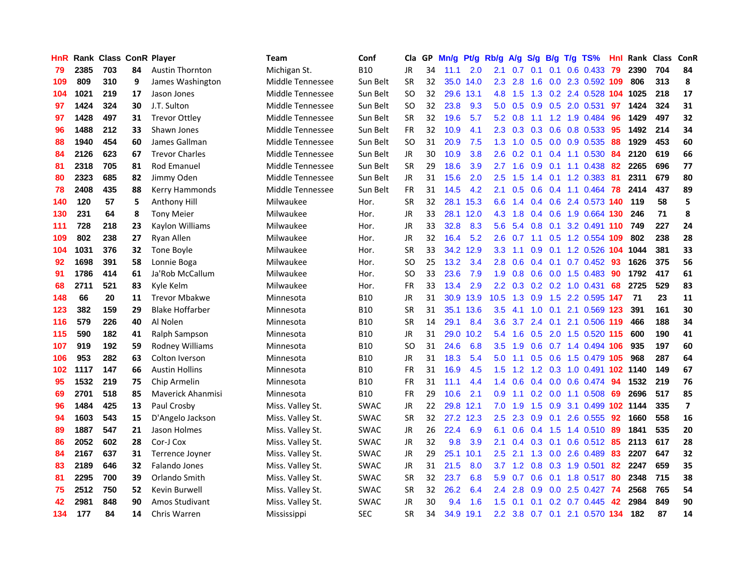| HnR | Rank | Class | ConR | Player | Team | Conf | Cla | GP | Mn/g | Pt/g | Rb/g | A/g | S/g | B/g | T/g | TS% | HnI | Rank | Class | ConR |
|---|---|---|---|---|---|---|---|---|---|---|---|---|---|---|---|---|---|---|---|---|
| 79 | 2385 | 703 | 84 | Austin Thornton | Michigan St. | B10 | JR | 34 | 11.1 | 2.0 | 2.1 | 0.7 | 0.1 | 0.1 | 0.6 | 0.433 | 79 | 2390 | 704 | 84 |
| 109 | 809 | 310 | 9 | James Washington | Middle Tennessee | Sun Belt | SR | 32 | 35.0 | 14.0 | 2.3 | 2.8 | 1.6 | 0.0 | 2.3 | 0.592 | 109 | 806 | 313 | 8 |
| 104 | 1021 | 219 | 17 | Jason Jones | Middle Tennessee | Sun Belt | SO | 32 | 29.6 | 13.1 | 4.8 | 1.5 | 1.3 | 0.2 | 2.4 | 0.528 | 104 | 1025 | 218 | 17 |
| 97 | 1424 | 324 | 30 | J.T. Sulton | Middle Tennessee | Sun Belt | SO | 32 | 23.8 | 9.3 | 5.0 | 0.5 | 0.9 | 0.5 | 2.0 | 0.531 | 97 | 1424 | 324 | 31 |
| 97 | 1428 | 497 | 31 | Trevor Ottley | Middle Tennessee | Sun Belt | SR | 32 | 19.6 | 5.7 | 5.2 | 0.8 | 1.1 | 1.2 | 1.9 | 0.484 | 96 | 1429 | 497 | 32 |
| 96 | 1488 | 212 | 33 | Shawn Jones | Middle Tennessee | Sun Belt | FR | 32 | 10.9 | 4.1 | 2.3 | 0.3 | 0.3 | 0.6 | 0.8 | 0.533 | 95 | 1492 | 214 | 34 |
| 88 | 1940 | 454 | 60 | James Gallman | Middle Tennessee | Sun Belt | SO | 31 | 20.9 | 7.5 | 1.3 | 1.0 | 0.5 | 0.0 | 0.9 | 0.535 | 88 | 1929 | 453 | 60 |
| 84 | 2126 | 623 | 67 | Trevor Charles | Middle Tennessee | Sun Belt | JR | 30 | 10.9 | 3.8 | 2.6 | 0.2 | 0.1 | 0.4 | 1.1 | 0.530 | 84 | 2120 | 619 | 66 |
| 81 | 2318 | 705 | 81 | Rod Emanuel | Middle Tennessee | Sun Belt | SR | 29 | 18.6 | 3.9 | 2.7 | 1.6 | 0.9 | 0.1 | 1.1 | 0.438 | 82 | 2265 | 696 | 77 |
| 80 | 2323 | 685 | 82 | Jimmy Oden | Middle Tennessee | Sun Belt | JR | 31 | 15.6 | 2.0 | 2.5 | 1.5 | 1.4 | 0.1 | 1.2 | 0.383 | 81 | 2311 | 679 | 80 |
| 78 | 2408 | 435 | 88 | Kerry Hammonds | Middle Tennessee | Sun Belt | FR | 31 | 14.5 | 4.2 | 2.1 | 0.5 | 0.6 | 0.4 | 1.1 | 0.464 | 78 | 2414 | 437 | 89 |
| 140 | 120 | 57 | 5 | Anthony Hill | Milwaukee | Hor. | SR | 32 | 28.1 | 15.3 | 6.6 | 1.4 | 0.4 | 0.6 | 2.4 | 0.573 | 140 | 119 | 58 | 5 |
| 130 | 231 | 64 | 8 | Tony Meier | Milwaukee | Hor. | JR | 33 | 28.1 | 12.0 | 4.3 | 1.8 | 0.4 | 0.6 | 1.9 | 0.664 | 130 | 246 | 71 | 8 |
| 111 | 728 | 218 | 23 | Kaylon Williams | Milwaukee | Hor. | JR | 33 | 32.8 | 8.3 | 5.6 | 5.4 | 0.8 | 0.1 | 3.2 | 0.491 | 110 | 749 | 227 | 24 |
| 109 | 802 | 238 | 27 | Ryan Allen | Milwaukee | Hor. | JR | 32 | 16.4 | 5.2 | 2.6 | 0.7 | 1.1 | 0.5 | 1.2 | 0.554 | 109 | 802 | 238 | 28 |
| 104 | 1031 | 376 | 32 | Tone Boyle | Milwaukee | Hor. | SR | 33 | 34.2 | 12.9 | 3.3 | 1.1 | 0.9 | 0.1 | 1.2 | 0.526 | 104 | 1044 | 381 | 33 |
| 92 | 1698 | 391 | 58 | Lonnie Boga | Milwaukee | Hor. | SO | 25 | 13.2 | 3.4 | 2.8 | 0.6 | 0.4 | 0.1 | 0.7 | 0.452 | 93 | 1626 | 375 | 56 |
| 91 | 1786 | 414 | 61 | Ja'Rob McCallum | Milwaukee | Hor. | SO | 33 | 23.6 | 7.9 | 1.9 | 0.8 | 0.6 | 0.0 | 1.5 | 0.483 | 90 | 1792 | 417 | 61 |
| 68 | 2711 | 521 | 83 | Kyle Kelm | Milwaukee | Hor. | FR | 33 | 13.4 | 2.9 | 2.2 | 0.3 | 0.2 | 0.2 | 1.0 | 0.431 | 68 | 2725 | 529 | 83 |
| 148 | 66 | 20 | 11 | Trevor Mbakwe | Minnesota | B10 | JR | 31 | 30.9 | 13.9 | 10.5 | 1.3 | 0.9 | 1.5 | 2.2 | 0.595 | 147 | 71 | 23 | 11 |
| 123 | 382 | 159 | 29 | Blake Hoffarber | Minnesota | B10 | SR | 31 | 35.1 | 13.6 | 3.5 | 4.1 | 1.0 | 0.1 | 2.1 | 0.569 | 123 | 391 | 161 | 30 |
| 116 | 579 | 226 | 40 | Al Nolen | Minnesota | B10 | SR | 14 | 29.1 | 8.4 | 3.6 | 3.7 | 2.4 | 0.1 | 2.1 | 0.506 | 119 | 466 | 188 | 34 |
| 115 | 590 | 182 | 41 | Ralph Sampson | Minnesota | B10 | JR | 31 | 29.0 | 10.2 | 5.4 | 1.6 | 0.5 | 2.0 | 1.5 | 0.520 | 115 | 600 | 190 | 41 |
| 107 | 919 | 192 | 59 | Rodney Williams | Minnesota | B10 | SO | 31 | 24.6 | 6.8 | 3.5 | 1.9 | 0.6 | 0.7 | 1.4 | 0.494 | 106 | 935 | 197 | 60 |
| 106 | 953 | 282 | 63 | Colton Iverson | Minnesota | B10 | JR | 31 | 18.3 | 5.4 | 5.0 | 1.1 | 0.5 | 0.6 | 1.5 | 0.479 | 105 | 968 | 287 | 64 |
| 102 | 1117 | 147 | 66 | Austin Hollins | Minnesota | B10 | FR | 31 | 16.9 | 4.5 | 1.5 | 1.2 | 1.2 | 0.3 | 1.0 | 0.491 | 102 | 1140 | 149 | 67 |
| 95 | 1532 | 219 | 75 | Chip Armelin | Minnesota | B10 | FR | 31 | 11.1 | 4.4 | 1.4 | 0.6 | 0.4 | 0.0 | 0.6 | 0.474 | 94 | 1532 | 219 | 76 |
| 69 | 2701 | 518 | 85 | Maverick Ahanmisi | Minnesota | B10 | FR | 29 | 10.6 | 2.1 | 0.9 | 1.1 | 0.2 | 0.0 | 1.1 | 0.508 | 69 | 2696 | 517 | 85 |
| 96 | 1484 | 425 | 13 | Paul Crosby | Miss. Valley St. | SWAC | JR | 22 | 29.8 | 12.1 | 7.0 | 1.9 | 1.5 | 0.9 | 3.1 | 0.499 | 102 | 1144 | 335 | 7 |
| 94 | 1603 | 543 | 15 | D'Angelo Jackson | Miss. Valley St. | SWAC | SR | 32 | 27.2 | 12.3 | 2.5 | 2.3 | 0.9 | 0.1 | 2.6 | 0.555 | 92 | 1660 | 558 | 16 |
| 89 | 1887 | 547 | 21 | Jason Holmes | Miss. Valley St. | SWAC | JR | 26 | 22.4 | 6.9 | 6.1 | 0.6 | 0.4 | 1.5 | 1.4 | 0.510 | 89 | 1841 | 535 | 20 |
| 86 | 2052 | 602 | 28 | Cor-J Cox | Miss. Valley St. | SWAC | JR | 32 | 9.8 | 3.9 | 2.1 | 0.4 | 0.3 | 0.1 | 0.6 | 0.512 | 85 | 2113 | 617 | 28 |
| 84 | 2167 | 637 | 31 | Terrence Joyner | Miss. Valley St. | SWAC | JR | 29 | 25.1 | 10.1 | 2.5 | 2.1 | 1.3 | 0.0 | 2.6 | 0.489 | 83 | 2207 | 647 | 32 |
| 83 | 2189 | 646 | 32 | Falando Jones | Miss. Valley St. | SWAC | JR | 31 | 21.5 | 8.0 | 3.7 | 1.2 | 0.8 | 0.3 | 1.9 | 0.501 | 82 | 2247 | 659 | 35 |
| 81 | 2295 | 700 | 39 | Orlando Smith | Miss. Valley St. | SWAC | SR | 32 | 23.7 | 6.8 | 5.9 | 0.7 | 0.6 | 0.1 | 1.8 | 0.517 | 80 | 2348 | 715 | 38 |
| 75 | 2512 | 750 | 52 | Kevin Burwell | Miss. Valley St. | SWAC | SR | 32 | 26.2 | 6.4 | 2.4 | 2.8 | 0.9 | 0.0 | 2.5 | 0.427 | 74 | 2568 | 765 | 54 |
| 42 | 2981 | 848 | 90 | Amos Studivant | Miss. Valley St. | SWAC | JR | 30 | 9.4 | 1.6 | 1.5 | 0.1 | 0.1 | 0.2 | 0.7 | 0.445 | 42 | 2984 | 849 | 90 |
| 134 | 177 | 84 | 14 | Chris Warren | Mississippi | SEC | SR | 34 | 34.9 | 19.1 | 2.2 | 3.8 | 0.7 | 0.1 | 2.1 | 0.570 | 134 | 182 | 87 | 14 |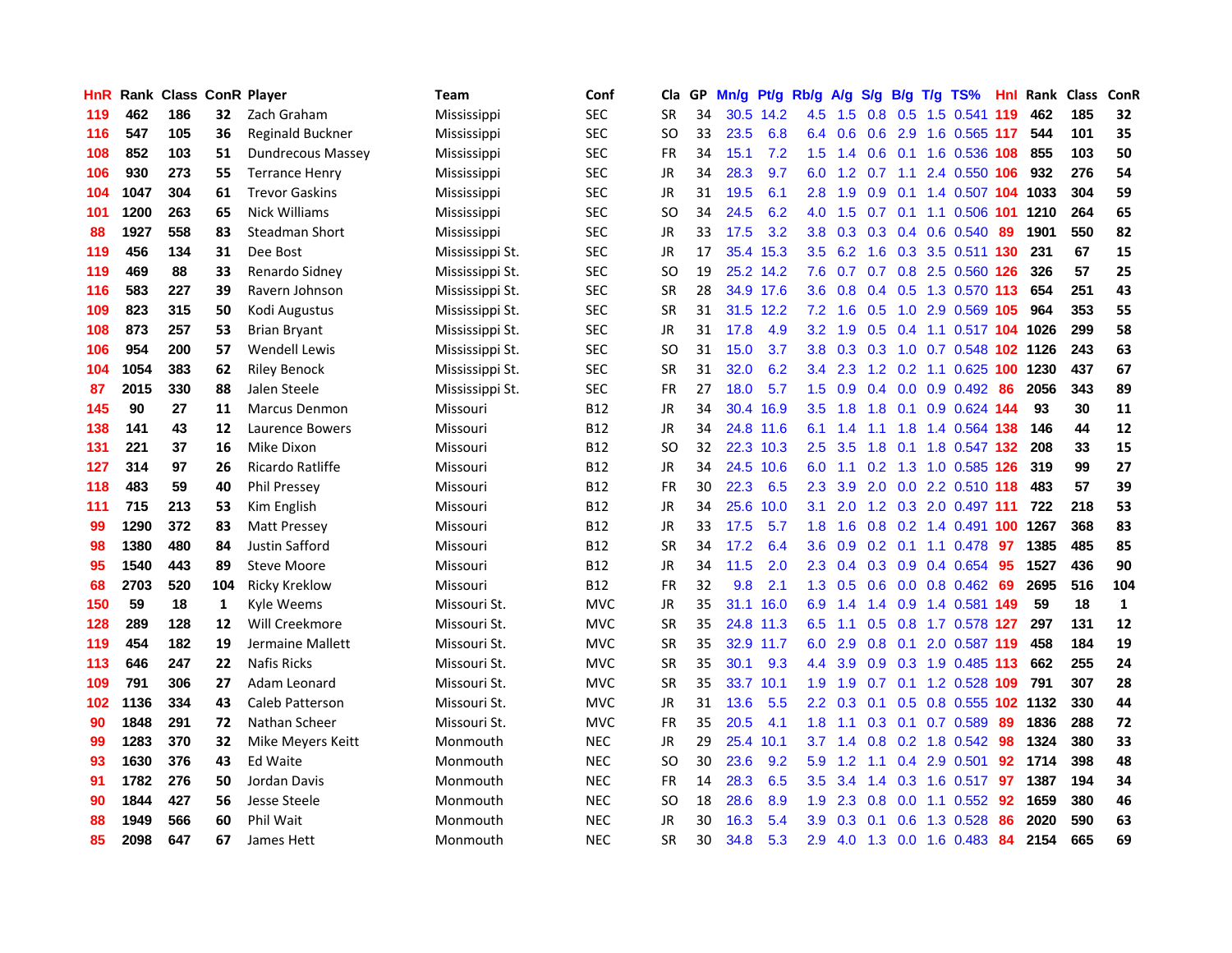| HnR | Rank | Class | ConR | Player | Team | Conf | Cla | GP | Mn/g | Pt/g | Rb/g | A/g | S/g | B/g | T/g | TS% | HnI | Rank | Class | ConR |
|---|---|---|---|---|---|---|---|---|---|---|---|---|---|---|---|---|---|---|---|---|
| 119 | 462 | 186 | 32 | Zach Graham | Mississippi | SEC | SR | 34 | 30.5 | 14.2 | 4.5 | 1.5 | 0.8 | 0.5 | 1.5 | 0.541 | 119 | 462 | 185 | 32 |
| 116 | 547 | 105 | 36 | Reginald Buckner | Mississippi | SEC | SO | 33 | 23.5 | 6.8 | 6.4 | 0.6 | 0.6 | 2.9 | 1.6 | 0.565 | 117 | 544 | 101 | 35 |
| 108 | 852 | 103 | 51 | Dundrecous Massey | Mississippi | SEC | FR | 34 | 15.1 | 7.2 | 1.5 | 1.4 | 0.6 | 0.1 | 1.6 | 0.536 | 108 | 855 | 103 | 50 |
| 106 | 930 | 273 | 55 | Terrance Henry | Mississippi | SEC | JR | 34 | 28.3 | 9.7 | 6.0 | 1.2 | 0.7 | 1.1 | 2.4 | 0.550 | 106 | 932 | 276 | 54 |
| 104 | 1047 | 304 | 61 | Trevor Gaskins | Mississippi | SEC | JR | 31 | 19.5 | 6.1 | 2.8 | 1.9 | 0.9 | 0.1 | 1.4 | 0.507 | 104 | 1033 | 304 | 59 |
| 101 | 1200 | 263 | 65 | Nick Williams | Mississippi | SEC | SO | 34 | 24.5 | 6.2 | 4.0 | 1.5 | 0.7 | 0.1 | 1.1 | 0.506 | 101 | 1210 | 264 | 65 |
| 88 | 1927 | 558 | 83 | Steadman Short | Mississippi | SEC | JR | 33 | 17.5 | 3.2 | 3.8 | 0.3 | 0.3 | 0.4 | 0.6 | 0.540 | 89 | 1901 | 550 | 82 |
| 119 | 456 | 134 | 31 | Dee Bost | Mississippi St. | SEC | JR | 17 | 35.4 | 15.3 | 3.5 | 6.2 | 1.6 | 0.3 | 3.5 | 0.511 | 130 | 231 | 67 | 15 |
| 119 | 469 | 88 | 33 | Renardo Sidney | Mississippi St. | SEC | SO | 19 | 25.2 | 14.2 | 7.6 | 0.7 | 0.7 | 0.8 | 2.5 | 0.560 | 126 | 326 | 57 | 25 |
| 116 | 583 | 227 | 39 | Ravern Johnson | Mississippi St. | SEC | SR | 28 | 34.9 | 17.6 | 3.6 | 0.8 | 0.4 | 0.5 | 1.3 | 0.570 | 113 | 654 | 251 | 43 |
| 109 | 823 | 315 | 50 | Kodi Augustus | Mississippi St. | SEC | SR | 31 | 31.5 | 12.2 | 7.2 | 1.6 | 0.5 | 1.0 | 2.9 | 0.569 | 105 | 964 | 353 | 55 |
| 108 | 873 | 257 | 53 | Brian Bryant | Mississippi St. | SEC | JR | 31 | 17.8 | 4.9 | 3.2 | 1.9 | 0.5 | 0.4 | 1.1 | 0.517 | 104 | 1026 | 299 | 58 |
| 106 | 954 | 200 | 57 | Wendell Lewis | Mississippi St. | SEC | SO | 31 | 15.0 | 3.7 | 3.8 | 0.3 | 0.3 | 1.0 | 0.7 | 0.548 | 102 | 1126 | 243 | 63 |
| 104 | 1054 | 383 | 62 | Riley Benock | Mississippi St. | SEC | SR | 31 | 32.0 | 6.2 | 3.4 | 2.3 | 1.2 | 0.2 | 1.1 | 0.625 | 100 | 1230 | 437 | 67 |
| 87 | 2015 | 330 | 88 | Jalen Steele | Mississippi St. | SEC | FR | 27 | 18.0 | 5.7 | 1.5 | 0.9 | 0.4 | 0.0 | 0.9 | 0.492 | 86 | 2056 | 343 | 89 |
| 145 | 90 | 27 | 11 | Marcus Denmon | Missouri | B12 | JR | 34 | 30.4 | 16.9 | 3.5 | 1.8 | 1.8 | 0.1 | 0.9 | 0.624 | 144 | 93 | 30 | 11 |
| 138 | 141 | 43 | 12 | Laurence Bowers | Missouri | B12 | JR | 34 | 24.8 | 11.6 | 6.1 | 1.4 | 1.1 | 1.8 | 1.4 | 0.564 | 138 | 146 | 44 | 12 |
| 131 | 221 | 37 | 16 | Mike Dixon | Missouri | B12 | SO | 32 | 22.3 | 10.3 | 2.5 | 3.5 | 1.8 | 0.1 | 1.8 | 0.547 | 132 | 208 | 33 | 15 |
| 127 | 314 | 97 | 26 | Ricardo Ratliffe | Missouri | B12 | JR | 34 | 24.5 | 10.6 | 6.0 | 1.1 | 0.2 | 1.3 | 1.0 | 0.585 | 126 | 319 | 99 | 27 |
| 118 | 483 | 59 | 40 | Phil Pressey | Missouri | B12 | FR | 30 | 22.3 | 6.5 | 2.3 | 3.9 | 2.0 | 0.0 | 2.2 | 0.510 | 118 | 483 | 57 | 39 |
| 111 | 715 | 213 | 53 | Kim English | Missouri | B12 | JR | 34 | 25.6 | 10.0 | 3.1 | 2.0 | 1.2 | 0.3 | 2.0 | 0.497 | 111 | 722 | 218 | 53 |
| 99 | 1290 | 372 | 83 | Matt Pressey | Missouri | B12 | JR | 33 | 17.5 | 5.7 | 1.8 | 1.6 | 0.8 | 0.2 | 1.4 | 0.491 | 100 | 1267 | 368 | 83 |
| 98 | 1380 | 480 | 84 | Justin Safford | Missouri | B12 | SR | 34 | 17.2 | 6.4 | 3.6 | 0.9 | 0.2 | 0.1 | 1.1 | 0.478 | 97 | 1385 | 485 | 85 |
| 95 | 1540 | 443 | 89 | Steve Moore | Missouri | B12 | JR | 34 | 11.5 | 2.0 | 2.3 | 0.4 | 0.3 | 0.9 | 0.4 | 0.654 | 95 | 1527 | 436 | 90 |
| 68 | 2703 | 520 | 104 | Ricky Kreklow | Missouri | B12 | FR | 32 | 9.8 | 2.1 | 1.3 | 0.5 | 0.6 | 0.0 | 0.8 | 0.462 | 69 | 2695 | 516 | 104 |
| 150 | 59 | 18 | 1 | Kyle Weems | Missouri St. | MVC | JR | 35 | 31.1 | 16.0 | 6.9 | 1.4 | 1.4 | 0.9 | 1.4 | 0.581 | 149 | 59 | 18 | 1 |
| 128 | 289 | 128 | 12 | Will Creekmore | Missouri St. | MVC | SR | 35 | 24.8 | 11.3 | 6.5 | 1.1 | 0.5 | 0.8 | 1.7 | 0.578 | 127 | 297 | 131 | 12 |
| 119 | 454 | 182 | 19 | Jermaine Mallett | Missouri St. | MVC | SR | 35 | 32.9 | 11.7 | 6.0 | 2.9 | 0.8 | 0.1 | 2.0 | 0.587 | 119 | 458 | 184 | 19 |
| 113 | 646 | 247 | 22 | Nafis Ricks | Missouri St. | MVC | SR | 35 | 30.1 | 9.3 | 4.4 | 3.9 | 0.9 | 0.3 | 1.9 | 0.485 | 113 | 662 | 255 | 24 |
| 109 | 791 | 306 | 27 | Adam Leonard | Missouri St. | MVC | SR | 35 | 33.7 | 10.1 | 1.9 | 1.9 | 0.7 | 0.1 | 1.2 | 0.528 | 109 | 791 | 307 | 28 |
| 102 | 1136 | 334 | 43 | Caleb Patterson | Missouri St. | MVC | JR | 31 | 13.6 | 5.5 | 2.2 | 0.3 | 0.1 | 0.5 | 0.8 | 0.555 | 102 | 1132 | 330 | 44 |
| 90 | 1848 | 291 | 72 | Nathan Scheer | Missouri St. | MVC | FR | 35 | 20.5 | 4.1 | 1.8 | 1.1 | 0.3 | 0.1 | 0.7 | 0.589 | 89 | 1836 | 288 | 72 |
| 99 | 1283 | 370 | 32 | Mike Meyers Keitt | Monmouth | NEC | JR | 29 | 25.4 | 10.1 | 3.7 | 1.4 | 0.8 | 0.2 | 1.8 | 0.542 | 98 | 1324 | 380 | 33 |
| 93 | 1630 | 376 | 43 | Ed Waite | Monmouth | NEC | SO | 30 | 23.6 | 9.2 | 5.9 | 1.2 | 1.1 | 0.4 | 2.9 | 0.501 | 92 | 1714 | 398 | 48 |
| 91 | 1782 | 276 | 50 | Jordan Davis | Monmouth | NEC | FR | 14 | 28.3 | 6.5 | 3.5 | 3.4 | 1.4 | 0.3 | 1.6 | 0.517 | 97 | 1387 | 194 | 34 |
| 90 | 1844 | 427 | 56 | Jesse Steele | Monmouth | NEC | SO | 18 | 28.6 | 8.9 | 1.9 | 2.3 | 0.8 | 0.0 | 1.1 | 0.552 | 92 | 1659 | 380 | 46 |
| 88 | 1949 | 566 | 60 | Phil Wait | Monmouth | NEC | JR | 30 | 16.3 | 5.4 | 3.9 | 0.3 | 0.1 | 0.6 | 1.3 | 0.528 | 86 | 2020 | 590 | 63 |
| 85 | 2098 | 647 | 67 | James Hett | Monmouth | NEC | SR | 30 | 34.8 | 5.3 | 2.9 | 4.0 | 1.3 | 0.0 | 1.6 | 0.483 | 84 | 2154 | 665 | 69 |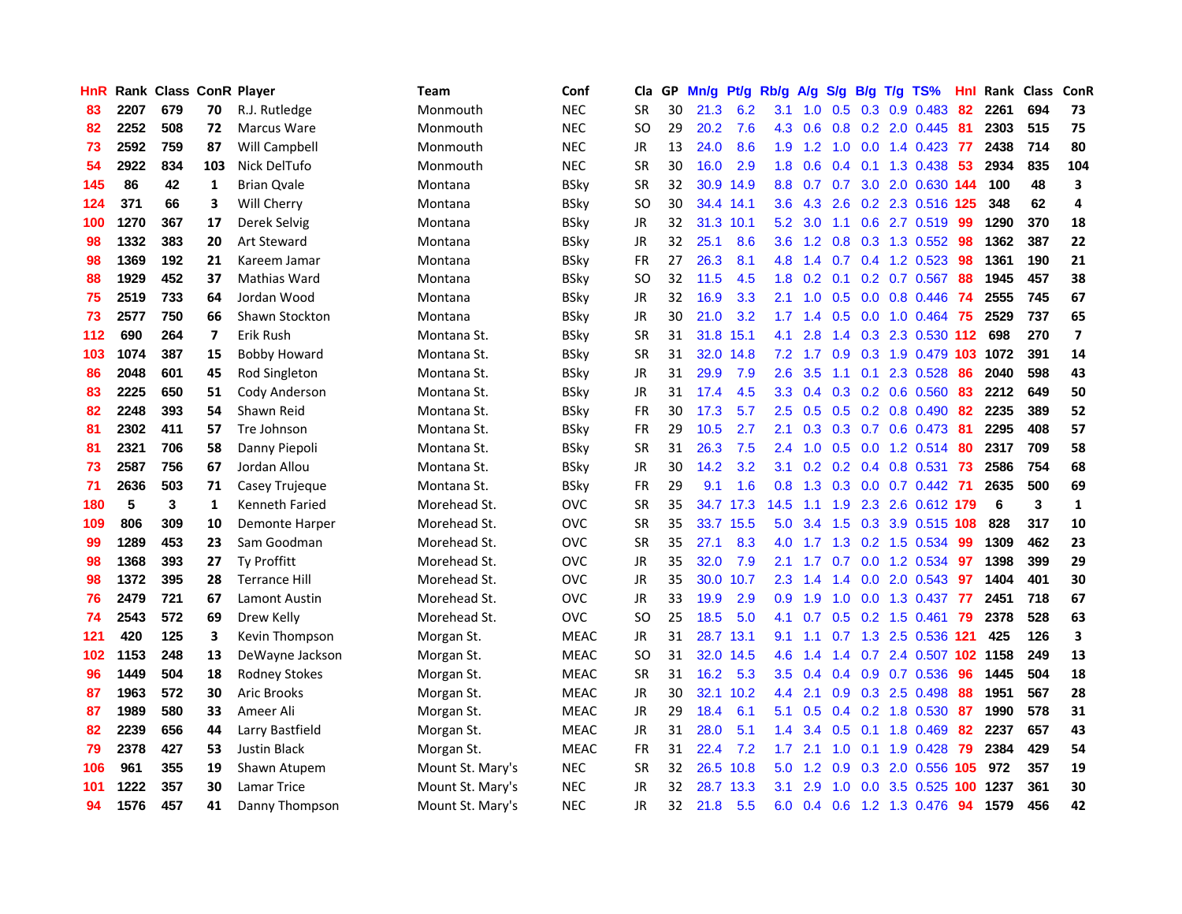| HnR | Rank | Class | ConR | Player | Team | Conf | Cla | GP | Mn/g | Pt/g | Rb/g | A/g | S/g | B/g | T/g | TS% | HnI | Rank | Class | ConR |
|---|---|---|---|---|---|---|---|---|---|---|---|---|---|---|---|---|---|---|---|---|
| 83 | 2207 | 679 | 70 | R.J. Rutledge | Monmouth | NEC | SR | 30 | 21.3 | 6.2 | 3.1 | 1.0 | 0.5 | 0.3 | 0.9 | 0.483 | 82 | 2261 | 694 | 73 |
| 82 | 2252 | 508 | 72 | Marcus Ware | Monmouth | NEC | SO | 29 | 20.2 | 7.6 | 4.3 | 0.6 | 0.8 | 0.2 | 2.0 | 0.445 | 81 | 2303 | 515 | 75 |
| 73 | 2592 | 759 | 87 | Will Campbell | Monmouth | NEC | JR | 13 | 24.0 | 8.6 | 1.9 | 1.2 | 1.0 | 0.0 | 1.4 | 0.423 | 77 | 2438 | 714 | 80 |
| 54 | 2922 | 834 | 103 | Nick DelTufo | Monmouth | NEC | SR | 30 | 16.0 | 2.9 | 1.8 | 0.6 | 0.4 | 0.1 | 1.3 | 0.438 | 53 | 2934 | 835 | 104 |
| 145 | 86 | 42 | 1 | Brian Qvale | Montana | BSky | SR | 32 | 30.9 | 14.9 | 8.8 | 0.7 | 0.7 | 3.0 | 2.0 | 0.630 | 144 | 100 | 48 | 3 |
| 124 | 371 | 66 | 3 | Will Cherry | Montana | BSky | SO | 30 | 34.4 | 14.1 | 3.6 | 4.3 | 2.6 | 0.2 | 2.3 | 0.516 | 125 | 348 | 62 | 4 |
| 100 | 1270 | 367 | 17 | Derek Selvig | Montana | BSky | JR | 32 | 31.3 | 10.1 | 5.2 | 3.0 | 1.1 | 0.6 | 2.7 | 0.519 | 99 | 1290 | 370 | 18 |
| 98 | 1332 | 383 | 20 | Art Steward | Montana | BSky | JR | 32 | 25.1 | 8.6 | 3.6 | 1.2 | 0.8 | 0.3 | 1.3 | 0.552 | 98 | 1362 | 387 | 22 |
| 98 | 1369 | 192 | 21 | Kareem Jamar | Montana | BSky | FR | 27 | 26.3 | 8.1 | 4.8 | 1.4 | 0.7 | 0.4 | 1.2 | 0.523 | 98 | 1361 | 190 | 21 |
| 88 | 1929 | 452 | 37 | Mathias Ward | Montana | BSky | SO | 32 | 11.5 | 4.5 | 1.8 | 0.2 | 0.1 | 0.2 | 0.7 | 0.567 | 88 | 1945 | 457 | 38 |
| 75 | 2519 | 733 | 64 | Jordan Wood | Montana | BSky | JR | 32 | 16.9 | 3.3 | 2.1 | 1.0 | 0.5 | 0.0 | 0.8 | 0.446 | 74 | 2555 | 745 | 67 |
| 73 | 2577 | 750 | 66 | Shawn Stockton | Montana | BSky | JR | 30 | 21.0 | 3.2 | 1.7 | 1.4 | 0.5 | 0.0 | 1.0 | 0.464 | 75 | 2529 | 737 | 65 |
| 112 | 690 | 264 | 7 | Erik Rush | Montana St. | BSky | SR | 31 | 31.8 | 15.1 | 4.1 | 2.8 | 1.4 | 0.3 | 2.3 | 0.530 | 112 | 698 | 270 | 7 |
| 103 | 1074 | 387 | 15 | Bobby Howard | Montana St. | BSky | SR | 31 | 32.0 | 14.8 | 7.2 | 1.7 | 0.9 | 0.3 | 1.9 | 0.479 | 103 | 1072 | 391 | 14 |
| 86 | 2048 | 601 | 45 | Rod Singleton | Montana St. | BSky | JR | 31 | 29.9 | 7.9 | 2.6 | 3.5 | 1.1 | 0.1 | 2.3 | 0.528 | 86 | 2040 | 598 | 43 |
| 83 | 2225 | 650 | 51 | Cody Anderson | Montana St. | BSky | JR | 31 | 17.4 | 4.5 | 3.3 | 0.4 | 0.3 | 0.2 | 0.6 | 0.560 | 83 | 2212 | 649 | 50 |
| 82 | 2248 | 393 | 54 | Shawn Reid | Montana St. | BSky | FR | 30 | 17.3 | 5.7 | 2.5 | 0.5 | 0.5 | 0.2 | 0.8 | 0.490 | 82 | 2235 | 389 | 52 |
| 81 | 2302 | 411 | 57 | Tre Johnson | Montana St. | BSky | FR | 29 | 10.5 | 2.7 | 2.1 | 0.3 | 0.3 | 0.7 | 0.6 | 0.473 | 81 | 2295 | 408 | 57 |
| 81 | 2321 | 706 | 58 | Danny Piepoli | Montana St. | BSky | SR | 31 | 26.3 | 7.5 | 2.4 | 1.0 | 0.5 | 0.0 | 1.2 | 0.514 | 80 | 2317 | 709 | 58 |
| 73 | 2587 | 756 | 67 | Jordan Allou | Montana St. | BSky | JR | 30 | 14.2 | 3.2 | 3.1 | 0.2 | 0.2 | 0.4 | 0.8 | 0.531 | 73 | 2586 | 754 | 68 |
| 71 | 2636 | 503 | 71 | Casey Trujeque | Montana St. | BSky | FR | 29 | 9.1 | 1.6 | 0.8 | 1.3 | 0.3 | 0.0 | 0.7 | 0.442 | 71 | 2635 | 500 | 69 |
| 180 | 5 | 3 | 1 | Kenneth Faried | Morehead St. | OVC | SR | 35 | 34.7 | 17.3 | 14.5 | 1.1 | 1.9 | 2.3 | 2.6 | 0.612 | 179 | 6 | 3 | 1 |
| 109 | 806 | 309 | 10 | Demonte Harper | Morehead St. | OVC | SR | 35 | 33.7 | 15.5 | 5.0 | 3.4 | 1.5 | 0.3 | 3.9 | 0.515 | 108 | 828 | 317 | 10 |
| 99 | 1289 | 453 | 23 | Sam Goodman | Morehead St. | OVC | SR | 35 | 27.1 | 8.3 | 4.0 | 1.7 | 1.3 | 0.2 | 1.5 | 0.534 | 99 | 1309 | 462 | 23 |
| 98 | 1368 | 393 | 27 | Ty Proffitt | Morehead St. | OVC | JR | 35 | 32.0 | 7.9 | 2.1 | 1.7 | 0.7 | 0.0 | 1.2 | 0.534 | 97 | 1398 | 399 | 29 |
| 98 | 1372 | 395 | 28 | Terrance Hill | Morehead St. | OVC | JR | 35 | 30.0 | 10.7 | 2.3 | 1.4 | 1.4 | 0.0 | 2.0 | 0.543 | 97 | 1404 | 401 | 30 |
| 76 | 2479 | 721 | 67 | Lamont Austin | Morehead St. | OVC | JR | 33 | 19.9 | 2.9 | 0.9 | 1.9 | 1.0 | 0.0 | 1.3 | 0.437 | 77 | 2451 | 718 | 67 |
| 74 | 2543 | 572 | 69 | Drew Kelly | Morehead St. | OVC | SO | 25 | 18.5 | 5.0 | 4.1 | 0.7 | 0.5 | 0.2 | 1.5 | 0.461 | 79 | 2378 | 528 | 63 |
| 121 | 420 | 125 | 3 | Kevin Thompson | Morgan St. | MEAC | JR | 31 | 28.7 | 13.1 | 9.1 | 1.1 | 0.7 | 1.3 | 2.5 | 0.536 | 121 | 425 | 126 | 3 |
| 102 | 1153 | 248 | 13 | DeWayne Jackson | Morgan St. | MEAC | SO | 31 | 32.0 | 14.5 | 4.6 | 1.4 | 1.4 | 0.7 | 2.4 | 0.507 | 102 | 1158 | 249 | 13 |
| 96 | 1449 | 504 | 18 | Rodney Stokes | Morgan St. | MEAC | SR | 31 | 16.2 | 5.3 | 3.5 | 0.4 | 0.4 | 0.9 | 0.7 | 0.536 | 96 | 1445 | 504 | 18 |
| 87 | 1963 | 572 | 30 | Aric Brooks | Morgan St. | MEAC | JR | 30 | 32.1 | 10.2 | 4.4 | 2.1 | 0.9 | 0.3 | 2.5 | 0.498 | 88 | 1951 | 567 | 28 |
| 87 | 1989 | 580 | 33 | Ameer Ali | Morgan St. | MEAC | JR | 29 | 18.4 | 6.1 | 5.1 | 0.5 | 0.4 | 0.2 | 1.8 | 0.530 | 87 | 1990 | 578 | 31 |
| 82 | 2239 | 656 | 44 | Larry Bastfield | Morgan St. | MEAC | JR | 31 | 28.0 | 5.1 | 1.4 | 3.4 | 0.5 | 0.1 | 1.8 | 0.469 | 82 | 2237 | 657 | 43 |
| 79 | 2378 | 427 | 53 | Justin Black | Morgan St. | MEAC | FR | 31 | 22.4 | 7.2 | 1.7 | 2.1 | 1.0 | 0.1 | 1.9 | 0.428 | 79 | 2384 | 429 | 54 |
| 106 | 961 | 355 | 19 | Shawn Atupem | Mount St. Mary's | NEC | SR | 32 | 26.5 | 10.8 | 5.0 | 1.2 | 0.9 | 0.3 | 2.0 | 0.556 | 105 | 972 | 357 | 19 |
| 101 | 1222 | 357 | 30 | Lamar Trice | Mount St. Mary's | NEC | JR | 32 | 28.7 | 13.3 | 3.1 | 2.9 | 1.0 | 0.0 | 3.5 | 0.525 | 100 | 1237 | 361 | 30 |
| 94 | 1576 | 457 | 41 | Danny Thompson | Mount St. Mary's | NEC | JR | 32 | 21.8 | 5.5 | 6.0 | 0.4 | 0.6 | 1.2 | 1.3 | 0.476 | 94 | 1579 | 456 | 42 |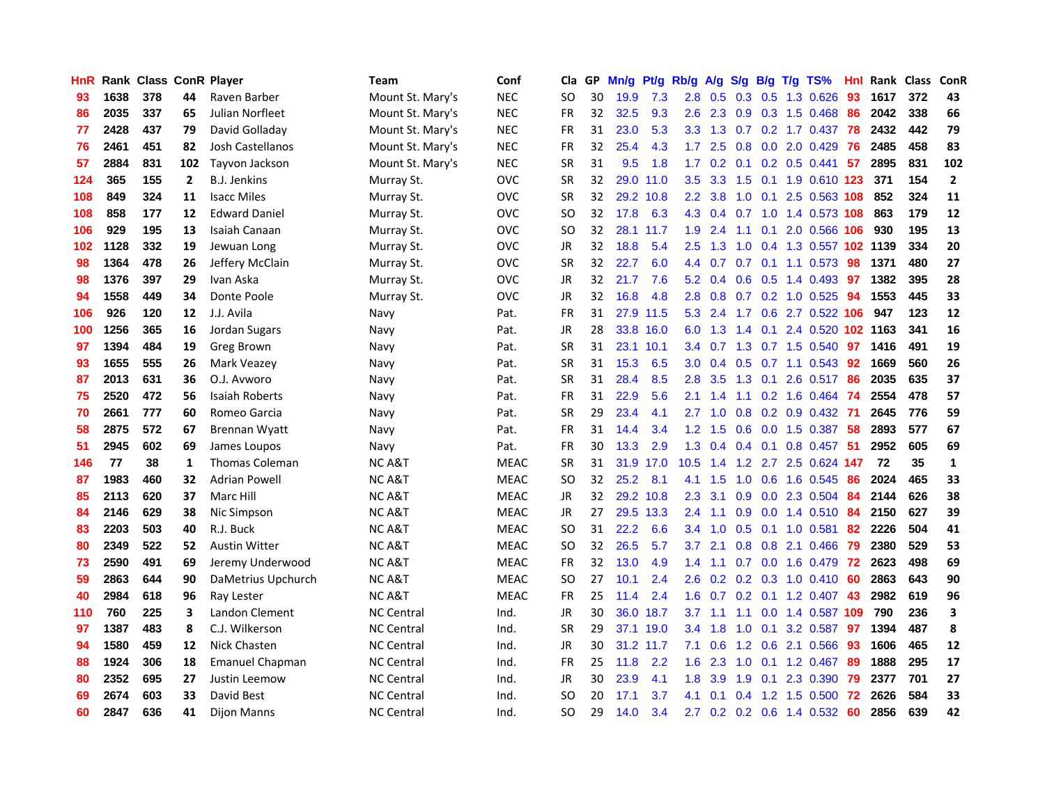| HnR | Rank | Class | ConR | Player | Team | Conf | Cla | GP | Mn/g | Pt/g | Rb/g | A/g | S/g | B/g | T/g | TS% | HnI | Rank | Class | ConR |
|---|---|---|---|---|---|---|---|---|---|---|---|---|---|---|---|---|---|---|---|---|
| 93 | 1638 | 378 | 44 | Raven Barber | Mount St. Mary's | NEC | SO | 30 | 19.9 | 7.3 | 2.8 | 0.5 | 0.3 | 0.5 | 1.3 | 0.626 | 93 | 1617 | 372 | 43 |
| 86 | 2035 | 337 | 65 | Julian Norfleet | Mount St. Mary's | NEC | FR | 32 | 32.5 | 9.3 | 2.6 | 2.3 | 0.9 | 0.3 | 1.5 | 0.468 | 86 | 2042 | 338 | 66 |
| 77 | 2428 | 437 | 79 | David Golladay | Mount St. Mary's | NEC | FR | 31 | 23.0 | 5.3 | 3.3 | 1.3 | 0.7 | 0.2 | 1.7 | 0.437 | 78 | 2432 | 442 | 79 |
| 76 | 2461 | 451 | 82 | Josh Castellanos | Mount St. Mary's | NEC | FR | 32 | 25.4 | 4.3 | 1.7 | 2.5 | 0.8 | 0.0 | 2.0 | 0.429 | 76 | 2485 | 458 | 83 |
| 57 | 2884 | 831 | 102 | Tayvon Jackson | Mount St. Mary's | NEC | SR | 31 | 9.5 | 1.8 | 1.7 | 0.2 | 0.1 | 0.2 | 0.5 | 0.441 | 57 | 2895 | 831 | 102 |
| 124 | 365 | 155 | 2 | B.J. Jenkins | Murray St. | OVC | SR | 32 | 29.0 | 11.0 | 3.5 | 3.3 | 1.5 | 0.1 | 1.9 | 0.610 | 123 | 371 | 154 | 2 |
| 108 | 849 | 324 | 11 | Isacc Miles | Murray St. | OVC | SR | 32 | 29.2 | 10.8 | 2.2 | 3.8 | 1.0 | 0.1 | 2.5 | 0.563 | 108 | 852 | 324 | 11 |
| 108 | 858 | 177 | 12 | Edward Daniel | Murray St. | OVC | SO | 32 | 17.8 | 6.3 | 4.3 | 0.4 | 0.7 | 1.0 | 1.4 | 0.573 | 108 | 863 | 179 | 12 |
| 106 | 929 | 195 | 13 | Isaiah Canaan | Murray St. | OVC | SO | 32 | 28.1 | 11.7 | 1.9 | 2.4 | 1.1 | 0.1 | 2.0 | 0.566 | 106 | 930 | 195 | 13 |
| 102 | 1128 | 332 | 19 | Jewuan Long | Murray St. | OVC | JR | 32 | 18.8 | 5.4 | 2.5 | 1.3 | 1.0 | 0.4 | 1.3 | 0.557 | 102 | 1139 | 334 | 20 |
| 98 | 1364 | 478 | 26 | Jeffery McClain | Murray St. | OVC | SR | 32 | 22.7 | 6.0 | 4.4 | 0.7 | 0.7 | 0.1 | 1.1 | 0.573 | 98 | 1371 | 480 | 27 |
| 98 | 1376 | 397 | 29 | Ivan Aska | Murray St. | OVC | JR | 32 | 21.7 | 7.6 | 5.2 | 0.4 | 0.6 | 0.5 | 1.4 | 0.493 | 97 | 1382 | 395 | 28 |
| 94 | 1558 | 449 | 34 | Donte Poole | Murray St. | OVC | JR | 32 | 16.8 | 4.8 | 2.8 | 0.8 | 0.7 | 0.2 | 1.0 | 0.525 | 94 | 1553 | 445 | 33 |
| 106 | 926 | 120 | 12 | J.J. Avila | Navy | Pat. | FR | 31 | 27.9 | 11.5 | 5.3 | 2.4 | 1.7 | 0.6 | 2.7 | 0.522 | 106 | 947 | 123 | 12 |
| 100 | 1256 | 365 | 16 | Jordan Sugars | Navy | Pat. | JR | 28 | 33.8 | 16.0 | 6.0 | 1.3 | 1.4 | 0.1 | 2.4 | 0.520 | 102 | 1163 | 341 | 16 |
| 97 | 1394 | 484 | 19 | Greg Brown | Navy | Pat. | SR | 31 | 23.1 | 10.1 | 3.4 | 0.7 | 1.3 | 0.7 | 1.5 | 0.540 | 97 | 1416 | 491 | 19 |
| 93 | 1655 | 555 | 26 | Mark Veazey | Navy | Pat. | SR | 31 | 15.3 | 6.5 | 3.0 | 0.4 | 0.5 | 0.7 | 1.1 | 0.543 | 92 | 1669 | 560 | 26 |
| 87 | 2013 | 631 | 36 | O.J. Avworo | Navy | Pat. | SR | 31 | 28.4 | 8.5 | 2.8 | 3.5 | 1.3 | 0.1 | 2.6 | 0.517 | 86 | 2035 | 635 | 37 |
| 75 | 2520 | 472 | 56 | Isaiah Roberts | Navy | Pat. | FR | 31 | 22.9 | 5.6 | 2.1 | 1.4 | 1.1 | 0.2 | 1.6 | 0.464 | 74 | 2554 | 478 | 57 |
| 70 | 2661 | 777 | 60 | Romeo Garcia | Navy | Pat. | SR | 29 | 23.4 | 4.1 | 2.7 | 1.0 | 0.8 | 0.2 | 0.9 | 0.432 | 71 | 2645 | 776 | 59 |
| 58 | 2875 | 572 | 67 | Brennan Wyatt | Navy | Pat. | FR | 31 | 14.4 | 3.4 | 1.2 | 1.5 | 0.6 | 0.0 | 1.5 | 0.387 | 58 | 2893 | 577 | 67 |
| 51 | 2945 | 602 | 69 | James Loupos | Navy | Pat. | FR | 30 | 13.3 | 2.9 | 1.3 | 0.4 | 0.4 | 0.1 | 0.8 | 0.457 | 51 | 2952 | 605 | 69 |
| 146 | 77 | 38 | 1 | Thomas Coleman | NC A&T | MEAC | SR | 31 | 31.9 | 17.0 | 10.5 | 1.4 | 1.2 | 2.7 | 2.5 | 0.624 | 147 | 72 | 35 | 1 |
| 87 | 1983 | 460 | 32 | Adrian Powell | NC A&T | MEAC | SO | 32 | 25.2 | 8.1 | 4.1 | 1.5 | 1.0 | 0.6 | 1.6 | 0.545 | 86 | 2024 | 465 | 33 |
| 85 | 2113 | 620 | 37 | Marc Hill | NC A&T | MEAC | JR | 32 | 29.2 | 10.8 | 2.3 | 3.1 | 0.9 | 0.0 | 2.3 | 0.504 | 84 | 2144 | 626 | 38 |
| 84 | 2146 | 629 | 38 | Nic Simpson | NC A&T | MEAC | JR | 27 | 29.5 | 13.3 | 2.4 | 1.1 | 0.9 | 0.0 | 1.4 | 0.510 | 84 | 2150 | 627 | 39 |
| 83 | 2203 | 503 | 40 | R.J. Buck | NC A&T | MEAC | SO | 31 | 22.2 | 6.6 | 3.4 | 1.0 | 0.5 | 0.1 | 1.0 | 0.581 | 82 | 2226 | 504 | 41 |
| 80 | 2349 | 522 | 52 | Austin Witter | NC A&T | MEAC | SO | 32 | 26.5 | 5.7 | 3.7 | 2.1 | 0.8 | 0.8 | 2.1 | 0.466 | 79 | 2380 | 529 | 53 |
| 73 | 2590 | 491 | 69 | Jeremy Underwood | NC A&T | MEAC | FR | 32 | 13.0 | 4.9 | 1.4 | 1.1 | 0.7 | 0.0 | 1.6 | 0.479 | 72 | 2623 | 498 | 69 |
| 59 | 2863 | 644 | 90 | DaMetrius Upchurch | NC A&T | MEAC | SO | 27 | 10.1 | 2.4 | 2.6 | 0.2 | 0.2 | 0.3 | 1.0 | 0.410 | 60 | 2863 | 643 | 90 |
| 40 | 2984 | 618 | 96 | Ray Lester | NC A&T | MEAC | FR | 25 | 11.4 | 2.4 | 1.6 | 0.7 | 0.2 | 0.1 | 1.2 | 0.407 | 43 | 2982 | 619 | 96 |
| 110 | 760 | 225 | 3 | Landon Clement | NC Central | Ind. | JR | 30 | 36.0 | 18.7 | 3.7 | 1.1 | 1.1 | 0.0 | 1.4 | 0.587 | 109 | 790 | 236 | 3 |
| 97 | 1387 | 483 | 8 | C.J. Wilkerson | NC Central | Ind. | SR | 29 | 37.1 | 19.0 | 3.4 | 1.8 | 1.0 | 0.1 | 3.2 | 0.587 | 97 | 1394 | 487 | 8 |
| 94 | 1580 | 459 | 12 | Nick Chasten | NC Central | Ind. | JR | 30 | 31.2 | 11.7 | 7.1 | 0.6 | 1.2 | 0.6 | 2.1 | 0.566 | 93 | 1606 | 465 | 12 |
| 88 | 1924 | 306 | 18 | Emanuel Chapman | NC Central | Ind. | FR | 25 | 11.8 | 2.2 | 1.6 | 2.3 | 1.0 | 0.1 | 1.2 | 0.467 | 89 | 1888 | 295 | 17 |
| 80 | 2352 | 695 | 27 | Justin Leemow | NC Central | Ind. | JR | 30 | 23.9 | 4.1 | 1.8 | 3.9 | 1.9 | 0.1 | 2.3 | 0.390 | 79 | 2377 | 701 | 27 |
| 69 | 2674 | 603 | 33 | David Best | NC Central | Ind. | SO | 20 | 17.1 | 3.7 | 4.1 | 0.1 | 0.4 | 1.2 | 1.5 | 0.500 | 72 | 2626 | 584 | 33 |
| 60 | 2847 | 636 | 41 | Dijon Manns | NC Central | Ind. | SO | 29 | 14.0 | 3.4 | 2.7 | 0.2 | 0.2 | 0.6 | 1.4 | 0.532 | 60 | 2856 | 639 | 42 |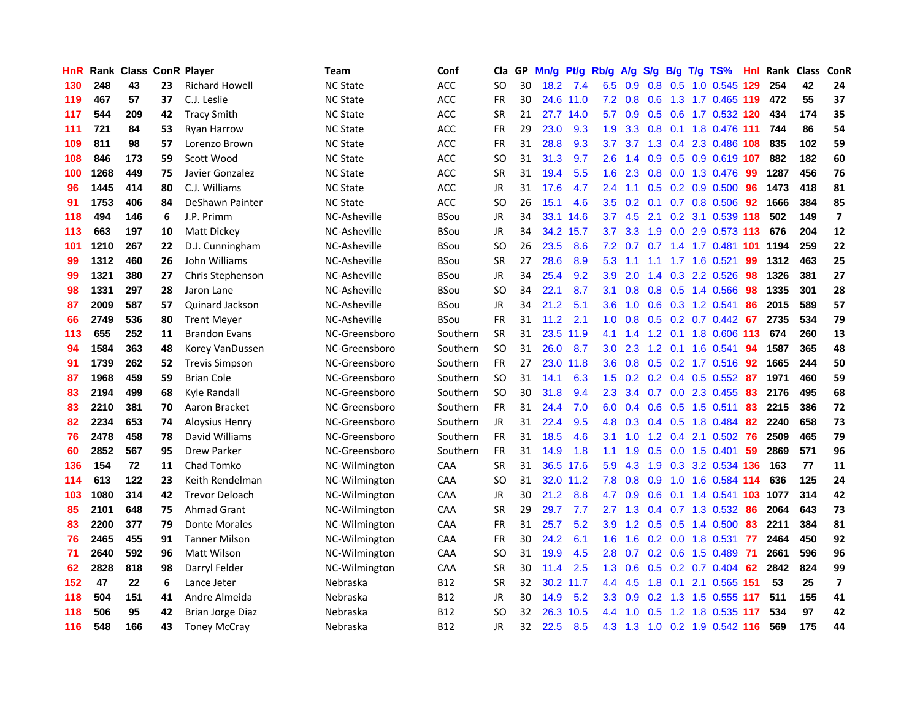| HnR | Rank | Class | ConR | Player | Team | Conf | Cla | GP | Mn/g | Pt/g | Rb/g | A/g | S/g | B/g | T/g | TS% | Hnl | Rank | Class | ConR |
|---|---|---|---|---|---|---|---|---|---|---|---|---|---|---|---|---|---|---|---|---|
| 130 | 248 | 43 | 23 | Richard Howell | NC State | ACC | SO | 30 | 18.2 | 7.4 | 6.5 | 0.9 | 0.8 | 0.5 | 1.0 | 0.545 | 129 | 254 | 42 | 24 |
| 119 | 467 | 57 | 37 | C.J. Leslie | NC State | ACC | FR | 30 | 24.6 | 11.0 | 7.2 | 0.8 | 0.6 | 1.3 | 1.7 | 0.465 | 119 | 472 | 55 | 37 |
| 117 | 544 | 209 | 42 | Tracy Smith | NC State | ACC | SR | 21 | 27.7 | 14.0 | 5.7 | 0.9 | 0.5 | 0.6 | 1.7 | 0.532 | 120 | 434 | 174 | 35 |
| 111 | 721 | 84 | 53 | Ryan Harrow | NC State | ACC | FR | 29 | 23.0 | 9.3 | 1.9 | 3.3 | 0.8 | 0.1 | 1.8 | 0.476 | 111 | 744 | 86 | 54 |
| 109 | 811 | 98 | 57 | Lorenzo Brown | NC State | ACC | FR | 31 | 28.8 | 9.3 | 3.7 | 3.7 | 1.3 | 0.4 | 2.3 | 0.486 | 108 | 835 | 102 | 59 |
| 108 | 846 | 173 | 59 | Scott Wood | NC State | ACC | SO | 31 | 31.3 | 9.7 | 2.6 | 1.4 | 0.9 | 0.5 | 0.9 | 0.619 | 107 | 882 | 182 | 60 |
| 100 | 1268 | 449 | 75 | Javier Gonzalez | NC State | ACC | SR | 31 | 19.4 | 5.5 | 1.6 | 2.3 | 0.8 | 0.0 | 1.3 | 0.476 | 99 | 1287 | 456 | 76 |
| 96 | 1445 | 414 | 80 | C.J. Williams | NC State | ACC | JR | 31 | 17.6 | 4.7 | 2.4 | 1.1 | 0.5 | 0.2 | 0.9 | 0.500 | 96 | 1473 | 418 | 81 |
| 91 | 1753 | 406 | 84 | DeShawn Painter | NC State | ACC | SO | 26 | 15.1 | 4.6 | 3.5 | 0.2 | 0.1 | 0.7 | 0.8 | 0.506 | 92 | 1666 | 384 | 85 |
| 118 | 494 | 146 | 6 | J.P. Primm | NC-Asheville | BSou | JR | 34 | 33.1 | 14.6 | 3.7 | 4.5 | 2.1 | 0.2 | 3.1 | 0.539 | 118 | 502 | 149 | 7 |
| 113 | 663 | 197 | 10 | Matt Dickey | NC-Asheville | BSou | JR | 34 | 34.2 | 15.7 | 3.7 | 3.3 | 1.9 | 0.0 | 2.9 | 0.573 | 113 | 676 | 204 | 12 |
| 101 | 1210 | 267 | 22 | D.J. Cunningham | NC-Asheville | BSou | SO | 26 | 23.5 | 8.6 | 7.2 | 0.7 | 0.7 | 1.4 | 1.7 | 0.481 | 101 | 1194 | 259 | 22 |
| 99 | 1312 | 460 | 26 | John Williams | NC-Asheville | BSou | SR | 27 | 28.6 | 8.9 | 5.3 | 1.1 | 1.1 | 1.7 | 1.6 | 0.521 | 99 | 1312 | 463 | 25 |
| 99 | 1321 | 380 | 27 | Chris Stephenson | NC-Asheville | BSou | JR | 34 | 25.4 | 9.2 | 3.9 | 2.0 | 1.4 | 0.3 | 2.2 | 0.526 | 98 | 1326 | 381 | 27 |
| 98 | 1331 | 297 | 28 | Jaron Lane | NC-Asheville | BSou | SO | 34 | 22.1 | 8.7 | 3.1 | 0.8 | 0.8 | 0.5 | 1.4 | 0.566 | 98 | 1335 | 301 | 28 |
| 87 | 2009 | 587 | 57 | Quinard Jackson | NC-Asheville | BSou | JR | 34 | 21.2 | 5.1 | 3.6 | 1.0 | 0.6 | 0.3 | 1.2 | 0.541 | 86 | 2015 | 589 | 57 |
| 66 | 2749 | 536 | 80 | Trent Meyer | NC-Asheville | BSou | FR | 31 | 11.2 | 2.1 | 1.0 | 0.8 | 0.5 | 0.2 | 0.7 | 0.442 | 67 | 2735 | 534 | 79 |
| 113 | 655 | 252 | 11 | Brandon Evans | NC-Greensboro | Southern | SR | 31 | 23.5 | 11.9 | 4.1 | 1.4 | 1.2 | 0.1 | 1.8 | 0.606 | 113 | 674 | 260 | 13 |
| 94 | 1584 | 363 | 48 | Korey VanDussen | NC-Greensboro | Southern | SO | 31 | 26.0 | 8.7 | 3.0 | 2.3 | 1.2 | 0.1 | 1.6 | 0.541 | 94 | 1587 | 365 | 48 |
| 91 | 1739 | 262 | 52 | Trevis Simpson | NC-Greensboro | Southern | FR | 27 | 23.0 | 11.8 | 3.6 | 0.8 | 0.5 | 0.2 | 1.7 | 0.516 | 92 | 1665 | 244 | 50 |
| 87 | 1968 | 459 | 59 | Brian Cole | NC-Greensboro | Southern | SO | 31 | 14.1 | 6.3 | 1.5 | 0.2 | 0.2 | 0.4 | 0.5 | 0.552 | 87 | 1971 | 460 | 59 |
| 83 | 2194 | 499 | 68 | Kyle Randall | NC-Greensboro | Southern | SO | 30 | 31.8 | 9.4 | 2.3 | 3.4 | 0.7 | 0.0 | 2.3 | 0.455 | 83 | 2176 | 495 | 68 |
| 83 | 2210 | 381 | 70 | Aaron Bracket | NC-Greensboro | Southern | FR | 31 | 24.4 | 7.0 | 6.0 | 0.4 | 0.6 | 0.5 | 1.5 | 0.511 | 83 | 2215 | 386 | 72 |
| 82 | 2234 | 653 | 74 | Aloysius Henry | NC-Greensboro | Southern | JR | 31 | 22.4 | 9.5 | 4.8 | 0.3 | 0.4 | 0.5 | 1.8 | 0.484 | 82 | 2240 | 658 | 73 |
| 76 | 2478 | 458 | 78 | David Williams | NC-Greensboro | Southern | FR | 31 | 18.5 | 4.6 | 3.1 | 1.0 | 1.2 | 0.4 | 2.1 | 0.502 | 76 | 2509 | 465 | 79 |
| 60 | 2852 | 567 | 95 | Drew Parker | NC-Greensboro | Southern | FR | 31 | 14.9 | 1.8 | 1.1 | 1.9 | 0.5 | 0.0 | 1.5 | 0.401 | 59 | 2869 | 571 | 96 |
| 136 | 154 | 72 | 11 | Chad Tomko | NC-Wilmington | CAA | SR | 31 | 36.5 | 17.6 | 5.9 | 4.3 | 1.9 | 0.3 | 3.2 | 0.534 | 136 | 163 | 77 | 11 |
| 114 | 613 | 122 | 23 | Keith Rendelman | NC-Wilmington | CAA | SO | 31 | 32.0 | 11.2 | 7.8 | 0.8 | 0.9 | 1.0 | 1.6 | 0.584 | 114 | 636 | 125 | 24 |
| 103 | 1080 | 314 | 42 | Trevor Deloach | NC-Wilmington | CAA | JR | 30 | 21.2 | 8.8 | 4.7 | 0.9 | 0.6 | 0.1 | 1.4 | 0.541 | 103 | 1077 | 314 | 42 |
| 85 | 2101 | 648 | 75 | Ahmad Grant | NC-Wilmington | CAA | SR | 29 | 29.7 | 7.7 | 2.7 | 1.3 | 0.4 | 0.7 | 1.3 | 0.532 | 86 | 2064 | 643 | 73 |
| 83 | 2200 | 377 | 79 | Donte Morales | NC-Wilmington | CAA | FR | 31 | 25.7 | 5.2 | 3.9 | 1.2 | 0.5 | 0.5 | 1.4 | 0.500 | 83 | 2211 | 384 | 81 |
| 76 | 2465 | 455 | 91 | Tanner Milson | NC-Wilmington | CAA | FR | 30 | 24.2 | 6.1 | 1.6 | 1.6 | 0.2 | 0.0 | 1.8 | 0.531 | 77 | 2464 | 450 | 92 |
| 71 | 2640 | 592 | 96 | Matt Wilson | NC-Wilmington | CAA | SO | 31 | 19.9 | 4.5 | 2.8 | 0.7 | 0.2 | 0.6 | 1.5 | 0.489 | 71 | 2661 | 596 | 96 |
| 62 | 2828 | 818 | 98 | Darryl Felder | NC-Wilmington | CAA | SR | 30 | 11.4 | 2.5 | 1.3 | 0.6 | 0.5 | 0.2 | 0.7 | 0.404 | 62 | 2842 | 824 | 99 |
| 152 | 47 | 22 | 6 | Lance Jeter | Nebraska | B12 | SR | 32 | 30.2 | 11.7 | 4.4 | 4.5 | 1.8 | 0.1 | 2.1 | 0.565 | 151 | 53 | 25 | 7 |
| 118 | 504 | 151 | 41 | Andre Almeida | Nebraska | B12 | JR | 30 | 14.9 | 5.2 | 3.3 | 0.9 | 0.2 | 1.3 | 1.5 | 0.555 | 117 | 511 | 155 | 41 |
| 118 | 506 | 95 | 42 | Brian Jorge Diaz | Nebraska | B12 | SO | 32 | 26.3 | 10.5 | 4.4 | 1.0 | 0.5 | 1.2 | 1.8 | 0.535 | 117 | 534 | 97 | 42 |
| 116 | 548 | 166 | 43 | Toney McCray | Nebraska | B12 | JR | 32 | 22.5 | 8.5 | 4.3 | 1.3 | 1.0 | 0.2 | 1.9 | 0.542 | 116 | 569 | 175 | 44 |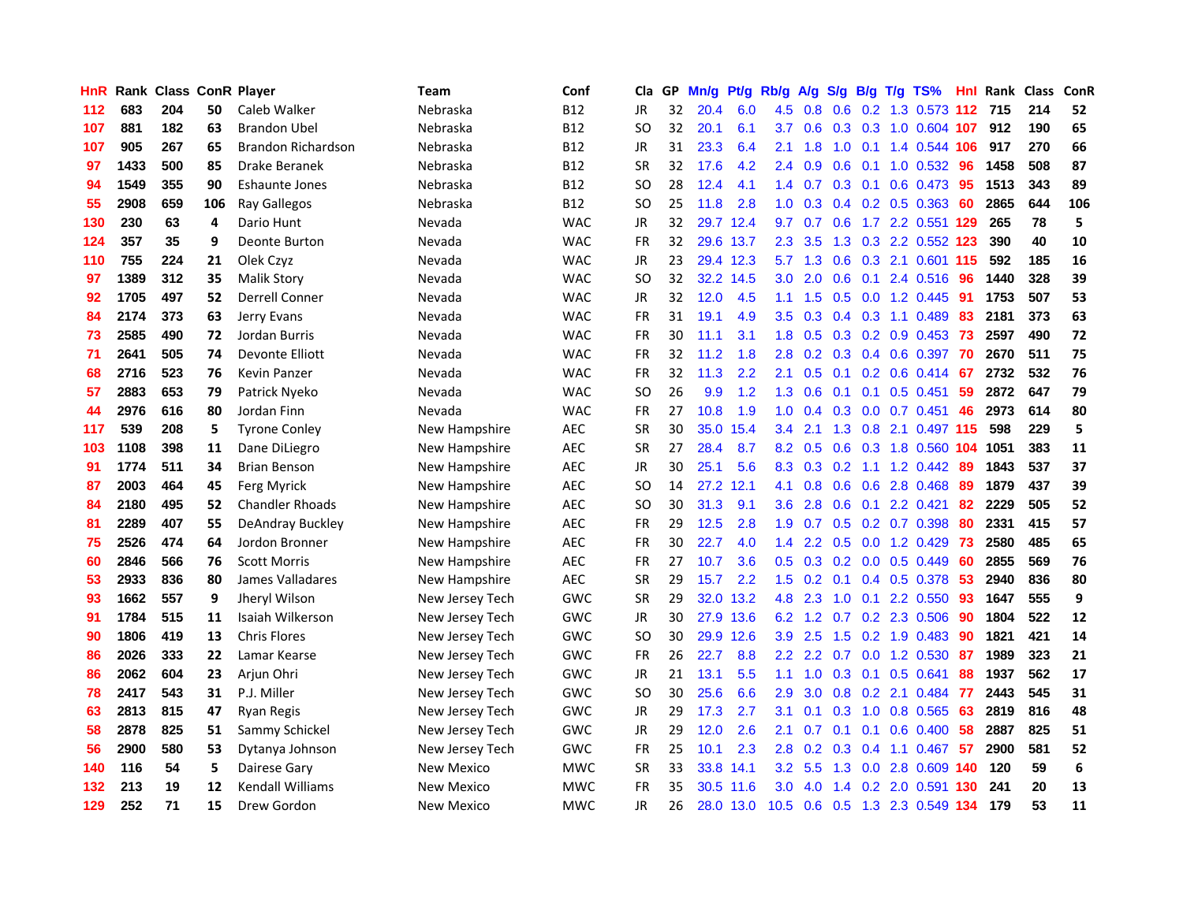| HnR | Rank | Class | ConR | Player | Team | Conf | Cla | GP | Mn/g | Pt/g | Rb/g | A/g | S/g | B/g | T/g | TS% | HnI | Rank | Class | ConR |
|---|---|---|---|---|---|---|---|---|---|---|---|---|---|---|---|---|---|---|---|---|
| 112 | 683 | 204 | 50 | Caleb Walker | Nebraska | B12 | JR | 32 | 20.4 | 6.0 | 4.5 | 0.8 | 0.6 | 0.2 | 1.3 | 0.573 | 112 | 715 | 214 | 52 |
| 107 | 881 | 182 | 63 | Brandon Ubel | Nebraska | B12 | SO | 32 | 20.1 | 6.1 | 3.7 | 0.6 | 0.3 | 0.3 | 1.0 | 0.604 | 107 | 912 | 190 | 65 |
| 107 | 905 | 267 | 65 | Brandon Richardson | Nebraska | B12 | JR | 31 | 23.3 | 6.4 | 2.1 | 1.8 | 1.0 | 0.1 | 1.4 | 0.544 | 106 | 917 | 270 | 66 |
| 97 | 1433 | 500 | 85 | Drake Beranek | Nebraska | B12 | SR | 32 | 17.6 | 4.2 | 2.4 | 0.9 | 0.6 | 0.1 | 1.0 | 0.532 | 96 | 1458 | 508 | 87 |
| 94 | 1549 | 355 | 90 | Eshaunte Jones | Nebraska | B12 | SO | 28 | 12.4 | 4.1 | 1.4 | 0.7 | 0.3 | 0.1 | 0.6 | 0.473 | 95 | 1513 | 343 | 89 |
| 55 | 2908 | 659 | 106 | Ray Gallegos | Nebraska | B12 | SO | 25 | 11.8 | 2.8 | 1.0 | 0.3 | 0.4 | 0.2 | 0.5 | 0.363 | 60 | 2865 | 644 | 106 |
| 130 | 230 | 63 | 4 | Dario Hunt | Nevada | WAC | JR | 32 | 29.7 | 12.4 | 9.7 | 0.7 | 0.6 | 1.7 | 2.2 | 0.551 | 129 | 265 | 78 | 5 |
| 124 | 357 | 35 | 9 | Deonte Burton | Nevada | WAC | FR | 32 | 29.6 | 13.7 | 2.3 | 3.5 | 1.3 | 0.3 | 2.2 | 0.552 | 123 | 390 | 40 | 10 |
| 110 | 755 | 224 | 21 | Olek Czyz | Nevada | WAC | JR | 23 | 29.4 | 12.3 | 5.7 | 1.3 | 0.6 | 0.3 | 2.1 | 0.601 | 115 | 592 | 185 | 16 |
| 97 | 1389 | 312 | 35 | Malik Story | Nevada | WAC | SO | 32 | 32.2 | 14.5 | 3.0 | 2.0 | 0.6 | 0.1 | 2.4 | 0.516 | 96 | 1440 | 328 | 39 |
| 92 | 1705 | 497 | 52 | Derrell Conner | Nevada | WAC | JR | 32 | 12.0 | 4.5 | 1.1 | 1.5 | 0.5 | 0.0 | 1.2 | 0.445 | 91 | 1753 | 507 | 53 |
| 84 | 2174 | 373 | 63 | Jerry Evans | Nevada | WAC | FR | 31 | 19.1 | 4.9 | 3.5 | 0.3 | 0.4 | 0.3 | 1.1 | 0.489 | 83 | 2181 | 373 | 63 |
| 73 | 2585 | 490 | 72 | Jordan Burris | Nevada | WAC | FR | 30 | 11.1 | 3.1 | 1.8 | 0.5 | 0.3 | 0.2 | 0.9 | 0.453 | 73 | 2597 | 490 | 72 |
| 71 | 2641 | 505 | 74 | Devonte Elliott | Nevada | WAC | FR | 32 | 11.2 | 1.8 | 2.8 | 0.2 | 0.3 | 0.4 | 0.6 | 0.397 | 70 | 2670 | 511 | 75 |
| 68 | 2716 | 523 | 76 | Kevin Panzer | Nevada | WAC | FR | 32 | 11.3 | 2.2 | 2.1 | 0.5 | 0.1 | 0.2 | 0.6 | 0.414 | 67 | 2732 | 532 | 76 |
| 57 | 2883 | 653 | 79 | Patrick Nyeko | Nevada | WAC | SO | 26 | 9.9 | 1.2 | 1.3 | 0.6 | 0.1 | 0.1 | 0.5 | 0.451 | 59 | 2872 | 647 | 79 |
| 44 | 2976 | 616 | 80 | Jordan Finn | Nevada | WAC | FR | 27 | 10.8 | 1.9 | 1.0 | 0.4 | 0.3 | 0.0 | 0.7 | 0.451 | 46 | 2973 | 614 | 80 |
| 117 | 539 | 208 | 5 | Tyrone Conley | New Hampshire | AEC | SR | 30 | 35.0 | 15.4 | 3.4 | 2.1 | 1.3 | 0.8 | 2.1 | 0.497 | 115 | 598 | 229 | 5 |
| 103 | 1108 | 398 | 11 | Dane DiLiegro | New Hampshire | AEC | SR | 27 | 28.4 | 8.7 | 8.2 | 0.5 | 0.6 | 0.3 | 1.8 | 0.560 | 104 | 1051 | 383 | 11 |
| 91 | 1774 | 511 | 34 | Brian Benson | New Hampshire | AEC | JR | 30 | 25.1 | 5.6 | 8.3 | 0.3 | 0.2 | 1.1 | 1.2 | 0.442 | 89 | 1843 | 537 | 37 |
| 87 | 2003 | 464 | 45 | Ferg Myrick | New Hampshire | AEC | SO | 14 | 27.2 | 12.1 | 4.1 | 0.8 | 0.6 | 0.6 | 2.8 | 0.468 | 89 | 1879 | 437 | 39 |
| 84 | 2180 | 495 | 52 | Chandler Rhoads | New Hampshire | AEC | SO | 30 | 31.3 | 9.1 | 3.6 | 2.8 | 0.6 | 0.1 | 2.2 | 0.421 | 82 | 2229 | 505 | 52 |
| 81 | 2289 | 407 | 55 | DeAndray Buckley | New Hampshire | AEC | FR | 29 | 12.5 | 2.8 | 1.9 | 0.7 | 0.5 | 0.2 | 0.7 | 0.398 | 80 | 2331 | 415 | 57 |
| 75 | 2526 | 474 | 64 | Jordon Bronner | New Hampshire | AEC | FR | 30 | 22.7 | 4.0 | 1.4 | 2.2 | 0.5 | 0.0 | 1.2 | 0.429 | 73 | 2580 | 485 | 65 |
| 60 | 2846 | 566 | 76 | Scott Morris | New Hampshire | AEC | FR | 27 | 10.7 | 3.6 | 0.5 | 0.3 | 0.2 | 0.0 | 0.5 | 0.449 | 60 | 2855 | 569 | 76 |
| 53 | 2933 | 836 | 80 | James Valladares | New Hampshire | AEC | SR | 29 | 15.7 | 2.2 | 1.5 | 0.2 | 0.1 | 0.4 | 0.5 | 0.378 | 53 | 2940 | 836 | 80 |
| 93 | 1662 | 557 | 9 | Jheryl Wilson | New Jersey Tech | GWC | SR | 29 | 32.0 | 13.2 | 4.8 | 2.3 | 1.0 | 0.1 | 2.2 | 0.550 | 93 | 1647 | 555 | 9 |
| 91 | 1784 | 515 | 11 | Isaiah Wilkerson | New Jersey Tech | GWC | JR | 30 | 27.9 | 13.6 | 6.2 | 1.2 | 0.7 | 0.2 | 2.3 | 0.506 | 90 | 1804 | 522 | 12 |
| 90 | 1806 | 419 | 13 | Chris Flores | New Jersey Tech | GWC | SO | 30 | 29.9 | 12.6 | 3.9 | 2.5 | 1.5 | 0.2 | 1.9 | 0.483 | 90 | 1821 | 421 | 14 |
| 86 | 2026 | 333 | 22 | Lamar Kearse | New Jersey Tech | GWC | FR | 26 | 22.7 | 8.8 | 2.2 | 2.2 | 0.7 | 0.0 | 1.2 | 0.530 | 87 | 1989 | 323 | 21 |
| 86 | 2062 | 604 | 23 | Arjun Ohri | New Jersey Tech | GWC | JR | 21 | 13.1 | 5.5 | 1.1 | 1.0 | 0.3 | 0.1 | 0.5 | 0.641 | 88 | 1937 | 562 | 17 |
| 78 | 2417 | 543 | 31 | P.J. Miller | New Jersey Tech | GWC | SO | 30 | 25.6 | 6.6 | 2.9 | 3.0 | 0.8 | 0.2 | 2.1 | 0.484 | 77 | 2443 | 545 | 31 |
| 63 | 2813 | 815 | 47 | Ryan Regis | New Jersey Tech | GWC | JR | 29 | 17.3 | 2.7 | 3.1 | 0.1 | 0.3 | 1.0 | 0.8 | 0.565 | 63 | 2819 | 816 | 48 |
| 58 | 2878 | 825 | 51 | Sammy Schickel | New Jersey Tech | GWC | JR | 29 | 12.0 | 2.6 | 2.1 | 0.7 | 0.1 | 0.1 | 0.6 | 0.400 | 58 | 2887 | 825 | 51 |
| 56 | 2900 | 580 | 53 | Dytanya Johnson | New Jersey Tech | GWC | FR | 25 | 10.1 | 2.3 | 2.8 | 0.2 | 0.3 | 0.4 | 1.1 | 0.467 | 57 | 2900 | 581 | 52 |
| 140 | 116 | 54 | 5 | Dairese Gary | New Mexico | MWC | SR | 33 | 33.8 | 14.1 | 3.2 | 5.5 | 1.3 | 0.0 | 2.8 | 0.609 | 140 | 120 | 59 | 6 |
| 132 | 213 | 19 | 12 | Kendall Williams | New Mexico | MWC | FR | 35 | 30.5 | 11.6 | 3.0 | 4.0 | 1.4 | 0.2 | 2.0 | 0.591 | 130 | 241 | 20 | 13 |
| 129 | 252 | 71 | 15 | Drew Gordon | New Mexico | MWC | JR | 26 | 28.0 | 13.0 | 10.5 | 0.6 | 0.5 | 1.3 | 2.3 | 0.549 | 134 | 179 | 53 | 11 |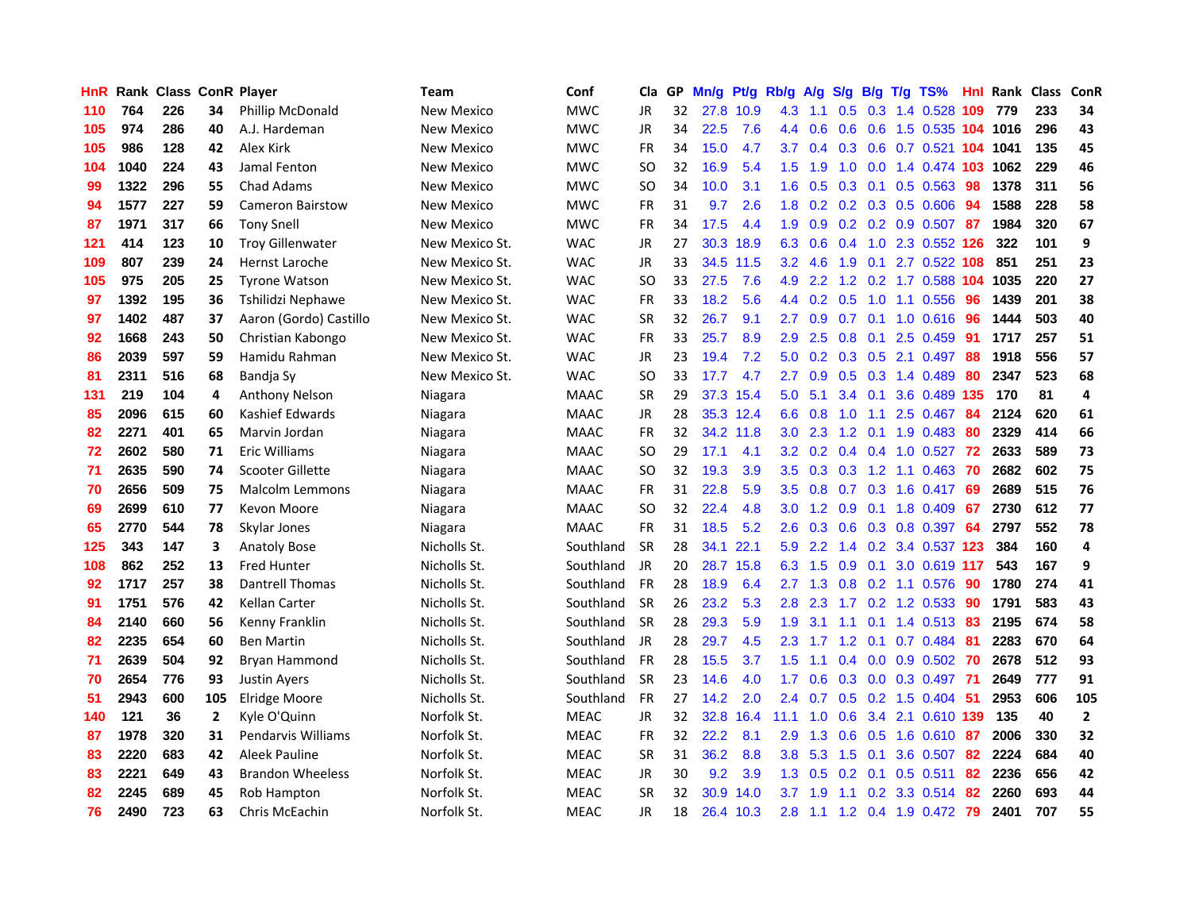| HnR | Rank | Class | ConR | Player | Team | Conf | Cla | GP | Mn/g | Pt/g | Rb/g | A/g | S/g | B/g | T/g | TS% | Hnl | Rank | Class | ConR |
|---|---|---|---|---|---|---|---|---|---|---|---|---|---|---|---|---|---|---|---|---|
| 110 | 764 | 226 | 34 | Phillip McDonald | New Mexico | MWC | JR | 32 | 27.8 | 10.9 | 4.3 | 1.1 | 0.5 | 0.3 | 1.4 | 0.528 | 109 | 779 | 233 | 34 |
| 105 | 974 | 286 | 40 | A.J. Hardeman | New Mexico | MWC | JR | 34 | 22.5 | 7.6 | 4.4 | 0.6 | 0.6 | 0.6 | 1.5 | 0.535 | 104 | 1016 | 296 | 43 |
| 105 | 986 | 128 | 42 | Alex Kirk | New Mexico | MWC | FR | 34 | 15.0 | 4.7 | 3.7 | 0.4 | 0.3 | 0.6 | 0.7 | 0.521 | 104 | 1041 | 135 | 45 |
| 104 | 1040 | 224 | 43 | Jamal Fenton | New Mexico | MWC | SO | 32 | 16.9 | 5.4 | 1.5 | 1.9 | 1.0 | 0.0 | 1.4 | 0.474 | 103 | 1062 | 229 | 46 |
| 99 | 1322 | 296 | 55 | Chad Adams | New Mexico | MWC | SO | 34 | 10.0 | 3.1 | 1.6 | 0.5 | 0.3 | 0.1 | 0.5 | 0.563 | 98 | 1378 | 311 | 56 |
| 94 | 1577 | 227 | 59 | Cameron Bairstow | New Mexico | MWC | FR | 31 | 9.7 | 2.6 | 1.8 | 0.2 | 0.2 | 0.3 | 0.5 | 0.606 | 94 | 1588 | 228 | 58 |
| 87 | 1971 | 317 | 66 | Tony Snell | New Mexico | MWC | FR | 34 | 17.5 | 4.4 | 1.9 | 0.9 | 0.2 | 0.2 | 0.9 | 0.507 | 87 | 1984 | 320 | 67 |
| 121 | 414 | 123 | 10 | Troy Gillenwater | New Mexico St. | WAC | JR | 27 | 30.3 | 18.9 | 6.3 | 0.6 | 0.4 | 1.0 | 2.3 | 0.552 | 126 | 322 | 101 | 9 |
| 109 | 807 | 239 | 24 | Hernst Laroche | New Mexico St. | WAC | JR | 33 | 34.5 | 11.5 | 3.2 | 4.6 | 1.9 | 0.1 | 2.7 | 0.522 | 108 | 851 | 251 | 23 |
| 105 | 975 | 205 | 25 | Tyrone Watson | New Mexico St. | WAC | SO | 33 | 27.5 | 7.6 | 4.9 | 2.2 | 1.2 | 0.2 | 1.7 | 0.588 | 104 | 1035 | 220 | 27 |
| 97 | 1392 | 195 | 36 | Tshilidzi Nephawe | New Mexico St. | WAC | FR | 33 | 18.2 | 5.6 | 4.4 | 0.2 | 0.5 | 1.0 | 1.1 | 0.556 | 96 | 1439 | 201 | 38 |
| 97 | 1402 | 487 | 37 | Aaron (Gordo) Castillo | New Mexico St. | WAC | SR | 32 | 26.7 | 9.1 | 2.7 | 0.9 | 0.7 | 0.1 | 1.0 | 0.616 | 96 | 1444 | 503 | 40 |
| 92 | 1668 | 243 | 50 | Christian Kabongo | New Mexico St. | WAC | FR | 33 | 25.7 | 8.9 | 2.9 | 2.5 | 0.8 | 0.1 | 2.5 | 0.459 | 91 | 1717 | 257 | 51 |
| 86 | 2039 | 597 | 59 | Hamidu Rahman | New Mexico St. | WAC | JR | 23 | 19.4 | 7.2 | 5.0 | 0.2 | 0.3 | 0.5 | 2.1 | 0.497 | 88 | 1918 | 556 | 57 |
| 81 | 2311 | 516 | 68 | Bandja Sy | New Mexico St. | WAC | SO | 33 | 17.7 | 4.7 | 2.7 | 0.9 | 0.5 | 0.3 | 1.4 | 0.489 | 80 | 2347 | 523 | 68 |
| 131 | 219 | 104 | 4 | Anthony Nelson | Niagara | MAAC | SR | 29 | 37.3 | 15.4 | 5.0 | 5.1 | 3.4 | 0.1 | 3.6 | 0.489 | 135 | 170 | 81 | 4 |
| 85 | 2096 | 615 | 60 | Kashief Edwards | Niagara | MAAC | JR | 28 | 35.3 | 12.4 | 6.6 | 0.8 | 1.0 | 1.1 | 2.5 | 0.467 | 84 | 2124 | 620 | 61 |
| 82 | 2271 | 401 | 65 | Marvin Jordan | Niagara | MAAC | FR | 32 | 34.2 | 11.8 | 3.0 | 2.3 | 1.2 | 0.1 | 1.9 | 0.483 | 80 | 2329 | 414 | 66 |
| 72 | 2602 | 580 | 71 | Eric Williams | Niagara | MAAC | SO | 29 | 17.1 | 4.1 | 3.2 | 0.2 | 0.4 | 0.4 | 1.0 | 0.527 | 72 | 2633 | 589 | 73 |
| 71 | 2635 | 590 | 74 | Scooter Gillette | Niagara | MAAC | SO | 32 | 19.3 | 3.9 | 3.5 | 0.3 | 0.3 | 1.2 | 1.1 | 0.463 | 70 | 2682 | 602 | 75 |
| 70 | 2656 | 509 | 75 | Malcolm Lemmons | Niagara | MAAC | FR | 31 | 22.8 | 5.9 | 3.5 | 0.8 | 0.7 | 0.3 | 1.6 | 0.417 | 69 | 2689 | 515 | 76 |
| 69 | 2699 | 610 | 77 | Kevon Moore | Niagara | MAAC | SO | 32 | 22.4 | 4.8 | 3.0 | 1.2 | 0.9 | 0.1 | 1.8 | 0.409 | 67 | 2730 | 612 | 77 |
| 65 | 2770 | 544 | 78 | Skylar Jones | Niagara | MAAC | FR | 31 | 18.5 | 5.2 | 2.6 | 0.3 | 0.6 | 0.3 | 0.8 | 0.397 | 64 | 2797 | 552 | 78 |
| 125 | 343 | 147 | 3 | Anatoly Bose | Nicholls St. | Southland | SR | 28 | 34.1 | 22.1 | 5.9 | 2.2 | 1.4 | 0.2 | 3.4 | 0.537 | 123 | 384 | 160 | 4 |
| 108 | 862 | 252 | 13 | Fred Hunter | Nicholls St. | Southland | JR | 20 | 28.7 | 15.8 | 6.3 | 1.5 | 0.9 | 0.1 | 3.0 | 0.619 | 117 | 543 | 167 | 9 |
| 92 | 1717 | 257 | 38 | Dantrell Thomas | Nicholls St. | Southland | FR | 28 | 18.9 | 6.4 | 2.7 | 1.3 | 0.8 | 0.2 | 1.1 | 0.576 | 90 | 1780 | 274 | 41 |
| 91 | 1751 | 576 | 42 | Kellan Carter | Nicholls St. | Southland | SR | 26 | 23.2 | 5.3 | 2.8 | 2.3 | 1.7 | 0.2 | 1.2 | 0.533 | 90 | 1791 | 583 | 43 |
| 84 | 2140 | 660 | 56 | Kenny Franklin | Nicholls St. | Southland | SR | 28 | 29.3 | 5.9 | 1.9 | 3.1 | 1.1 | 0.1 | 1.4 | 0.513 | 83 | 2195 | 674 | 58 |
| 82 | 2235 | 654 | 60 | Ben Martin | Nicholls St. | Southland | JR | 28 | 29.7 | 4.5 | 2.3 | 1.7 | 1.2 | 0.1 | 0.7 | 0.484 | 81 | 2283 | 670 | 64 |
| 71 | 2639 | 504 | 92 | Bryan Hammond | Nicholls St. | Southland | FR | 28 | 15.5 | 3.7 | 1.5 | 1.1 | 0.4 | 0.0 | 0.9 | 0.502 | 70 | 2678 | 512 | 93 |
| 70 | 2654 | 776 | 93 | Justin Ayers | Nicholls St. | Southland | SR | 23 | 14.6 | 4.0 | 1.7 | 0.6 | 0.3 | 0.0 | 0.3 | 0.497 | 71 | 2649 | 777 | 91 |
| 51 | 2943 | 600 | 105 | Elridge Moore | Nicholls St. | Southland | FR | 27 | 14.2 | 2.0 | 2.4 | 0.7 | 0.5 | 0.2 | 1.5 | 0.404 | 51 | 2953 | 606 | 105 |
| 140 | 121 | 36 | 2 | Kyle O'Quinn | Norfolk St. | MEAC | JR | 32 | 32.8 | 16.4 | 11.1 | 1.0 | 0.6 | 3.4 | 2.1 | 0.610 | 139 | 135 | 40 | 2 |
| 87 | 1978 | 320 | 31 | Pendarvis Williams | Norfolk St. | MEAC | FR | 32 | 22.2 | 8.1 | 2.9 | 1.3 | 0.6 | 0.5 | 1.6 | 0.610 | 87 | 2006 | 330 | 32 |
| 83 | 2220 | 683 | 42 | Aleek Pauline | Norfolk St. | MEAC | SR | 31 | 36.2 | 8.8 | 3.8 | 5.3 | 1.5 | 0.1 | 3.6 | 0.507 | 82 | 2224 | 684 | 40 |
| 83 | 2221 | 649 | 43 | Brandon Wheeless | Norfolk St. | MEAC | JR | 30 | 9.2 | 3.9 | 1.3 | 0.5 | 0.2 | 0.1 | 0.5 | 0.511 | 82 | 2236 | 656 | 42 |
| 82 | 2245 | 689 | 45 | Rob Hampton | Norfolk St. | MEAC | SR | 32 | 30.9 | 14.0 | 3.7 | 1.9 | 1.1 | 0.2 | 3.3 | 0.514 | 82 | 2260 | 693 | 44 |
| 76 | 2490 | 723 | 63 | Chris McEachin | Norfolk St. | MEAC | JR | 18 | 26.4 | 10.3 | 2.8 | 1.1 | 1.2 | 0.4 | 1.9 | 0.472 | 79 | 2401 | 707 | 55 |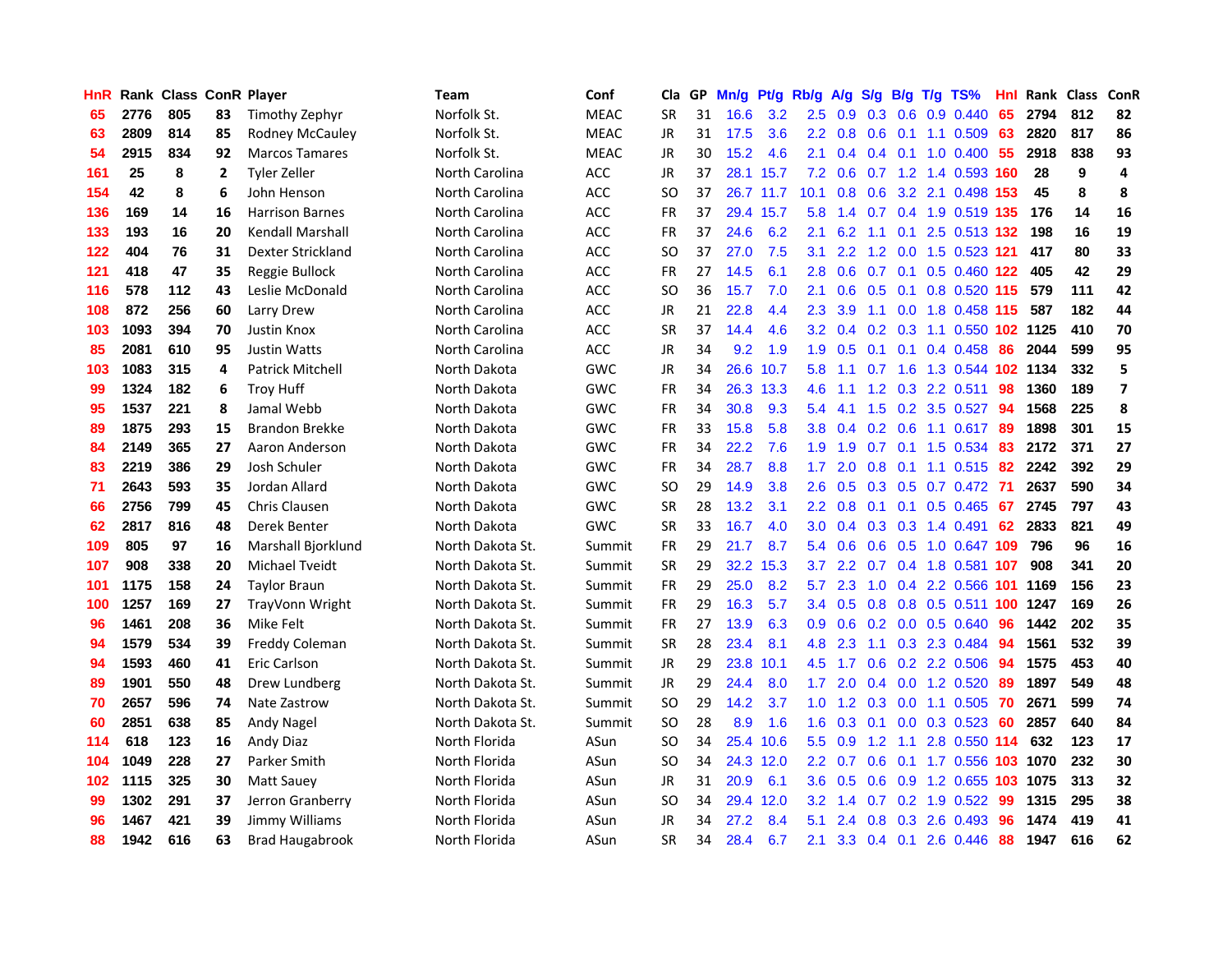| HnR | Rank | Class | ConR | Player | Team | Conf | Cla | GP | Mn/g | Pt/g | Rb/g | A/g | S/g | B/g | T/g | TS% | HnI | Rank | Class | ConR |
|---|---|---|---|---|---|---|---|---|---|---|---|---|---|---|---|---|---|---|---|---|
| 65 | 2776 | 805 | 83 | Timothy Zephyr | Norfolk St. | MEAC | SR | 31 | 16.6 | 3.2 | 2.5 | 0.9 | 0.3 | 0.6 | 0.9 | 0.440 | 65 | 2794 | 812 | 82 |
| 63 | 2809 | 814 | 85 | Rodney McCauley | Norfolk St. | MEAC | JR | 31 | 17.5 | 3.6 | 2.2 | 0.8 | 0.6 | 0.1 | 1.1 | 0.509 | 63 | 2820 | 817 | 86 |
| 54 | 2915 | 834 | 92 | Marcos Tamares | Norfolk St. | MEAC | JR | 30 | 15.2 | 4.6 | 2.1 | 0.4 | 0.4 | 0.1 | 1.0 | 0.400 | 55 | 2918 | 838 | 93 |
| 161 | 25 | 8 | 2 | Tyler Zeller | North Carolina | ACC | JR | 37 | 28.1 | 15.7 | 7.2 | 0.6 | 0.7 | 1.2 | 1.4 | 0.593 | 160 | 28 | 9 | 4 |
| 154 | 42 | 8 | 6 | John Henson | North Carolina | ACC | SO | 37 | 26.7 | 11.7 | 10.1 | 0.8 | 0.6 | 3.2 | 2.1 | 0.498 | 153 | 45 | 8 | 8 |
| 136 | 169 | 14 | 16 | Harrison Barnes | North Carolina | ACC | FR | 37 | 29.4 | 15.7 | 5.8 | 1.4 | 0.7 | 0.4 | 1.9 | 0.519 | 135 | 176 | 14 | 16 |
| 133 | 193 | 16 | 20 | Kendall Marshall | North Carolina | ACC | FR | 37 | 24.6 | 6.2 | 2.1 | 6.2 | 1.1 | 0.1 | 2.5 | 0.513 | 132 | 198 | 16 | 19 |
| 122 | 404 | 76 | 31 | Dexter Strickland | North Carolina | ACC | SO | 37 | 27.0 | 7.5 | 3.1 | 2.2 | 1.2 | 0.0 | 1.5 | 0.523 | 121 | 417 | 80 | 33 |
| 121 | 418 | 47 | 35 | Reggie Bullock | North Carolina | ACC | FR | 27 | 14.5 | 6.1 | 2.8 | 0.6 | 0.7 | 0.1 | 0.5 | 0.460 | 122 | 405 | 42 | 29 |
| 116 | 578 | 112 | 43 | Leslie McDonald | North Carolina | ACC | SO | 36 | 15.7 | 7.0 | 2.1 | 0.6 | 0.5 | 0.1 | 0.8 | 0.520 | 115 | 579 | 111 | 42 |
| 108 | 872 | 256 | 60 | Larry Drew | North Carolina | ACC | JR | 21 | 22.8 | 4.4 | 2.3 | 3.9 | 1.1 | 0.0 | 1.8 | 0.458 | 115 | 587 | 182 | 44 |
| 103 | 1093 | 394 | 70 | Justin Knox | North Carolina | ACC | SR | 37 | 14.4 | 4.6 | 3.2 | 0.4 | 0.2 | 0.3 | 1.1 | 0.550 | 102 | 1125 | 410 | 70 |
| 85 | 2081 | 610 | 95 | Justin Watts | North Carolina | ACC | JR | 34 | 9.2 | 1.9 | 1.9 | 0.5 | 0.1 | 0.1 | 0.4 | 0.458 | 86 | 2044 | 599 | 95 |
| 103 | 1083 | 315 | 4 | Patrick Mitchell | North Dakota | GWC | JR | 34 | 26.6 | 10.7 | 5.8 | 1.1 | 0.7 | 1.6 | 1.3 | 0.544 | 102 | 1134 | 332 | 5 |
| 99 | 1324 | 182 | 6 | Troy Huff | North Dakota | GWC | FR | 34 | 26.3 | 13.3 | 4.6 | 1.1 | 1.2 | 0.3 | 2.2 | 0.511 | 98 | 1360 | 189 | 7 |
| 95 | 1537 | 221 | 8 | Jamal Webb | North Dakota | GWC | FR | 34 | 30.8 | 9.3 | 5.4 | 4.1 | 1.5 | 0.2 | 3.5 | 0.527 | 94 | 1568 | 225 | 8 |
| 89 | 1875 | 293 | 15 | Brandon Brekke | North Dakota | GWC | FR | 33 | 15.8 | 5.8 | 3.8 | 0.4 | 0.2 | 0.6 | 1.1 | 0.617 | 89 | 1898 | 301 | 15 |
| 84 | 2149 | 365 | 27 | Aaron Anderson | North Dakota | GWC | FR | 34 | 22.2 | 7.6 | 1.9 | 1.9 | 0.7 | 0.1 | 1.5 | 0.534 | 83 | 2172 | 371 | 27 |
| 83 | 2219 | 386 | 29 | Josh Schuler | North Dakota | GWC | FR | 34 | 28.7 | 8.8 | 1.7 | 2.0 | 0.8 | 0.1 | 1.1 | 0.515 | 82 | 2242 | 392 | 29 |
| 71 | 2643 | 593 | 35 | Jordan Allard | North Dakota | GWC | SO | 29 | 14.9 | 3.8 | 2.6 | 0.5 | 0.3 | 0.5 | 0.7 | 0.472 | 71 | 2637 | 590 | 34 |
| 66 | 2756 | 799 | 45 | Chris Clausen | North Dakota | GWC | SR | 28 | 13.2 | 3.1 | 2.2 | 0.8 | 0.1 | 0.1 | 0.5 | 0.465 | 67 | 2745 | 797 | 43 |
| 62 | 2817 | 816 | 48 | Derek Benter | North Dakota | GWC | SR | 33 | 16.7 | 4.0 | 3.0 | 0.4 | 0.3 | 0.3 | 1.4 | 0.491 | 62 | 2833 | 821 | 49 |
| 109 | 805 | 97 | 16 | Marshall Bjorklund | North Dakota St. | Summit | FR | 29 | 21.7 | 8.7 | 5.4 | 0.6 | 0.6 | 0.5 | 1.0 | 0.647 | 109 | 796 | 96 | 16 |
| 107 | 908 | 338 | 20 | Michael Tveidt | North Dakota St. | Summit | SR | 29 | 32.2 | 15.3 | 3.7 | 2.2 | 0.7 | 0.4 | 1.8 | 0.581 | 107 | 908 | 341 | 20 |
| 101 | 1175 | 158 | 24 | Taylor Braun | North Dakota St. | Summit | FR | 29 | 25.0 | 8.2 | 5.7 | 2.3 | 1.0 | 0.4 | 2.2 | 0.566 | 101 | 1169 | 156 | 23 |
| 100 | 1257 | 169 | 27 | TrayVonn Wright | North Dakota St. | Summit | FR | 29 | 16.3 | 5.7 | 3.4 | 0.5 | 0.8 | 0.8 | 0.5 | 0.511 | 100 | 1247 | 169 | 26 |
| 96 | 1461 | 208 | 36 | Mike Felt | North Dakota St. | Summit | FR | 27 | 13.9 | 6.3 | 0.9 | 0.6 | 0.2 | 0.0 | 0.5 | 0.640 | 96 | 1442 | 202 | 35 |
| 94 | 1579 | 534 | 39 | Freddy Coleman | North Dakota St. | Summit | SR | 28 | 23.4 | 8.1 | 4.8 | 2.3 | 1.1 | 0.3 | 2.3 | 0.484 | 94 | 1561 | 532 | 39 |
| 94 | 1593 | 460 | 41 | Eric Carlson | North Dakota St. | Summit | JR | 29 | 23.8 | 10.1 | 4.5 | 1.7 | 0.6 | 0.2 | 2.2 | 0.506 | 94 | 1575 | 453 | 40 |
| 89 | 1901 | 550 | 48 | Drew Lundberg | North Dakota St. | Summit | JR | 29 | 24.4 | 8.0 | 1.7 | 2.0 | 0.4 | 0.0 | 1.2 | 0.520 | 89 | 1897 | 549 | 48 |
| 70 | 2657 | 596 | 74 | Nate Zastrow | North Dakota St. | Summit | SO | 29 | 14.2 | 3.7 | 1.0 | 1.2 | 0.3 | 0.0 | 1.1 | 0.505 | 70 | 2671 | 599 | 74 |
| 60 | 2851 | 638 | 85 | Andy Nagel | North Dakota St. | Summit | SO | 28 | 8.9 | 1.6 | 1.6 | 0.3 | 0.1 | 0.0 | 0.3 | 0.523 | 60 | 2857 | 640 | 84 |
| 114 | 618 | 123 | 16 | Andy Diaz | North Florida | ASun | SO | 34 | 25.4 | 10.6 | 5.5 | 0.9 | 1.2 | 1.1 | 2.8 | 0.550 | 114 | 632 | 123 | 17 |
| 104 | 1049 | 228 | 27 | Parker Smith | North Florida | ASun | SO | 34 | 24.3 | 12.0 | 2.2 | 0.7 | 0.6 | 0.1 | 1.7 | 0.556 | 103 | 1070 | 232 | 30 |
| 102 | 1115 | 325 | 30 | Matt Sauey | North Florida | ASun | JR | 31 | 20.9 | 6.1 | 3.6 | 0.5 | 0.6 | 0.9 | 1.2 | 0.655 | 103 | 1075 | 313 | 32 |
| 99 | 1302 | 291 | 37 | Jerron Granberry | North Florida | ASun | SO | 34 | 29.4 | 12.0 | 3.2 | 1.4 | 0.7 | 0.2 | 1.9 | 0.522 | 99 | 1315 | 295 | 38 |
| 96 | 1467 | 421 | 39 | Jimmy Williams | North Florida | ASun | JR | 34 | 27.2 | 8.4 | 5.1 | 2.4 | 0.8 | 0.3 | 2.6 | 0.493 | 96 | 1474 | 419 | 41 |
| 88 | 1942 | 616 | 63 | Brad Haugabrook | North Florida | ASun | SR | 34 | 28.4 | 6.7 | 2.1 | 3.3 | 0.4 | 0.1 | 2.6 | 0.446 | 88 | 1947 | 616 | 62 |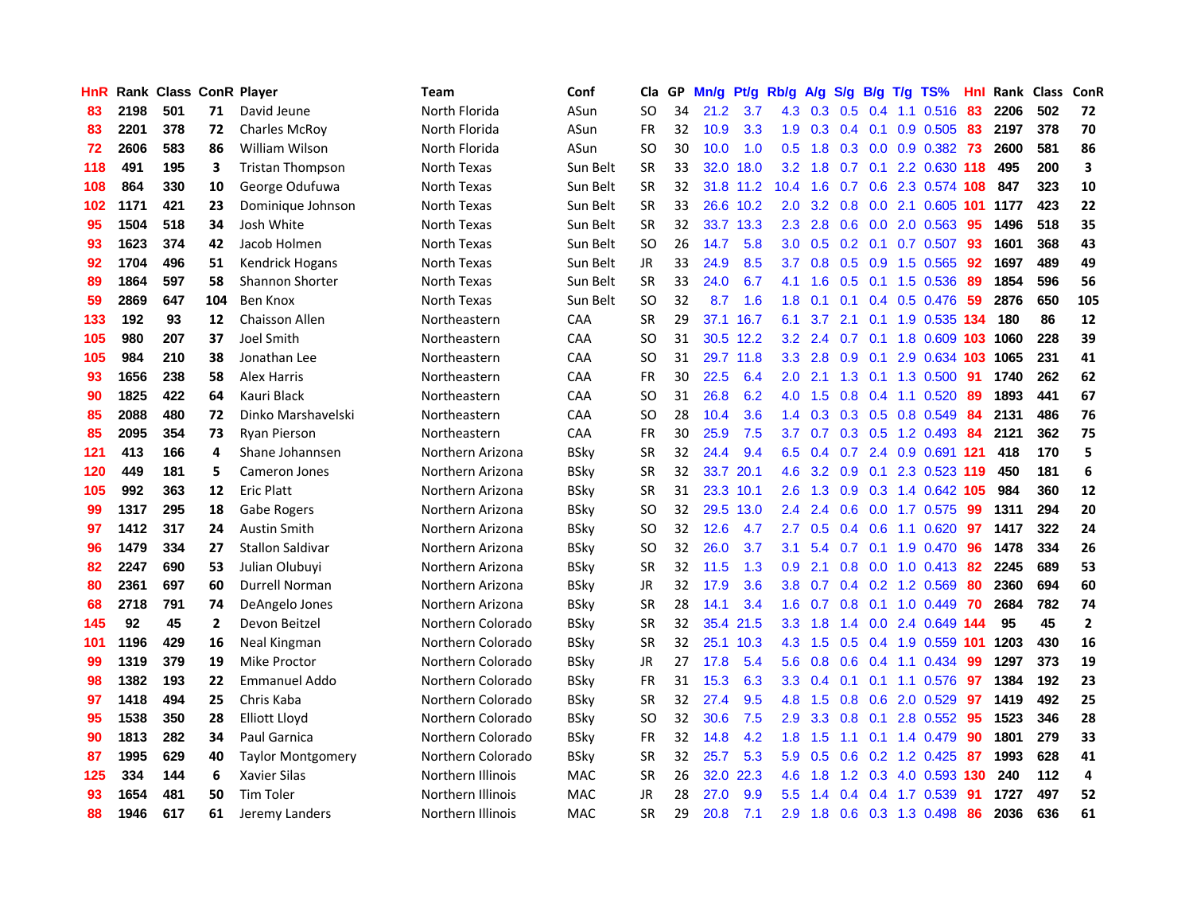| HnR | Rank | Class | ConR | Player | Team | Conf | Cla | GP | Mn/g | Pt/g | Rb/g | A/g | S/g | B/g | T/g | TS% | HnI | Rank | Class | ConR |
|---|---|---|---|---|---|---|---|---|---|---|---|---|---|---|---|---|---|---|---|---|
| 83 | 2198 | 501 | 71 | David Jeune | North Florida | ASun | SO | 34 | 21.2 | 3.7 | 4.3 | 0.3 | 0.5 | 0.4 | 1.1 | 0.516 | 83 | 2206 | 502 | 72 |
| 83 | 2201 | 378 | 72 | Charles McRoy | North Florida | ASun | FR | 32 | 10.9 | 3.3 | 1.9 | 0.3 | 0.4 | 0.1 | 0.9 | 0.505 | 83 | 2197 | 378 | 70 |
| 72 | 2606 | 583 | 86 | William Wilson | North Florida | ASun | SO | 30 | 10.0 | 1.0 | 0.5 | 1.8 | 0.3 | 0.0 | 0.9 | 0.382 | 73 | 2600 | 581 | 86 |
| 118 | 491 | 195 | 3 | Tristan Thompson | North Texas | Sun Belt | SR | 33 | 32.0 | 18.0 | 3.2 | 1.8 | 0.7 | 0.1 | 2.2 | 0.630 | 118 | 495 | 200 | 3 |
| 108 | 864 | 330 | 10 | George Odufuwa | North Texas | Sun Belt | SR | 32 | 31.8 | 11.2 | 10.4 | 1.6 | 0.7 | 0.6 | 2.3 | 0.574 | 108 | 847 | 323 | 10 |
| 102 | 1171 | 421 | 23 | Dominique Johnson | North Texas | Sun Belt | SR | 33 | 26.6 | 10.2 | 2.0 | 3.2 | 0.8 | 0.0 | 2.1 | 0.605 | 101 | 1177 | 423 | 22 |
| 95 | 1504 | 518 | 34 | Josh White | North Texas | Sun Belt | SR | 33 | 33.7 | 13.3 | 2.3 | 2.8 | 0.6 | 0.0 | 2.0 | 0.563 | 95 | 1496 | 518 | 35 |
| 93 | 1623 | 374 | 42 | Jacob Holmen | North Texas | Sun Belt | SO | 26 | 14.7 | 5.8 | 3.0 | 0.5 | 0.2 | 0.1 | 0.7 | 0.507 | 93 | 1601 | 368 | 43 |
| 92 | 1704 | 496 | 51 | Kendrick Hogans | North Texas | Sun Belt | JR | 33 | 24.9 | 8.5 | 3.7 | 0.8 | 0.5 | 0.9 | 1.5 | 0.565 | 92 | 1697 | 489 | 49 |
| 89 | 1864 | 597 | 58 | Shannon Shorter | North Texas | Sun Belt | SR | 33 | 24.0 | 6.7 | 4.1 | 1.6 | 0.5 | 0.1 | 1.5 | 0.536 | 89 | 1854 | 596 | 56 |
| 59 | 2869 | 647 | 104 | Ben Knox | North Texas | Sun Belt | SO | 32 | 8.7 | 1.6 | 1.8 | 0.1 | 0.1 | 0.4 | 0.5 | 0.476 | 59 | 2876 | 650 | 105 |
| 133 | 192 | 93 | 12 | Chaisson Allen | Northeastern | CAA | SR | 29 | 37.1 | 16.7 | 6.1 | 3.7 | 2.1 | 0.1 | 1.9 | 0.535 | 134 | 180 | 86 | 12 |
| 105 | 980 | 207 | 37 | Joel Smith | Northeastern | CAA | SO | 31 | 30.5 | 12.2 | 3.2 | 2.4 | 0.7 | 0.1 | 1.8 | 0.609 | 103 | 1060 | 228 | 39 |
| 105 | 984 | 210 | 38 | Jonathan Lee | Northeastern | CAA | SO | 31 | 29.7 | 11.8 | 3.3 | 2.8 | 0.9 | 0.1 | 2.9 | 0.634 | 103 | 1065 | 231 | 41 |
| 93 | 1656 | 238 | 58 | Alex Harris | Northeastern | CAA | FR | 30 | 22.5 | 6.4 | 2.0 | 2.1 | 1.3 | 0.1 | 1.3 | 0.500 | 91 | 1740 | 262 | 62 |
| 90 | 1825 | 422 | 64 | Kauri Black | Northeastern | CAA | SO | 31 | 26.8 | 6.2 | 4.0 | 1.5 | 0.8 | 0.4 | 1.1 | 0.520 | 89 | 1893 | 441 | 67 |
| 85 | 2088 | 480 | 72 | Dinko Marshavelski | Northeastern | CAA | SO | 28 | 10.4 | 3.6 | 1.4 | 0.3 | 0.3 | 0.5 | 0.8 | 0.549 | 84 | 2131 | 486 | 76 |
| 85 | 2095 | 354 | 73 | Ryan Pierson | Northeastern | CAA | FR | 30 | 25.9 | 7.5 | 3.7 | 0.7 | 0.3 | 0.5 | 1.2 | 0.493 | 84 | 2121 | 362 | 75 |
| 121 | 413 | 166 | 4 | Shane Johannsen | Northern Arizona | BSky | SR | 32 | 24.4 | 9.4 | 6.5 | 0.4 | 0.7 | 2.4 | 0.9 | 0.691 | 121 | 418 | 170 | 5 |
| 120 | 449 | 181 | 5 | Cameron Jones | Northern Arizona | BSky | SR | 32 | 33.7 | 20.1 | 4.6 | 3.2 | 0.9 | 0.1 | 2.3 | 0.523 | 119 | 450 | 181 | 6 |
| 105 | 992 | 363 | 12 | Eric Platt | Northern Arizona | BSky | SR | 31 | 23.3 | 10.1 | 2.6 | 1.3 | 0.9 | 0.3 | 1.4 | 0.642 | 105 | 984 | 360 | 12 |
| 99 | 1317 | 295 | 18 | Gabe Rogers | Northern Arizona | BSky | SO | 32 | 29.5 | 13.0 | 2.4 | 2.4 | 0.6 | 0.0 | 1.7 | 0.575 | 99 | 1311 | 294 | 20 |
| 97 | 1412 | 317 | 24 | Austin Smith | Northern Arizona | BSky | SO | 32 | 12.6 | 4.7 | 2.7 | 0.5 | 0.4 | 0.6 | 1.1 | 0.620 | 97 | 1417 | 322 | 24 |
| 96 | 1479 | 334 | 27 | Stallon Saldivar | Northern Arizona | BSky | SO | 32 | 26.0 | 3.7 | 3.1 | 5.4 | 0.7 | 0.1 | 1.9 | 0.470 | 96 | 1478 | 334 | 26 |
| 82 | 2247 | 690 | 53 | Julian Olubuyi | Northern Arizona | BSky | SR | 32 | 11.5 | 1.3 | 0.9 | 2.1 | 0.8 | 0.0 | 1.0 | 0.413 | 82 | 2245 | 689 | 53 |
| 80 | 2361 | 697 | 60 | Durrell Norman | Northern Arizona | BSky | JR | 32 | 17.9 | 3.6 | 3.8 | 0.7 | 0.4 | 0.2 | 1.2 | 0.569 | 80 | 2360 | 694 | 60 |
| 68 | 2718 | 791 | 74 | DeAngelo Jones | Northern Arizona | BSky | SR | 28 | 14.1 | 3.4 | 1.6 | 0.7 | 0.8 | 0.1 | 1.0 | 0.449 | 70 | 2684 | 782 | 74 |
| 145 | 92 | 45 | 2 | Devon Beitzel | Northern Colorado | BSky | SR | 32 | 35.4 | 21.5 | 3.3 | 1.8 | 1.4 | 0.0 | 2.4 | 0.649 | 144 | 95 | 45 | 2 |
| 101 | 1196 | 429 | 16 | Neal Kingman | Northern Colorado | BSky | SR | 32 | 25.1 | 10.3 | 4.3 | 1.5 | 0.5 | 0.4 | 1.9 | 0.559 | 101 | 1203 | 430 | 16 |
| 99 | 1319 | 379 | 19 | Mike Proctor | Northern Colorado | BSky | JR | 27 | 17.8 | 5.4 | 5.6 | 0.8 | 0.6 | 0.4 | 1.1 | 0.434 | 99 | 1297 | 373 | 19 |
| 98 | 1382 | 193 | 22 | Emmanuel Addo | Northern Colorado | BSky | FR | 31 | 15.3 | 6.3 | 3.3 | 0.4 | 0.1 | 0.1 | 1.1 | 0.576 | 97 | 1384 | 192 | 23 |
| 97 | 1418 | 494 | 25 | Chris Kaba | Northern Colorado | BSky | SR | 32 | 27.4 | 9.5 | 4.8 | 1.5 | 0.8 | 0.6 | 2.0 | 0.529 | 97 | 1419 | 492 | 25 |
| 95 | 1538 | 350 | 28 | Elliott Lloyd | Northern Colorado | BSky | SO | 32 | 30.6 | 7.5 | 2.9 | 3.3 | 0.8 | 0.1 | 2.8 | 0.552 | 95 | 1523 | 346 | 28 |
| 90 | 1813 | 282 | 34 | Paul Garnica | Northern Colorado | BSky | FR | 32 | 14.8 | 4.2 | 1.8 | 1.5 | 1.1 | 0.1 | 1.4 | 0.479 | 90 | 1801 | 279 | 33 |
| 87 | 1995 | 629 | 40 | Taylor Montgomery | Northern Colorado | BSky | SR | 32 | 25.7 | 5.3 | 5.9 | 0.5 | 0.6 | 0.2 | 1.2 | 0.425 | 87 | 1993 | 628 | 41 |
| 125 | 334 | 144 | 6 | Xavier Silas | Northern Illinois | MAC | SR | 26 | 32.0 | 22.3 | 4.6 | 1.8 | 1.2 | 0.3 | 4.0 | 0.593 | 130 | 240 | 112 | 4 |
| 93 | 1654 | 481 | 50 | Tim Toler | Northern Illinois | MAC | JR | 28 | 27.0 | 9.9 | 5.5 | 1.4 | 0.4 | 0.4 | 1.7 | 0.539 | 91 | 1727 | 497 | 52 |
| 88 | 1946 | 617 | 61 | Jeremy Landers | Northern Illinois | MAC | SR | 29 | 20.8 | 7.1 | 2.9 | 1.8 | 0.6 | 0.3 | 1.3 | 0.498 | 86 | 2036 | 636 | 61 |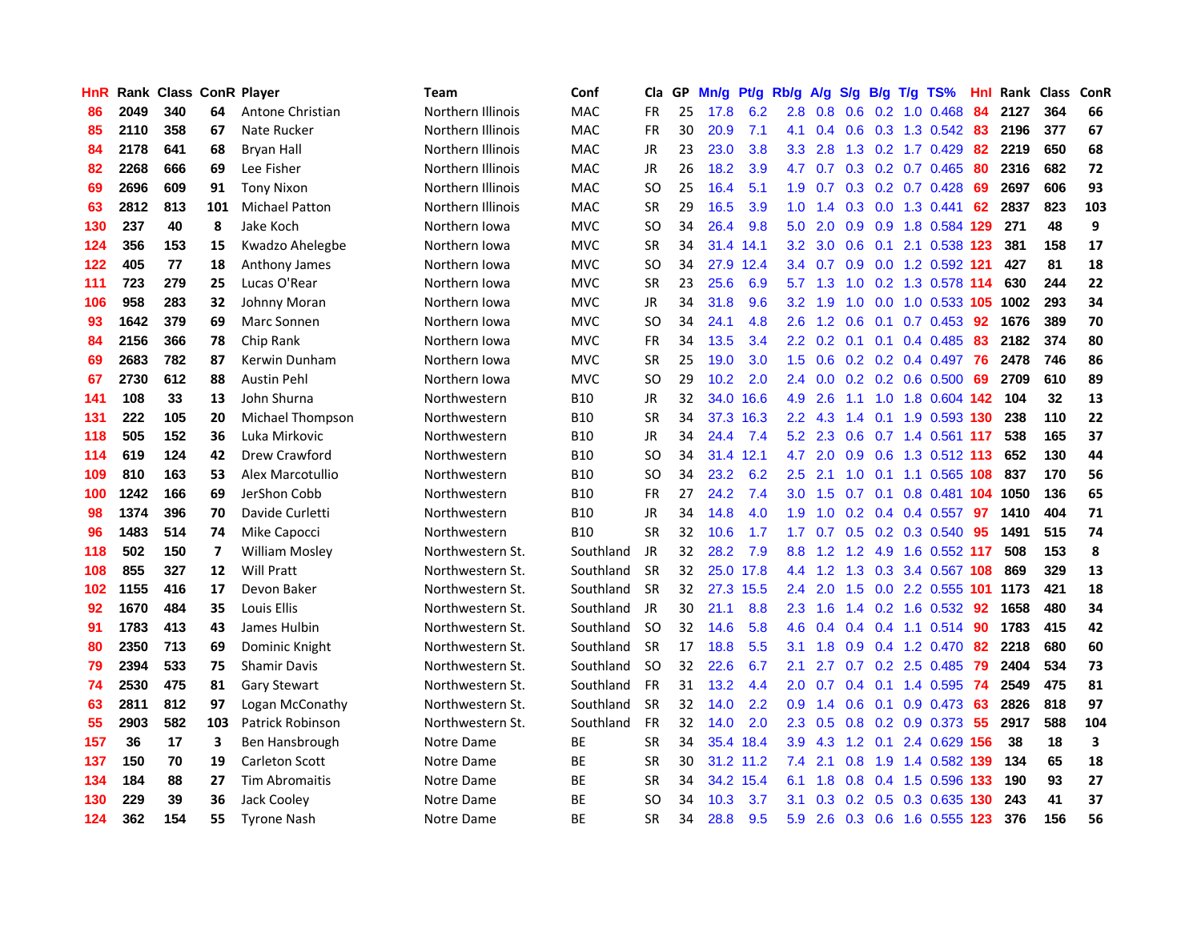| HnR | Rank | Class | ConR | Player | Team | Conf | Cla | GP | Mn/g | Pt/g | Rb/g | A/g | S/g | B/g | T/g | TS% | HnI | Rank | Class | ConR |
|---|---|---|---|---|---|---|---|---|---|---|---|---|---|---|---|---|---|---|---|---|
| 86 | 2049 | 340 | 64 | Antone Christian | Northern Illinois | MAC | FR | 25 | 17.8 | 6.2 | 2.8 | 0.8 | 0.6 | 0.2 | 1.0 | 0.468 | 84 | 2127 | 364 | 66 |
| 85 | 2110 | 358 | 67 | Nate Rucker | Northern Illinois | MAC | FR | 30 | 20.9 | 7.1 | 4.1 | 0.4 | 0.6 | 0.3 | 1.3 | 0.542 | 83 | 2196 | 377 | 67 |
| 84 | 2178 | 641 | 68 | Bryan Hall | Northern Illinois | MAC | JR | 23 | 23.0 | 3.8 | 3.3 | 2.8 | 1.3 | 0.2 | 1.7 | 0.429 | 82 | 2219 | 650 | 68 |
| 82 | 2268 | 666 | 69 | Lee Fisher | Northern Illinois | MAC | JR | 26 | 18.2 | 3.9 | 4.7 | 0.7 | 0.3 | 0.2 | 0.7 | 0.465 | 80 | 2316 | 682 | 72 |
| 69 | 2696 | 609 | 91 | Tony Nixon | Northern Illinois | MAC | SO | 25 | 16.4 | 5.1 | 1.9 | 0.7 | 0.3 | 0.2 | 0.7 | 0.428 | 69 | 2697 | 606 | 93 |
| 63 | 2812 | 813 | 101 | Michael Patton | Northern Illinois | MAC | SR | 29 | 16.5 | 3.9 | 1.0 | 1.4 | 0.3 | 0.0 | 1.3 | 0.441 | 62 | 2837 | 823 | 103 |
| 130 | 237 | 40 | 8 | Jake Koch | Northern Iowa | MVC | SO | 34 | 26.4 | 9.8 | 5.0 | 2.0 | 0.9 | 0.9 | 1.8 | 0.584 | 129 | 271 | 48 | 9 |
| 124 | 356 | 153 | 15 | Kwadzo Ahelegbe | Northern Iowa | MVC | SR | 34 | 31.4 | 14.1 | 3.2 | 3.0 | 0.6 | 0.1 | 2.1 | 0.538 | 123 | 381 | 158 | 17 |
| 122 | 405 | 77 | 18 | Anthony James | Northern Iowa | MVC | SO | 34 | 27.9 | 12.4 | 3.4 | 0.7 | 0.9 | 0.0 | 1.2 | 0.592 | 121 | 427 | 81 | 18 |
| 111 | 723 | 279 | 25 | Lucas O'Rear | Northern Iowa | MVC | SR | 23 | 25.6 | 6.9 | 5.7 | 1.3 | 1.0 | 0.2 | 1.3 | 0.578 | 114 | 630 | 244 | 22 |
| 106 | 958 | 283 | 32 | Johnny Moran | Northern Iowa | MVC | JR | 34 | 31.8 | 9.6 | 3.2 | 1.9 | 1.0 | 0.0 | 1.0 | 0.533 | 105 | 1002 | 293 | 34 |
| 93 | 1642 | 379 | 69 | Marc Sonnen | Northern Iowa | MVC | SO | 34 | 24.1 | 4.8 | 2.6 | 1.2 | 0.6 | 0.1 | 0.7 | 0.453 | 92 | 1676 | 389 | 70 |
| 84 | 2156 | 366 | 78 | Chip Rank | Northern Iowa | MVC | FR | 34 | 13.5 | 3.4 | 2.2 | 0.2 | 0.1 | 0.1 | 0.4 | 0.485 | 83 | 2182 | 374 | 80 |
| 69 | 2683 | 782 | 87 | Kerwin Dunham | Northern Iowa | MVC | SR | 25 | 19.0 | 3.0 | 1.5 | 0.6 | 0.2 | 0.2 | 0.4 | 0.497 | 76 | 2478 | 746 | 86 |
| 67 | 2730 | 612 | 88 | Austin Pehl | Northern Iowa | MVC | SO | 29 | 10.2 | 2.0 | 2.4 | 0.0 | 0.2 | 0.2 | 0.6 | 0.500 | 69 | 2709 | 610 | 89 |
| 141 | 108 | 33 | 13 | John Shurna | Northwestern | B10 | JR | 32 | 34.0 | 16.6 | 4.9 | 2.6 | 1.1 | 1.0 | 1.8 | 0.604 | 142 | 104 | 32 | 13 |
| 131 | 222 | 105 | 20 | Michael Thompson | Northwestern | B10 | SR | 34 | 37.3 | 16.3 | 2.2 | 4.3 | 1.4 | 0.1 | 1.9 | 0.593 | 130 | 238 | 110 | 22 |
| 118 | 505 | 152 | 36 | Luka Mirkovic | Northwestern | B10 | JR | 34 | 24.4 | 7.4 | 5.2 | 2.3 | 0.6 | 0.7 | 1.4 | 0.561 | 117 | 538 | 165 | 37 |
| 114 | 619 | 124 | 42 | Drew Crawford | Northwestern | B10 | SO | 34 | 31.4 | 12.1 | 4.7 | 2.0 | 0.9 | 0.6 | 1.3 | 0.512 | 113 | 652 | 130 | 44 |
| 109 | 810 | 163 | 53 | Alex Marcotullio | Northwestern | B10 | SO | 34 | 23.2 | 6.2 | 2.5 | 2.1 | 1.0 | 0.1 | 1.1 | 0.565 | 108 | 837 | 170 | 56 |
| 100 | 1242 | 166 | 69 | JerShon Cobb | Northwestern | B10 | FR | 27 | 24.2 | 7.4 | 3.0 | 1.5 | 0.7 | 0.1 | 0.8 | 0.481 | 104 | 1050 | 136 | 65 |
| 98 | 1374 | 396 | 70 | Davide Curletti | Northwestern | B10 | JR | 34 | 14.8 | 4.0 | 1.9 | 1.0 | 0.2 | 0.4 | 0.4 | 0.557 | 97 | 1410 | 404 | 71 |
| 96 | 1483 | 514 | 74 | Mike Capocci | Northwestern | B10 | SR | 32 | 10.6 | 1.7 | 1.7 | 0.7 | 0.5 | 0.2 | 0.3 | 0.540 | 95 | 1491 | 515 | 74 |
| 118 | 502 | 150 | 7 | William Mosley | Northwestern St. | Southland | JR | 32 | 28.2 | 7.9 | 8.8 | 1.2 | 1.2 | 4.9 | 1.6 | 0.552 | 117 | 508 | 153 | 8 |
| 108 | 855 | 327 | 12 | Will Pratt | Northwestern St. | Southland | SR | 32 | 25.0 | 17.8 | 4.4 | 1.2 | 1.3 | 0.3 | 3.4 | 0.567 | 108 | 869 | 329 | 13 |
| 102 | 1155 | 416 | 17 | Devon Baker | Northwestern St. | Southland | SR | 32 | 27.3 | 15.5 | 2.4 | 2.0 | 1.5 | 0.0 | 2.2 | 0.555 | 101 | 1173 | 421 | 18 |
| 92 | 1670 | 484 | 35 | Louis Ellis | Northwestern St. | Southland | JR | 30 | 21.1 | 8.8 | 2.3 | 1.6 | 1.4 | 0.2 | 1.6 | 0.532 | 92 | 1658 | 480 | 34 |
| 91 | 1783 | 413 | 43 | James Hulbin | Northwestern St. | Southland | SO | 32 | 14.6 | 5.8 | 4.6 | 0.4 | 0.4 | 0.4 | 1.1 | 0.514 | 90 | 1783 | 415 | 42 |
| 80 | 2350 | 713 | 69 | Dominic Knight | Northwestern St. | Southland | SR | 17 | 18.8 | 5.5 | 3.1 | 1.8 | 0.9 | 0.4 | 1.2 | 0.470 | 82 | 2218 | 680 | 60 |
| 79 | 2394 | 533 | 75 | Shamir Davis | Northwestern St. | Southland | SO | 32 | 22.6 | 6.7 | 2.1 | 2.7 | 0.7 | 0.2 | 2.5 | 0.485 | 79 | 2404 | 534 | 73 |
| 74 | 2530 | 475 | 81 | Gary Stewart | Northwestern St. | Southland | FR | 31 | 13.2 | 4.4 | 2.0 | 0.7 | 0.4 | 0.1 | 1.4 | 0.595 | 74 | 2549 | 475 | 81 |
| 63 | 2811 | 812 | 97 | Logan McConathy | Northwestern St. | Southland | SR | 32 | 14.0 | 2.2 | 0.9 | 1.4 | 0.6 | 0.1 | 0.9 | 0.473 | 63 | 2826 | 818 | 97 |
| 55 | 2903 | 582 | 103 | Patrick Robinson | Northwestern St. | Southland | FR | 32 | 14.0 | 2.0 | 2.3 | 0.5 | 0.8 | 0.2 | 0.9 | 0.373 | 55 | 2917 | 588 | 104 |
| 157 | 36 | 17 | 3 | Ben Hansbrough | Notre Dame | BE | SR | 34 | 35.4 | 18.4 | 3.9 | 4.3 | 1.2 | 0.1 | 2.4 | 0.629 | 156 | 38 | 18 | 3 |
| 137 | 150 | 70 | 19 | Carleton Scott | Notre Dame | BE | SR | 30 | 31.2 | 11.2 | 7.4 | 2.1 | 0.8 | 1.9 | 1.4 | 0.582 | 139 | 134 | 65 | 18 |
| 134 | 184 | 88 | 27 | Tim Abromaitis | Notre Dame | BE | SR | 34 | 34.2 | 15.4 | 6.1 | 1.8 | 0.8 | 0.4 | 1.5 | 0.596 | 133 | 190 | 93 | 27 |
| 130 | 229 | 39 | 36 | Jack Cooley | Notre Dame | BE | SO | 34 | 10.3 | 3.7 | 3.1 | 0.3 | 0.2 | 0.5 | 0.3 | 0.635 | 130 | 243 | 41 | 37 |
| 124 | 362 | 154 | 55 | Tyrone Nash | Notre Dame | BE | SR | 34 | 28.8 | 9.5 | 5.9 | 2.6 | 0.3 | 0.6 | 1.6 | 0.555 | 123 | 376 | 156 | 56 |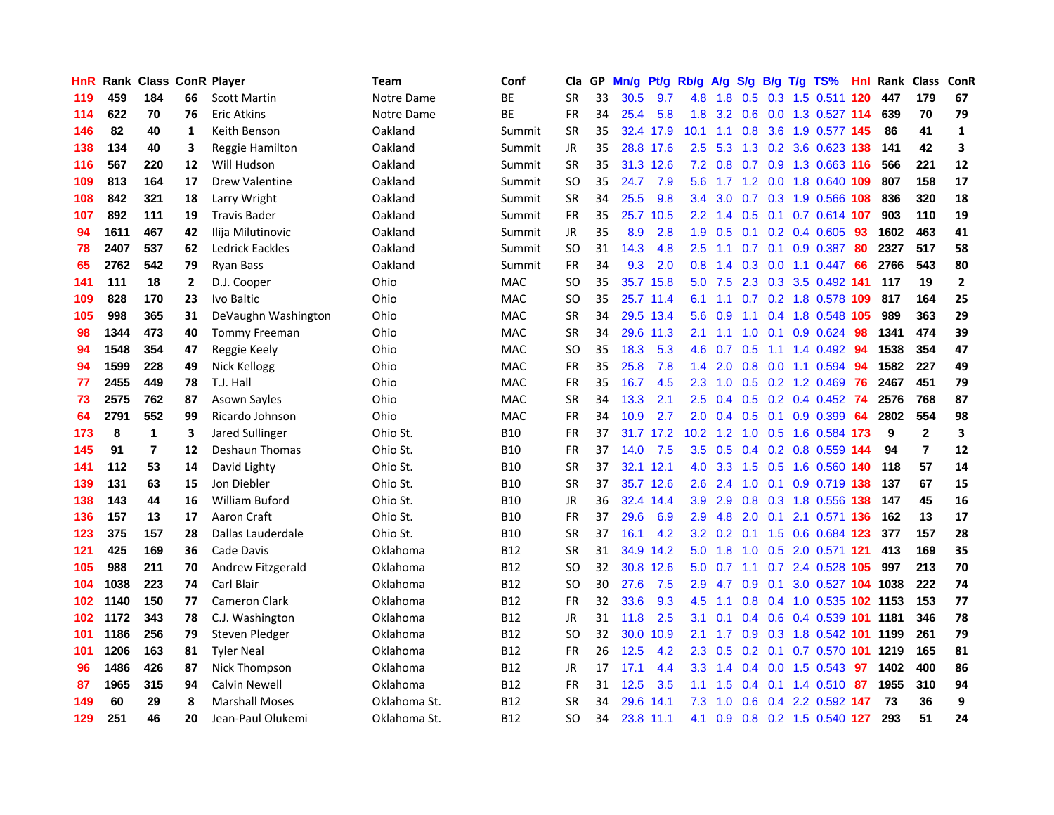| HnR | Rank | Class | ConR | Player | Team | Conf | Cla | GP | Mn/g | Pt/g | Rb/g | A/g | S/g | B/g | T/g | TS% | Hnl | Rank | Class | ConR |
|---|---|---|---|---|---|---|---|---|---|---|---|---|---|---|---|---|---|---|---|---|
| 119 | 459 | 184 | 66 | Scott Martin | Notre Dame | BE | SR | 33 | 30.5 | 9.7 | 4.8 | 1.8 | 0.5 | 0.3 | 1.5 | 0.511 | 120 | 447 | 179 | 67 |
| 114 | 622 | 70 | 76 | Eric Atkins | Notre Dame | BE | FR | 34 | 25.4 | 5.8 | 1.8 | 3.2 | 0.6 | 0.0 | 1.3 | 0.527 | 114 | 639 | 70 | 79 |
| 146 | 82 | 40 | 1 | Keith Benson | Oakland | Summit | SR | 35 | 32.4 | 17.9 | 10.1 | 1.1 | 0.8 | 3.6 | 1.9 | 0.577 | 145 | 86 | 41 | 1 |
| 138 | 134 | 40 | 3 | Reggie Hamilton | Oakland | Summit | JR | 35 | 28.8 | 17.6 | 2.5 | 5.3 | 1.3 | 0.2 | 3.6 | 0.623 | 138 | 141 | 42 | 3 |
| 116 | 567 | 220 | 12 | Will Hudson | Oakland | Summit | SR | 35 | 31.3 | 12.6 | 7.2 | 0.8 | 0.7 | 0.9 | 1.3 | 0.663 | 116 | 566 | 221 | 12 |
| 109 | 813 | 164 | 17 | Drew Valentine | Oakland | Summit | SO | 35 | 24.7 | 7.9 | 5.6 | 1.7 | 1.2 | 0.0 | 1.8 | 0.640 | 109 | 807 | 158 | 17 |
| 108 | 842 | 321 | 18 | Larry Wright | Oakland | Summit | SR | 34 | 25.5 | 9.8 | 3.4 | 3.0 | 0.7 | 0.3 | 1.9 | 0.566 | 108 | 836 | 320 | 18 |
| 107 | 892 | 111 | 19 | Travis Bader | Oakland | Summit | FR | 35 | 25.7 | 10.5 | 2.2 | 1.4 | 0.5 | 0.1 | 0.7 | 0.614 | 107 | 903 | 110 | 19 |
| 94 | 1611 | 467 | 42 | Ilija Milutinovic | Oakland | Summit | JR | 35 | 8.9 | 2.8 | 1.9 | 0.5 | 0.1 | 0.2 | 0.4 | 0.605 | 93 | 1602 | 463 | 41 |
| 78 | 2407 | 537 | 62 | Ledrick Eackles | Oakland | Summit | SO | 31 | 14.3 | 4.8 | 2.5 | 1.1 | 0.7 | 0.1 | 0.9 | 0.387 | 80 | 2327 | 517 | 58 |
| 65 | 2762 | 542 | 79 | Ryan Bass | Oakland | Summit | FR | 34 | 9.3 | 2.0 | 0.8 | 1.4 | 0.3 | 0.0 | 1.1 | 0.447 | 66 | 2766 | 543 | 80 |
| 141 | 111 | 18 | 2 | D.J. Cooper | Ohio | MAC | SO | 35 | 35.7 | 15.8 | 5.0 | 7.5 | 2.3 | 0.3 | 3.5 | 0.492 | 141 | 117 | 19 | 2 |
| 109 | 828 | 170 | 23 | Ivo Baltic | Ohio | MAC | SO | 35 | 25.7 | 11.4 | 6.1 | 1.1 | 0.7 | 0.2 | 1.8 | 0.578 | 109 | 817 | 164 | 25 |
| 105 | 998 | 365 | 31 | DeVaughn Washington | Ohio | MAC | SR | 34 | 29.5 | 13.4 | 5.6 | 0.9 | 1.1 | 0.4 | 1.8 | 0.548 | 105 | 989 | 363 | 29 |
| 98 | 1344 | 473 | 40 | Tommy Freeman | Ohio | MAC | SR | 34 | 29.6 | 11.3 | 2.1 | 1.1 | 1.0 | 0.1 | 0.9 | 0.624 | 98 | 1341 | 474 | 39 |
| 94 | 1548 | 354 | 47 | Reggie Keely | Ohio | MAC | SO | 35 | 18.3 | 5.3 | 4.6 | 0.7 | 0.5 | 1.1 | 1.4 | 0.492 | 94 | 1538 | 354 | 47 |
| 94 | 1599 | 228 | 49 | Nick Kellogg | Ohio | MAC | FR | 35 | 25.8 | 7.8 | 1.4 | 2.0 | 0.8 | 0.0 | 1.1 | 0.594 | 94 | 1582 | 227 | 49 |
| 77 | 2455 | 449 | 78 | T.J. Hall | Ohio | MAC | FR | 35 | 16.7 | 4.5 | 2.3 | 1.0 | 0.5 | 0.2 | 1.2 | 0.469 | 76 | 2467 | 451 | 79 |
| 73 | 2575 | 762 | 87 | Asown Sayles | Ohio | MAC | SR | 34 | 13.3 | 2.1 | 2.5 | 0.4 | 0.5 | 0.2 | 0.4 | 0.452 | 74 | 2576 | 768 | 87 |
| 64 | 2791 | 552 | 99 | Ricardo Johnson | Ohio | MAC | FR | 34 | 10.9 | 2.7 | 2.0 | 0.4 | 0.5 | 0.1 | 0.9 | 0.399 | 64 | 2802 | 554 | 98 |
| 173 | 8 | 1 | 3 | Jared Sullinger | Ohio St. | B10 | FR | 37 | 31.7 | 17.2 | 10.2 | 1.2 | 1.0 | 0.5 | 1.6 | 0.584 | 173 | 9 | 2 | 3 |
| 145 | 91 | 7 | 12 | Deshaun Thomas | Ohio St. | B10 | FR | 37 | 14.0 | 7.5 | 3.5 | 0.5 | 0.4 | 0.2 | 0.8 | 0.559 | 144 | 94 | 7 | 12 |
| 141 | 112 | 53 | 14 | David Lighty | Ohio St. | B10 | SR | 37 | 32.1 | 12.1 | 4.0 | 3.3 | 1.5 | 0.5 | 1.6 | 0.560 | 140 | 118 | 57 | 14 |
| 139 | 131 | 63 | 15 | Jon Diebler | Ohio St. | B10 | SR | 37 | 35.7 | 12.6 | 2.6 | 2.4 | 1.0 | 0.1 | 0.9 | 0.719 | 138 | 137 | 67 | 15 |
| 138 | 143 | 44 | 16 | William Buford | Ohio St. | B10 | JR | 36 | 32.4 | 14.4 | 3.9 | 2.9 | 0.8 | 0.3 | 1.8 | 0.556 | 138 | 147 | 45 | 16 |
| 136 | 157 | 13 | 17 | Aaron Craft | Ohio St. | B10 | FR | 37 | 29.6 | 6.9 | 2.9 | 4.8 | 2.0 | 0.1 | 2.1 | 0.571 | 136 | 162 | 13 | 17 |
| 123 | 375 | 157 | 28 | Dallas Lauderdale | Ohio St. | B10 | SR | 37 | 16.1 | 4.2 | 3.2 | 0.2 | 0.1 | 1.5 | 0.6 | 0.684 | 123 | 377 | 157 | 28 |
| 121 | 425 | 169 | 36 | Cade Davis | Oklahoma | B12 | SR | 31 | 34.9 | 14.2 | 5.0 | 1.8 | 1.0 | 0.5 | 2.0 | 0.571 | 121 | 413 | 169 | 35 |
| 105 | 988 | 211 | 70 | Andrew Fitzgerald | Oklahoma | B12 | SO | 32 | 30.8 | 12.6 | 5.0 | 0.7 | 1.1 | 0.7 | 2.4 | 0.528 | 105 | 997 | 213 | 70 |
| 104 | 1038 | 223 | 74 | Carl Blair | Oklahoma | B12 | SO | 30 | 27.6 | 7.5 | 2.9 | 4.7 | 0.9 | 0.1 | 3.0 | 0.527 | 104 | 1038 | 222 | 74 |
| 102 | 1140 | 150 | 77 | Cameron Clark | Oklahoma | B12 | FR | 32 | 33.6 | 9.3 | 4.5 | 1.1 | 0.8 | 0.4 | 1.0 | 0.535 | 102 | 1153 | 153 | 77 |
| 102 | 1172 | 343 | 78 | C.J. Washington | Oklahoma | B12 | JR | 31 | 11.8 | 2.5 | 3.1 | 0.1 | 0.4 | 0.6 | 0.4 | 0.539 | 101 | 1181 | 346 | 78 |
| 101 | 1186 | 256 | 79 | Steven Pledger | Oklahoma | B12 | SO | 32 | 30.0 | 10.9 | 2.1 | 1.7 | 0.9 | 0.3 | 1.8 | 0.542 | 101 | 1199 | 261 | 79 |
| 101 | 1206 | 163 | 81 | Tyler Neal | Oklahoma | B12 | FR | 26 | 12.5 | 4.2 | 2.3 | 0.5 | 0.2 | 0.1 | 0.7 | 0.570 | 101 | 1219 | 165 | 81 |
| 96 | 1486 | 426 | 87 | Nick Thompson | Oklahoma | B12 | JR | 17 | 17.1 | 4.4 | 3.3 | 1.4 | 0.4 | 0.0 | 1.5 | 0.543 | 97 | 1402 | 400 | 86 |
| 87 | 1965 | 315 | 94 | Calvin Newell | Oklahoma | B12 | FR | 31 | 12.5 | 3.5 | 1.1 | 1.5 | 0.4 | 0.1 | 1.4 | 0.510 | 87 | 1955 | 310 | 94 |
| 149 | 60 | 29 | 8 | Marshall Moses | Oklahoma St. | B12 | SR | 34 | 29.6 | 14.1 | 7.3 | 1.0 | 0.6 | 0.4 | 2.2 | 0.592 | 147 | 73 | 36 | 9 |
| 129 | 251 | 46 | 20 | Jean-Paul Olukemi | Oklahoma St. | B12 | SO | 34 | 23.8 | 11.1 | 4.1 | 0.9 | 0.8 | 0.2 | 1.5 | 0.540 | 127 | 293 | 51 | 24 |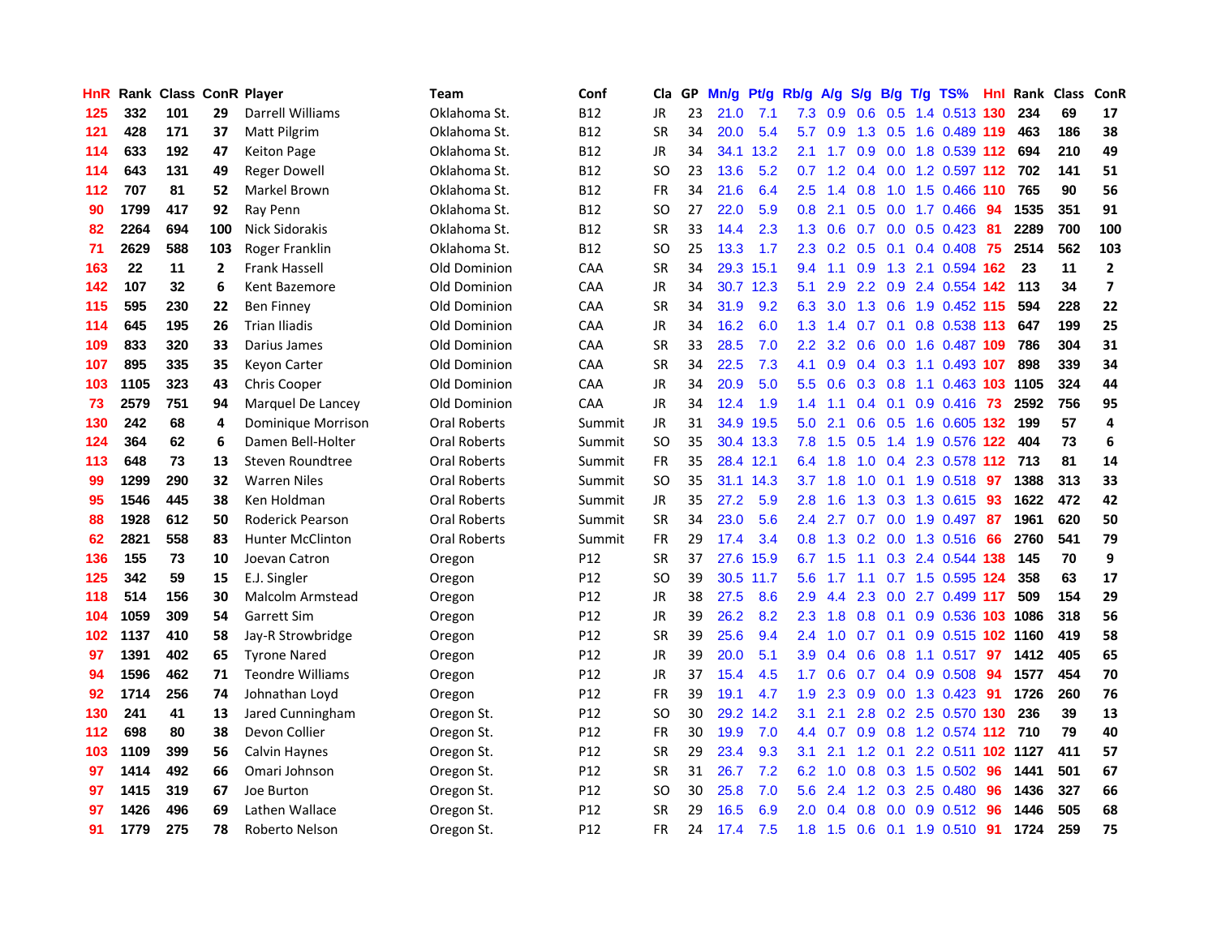| HnR | Rank | Class | ConR | Player | Team | Conf | Cla | GP | Mn/g | Pt/g | Rb/g | A/g | S/g | B/g | T/g | TS% | Hnl | Rank | Class | ConR |
|---|---|---|---|---|---|---|---|---|---|---|---|---|---|---|---|---|---|---|---|---|
| 125 | 332 | 101 | 29 | Darrell Williams | Oklahoma St. | B12 | JR | 23 | 21.0 | 7.1 | 7.3 | 0.9 | 0.6 | 0.5 | 1.4 | 0.513 | 130 | 234 | 69 | 17 |
| 121 | 428 | 171 | 37 | Matt Pilgrim | Oklahoma St. | B12 | SR | 34 | 20.0 | 5.4 | 5.7 | 0.9 | 1.3 | 0.5 | 1.6 | 0.489 | 119 | 463 | 186 | 38 |
| 114 | 633 | 192 | 47 | Keiton Page | Oklahoma St. | B12 | JR | 34 | 34.1 | 13.2 | 2.1 | 1.7 | 0.9 | 0.0 | 1.8 | 0.539 | 112 | 694 | 210 | 49 |
| 114 | 643 | 131 | 49 | Reger Dowell | Oklahoma St. | B12 | SO | 23 | 13.6 | 5.2 | 0.7 | 1.2 | 0.4 | 0.0 | 1.2 | 0.597 | 112 | 702 | 141 | 51 |
| 112 | 707 | 81 | 52 | Markel Brown | Oklahoma St. | B12 | FR | 34 | 21.6 | 6.4 | 2.5 | 1.4 | 0.8 | 1.0 | 1.5 | 0.466 | 110 | 765 | 90 | 56 |
| 90 | 1799 | 417 | 92 | Ray Penn | Oklahoma St. | B12 | SO | 27 | 22.0 | 5.9 | 0.8 | 2.1 | 0.5 | 0.0 | 1.7 | 0.466 | 94 | 1535 | 351 | 91 |
| 82 | 2264 | 694 | 100 | Nick Sidorakis | Oklahoma St. | B12 | SR | 33 | 14.4 | 2.3 | 1.3 | 0.6 | 0.7 | 0.0 | 0.5 | 0.423 | 81 | 2289 | 700 | 100 |
| 71 | 2629 | 588 | 103 | Roger Franklin | Oklahoma St. | B12 | SO | 25 | 13.3 | 1.7 | 2.3 | 0.2 | 0.5 | 0.1 | 0.4 | 0.408 | 75 | 2514 | 562 | 103 |
| 163 | 22 | 11 | 2 | Frank Hassell | Old Dominion | CAA | SR | 34 | 29.3 | 15.1 | 9.4 | 1.1 | 0.9 | 1.3 | 2.1 | 0.594 | 162 | 23 | 11 | 2 |
| 142 | 107 | 32 | 6 | Kent Bazemore | Old Dominion | CAA | JR | 34 | 30.7 | 12.3 | 5.1 | 2.9 | 2.2 | 0.9 | 2.4 | 0.554 | 142 | 113 | 34 | 7 |
| 115 | 595 | 230 | 22 | Ben Finney | Old Dominion | CAA | SR | 34 | 31.9 | 9.2 | 6.3 | 3.0 | 1.3 | 0.6 | 1.9 | 0.452 | 115 | 594 | 228 | 22 |
| 114 | 645 | 195 | 26 | Trian Iliadis | Old Dominion | CAA | JR | 34 | 16.2 | 6.0 | 1.3 | 1.4 | 0.7 | 0.1 | 0.8 | 0.538 | 113 | 647 | 199 | 25 |
| 109 | 833 | 320 | 33 | Darius James | Old Dominion | CAA | SR | 33 | 28.5 | 7.0 | 2.2 | 3.2 | 0.6 | 0.0 | 1.6 | 0.487 | 109 | 786 | 304 | 31 |
| 107 | 895 | 335 | 35 | Keyon Carter | Old Dominion | CAA | SR | 34 | 22.5 | 7.3 | 4.1 | 0.9 | 0.4 | 0.3 | 1.1 | 0.493 | 107 | 898 | 339 | 34 |
| 103 | 1105 | 323 | 43 | Chris Cooper | Old Dominion | CAA | JR | 34 | 20.9 | 5.0 | 5.5 | 0.6 | 0.3 | 0.8 | 1.1 | 0.463 | 103 | 1105 | 324 | 44 |
| 73 | 2579 | 751 | 94 | Marquel De Lancey | Old Dominion | CAA | JR | 34 | 12.4 | 1.9 | 1.4 | 1.1 | 0.4 | 0.1 | 0.9 | 0.416 | 73 | 2592 | 756 | 95 |
| 130 | 242 | 68 | 4 | Dominique Morrison | Oral Roberts | Summit | JR | 31 | 34.9 | 19.5 | 5.0 | 2.1 | 0.6 | 0.5 | 1.6 | 0.605 | 132 | 199 | 57 | 4 |
| 124 | 364 | 62 | 6 | Damen Bell-Holter | Oral Roberts | Summit | SO | 35 | 30.4 | 13.3 | 7.8 | 1.5 | 0.5 | 1.4 | 1.9 | 0.576 | 122 | 404 | 73 | 6 |
| 113 | 648 | 73 | 13 | Steven Roundtree | Oral Roberts | Summit | FR | 35 | 28.4 | 12.1 | 6.4 | 1.8 | 1.0 | 0.4 | 2.3 | 0.578 | 112 | 713 | 81 | 14 |
| 99 | 1299 | 290 | 32 | Warren Niles | Oral Roberts | Summit | SO | 35 | 31.1 | 14.3 | 3.7 | 1.8 | 1.0 | 0.1 | 1.9 | 0.518 | 97 | 1388 | 313 | 33 |
| 95 | 1546 | 445 | 38 | Ken Holdman | Oral Roberts | Summit | JR | 35 | 27.2 | 5.9 | 2.8 | 1.6 | 1.3 | 0.3 | 1.3 | 0.615 | 93 | 1622 | 472 | 42 |
| 88 | 1928 | 612 | 50 | Roderick Pearson | Oral Roberts | Summit | SR | 34 | 23.0 | 5.6 | 2.4 | 2.7 | 0.7 | 0.0 | 1.9 | 0.497 | 87 | 1961 | 620 | 50 |
| 62 | 2821 | 558 | 83 | Hunter McClinton | Oral Roberts | Summit | FR | 29 | 17.4 | 3.4 | 0.8 | 1.3 | 0.2 | 0.0 | 1.3 | 0.516 | 66 | 2760 | 541 | 79 |
| 136 | 155 | 73 | 10 | Joevan Catron | Oregon | P12 | SR | 37 | 27.6 | 15.9 | 6.7 | 1.5 | 1.1 | 0.3 | 2.4 | 0.544 | 138 | 145 | 70 | 9 |
| 125 | 342 | 59 | 15 | E.J. Singler | Oregon | P12 | SO | 39 | 30.5 | 11.7 | 5.6 | 1.7 | 1.1 | 0.7 | 1.5 | 0.595 | 124 | 358 | 63 | 17 |
| 118 | 514 | 156 | 30 | Malcolm Armstead | Oregon | P12 | JR | 38 | 27.5 | 8.6 | 2.9 | 4.4 | 2.3 | 0.0 | 2.7 | 0.499 | 117 | 509 | 154 | 29 |
| 104 | 1059 | 309 | 54 | Garrett Sim | Oregon | P12 | JR | 39 | 26.2 | 8.2 | 2.3 | 1.8 | 0.8 | 0.1 | 0.9 | 0.536 | 103 | 1086 | 318 | 56 |
| 102 | 1137 | 410 | 58 | Jay-R Strowbridge | Oregon | P12 | SR | 39 | 25.6 | 9.4 | 2.4 | 1.0 | 0.7 | 0.1 | 0.9 | 0.515 | 102 | 1160 | 419 | 58 |
| 97 | 1391 | 402 | 65 | Tyrone Nared | Oregon | P12 | JR | 39 | 20.0 | 5.1 | 3.9 | 0.4 | 0.6 | 0.8 | 1.1 | 0.517 | 97 | 1412 | 405 | 65 |
| 94 | 1596 | 462 | 71 | Teondre Williams | Oregon | P12 | JR | 37 | 15.4 | 4.5 | 1.7 | 0.6 | 0.7 | 0.4 | 0.9 | 0.508 | 94 | 1577 | 454 | 70 |
| 92 | 1714 | 256 | 74 | Johnathan Loyd | Oregon | P12 | FR | 39 | 19.1 | 4.7 | 1.9 | 2.3 | 0.9 | 0.0 | 1.3 | 0.423 | 91 | 1726 | 260 | 76 |
| 130 | 241 | 41 | 13 | Jared Cunningham | Oregon St. | P12 | SO | 30 | 29.2 | 14.2 | 3.1 | 2.1 | 2.8 | 0.2 | 2.5 | 0.570 | 130 | 236 | 39 | 13 |
| 112 | 698 | 80 | 38 | Devon Collier | Oregon St. | P12 | FR | 30 | 19.9 | 7.0 | 4.4 | 0.7 | 0.9 | 0.8 | 1.2 | 0.574 | 112 | 710 | 79 | 40 |
| 103 | 1109 | 399 | 56 | Calvin Haynes | Oregon St. | P12 | SR | 29 | 23.4 | 9.3 | 3.1 | 2.1 | 1.2 | 0.1 | 2.2 | 0.511 | 102 | 1127 | 411 | 57 |
| 97 | 1414 | 492 | 66 | Omari Johnson | Oregon St. | P12 | SR | 31 | 26.7 | 7.2 | 6.2 | 1.0 | 0.8 | 0.3 | 1.5 | 0.502 | 96 | 1441 | 501 | 67 |
| 97 | 1415 | 319 | 67 | Joe Burton | Oregon St. | P12 | SO | 30 | 25.8 | 7.0 | 5.6 | 2.4 | 1.2 | 0.3 | 2.5 | 0.480 | 96 | 1436 | 327 | 66 |
| 97 | 1426 | 496 | 69 | Lathen Wallace | Oregon St. | P12 | SR | 29 | 16.5 | 6.9 | 2.0 | 0.4 | 0.8 | 0.0 | 0.9 | 0.512 | 96 | 1446 | 505 | 68 |
| 91 | 1779 | 275 | 78 | Roberto Nelson | Oregon St. | P12 | FR | 24 | 17.4 | 7.5 | 1.8 | 1.5 | 0.6 | 0.1 | 1.9 | 0.510 | 91 | 1724 | 259 | 75 |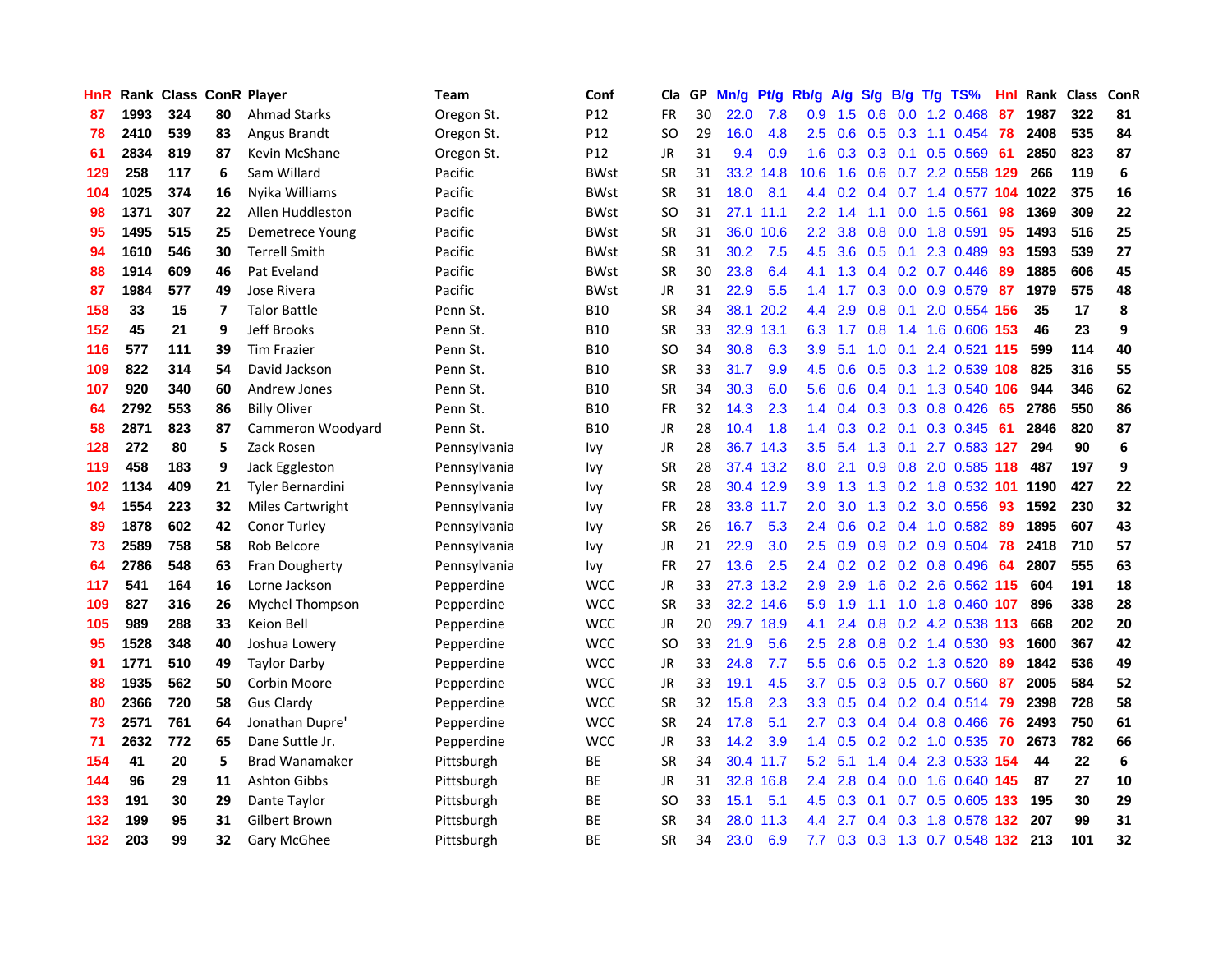| HnR | Rank | Class | ConR | Player | Team | Conf | Cla | GP | Mn/g | Pt/g | Rb/g | A/g | S/g | B/g | T/g | TS% | Hnl | Rank | Class | ConR |
|---|---|---|---|---|---|---|---|---|---|---|---|---|---|---|---|---|---|---|---|---|
| 87 | 1993 | 324 | 80 | Ahmad Starks | Oregon St. | P12 | FR | 30 | 22.0 | 7.8 | 0.9 | 1.5 | 0.6 | 0.0 | 1.2 | 0.468 | 87 | 1987 | 322 | 81 |
| 78 | 2410 | 539 | 83 | Angus Brandt | Oregon St. | P12 | SO | 29 | 16.0 | 4.8 | 2.5 | 0.6 | 0.5 | 0.3 | 1.1 | 0.454 | 78 | 2408 | 535 | 84 |
| 61 | 2834 | 819 | 87 | Kevin McShane | Oregon St. | P12 | JR | 31 | 9.4 | 0.9 | 1.6 | 0.3 | 0.3 | 0.1 | 0.5 | 0.569 | 61 | 2850 | 823 | 87 |
| 129 | 258 | 117 | 6 | Sam Willard | Pacific | BWst | SR | 31 | 33.2 | 14.8 | 10.6 | 1.6 | 0.6 | 0.7 | 2.2 | 0.558 | 129 | 266 | 119 | 6 |
| 104 | 1025 | 374 | 16 | Nyika Williams | Pacific | BWst | SR | 31 | 18.0 | 8.1 | 4.4 | 0.2 | 0.4 | 0.7 | 1.4 | 0.577 | 104 | 1022 | 375 | 16 |
| 98 | 1371 | 307 | 22 | Allen Huddleston | Pacific | BWst | SO | 31 | 27.1 | 11.1 | 2.2 | 1.4 | 1.1 | 0.0 | 1.5 | 0.561 | 98 | 1369 | 309 | 22 |
| 95 | 1495 | 515 | 25 | Demetrece Young | Pacific | BWst | SR | 31 | 36.0 | 10.6 | 2.2 | 3.8 | 0.8 | 0.0 | 1.8 | 0.591 | 95 | 1493 | 516 | 25 |
| 94 | 1610 | 546 | 30 | Terrell Smith | Pacific | BWst | SR | 31 | 30.2 | 7.5 | 4.5 | 3.6 | 0.5 | 0.1 | 2.3 | 0.489 | 93 | 1593 | 539 | 27 |
| 88 | 1914 | 609 | 46 | Pat Eveland | Pacific | BWst | SR | 30 | 23.8 | 6.4 | 4.1 | 1.3 | 0.4 | 0.2 | 0.7 | 0.446 | 89 | 1885 | 606 | 45 |
| 87 | 1984 | 577 | 49 | Jose Rivera | Pacific | BWst | JR | 31 | 22.9 | 5.5 | 1.4 | 1.7 | 0.3 | 0.0 | 0.9 | 0.579 | 87 | 1979 | 575 | 48 |
| 158 | 33 | 15 | 7 | Talor Battle | Penn St. | B10 | SR | 34 | 38.1 | 20.2 | 4.4 | 2.9 | 0.8 | 0.1 | 2.0 | 0.554 | 156 | 35 | 17 | 8 |
| 152 | 45 | 21 | 9 | Jeff Brooks | Penn St. | B10 | SR | 33 | 32.9 | 13.1 | 6.3 | 1.7 | 0.8 | 1.4 | 1.6 | 0.606 | 153 | 46 | 23 | 9 |
| 116 | 577 | 111 | 39 | Tim Frazier | Penn St. | B10 | SO | 34 | 30.8 | 6.3 | 3.9 | 5.1 | 1.0 | 0.1 | 2.4 | 0.521 | 115 | 599 | 114 | 40 |
| 109 | 822 | 314 | 54 | David Jackson | Penn St. | B10 | SR | 33 | 31.7 | 9.9 | 4.5 | 0.6 | 0.5 | 0.3 | 1.2 | 0.539 | 108 | 825 | 316 | 55 |
| 107 | 920 | 340 | 60 | Andrew Jones | Penn St. | B10 | SR | 34 | 30.3 | 6.0 | 5.6 | 0.6 | 0.4 | 0.1 | 1.3 | 0.540 | 106 | 944 | 346 | 62 |
| 64 | 2792 | 553 | 86 | Billy Oliver | Penn St. | B10 | FR | 32 | 14.3 | 2.3 | 1.4 | 0.4 | 0.3 | 0.3 | 0.8 | 0.426 | 65 | 2786 | 550 | 86 |
| 58 | 2871 | 823 | 87 | Cammeron Woodyard | Penn St. | B10 | JR | 28 | 10.4 | 1.8 | 1.4 | 0.3 | 0.2 | 0.1 | 0.3 | 0.345 | 61 | 2846 | 820 | 87 |
| 128 | 272 | 80 | 5 | Zack Rosen | Pennsylvania | Ivy | JR | 28 | 36.7 | 14.3 | 3.5 | 5.4 | 1.3 | 0.1 | 2.7 | 0.583 | 127 | 294 | 90 | 6 |
| 119 | 458 | 183 | 9 | Jack Eggleston | Pennsylvania | Ivy | SR | 28 | 37.4 | 13.2 | 8.0 | 2.1 | 0.9 | 0.8 | 2.0 | 0.585 | 118 | 487 | 197 | 9 |
| 102 | 1134 | 409 | 21 | Tyler Bernardini | Pennsylvania | Ivy | SR | 28 | 30.4 | 12.9 | 3.9 | 1.3 | 1.3 | 0.2 | 1.8 | 0.532 | 101 | 1190 | 427 | 22 |
| 94 | 1554 | 223 | 32 | Miles Cartwright | Pennsylvania | Ivy | FR | 28 | 33.8 | 11.7 | 2.0 | 3.0 | 1.3 | 0.2 | 3.0 | 0.556 | 93 | 1592 | 230 | 32 |
| 89 | 1878 | 602 | 42 | Conor Turley | Pennsylvania | Ivy | SR | 26 | 16.7 | 5.3 | 2.4 | 0.6 | 0.2 | 0.4 | 1.0 | 0.582 | 89 | 1895 | 607 | 43 |
| 73 | 2589 | 758 | 58 | Rob Belcore | Pennsylvania | Ivy | JR | 21 | 22.9 | 3.0 | 2.5 | 0.9 | 0.9 | 0.2 | 0.9 | 0.504 | 78 | 2418 | 710 | 57 |
| 64 | 2786 | 548 | 63 | Fran Dougherty | Pennsylvania | Ivy | FR | 27 | 13.6 | 2.5 | 2.4 | 0.2 | 0.2 | 0.2 | 0.8 | 0.496 | 64 | 2807 | 555 | 63 |
| 117 | 541 | 164 | 16 | Lorne Jackson | Pepperdine | WCC | JR | 33 | 27.3 | 13.2 | 2.9 | 2.9 | 1.6 | 0.2 | 2.6 | 0.562 | 115 | 604 | 191 | 18 |
| 109 | 827 | 316 | 26 | Mychel Thompson | Pepperdine | WCC | SR | 33 | 32.2 | 14.6 | 5.9 | 1.9 | 1.1 | 1.0 | 1.8 | 0.460 | 107 | 896 | 338 | 28 |
| 105 | 989 | 288 | 33 | Keion Bell | Pepperdine | WCC | JR | 20 | 29.7 | 18.9 | 4.1 | 2.4 | 0.8 | 0.2 | 4.2 | 0.538 | 113 | 668 | 202 | 20 |
| 95 | 1528 | 348 | 40 | Joshua Lowery | Pepperdine | WCC | SO | 33 | 21.9 | 5.6 | 2.5 | 2.8 | 0.8 | 0.2 | 1.4 | 0.530 | 93 | 1600 | 367 | 42 |
| 91 | 1771 | 510 | 49 | Taylor Darby | Pepperdine | WCC | JR | 33 | 24.8 | 7.7 | 5.5 | 0.6 | 0.5 | 0.2 | 1.3 | 0.520 | 89 | 1842 | 536 | 49 |
| 88 | 1935 | 562 | 50 | Corbin Moore | Pepperdine | WCC | JR | 33 | 19.1 | 4.5 | 3.7 | 0.5 | 0.3 | 0.5 | 0.7 | 0.560 | 87 | 2005 | 584 | 52 |
| 80 | 2366 | 720 | 58 | Gus Clardy | Pepperdine | WCC | SR | 32 | 15.8 | 2.3 | 3.3 | 0.5 | 0.4 | 0.2 | 0.4 | 0.514 | 79 | 2398 | 728 | 58 |
| 73 | 2571 | 761 | 64 | Jonathan Dupre' | Pepperdine | WCC | SR | 24 | 17.8 | 5.1 | 2.7 | 0.3 | 0.4 | 0.4 | 0.8 | 0.466 | 76 | 2493 | 750 | 61 |
| 71 | 2632 | 772 | 65 | Dane Suttle Jr. | Pepperdine | WCC | JR | 33 | 14.2 | 3.9 | 1.4 | 0.5 | 0.2 | 0.2 | 1.0 | 0.535 | 70 | 2673 | 782 | 66 |
| 154 | 41 | 20 | 5 | Brad Wanamaker | Pittsburgh | BE | SR | 34 | 30.4 | 11.7 | 5.2 | 5.1 | 1.4 | 0.4 | 2.3 | 0.533 | 154 | 44 | 22 | 6 |
| 144 | 96 | 29 | 11 | Ashton Gibbs | Pittsburgh | BE | JR | 31 | 32.8 | 16.8 | 2.4 | 2.8 | 0.4 | 0.0 | 1.6 | 0.640 | 145 | 87 | 27 | 10 |
| 133 | 191 | 30 | 29 | Dante Taylor | Pittsburgh | BE | SO | 33 | 15.1 | 5.1 | 4.5 | 0.3 | 0.1 | 0.7 | 0.5 | 0.605 | 133 | 195 | 30 | 29 |
| 132 | 199 | 95 | 31 | Gilbert Brown | Pittsburgh | BE | SR | 34 | 28.0 | 11.3 | 4.4 | 2.7 | 0.4 | 0.3 | 1.8 | 0.578 | 132 | 207 | 99 | 31 |
| 132 | 203 | 99 | 32 | Gary McGhee | Pittsburgh | BE | SR | 34 | 23.0 | 6.9 | 7.7 | 0.3 | 0.3 | 1.3 | 0.7 | 0.548 | 132 | 213 | 101 | 32 |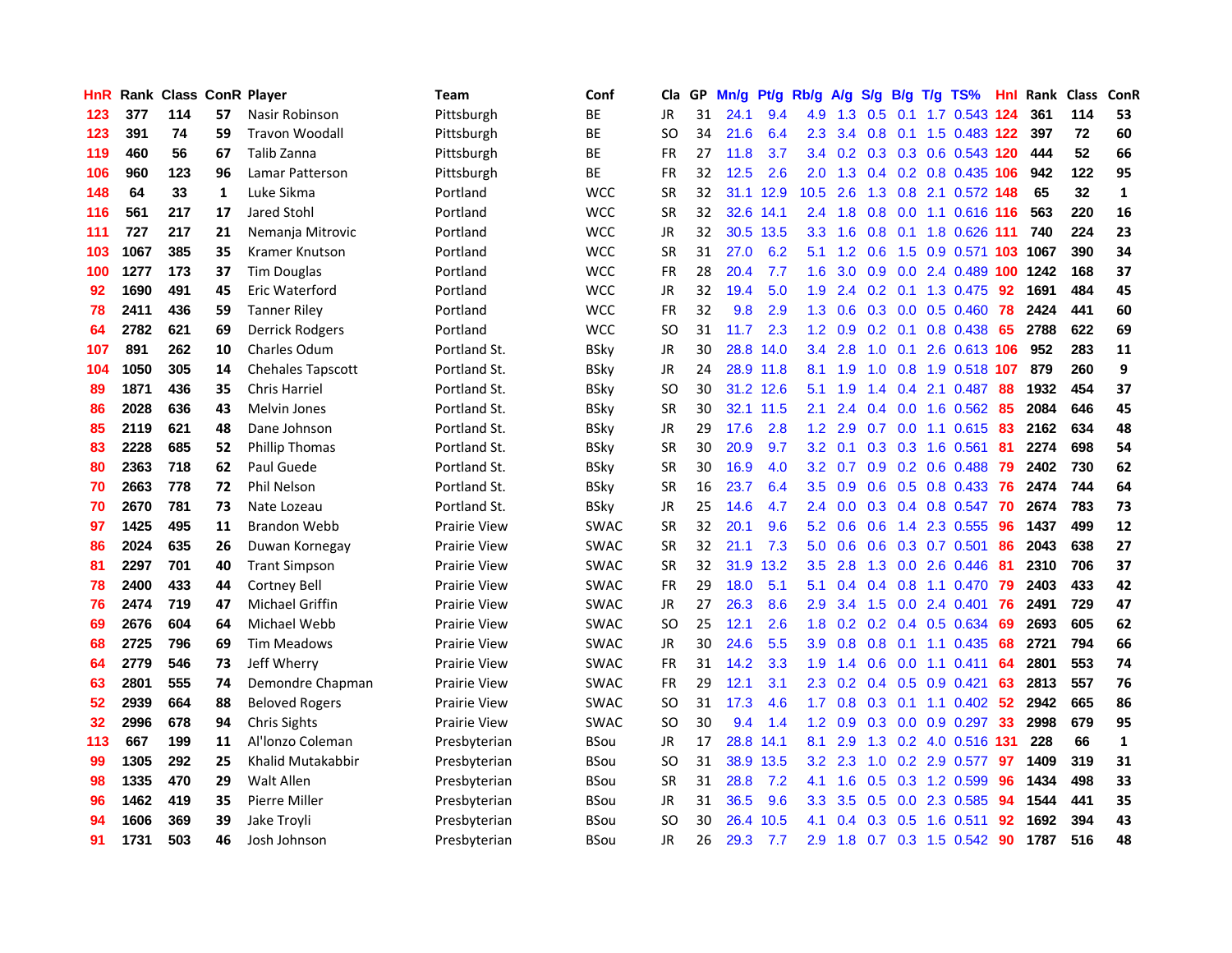| HnR | Rank | Class | ConR | Player | Team | Conf | Cla | GP | Mn/g | Pt/g | Rb/g | A/g | S/g | B/g | T/g | TS% | HnI | Rank | Class | ConR |
|---|---|---|---|---|---|---|---|---|---|---|---|---|---|---|---|---|---|---|---|---|
| 123 | 377 | 114 | 57 | Nasir Robinson | Pittsburgh | BE | JR | 31 | 24.1 | 9.4 | 4.9 | 1.3 | 0.5 | 0.1 | 1.7 | 0.543 | 124 | 361 | 114 | 53 |
| 123 | 391 | 74 | 59 | Travon Woodall | Pittsburgh | BE | SO | 34 | 21.6 | 6.4 | 2.3 | 3.4 | 0.8 | 0.1 | 1.5 | 0.483 | 122 | 397 | 72 | 60 |
| 119 | 460 | 56 | 67 | Talib Zanna | Pittsburgh | BE | FR | 27 | 11.8 | 3.7 | 3.4 | 0.2 | 0.3 | 0.3 | 0.6 | 0.543 | 120 | 444 | 52 | 66 |
| 106 | 960 | 123 | 96 | Lamar Patterson | Pittsburgh | BE | FR | 32 | 12.5 | 2.6 | 2.0 | 1.3 | 0.4 | 0.2 | 0.8 | 0.435 | 106 | 942 | 122 | 95 |
| 148 | 64 | 33 | 1 | Luke Sikma | Portland | WCC | SR | 32 | 31.1 | 12.9 | 10.5 | 2.6 | 1.3 | 0.8 | 2.1 | 0.572 | 148 | 65 | 32 | 1 |
| 116 | 561 | 217 | 17 | Jared Stohl | Portland | WCC | SR | 32 | 32.6 | 14.1 | 2.4 | 1.8 | 0.8 | 0.0 | 1.1 | 0.616 | 116 | 563 | 220 | 16 |
| 111 | 727 | 217 | 21 | Nemanja Mitrovic | Portland | WCC | JR | 32 | 30.5 | 13.5 | 3.3 | 1.6 | 0.8 | 0.1 | 1.8 | 0.626 | 111 | 740 | 224 | 23 |
| 103 | 1067 | 385 | 35 | Kramer Knutson | Portland | WCC | SR | 31 | 27.0 | 6.2 | 5.1 | 1.2 | 0.6 | 1.5 | 0.9 | 0.571 | 103 | 1067 | 390 | 34 |
| 100 | 1277 | 173 | 37 | Tim Douglas | Portland | WCC | FR | 28 | 20.4 | 7.7 | 1.6 | 3.0 | 0.9 | 0.0 | 2.4 | 0.489 | 100 | 1242 | 168 | 37 |
| 92 | 1690 | 491 | 45 | Eric Waterford | Portland | WCC | JR | 32 | 19.4 | 5.0 | 1.9 | 2.4 | 0.2 | 0.1 | 1.3 | 0.475 | 92 | 1691 | 484 | 45 |
| 78 | 2411 | 436 | 59 | Tanner Riley | Portland | WCC | FR | 32 | 9.8 | 2.9 | 1.3 | 0.6 | 0.3 | 0.0 | 0.5 | 0.460 | 78 | 2424 | 441 | 60 |
| 64 | 2782 | 621 | 69 | Derrick Rodgers | Portland | WCC | SO | 31 | 11.7 | 2.3 | 1.2 | 0.9 | 0.2 | 0.1 | 0.8 | 0.438 | 65 | 2788 | 622 | 69 |
| 107 | 891 | 262 | 10 | Charles Odum | Portland St. | BSky | JR | 30 | 28.8 | 14.0 | 3.4 | 2.8 | 1.0 | 0.1 | 2.6 | 0.613 | 106 | 952 | 283 | 11 |
| 104 | 1050 | 305 | 14 | Chehales Tapscott | Portland St. | BSky | JR | 24 | 28.9 | 11.8 | 8.1 | 1.9 | 1.0 | 0.8 | 1.9 | 0.518 | 107 | 879 | 260 | 9 |
| 89 | 1871 | 436 | 35 | Chris Harriel | Portland St. | BSky | SO | 30 | 31.2 | 12.6 | 5.1 | 1.9 | 1.4 | 0.4 | 2.1 | 0.487 | 88 | 1932 | 454 | 37 |
| 86 | 2028 | 636 | 43 | Melvin Jones | Portland St. | BSky | SR | 30 | 32.1 | 11.5 | 2.1 | 2.4 | 0.4 | 0.0 | 1.6 | 0.562 | 85 | 2084 | 646 | 45 |
| 85 | 2119 | 621 | 48 | Dane Johnson | Portland St. | BSky | JR | 29 | 17.6 | 2.8 | 1.2 | 2.9 | 0.7 | 0.0 | 1.1 | 0.615 | 83 | 2162 | 634 | 48 |
| 83 | 2228 | 685 | 52 | Phillip Thomas | Portland St. | BSky | SR | 30 | 20.9 | 9.7 | 3.2 | 0.1 | 0.3 | 0.3 | 1.6 | 0.561 | 81 | 2274 | 698 | 54 |
| 80 | 2363 | 718 | 62 | Paul Guede | Portland St. | BSky | SR | 30 | 16.9 | 4.0 | 3.2 | 0.7 | 0.9 | 0.2 | 0.6 | 0.488 | 79 | 2402 | 730 | 62 |
| 70 | 2663 | 778 | 72 | Phil Nelson | Portland St. | BSky | SR | 16 | 23.7 | 6.4 | 3.5 | 0.9 | 0.6 | 0.5 | 0.8 | 0.433 | 76 | 2474 | 744 | 64 |
| 70 | 2670 | 781 | 73 | Nate Lozeau | Portland St. | BSky | JR | 25 | 14.6 | 4.7 | 2.4 | 0.0 | 0.3 | 0.4 | 0.8 | 0.547 | 70 | 2674 | 783 | 73 |
| 97 | 1425 | 495 | 11 | Brandon Webb | Prairie View | SWAC | SR | 32 | 20.1 | 9.6 | 5.2 | 0.6 | 0.6 | 1.4 | 2.3 | 0.555 | 96 | 1437 | 499 | 12 |
| 86 | 2024 | 635 | 26 | Duwan Kornegay | Prairie View | SWAC | SR | 32 | 21.1 | 7.3 | 5.0 | 0.6 | 0.6 | 0.3 | 0.7 | 0.501 | 86 | 2043 | 638 | 27 |
| 81 | 2297 | 701 | 40 | Trant Simpson | Prairie View | SWAC | SR | 32 | 31.9 | 13.2 | 3.5 | 2.8 | 1.3 | 0.0 | 2.6 | 0.446 | 81 | 2310 | 706 | 37 |
| 78 | 2400 | 433 | 44 | Cortney Bell | Prairie View | SWAC | FR | 29 | 18.0 | 5.1 | 5.1 | 0.4 | 0.4 | 0.8 | 1.1 | 0.470 | 79 | 2403 | 433 | 42 |
| 76 | 2474 | 719 | 47 | Michael Griffin | Prairie View | SWAC | JR | 27 | 26.3 | 8.6 | 2.9 | 3.4 | 1.5 | 0.0 | 2.4 | 0.401 | 76 | 2491 | 729 | 47 |
| 69 | 2676 | 604 | 64 | Michael Webb | Prairie View | SWAC | SO | 25 | 12.1 | 2.6 | 1.8 | 0.2 | 0.2 | 0.4 | 0.5 | 0.634 | 69 | 2693 | 605 | 62 |
| 68 | 2725 | 796 | 69 | Tim Meadows | Prairie View | SWAC | JR | 30 | 24.6 | 5.5 | 3.9 | 0.8 | 0.8 | 0.1 | 1.1 | 0.435 | 68 | 2721 | 794 | 66 |
| 64 | 2779 | 546 | 73 | Jeff Wherry | Prairie View | SWAC | FR | 31 | 14.2 | 3.3 | 1.9 | 1.4 | 0.6 | 0.0 | 1.1 | 0.411 | 64 | 2801 | 553 | 74 |
| 63 | 2801 | 555 | 74 | Demondre Chapman | Prairie View | SWAC | FR | 29 | 12.1 | 3.1 | 2.3 | 0.2 | 0.4 | 0.5 | 0.9 | 0.421 | 63 | 2813 | 557 | 76 |
| 52 | 2939 | 664 | 88 | Beloved Rogers | Prairie View | SWAC | SO | 31 | 17.3 | 4.6 | 1.7 | 0.8 | 0.3 | 0.1 | 1.1 | 0.402 | 52 | 2942 | 665 | 86 |
| 32 | 2996 | 678 | 94 | Chris Sights | Prairie View | SWAC | SO | 30 | 9.4 | 1.4 | 1.2 | 0.9 | 0.3 | 0.0 | 0.9 | 0.297 | 33 | 2998 | 679 | 95 |
| 113 | 667 | 199 | 11 | Al'lonzo Coleman | Presbyterian | BSou | JR | 17 | 28.8 | 14.1 | 8.1 | 2.9 | 1.3 | 0.2 | 4.0 | 0.516 | 131 | 228 | 66 | 1 |
| 99 | 1305 | 292 | 25 | Khalid Mutakabbir | Presbyterian | BSou | SO | 31 | 38.9 | 13.5 | 3.2 | 2.3 | 1.0 | 0.2 | 2.9 | 0.577 | 97 | 1409 | 319 | 31 |
| 98 | 1335 | 470 | 29 | Walt Allen | Presbyterian | BSou | SR | 31 | 28.8 | 7.2 | 4.1 | 1.6 | 0.5 | 0.3 | 1.2 | 0.599 | 96 | 1434 | 498 | 33 |
| 96 | 1462 | 419 | 35 | Pierre Miller | Presbyterian | BSou | JR | 31 | 36.5 | 9.6 | 3.3 | 3.5 | 0.5 | 0.0 | 2.3 | 0.585 | 94 | 1544 | 441 | 35 |
| 94 | 1606 | 369 | 39 | Jake Troyli | Presbyterian | BSou | SO | 30 | 26.4 | 10.5 | 4.1 | 0.4 | 0.3 | 0.5 | 1.6 | 0.511 | 92 | 1692 | 394 | 43 |
| 91 | 1731 | 503 | 46 | Josh Johnson | Presbyterian | BSou | JR | 26 | 29.3 | 7.7 | 2.9 | 1.8 | 0.7 | 0.3 | 1.5 | 0.542 | 90 | 1787 | 516 | 48 |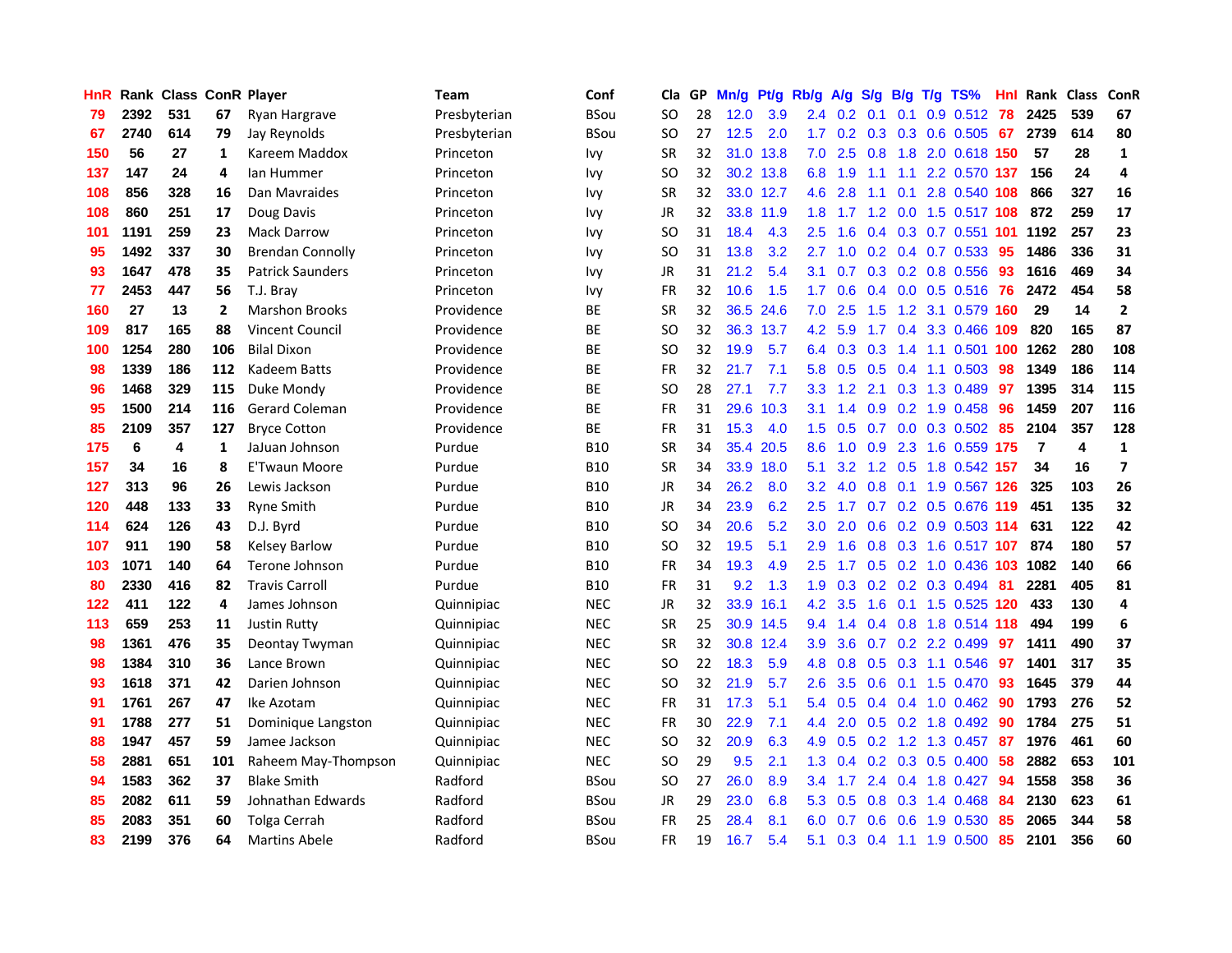| HnR | Rank | Class | ConR | Player | Team | Conf | Cla | GP | Mn/g | Pt/g | Rb/g | A/g | S/g | B/g | T/g | TS% | HnI | Rank | Class | ConR |
|---|---|---|---|---|---|---|---|---|---|---|---|---|---|---|---|---|---|---|---|---|
| 79 | 2392 | 531 | 67 | Ryan Hargrave | Presbyterian | BSou | SO | 28 | 12.0 | 3.9 | 2.4 | 0.2 | 0.1 | 0.1 | 0.9 | 0.512 | 78 | 2425 | 539 | 67 |
| 67 | 2740 | 614 | 79 | Jay Reynolds | Presbyterian | BSou | SO | 27 | 12.5 | 2.0 | 1.7 | 0.2 | 0.3 | 0.3 | 0.6 | 0.505 | 67 | 2739 | 614 | 80 |
| 150 | 56 | 27 | 1 | Kareem Maddox | Princeton | Ivy | SR | 32 | 31.0 | 13.8 | 7.0 | 2.5 | 0.8 | 1.8 | 2.0 | 0.618 | 150 | 57 | 28 | 1 |
| 137 | 147 | 24 | 4 | Ian Hummer | Princeton | Ivy | SO | 32 | 30.2 | 13.8 | 6.8 | 1.9 | 1.1 | 1.1 | 2.2 | 0.570 | 137 | 156 | 24 | 4 |
| 108 | 856 | 328 | 16 | Dan Mavraides | Princeton | Ivy | SR | 32 | 33.0 | 12.7 | 4.6 | 2.8 | 1.1 | 0.1 | 2.8 | 0.540 | 108 | 866 | 327 | 16 |
| 108 | 860 | 251 | 17 | Doug Davis | Princeton | Ivy | JR | 32 | 33.8 | 11.9 | 1.8 | 1.7 | 1.2 | 0.0 | 1.5 | 0.517 | 108 | 872 | 259 | 17 |
| 101 | 1191 | 259 | 23 | Mack Darrow | Princeton | Ivy | SO | 31 | 18.4 | 4.3 | 2.5 | 1.6 | 0.4 | 0.3 | 0.7 | 0.551 | 101 | 1192 | 257 | 23 |
| 95 | 1492 | 337 | 30 | Brendan Connolly | Princeton | Ivy | SO | 31 | 13.8 | 3.2 | 2.7 | 1.0 | 0.2 | 0.4 | 0.7 | 0.533 | 95 | 1486 | 336 | 31 |
| 93 | 1647 | 478 | 35 | Patrick Saunders | Princeton | Ivy | JR | 31 | 21.2 | 5.4 | 3.1 | 0.7 | 0.3 | 0.2 | 0.8 | 0.556 | 93 | 1616 | 469 | 34 |
| 77 | 2453 | 447 | 56 | T.J. Bray | Princeton | Ivy | FR | 32 | 10.6 | 1.5 | 1.7 | 0.6 | 0.4 | 0.0 | 0.5 | 0.516 | 76 | 2472 | 454 | 58 |
| 160 | 27 | 13 | 2 | Marshon Brooks | Providence | BE | SR | 32 | 36.5 | 24.6 | 7.0 | 2.5 | 1.5 | 1.2 | 3.1 | 0.579 | 160 | 29 | 14 | 2 |
| 109 | 817 | 165 | 88 | Vincent Council | Providence | BE | SO | 32 | 36.3 | 13.7 | 4.2 | 5.9 | 1.7 | 0.4 | 3.3 | 0.466 | 109 | 820 | 165 | 87 |
| 100 | 1254 | 280 | 106 | Bilal Dixon | Providence | BE | SO | 32 | 19.9 | 5.7 | 6.4 | 0.3 | 0.3 | 1.4 | 1.1 | 0.501 | 100 | 1262 | 280 | 108 |
| 98 | 1339 | 186 | 112 | Kadeem Batts | Providence | BE | FR | 32 | 21.7 | 7.1 | 5.8 | 0.5 | 0.5 | 0.4 | 1.1 | 0.503 | 98 | 1349 | 186 | 114 |
| 96 | 1468 | 329 | 115 | Duke Mondy | Providence | BE | SO | 28 | 27.1 | 7.7 | 3.3 | 1.2 | 2.1 | 0.3 | 1.3 | 0.489 | 97 | 1395 | 314 | 115 |
| 95 | 1500 | 214 | 116 | Gerard Coleman | Providence | BE | FR | 31 | 29.6 | 10.3 | 3.1 | 1.4 | 0.9 | 0.2 | 1.9 | 0.458 | 96 | 1459 | 207 | 116 |
| 85 | 2109 | 357 | 127 | Bryce Cotton | Providence | BE | FR | 31 | 15.3 | 4.0 | 1.5 | 0.5 | 0.7 | 0.0 | 0.3 | 0.502 | 85 | 2104 | 357 | 128 |
| 175 | 6 | 4 | 1 | JaJuan Johnson | Purdue | B10 | SR | 34 | 35.4 | 20.5 | 8.6 | 1.0 | 0.9 | 2.3 | 1.6 | 0.559 | 175 | 7 | 4 | 1 |
| 157 | 34 | 16 | 8 | E'Twaun Moore | Purdue | B10 | SR | 34 | 33.9 | 18.0 | 5.1 | 3.2 | 1.2 | 0.5 | 1.8 | 0.542 | 157 | 34 | 16 | 7 |
| 127 | 313 | 96 | 26 | Lewis Jackson | Purdue | B10 | JR | 34 | 26.2 | 8.0 | 3.2 | 4.0 | 0.8 | 0.1 | 1.9 | 0.567 | 126 | 325 | 103 | 26 |
| 120 | 448 | 133 | 33 | Ryne Smith | Purdue | B10 | JR | 34 | 23.9 | 6.2 | 2.5 | 1.7 | 0.7 | 0.2 | 0.5 | 0.676 | 119 | 451 | 135 | 32 |
| 114 | 624 | 126 | 43 | D.J. Byrd | Purdue | B10 | SO | 34 | 20.6 | 5.2 | 3.0 | 2.0 | 0.6 | 0.2 | 0.9 | 0.503 | 114 | 631 | 122 | 42 |
| 107 | 911 | 190 | 58 | Kelsey Barlow | Purdue | B10 | SO | 32 | 19.5 | 5.1 | 2.9 | 1.6 | 0.8 | 0.3 | 1.6 | 0.517 | 107 | 874 | 180 | 57 |
| 103 | 1071 | 140 | 64 | Terone Johnson | Purdue | B10 | FR | 34 | 19.3 | 4.9 | 2.5 | 1.7 | 0.5 | 0.2 | 1.0 | 0.436 | 103 | 1082 | 140 | 66 |
| 80 | 2330 | 416 | 82 | Travis Carroll | Purdue | B10 | FR | 31 | 9.2 | 1.3 | 1.9 | 0.3 | 0.2 | 0.2 | 0.3 | 0.494 | 81 | 2281 | 405 | 81 |
| 122 | 411 | 122 | 4 | James Johnson | Quinnipiac | NEC | JR | 32 | 33.9 | 16.1 | 4.2 | 3.5 | 1.6 | 0.1 | 1.5 | 0.525 | 120 | 433 | 130 | 4 |
| 113 | 659 | 253 | 11 | Justin Rutty | Quinnipiac | NEC | SR | 25 | 30.9 | 14.5 | 9.4 | 1.4 | 0.4 | 0.8 | 1.8 | 0.514 | 118 | 494 | 199 | 6 |
| 98 | 1361 | 476 | 35 | Deontay Twyman | Quinnipiac | NEC | SR | 32 | 30.8 | 12.4 | 3.9 | 3.6 | 0.7 | 0.2 | 2.2 | 0.499 | 97 | 1411 | 490 | 37 |
| 98 | 1384 | 310 | 36 | Lance Brown | Quinnipiac | NEC | SO | 22 | 18.3 | 5.9 | 4.8 | 0.8 | 0.5 | 0.3 | 1.1 | 0.546 | 97 | 1401 | 317 | 35 |
| 93 | 1618 | 371 | 42 | Darien Johnson | Quinnipiac | NEC | SO | 32 | 21.9 | 5.7 | 2.6 | 3.5 | 0.6 | 0.1 | 1.5 | 0.470 | 93 | 1645 | 379 | 44 |
| 91 | 1761 | 267 | 47 | Ike Azotam | Quinnipiac | NEC | FR | 31 | 17.3 | 5.1 | 5.4 | 0.5 | 0.4 | 0.4 | 1.0 | 0.462 | 90 | 1793 | 276 | 52 |
| 91 | 1788 | 277 | 51 | Dominique Langston | Quinnipiac | NEC | FR | 30 | 22.9 | 7.1 | 4.4 | 2.0 | 0.5 | 0.2 | 1.8 | 0.492 | 90 | 1784 | 275 | 51 |
| 88 | 1947 | 457 | 59 | Jamee Jackson | Quinnipiac | NEC | SO | 32 | 20.9 | 6.3 | 4.9 | 0.5 | 0.2 | 1.2 | 1.3 | 0.457 | 87 | 1976 | 461 | 60 |
| 58 | 2881 | 651 | 101 | Raheem May-Thompson | Quinnipiac | NEC | SO | 29 | 9.5 | 2.1 | 1.3 | 0.4 | 0.2 | 0.3 | 0.5 | 0.400 | 58 | 2882 | 653 | 101 |
| 94 | 1583 | 362 | 37 | Blake Smith | Radford | BSou | SO | 27 | 26.0 | 8.9 | 3.4 | 1.7 | 2.4 | 0.4 | 1.8 | 0.427 | 94 | 1558 | 358 | 36 |
| 85 | 2082 | 611 | 59 | Johnathan Edwards | Radford | BSou | JR | 29 | 23.0 | 6.8 | 5.3 | 0.5 | 0.8 | 0.3 | 1.4 | 0.468 | 84 | 2130 | 623 | 61 |
| 85 | 2083 | 351 | 60 | Tolga Cerrah | Radford | BSou | FR | 25 | 28.4 | 8.1 | 6.0 | 0.7 | 0.6 | 0.6 | 1.9 | 0.530 | 85 | 2065 | 344 | 58 |
| 83 | 2199 | 376 | 64 | Martins Abele | Radford | BSou | FR | 19 | 16.7 | 5.4 | 5.1 | 0.3 | 0.4 | 1.1 | 1.9 | 0.500 | 85 | 2101 | 356 | 60 |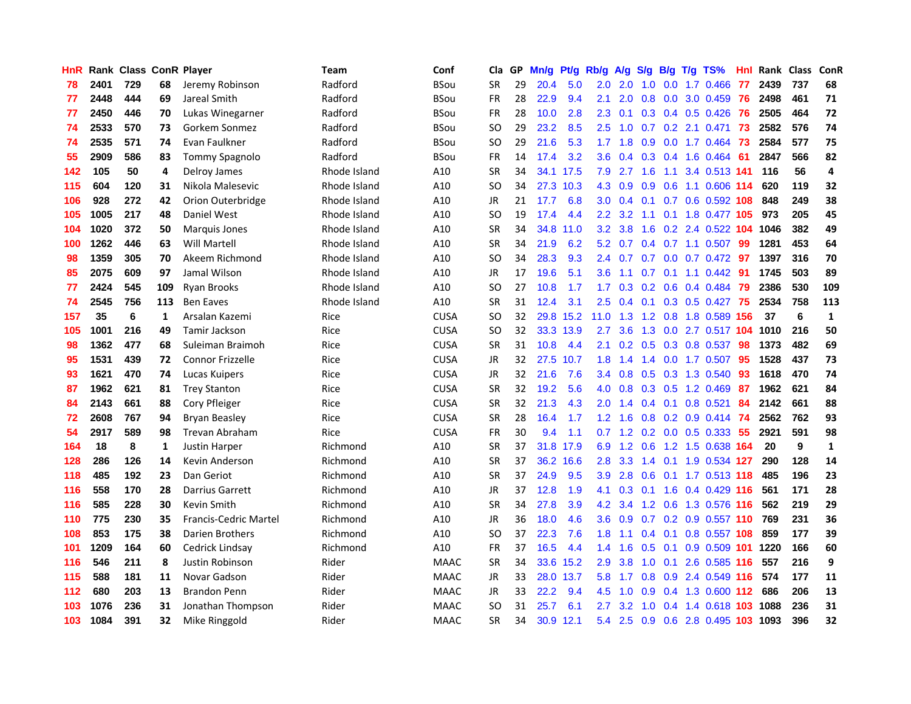| HnR | Rank | Class | ConR | Player | Team | Conf | Cla | GP | Mn/g | Pt/g | Rb/g | A/g | S/g | B/g | T/g | TS% | HnI | Rank | Class | ConR |
|---|---|---|---|---|---|---|---|---|---|---|---|---|---|---|---|---|---|---|---|---|
| 78 | 2401 | 729 | 68 | Jeremy Robinson | Radford | BSou | SR | 29 | 20.4 | 5.0 | 2.0 | 2.0 | 1.0 | 0.0 | 1.7 | 0.466 | 77 | 2439 | 737 | 68 |
| 77 | 2448 | 444 | 69 | Jareal Smith | Radford | BSou | FR | 28 | 22.9 | 9.4 | 2.1 | 2.0 | 0.8 | 0.0 | 3.0 | 0.459 | 76 | 2498 | 461 | 71 |
| 77 | 2450 | 446 | 70 | Lukas Winegarner | Radford | BSou | FR | 28 | 10.0 | 2.8 | 2.3 | 0.1 | 0.3 | 0.4 | 0.5 | 0.426 | 76 | 2505 | 464 | 72 |
| 74 | 2533 | 570 | 73 | Gorkem Sonmez | Radford | BSou | SO | 29 | 23.2 | 8.5 | 2.5 | 1.0 | 0.7 | 0.2 | 2.1 | 0.471 | 73 | 2582 | 576 | 74 |
| 74 | 2535 | 571 | 74 | Evan Faulkner | Radford | BSou | SO | 29 | 21.6 | 5.3 | 1.7 | 1.8 | 0.9 | 0.0 | 1.7 | 0.464 | 73 | 2584 | 577 | 75 |
| 55 | 2909 | 586 | 83 | Tommy Spagnolo | Radford | BSou | FR | 14 | 17.4 | 3.2 | 3.6 | 0.4 | 0.3 | 0.4 | 1.6 | 0.464 | 61 | 2847 | 566 | 82 |
| 142 | 105 | 50 | 4 | Delroy James | Rhode Island | A10 | SR | 34 | 34.1 | 17.5 | 7.9 | 2.7 | 1.6 | 1.1 | 3.4 | 0.513 | 141 | 116 | 56 | 4 |
| 115 | 604 | 120 | 31 | Nikola Malesevic | Rhode Island | A10 | SO | 34 | 27.3 | 10.3 | 4.3 | 0.9 | 0.9 | 0.6 | 1.1 | 0.606 | 114 | 620 | 119 | 32 |
| 106 | 928 | 272 | 42 | Orion Outerbridge | Rhode Island | A10 | JR | 21 | 17.7 | 6.8 | 3.0 | 0.4 | 0.1 | 0.7 | 0.6 | 0.592 | 108 | 848 | 249 | 38 |
| 105 | 1005 | 217 | 48 | Daniel West | Rhode Island | A10 | SO | 19 | 17.4 | 4.4 | 2.2 | 3.2 | 1.1 | 0.1 | 1.8 | 0.477 | 105 | 973 | 205 | 45 |
| 104 | 1020 | 372 | 50 | Marquis Jones | Rhode Island | A10 | SR | 34 | 34.8 | 11.0 | 3.2 | 3.8 | 1.6 | 0.2 | 2.4 | 0.522 | 104 | 1046 | 382 | 49 |
| 100 | 1262 | 446 | 63 | Will Martell | Rhode Island | A10 | SR | 34 | 21.9 | 6.2 | 5.2 | 0.7 | 0.4 | 0.7 | 1.1 | 0.507 | 99 | 1281 | 453 | 64 |
| 98 | 1359 | 305 | 70 | Akeem Richmond | Rhode Island | A10 | SO | 34 | 28.3 | 9.3 | 2.4 | 0.7 | 0.7 | 0.0 | 0.7 | 0.472 | 97 | 1397 | 316 | 70 |
| 85 | 2075 | 609 | 97 | Jamal Wilson | Rhode Island | A10 | JR | 17 | 19.6 | 5.1 | 3.6 | 1.1 | 0.7 | 0.1 | 1.1 | 0.442 | 91 | 1745 | 503 | 89 |
| 77 | 2424 | 545 | 109 | Ryan Brooks | Rhode Island | A10 | SO | 27 | 10.8 | 1.7 | 1.7 | 0.3 | 0.2 | 0.6 | 0.4 | 0.484 | 79 | 2386 | 530 | 109 |
| 74 | 2545 | 756 | 113 | Ben Eaves | Rhode Island | A10 | SR | 31 | 12.4 | 3.1 | 2.5 | 0.4 | 0.1 | 0.3 | 0.5 | 0.427 | 75 | 2534 | 758 | 113 |
| 157 | 35 | 6 | 1 | Arsalan Kazemi | Rice | CUSA | SO | 32 | 29.8 | 15.2 | 11.0 | 1.3 | 1.2 | 0.8 | 1.8 | 0.589 | 156 | 37 | 6 | 1 |
| 105 | 1001 | 216 | 49 | Tamir Jackson | Rice | CUSA | SO | 32 | 33.3 | 13.9 | 2.7 | 3.6 | 1.3 | 0.0 | 2.7 | 0.517 | 104 | 1010 | 216 | 50 |
| 98 | 1362 | 477 | 68 | Suleiman Braimoh | Rice | CUSA | SR | 31 | 10.8 | 4.4 | 2.1 | 0.2 | 0.5 | 0.3 | 0.8 | 0.537 | 98 | 1373 | 482 | 69 |
| 95 | 1531 | 439 | 72 | Connor Frizzelle | Rice | CUSA | JR | 32 | 27.5 | 10.7 | 1.8 | 1.4 | 1.4 | 0.0 | 1.7 | 0.507 | 95 | 1528 | 437 | 73 |
| 93 | 1621 | 470 | 74 | Lucas Kuipers | Rice | CUSA | JR | 32 | 21.6 | 7.6 | 3.4 | 0.8 | 0.5 | 0.3 | 1.3 | 0.540 | 93 | 1618 | 470 | 74 |
| 87 | 1962 | 621 | 81 | Trey Stanton | Rice | CUSA | SR | 32 | 19.2 | 5.6 | 4.0 | 0.8 | 0.3 | 0.5 | 1.2 | 0.469 | 87 | 1962 | 621 | 84 |
| 84 | 2143 | 661 | 88 | Cory Pfleiger | Rice | CUSA | SR | 32 | 21.3 | 4.3 | 2.0 | 1.4 | 0.4 | 0.1 | 0.8 | 0.521 | 84 | 2142 | 661 | 88 |
| 72 | 2608 | 767 | 94 | Bryan Beasley | Rice | CUSA | SR | 28 | 16.4 | 1.7 | 1.2 | 1.6 | 0.8 | 0.2 | 0.9 | 0.414 | 74 | 2562 | 762 | 93 |
| 54 | 2917 | 589 | 98 | Trevan Abraham | Rice | CUSA | FR | 30 | 9.4 | 1.1 | 0.7 | 1.2 | 0.2 | 0.0 | 0.5 | 0.333 | 55 | 2921 | 591 | 98 |
| 164 | 18 | 8 | 1 | Justin Harper | Richmond | A10 | SR | 37 | 31.8 | 17.9 | 6.9 | 1.2 | 0.6 | 1.2 | 1.5 | 0.638 | 164 | 20 | 9 | 1 |
| 128 | 286 | 126 | 14 | Kevin Anderson | Richmond | A10 | SR | 37 | 36.2 | 16.6 | 2.8 | 3.3 | 1.4 | 0.1 | 1.9 | 0.534 | 127 | 290 | 128 | 14 |
| 118 | 485 | 192 | 23 | Dan Geriot | Richmond | A10 | SR | 37 | 24.9 | 9.5 | 3.9 | 2.8 | 0.6 | 0.1 | 1.7 | 0.513 | 118 | 485 | 196 | 23 |
| 116 | 558 | 170 | 28 | Darrius Garrett | Richmond | A10 | JR | 37 | 12.8 | 1.9 | 4.1 | 0.3 | 0.1 | 1.6 | 0.4 | 0.429 | 116 | 561 | 171 | 28 |
| 116 | 585 | 228 | 30 | Kevin Smith | Richmond | A10 | SR | 34 | 27.8 | 3.9 | 4.2 | 3.4 | 1.2 | 0.6 | 1.3 | 0.576 | 116 | 562 | 219 | 29 |
| 110 | 775 | 230 | 35 | Francis-Cedric Martel | Richmond | A10 | JR | 36 | 18.0 | 4.6 | 3.6 | 0.9 | 0.7 | 0.2 | 0.9 | 0.557 | 110 | 769 | 231 | 36 |
| 108 | 853 | 175 | 38 | Darien Brothers | Richmond | A10 | SO | 37 | 22.3 | 7.6 | 1.8 | 1.1 | 0.4 | 0.1 | 0.8 | 0.557 | 108 | 859 | 177 | 39 |
| 101 | 1209 | 164 | 60 | Cedrick Lindsay | Richmond | A10 | FR | 37 | 16.5 | 4.4 | 1.4 | 1.6 | 0.5 | 0.1 | 0.9 | 0.509 | 101 | 1220 | 166 | 60 |
| 116 | 546 | 211 | 8 | Justin Robinson | Rider | MAAC | SR | 34 | 33.6 | 15.2 | 2.9 | 3.8 | 1.0 | 0.1 | 2.6 | 0.585 | 116 | 557 | 216 | 9 |
| 115 | 588 | 181 | 11 | Novar Gadson | Rider | MAAC | JR | 33 | 28.0 | 13.7 | 5.8 | 1.7 | 0.8 | 0.9 | 2.4 | 0.549 | 116 | 574 | 177 | 11 |
| 112 | 680 | 203 | 13 | Brandon Penn | Rider | MAAC | JR | 33 | 22.2 | 9.4 | 4.5 | 1.0 | 0.9 | 0.4 | 1.3 | 0.600 | 112 | 686 | 206 | 13 |
| 103 | 1076 | 236 | 31 | Jonathan Thompson | Rider | MAAC | SO | 31 | 25.7 | 6.1 | 2.7 | 3.2 | 1.0 | 0.4 | 1.4 | 0.618 | 103 | 1088 | 236 | 31 |
| 103 | 1084 | 391 | 32 | Mike Ringgold | Rider | MAAC | SR | 34 | 30.9 | 12.1 | 5.4 | 2.5 | 0.9 | 0.6 | 2.8 | 0.495 | 103 | 1093 | 396 | 32 |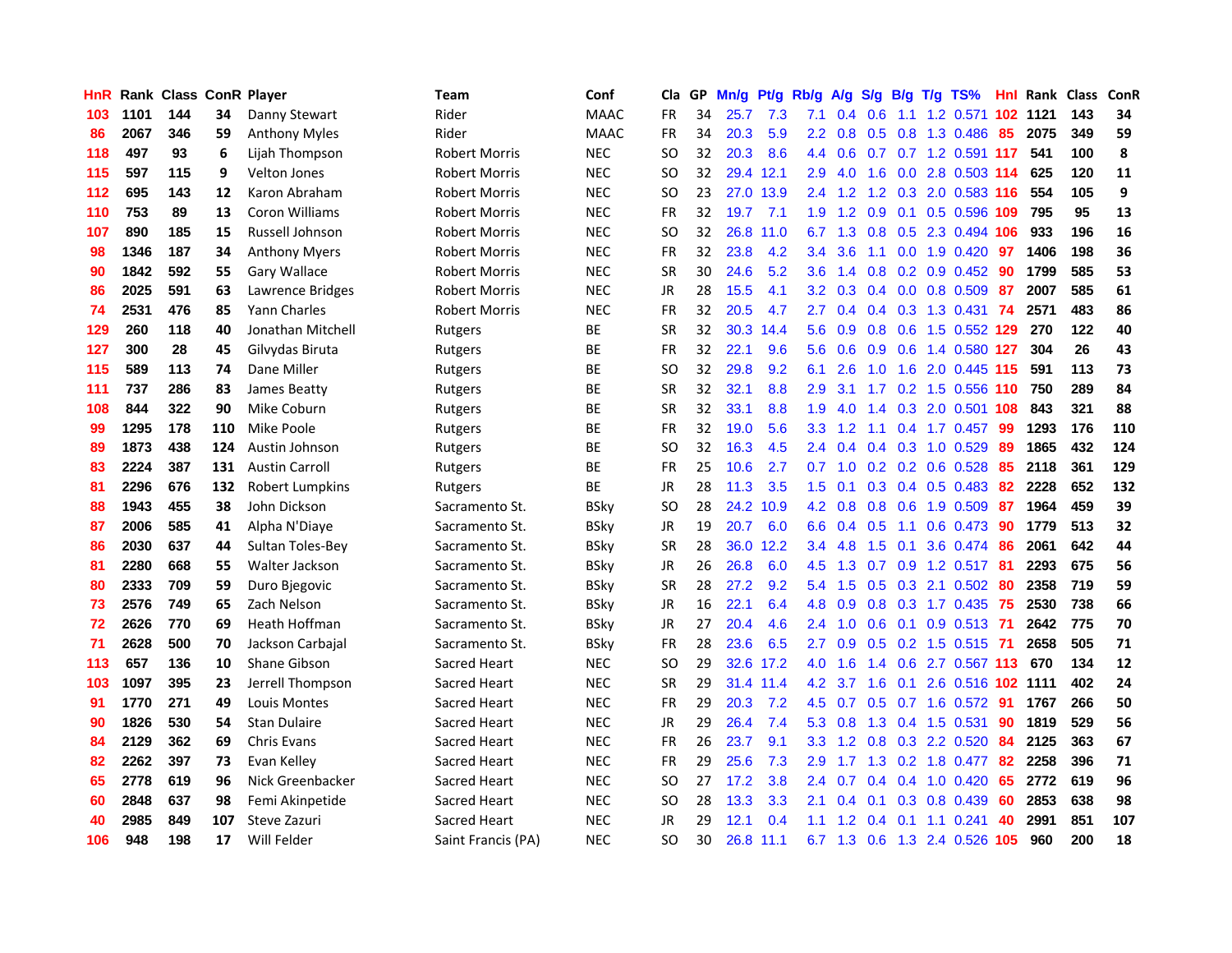| HnR | Rank | Class | ConR | Player | Team | Conf | Cla | GP | Mn/g | Pt/g | Rb/g | A/g | S/g | B/g | T/g | TS% | Hnl | Rank | Class | ConR |
|---|---|---|---|---|---|---|---|---|---|---|---|---|---|---|---|---|---|---|---|---|
| 103 | 1101 | 144 | 34 | Danny Stewart | Rider | MAAC | FR | 34 | 25.7 | 7.3 | 7.1 | 0.4 | 0.6 | 1.1 | 1.2 | 0.571 | 102 | 1121 | 143 | 34 |
| 86 | 2067 | 346 | 59 | Anthony Myles | Rider | MAAC | FR | 34 | 20.3 | 5.9 | 2.2 | 0.8 | 0.5 | 0.8 | 1.3 | 0.486 | 85 | 2075 | 349 | 59 |
| 118 | 497 | 93 | 6 | Lijah Thompson | Robert Morris | NEC | SO | 32 | 20.3 | 8.6 | 4.4 | 0.6 | 0.7 | 0.7 | 1.2 | 0.591 | 117 | 541 | 100 | 8 |
| 115 | 597 | 115 | 9 | Velton Jones | Robert Morris | NEC | SO | 32 | 29.4 | 12.1 | 2.9 | 4.0 | 1.6 | 0.0 | 2.8 | 0.503 | 114 | 625 | 120 | 11 |
| 112 | 695 | 143 | 12 | Karon Abraham | Robert Morris | NEC | SO | 23 | 27.0 | 13.9 | 2.4 | 1.2 | 1.2 | 0.3 | 2.0 | 0.583 | 116 | 554 | 105 | 9 |
| 110 | 753 | 89 | 13 | Coron Williams | Robert Morris | NEC | FR | 32 | 19.7 | 7.1 | 1.9 | 1.2 | 0.9 | 0.1 | 0.5 | 0.596 | 109 | 795 | 95 | 13 |
| 107 | 890 | 185 | 15 | Russell Johnson | Robert Morris | NEC | SO | 32 | 26.8 | 11.0 | 6.7 | 1.3 | 0.8 | 0.5 | 2.3 | 0.494 | 106 | 933 | 196 | 16 |
| 98 | 1346 | 187 | 34 | Anthony Myers | Robert Morris | NEC | FR | 32 | 23.8 | 4.2 | 3.4 | 3.6 | 1.1 | 0.0 | 1.9 | 0.420 | 97 | 1406 | 198 | 36 |
| 90 | 1842 | 592 | 55 | Gary Wallace | Robert Morris | NEC | SR | 30 | 24.6 | 5.2 | 3.6 | 1.4 | 0.8 | 0.2 | 0.9 | 0.452 | 90 | 1799 | 585 | 53 |
| 86 | 2025 | 591 | 63 | Lawrence Bridges | Robert Morris | NEC | JR | 28 | 15.5 | 4.1 | 3.2 | 0.3 | 0.4 | 0.0 | 0.8 | 0.509 | 87 | 2007 | 585 | 61 |
| 74 | 2531 | 476 | 85 | Yann Charles | Robert Morris | NEC | FR | 32 | 20.5 | 4.7 | 2.7 | 0.4 | 0.4 | 0.3 | 1.3 | 0.431 | 74 | 2571 | 483 | 86 |
| 129 | 260 | 118 | 40 | Jonathan Mitchell | Rutgers | BE | SR | 32 | 30.3 | 14.4 | 5.6 | 0.9 | 0.8 | 0.6 | 1.5 | 0.552 | 129 | 270 | 122 | 40 |
| 127 | 300 | 28 | 45 | Gilvydas Biruta | Rutgers | BE | FR | 32 | 22.1 | 9.6 | 5.6 | 0.6 | 0.9 | 0.6 | 1.4 | 0.580 | 127 | 304 | 26 | 43 |
| 115 | 589 | 113 | 74 | Dane Miller | Rutgers | BE | SO | 32 | 29.8 | 9.2 | 6.1 | 2.6 | 1.0 | 1.6 | 2.0 | 0.445 | 115 | 591 | 113 | 73 |
| 111 | 737 | 286 | 83 | James Beatty | Rutgers | BE | SR | 32 | 32.1 | 8.8 | 2.9 | 3.1 | 1.7 | 0.2 | 1.5 | 0.556 | 110 | 750 | 289 | 84 |
| 108 | 844 | 322 | 90 | Mike Coburn | Rutgers | BE | SR | 32 | 33.1 | 8.8 | 1.9 | 4.0 | 1.4 | 0.3 | 2.0 | 0.501 | 108 | 843 | 321 | 88 |
| 99 | 1295 | 178 | 110 | Mike Poole | Rutgers | BE | FR | 32 | 19.0 | 5.6 | 3.3 | 1.2 | 1.1 | 0.4 | 1.7 | 0.457 | 99 | 1293 | 176 | 110 |
| 89 | 1873 | 438 | 124 | Austin Johnson | Rutgers | BE | SO | 32 | 16.3 | 4.5 | 2.4 | 0.4 | 0.4 | 0.3 | 1.0 | 0.529 | 89 | 1865 | 432 | 124 |
| 83 | 2224 | 387 | 131 | Austin Carroll | Rutgers | BE | FR | 25 | 10.6 | 2.7 | 0.7 | 1.0 | 0.2 | 0.2 | 0.6 | 0.528 | 85 | 2118 | 361 | 129 |
| 81 | 2296 | 676 | 132 | Robert Lumpkins | Rutgers | BE | JR | 28 | 11.3 | 3.5 | 1.5 | 0.1 | 0.3 | 0.4 | 0.5 | 0.483 | 82 | 2228 | 652 | 132 |
| 88 | 1943 | 455 | 38 | John Dickson | Sacramento St. | BSky | SO | 28 | 24.2 | 10.9 | 4.2 | 0.8 | 0.8 | 0.6 | 1.9 | 0.509 | 87 | 1964 | 459 | 39 |
| 87 | 2006 | 585 | 41 | Alpha N'Diaye | Sacramento St. | BSky | JR | 19 | 20.7 | 6.0 | 6.6 | 0.4 | 0.5 | 1.1 | 0.6 | 0.473 | 90 | 1779 | 513 | 32 |
| 86 | 2030 | 637 | 44 | Sultan Toles-Bey | Sacramento St. | BSky | SR | 28 | 36.0 | 12.2 | 3.4 | 4.8 | 1.5 | 0.1 | 3.6 | 0.474 | 86 | 2061 | 642 | 44 |
| 81 | 2280 | 668 | 55 | Walter Jackson | Sacramento St. | BSky | JR | 26 | 26.8 | 6.0 | 4.5 | 1.3 | 0.7 | 0.9 | 1.2 | 0.517 | 81 | 2293 | 675 | 56 |
| 80 | 2333 | 709 | 59 | Duro Bjegovic | Sacramento St. | BSky | SR | 28 | 27.2 | 9.2 | 5.4 | 1.5 | 0.5 | 0.3 | 2.1 | 0.502 | 80 | 2358 | 719 | 59 |
| 73 | 2576 | 749 | 65 | Zach Nelson | Sacramento St. | BSky | JR | 16 | 22.1 | 6.4 | 4.8 | 0.9 | 0.8 | 0.3 | 1.7 | 0.435 | 75 | 2530 | 738 | 66 |
| 72 | 2626 | 770 | 69 | Heath Hoffman | Sacramento St. | BSky | JR | 27 | 20.4 | 4.6 | 2.4 | 1.0 | 0.6 | 0.1 | 0.9 | 0.513 | 71 | 2642 | 775 | 70 |
| 71 | 2628 | 500 | 70 | Jackson Carbajal | Sacramento St. | BSky | FR | 28 | 23.6 | 6.5 | 2.7 | 0.9 | 0.5 | 0.2 | 1.5 | 0.515 | 71 | 2658 | 505 | 71 |
| 113 | 657 | 136 | 10 | Shane Gibson | Sacred Heart | NEC | SO | 29 | 32.6 | 17.2 | 4.0 | 1.6 | 1.4 | 0.6 | 2.7 | 0.567 | 113 | 670 | 134 | 12 |
| 103 | 1097 | 395 | 23 | Jerrell Thompson | Sacred Heart | NEC | SR | 29 | 31.4 | 11.4 | 4.2 | 3.7 | 1.6 | 0.1 | 2.6 | 0.516 | 102 | 1111 | 402 | 24 |
| 91 | 1770 | 271 | 49 | Louis Montes | Sacred Heart | NEC | FR | 29 | 20.3 | 7.2 | 4.5 | 0.7 | 0.5 | 0.7 | 1.6 | 0.572 | 91 | 1767 | 266 | 50 |
| 90 | 1826 | 530 | 54 | Stan Dulaire | Sacred Heart | NEC | JR | 29 | 26.4 | 7.4 | 5.3 | 0.8 | 1.3 | 0.4 | 1.5 | 0.531 | 90 | 1819 | 529 | 56 |
| 84 | 2129 | 362 | 69 | Chris Evans | Sacred Heart | NEC | FR | 26 | 23.7 | 9.1 | 3.3 | 1.2 | 0.8 | 0.3 | 2.2 | 0.520 | 84 | 2125 | 363 | 67 |
| 82 | 2262 | 397 | 73 | Evan Kelley | Sacred Heart | NEC | FR | 29 | 25.6 | 7.3 | 2.9 | 1.7 | 1.3 | 0.2 | 1.8 | 0.477 | 82 | 2258 | 396 | 71 |
| 65 | 2778 | 619 | 96 | Nick Greenbacker | Sacred Heart | NEC | SO | 27 | 17.2 | 3.8 | 2.4 | 0.7 | 0.4 | 0.4 | 1.0 | 0.420 | 65 | 2772 | 619 | 96 |
| 60 | 2848 | 637 | 98 | Femi Akinpetide | Sacred Heart | NEC | SO | 28 | 13.3 | 3.3 | 2.1 | 0.4 | 0.1 | 0.3 | 0.8 | 0.439 | 60 | 2853 | 638 | 98 |
| 40 | 2985 | 849 | 107 | Steve Zazuri | Sacred Heart | NEC | JR | 29 | 12.1 | 0.4 | 1.1 | 1.2 | 0.4 | 0.1 | 1.1 | 0.241 | 40 | 2991 | 851 | 107 |
| 106 | 948 | 198 | 17 | Will Felder | Saint Francis (PA) | NEC | SO | 30 | 26.8 | 11.1 | 6.7 | 1.3 | 0.6 | 1.3 | 2.4 | 0.526 | 105 | 960 | 200 | 18 |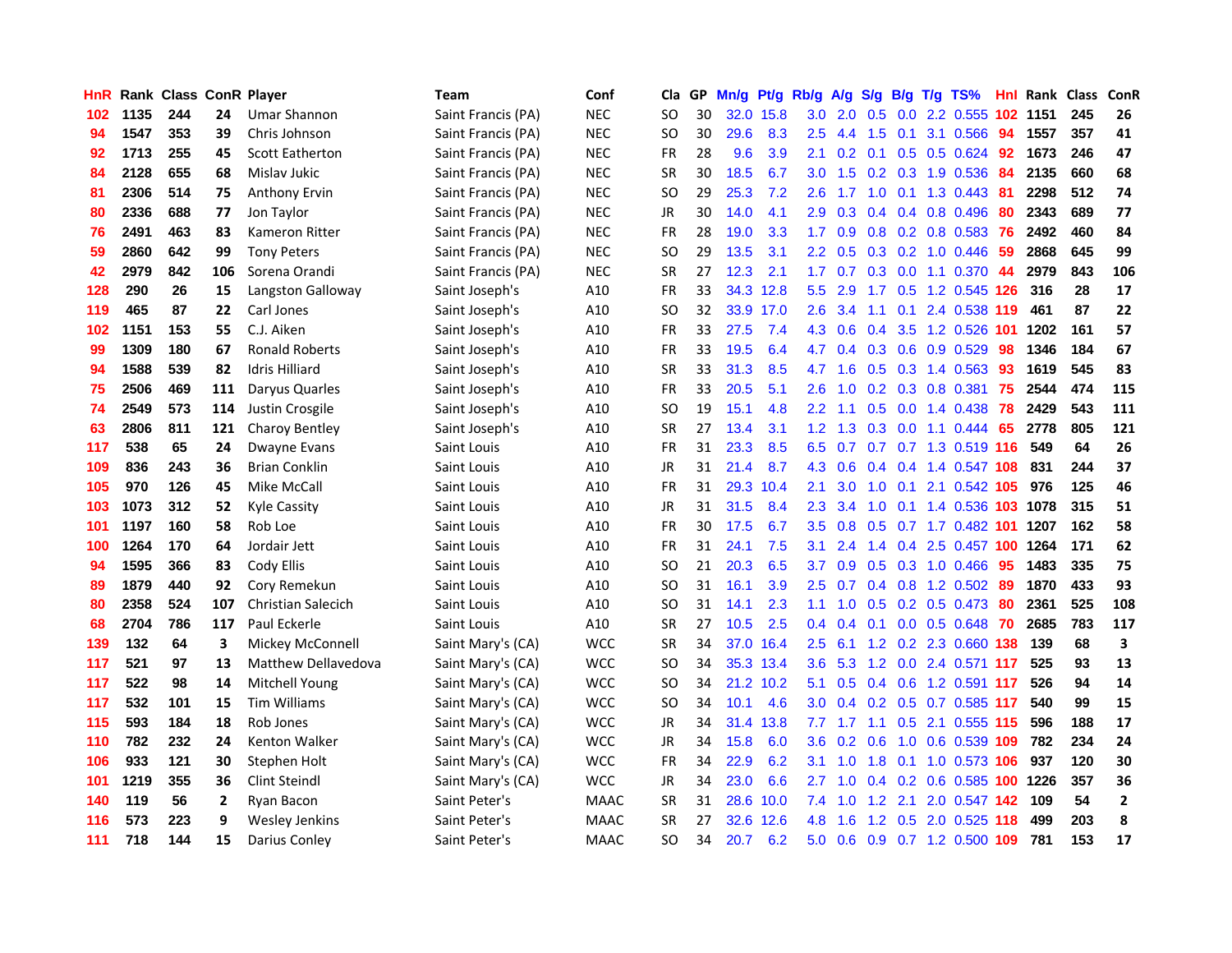| HnR | Rank | Class | ConR | Player | Team | Conf | Cla | GP | Mn/g | Pt/g | Rb/g | A/g | S/g | B/g | T/g | TS% | HnI | Rank | Class | ConR |
|---|---|---|---|---|---|---|---|---|---|---|---|---|---|---|---|---|---|---|---|---|
| 102 | 1135 | 244 | 24 | Umar Shannon | Saint Francis (PA) | NEC | SO | 30 | 32.0 | 15.8 | 3.0 | 2.0 | 0.5 | 0.0 | 2.2 | 0.555 | 102 | 1151 | 245 | 26 |
| 94 | 1547 | 353 | 39 | Chris Johnson | Saint Francis (PA) | NEC | SO | 30 | 29.6 | 8.3 | 2.5 | 4.4 | 1.5 | 0.1 | 3.1 | 0.566 | 94 | 1557 | 357 | 41 |
| 92 | 1713 | 255 | 45 | Scott Eatherton | Saint Francis (PA) | NEC | FR | 28 | 9.6 | 3.9 | 2.1 | 0.2 | 0.1 | 0.5 | 0.5 | 0.624 | 92 | 1673 | 246 | 47 |
| 84 | 2128 | 655 | 68 | Mislav Jukic | Saint Francis (PA) | NEC | SR | 30 | 18.5 | 6.7 | 3.0 | 1.5 | 0.2 | 0.3 | 1.9 | 0.536 | 84 | 2135 | 660 | 68 |
| 81 | 2306 | 514 | 75 | Anthony Ervin | Saint Francis (PA) | NEC | SO | 29 | 25.3 | 7.2 | 2.6 | 1.7 | 1.0 | 0.1 | 1.3 | 0.443 | 81 | 2298 | 512 | 74 |
| 80 | 2336 | 688 | 77 | Jon Taylor | Saint Francis (PA) | NEC | JR | 30 | 14.0 | 4.1 | 2.9 | 0.3 | 0.4 | 0.4 | 0.8 | 0.496 | 80 | 2343 | 689 | 77 |
| 76 | 2491 | 463 | 83 | Kameron Ritter | Saint Francis (PA) | NEC | FR | 28 | 19.0 | 3.3 | 1.7 | 0.9 | 0.8 | 0.2 | 0.8 | 0.583 | 76 | 2492 | 460 | 84 |
| 59 | 2860 | 642 | 99 | Tony Peters | Saint Francis (PA) | NEC | SO | 29 | 13.5 | 3.1 | 2.2 | 0.5 | 0.3 | 0.2 | 1.0 | 0.446 | 59 | 2868 | 645 | 99 |
| 42 | 2979 | 842 | 106 | Sorena Orandi | Saint Francis (PA) | NEC | SR | 27 | 12.3 | 2.1 | 1.7 | 0.7 | 0.3 | 0.0 | 1.1 | 0.370 | 44 | 2979 | 843 | 106 |
| 128 | 290 | 26 | 15 | Langston Galloway | Saint Joseph's | A10 | FR | 33 | 34.3 | 12.8 | 5.5 | 2.9 | 1.7 | 0.5 | 1.2 | 0.545 | 126 | 316 | 28 | 17 |
| 119 | 465 | 87 | 22 | Carl Jones | Saint Joseph's | A10 | SO | 32 | 33.9 | 17.0 | 2.6 | 3.4 | 1.1 | 0.1 | 2.4 | 0.538 | 119 | 461 | 87 | 22 |
| 102 | 1151 | 153 | 55 | C.J. Aiken | Saint Joseph's | A10 | FR | 33 | 27.5 | 7.4 | 4.3 | 0.6 | 0.4 | 3.5 | 1.2 | 0.526 | 101 | 1202 | 161 | 57 |
| 99 | 1309 | 180 | 67 | Ronald Roberts | Saint Joseph's | A10 | FR | 33 | 19.5 | 6.4 | 4.7 | 0.4 | 0.3 | 0.6 | 0.9 | 0.529 | 98 | 1346 | 184 | 67 |
| 94 | 1588 | 539 | 82 | Idris Hilliard | Saint Joseph's | A10 | SR | 33 | 31.3 | 8.5 | 4.7 | 1.6 | 0.5 | 0.3 | 1.4 | 0.563 | 93 | 1619 | 545 | 83 |
| 75 | 2506 | 469 | 111 | Daryus Quarles | Saint Joseph's | A10 | FR | 33 | 20.5 | 5.1 | 2.6 | 1.0 | 0.2 | 0.3 | 0.8 | 0.381 | 75 | 2544 | 474 | 115 |
| 74 | 2549 | 573 | 114 | Justin Crosgile | Saint Joseph's | A10 | SO | 19 | 15.1 | 4.8 | 2.2 | 1.1 | 0.5 | 0.0 | 1.4 | 0.438 | 78 | 2429 | 543 | 111 |
| 63 | 2806 | 811 | 121 | Charoy Bentley | Saint Joseph's | A10 | SR | 27 | 13.4 | 3.1 | 1.2 | 1.3 | 0.3 | 0.0 | 1.1 | 0.444 | 65 | 2778 | 805 | 121 |
| 117 | 538 | 65 | 24 | Dwayne Evans | Saint Louis | A10 | FR | 31 | 23.3 | 8.5 | 6.5 | 0.7 | 0.7 | 0.7 | 1.3 | 0.519 | 116 | 549 | 64 | 26 |
| 109 | 836 | 243 | 36 | Brian Conklin | Saint Louis | A10 | JR | 31 | 21.4 | 8.7 | 4.3 | 0.6 | 0.4 | 0.4 | 1.4 | 0.547 | 108 | 831 | 244 | 37 |
| 105 | 970 | 126 | 45 | Mike McCall | Saint Louis | A10 | FR | 31 | 29.3 | 10.4 | 2.1 | 3.0 | 1.0 | 0.1 | 2.1 | 0.542 | 105 | 976 | 125 | 46 |
| 103 | 1073 | 312 | 52 | Kyle Cassity | Saint Louis | A10 | JR | 31 | 31.5 | 8.4 | 2.3 | 3.4 | 1.0 | 0.1 | 1.4 | 0.536 | 103 | 1078 | 315 | 51 |
| 101 | 1197 | 160 | 58 | Rob Loe | Saint Louis | A10 | FR | 30 | 17.5 | 6.7 | 3.5 | 0.8 | 0.5 | 0.7 | 1.7 | 0.482 | 101 | 1207 | 162 | 58 |
| 100 | 1264 | 170 | 64 | Jordair Jett | Saint Louis | A10 | FR | 31 | 24.1 | 7.5 | 3.1 | 2.4 | 1.4 | 0.4 | 2.5 | 0.457 | 100 | 1264 | 171 | 62 |
| 94 | 1595 | 366 | 83 | Cody Ellis | Saint Louis | A10 | SO | 21 | 20.3 | 6.5 | 3.7 | 0.9 | 0.5 | 0.3 | 1.0 | 0.466 | 95 | 1483 | 335 | 75 |
| 89 | 1879 | 440 | 92 | Cory Remekun | Saint Louis | A10 | SO | 31 | 16.1 | 3.9 | 2.5 | 0.7 | 0.4 | 0.8 | 1.2 | 0.502 | 89 | 1870 | 433 | 93 |
| 80 | 2358 | 524 | 107 | Christian Salecich | Saint Louis | A10 | SO | 31 | 14.1 | 2.3 | 1.1 | 1.0 | 0.5 | 0.2 | 0.5 | 0.473 | 80 | 2361 | 525 | 108 |
| 68 | 2704 | 786 | 117 | Paul Eckerle | Saint Louis | A10 | SR | 27 | 10.5 | 2.5 | 0.4 | 0.4 | 0.1 | 0.0 | 0.5 | 0.648 | 70 | 2685 | 783 | 117 |
| 139 | 132 | 64 | 3 | Mickey McConnell | Saint Mary's (CA) | WCC | SR | 34 | 37.0 | 16.4 | 2.5 | 6.1 | 1.2 | 0.2 | 2.3 | 0.660 | 138 | 139 | 68 | 3 |
| 117 | 521 | 97 | 13 | Matthew Dellavedova | Saint Mary's (CA) | WCC | SO | 34 | 35.3 | 13.4 | 3.6 | 5.3 | 1.2 | 0.0 | 2.4 | 0.571 | 117 | 525 | 93 | 13 |
| 117 | 522 | 98 | 14 | Mitchell Young | Saint Mary's (CA) | WCC | SO | 34 | 21.2 | 10.2 | 5.1 | 0.5 | 0.4 | 0.6 | 1.2 | 0.591 | 117 | 526 | 94 | 14 |
| 117 | 532 | 101 | 15 | Tim Williams | Saint Mary's (CA) | WCC | SO | 34 | 10.1 | 4.6 | 3.0 | 0.4 | 0.2 | 0.5 | 0.7 | 0.585 | 117 | 540 | 99 | 15 |
| 115 | 593 | 184 | 18 | Rob Jones | Saint Mary's (CA) | WCC | JR | 34 | 31.4 | 13.8 | 7.7 | 1.7 | 1.1 | 0.5 | 2.1 | 0.555 | 115 | 596 | 188 | 17 |
| 110 | 782 | 232 | 24 | Kenton Walker | Saint Mary's (CA) | WCC | JR | 34 | 15.8 | 6.0 | 3.6 | 0.2 | 0.6 | 1.0 | 0.6 | 0.539 | 109 | 782 | 234 | 24 |
| 106 | 933 | 121 | 30 | Stephen Holt | Saint Mary's (CA) | WCC | FR | 34 | 22.9 | 6.2 | 3.1 | 1.0 | 1.8 | 0.1 | 1.0 | 0.573 | 106 | 937 | 120 | 30 |
| 101 | 1219 | 355 | 36 | Clint Steindl | Saint Mary's (CA) | WCC | JR | 34 | 23.0 | 6.6 | 2.7 | 1.0 | 0.4 | 0.2 | 0.6 | 0.585 | 100 | 1226 | 357 | 36 |
| 140 | 119 | 56 | 2 | Ryan Bacon | Saint Peter's | MAAC | SR | 31 | 28.6 | 10.0 | 7.4 | 1.0 | 1.2 | 2.1 | 2.0 | 0.547 | 142 | 109 | 54 | 2 |
| 116 | 573 | 223 | 9 | Wesley Jenkins | Saint Peter's | MAAC | SR | 27 | 32.6 | 12.6 | 4.8 | 1.6 | 1.2 | 0.5 | 2.0 | 0.525 | 118 | 499 | 203 | 8 |
| 111 | 718 | 144 | 15 | Darius Conley | Saint Peter's | MAAC | SO | 34 | 20.7 | 6.2 | 5.0 | 0.6 | 0.9 | 0.7 | 1.2 | 0.500 | 109 | 781 | 153 | 17 |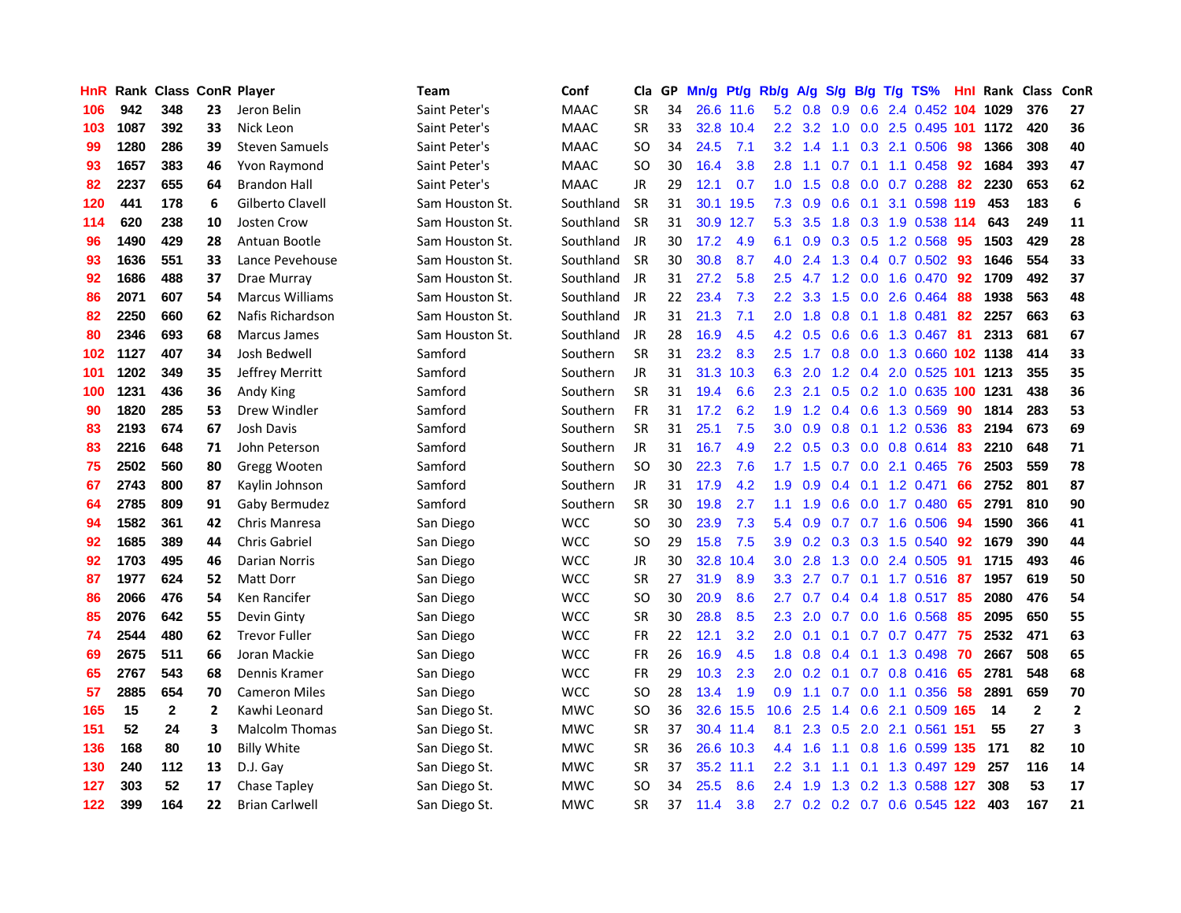| HnR | Rank | Class | ConR | Player | Team | Conf | Cla | GP | Mn/g | Pt/g | Rb/g | A/g | S/g | B/g | T/g | TS% | HnI | Rank | Class | ConR |
|---|---|---|---|---|---|---|---|---|---|---|---|---|---|---|---|---|---|---|---|---|
| 106 | 942 | 348 | 23 | Jeron Belin | Saint Peter's | MAAC | SR | 34 | 26.6 | 11.6 | 5.2 | 0.8 | 0.9 | 0.6 | 2.4 | 0.452 | 104 | 1029 | 376 | 27 |
| 103 | 1087 | 392 | 33 | Nick Leon | Saint Peter's | MAAC | SR | 33 | 32.8 | 10.4 | 2.2 | 3.2 | 1.0 | 0.0 | 2.5 | 0.495 | 101 | 1172 | 420 | 36 |
| 99 | 1280 | 286 | 39 | Steven Samuels | Saint Peter's | MAAC | SO | 34 | 24.5 | 7.1 | 3.2 | 1.4 | 1.1 | 0.3 | 2.1 | 0.506 | 98 | 1366 | 308 | 40 |
| 93 | 1657 | 383 | 46 | Yvon Raymond | Saint Peter's | MAAC | SO | 30 | 16.4 | 3.8 | 2.8 | 1.1 | 0.7 | 0.1 | 1.1 | 0.458 | 92 | 1684 | 393 | 47 |
| 82 | 2237 | 655 | 64 | Brandon Hall | Saint Peter's | MAAC | JR | 29 | 12.1 | 0.7 | 1.0 | 1.5 | 0.8 | 0.0 | 0.7 | 0.288 | 82 | 2230 | 653 | 62 |
| 120 | 441 | 178 | 6 | Gilberto Clavell | Sam Houston St. | Southland | SR | 31 | 30.1 | 19.5 | 7.3 | 0.9 | 0.6 | 0.1 | 3.1 | 0.598 | 119 | 453 | 183 | 6 |
| 114 | 620 | 238 | 10 | Josten Crow | Sam Houston St. | Southland | SR | 31 | 30.9 | 12.7 | 5.3 | 3.5 | 1.8 | 0.3 | 1.9 | 0.538 | 114 | 643 | 249 | 11 |
| 96 | 1490 | 429 | 28 | Antuan Bootle | Sam Houston St. | Southland | JR | 30 | 17.2 | 4.9 | 6.1 | 0.9 | 0.3 | 0.5 | 1.2 | 0.568 | 95 | 1503 | 429 | 28 |
| 93 | 1636 | 551 | 33 | Lance Pevehouse | Sam Houston St. | Southland | SR | 30 | 30.8 | 8.7 | 4.0 | 2.4 | 1.3 | 0.4 | 0.7 | 0.502 | 93 | 1646 | 554 | 33 |
| 92 | 1686 | 488 | 37 | Drae Murray | Sam Houston St. | Southland | JR | 31 | 27.2 | 5.8 | 2.5 | 4.7 | 1.2 | 0.0 | 1.6 | 0.470 | 92 | 1709 | 492 | 37 |
| 86 | 2071 | 607 | 54 | Marcus Williams | Sam Houston St. | Southland | JR | 22 | 23.4 | 7.3 | 2.2 | 3.3 | 1.5 | 0.0 | 2.6 | 0.464 | 88 | 1938 | 563 | 48 |
| 82 | 2250 | 660 | 62 | Nafis Richardson | Sam Houston St. | Southland | JR | 31 | 21.3 | 7.1 | 2.0 | 1.8 | 0.8 | 0.1 | 1.8 | 0.481 | 82 | 2257 | 663 | 63 |
| 80 | 2346 | 693 | 68 | Marcus James | Sam Houston St. | Southland | JR | 28 | 16.9 | 4.5 | 4.2 | 0.5 | 0.6 | 0.6 | 1.3 | 0.467 | 81 | 2313 | 681 | 67 |
| 102 | 1127 | 407 | 34 | Josh Bedwell | Samford | Southern | SR | 31 | 23.2 | 8.3 | 2.5 | 1.7 | 0.8 | 0.0 | 1.3 | 0.660 | 102 | 1138 | 414 | 33 |
| 101 | 1202 | 349 | 35 | Jeffrey Merritt | Samford | Southern | JR | 31 | 31.3 | 10.3 | 6.3 | 2.0 | 1.2 | 0.4 | 2.0 | 0.525 | 101 | 1213 | 355 | 35 |
| 100 | 1231 | 436 | 36 | Andy King | Samford | Southern | SR | 31 | 19.4 | 6.6 | 2.3 | 2.1 | 0.5 | 0.2 | 1.0 | 0.635 | 100 | 1231 | 438 | 36 |
| 90 | 1820 | 285 | 53 | Drew Windler | Samford | Southern | FR | 31 | 17.2 | 6.2 | 1.9 | 1.2 | 0.4 | 0.6 | 1.3 | 0.569 | 90 | 1814 | 283 | 53 |
| 83 | 2193 | 674 | 67 | Josh Davis | Samford | Southern | SR | 31 | 25.1 | 7.5 | 3.0 | 0.9 | 0.8 | 0.1 | 1.2 | 0.536 | 83 | 2194 | 673 | 69 |
| 83 | 2216 | 648 | 71 | John Peterson | Samford | Southern | JR | 31 | 16.7 | 4.9 | 2.2 | 0.5 | 0.3 | 0.0 | 0.8 | 0.614 | 83 | 2210 | 648 | 71 |
| 75 | 2502 | 560 | 80 | Gregg Wooten | Samford | Southern | SO | 30 | 22.3 | 7.6 | 1.7 | 1.5 | 0.7 | 0.0 | 2.1 | 0.465 | 76 | 2503 | 559 | 78 |
| 67 | 2743 | 800 | 87 | Kaylin Johnson | Samford | Southern | JR | 31 | 17.9 | 4.2 | 1.9 | 0.9 | 0.4 | 0.1 | 1.2 | 0.471 | 66 | 2752 | 801 | 87 |
| 64 | 2785 | 809 | 91 | Gaby Bermudez | Samford | Southern | SR | 30 | 19.8 | 2.7 | 1.1 | 1.9 | 0.6 | 0.0 | 1.7 | 0.480 | 65 | 2791 | 810 | 90 |
| 94 | 1582 | 361 | 42 | Chris Manresa | San Diego | WCC | SO | 30 | 23.9 | 7.3 | 5.4 | 0.9 | 0.7 | 0.7 | 1.6 | 0.506 | 94 | 1590 | 366 | 41 |
| 92 | 1685 | 389 | 44 | Chris Gabriel | San Diego | WCC | SO | 29 | 15.8 | 7.5 | 3.9 | 0.2 | 0.3 | 0.3 | 1.5 | 0.540 | 92 | 1679 | 390 | 44 |
| 92 | 1703 | 495 | 46 | Darian Norris | San Diego | WCC | JR | 30 | 32.8 | 10.4 | 3.0 | 2.8 | 1.3 | 0.0 | 2.4 | 0.505 | 91 | 1715 | 493 | 46 |
| 87 | 1977 | 624 | 52 | Matt Dorr | San Diego | WCC | SR | 27 | 31.9 | 8.9 | 3.3 | 2.7 | 0.7 | 0.1 | 1.7 | 0.516 | 87 | 1957 | 619 | 50 |
| 86 | 2066 | 476 | 54 | Ken Rancifer | San Diego | WCC | SO | 30 | 20.9 | 8.6 | 2.7 | 0.7 | 0.4 | 0.4 | 1.8 | 0.517 | 86 | 2080 | 476 | 54 |
| 85 | 2076 | 642 | 55 | Devin Ginty | San Diego | WCC | SR | 30 | 28.8 | 8.5 | 2.3 | 2.0 | 0.7 | 0.0 | 1.6 | 0.568 | 85 | 2095 | 650 | 55 |
| 74 | 2544 | 480 | 62 | Trevor Fuller | San Diego | WCC | FR | 22 | 12.1 | 3.2 | 2.0 | 0.1 | 0.1 | 0.7 | 0.7 | 0.477 | 75 | 2532 | 471 | 63 |
| 69 | 2675 | 511 | 66 | Joran Mackie | San Diego | WCC | FR | 26 | 16.9 | 4.5 | 1.8 | 0.8 | 0.4 | 0.1 | 1.3 | 0.498 | 70 | 2667 | 508 | 65 |
| 65 | 2767 | 543 | 68 | Dennis Kramer | San Diego | WCC | FR | 29 | 10.3 | 2.3 | 2.0 | 0.2 | 0.1 | 0.7 | 0.8 | 0.416 | 65 | 2781 | 548 | 68 |
| 57 | 2885 | 654 | 70 | Cameron Miles | San Diego | WCC | SO | 28 | 13.4 | 1.9 | 0.9 | 1.1 | 0.7 | 0.0 | 1.1 | 0.356 | 58 | 2891 | 659 | 70 |
| 165 | 15 | 2 | 2 | Kawhi Leonard | San Diego St. | MWC | SO | 36 | 32.6 | 15.5 | 10.6 | 2.5 | 1.4 | 0.6 | 2.1 | 0.509 | 165 | 14 | 2 | 2 |
| 151 | 52 | 24 | 3 | Malcolm Thomas | San Diego St. | MWC | SR | 37 | 30.4 | 11.4 | 8.1 | 2.3 | 0.5 | 2.0 | 2.1 | 0.561 | 151 | 55 | 27 | 3 |
| 136 | 168 | 80 | 10 | Billy White | San Diego St. | MWC | SR | 36 | 26.6 | 10.3 | 4.4 | 1.6 | 1.1 | 0.8 | 1.6 | 0.599 | 135 | 171 | 82 | 10 |
| 130 | 240 | 112 | 13 | D.J. Gay | San Diego St. | MWC | SR | 37 | 35.2 | 11.1 | 2.2 | 3.1 | 1.1 | 0.1 | 1.3 | 0.497 | 129 | 257 | 116 | 14 |
| 127 | 303 | 52 | 17 | Chase Tapley | San Diego St. | MWC | SO | 34 | 25.5 | 8.6 | 2.4 | 1.9 | 1.3 | 0.2 | 1.3 | 0.588 | 127 | 308 | 53 | 17 |
| 122 | 399 | 164 | 22 | Brian Carlwell | San Diego St. | MWC | SR | 37 | 11.4 | 3.8 | 2.7 | 0.2 | 0.2 | 0.7 | 0.6 | 0.545 | 122 | 403 | 167 | 21 |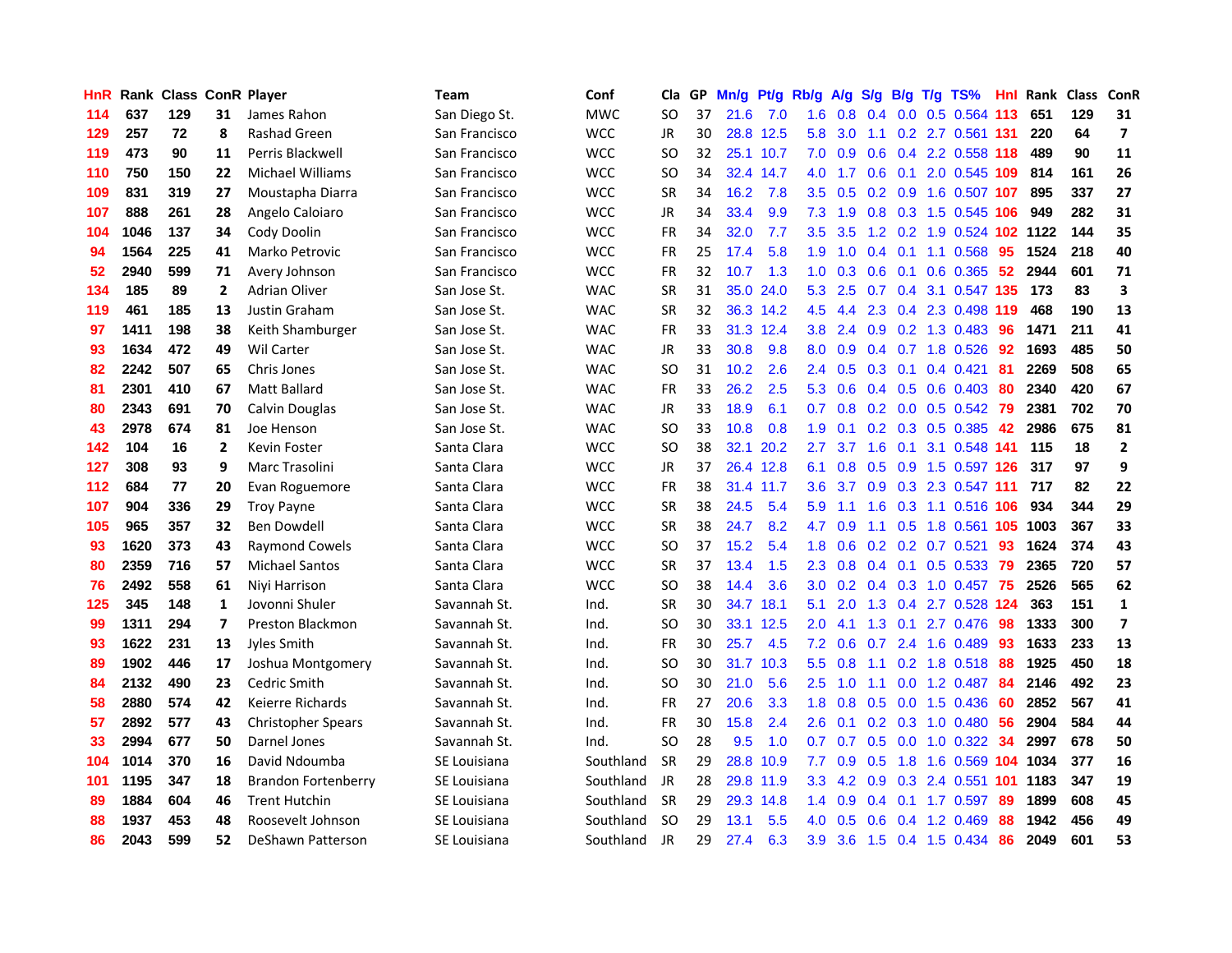| HnR | Rank | Class | ConR | Player | Team | Conf | Cla | GP | Mn/g | Pt/g | Rb/g | A/g | S/g | B/g | T/g | TS% | HnI | Rank | Class | ConR |
|---|---|---|---|---|---|---|---|---|---|---|---|---|---|---|---|---|---|---|---|---|
| 114 | 637 | 129 | 31 | James Rahon | San Diego St. | MWC | SO | 37 | 21.6 | 7.0 | 1.6 | 0.8 | 0.4 | 0.0 | 0.5 | 0.564 | 113 | 651 | 129 | 31 |
| 129 | 257 | 72 | 8 | Rashad Green | San Francisco | WCC | JR | 30 | 28.8 | 12.5 | 5.8 | 3.0 | 1.1 | 0.2 | 2.7 | 0.561 | 131 | 220 | 64 | 7 |
| 119 | 473 | 90 | 11 | Perris Blackwell | San Francisco | WCC | SO | 32 | 25.1 | 10.7 | 7.0 | 0.9 | 0.6 | 0.4 | 2.2 | 0.558 | 118 | 489 | 90 | 11 |
| 110 | 750 | 150 | 22 | Michael Williams | San Francisco | WCC | SO | 34 | 32.4 | 14.7 | 4.0 | 1.7 | 0.6 | 0.1 | 2.0 | 0.545 | 109 | 814 | 161 | 26 |
| 109 | 831 | 319 | 27 | Moustapha Diarra | San Francisco | WCC | SR | 34 | 16.2 | 7.8 | 3.5 | 0.5 | 0.2 | 0.9 | 1.6 | 0.507 | 107 | 895 | 337 | 27 |
| 107 | 888 | 261 | 28 | Angelo Caloiaro | San Francisco | WCC | JR | 34 | 33.4 | 9.9 | 7.3 | 1.9 | 0.8 | 0.3 | 1.5 | 0.545 | 106 | 949 | 282 | 31 |
| 104 | 1046 | 137 | 34 | Cody Doolin | San Francisco | WCC | FR | 34 | 32.0 | 7.7 | 3.5 | 3.5 | 1.2 | 0.2 | 1.9 | 0.524 | 102 | 1122 | 144 | 35 |
| 94 | 1564 | 225 | 41 | Marko Petrovic | San Francisco | WCC | FR | 25 | 17.4 | 5.8 | 1.9 | 1.0 | 0.4 | 0.1 | 1.1 | 0.568 | 95 | 1524 | 218 | 40 |
| 52 | 2940 | 599 | 71 | Avery Johnson | San Francisco | WCC | FR | 32 | 10.7 | 1.3 | 1.0 | 0.3 | 0.6 | 0.1 | 0.6 | 0.365 | 52 | 2944 | 601 | 71 |
| 134 | 185 | 89 | 2 | Adrian Oliver | San Jose St. | WAC | SR | 31 | 35.0 | 24.0 | 5.3 | 2.5 | 0.7 | 0.4 | 3.1 | 0.547 | 135 | 173 | 83 | 3 |
| 119 | 461 | 185 | 13 | Justin Graham | San Jose St. | WAC | SR | 32 | 36.3 | 14.2 | 4.5 | 4.4 | 2.3 | 0.4 | 2.3 | 0.498 | 119 | 468 | 190 | 13 |
| 97 | 1411 | 198 | 38 | Keith Shamburger | San Jose St. | WAC | FR | 33 | 31.3 | 12.4 | 3.8 | 2.4 | 0.9 | 0.2 | 1.3 | 0.483 | 96 | 1471 | 211 | 41 |
| 93 | 1634 | 472 | 49 | Wil Carter | San Jose St. | WAC | JR | 33 | 30.8 | 9.8 | 8.0 | 0.9 | 0.4 | 0.7 | 1.8 | 0.526 | 92 | 1693 | 485 | 50 |
| 82 | 2242 | 507 | 65 | Chris Jones | San Jose St. | WAC | SO | 31 | 10.2 | 2.6 | 2.4 | 0.5 | 0.3 | 0.1 | 0.4 | 0.421 | 81 | 2269 | 508 | 65 |
| 81 | 2301 | 410 | 67 | Matt Ballard | San Jose St. | WAC | FR | 33 | 26.2 | 2.5 | 5.3 | 0.6 | 0.4 | 0.5 | 0.6 | 0.403 | 80 | 2340 | 420 | 67 |
| 80 | 2343 | 691 | 70 | Calvin Douglas | San Jose St. | WAC | JR | 33 | 18.9 | 6.1 | 0.7 | 0.8 | 0.2 | 0.0 | 0.5 | 0.542 | 79 | 2381 | 702 | 70 |
| 43 | 2978 | 674 | 81 | Joe Henson | San Jose St. | WAC | SO | 33 | 10.8 | 0.8 | 1.9 | 0.1 | 0.2 | 0.3 | 0.5 | 0.385 | 42 | 2986 | 675 | 81 |
| 142 | 104 | 16 | 2 | Kevin Foster | Santa Clara | WCC | SO | 38 | 32.1 | 20.2 | 2.7 | 3.7 | 1.6 | 0.1 | 3.1 | 0.548 | 141 | 115 | 18 | 2 |
| 127 | 308 | 93 | 9 | Marc Trasolini | Santa Clara | WCC | JR | 37 | 26.4 | 12.8 | 6.1 | 0.8 | 0.5 | 0.9 | 1.5 | 0.597 | 126 | 317 | 97 | 9 |
| 112 | 684 | 77 | 20 | Evan Roguemore | Santa Clara | WCC | FR | 38 | 31.4 | 11.7 | 3.6 | 3.7 | 0.9 | 0.3 | 2.3 | 0.547 | 111 | 717 | 82 | 22 |
| 107 | 904 | 336 | 29 | Troy Payne | Santa Clara | WCC | SR | 38 | 24.5 | 5.4 | 5.9 | 1.1 | 1.6 | 0.3 | 1.1 | 0.516 | 106 | 934 | 344 | 29 |
| 105 | 965 | 357 | 32 | Ben Dowdell | Santa Clara | WCC | SR | 38 | 24.7 | 8.2 | 4.7 | 0.9 | 1.1 | 0.5 | 1.8 | 0.561 | 105 | 1003 | 367 | 33 |
| 93 | 1620 | 373 | 43 | Raymond Cowels | Santa Clara | WCC | SO | 37 | 15.2 | 5.4 | 1.8 | 0.6 | 0.2 | 0.2 | 0.7 | 0.521 | 93 | 1624 | 374 | 43 |
| 80 | 2359 | 716 | 57 | Michael Santos | Santa Clara | WCC | SR | 37 | 13.4 | 1.5 | 2.3 | 0.8 | 0.4 | 0.1 | 0.5 | 0.533 | 79 | 2365 | 720 | 57 |
| 76 | 2492 | 558 | 61 | Niyi Harrison | Santa Clara | WCC | SO | 38 | 14.4 | 3.6 | 3.0 | 0.2 | 0.4 | 0.3 | 1.0 | 0.457 | 75 | 2526 | 565 | 62 |
| 125 | 345 | 148 | 1 | Jovonni Shuler | Savannah St. | Ind. | SR | 30 | 34.7 | 18.1 | 5.1 | 2.0 | 1.3 | 0.4 | 2.7 | 0.528 | 124 | 363 | 151 | 1 |
| 99 | 1311 | 294 | 7 | Preston Blackmon | Savannah St. | Ind. | SO | 30 | 33.1 | 12.5 | 2.0 | 4.1 | 1.3 | 0.1 | 2.7 | 0.476 | 98 | 1333 | 300 | 7 |
| 93 | 1622 | 231 | 13 | Jyles Smith | Savannah St. | Ind. | FR | 30 | 25.7 | 4.5 | 7.2 | 0.6 | 0.7 | 2.4 | 1.6 | 0.489 | 93 | 1633 | 233 | 13 |
| 89 | 1902 | 446 | 17 | Joshua Montgomery | Savannah St. | Ind. | SO | 30 | 31.7 | 10.3 | 5.5 | 0.8 | 1.1 | 0.2 | 1.8 | 0.518 | 88 | 1925 | 450 | 18 |
| 84 | 2132 | 490 | 23 | Cedric Smith | Savannah St. | Ind. | SO | 30 | 21.0 | 5.6 | 2.5 | 1.0 | 1.1 | 0.0 | 1.2 | 0.487 | 84 | 2146 | 492 | 23 |
| 58 | 2880 | 574 | 42 | Keierre Richards | Savannah St. | Ind. | FR | 27 | 20.6 | 3.3 | 1.8 | 0.8 | 0.5 | 0.0 | 1.5 | 0.436 | 60 | 2852 | 567 | 41 |
| 57 | 2892 | 577 | 43 | Christopher Spears | Savannah St. | Ind. | FR | 30 | 15.8 | 2.4 | 2.6 | 0.1 | 0.2 | 0.3 | 1.0 | 0.480 | 56 | 2904 | 584 | 44 |
| 33 | 2994 | 677 | 50 | Darnel Jones | Savannah St. | Ind. | SO | 28 | 9.5 | 1.0 | 0.7 | 0.7 | 0.5 | 0.0 | 1.0 | 0.322 | 34 | 2997 | 678 | 50 |
| 104 | 1014 | 370 | 16 | David Ndoumba | SE Louisiana | Southland | SR | 29 | 28.8 | 10.9 | 7.7 | 0.9 | 0.5 | 1.8 | 1.6 | 0.569 | 104 | 1034 | 377 | 16 |
| 101 | 1195 | 347 | 18 | Brandon Fortenberry | SE Louisiana | Southland | JR | 28 | 29.8 | 11.9 | 3.3 | 4.2 | 0.9 | 0.3 | 2.4 | 0.551 | 101 | 1183 | 347 | 19 |
| 89 | 1884 | 604 | 46 | Trent Hutchin | SE Louisiana | Southland | SR | 29 | 29.3 | 14.8 | 1.4 | 0.9 | 0.4 | 0.1 | 1.7 | 0.597 | 89 | 1899 | 608 | 45 |
| 88 | 1937 | 453 | 48 | Roosevelt Johnson | SE Louisiana | Southland | SO | 29 | 13.1 | 5.5 | 4.0 | 0.5 | 0.6 | 0.4 | 1.2 | 0.469 | 88 | 1942 | 456 | 49 |
| 86 | 2043 | 599 | 52 | DeShawn Patterson | SE Louisiana | Southland | JR | 29 | 27.4 | 6.3 | 3.9 | 3.6 | 1.5 | 0.4 | 1.5 | 0.434 | 86 | 2049 | 601 | 53 |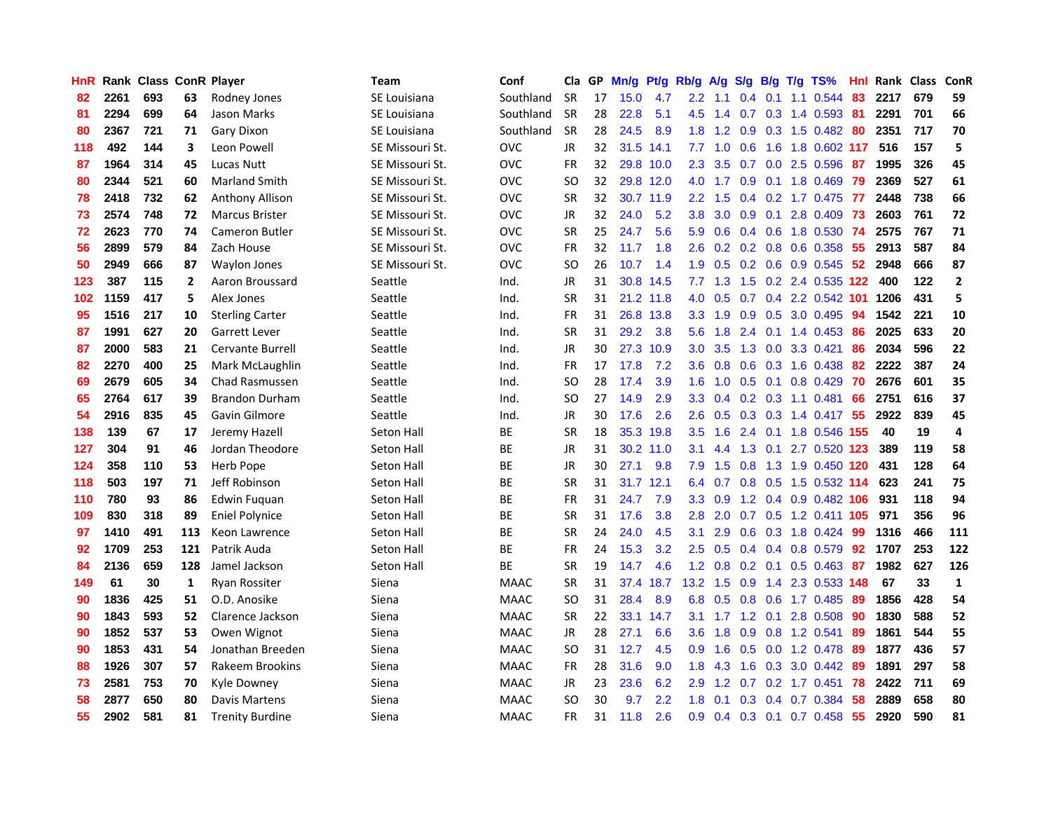| HnR | Rank | Class | ConR | Player | Team | Conf | Cla | GP | Mn/g | Pt/g | Rb/g | A/g | S/g | B/g | T/g | TS% | Hnl | Rank | Class | ConR |
|---|---|---|---|---|---|---|---|---|---|---|---|---|---|---|---|---|---|---|---|---|
| 82 | 2261 | 693 | 63 | Rodney Jones | SE Louisiana | Southland | SR | 17 | 15.0 | 4.7 | 2.2 | 1.1 | 0.4 | 0.1 | 1.1 | 0.544 | 83 | 2217 | 679 | 59 |
| 81 | 2294 | 699 | 64 | Jason Marks | SE Louisiana | Southland | SR | 28 | 22.8 | 5.1 | 4.5 | 1.4 | 0.7 | 0.3 | 1.4 | 0.593 | 81 | 2291 | 701 | 66 |
| 80 | 2367 | 721 | 71 | Gary Dixon | SE Louisiana | Southland | SR | 28 | 24.5 | 8.9 | 1.8 | 1.2 | 0.9 | 0.3 | 1.5 | 0.482 | 80 | 2351 | 717 | 70 |
| 118 | 492 | 144 | 3 | Leon Powell | SE Missouri St. | OVC | JR | 32 | 31.5 | 14.1 | 7.7 | 1.0 | 0.6 | 1.6 | 1.8 | 0.602 | 117 | 516 | 157 | 5 |
| 87 | 1964 | 314 | 45 | Lucas Nutt | SE Missouri St. | OVC | FR | 32 | 29.8 | 10.0 | 2.3 | 3.5 | 0.7 | 0.0 | 2.5 | 0.596 | 87 | 1995 | 326 | 45 |
| 80 | 2344 | 521 | 60 | Marland Smith | SE Missouri St. | OVC | SO | 32 | 29.8 | 12.0 | 4.0 | 1.7 | 0.9 | 0.1 | 1.8 | 0.469 | 79 | 2369 | 527 | 61 |
| 78 | 2418 | 732 | 62 | Anthony Allison | SE Missouri St. | OVC | SR | 32 | 30.7 | 11.9 | 2.2 | 1.5 | 0.4 | 0.2 | 1.7 | 0.475 | 77 | 2448 | 738 | 66 |
| 73 | 2574 | 748 | 72 | Marcus Brister | SE Missouri St. | OVC | JR | 32 | 24.0 | 5.2 | 3.8 | 3.0 | 0.9 | 0.1 | 2.8 | 0.409 | 73 | 2603 | 761 | 72 |
| 72 | 2623 | 770 | 74 | Cameron Butler | SE Missouri St. | OVC | SR | 25 | 24.7 | 5.6 | 5.9 | 0.6 | 0.4 | 0.6 | 1.8 | 0.530 | 74 | 2575 | 767 | 71 |
| 56 | 2899 | 579 | 84 | Zach House | SE Missouri St. | OVC | FR | 32 | 11.7 | 1.8 | 2.6 | 0.2 | 0.2 | 0.8 | 0.6 | 0.358 | 55 | 2913 | 587 | 84 |
| 50 | 2949 | 666 | 87 | Waylon Jones | SE Missouri St. | OVC | SO | 26 | 10.7 | 1.4 | 1.9 | 0.5 | 0.2 | 0.6 | 0.9 | 0.545 | 52 | 2948 | 666 | 87 |
| 123 | 387 | 115 | 2 | Aaron Broussard | Seattle | Ind. | JR | 31 | 30.8 | 14.5 | 7.7 | 1.3 | 1.5 | 0.2 | 2.4 | 0.535 | 122 | 400 | 122 | 2 |
| 102 | 1159 | 417 | 5 | Alex Jones | Seattle | Ind. | SR | 31 | 21.2 | 11.8 | 4.0 | 0.5 | 0.7 | 0.4 | 2.2 | 0.542 | 101 | 1206 | 431 | 5 |
| 95 | 1516 | 217 | 10 | Sterling Carter | Seattle | Ind. | FR | 31 | 26.8 | 13.8 | 3.3 | 1.9 | 0.9 | 0.5 | 3.0 | 0.495 | 94 | 1542 | 221 | 10 |
| 87 | 1991 | 627 | 20 | Garrett Lever | Seattle | Ind. | SR | 31 | 29.2 | 3.8 | 5.6 | 1.8 | 2.4 | 0.1 | 1.4 | 0.453 | 86 | 2025 | 633 | 20 |
| 87 | 2000 | 583 | 21 | Cervante Burrell | Seattle | Ind. | JR | 30 | 27.3 | 10.9 | 3.0 | 3.5 | 1.3 | 0.0 | 3.3 | 0.421 | 86 | 2034 | 596 | 22 |
| 82 | 2270 | 400 | 25 | Mark McLaughlin | Seattle | Ind. | FR | 17 | 17.8 | 7.2 | 3.6 | 0.8 | 0.6 | 0.3 | 1.6 | 0.438 | 82 | 2222 | 387 | 24 |
| 69 | 2679 | 605 | 34 | Chad Rasmussen | Seattle | Ind. | SO | 28 | 17.4 | 3.9 | 1.6 | 1.0 | 0.5 | 0.1 | 0.8 | 0.429 | 70 | 2676 | 601 | 35 |
| 65 | 2764 | 617 | 39 | Brandon Durham | Seattle | Ind. | SO | 27 | 14.9 | 2.9 | 3.3 | 0.4 | 0.2 | 0.3 | 1.1 | 0.481 | 66 | 2751 | 616 | 37 |
| 54 | 2916 | 835 | 45 | Gavin Gilmore | Seattle | Ind. | JR | 30 | 17.6 | 2.6 | 2.6 | 0.5 | 0.3 | 0.3 | 1.4 | 0.417 | 55 | 2922 | 839 | 45 |
| 138 | 139 | 67 | 17 | Jeremy Hazell | Seton Hall | BE | SR | 18 | 35.3 | 19.8 | 3.5 | 1.6 | 2.4 | 0.1 | 1.8 | 0.546 | 155 | 40 | 19 | 4 |
| 127 | 304 | 91 | 46 | Jordan Theodore | Seton Hall | BE | JR | 31 | 30.2 | 11.0 | 3.1 | 4.4 | 1.3 | 0.1 | 2.7 | 0.520 | 123 | 389 | 119 | 58 |
| 124 | 358 | 110 | 53 | Herb Pope | Seton Hall | BE | JR | 30 | 27.1 | 9.8 | 7.9 | 1.5 | 0.8 | 1.3 | 1.9 | 0.450 | 120 | 431 | 128 | 64 |
| 118 | 503 | 197 | 71 | Jeff Robinson | Seton Hall | BE | SR | 31 | 31.7 | 12.1 | 6.4 | 0.7 | 0.8 | 0.5 | 1.5 | 0.532 | 114 | 623 | 241 | 75 |
| 110 | 780 | 93 | 86 | Edwin Fuquan | Seton Hall | BE | FR | 31 | 24.7 | 7.9 | 3.3 | 0.9 | 1.2 | 0.4 | 0.9 | 0.482 | 106 | 931 | 118 | 94 |
| 109 | 830 | 318 | 89 | Eniel Polynice | Seton Hall | BE | SR | 31 | 17.6 | 3.8 | 2.8 | 2.0 | 0.7 | 0.5 | 1.2 | 0.411 | 105 | 971 | 356 | 96 |
| 97 | 1410 | 491 | 113 | Keon Lawrence | Seton Hall | BE | SR | 24 | 24.0 | 4.5 | 3.1 | 2.9 | 0.6 | 0.3 | 1.8 | 0.424 | 99 | 1316 | 466 | 111 |
| 92 | 1709 | 253 | 121 | Patrik Auda | Seton Hall | BE | FR | 24 | 15.3 | 3.2 | 2.5 | 0.5 | 0.4 | 0.4 | 0.8 | 0.579 | 92 | 1707 | 253 | 122 |
| 84 | 2136 | 659 | 128 | Jamel Jackson | Seton Hall | BE | SR | 19 | 14.7 | 4.6 | 1.2 | 0.8 | 0.2 | 0.1 | 0.5 | 0.463 | 87 | 1982 | 627 | 126 |
| 149 | 61 | 30 | 1 | Ryan Rossiter | Siena | MAAC | SR | 31 | 37.4 | 18.7 | 13.2 | 1.5 | 0.9 | 1.4 | 2.3 | 0.533 | 148 | 67 | 33 | 1 |
| 90 | 1836 | 425 | 51 | O.D. Anosike | Siena | MAAC | SO | 31 | 28.4 | 8.9 | 6.8 | 0.5 | 0.8 | 0.6 | 1.7 | 0.485 | 89 | 1856 | 428 | 54 |
| 90 | 1843 | 593 | 52 | Clarence Jackson | Siena | MAAC | SR | 22 | 33.1 | 14.7 | 3.1 | 1.7 | 1.2 | 0.1 | 2.8 | 0.508 | 90 | 1830 | 588 | 52 |
| 90 | 1852 | 537 | 53 | Owen Wignot | Siena | MAAC | JR | 28 | 27.1 | 6.6 | 3.6 | 1.8 | 0.9 | 0.8 | 1.2 | 0.541 | 89 | 1861 | 544 | 55 |
| 90 | 1853 | 431 | 54 | Jonathan Breeden | Siena | MAAC | SO | 31 | 12.7 | 4.5 | 0.9 | 1.6 | 0.5 | 0.0 | 1.2 | 0.478 | 89 | 1877 | 436 | 57 |
| 88 | 1926 | 307 | 57 | Rakeem Brookins | Siena | MAAC | FR | 28 | 31.6 | 9.0 | 1.8 | 4.3 | 1.6 | 0.3 | 3.0 | 0.442 | 89 | 1891 | 297 | 58 |
| 73 | 2581 | 753 | 70 | Kyle Downey | Siena | MAAC | JR | 23 | 23.6 | 6.2 | 2.9 | 1.2 | 0.7 | 0.2 | 1.7 | 0.451 | 78 | 2422 | 711 | 69 |
| 58 | 2877 | 650 | 80 | Davis Martens | Siena | MAAC | SO | 30 | 9.7 | 2.2 | 1.8 | 0.1 | 0.3 | 0.4 | 0.7 | 0.384 | 58 | 2889 | 658 | 80 |
| 55 | 2902 | 581 | 81 | Trenity Burdine | Siena | MAAC | FR | 31 | 11.8 | 2.6 | 0.9 | 0.4 | 0.3 | 0.1 | 0.7 | 0.458 | 55 | 2920 | 590 | 81 |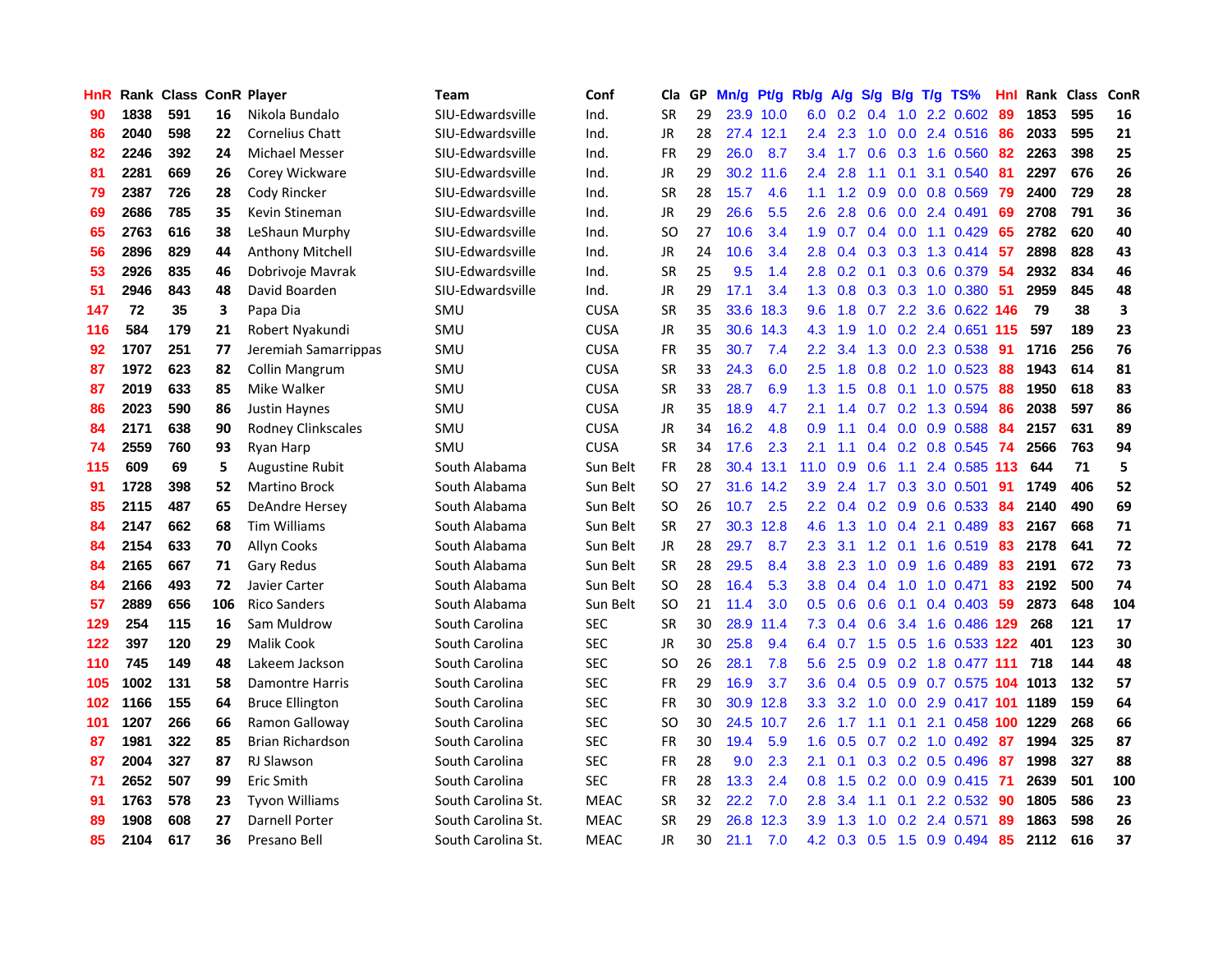| HnR | Rank | Class | ConR | Player | Team | Conf | Cla | GP | Mn/g | Pt/g | Rb/g | A/g | S/g | B/g | T/g | TS% | HnI | Rank | Class | ConR |
|---|---|---|---|---|---|---|---|---|---|---|---|---|---|---|---|---|---|---|---|---|
| 90 | 1838 | 591 | 16 | Nikola Bundalo | SIU-Edwardsville | Ind. | SR | 29 | 23.9 | 10.0 | 6.0 | 0.2 | 0.4 | 1.0 | 2.2 | 0.602 | 89 | 1853 | 595 | 16 |
| 86 | 2040 | 598 | 22 | Cornelius Chatt | SIU-Edwardsville | Ind. | JR | 28 | 27.4 | 12.1 | 2.4 | 2.3 | 1.0 | 0.0 | 2.4 | 0.516 | 86 | 2033 | 595 | 21 |
| 82 | 2246 | 392 | 24 | Michael Messer | SIU-Edwardsville | Ind. | FR | 29 | 26.0 | 8.7 | 3.4 | 1.7 | 0.6 | 0.3 | 1.6 | 0.560 | 82 | 2263 | 398 | 25 |
| 81 | 2281 | 669 | 26 | Corey Wickware | SIU-Edwardsville | Ind. | JR | 29 | 30.2 | 11.6 | 2.4 | 2.8 | 1.1 | 0.1 | 3.1 | 0.540 | 81 | 2297 | 676 | 26 |
| 79 | 2387 | 726 | 28 | Cody Rincker | SIU-Edwardsville | Ind. | SR | 28 | 15.7 | 4.6 | 1.1 | 1.2 | 0.9 | 0.0 | 0.8 | 0.569 | 79 | 2400 | 729 | 28 |
| 69 | 2686 | 785 | 35 | Kevin Stineman | SIU-Edwardsville | Ind. | JR | 29 | 26.6 | 5.5 | 2.6 | 2.8 | 0.6 | 0.0 | 2.4 | 0.491 | 69 | 2708 | 791 | 36 |
| 65 | 2763 | 616 | 38 | LeShaun Murphy | SIU-Edwardsville | Ind. | SO | 27 | 10.6 | 3.4 | 1.9 | 0.7 | 0.4 | 0.0 | 1.1 | 0.429 | 65 | 2782 | 620 | 40 |
| 56 | 2896 | 829 | 44 | Anthony Mitchell | SIU-Edwardsville | Ind. | JR | 24 | 10.6 | 3.4 | 2.8 | 0.4 | 0.3 | 0.3 | 1.3 | 0.414 | 57 | 2898 | 828 | 43 |
| 53 | 2926 | 835 | 46 | Dobrivoje Mavrak | SIU-Edwardsville | Ind. | SR | 25 | 9.5 | 1.4 | 2.8 | 0.2 | 0.1 | 0.3 | 0.6 | 0.379 | 54 | 2932 | 834 | 46 |
| 51 | 2946 | 843 | 48 | David Boarden | SIU-Edwardsville | Ind. | JR | 29 | 17.1 | 3.4 | 1.3 | 0.8 | 0.3 | 0.3 | 1.0 | 0.380 | 51 | 2959 | 845 | 48 |
| 147 | 72 | 35 | 3 | Papa Dia | SMU | CUSA | SR | 35 | 33.6 | 18.3 | 9.6 | 1.8 | 0.7 | 2.2 | 3.6 | 0.622 | 146 | 79 | 38 | 3 |
| 116 | 584 | 179 | 21 | Robert Nyakundi | SMU | CUSA | JR | 35 | 30.6 | 14.3 | 4.3 | 1.9 | 1.0 | 0.2 | 2.4 | 0.651 | 115 | 597 | 189 | 23 |
| 92 | 1707 | 251 | 77 | Jeremiah Samarrippas | SMU | CUSA | FR | 35 | 30.7 | 7.4 | 2.2 | 3.4 | 1.3 | 0.0 | 2.3 | 0.538 | 91 | 1716 | 256 | 76 |
| 87 | 1972 | 623 | 82 | Collin Mangrum | SMU | CUSA | SR | 33 | 24.3 | 6.0 | 2.5 | 1.8 | 0.8 | 0.2 | 1.0 | 0.523 | 88 | 1943 | 614 | 81 |
| 87 | 2019 | 633 | 85 | Mike Walker | SMU | CUSA | SR | 33 | 28.7 | 6.9 | 1.3 | 1.5 | 0.8 | 0.1 | 1.0 | 0.575 | 88 | 1950 | 618 | 83 |
| 86 | 2023 | 590 | 86 | Justin Haynes | SMU | CUSA | JR | 35 | 18.9 | 4.7 | 2.1 | 1.4 | 0.7 | 0.2 | 1.3 | 0.594 | 86 | 2038 | 597 | 86 |
| 84 | 2171 | 638 | 90 | Rodney Clinkscales | SMU | CUSA | JR | 34 | 16.2 | 4.8 | 0.9 | 1.1 | 0.4 | 0.0 | 0.9 | 0.588 | 84 | 2157 | 631 | 89 |
| 74 | 2559 | 760 | 93 | Ryan Harp | SMU | CUSA | SR | 34 | 17.6 | 2.3 | 2.1 | 1.1 | 0.4 | 0.2 | 0.8 | 0.545 | 74 | 2566 | 763 | 94 |
| 115 | 609 | 69 | 5 | Augustine Rubit | South Alabama | Sun Belt | FR | 28 | 30.4 | 13.1 | 11.0 | 0.9 | 0.6 | 1.1 | 2.4 | 0.585 | 113 | 644 | 71 | 5 |
| 91 | 1728 | 398 | 52 | Martino Brock | South Alabama | Sun Belt | SO | 27 | 31.6 | 14.2 | 3.9 | 2.4 | 1.7 | 0.3 | 3.0 | 0.501 | 91 | 1749 | 406 | 52 |
| 85 | 2115 | 487 | 65 | DeAndre Hersey | South Alabama | Sun Belt | SO | 26 | 10.7 | 2.5 | 2.2 | 0.4 | 0.2 | 0.9 | 0.6 | 0.533 | 84 | 2140 | 490 | 69 |
| 84 | 2147 | 662 | 68 | Tim Williams | South Alabama | Sun Belt | SR | 27 | 30.3 | 12.8 | 4.6 | 1.3 | 1.0 | 0.4 | 2.1 | 0.489 | 83 | 2167 | 668 | 71 |
| 84 | 2154 | 633 | 70 | Allyn Cooks | South Alabama | Sun Belt | JR | 28 | 29.7 | 8.7 | 2.3 | 3.1 | 1.2 | 0.1 | 1.6 | 0.519 | 83 | 2178 | 641 | 72 |
| 84 | 2165 | 667 | 71 | Gary Redus | South Alabama | Sun Belt | SR | 28 | 29.5 | 8.4 | 3.8 | 2.3 | 1.0 | 0.9 | 1.6 | 0.489 | 83 | 2191 | 672 | 73 |
| 84 | 2166 | 493 | 72 | Javier Carter | South Alabama | Sun Belt | SO | 28 | 16.4 | 5.3 | 3.8 | 0.4 | 0.4 | 1.0 | 1.0 | 0.471 | 83 | 2192 | 500 | 74 |
| 57 | 2889 | 656 | 106 | Rico Sanders | South Alabama | Sun Belt | SO | 21 | 11.4 | 3.0 | 0.5 | 0.6 | 0.6 | 0.1 | 0.4 | 0.403 | 59 | 2873 | 648 | 104 |
| 129 | 254 | 115 | 16 | Sam Muldrow | South Carolina | SEC | SR | 30 | 28.9 | 11.4 | 7.3 | 0.4 | 0.6 | 3.4 | 1.6 | 0.486 | 129 | 268 | 121 | 17 |
| 122 | 397 | 120 | 29 | Malik Cook | South Carolina | SEC | JR | 30 | 25.8 | 9.4 | 6.4 | 0.7 | 1.5 | 0.5 | 1.6 | 0.533 | 122 | 401 | 123 | 30 |
| 110 | 745 | 149 | 48 | Lakeem Jackson | South Carolina | SEC | SO | 26 | 28.1 | 7.8 | 5.6 | 2.5 | 0.9 | 0.2 | 1.8 | 0.477 | 111 | 718 | 144 | 48 |
| 105 | 1002 | 131 | 58 | Damontre Harris | South Carolina | SEC | FR | 29 | 16.9 | 3.7 | 3.6 | 0.4 | 0.5 | 0.9 | 0.7 | 0.575 | 104 | 1013 | 132 | 57 |
| 102 | 1166 | 155 | 64 | Bruce Ellington | South Carolina | SEC | FR | 30 | 30.9 | 12.8 | 3.3 | 3.2 | 1.0 | 0.0 | 2.9 | 0.417 | 101 | 1189 | 159 | 64 |
| 101 | 1207 | 266 | 66 | Ramon Galloway | South Carolina | SEC | SO | 30 | 24.5 | 10.7 | 2.6 | 1.7 | 1.1 | 0.1 | 2.1 | 0.458 | 100 | 1229 | 268 | 66 |
| 87 | 1981 | 322 | 85 | Brian Richardson | South Carolina | SEC | FR | 30 | 19.4 | 5.9 | 1.6 | 0.5 | 0.7 | 0.2 | 1.0 | 0.492 | 87 | 1994 | 325 | 87 |
| 87 | 2004 | 327 | 87 | RJ Slawson | South Carolina | SEC | FR | 28 | 9.0 | 2.3 | 2.1 | 0.1 | 0.3 | 0.2 | 0.5 | 0.496 | 87 | 1998 | 327 | 88 |
| 71 | 2652 | 507 | 99 | Eric Smith | South Carolina | SEC | FR | 28 | 13.3 | 2.4 | 0.8 | 1.5 | 0.2 | 0.0 | 0.9 | 0.415 | 71 | 2639 | 501 | 100 |
| 91 | 1763 | 578 | 23 | Tyvon Williams | South Carolina St. | MEAC | SR | 32 | 22.2 | 7.0 | 2.8 | 3.4 | 1.1 | 0.1 | 2.2 | 0.532 | 90 | 1805 | 586 | 23 |
| 89 | 1908 | 608 | 27 | Darnell Porter | South Carolina St. | MEAC | SR | 29 | 26.8 | 12.3 | 3.9 | 1.3 | 1.0 | 0.2 | 2.4 | 0.571 | 89 | 1863 | 598 | 26 |
| 85 | 2104 | 617 | 36 | Presano Bell | South Carolina St. | MEAC | JR | 30 | 21.1 | 7.0 | 4.2 | 0.3 | 0.5 | 1.5 | 0.9 | 0.494 | 85 | 2112 | 616 | 37 |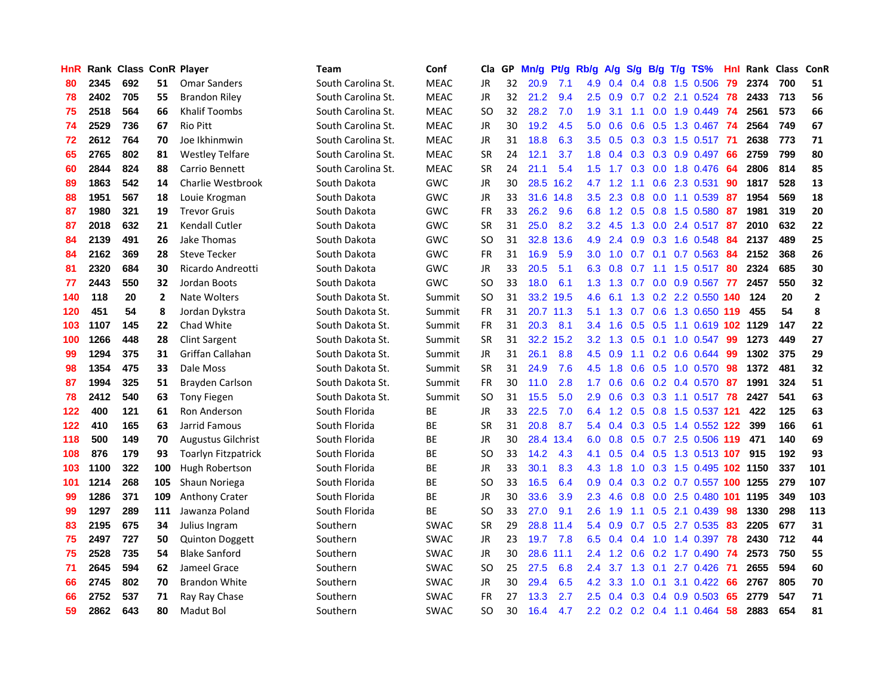| HnR | Rank | Class | ConR | Player | Team | Conf | Cla | GP | Mn/g | Pt/g | Rb/g | A/g | S/g | B/g | T/g | TS% | Hnl | Rank | Class | ConR |
|---|---|---|---|---|---|---|---|---|---|---|---|---|---|---|---|---|---|---|---|---|
| 80 | 2345 | 692 | 51 | Omar Sanders | South Carolina St. | MEAC | JR | 32 | 20.9 | 7.1 | 4.9 | 0.4 | 0.4 | 0.8 | 1.5 | 0.506 | 79 | 2374 | 700 | 51 |
| 78 | 2402 | 705 | 55 | Brandon Riley | South Carolina St. | MEAC | JR | 32 | 21.2 | 9.4 | 2.5 | 0.9 | 0.7 | 0.2 | 2.1 | 0.524 | 78 | 2433 | 713 | 56 |
| 75 | 2518 | 564 | 66 | Khalif Toombs | South Carolina St. | MEAC | SO | 32 | 28.2 | 7.0 | 1.9 | 3.1 | 1.1 | 0.0 | 1.9 | 0.449 | 74 | 2561 | 573 | 66 |
| 74 | 2529 | 736 | 67 | Rio Pitt | South Carolina St. | MEAC | JR | 30 | 19.2 | 4.5 | 5.0 | 0.6 | 0.6 | 0.5 | 1.3 | 0.467 | 74 | 2564 | 749 | 67 |
| 72 | 2612 | 764 | 70 | Joe Ikhinmwin | South Carolina St. | MEAC | JR | 31 | 18.8 | 6.3 | 3.5 | 0.5 | 0.3 | 0.3 | 1.5 | 0.517 | 71 | 2638 | 773 | 71 |
| 65 | 2765 | 802 | 81 | Westley Telfare | South Carolina St. | MEAC | SR | 24 | 12.1 | 3.7 | 1.8 | 0.4 | 0.3 | 0.3 | 0.9 | 0.497 | 66 | 2759 | 799 | 80 |
| 60 | 2844 | 824 | 88 | Carrio Bennett | South Carolina St. | MEAC | SR | 24 | 21.1 | 5.4 | 1.5 | 1.7 | 0.3 | 0.0 | 1.8 | 0.476 | 64 | 2806 | 814 | 85 |
| 89 | 1863 | 542 | 14 | Charlie Westbrook | South Dakota | GWC | JR | 30 | 28.5 | 16.2 | 4.7 | 1.2 | 1.1 | 0.6 | 2.3 | 0.531 | 90 | 1817 | 528 | 13 |
| 88 | 1951 | 567 | 18 | Louie Krogman | South Dakota | GWC | JR | 33 | 31.6 | 14.8 | 3.5 | 2.3 | 0.8 | 0.0 | 1.1 | 0.539 | 87 | 1954 | 569 | 18 |
| 87 | 1980 | 321 | 19 | Trevor Gruis | South Dakota | GWC | FR | 33 | 26.2 | 9.6 | 6.8 | 1.2 | 0.5 | 0.8 | 1.5 | 0.580 | 87 | 1981 | 319 | 20 |
| 87 | 2018 | 632 | 21 | Kendall Cutler | South Dakota | GWC | SR | 31 | 25.0 | 8.2 | 3.2 | 4.5 | 1.3 | 0.0 | 2.4 | 0.517 | 87 | 2010 | 632 | 22 |
| 84 | 2139 | 491 | 26 | Jake Thomas | South Dakota | GWC | SO | 31 | 32.8 | 13.6 | 4.9 | 2.4 | 0.9 | 0.3 | 1.6 | 0.548 | 84 | 2137 | 489 | 25 |
| 84 | 2162 | 369 | 28 | Steve Tecker | South Dakota | GWC | FR | 31 | 16.9 | 5.9 | 3.0 | 1.0 | 0.7 | 0.1 | 0.7 | 0.563 | 84 | 2152 | 368 | 26 |
| 81 | 2320 | 684 | 30 | Ricardo Andreotti | South Dakota | GWC | JR | 33 | 20.5 | 5.1 | 6.3 | 0.8 | 0.7 | 1.1 | 1.5 | 0.517 | 80 | 2324 | 685 | 30 |
| 77 | 2443 | 550 | 32 | Jordan Boots | South Dakota | GWC | SO | 33 | 18.0 | 6.1 | 1.3 | 1.3 | 0.7 | 0.0 | 0.9 | 0.567 | 77 | 2457 | 550 | 32 |
| 140 | 118 | 20 | 2 | Nate Wolters | South Dakota St. | Summit | SO | 31 | 33.2 | 19.5 | 4.6 | 6.1 | 1.3 | 0.2 | 2.2 | 0.550 | 140 | 124 | 20 | 2 |
| 120 | 451 | 54 | 8 | Jordan Dykstra | South Dakota St. | Summit | FR | 31 | 20.7 | 11.3 | 5.1 | 1.3 | 0.7 | 0.6 | 1.3 | 0.650 | 119 | 455 | 54 | 8 |
| 103 | 1107 | 145 | 22 | Chad White | South Dakota St. | Summit | FR | 31 | 20.3 | 8.1 | 3.4 | 1.6 | 0.5 | 0.5 | 1.1 | 0.619 | 102 | 1129 | 147 | 22 |
| 100 | 1266 | 448 | 28 | Clint Sargent | South Dakota St. | Summit | SR | 31 | 32.2 | 15.2 | 3.2 | 1.3 | 0.5 | 0.1 | 1.0 | 0.547 | 99 | 1273 | 449 | 27 |
| 99 | 1294 | 375 | 31 | Griffan Callahan | South Dakota St. | Summit | JR | 31 | 26.1 | 8.8 | 4.5 | 0.9 | 1.1 | 0.2 | 0.6 | 0.644 | 99 | 1302 | 375 | 29 |
| 98 | 1354 | 475 | 33 | Dale Moss | South Dakota St. | Summit | SR | 31 | 24.9 | 7.6 | 4.5 | 1.8 | 0.6 | 0.5 | 1.0 | 0.570 | 98 | 1372 | 481 | 32 |
| 87 | 1994 | 325 | 51 | Brayden Carlson | South Dakota St. | Summit | FR | 30 | 11.0 | 2.8 | 1.7 | 0.6 | 0.6 | 0.2 | 0.4 | 0.570 | 87 | 1991 | 324 | 51 |
| 78 | 2412 | 540 | 63 | Tony Fiegen | South Dakota St. | Summit | SO | 31 | 15.5 | 5.0 | 2.9 | 0.6 | 0.3 | 0.3 | 1.1 | 0.517 | 78 | 2427 | 541 | 63 |
| 122 | 400 | 121 | 61 | Ron Anderson | South Florida | BE | JR | 33 | 22.5 | 7.0 | 6.4 | 1.2 | 0.5 | 0.8 | 1.5 | 0.537 | 121 | 422 | 125 | 63 |
| 122 | 410 | 165 | 63 | Jarrid Famous | South Florida | BE | SR | 31 | 20.8 | 8.7 | 5.4 | 0.4 | 0.3 | 0.5 | 1.4 | 0.552 | 122 | 399 | 166 | 61 |
| 118 | 500 | 149 | 70 | Augustus Gilchrist | South Florida | BE | JR | 30 | 28.4 | 13.4 | 6.0 | 0.8 | 0.5 | 0.7 | 2.5 | 0.506 | 119 | 471 | 140 | 69 |
| 108 | 876 | 179 | 93 | Toarlyn Fitzpatrick | South Florida | BE | SO | 33 | 14.2 | 4.3 | 4.1 | 0.5 | 0.4 | 0.5 | 1.3 | 0.513 | 107 | 915 | 192 | 93 |
| 103 | 1100 | 322 | 100 | Hugh Robertson | South Florida | BE | JR | 33 | 30.1 | 8.3 | 4.3 | 1.8 | 1.0 | 0.3 | 1.5 | 0.495 | 102 | 1150 | 337 | 101 |
| 101 | 1214 | 268 | 105 | Shaun Noriega | South Florida | BE | SO | 33 | 16.5 | 6.4 | 0.9 | 0.4 | 0.3 | 0.2 | 0.7 | 0.557 | 100 | 1255 | 279 | 107 |
| 99 | 1286 | 371 | 109 | Anthony Crater | South Florida | BE | JR | 30 | 33.6 | 3.9 | 2.3 | 4.6 | 0.8 | 0.0 | 2.5 | 0.480 | 101 | 1195 | 349 | 103 |
| 99 | 1297 | 289 | 111 | Jawanza Poland | South Florida | BE | SO | 33 | 27.0 | 9.1 | 2.6 | 1.9 | 1.1 | 0.5 | 2.1 | 0.439 | 98 | 1330 | 298 | 113 |
| 83 | 2195 | 675 | 34 | Julius Ingram | Southern | SWAC | SR | 29 | 28.8 | 11.4 | 5.4 | 0.9 | 0.7 | 0.5 | 2.7 | 0.535 | 83 | 2205 | 677 | 31 |
| 75 | 2497 | 727 | 50 | Quinton Doggett | Southern | SWAC | JR | 23 | 19.7 | 7.8 | 6.5 | 0.4 | 0.4 | 1.0 | 1.4 | 0.397 | 78 | 2430 | 712 | 44 |
| 75 | 2528 | 735 | 54 | Blake Sanford | Southern | SWAC | JR | 30 | 28.6 | 11.1 | 2.4 | 1.2 | 0.6 | 0.2 | 1.7 | 0.490 | 74 | 2573 | 750 | 55 |
| 71 | 2645 | 594 | 62 | Jameel Grace | Southern | SWAC | SO | 25 | 27.5 | 6.8 | 2.4 | 3.7 | 1.3 | 0.1 | 2.7 | 0.426 | 71 | 2655 | 594 | 60 |
| 66 | 2745 | 802 | 70 | Brandon White | Southern | SWAC | JR | 30 | 29.4 | 6.5 | 4.2 | 3.3 | 1.0 | 0.1 | 3.1 | 0.422 | 66 | 2767 | 805 | 70 |
| 66 | 2752 | 537 | 71 | Ray Ray Chase | Southern | SWAC | FR | 27 | 13.3 | 2.7 | 2.5 | 0.4 | 0.3 | 0.4 | 0.9 | 0.503 | 65 | 2779 | 547 | 71 |
| 59 | 2862 | 643 | 80 | Madut Bol | Southern | SWAC | SO | 30 | 16.4 | 4.7 | 2.2 | 0.2 | 0.2 | 0.4 | 1.1 | 0.464 | 58 | 2883 | 654 | 81 |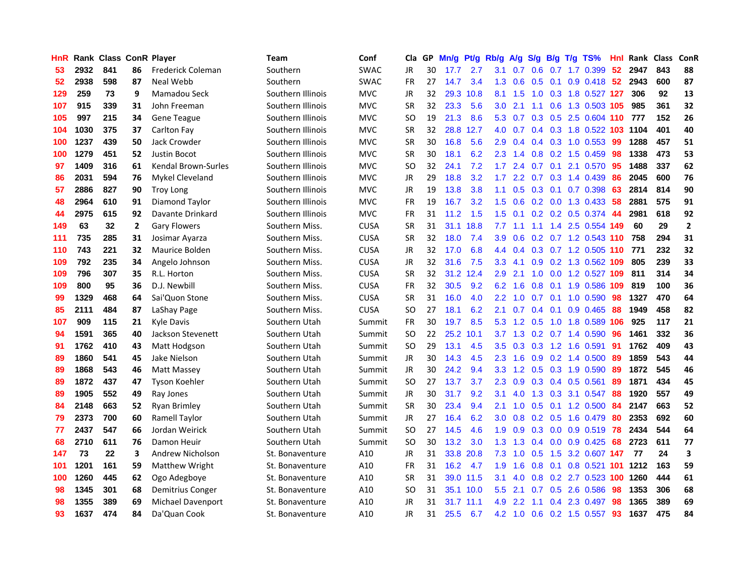| HnR | Rank | Class | ConR | Player | Team | Conf | Cla | GP | Mn/g | Pt/g | Rb/g | A/g | S/g | B/g | T/g | TS% | HnI | Rank | Class | ConR |
|---|---|---|---|---|---|---|---|---|---|---|---|---|---|---|---|---|---|---|---|---|
| 53 | 2932 | 841 | 86 | Frederick Coleman | Southern | SWAC | JR | 30 | 17.7 | 2.7 | 3.1 | 0.7 | 0.6 | 0.7 | 1.7 | 0.399 | 52 | 2947 | 843 | 88 |
| 52 | 2938 | 598 | 87 | Neal Webb | Southern | SWAC | FR | 27 | 14.7 | 3.4 | 1.3 | 0.6 | 0.5 | 0.1 | 0.9 | 0.418 | 52 | 2943 | 600 | 87 |
| 129 | 259 | 73 | 9 | Mamadou Seck | Southern Illinois | MVC | JR | 32 | 29.3 | 10.8 | 8.1 | 1.5 | 1.0 | 0.3 | 1.8 | 0.527 | 127 | 306 | 92 | 13 |
| 107 | 915 | 339 | 31 | John Freeman | Southern Illinois | MVC | SR | 32 | 23.3 | 5.6 | 3.0 | 2.1 | 1.1 | 0.6 | 1.3 | 0.503 | 105 | 985 | 361 | 32 |
| 105 | 997 | 215 | 34 | Gene Teague | Southern Illinois | MVC | SO | 19 | 21.3 | 8.6 | 5.3 | 0.7 | 0.3 | 0.5 | 2.5 | 0.604 | 110 | 777 | 152 | 26 |
| 104 | 1030 | 375 | 37 | Carlton Fay | Southern Illinois | MVC | SR | 32 | 28.8 | 12.7 | 4.0 | 0.7 | 0.4 | 0.3 | 1.8 | 0.522 | 103 | 1104 | 401 | 40 |
| 100 | 1237 | 439 | 50 | Jack Crowder | Southern Illinois | MVC | SR | 30 | 16.8 | 5.6 | 2.9 | 0.4 | 0.4 | 0.3 | 1.0 | 0.553 | 99 | 1288 | 457 | 51 |
| 100 | 1279 | 451 | 52 | Justin Bocot | Southern Illinois | MVC | SR | 30 | 18.1 | 6.2 | 2.3 | 1.4 | 0.8 | 0.2 | 1.5 | 0.459 | 98 | 1338 | 473 | 53 |
| 97 | 1409 | 316 | 61 | Kendal Brown-Surles | Southern Illinois | MVC | SO | 32 | 24.1 | 7.2 | 1.7 | 2.4 | 0.7 | 0.1 | 2.1 | 0.570 | 95 | 1488 | 337 | 62 |
| 86 | 2031 | 594 | 76 | Mykel Cleveland | Southern Illinois | MVC | JR | 29 | 18.8 | 3.2 | 1.7 | 2.2 | 0.7 | 0.3 | 1.4 | 0.439 | 86 | 2045 | 600 | 76 |
| 57 | 2886 | 827 | 90 | Troy Long | Southern Illinois | MVC | JR | 19 | 13.8 | 3.8 | 1.1 | 0.5 | 0.3 | 0.1 | 0.7 | 0.398 | 63 | 2814 | 814 | 90 |
| 48 | 2964 | 610 | 91 | Diamond Taylor | Southern Illinois | MVC | FR | 19 | 16.7 | 3.2 | 1.5 | 0.6 | 0.2 | 0.0 | 1.3 | 0.433 | 58 | 2881 | 575 | 91 |
| 44 | 2975 | 615 | 92 | Davante Drinkard | Southern Illinois | MVC | FR | 31 | 11.2 | 1.5 | 1.5 | 0.1 | 0.2 | 0.2 | 0.5 | 0.374 | 44 | 2981 | 618 | 92 |
| 149 | 63 | 32 | 2 | Gary Flowers | Southern Miss. | CUSA | SR | 31 | 31.1 | 18.8 | 7.7 | 1.1 | 1.1 | 1.4 | 2.5 | 0.554 | 149 | 60 | 29 | 2 |
| 111 | 735 | 285 | 31 | Josimar Ayarza | Southern Miss. | CUSA | SR | 32 | 18.0 | 7.4 | 3.9 | 0.6 | 0.2 | 0.7 | 1.2 | 0.543 | 110 | 758 | 294 | 31 |
| 110 | 743 | 221 | 32 | Maurice Bolden | Southern Miss. | CUSA | JR | 32 | 17.0 | 6.8 | 4.4 | 0.4 | 0.3 | 0.7 | 1.2 | 0.505 | 110 | 771 | 232 | 32 |
| 109 | 792 | 235 | 34 | Angelo Johnson | Southern Miss. | CUSA | JR | 32 | 31.6 | 7.5 | 3.3 | 4.1 | 0.9 | 0.2 | 1.3 | 0.562 | 109 | 805 | 239 | 33 |
| 109 | 796 | 307 | 35 | R.L. Horton | Southern Miss. | CUSA | SR | 32 | 31.2 | 12.4 | 2.9 | 2.1 | 1.0 | 0.0 | 1.2 | 0.527 | 109 | 811 | 314 | 34 |
| 109 | 800 | 95 | 36 | D.J. Newbill | Southern Miss. | CUSA | FR | 32 | 30.5 | 9.2 | 6.2 | 1.6 | 0.8 | 0.1 | 1.9 | 0.586 | 109 | 819 | 100 | 36 |
| 99 | 1329 | 468 | 64 | Sai'Quon Stone | Southern Miss. | CUSA | SR | 31 | 16.0 | 4.0 | 2.2 | 1.0 | 0.7 | 0.1 | 1.0 | 0.590 | 98 | 1327 | 470 | 64 |
| 85 | 2111 | 484 | 87 | LaShay Page | Southern Miss. | CUSA | SO | 27 | 18.1 | 6.2 | 2.1 | 0.7 | 0.4 | 0.1 | 0.9 | 0.465 | 88 | 1949 | 458 | 82 |
| 107 | 909 | 115 | 21 | Kyle Davis | Southern Utah | Summit | FR | 30 | 19.7 | 8.5 | 5.3 | 1.2 | 0.5 | 1.0 | 1.8 | 0.589 | 106 | 925 | 117 | 21 |
| 94 | 1591 | 365 | 40 | Jackson Stevenett | Southern Utah | Summit | SO | 22 | 25.2 | 10.1 | 3.7 | 1.3 | 0.2 | 0.7 | 1.4 | 0.590 | 96 | 1461 | 332 | 36 |
| 91 | 1762 | 410 | 43 | Matt Hodgson | Southern Utah | Summit | SO | 29 | 13.1 | 4.5 | 3.5 | 0.3 | 0.3 | 1.2 | 1.6 | 0.591 | 91 | 1762 | 409 | 43 |
| 89 | 1860 | 541 | 45 | Jake Nielson | Southern Utah | Summit | JR | 30 | 14.3 | 4.5 | 2.3 | 1.6 | 0.9 | 0.2 | 1.4 | 0.500 | 89 | 1859 | 543 | 44 |
| 89 | 1868 | 543 | 46 | Matt Massey | Southern Utah | Summit | JR | 30 | 24.2 | 9.4 | 3.3 | 1.2 | 0.5 | 0.3 | 1.9 | 0.590 | 89 | 1872 | 545 | 46 |
| 89 | 1872 | 437 | 47 | Tyson Koehler | Southern Utah | Summit | SO | 27 | 13.7 | 3.7 | 2.3 | 0.9 | 0.3 | 0.4 | 0.5 | 0.561 | 89 | 1871 | 434 | 45 |
| 89 | 1905 | 552 | 49 | Ray Jones | Southern Utah | Summit | JR | 30 | 31.7 | 9.2 | 3.1 | 4.0 | 1.3 | 0.3 | 3.1 | 0.547 | 88 | 1920 | 557 | 49 |
| 84 | 2148 | 663 | 52 | Ryan Brimley | Southern Utah | Summit | SR | 30 | 23.4 | 9.4 | 2.1 | 1.0 | 0.5 | 0.1 | 1.2 | 0.500 | 84 | 2147 | 663 | 52 |
| 79 | 2373 | 700 | 60 | Ramell Taylor | Southern Utah | Summit | JR | 27 | 16.4 | 6.2 | 3.0 | 0.8 | 0.2 | 0.5 | 1.6 | 0.479 | 80 | 2353 | 692 | 60 |
| 77 | 2437 | 547 | 66 | Jordan Weirick | Southern Utah | Summit | SO | 27 | 14.5 | 4.6 | 1.9 | 0.9 | 0.3 | 0.0 | 0.9 | 0.519 | 78 | 2434 | 544 | 64 |
| 68 | 2710 | 611 | 76 | Damon Heuir | Southern Utah | Summit | SO | 30 | 13.2 | 3.0 | 1.3 | 1.3 | 0.4 | 0.0 | 0.9 | 0.425 | 68 | 2723 | 611 | 77 |
| 147 | 73 | 22 | 3 | Andrew Nicholson | St. Bonaventure | A10 | JR | 31 | 33.8 | 20.8 | 7.3 | 1.0 | 0.5 | 1.5 | 3.2 | 0.607 | 147 | 77 | 24 | 3 |
| 101 | 1201 | 161 | 59 | Matthew Wright | St. Bonaventure | A10 | FR | 31 | 16.2 | 4.7 | 1.9 | 1.6 | 0.8 | 0.1 | 0.8 | 0.521 | 101 | 1212 | 163 | 59 |
| 100 | 1260 | 445 | 62 | Ogo Adegboye | St. Bonaventure | A10 | SR | 31 | 39.0 | 11.5 | 3.1 | 4.0 | 0.8 | 0.2 | 2.7 | 0.523 | 100 | 1260 | 444 | 61 |
| 98 | 1345 | 301 | 68 | Demitrius Conger | St. Bonaventure | A10 | SO | 31 | 35.1 | 10.0 | 5.5 | 2.1 | 0.7 | 0.5 | 2.6 | 0.586 | 98 | 1353 | 306 | 68 |
| 98 | 1355 | 389 | 69 | Michael Davenport | St. Bonaventure | A10 | JR | 31 | 31.7 | 11.1 | 4.9 | 2.2 | 1.1 | 0.4 | 2.3 | 0.497 | 98 | 1365 | 389 | 69 |
| 93 | 1637 | 474 | 84 | Da'Quan Cook | St. Bonaventure | A10 | JR | 31 | 25.5 | 6.7 | 4.2 | 1.0 | 0.6 | 0.2 | 1.5 | 0.557 | 93 | 1637 | 475 | 84 |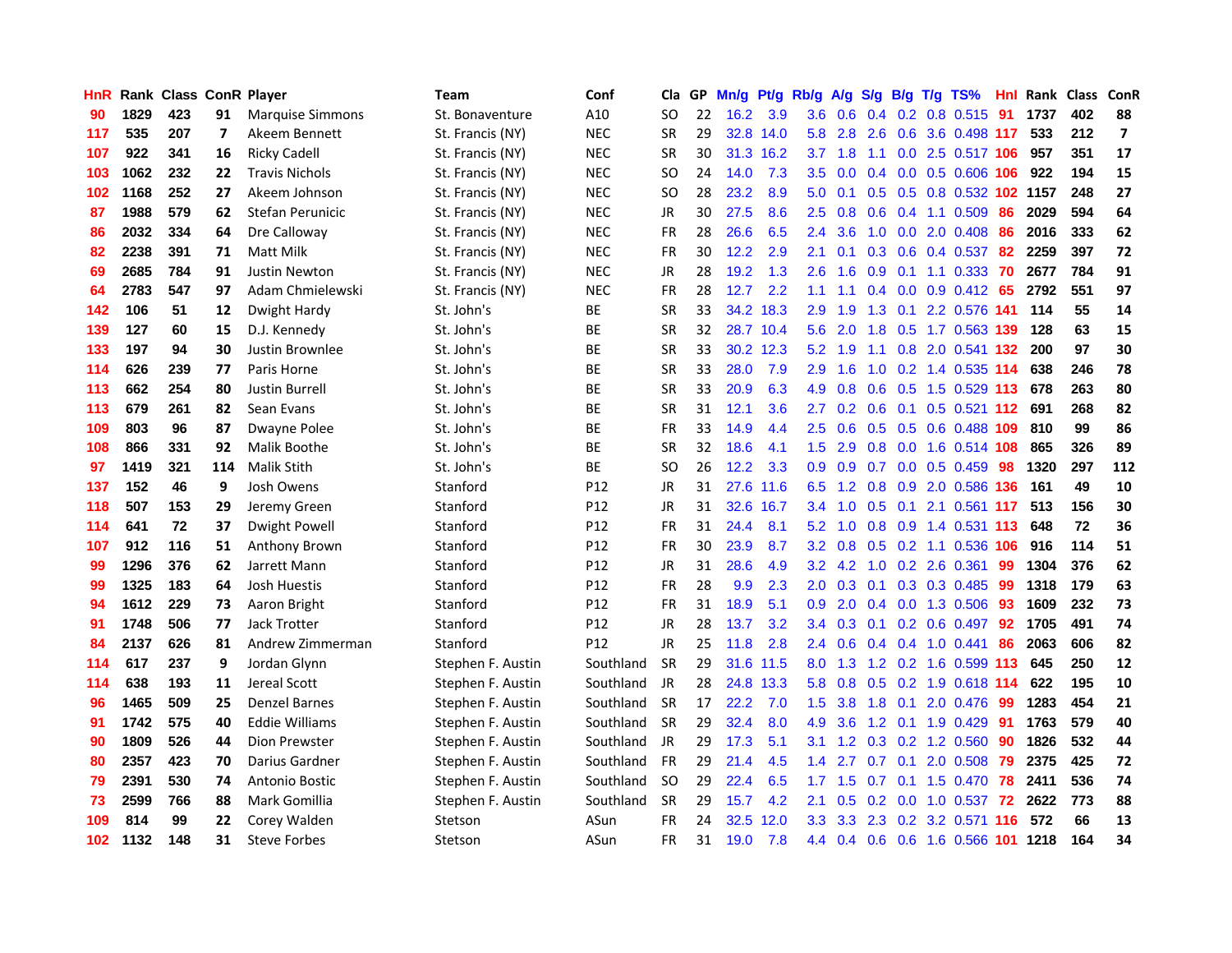| HnR | Rank | Class | ConR | Player | Team | Conf | Cla | GP | Mn/g | Pt/g | Rb/g | A/g | S/g | B/g | T/g | TS% | HnI | Rank | Class | ConR |
|---|---|---|---|---|---|---|---|---|---|---|---|---|---|---|---|---|---|---|---|---|
| 90 | 1829 | 423 | 91 | Marquise Simmons | St. Bonaventure | A10 | SO | 22 | 16.2 | 3.9 | 3.6 | 0.6 | 0.4 | 0.2 | 0.8 | 0.515 | 91 | 1737 | 402 | 88 |
| 117 | 535 | 207 | 7 | Akeem Bennett | St. Francis (NY) | NEC | SR | 29 | 32.8 | 14.0 | 5.8 | 2.8 | 2.6 | 0.6 | 3.6 | 0.498 | 117 | 533 | 212 | 7 |
| 107 | 922 | 341 | 16 | Ricky Cadell | St. Francis (NY) | NEC | SR | 30 | 31.3 | 16.2 | 3.7 | 1.8 | 1.1 | 0.0 | 2.5 | 0.517 | 106 | 957 | 351 | 17 |
| 103 | 1062 | 232 | 22 | Travis Nichols | St. Francis (NY) | NEC | SO | 24 | 14.0 | 7.3 | 3.5 | 0.0 | 0.4 | 0.0 | 0.5 | 0.606 | 106 | 922 | 194 | 15 |
| 102 | 1168 | 252 | 27 | Akeem Johnson | St. Francis (NY) | NEC | SO | 28 | 23.2 | 8.9 | 5.0 | 0.1 | 0.5 | 0.5 | 0.8 | 0.532 | 102 | 1157 | 248 | 27 |
| 87 | 1988 | 579 | 62 | Stefan Perunicic | St. Francis (NY) | NEC | JR | 30 | 27.5 | 8.6 | 2.5 | 0.8 | 0.6 | 0.4 | 1.1 | 0.509 | 86 | 2029 | 594 | 64 |
| 86 | 2032 | 334 | 64 | Dre Calloway | St. Francis (NY) | NEC | FR | 28 | 26.6 | 6.5 | 2.4 | 3.6 | 1.0 | 0.0 | 2.0 | 0.408 | 86 | 2016 | 333 | 62 |
| 82 | 2238 | 391 | 71 | Matt Milk | St. Francis (NY) | NEC | FR | 30 | 12.2 | 2.9 | 2.1 | 0.1 | 0.3 | 0.6 | 0.4 | 0.537 | 82 | 2259 | 397 | 72 |
| 69 | 2685 | 784 | 91 | Justin Newton | St. Francis (NY) | NEC | JR | 28 | 19.2 | 1.3 | 2.6 | 1.6 | 0.9 | 0.1 | 1.1 | 0.333 | 70 | 2677 | 784 | 91 |
| 64 | 2783 | 547 | 97 | Adam Chmielewski | St. Francis (NY) | NEC | FR | 28 | 12.7 | 2.2 | 1.1 | 1.1 | 0.4 | 0.0 | 0.9 | 0.412 | 65 | 2792 | 551 | 97 |
| 142 | 106 | 51 | 12 | Dwight Hardy | St. John's | BE | SR | 33 | 34.2 | 18.3 | 2.9 | 1.9 | 1.3 | 0.1 | 2.2 | 0.576 | 141 | 114 | 55 | 14 |
| 139 | 127 | 60 | 15 | D.J. Kennedy | St. John's | BE | SR | 32 | 28.7 | 10.4 | 5.6 | 2.0 | 1.8 | 0.5 | 1.7 | 0.563 | 139 | 128 | 63 | 15 |
| 133 | 197 | 94 | 30 | Justin Brownlee | St. John's | BE | SR | 33 | 30.2 | 12.3 | 5.2 | 1.9 | 1.1 | 0.8 | 2.0 | 0.541 | 132 | 200 | 97 | 30 |
| 114 | 626 | 239 | 77 | Paris Horne | St. John's | BE | SR | 33 | 28.0 | 7.9 | 2.9 | 1.6 | 1.0 | 0.2 | 1.4 | 0.535 | 114 | 638 | 246 | 78 |
| 113 | 662 | 254 | 80 | Justin Burrell | St. John's | BE | SR | 33 | 20.9 | 6.3 | 4.9 | 0.8 | 0.6 | 0.5 | 1.5 | 0.529 | 113 | 678 | 263 | 80 |
| 113 | 679 | 261 | 82 | Sean Evans | St. John's | BE | SR | 31 | 12.1 | 3.6 | 2.7 | 0.2 | 0.6 | 0.1 | 0.5 | 0.521 | 112 | 691 | 268 | 82 |
| 109 | 803 | 96 | 87 | Dwayne Polee | St. John's | BE | FR | 33 | 14.9 | 4.4 | 2.5 | 0.6 | 0.5 | 0.5 | 0.6 | 0.488 | 109 | 810 | 99 | 86 |
| 108 | 866 | 331 | 92 | Malik Boothe | St. John's | BE | SR | 32 | 18.6 | 4.1 | 1.5 | 2.9 | 0.8 | 0.0 | 1.6 | 0.514 | 108 | 865 | 326 | 89 |
| 97 | 1419 | 321 | 114 | Malik Stith | St. John's | BE | SO | 26 | 12.2 | 3.3 | 0.9 | 0.9 | 0.7 | 0.0 | 0.5 | 0.459 | 98 | 1320 | 297 | 112 |
| 137 | 152 | 46 | 9 | Josh Owens | Stanford | P12 | JR | 31 | 27.6 | 11.6 | 6.5 | 1.2 | 0.8 | 0.9 | 2.0 | 0.586 | 136 | 161 | 49 | 10 |
| 118 | 507 | 153 | 29 | Jeremy Green | Stanford | P12 | JR | 31 | 32.6 | 16.7 | 3.4 | 1.0 | 0.5 | 0.1 | 2.1 | 0.561 | 117 | 513 | 156 | 30 |
| 114 | 641 | 72 | 37 | Dwight Powell | Stanford | P12 | FR | 31 | 24.4 | 8.1 | 5.2 | 1.0 | 0.8 | 0.9 | 1.4 | 0.531 | 113 | 648 | 72 | 36 |
| 107 | 912 | 116 | 51 | Anthony Brown | Stanford | P12 | FR | 30 | 23.9 | 8.7 | 3.2 | 0.8 | 0.5 | 0.2 | 1.1 | 0.536 | 106 | 916 | 114 | 51 |
| 99 | 1296 | 376 | 62 | Jarrett Mann | Stanford | P12 | JR | 31 | 28.6 | 4.9 | 3.2 | 4.2 | 1.0 | 0.2 | 2.6 | 0.361 | 99 | 1304 | 376 | 62 |
| 99 | 1325 | 183 | 64 | Josh Huestis | Stanford | P12 | FR | 28 | 9.9 | 2.3 | 2.0 | 0.3 | 0.1 | 0.3 | 0.3 | 0.485 | 99 | 1318 | 179 | 63 |
| 94 | 1612 | 229 | 73 | Aaron Bright | Stanford | P12 | FR | 31 | 18.9 | 5.1 | 0.9 | 2.0 | 0.4 | 0.0 | 1.3 | 0.506 | 93 | 1609 | 232 | 73 |
| 91 | 1748 | 506 | 77 | Jack Trotter | Stanford | P12 | JR | 28 | 13.7 | 3.2 | 3.4 | 0.3 | 0.1 | 0.2 | 0.6 | 0.497 | 92 | 1705 | 491 | 74 |
| 84 | 2137 | 626 | 81 | Andrew Zimmerman | Stanford | P12 | JR | 25 | 11.8 | 2.8 | 2.4 | 0.6 | 0.4 | 0.4 | 1.0 | 0.441 | 86 | 2063 | 606 | 82 |
| 114 | 617 | 237 | 9 | Jordan Glynn | Stephen F. Austin | Southland | SR | 29 | 31.6 | 11.5 | 8.0 | 1.3 | 1.2 | 0.2 | 1.6 | 0.599 | 113 | 645 | 250 | 12 |
| 114 | 638 | 193 | 11 | Jereal Scott | Stephen F. Austin | Southland | JR | 28 | 24.8 | 13.3 | 5.8 | 0.8 | 0.5 | 0.2 | 1.9 | 0.618 | 114 | 622 | 195 | 10 |
| 96 | 1465 | 509 | 25 | Denzel Barnes | Stephen F. Austin | Southland | SR | 17 | 22.2 | 7.0 | 1.5 | 3.8 | 1.8 | 0.1 | 2.0 | 0.476 | 99 | 1283 | 454 | 21 |
| 91 | 1742 | 575 | 40 | Eddie Williams | Stephen F. Austin | Southland | SR | 29 | 32.4 | 8.0 | 4.9 | 3.6 | 1.2 | 0.1 | 1.9 | 0.429 | 91 | 1763 | 579 | 40 |
| 90 | 1809 | 526 | 44 | Dion Prewster | Stephen F. Austin | Southland | JR | 29 | 17.3 | 5.1 | 3.1 | 1.2 | 0.3 | 0.2 | 1.2 | 0.560 | 90 | 1826 | 532 | 44 |
| 80 | 2357 | 423 | 70 | Darius Gardner | Stephen F. Austin | Southland | FR | 29 | 21.4 | 4.5 | 1.4 | 2.7 | 0.7 | 0.1 | 2.0 | 0.508 | 79 | 2375 | 425 | 72 |
| 79 | 2391 | 530 | 74 | Antonio Bostic | Stephen F. Austin | Southland | SO | 29 | 22.4 | 6.5 | 1.7 | 1.5 | 0.7 | 0.1 | 1.5 | 0.470 | 78 | 2411 | 536 | 74 |
| 73 | 2599 | 766 | 88 | Mark Gomillia | Stephen F. Austin | Southland | SR | 29 | 15.7 | 4.2 | 2.1 | 0.5 | 0.2 | 0.0 | 1.0 | 0.537 | 72 | 2622 | 773 | 88 |
| 109 | 814 | 99 | 22 | Corey Walden | Stetson | ASun | FR | 24 | 32.5 | 12.0 | 3.3 | 3.3 | 2.3 | 0.2 | 3.2 | 0.571 | 116 | 572 | 66 | 13 |
| 102 | 1132 | 148 | 31 | Steve Forbes | Stetson | ASun | FR | 31 | 19.0 | 7.8 | 4.4 | 0.4 | 0.6 | 0.6 | 1.6 | 0.566 | 101 | 1218 | 164 | 34 |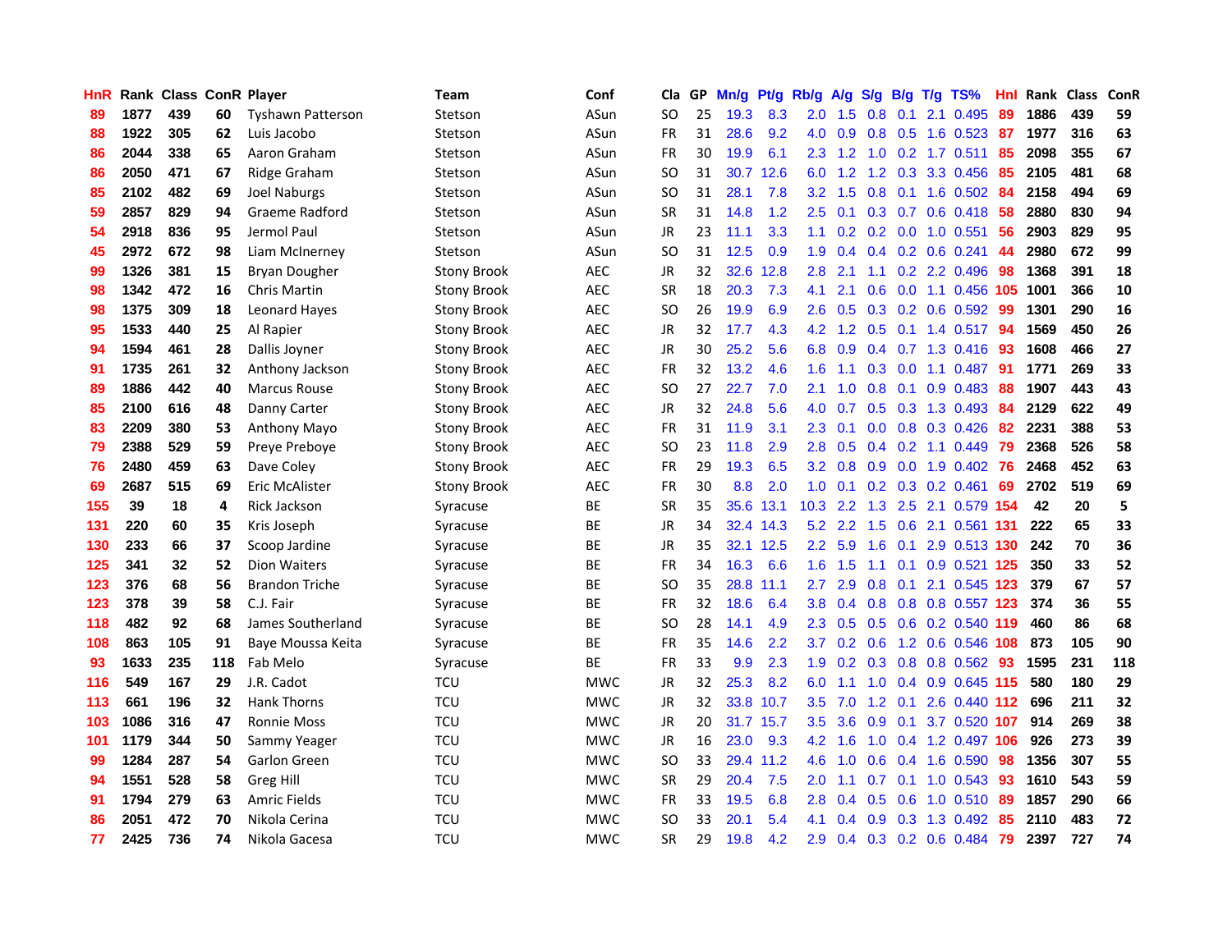| HnR | Rank | Class | ConR | Player | Team | Conf | Cla | GP | Mn/g | Pt/g | Rb/g | A/g | S/g | B/g | T/g | TS% | HnI | Rank | Class | ConR |
|---|---|---|---|---|---|---|---|---|---|---|---|---|---|---|---|---|---|---|---|---|
| 89 | 1877 | 439 | 60 | Tyshawn Patterson | Stetson | ASun | SO | 25 | 19.3 | 8.3 | 2.0 | 1.5 | 0.8 | 0.1 | 2.1 | 0.495 | 89 | 1886 | 439 | 59 |
| 88 | 1922 | 305 | 62 | Luis Jacobo | Stetson | ASun | FR | 31 | 28.6 | 9.2 | 4.0 | 0.9 | 0.8 | 0.5 | 1.6 | 0.523 | 87 | 1977 | 316 | 63 |
| 86 | 2044 | 338 | 65 | Aaron Graham | Stetson | ASun | FR | 30 | 19.9 | 6.1 | 2.3 | 1.2 | 1.0 | 0.2 | 1.7 | 0.511 | 85 | 2098 | 355 | 67 |
| 86 | 2050 | 471 | 67 | Ridge Graham | Stetson | ASun | SO | 31 | 30.7 | 12.6 | 6.0 | 1.2 | 1.2 | 0.3 | 3.3 | 0.456 | 85 | 2105 | 481 | 68 |
| 85 | 2102 | 482 | 69 | Joel Naburgs | Stetson | ASun | SO | 31 | 28.1 | 7.8 | 3.2 | 1.5 | 0.8 | 0.1 | 1.6 | 0.502 | 84 | 2158 | 494 | 69 |
| 59 | 2857 | 829 | 94 | Graeme Radford | Stetson | ASun | SR | 31 | 14.8 | 1.2 | 2.5 | 0.1 | 0.3 | 0.7 | 0.6 | 0.418 | 58 | 2880 | 830 | 94 |
| 54 | 2918 | 836 | 95 | Jermol Paul | Stetson | ASun | JR | 23 | 11.1 | 3.3 | 1.1 | 0.2 | 0.2 | 0.0 | 1.0 | 0.551 | 56 | 2903 | 829 | 95 |
| 45 | 2972 | 672 | 98 | Liam McInerney | Stetson | ASun | SO | 31 | 12.5 | 0.9 | 1.9 | 0.4 | 0.4 | 0.2 | 0.6 | 0.241 | 44 | 2980 | 672 | 99 |
| 99 | 1326 | 381 | 15 | Bryan Dougher | Stony Brook | AEC | JR | 32 | 32.6 | 12.8 | 2.8 | 2.1 | 1.1 | 0.2 | 2.2 | 0.496 | 98 | 1368 | 391 | 18 |
| 98 | 1342 | 472 | 16 | Chris Martin | Stony Brook | AEC | SR | 18 | 20.3 | 7.3 | 4.1 | 2.1 | 0.6 | 0.0 | 1.1 | 0.456 | 105 | 1001 | 366 | 10 |
| 98 | 1375 | 309 | 18 | Leonard Hayes | Stony Brook | AEC | SO | 26 | 19.9 | 6.9 | 2.6 | 0.5 | 0.3 | 0.2 | 0.6 | 0.592 | 99 | 1301 | 290 | 16 |
| 95 | 1533 | 440 | 25 | Al Rapier | Stony Brook | AEC | JR | 32 | 17.7 | 4.3 | 4.2 | 1.2 | 0.5 | 0.1 | 1.4 | 0.517 | 94 | 1569 | 450 | 26 |
| 94 | 1594 | 461 | 28 | Dallis Joyner | Stony Brook | AEC | JR | 30 | 25.2 | 5.6 | 6.8 | 0.9 | 0.4 | 0.7 | 1.3 | 0.416 | 93 | 1608 | 466 | 27 |
| 91 | 1735 | 261 | 32 | Anthony Jackson | Stony Brook | AEC | FR | 32 | 13.2 | 4.6 | 1.6 | 1.1 | 0.3 | 0.0 | 1.1 | 0.487 | 91 | 1771 | 269 | 33 |
| 89 | 1886 | 442 | 40 | Marcus Rouse | Stony Brook | AEC | SO | 27 | 22.7 | 7.0 | 2.1 | 1.0 | 0.8 | 0.1 | 0.9 | 0.483 | 88 | 1907 | 443 | 43 |
| 85 | 2100 | 616 | 48 | Danny Carter | Stony Brook | AEC | JR | 32 | 24.8 | 5.6 | 4.0 | 0.7 | 0.5 | 0.3 | 1.3 | 0.493 | 84 | 2129 | 622 | 49 |
| 83 | 2209 | 380 | 53 | Anthony Mayo | Stony Brook | AEC | FR | 31 | 11.9 | 3.1 | 2.3 | 0.1 | 0.0 | 0.8 | 0.3 | 0.426 | 82 | 2231 | 388 | 53 |
| 79 | 2388 | 529 | 59 | Preye Preboye | Stony Brook | AEC | SO | 23 | 11.8 | 2.9 | 2.8 | 0.5 | 0.4 | 0.2 | 1.1 | 0.449 | 79 | 2368 | 526 | 58 |
| 76 | 2480 | 459 | 63 | Dave Coley | Stony Brook | AEC | FR | 29 | 19.3 | 6.5 | 3.2 | 0.8 | 0.9 | 0.0 | 1.9 | 0.402 | 76 | 2468 | 452 | 63 |
| 69 | 2687 | 515 | 69 | Eric McAlister | Stony Brook | AEC | FR | 30 | 8.8 | 2.0 | 1.0 | 0.1 | 0.2 | 0.3 | 0.2 | 0.461 | 69 | 2702 | 519 | 69 |
| 155 | 39 | 18 | 4 | Rick Jackson | Syracuse | BE | SR | 35 | 35.6 | 13.1 | 10.3 | 2.2 | 1.3 | 2.5 | 2.1 | 0.579 | 154 | 42 | 20 | 5 |
| 131 | 220 | 60 | 35 | Kris Joseph | Syracuse | BE | JR | 34 | 32.4 | 14.3 | 5.2 | 2.2 | 1.5 | 0.6 | 2.1 | 0.561 | 131 | 222 | 65 | 33 |
| 130 | 233 | 66 | 37 | Scoop Jardine | Syracuse | BE | JR | 35 | 32.1 | 12.5 | 2.2 | 5.9 | 1.6 | 0.1 | 2.9 | 0.513 | 130 | 242 | 70 | 36 |
| 125 | 341 | 32 | 52 | Dion Waiters | Syracuse | BE | FR | 34 | 16.3 | 6.6 | 1.6 | 1.5 | 1.1 | 0.1 | 0.9 | 0.521 | 125 | 350 | 33 | 52 |
| 123 | 376 | 68 | 56 | Brandon Triche | Syracuse | BE | SO | 35 | 28.8 | 11.1 | 2.7 | 2.9 | 0.8 | 0.1 | 2.1 | 0.545 | 123 | 379 | 67 | 57 |
| 123 | 378 | 39 | 58 | C.J. Fair | Syracuse | BE | FR | 32 | 18.6 | 6.4 | 3.8 | 0.4 | 0.8 | 0.8 | 0.8 | 0.557 | 123 | 374 | 36 | 55 |
| 118 | 482 | 92 | 68 | James Southerland | Syracuse | BE | SO | 28 | 14.1 | 4.9 | 2.3 | 0.5 | 0.5 | 0.6 | 0.2 | 0.540 | 119 | 460 | 86 | 68 |
| 108 | 863 | 105 | 91 | Baye Moussa Keita | Syracuse | BE | FR | 35 | 14.6 | 2.2 | 3.7 | 0.2 | 0.6 | 1.2 | 0.6 | 0.546 | 108 | 873 | 105 | 90 |
| 93 | 1633 | 235 | 118 | Fab Melo | Syracuse | BE | FR | 33 | 9.9 | 2.3 | 1.9 | 0.2 | 0.3 | 0.8 | 0.8 | 0.562 | 93 | 1595 | 231 | 118 |
| 116 | 549 | 167 | 29 | J.R. Cadot | TCU | MWC | JR | 32 | 25.3 | 8.2 | 6.0 | 1.1 | 1.0 | 0.4 | 0.9 | 0.645 | 115 | 580 | 180 | 29 |
| 113 | 661 | 196 | 32 | Hank Thorns | TCU | MWC | JR | 32 | 33.8 | 10.7 | 3.5 | 7.0 | 1.2 | 0.1 | 2.6 | 0.440 | 112 | 696 | 211 | 32 |
| 103 | 1086 | 316 | 47 | Ronnie Moss | TCU | MWC | JR | 20 | 31.7 | 15.7 | 3.5 | 3.6 | 0.9 | 0.1 | 3.7 | 0.520 | 107 | 914 | 269 | 38 |
| 101 | 1179 | 344 | 50 | Sammy Yeager | TCU | MWC | JR | 16 | 23.0 | 9.3 | 4.2 | 1.6 | 1.0 | 0.4 | 1.2 | 0.497 | 106 | 926 | 273 | 39 |
| 99 | 1284 | 287 | 54 | Garlon Green | TCU | MWC | SO | 33 | 29.4 | 11.2 | 4.6 | 1.0 | 0.6 | 0.4 | 1.6 | 0.590 | 98 | 1356 | 307 | 55 |
| 94 | 1551 | 528 | 58 | Greg Hill | TCU | MWC | SR | 29 | 20.4 | 7.5 | 2.0 | 1.1 | 0.7 | 0.1 | 1.0 | 0.543 | 93 | 1610 | 543 | 59 |
| 91 | 1794 | 279 | 63 | Amric Fields | TCU | MWC | FR | 33 | 19.5 | 6.8 | 2.8 | 0.4 | 0.5 | 0.6 | 1.0 | 0.510 | 89 | 1857 | 290 | 66 |
| 86 | 2051 | 472 | 70 | Nikola Cerina | TCU | MWC | SO | 33 | 20.1 | 5.4 | 4.1 | 0.4 | 0.9 | 0.3 | 1.3 | 0.492 | 85 | 2110 | 483 | 72 |
| 77 | 2425 | 736 | 74 | Nikola Gacesa | TCU | MWC | SR | 29 | 19.8 | 4.2 | 2.9 | 0.4 | 0.3 | 0.2 | 0.6 | 0.484 | 79 | 2397 | 727 | 74 |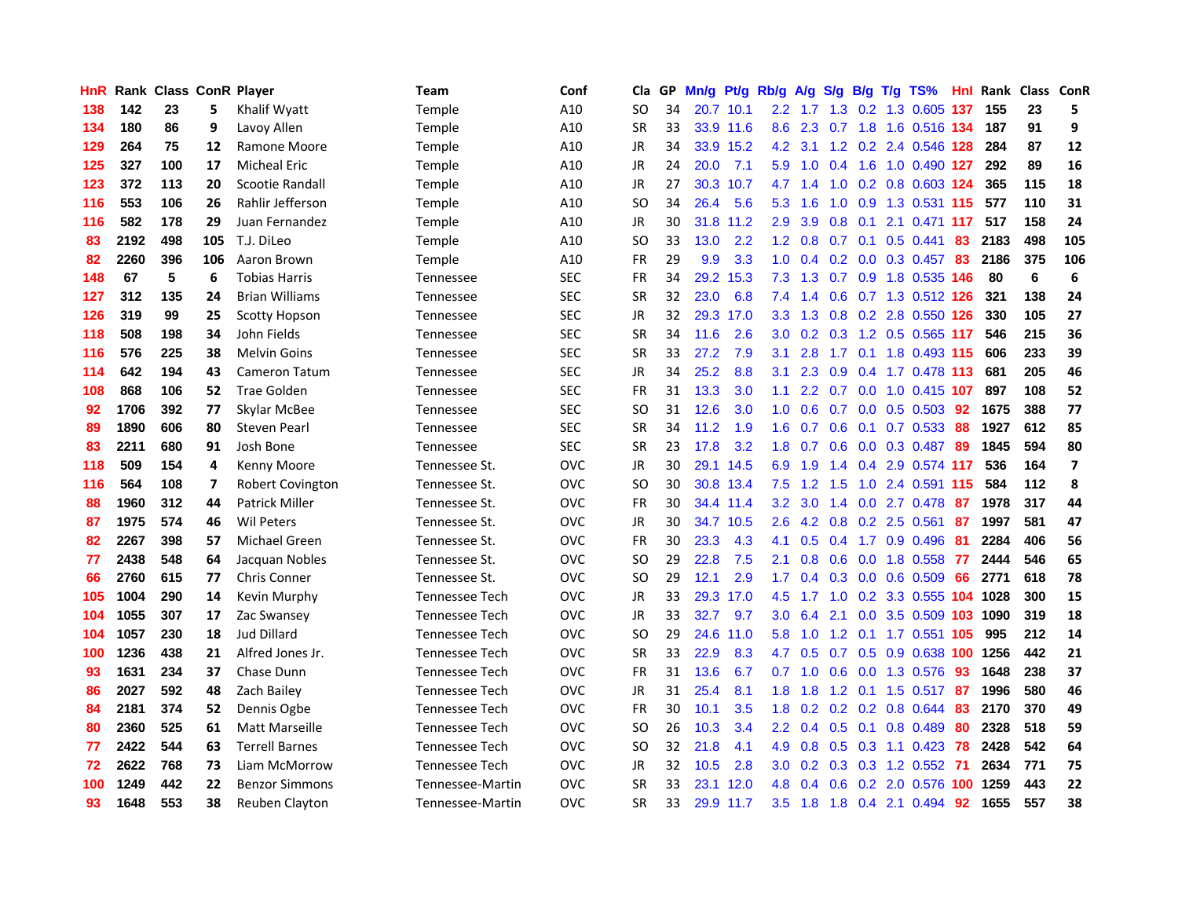| HnR | Rank | Class | ConR | Player | Team | Conf | Cla | GP | Mn/g | Pt/g | Rb/g | A/g | S/g | B/g | T/g | TS% | Hnl | Rank | Class | ConR |
|---|---|---|---|---|---|---|---|---|---|---|---|---|---|---|---|---|---|---|---|---|
| 138 | 142 | 23 | 5 | Khalif Wyatt | Temple | A10 | SO | 34 | 20.7 | 10.1 | 2.2 | 1.7 | 1.3 | 0.2 | 1.3 | 0.605 | 137 | 155 | 23 | 5 |
| 134 | 180 | 86 | 9 | Lavoy Allen | Temple | A10 | SR | 33 | 33.9 | 11.6 | 8.6 | 2.3 | 0.7 | 1.8 | 1.6 | 0.516 | 134 | 187 | 91 | 9 |
| 129 | 264 | 75 | 12 | Ramone Moore | Temple | A10 | JR | 34 | 33.9 | 15.2 | 4.2 | 3.1 | 1.2 | 0.2 | 2.4 | 0.546 | 128 | 284 | 87 | 12 |
| 125 | 327 | 100 | 17 | Micheal Eric | Temple | A10 | JR | 24 | 20.0 | 7.1 | 5.9 | 1.0 | 0.4 | 1.6 | 1.0 | 0.490 | 127 | 292 | 89 | 16 |
| 123 | 372 | 113 | 20 | Scootie Randall | Temple | A10 | JR | 27 | 30.3 | 10.7 | 4.7 | 1.4 | 1.0 | 0.2 | 0.8 | 0.603 | 124 | 365 | 115 | 18 |
| 116 | 553 | 106 | 26 | Rahlir Jefferson | Temple | A10 | SO | 34 | 26.4 | 5.6 | 5.3 | 1.6 | 1.0 | 0.9 | 1.3 | 0.531 | 115 | 577 | 110 | 31 |
| 116 | 582 | 178 | 29 | Juan Fernandez | Temple | A10 | JR | 30 | 31.8 | 11.2 | 2.9 | 3.9 | 0.8 | 0.1 | 2.1 | 0.471 | 117 | 517 | 158 | 24 |
| 83 | 2192 | 498 | 105 | T.J. DiLeo | Temple | A10 | SO | 33 | 13.0 | 2.2 | 1.2 | 0.8 | 0.7 | 0.1 | 0.5 | 0.441 | 83 | 2183 | 498 | 105 |
| 82 | 2260 | 396 | 106 | Aaron Brown | Temple | A10 | FR | 29 | 9.9 | 3.3 | 1.0 | 0.4 | 0.2 | 0.0 | 0.3 | 0.457 | 83 | 2186 | 375 | 106 |
| 148 | 67 | 5 | 6 | Tobias Harris | Tennessee | SEC | FR | 34 | 29.2 | 15.3 | 7.3 | 1.3 | 0.7 | 0.9 | 1.8 | 0.535 | 146 | 80 | 6 | 6 |
| 127 | 312 | 135 | 24 | Brian Williams | Tennessee | SEC | SR | 32 | 23.0 | 6.8 | 7.4 | 1.4 | 0.6 | 0.7 | 1.3 | 0.512 | 126 | 321 | 138 | 24 |
| 126 | 319 | 99 | 25 | Scotty Hopson | Tennessee | SEC | JR | 32 | 29.3 | 17.0 | 3.3 | 1.3 | 0.8 | 0.2 | 2.8 | 0.550 | 126 | 330 | 105 | 27 |
| 118 | 508 | 198 | 34 | John Fields | Tennessee | SEC | SR | 34 | 11.6 | 2.6 | 3.0 | 0.2 | 0.3 | 1.2 | 0.5 | 0.565 | 117 | 546 | 215 | 36 |
| 116 | 576 | 225 | 38 | Melvin Goins | Tennessee | SEC | SR | 33 | 27.2 | 7.9 | 3.1 | 2.8 | 1.7 | 0.1 | 1.8 | 0.493 | 115 | 606 | 233 | 39 |
| 114 | 642 | 194 | 43 | Cameron Tatum | Tennessee | SEC | JR | 34 | 25.2 | 8.8 | 3.1 | 2.3 | 0.9 | 0.4 | 1.7 | 0.478 | 113 | 681 | 205 | 46 |
| 108 | 868 | 106 | 52 | Trae Golden | Tennessee | SEC | FR | 31 | 13.3 | 3.0 | 1.1 | 2.2 | 0.7 | 0.0 | 1.0 | 0.415 | 107 | 897 | 108 | 52 |
| 92 | 1706 | 392 | 77 | Skylar McBee | Tennessee | SEC | SO | 31 | 12.6 | 3.0 | 1.0 | 0.6 | 0.7 | 0.0 | 0.5 | 0.503 | 92 | 1675 | 388 | 77 |
| 89 | 1890 | 606 | 80 | Steven Pearl | Tennessee | SEC | SR | 34 | 11.2 | 1.9 | 1.6 | 0.7 | 0.6 | 0.1 | 0.7 | 0.533 | 88 | 1927 | 612 | 85 |
| 83 | 2211 | 680 | 91 | Josh Bone | Tennessee | SEC | SR | 23 | 17.8 | 3.2 | 1.8 | 0.7 | 0.6 | 0.0 | 0.3 | 0.487 | 89 | 1845 | 594 | 80 |
| 118 | 509 | 154 | 4 | Kenny Moore | Tennessee St. | OVC | JR | 30 | 29.1 | 14.5 | 6.9 | 1.9 | 1.4 | 0.4 | 2.9 | 0.574 | 117 | 536 | 164 | 7 |
| 116 | 564 | 108 | 7 | Robert Covington | Tennessee St. | OVC | SO | 30 | 30.8 | 13.4 | 7.5 | 1.2 | 1.5 | 1.0 | 2.4 | 0.591 | 115 | 584 | 112 | 8 |
| 88 | 1960 | 312 | 44 | Patrick Miller | Tennessee St. | OVC | FR | 30 | 34.4 | 11.4 | 3.2 | 3.0 | 1.4 | 0.0 | 2.7 | 0.478 | 87 | 1978 | 317 | 44 |
| 87 | 1975 | 574 | 46 | Wil Peters | Tennessee St. | OVC | JR | 30 | 34.7 | 10.5 | 2.6 | 4.2 | 0.8 | 0.2 | 2.5 | 0.561 | 87 | 1997 | 581 | 47 |
| 82 | 2267 | 398 | 57 | Michael Green | Tennessee St. | OVC | FR | 30 | 23.3 | 4.3 | 4.1 | 0.5 | 0.4 | 1.7 | 0.9 | 0.496 | 81 | 2284 | 406 | 56 |
| 77 | 2438 | 548 | 64 | Jacquan Nobles | Tennessee St. | OVC | SO | 29 | 22.8 | 7.5 | 2.1 | 0.8 | 0.6 | 0.0 | 1.8 | 0.558 | 77 | 2444 | 546 | 65 |
| 66 | 2760 | 615 | 77 | Chris Conner | Tennessee St. | OVC | SO | 29 | 12.1 | 2.9 | 1.7 | 0.4 | 0.3 | 0.0 | 0.6 | 0.509 | 66 | 2771 | 618 | 78 |
| 105 | 1004 | 290 | 14 | Kevin Murphy | Tennessee Tech | OVC | JR | 33 | 29.3 | 17.0 | 4.5 | 1.7 | 1.0 | 0.2 | 3.3 | 0.555 | 104 | 1028 | 300 | 15 |
| 104 | 1055 | 307 | 17 | Zac Swansey | Tennessee Tech | OVC | JR | 33 | 32.7 | 9.7 | 3.0 | 6.4 | 2.1 | 0.0 | 3.5 | 0.509 | 103 | 1090 | 319 | 18 |
| 104 | 1057 | 230 | 18 | Jud Dillard | Tennessee Tech | OVC | SO | 29 | 24.6 | 11.0 | 5.8 | 1.0 | 1.2 | 0.1 | 1.7 | 0.551 | 105 | 995 | 212 | 14 |
| 100 | 1236 | 438 | 21 | Alfred Jones Jr. | Tennessee Tech | OVC | SR | 33 | 22.9 | 8.3 | 4.7 | 0.5 | 0.7 | 0.5 | 0.9 | 0.638 | 100 | 1256 | 442 | 21 |
| 93 | 1631 | 234 | 37 | Chase Dunn | Tennessee Tech | OVC | FR | 31 | 13.6 | 6.7 | 0.7 | 1.0 | 0.6 | 0.0 | 1.3 | 0.576 | 93 | 1648 | 238 | 37 |
| 86 | 2027 | 592 | 48 | Zach Bailey | Tennessee Tech | OVC | JR | 31 | 25.4 | 8.1 | 1.8 | 1.8 | 1.2 | 0.1 | 1.5 | 0.517 | 87 | 1996 | 580 | 46 |
| 84 | 2181 | 374 | 52 | Dennis Ogbe | Tennessee Tech | OVC | FR | 30 | 10.1 | 3.5 | 1.8 | 0.2 | 0.2 | 0.2 | 0.8 | 0.644 | 83 | 2170 | 370 | 49 |
| 80 | 2360 | 525 | 61 | Matt Marseille | Tennessee Tech | OVC | SO | 26 | 10.3 | 3.4 | 2.2 | 0.4 | 0.5 | 0.1 | 0.8 | 0.489 | 80 | 2328 | 518 | 59 |
| 77 | 2422 | 544 | 63 | Terrell Barnes | Tennessee Tech | OVC | SO | 32 | 21.8 | 4.1 | 4.9 | 0.8 | 0.5 | 0.3 | 1.1 | 0.423 | 78 | 2428 | 542 | 64 |
| 72 | 2622 | 768 | 73 | Liam McMorrow | Tennessee Tech | OVC | JR | 32 | 10.5 | 2.8 | 3.0 | 0.2 | 0.3 | 0.3 | 1.2 | 0.552 | 71 | 2634 | 771 | 75 |
| 100 | 1249 | 442 | 22 | Benzor Simmons | Tennessee-Martin | OVC | SR | 33 | 23.1 | 12.0 | 4.8 | 0.4 | 0.6 | 0.2 | 2.0 | 0.576 | 100 | 1259 | 443 | 22 |
| 93 | 1648 | 553 | 38 | Reuben Clayton | Tennessee-Martin | OVC | SR | 33 | 29.9 | 11.7 | 3.5 | 1.8 | 1.8 | 0.4 | 2.1 | 0.494 | 92 | 1655 | 557 | 38 |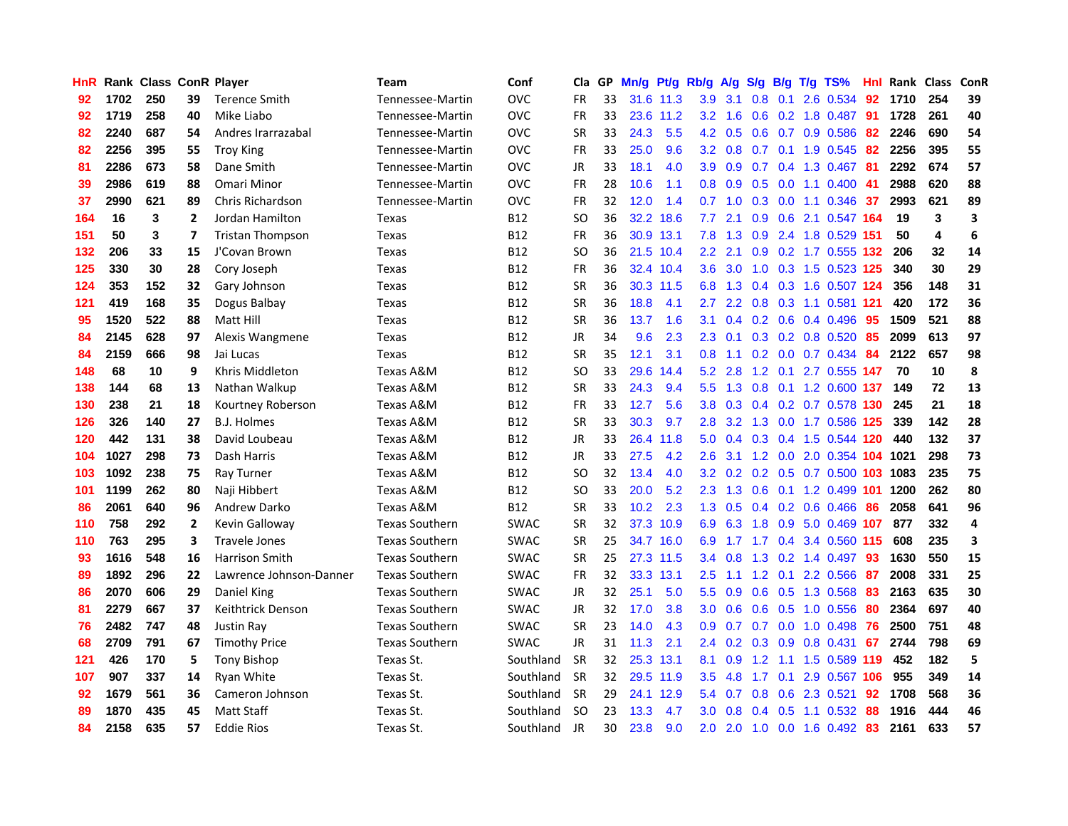| HnR | Rank | Class | ConR | Player | Team | Conf | Cla | GP | Mn/g | Pt/g | Rb/g | A/g | S/g | B/g | T/g | TS% | HnI | Rank | Class | ConR |
|---|---|---|---|---|---|---|---|---|---|---|---|---|---|---|---|---|---|---|---|---|
| 92 | 1702 | 250 | 39 | Terence Smith | Tennessee-Martin | OVC | FR | 33 | 31.6 | 11.3 | 3.9 | 3.1 | 0.8 | 0.1 | 2.6 | 0.534 | 92 | 1710 | 254 | 39 |
| 92 | 1719 | 258 | 40 | Mike Liabo | Tennessee-Martin | OVC | FR | 33 | 23.6 | 11.2 | 3.2 | 1.6 | 0.6 | 0.2 | 1.8 | 0.487 | 91 | 1728 | 261 | 40 |
| 82 | 2240 | 687 | 54 | Andres Irarrazabal | Tennessee-Martin | OVC | SR | 33 | 24.3 | 5.5 | 4.2 | 0.5 | 0.6 | 0.7 | 0.9 | 0.586 | 82 | 2246 | 690 | 54 |
| 82 | 2256 | 395 | 55 | Troy King | Tennessee-Martin | OVC | FR | 33 | 25.0 | 9.6 | 3.2 | 0.8 | 0.7 | 0.1 | 1.9 | 0.545 | 82 | 2256 | 395 | 55 |
| 81 | 2286 | 673 | 58 | Dane Smith | Tennessee-Martin | OVC | JR | 33 | 18.1 | 4.0 | 3.9 | 0.9 | 0.7 | 0.4 | 1.3 | 0.467 | 81 | 2292 | 674 | 57 |
| 39 | 2986 | 619 | 88 | Omari Minor | Tennessee-Martin | OVC | FR | 28 | 10.6 | 1.1 | 0.8 | 0.9 | 0.5 | 0.0 | 1.1 | 0.400 | 41 | 2988 | 620 | 88 |
| 37 | 2990 | 621 | 89 | Chris Richardson | Tennessee-Martin | OVC | FR | 32 | 12.0 | 1.4 | 0.7 | 1.0 | 0.3 | 0.0 | 1.1 | 0.346 | 37 | 2993 | 621 | 89 |
| 164 | 16 | 3 | 2 | Jordan Hamilton | Texas | B12 | SO | 36 | 32.2 | 18.6 | 7.7 | 2.1 | 0.9 | 0.6 | 2.1 | 0.547 | 164 | 19 | 3 | 3 |
| 151 | 50 | 3 | 7 | Tristan Thompson | Texas | B12 | FR | 36 | 30.9 | 13.1 | 7.8 | 1.3 | 0.9 | 2.4 | 1.8 | 0.529 | 151 | 50 | 4 | 6 |
| 132 | 206 | 33 | 15 | J'Covan Brown | Texas | B12 | SO | 36 | 21.5 | 10.4 | 2.2 | 2.1 | 0.9 | 0.2 | 1.7 | 0.555 | 132 | 206 | 32 | 14 |
| 125 | 330 | 30 | 28 | Cory Joseph | Texas | B12 | FR | 36 | 32.4 | 10.4 | 3.6 | 3.0 | 1.0 | 0.3 | 1.5 | 0.523 | 125 | 340 | 30 | 29 |
| 124 | 353 | 152 | 32 | Gary Johnson | Texas | B12 | SR | 36 | 30.3 | 11.5 | 6.8 | 1.3 | 0.4 | 0.3 | 1.6 | 0.507 | 124 | 356 | 148 | 31 |
| 121 | 419 | 168 | 35 | Dogus Balbay | Texas | B12 | SR | 36 | 18.8 | 4.1 | 2.7 | 2.2 | 0.8 | 0.3 | 1.1 | 0.581 | 121 | 420 | 172 | 36 |
| 95 | 1520 | 522 | 88 | Matt Hill | Texas | B12 | SR | 36 | 13.7 | 1.6 | 3.1 | 0.4 | 0.2 | 0.6 | 0.4 | 0.496 | 95 | 1509 | 521 | 88 |
| 84 | 2145 | 628 | 97 | Alexis Wangmene | Texas | B12 | JR | 34 | 9.6 | 2.3 | 2.3 | 0.1 | 0.3 | 0.2 | 0.8 | 0.520 | 85 | 2099 | 613 | 97 |
| 84 | 2159 | 666 | 98 | Jai Lucas | Texas | B12 | SR | 35 | 12.1 | 3.1 | 0.8 | 1.1 | 0.2 | 0.0 | 0.7 | 0.434 | 84 | 2122 | 657 | 98 |
| 148 | 68 | 10 | 9 | Khris Middleton | Texas A&M | B12 | SO | 33 | 29.6 | 14.4 | 5.2 | 2.8 | 1.2 | 0.1 | 2.7 | 0.555 | 147 | 70 | 10 | 8 |
| 138 | 144 | 68 | 13 | Nathan Walkup | Texas A&M | B12 | SR | 33 | 24.3 | 9.4 | 5.5 | 1.3 | 0.8 | 0.1 | 1.2 | 0.600 | 137 | 149 | 72 | 13 |
| 130 | 238 | 21 | 18 | Kourtney Roberson | Texas A&M | B12 | FR | 33 | 12.7 | 5.6 | 3.8 | 0.3 | 0.4 | 0.2 | 0.7 | 0.578 | 130 | 245 | 21 | 18 |
| 126 | 326 | 140 | 27 | B.J. Holmes | Texas A&M | B12 | SR | 33 | 30.3 | 9.7 | 2.8 | 3.2 | 1.3 | 0.0 | 1.7 | 0.586 | 125 | 339 | 142 | 28 |
| 120 | 442 | 131 | 38 | David Loubeau | Texas A&M | B12 | JR | 33 | 26.4 | 11.8 | 5.0 | 0.4 | 0.3 | 0.4 | 1.5 | 0.544 | 120 | 440 | 132 | 37 |
| 104 | 1027 | 298 | 73 | Dash Harris | Texas A&M | B12 | JR | 33 | 27.5 | 4.2 | 2.6 | 3.1 | 1.2 | 0.0 | 2.0 | 0.354 | 104 | 1021 | 298 | 73 |
| 103 | 1092 | 238 | 75 | Ray Turner | Texas A&M | B12 | SO | 32 | 13.4 | 4.0 | 3.2 | 0.2 | 0.2 | 0.5 | 0.7 | 0.500 | 103 | 1083 | 235 | 75 |
| 101 | 1199 | 262 | 80 | Naji Hibbert | Texas A&M | B12 | SO | 33 | 20.0 | 5.2 | 2.3 | 1.3 | 0.6 | 0.1 | 1.2 | 0.499 | 101 | 1200 | 262 | 80 |
| 86 | 2061 | 640 | 96 | Andrew Darko | Texas A&M | B12 | SR | 33 | 10.2 | 2.3 | 1.3 | 0.5 | 0.4 | 0.2 | 0.6 | 0.466 | 86 | 2058 | 641 | 96 |
| 110 | 758 | 292 | 2 | Kevin Galloway | Texas Southern | SWAC | SR | 32 | 37.3 | 10.9 | 6.9 | 6.3 | 1.8 | 0.9 | 5.0 | 0.469 | 107 | 877 | 332 | 4 |
| 110 | 763 | 295 | 3 | Travele Jones | Texas Southern | SWAC | SR | 25 | 34.7 | 16.0 | 6.9 | 1.7 | 1.7 | 0.4 | 3.4 | 0.560 | 115 | 608 | 235 | 3 |
| 93 | 1616 | 548 | 16 | Harrison Smith | Texas Southern | SWAC | SR | 25 | 27.3 | 11.5 | 3.4 | 0.8 | 1.3 | 0.2 | 1.4 | 0.497 | 93 | 1630 | 550 | 15 |
| 89 | 1892 | 296 | 22 | Lawrence Johnson-Danner | Texas Southern | SWAC | FR | 32 | 33.3 | 13.1 | 2.5 | 1.1 | 1.2 | 0.1 | 2.2 | 0.566 | 87 | 2008 | 331 | 25 |
| 86 | 2070 | 606 | 29 | Daniel King | Texas Southern | SWAC | JR | 32 | 25.1 | 5.0 | 5.5 | 0.9 | 0.6 | 0.5 | 1.3 | 0.568 | 83 | 2163 | 635 | 30 |
| 81 | 2279 | 667 | 37 | Keithtrick Denson | Texas Southern | SWAC | JR | 32 | 17.0 | 3.8 | 3.0 | 0.6 | 0.6 | 0.5 | 1.0 | 0.556 | 80 | 2364 | 697 | 40 |
| 76 | 2482 | 747 | 48 | Justin Ray | Texas Southern | SWAC | SR | 23 | 14.0 | 4.3 | 0.9 | 0.7 | 0.7 | 0.0 | 1.0 | 0.498 | 76 | 2500 | 751 | 48 |
| 68 | 2709 | 791 | 67 | Timothy Price | Texas Southern | SWAC | JR | 31 | 11.3 | 2.1 | 2.4 | 0.2 | 0.3 | 0.9 | 0.8 | 0.431 | 67 | 2744 | 798 | 69 |
| 121 | 426 | 170 | 5 | Tony Bishop | Texas St. | Southland | SR | 32 | 25.3 | 13.1 | 8.1 | 0.9 | 1.2 | 1.1 | 1.5 | 0.589 | 119 | 452 | 182 | 5 |
| 107 | 907 | 337 | 14 | Ryan White | Texas St. | Southland | SR | 32 | 29.5 | 11.9 | 3.5 | 4.8 | 1.7 | 0.1 | 2.9 | 0.567 | 106 | 955 | 349 | 14 |
| 92 | 1679 | 561 | 36 | Cameron Johnson | Texas St. | Southland | SR | 29 | 24.1 | 12.9 | 5.4 | 0.7 | 0.8 | 0.6 | 2.3 | 0.521 | 92 | 1708 | 568 | 36 |
| 89 | 1870 | 435 | 45 | Matt Staff | Texas St. | Southland | SO | 23 | 13.3 | 4.7 | 3.0 | 0.8 | 0.4 | 0.5 | 1.1 | 0.532 | 88 | 1916 | 444 | 46 |
| 84 | 2158 | 635 | 57 | Eddie Rios | Texas St. | Southland | JR | 30 | 23.8 | 9.0 | 2.0 | 2.0 | 1.0 | 0.0 | 1.6 | 0.492 | 83 | 2161 | 633 | 57 |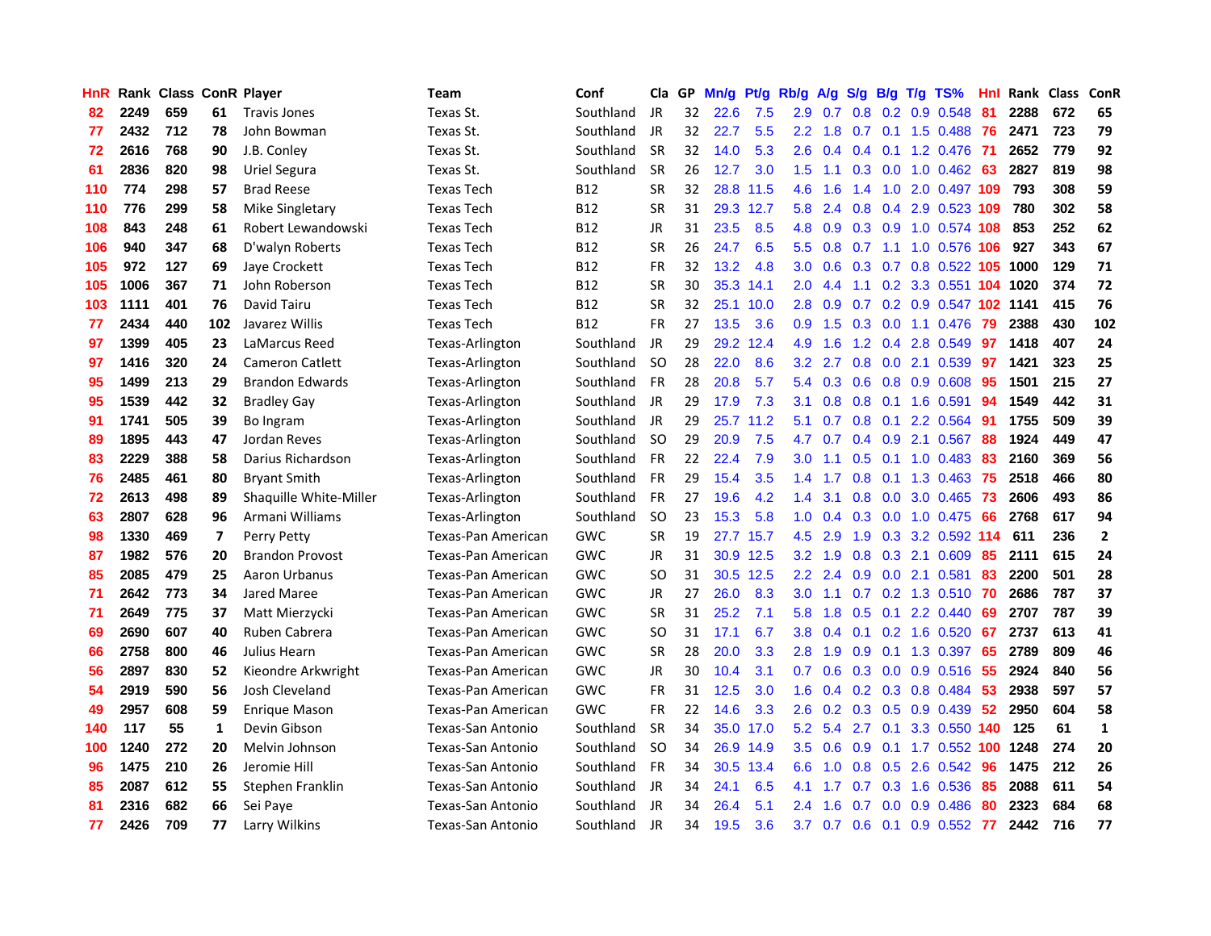| HnR | Rank | Class | ConR | Player | Team | Conf | Cla | GP | Mn/g | Pt/g | Rb/g | A/g | S/g | B/g | T/g | TS% | Hnl | Rank | Class | ConR |
|---|---|---|---|---|---|---|---|---|---|---|---|---|---|---|---|---|---|---|---|---|
| 82 | 2249 | 659 | 61 | Travis Jones | Texas St. | Southland | JR | 32 | 22.6 | 7.5 | 2.9 | 0.7 | 0.8 | 0.2 | 0.9 | 0.548 | 81 | 2288 | 672 | 65 |
| 77 | 2432 | 712 | 78 | John Bowman | Texas St. | Southland | JR | 32 | 22.7 | 5.5 | 2.2 | 1.8 | 0.7 | 0.1 | 1.5 | 0.488 | 76 | 2471 | 723 | 79 |
| 72 | 2616 | 768 | 90 | J.B. Conley | Texas St. | Southland | SR | 32 | 14.0 | 5.3 | 2.6 | 0.4 | 0.4 | 0.1 | 1.2 | 0.476 | 71 | 2652 | 779 | 92 |
| 61 | 2836 | 820 | 98 | Uriel Segura | Texas St. | Southland | SR | 26 | 12.7 | 3.0 | 1.5 | 1.1 | 0.3 | 0.0 | 1.0 | 0.462 | 63 | 2827 | 819 | 98 |
| 110 | 774 | 298 | 57 | Brad Reese | Texas Tech | B12 | SR | 32 | 28.8 | 11.5 | 4.6 | 1.6 | 1.4 | 1.0 | 2.0 | 0.497 | 109 | 793 | 308 | 59 |
| 110 | 776 | 299 | 58 | Mike Singletary | Texas Tech | B12 | SR | 31 | 29.3 | 12.7 | 5.8 | 2.4 | 0.8 | 0.4 | 2.9 | 0.523 | 109 | 780 | 302 | 58 |
| 108 | 843 | 248 | 61 | Robert Lewandowski | Texas Tech | B12 | JR | 31 | 23.5 | 8.5 | 4.8 | 0.9 | 0.3 | 0.9 | 1.0 | 0.574 | 108 | 853 | 252 | 62 |
| 106 | 940 | 347 | 68 | D'walyn Roberts | Texas Tech | B12 | SR | 26 | 24.7 | 6.5 | 5.5 | 0.8 | 0.7 | 1.1 | 1.0 | 0.576 | 106 | 927 | 343 | 67 |
| 105 | 972 | 127 | 69 | Jaye Crockett | Texas Tech | B12 | FR | 32 | 13.2 | 4.8 | 3.0 | 0.6 | 0.3 | 0.7 | 0.8 | 0.522 | 105 | 1000 | 129 | 71 |
| 105 | 1006 | 367 | 71 | John Roberson | Texas Tech | B12 | SR | 30 | 35.3 | 14.1 | 2.0 | 4.4 | 1.1 | 0.2 | 3.3 | 0.551 | 104 | 1020 | 374 | 72 |
| 103 | 1111 | 401 | 76 | David Tairu | Texas Tech | B12 | SR | 32 | 25.1 | 10.0 | 2.8 | 0.9 | 0.7 | 0.2 | 0.9 | 0.547 | 102 | 1141 | 415 | 76 |
| 77 | 2434 | 440 | 102 | Javarez Willis | Texas Tech | B12 | FR | 27 | 13.5 | 3.6 | 0.9 | 1.5 | 0.3 | 0.0 | 1.1 | 0.476 | 79 | 2388 | 430 | 102 |
| 97 | 1399 | 405 | 23 | LaMarcus Reed | Texas-Arlington | Southland | JR | 29 | 29.2 | 12.4 | 4.9 | 1.6 | 1.2 | 0.4 | 2.8 | 0.549 | 97 | 1418 | 407 | 24 |
| 97 | 1416 | 320 | 24 | Cameron Catlett | Texas-Arlington | Southland | SO | 28 | 22.0 | 8.6 | 3.2 | 2.7 | 0.8 | 0.0 | 2.1 | 0.539 | 97 | 1421 | 323 | 25 |
| 95 | 1499 | 213 | 29 | Brandon Edwards | Texas-Arlington | Southland | FR | 28 | 20.8 | 5.7 | 5.4 | 0.3 | 0.6 | 0.8 | 0.9 | 0.608 | 95 | 1501 | 215 | 27 |
| 95 | 1539 | 442 | 32 | Bradley Gay | Texas-Arlington | Southland | JR | 29 | 17.9 | 7.3 | 3.1 | 0.8 | 0.8 | 0.1 | 1.6 | 0.591 | 94 | 1549 | 442 | 31 |
| 91 | 1741 | 505 | 39 | Bo Ingram | Texas-Arlington | Southland | JR | 29 | 25.7 | 11.2 | 5.1 | 0.7 | 0.8 | 0.1 | 2.2 | 0.564 | 91 | 1755 | 509 | 39 |
| 89 | 1895 | 443 | 47 | Jordan Reves | Texas-Arlington | Southland | SO | 29 | 20.9 | 7.5 | 4.7 | 0.7 | 0.4 | 0.9 | 2.1 | 0.567 | 88 | 1924 | 449 | 47 |
| 83 | 2229 | 388 | 58 | Darius Richardson | Texas-Arlington | Southland | FR | 22 | 22.4 | 7.9 | 3.0 | 1.1 | 0.5 | 0.1 | 1.0 | 0.483 | 83 | 2160 | 369 | 56 |
| 76 | 2485 | 461 | 80 | Bryant Smith | Texas-Arlington | Southland | FR | 29 | 15.4 | 3.5 | 1.4 | 1.7 | 0.8 | 0.1 | 1.3 | 0.463 | 75 | 2518 | 466 | 80 |
| 72 | 2613 | 498 | 89 | Shaquille White-Miller | Texas-Arlington | Southland | FR | 27 | 19.6 | 4.2 | 1.4 | 3.1 | 0.8 | 0.0 | 3.0 | 0.465 | 73 | 2606 | 493 | 86 |
| 63 | 2807 | 628 | 96 | Armani Williams | Texas-Arlington | Southland | SO | 23 | 15.3 | 5.8 | 1.0 | 0.4 | 0.3 | 0.0 | 1.0 | 0.475 | 66 | 2768 | 617 | 94 |
| 98 | 1330 | 469 | 7 | Perry Petty | Texas-Pan American | GWC | SR | 19 | 27.7 | 15.7 | 4.5 | 2.9 | 1.9 | 0.3 | 3.2 | 0.592 | 114 | 611 | 236 | 2 |
| 87 | 1982 | 576 | 20 | Brandon Provost | Texas-Pan American | GWC | JR | 31 | 30.9 | 12.5 | 3.2 | 1.9 | 0.8 | 0.3 | 2.1 | 0.609 | 85 | 2111 | 615 | 24 |
| 85 | 2085 | 479 | 25 | Aaron Urbanus | Texas-Pan American | GWC | SO | 31 | 30.5 | 12.5 | 2.2 | 2.4 | 0.9 | 0.0 | 2.1 | 0.581 | 83 | 2200 | 501 | 28 |
| 71 | 2642 | 773 | 34 | Jared Maree | Texas-Pan American | GWC | JR | 27 | 26.0 | 8.3 | 3.0 | 1.1 | 0.7 | 0.2 | 1.3 | 0.510 | 70 | 2686 | 787 | 37 |
| 71 | 2649 | 775 | 37 | Matt Mierzycki | Texas-Pan American | GWC | SR | 31 | 25.2 | 7.1 | 5.8 | 1.8 | 0.5 | 0.1 | 2.2 | 0.440 | 69 | 2707 | 787 | 39 |
| 69 | 2690 | 607 | 40 | Ruben Cabrera | Texas-Pan American | GWC | SO | 31 | 17.1 | 6.7 | 3.8 | 0.4 | 0.1 | 0.2 | 1.6 | 0.520 | 67 | 2737 | 613 | 41 |
| 66 | 2758 | 800 | 46 | Julius Hearn | Texas-Pan American | GWC | SR | 28 | 20.0 | 3.3 | 2.8 | 1.9 | 0.9 | 0.1 | 1.3 | 0.397 | 65 | 2789 | 809 | 46 |
| 56 | 2897 | 830 | 52 | Kieondre Arkwright | Texas-Pan American | GWC | JR | 30 | 10.4 | 3.1 | 0.7 | 0.6 | 0.3 | 0.0 | 0.9 | 0.516 | 55 | 2924 | 840 | 56 |
| 54 | 2919 | 590 | 56 | Josh Cleveland | Texas-Pan American | GWC | FR | 31 | 12.5 | 3.0 | 1.6 | 0.4 | 0.2 | 0.3 | 0.8 | 0.484 | 53 | 2938 | 597 | 57 |
| 49 | 2957 | 608 | 59 | Enrique Mason | Texas-Pan American | GWC | FR | 22 | 14.6 | 3.3 | 2.6 | 0.2 | 0.3 | 0.5 | 0.9 | 0.439 | 52 | 2950 | 604 | 58 |
| 140 | 117 | 55 | 1 | Devin Gibson | Texas-San Antonio | Southland | SR | 34 | 35.0 | 17.0 | 5.2 | 5.4 | 2.7 | 0.1 | 3.3 | 0.550 | 140 | 125 | 61 | 1 |
| 100 | 1240 | 272 | 20 | Melvin Johnson | Texas-San Antonio | Southland | SO | 34 | 26.9 | 14.9 | 3.5 | 0.6 | 0.9 | 0.1 | 1.7 | 0.552 | 100 | 1248 | 274 | 20 |
| 96 | 1475 | 210 | 26 | Jeromie Hill | Texas-San Antonio | Southland | FR | 34 | 30.5 | 13.4 | 6.6 | 1.0 | 0.8 | 0.5 | 2.6 | 0.542 | 96 | 1475 | 212 | 26 |
| 85 | 2087 | 612 | 55 | Stephen Franklin | Texas-San Antonio | Southland | JR | 34 | 24.1 | 6.5 | 4.1 | 1.7 | 0.7 | 0.3 | 1.6 | 0.536 | 85 | 2088 | 611 | 54 |
| 81 | 2316 | 682 | 66 | Sei Paye | Texas-San Antonio | Southland | JR | 34 | 26.4 | 5.1 | 2.4 | 1.6 | 0.7 | 0.0 | 0.9 | 0.486 | 80 | 2323 | 684 | 68 |
| 77 | 2426 | 709 | 77 | Larry Wilkins | Texas-San Antonio | Southland | JR | 34 | 19.5 | 3.6 | 3.7 | 0.7 | 0.6 | 0.1 | 0.9 | 0.552 | 77 | 2442 | 716 | 77 |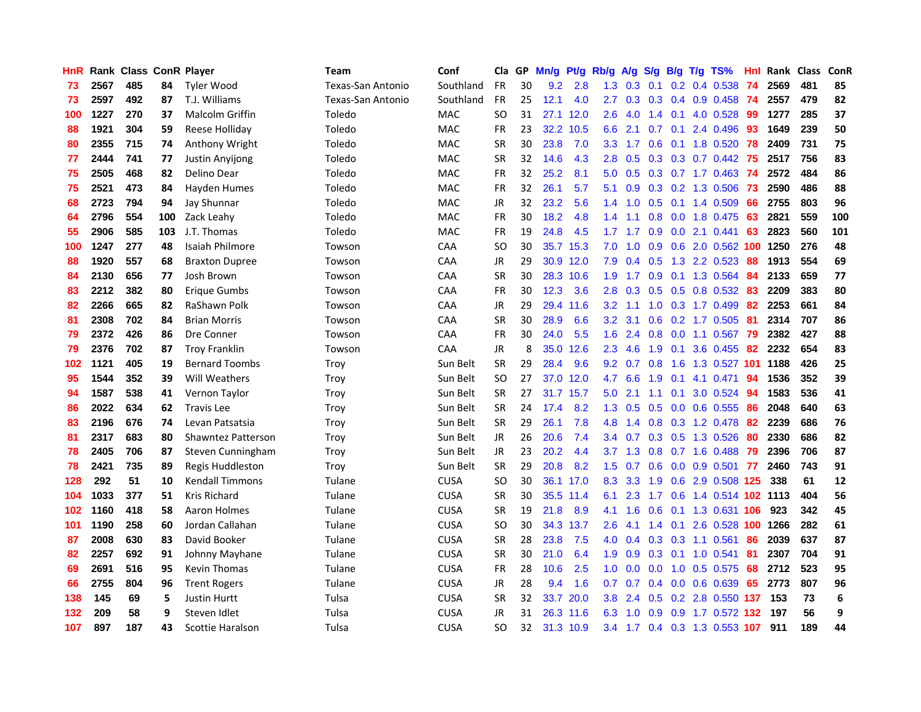| HnR | Rank | Class | ConR | Player | Team | Conf | Cla | GP | Mn/g | Pt/g | Rb/g | A/g | S/g | B/g | T/g | TS% | HnI | Rank | Class | ConR |
|---|---|---|---|---|---|---|---|---|---|---|---|---|---|---|---|---|---|---|---|---|
| 73 | 2567 | 485 | 84 | Tyler Wood | Texas-San Antonio | Southland | FR | 30 | 9.2 | 2.8 | 1.3 | 0.3 | 0.1 | 0.2 | 0.4 | 0.538 | 74 | 2569 | 481 | 85 |
| 73 | 2597 | 492 | 87 | T.J. Williams | Texas-San Antonio | Southland | FR | 25 | 12.1 | 4.0 | 2.7 | 0.3 | 0.3 | 0.4 | 0.9 | 0.458 | 74 | 2557 | 479 | 82 |
| 100 | 1227 | 270 | 37 | Malcolm Griffin | Toledo | MAC | SO | 31 | 27.1 | 12.0 | 2.6 | 4.0 | 1.4 | 0.1 | 4.0 | 0.528 | 99 | 1277 | 285 | 37 |
| 88 | 1921 | 304 | 59 | Reese Holliday | Toledo | MAC | FR | 23 | 32.2 | 10.5 | 6.6 | 2.1 | 0.7 | 0.1 | 2.4 | 0.496 | 93 | 1649 | 239 | 50 |
| 80 | 2355 | 715 | 74 | Anthony Wright | Toledo | MAC | SR | 30 | 23.8 | 7.0 | 3.3 | 1.7 | 0.6 | 0.1 | 1.8 | 0.520 | 78 | 2409 | 731 | 75 |
| 77 | 2444 | 741 | 77 | Justin Anyijong | Toledo | MAC | SR | 32 | 14.6 | 4.3 | 2.8 | 0.5 | 0.3 | 0.3 | 0.7 | 0.442 | 75 | 2517 | 756 | 83 |
| 75 | 2505 | 468 | 82 | Delino Dear | Toledo | MAC | FR | 32 | 25.2 | 8.1 | 5.0 | 0.5 | 0.3 | 0.7 | 1.7 | 0.463 | 74 | 2572 | 484 | 86 |
| 75 | 2521 | 473 | 84 | Hayden Humes | Toledo | MAC | FR | 32 | 26.1 | 5.7 | 5.1 | 0.9 | 0.3 | 0.2 | 1.3 | 0.506 | 73 | 2590 | 486 | 88 |
| 68 | 2723 | 794 | 94 | Jay Shunnar | Toledo | MAC | JR | 32 | 23.2 | 5.6 | 1.4 | 1.0 | 0.5 | 0.1 | 1.4 | 0.509 | 66 | 2755 | 803 | 96 |
| 64 | 2796 | 554 | 100 | Zack Leahy | Toledo | MAC | FR | 30 | 18.2 | 4.8 | 1.4 | 1.1 | 0.8 | 0.0 | 1.8 | 0.475 | 63 | 2821 | 559 | 100 |
| 55 | 2906 | 585 | 103 | J.T. Thomas | Toledo | MAC | FR | 19 | 24.8 | 4.5 | 1.7 | 1.7 | 0.9 | 0.0 | 2.1 | 0.441 | 63 | 2823 | 560 | 101 |
| 100 | 1247 | 277 | 48 | Isaiah Philmore | Towson | CAA | SO | 30 | 35.7 | 15.3 | 7.0 | 1.0 | 0.9 | 0.6 | 2.0 | 0.562 | 100 | 1250 | 276 | 48 |
| 88 | 1920 | 557 | 68 | Braxton Dupree | Towson | CAA | JR | 29 | 30.9 | 12.0 | 7.9 | 0.4 | 0.5 | 1.3 | 2.2 | 0.523 | 88 | 1913 | 554 | 69 |
| 84 | 2130 | 656 | 77 | Josh Brown | Towson | CAA | SR | 30 | 28.3 | 10.6 | 1.9 | 1.7 | 0.9 | 0.1 | 1.3 | 0.564 | 84 | 2133 | 659 | 77 |
| 83 | 2212 | 382 | 80 | Erique Gumbs | Towson | CAA | FR | 30 | 12.3 | 3.6 | 2.8 | 0.3 | 0.5 | 0.5 | 0.8 | 0.532 | 83 | 2209 | 383 | 80 |
| 82 | 2266 | 665 | 82 | RaShawn Polk | Towson | CAA | JR | 29 | 29.4 | 11.6 | 3.2 | 1.1 | 1.0 | 0.3 | 1.7 | 0.499 | 82 | 2253 | 661 | 84 |
| 81 | 2308 | 702 | 84 | Brian Morris | Towson | CAA | SR | 30 | 28.9 | 6.6 | 3.2 | 3.1 | 0.6 | 0.2 | 1.7 | 0.505 | 81 | 2314 | 707 | 86 |
| 79 | 2372 | 426 | 86 | Dre Conner | Towson | CAA | FR | 30 | 24.0 | 5.5 | 1.6 | 2.4 | 0.8 | 0.0 | 1.1 | 0.567 | 79 | 2382 | 427 | 88 |
| 79 | 2376 | 702 | 87 | Troy Franklin | Towson | CAA | JR | 8 | 35.0 | 12.6 | 2.3 | 4.6 | 1.9 | 0.1 | 3.6 | 0.455 | 82 | 2232 | 654 | 83 |
| 102 | 1121 | 405 | 19 | Bernard Toombs | Troy | Sun Belt | SR | 29 | 28.4 | 9.6 | 9.2 | 0.7 | 0.8 | 1.6 | 1.3 | 0.527 | 101 | 1188 | 426 | 25 |
| 95 | 1544 | 352 | 39 | Will Weathers | Troy | Sun Belt | SO | 27 | 37.0 | 12.0 | 4.7 | 6.6 | 1.9 | 0.1 | 4.1 | 0.471 | 94 | 1536 | 352 | 39 |
| 94 | 1587 | 538 | 41 | Vernon Taylor | Troy | Sun Belt | SR | 27 | 31.7 | 15.7 | 5.0 | 2.1 | 1.1 | 0.1 | 3.0 | 0.524 | 94 | 1583 | 536 | 41 |
| 86 | 2022 | 634 | 62 | Travis Lee | Troy | Sun Belt | SR | 24 | 17.4 | 8.2 | 1.3 | 0.5 | 0.5 | 0.0 | 0.6 | 0.555 | 86 | 2048 | 640 | 63 |
| 83 | 2196 | 676 | 74 | Levan Patsatsia | Troy | Sun Belt | SR | 29 | 26.1 | 7.8 | 4.8 | 1.4 | 0.8 | 0.3 | 1.2 | 0.478 | 82 | 2239 | 686 | 76 |
| 81 | 2317 | 683 | 80 | Shawntez Patterson | Troy | Sun Belt | JR | 26 | 20.6 | 7.4 | 3.4 | 0.7 | 0.3 | 0.5 | 1.3 | 0.526 | 80 | 2330 | 686 | 82 |
| 78 | 2405 | 706 | 87 | Steven Cunningham | Troy | Sun Belt | JR | 23 | 20.2 | 4.4 | 3.7 | 1.3 | 0.8 | 0.7 | 1.6 | 0.488 | 79 | 2396 | 706 | 87 |
| 78 | 2421 | 735 | 89 | Regis Huddleston | Troy | Sun Belt | SR | 29 | 20.8 | 8.2 | 1.5 | 0.7 | 0.6 | 0.0 | 0.9 | 0.501 | 77 | 2460 | 743 | 91 |
| 128 | 292 | 51 | 10 | Kendall Timmons | Tulane | CUSA | SO | 30 | 36.1 | 17.0 | 8.3 | 3.3 | 1.9 | 0.6 | 2.9 | 0.508 | 125 | 338 | 61 | 12 |
| 104 | 1033 | 377 | 51 | Kris Richard | Tulane | CUSA | SR | 30 | 35.5 | 11.4 | 6.1 | 2.3 | 1.7 | 0.6 | 1.4 | 0.514 | 102 | 1113 | 404 | 56 |
| 102 | 1160 | 418 | 58 | Aaron Holmes | Tulane | CUSA | SR | 19 | 21.8 | 8.9 | 4.1 | 1.6 | 0.6 | 0.1 | 1.3 | 0.631 | 106 | 923 | 342 | 45 |
| 101 | 1190 | 258 | 60 | Jordan Callahan | Tulane | CUSA | SO | 30 | 34.3 | 13.7 | 2.6 | 4.1 | 1.4 | 0.1 | 2.6 | 0.528 | 100 | 1266 | 282 | 61 |
| 87 | 2008 | 630 | 83 | David Booker | Tulane | CUSA | SR | 28 | 23.8 | 7.5 | 4.0 | 0.4 | 0.3 | 0.3 | 1.1 | 0.561 | 86 | 2039 | 637 | 87 |
| 82 | 2257 | 692 | 91 | Johnny Mayhane | Tulane | CUSA | SR | 30 | 21.0 | 6.4 | 1.9 | 0.9 | 0.3 | 0.1 | 1.0 | 0.541 | 81 | 2307 | 704 | 91 |
| 69 | 2691 | 516 | 95 | Kevin Thomas | Tulane | CUSA | FR | 28 | 10.6 | 2.5 | 1.0 | 0.0 | 0.0 | 1.0 | 0.5 | 0.575 | 68 | 2712 | 523 | 95 |
| 66 | 2755 | 804 | 96 | Trent Rogers | Tulane | CUSA | JR | 28 | 9.4 | 1.6 | 0.7 | 0.7 | 0.4 | 0.0 | 0.6 | 0.639 | 65 | 2773 | 807 | 96 |
| 138 | 145 | 69 | 5 | Justin Hurtt | Tulsa | CUSA | SR | 32 | 33.7 | 20.0 | 3.8 | 2.4 | 0.5 | 0.2 | 2.8 | 0.550 | 137 | 153 | 73 | 6 |
| 132 | 209 | 58 | 9 | Steven Idlet | Tulsa | CUSA | JR | 31 | 26.3 | 11.6 | 6.3 | 1.0 | 0.9 | 0.9 | 1.7 | 0.572 | 132 | 197 | 56 | 9 |
| 107 | 897 | 187 | 43 | Scottie Haralson | Tulsa | CUSA | SO | 32 | 31.3 | 10.9 | 3.4 | 1.7 | 0.4 | 0.3 | 1.3 | 0.553 | 107 | 911 | 189 | 44 |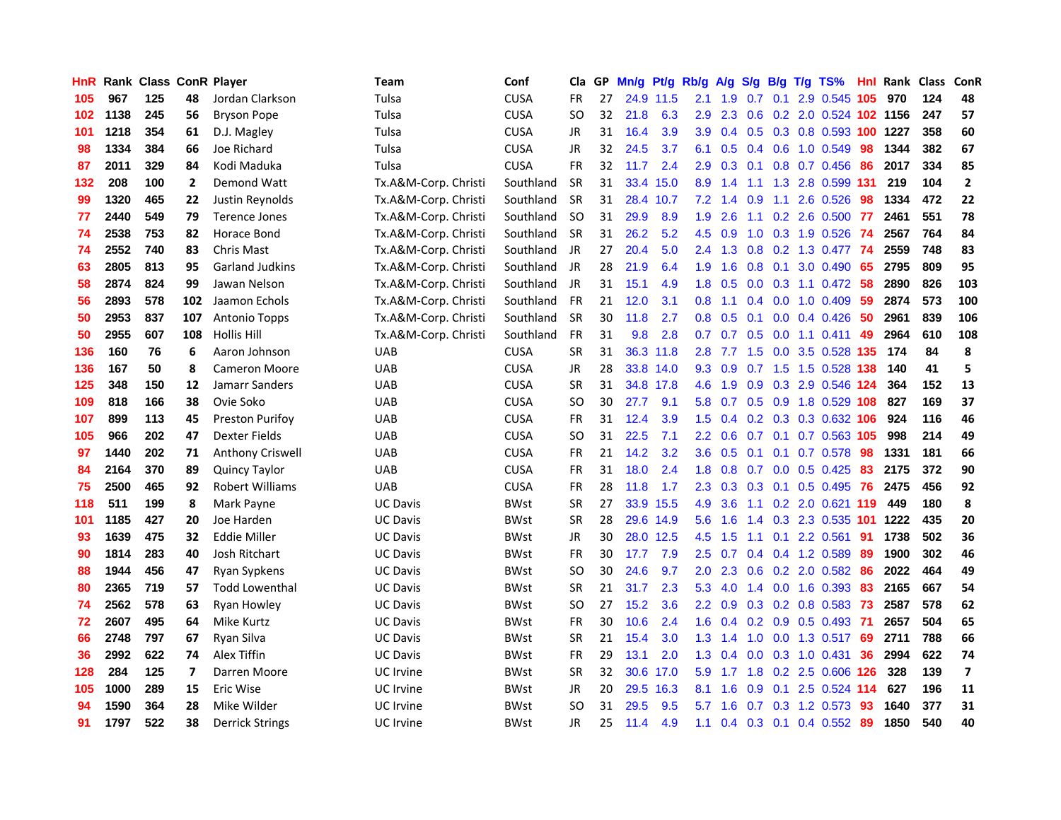| HnR | Rank | Class | ConR | Player | Team | Conf | Cla | GP | Mn/g | Pt/g | Rb/g | A/g | S/g | B/g | T/g | TS% | Hnl | Rank | Class | ConR |
|---|---|---|---|---|---|---|---|---|---|---|---|---|---|---|---|---|---|---|---|---|
| 105 | 967 | 125 | 48 | Jordan Clarkson | Tulsa | CUSA | FR | 27 | 24.9 | 11.5 | 2.1 | 1.9 | 0.7 | 0.1 | 2.9 | 0.545 | 105 | 970 | 124 | 48 |
| 102 | 1138 | 245 | 56 | Bryson Pope | Tulsa | CUSA | SO | 32 | 21.8 | 6.3 | 2.9 | 2.3 | 0.6 | 0.2 | 2.0 | 0.524 | 102 | 1156 | 247 | 57 |
| 101 | 1218 | 354 | 61 | D.J. Magley | Tulsa | CUSA | JR | 31 | 16.4 | 3.9 | 3.9 | 0.4 | 0.5 | 0.3 | 0.8 | 0.593 | 100 | 1227 | 358 | 60 |
| 98 | 1334 | 384 | 66 | Joe Richard | Tulsa | CUSA | JR | 32 | 24.5 | 3.7 | 6.1 | 0.5 | 0.4 | 0.6 | 1.0 | 0.549 | 98 | 1344 | 382 | 67 |
| 87 | 2011 | 329 | 84 | Kodi Maduka | Tulsa | CUSA | FR | 32 | 11.7 | 2.4 | 2.9 | 0.3 | 0.1 | 0.8 | 0.7 | 0.456 | 86 | 2017 | 334 | 85 |
| 132 | 208 | 100 | 2 | Demond Watt | Tx.A&M-Corp. Christi | Southland | SR | 31 | 33.4 | 15.0 | 8.9 | 1.4 | 1.1 | 1.3 | 2.8 | 0.599 | 131 | 219 | 104 | 2 |
| 99 | 1320 | 465 | 22 | Justin Reynolds | Tx.A&M-Corp. Christi | Southland | SR | 31 | 28.4 | 10.7 | 7.2 | 1.4 | 0.9 | 1.1 | 2.6 | 0.526 | 98 | 1334 | 472 | 22 |
| 77 | 2440 | 549 | 79 | Terence Jones | Tx.A&M-Corp. Christi | Southland | SO | 31 | 29.9 | 8.9 | 1.9 | 2.6 | 1.1 | 0.2 | 2.6 | 0.500 | 77 | 2461 | 551 | 78 |
| 74 | 2538 | 753 | 82 | Horace Bond | Tx.A&M-Corp. Christi | Southland | SR | 31 | 26.2 | 5.2 | 4.5 | 0.9 | 1.0 | 0.3 | 1.9 | 0.526 | 74 | 2567 | 764 | 84 |
| 74 | 2552 | 740 | 83 | Chris Mast | Tx.A&M-Corp. Christi | Southland | JR | 27 | 20.4 | 5.0 | 2.4 | 1.3 | 0.8 | 0.2 | 1.3 | 0.477 | 74 | 2559 | 748 | 83 |
| 63 | 2805 | 813 | 95 | Garland Judkins | Tx.A&M-Corp. Christi | Southland | JR | 28 | 21.9 | 6.4 | 1.9 | 1.6 | 0.8 | 0.1 | 3.0 | 0.490 | 65 | 2795 | 809 | 95 |
| 58 | 2874 | 824 | 99 | Jawan Nelson | Tx.A&M-Corp. Christi | Southland | JR | 31 | 15.1 | 4.9 | 1.8 | 0.5 | 0.0 | 0.3 | 1.1 | 0.472 | 58 | 2890 | 826 | 103 |
| 56 | 2893 | 578 | 102 | Jaamon Echols | Tx.A&M-Corp. Christi | Southland | FR | 21 | 12.0 | 3.1 | 0.8 | 1.1 | 0.4 | 0.0 | 1.0 | 0.409 | 59 | 2874 | 573 | 100 |
| 50 | 2953 | 837 | 107 | Antonio Topps | Tx.A&M-Corp. Christi | Southland | SR | 30 | 11.8 | 2.7 | 0.8 | 0.5 | 0.1 | 0.0 | 0.4 | 0.426 | 50 | 2961 | 839 | 106 |
| 50 | 2955 | 607 | 108 | Hollis Hill | Tx.A&M-Corp. Christi | Southland | FR | 31 | 9.8 | 2.8 | 0.7 | 0.7 | 0.5 | 0.0 | 1.1 | 0.411 | 49 | 2964 | 610 | 108 |
| 136 | 160 | 76 | 6 | Aaron Johnson | UAB | CUSA | SR | 31 | 36.3 | 11.8 | 2.8 | 7.7 | 1.5 | 0.0 | 3.5 | 0.528 | 135 | 174 | 84 | 8 |
| 136 | 167 | 50 | 8 | Cameron Moore | UAB | CUSA | JR | 28 | 33.8 | 14.0 | 9.3 | 0.9 | 0.7 | 1.5 | 1.5 | 0.528 | 138 | 140 | 41 | 5 |
| 125 | 348 | 150 | 12 | Jamarr Sanders | UAB | CUSA | SR | 31 | 34.8 | 17.8 | 4.6 | 1.9 | 0.9 | 0.3 | 2.9 | 0.546 | 124 | 364 | 152 | 13 |
| 109 | 818 | 166 | 38 | Ovie Soko | UAB | CUSA | SO | 30 | 27.7 | 9.1 | 5.8 | 0.7 | 0.5 | 0.9 | 1.8 | 0.529 | 108 | 827 | 169 | 37 |
| 107 | 899 | 113 | 45 | Preston Purifoy | UAB | CUSA | FR | 31 | 12.4 | 3.9 | 1.5 | 0.4 | 0.2 | 0.3 | 0.3 | 0.632 | 106 | 924 | 116 | 46 |
| 105 | 966 | 202 | 47 | Dexter Fields | UAB | CUSA | SO | 31 | 22.5 | 7.1 | 2.2 | 0.6 | 0.7 | 0.1 | 0.7 | 0.563 | 105 | 998 | 214 | 49 |
| 97 | 1440 | 202 | 71 | Anthony Criswell | UAB | CUSA | FR | 21 | 14.2 | 3.2 | 3.6 | 0.5 | 0.1 | 0.1 | 0.7 | 0.578 | 98 | 1331 | 181 | 66 |
| 84 | 2164 | 370 | 89 | Quincy Taylor | UAB | CUSA | FR | 31 | 18.0 | 2.4 | 1.8 | 0.8 | 0.7 | 0.0 | 0.5 | 0.425 | 83 | 2175 | 372 | 90 |
| 75 | 2500 | 465 | 92 | Robert Williams | UAB | CUSA | FR | 28 | 11.8 | 1.7 | 2.3 | 0.3 | 0.3 | 0.1 | 0.5 | 0.495 | 76 | 2475 | 456 | 92 |
| 118 | 511 | 199 | 8 | Mark Payne | UC Davis | BWst | SR | 27 | 33.9 | 15.5 | 4.9 | 3.6 | 1.1 | 0.2 | 2.0 | 0.621 | 119 | 449 | 180 | 8 |
| 101 | 1185 | 427 | 20 | Joe Harden | UC Davis | BWst | SR | 28 | 29.6 | 14.9 | 5.6 | 1.6 | 1.4 | 0.3 | 2.3 | 0.535 | 101 | 1222 | 435 | 20 |
| 93 | 1639 | 475 | 32 | Eddie Miller | UC Davis | BWst | JR | 30 | 28.0 | 12.5 | 4.5 | 1.5 | 1.1 | 0.1 | 2.2 | 0.561 | 91 | 1738 | 502 | 36 |
| 90 | 1814 | 283 | 40 | Josh Ritchart | UC Davis | BWst | FR | 30 | 17.7 | 7.9 | 2.5 | 0.7 | 0.4 | 0.4 | 1.2 | 0.589 | 89 | 1900 | 302 | 46 |
| 88 | 1944 | 456 | 47 | Ryan Sypkens | UC Davis | BWst | SO | 30 | 24.6 | 9.7 | 2.0 | 2.3 | 0.6 | 0.2 | 2.0 | 0.582 | 86 | 2022 | 464 | 49 |
| 80 | 2365 | 719 | 57 | Todd Lowenthal | UC Davis | BWst | SR | 21 | 31.7 | 2.3 | 5.3 | 4.0 | 1.4 | 0.0 | 1.6 | 0.393 | 83 | 2165 | 667 | 54 |
| 74 | 2562 | 578 | 63 | Ryan Howley | UC Davis | BWst | SO | 27 | 15.2 | 3.6 | 2.2 | 0.9 | 0.3 | 0.2 | 0.8 | 0.583 | 73 | 2587 | 578 | 62 |
| 72 | 2607 | 495 | 64 | Mike Kurtz | UC Davis | BWst | FR | 30 | 10.6 | 2.4 | 1.6 | 0.4 | 0.2 | 0.9 | 0.5 | 0.493 | 71 | 2657 | 504 | 65 |
| 66 | 2748 | 797 | 67 | Ryan Silva | UC Davis | BWst | SR | 21 | 15.4 | 3.0 | 1.3 | 1.4 | 1.0 | 0.0 | 1.3 | 0.517 | 69 | 2711 | 788 | 66 |
| 36 | 2992 | 622 | 74 | Alex Tiffin | UC Davis | BWst | FR | 29 | 13.1 | 2.0 | 1.3 | 0.4 | 0.0 | 0.3 | 1.0 | 0.431 | 36 | 2994 | 622 | 74 |
| 128 | 284 | 125 | 7 | Darren Moore | UC Irvine | BWst | SR | 32 | 30.6 | 17.0 | 5.9 | 1.7 | 1.8 | 0.2 | 2.5 | 0.606 | 126 | 328 | 139 | 7 |
| 105 | 1000 | 289 | 15 | Eric Wise | UC Irvine | BWst | JR | 20 | 29.5 | 16.3 | 8.1 | 1.6 | 0.9 | 0.1 | 2.5 | 0.524 | 114 | 627 | 196 | 11 |
| 94 | 1590 | 364 | 28 | Mike Wilder | UC Irvine | BWst | SO | 31 | 29.5 | 9.5 | 5.7 | 1.6 | 0.7 | 0.3 | 1.2 | 0.573 | 93 | 1640 | 377 | 31 |
| 91 | 1797 | 522 | 38 | Derrick Strings | UC Irvine | BWst | JR | 25 | 11.4 | 4.9 | 1.1 | 0.4 | 0.3 | 0.1 | 0.4 | 0.552 | 89 | 1850 | 540 | 40 |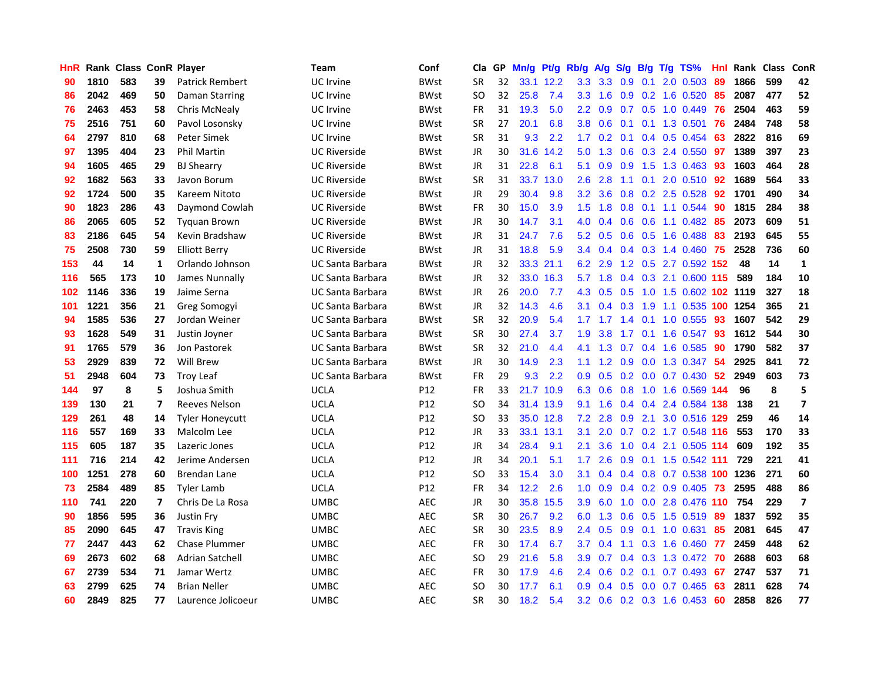| HnR | Rank | Class | ConR | Player | Team | Conf | Cla | GP | Mn/g | Pt/g | Rb/g | A/g | S/g | B/g | T/g | TS% | Hnl | Rank | Class | ConR |
|---|---|---|---|---|---|---|---|---|---|---|---|---|---|---|---|---|---|---|---|---|
| 90 | 1810 | 583 | 39 | Patrick Rembert | UC Irvine | BWst | SR | 32 | 33.1 | 12.2 | 3.3 | 3.3 | 0.9 | 0.1 | 2.0 | 0.503 | 89 | 1866 | 599 | 42 |
| 86 | 2042 | 469 | 50 | Daman Starring | UC Irvine | BWst | SO | 32 | 25.8 | 7.4 | 3.3 | 1.6 | 0.9 | 0.2 | 1.6 | 0.520 | 85 | 2087 | 477 | 52 |
| 76 | 2463 | 453 | 58 | Chris McNealy | UC Irvine | BWst | FR | 31 | 19.3 | 5.0 | 2.2 | 0.9 | 0.7 | 0.5 | 1.0 | 0.449 | 76 | 2504 | 463 | 59 |
| 75 | 2516 | 751 | 60 | Pavol Losonsky | UC Irvine | BWst | SR | 27 | 20.1 | 6.8 | 3.8 | 0.6 | 0.1 | 0.1 | 1.3 | 0.501 | 76 | 2484 | 748 | 58 |
| 64 | 2797 | 810 | 68 | Peter Simek | UC Irvine | BWst | SR | 31 | 9.3 | 2.2 | 1.7 | 0.2 | 0.1 | 0.4 | 0.5 | 0.454 | 63 | 2822 | 816 | 69 |
| 97 | 1395 | 404 | 23 | Phil Martin | UC Riverside | BWst | JR | 30 | 31.6 | 14.2 | 5.0 | 1.3 | 0.6 | 0.3 | 2.4 | 0.550 | 97 | 1389 | 397 | 23 |
| 94 | 1605 | 465 | 29 | BJ Shearry | UC Riverside | BWst | JR | 31 | 22.8 | 6.1 | 5.1 | 0.9 | 0.9 | 1.5 | 1.3 | 0.463 | 93 | 1603 | 464 | 28 |
| 92 | 1682 | 563 | 33 | Javon Borum | UC Riverside | BWst | SR | 31 | 33.7 | 13.0 | 2.6 | 2.8 | 1.1 | 0.1 | 2.0 | 0.510 | 92 | 1689 | 564 | 33 |
| 92 | 1724 | 500 | 35 | Kareem Nitoto | UC Riverside | BWst | JR | 29 | 30.4 | 9.8 | 3.2 | 3.6 | 0.8 | 0.2 | 2.5 | 0.528 | 92 | 1701 | 490 | 34 |
| 90 | 1823 | 286 | 43 | Daymond Cowlah | UC Riverside | BWst | FR | 30 | 15.0 | 3.9 | 1.5 | 1.8 | 0.8 | 0.1 | 1.1 | 0.544 | 90 | 1815 | 284 | 38 |
| 86 | 2065 | 605 | 52 | Tyquan Brown | UC Riverside | BWst | JR | 30 | 14.7 | 3.1 | 4.0 | 0.4 | 0.6 | 0.6 | 1.1 | 0.482 | 85 | 2073 | 609 | 51 |
| 83 | 2186 | 645 | 54 | Kevin Bradshaw | UC Riverside | BWst | JR | 31 | 24.7 | 7.6 | 5.2 | 0.5 | 0.6 | 0.5 | 1.6 | 0.488 | 83 | 2193 | 645 | 55 |
| 75 | 2508 | 730 | 59 | Elliott Berry | UC Riverside | BWst | JR | 31 | 18.8 | 5.9 | 3.4 | 0.4 | 0.4 | 0.3 | 1.4 | 0.460 | 75 | 2528 | 736 | 60 |
| 153 | 44 | 14 | 1 | Orlando Johnson | UC Santa Barbara | BWst | JR | 32 | 33.3 | 21.1 | 6.2 | 2.9 | 1.2 | 0.5 | 2.7 | 0.592 | 152 | 48 | 14 | 1 |
| 116 | 565 | 173 | 10 | James Nunnally | UC Santa Barbara | BWst | JR | 32 | 33.0 | 16.3 | 5.7 | 1.8 | 0.4 | 0.3 | 2.1 | 0.600 | 115 | 589 | 184 | 10 |
| 102 | 1146 | 336 | 19 | Jaime Serna | UC Santa Barbara | BWst | JR | 26 | 20.0 | 7.7 | 4.3 | 0.5 | 0.5 | 1.0 | 1.5 | 0.602 | 102 | 1119 | 327 | 18 |
| 101 | 1221 | 356 | 21 | Greg Somogyi | UC Santa Barbara | BWst | JR | 32 | 14.3 | 4.6 | 3.1 | 0.4 | 0.3 | 1.9 | 1.1 | 0.535 | 100 | 1254 | 365 | 21 |
| 94 | 1585 | 536 | 27 | Jordan Weiner | UC Santa Barbara | BWst | SR | 32 | 20.9 | 5.4 | 1.7 | 1.7 | 1.4 | 0.1 | 1.0 | 0.555 | 93 | 1607 | 542 | 29 |
| 93 | 1628 | 549 | 31 | Justin Joyner | UC Santa Barbara | BWst | SR | 30 | 27.4 | 3.7 | 1.9 | 3.8 | 1.7 | 0.1 | 1.6 | 0.547 | 93 | 1612 | 544 | 30 |
| 91 | 1765 | 579 | 36 | Jon Pastorek | UC Santa Barbara | BWst | SR | 32 | 21.0 | 4.4 | 4.1 | 1.3 | 0.7 | 0.4 | 1.6 | 0.585 | 90 | 1790 | 582 | 37 |
| 53 | 2929 | 839 | 72 | Will Brew | UC Santa Barbara | BWst | JR | 30 | 14.9 | 2.3 | 1.1 | 1.2 | 0.9 | 0.0 | 1.3 | 0.347 | 54 | 2925 | 841 | 72 |
| 51 | 2948 | 604 | 73 | Troy Leaf | UC Santa Barbara | BWst | FR | 29 | 9.3 | 2.2 | 0.9 | 0.5 | 0.2 | 0.0 | 0.7 | 0.430 | 52 | 2949 | 603 | 73 |
| 144 | 97 | 8 | 5 | Joshua Smith | UCLA | P12 | FR | 33 | 21.7 | 10.9 | 6.3 | 0.6 | 0.8 | 1.0 | 1.6 | 0.569 | 144 | 96 | 8 | 5 |
| 139 | 130 | 21 | 7 | Reeves Nelson | UCLA | P12 | SO | 34 | 31.4 | 13.9 | 9.1 | 1.6 | 0.4 | 0.4 | 2.4 | 0.584 | 138 | 138 | 21 | 7 |
| 129 | 261 | 48 | 14 | Tyler Honeycutt | UCLA | P12 | SO | 33 | 35.0 | 12.8 | 7.2 | 2.8 | 0.9 | 2.1 | 3.0 | 0.516 | 129 | 259 | 46 | 14 |
| 116 | 557 | 169 | 33 | Malcolm Lee | UCLA | P12 | JR | 33 | 33.1 | 13.1 | 3.1 | 2.0 | 0.7 | 0.2 | 1.7 | 0.548 | 116 | 553 | 170 | 33 |
| 115 | 605 | 187 | 35 | Lazeric Jones | UCLA | P12 | JR | 34 | 28.4 | 9.1 | 2.1 | 3.6 | 1.0 | 0.4 | 2.1 | 0.505 | 114 | 609 | 192 | 35 |
| 111 | 716 | 214 | 42 | Jerime Andersen | UCLA | P12 | JR | 34 | 20.1 | 5.1 | 1.7 | 2.6 | 0.9 | 0.1 | 1.5 | 0.542 | 111 | 729 | 221 | 41 |
| 100 | 1251 | 278 | 60 | Brendan Lane | UCLA | P12 | SO | 33 | 15.4 | 3.0 | 3.1 | 0.4 | 0.4 | 0.8 | 0.7 | 0.538 | 100 | 1236 | 271 | 60 |
| 73 | 2584 | 489 | 85 | Tyler Lamb | UCLA | P12 | FR | 34 | 12.2 | 2.6 | 1.0 | 0.9 | 0.4 | 0.2 | 0.9 | 0.405 | 73 | 2595 | 488 | 86 |
| 110 | 741 | 220 | 7 | Chris De La Rosa | UMBC | AEC | JR | 30 | 35.8 | 15.5 | 3.9 | 6.0 | 1.0 | 0.0 | 2.8 | 0.476 | 110 | 754 | 229 | 7 |
| 90 | 1856 | 595 | 36 | Justin Fry | UMBC | AEC | SR | 30 | 26.7 | 9.2 | 6.0 | 1.3 | 0.6 | 0.5 | 1.5 | 0.519 | 89 | 1837 | 592 | 35 |
| 85 | 2090 | 645 | 47 | Travis King | UMBC | AEC | SR | 30 | 23.5 | 8.9 | 2.4 | 0.5 | 0.9 | 0.1 | 1.0 | 0.631 | 85 | 2081 | 645 | 47 |
| 77 | 2447 | 443 | 62 | Chase Plummer | UMBC | AEC | FR | 30 | 17.4 | 6.7 | 3.7 | 0.4 | 1.1 | 0.3 | 1.6 | 0.460 | 77 | 2459 | 448 | 62 |
| 69 | 2673 | 602 | 68 | Adrian Satchell | UMBC | AEC | SO | 29 | 21.6 | 5.8 | 3.9 | 0.7 | 0.4 | 0.3 | 1.3 | 0.472 | 70 | 2688 | 603 | 68 |
| 67 | 2739 | 534 | 71 | Jamar Wertz | UMBC | AEC | FR | 30 | 17.9 | 4.6 | 2.4 | 0.6 | 0.2 | 0.1 | 0.7 | 0.493 | 67 | 2747 | 537 | 71 |
| 63 | 2799 | 625 | 74 | Brian Neller | UMBC | AEC | SO | 30 | 17.7 | 6.1 | 0.9 | 0.4 | 0.5 | 0.0 | 0.7 | 0.465 | 63 | 2811 | 628 | 74 |
| 60 | 2849 | 825 | 77 | Laurence Jolicoeur | UMBC | AEC | SR | 30 | 18.2 | 5.4 | 3.2 | 0.6 | 0.2 | 0.3 | 1.6 | 0.453 | 60 | 2858 | 826 | 77 |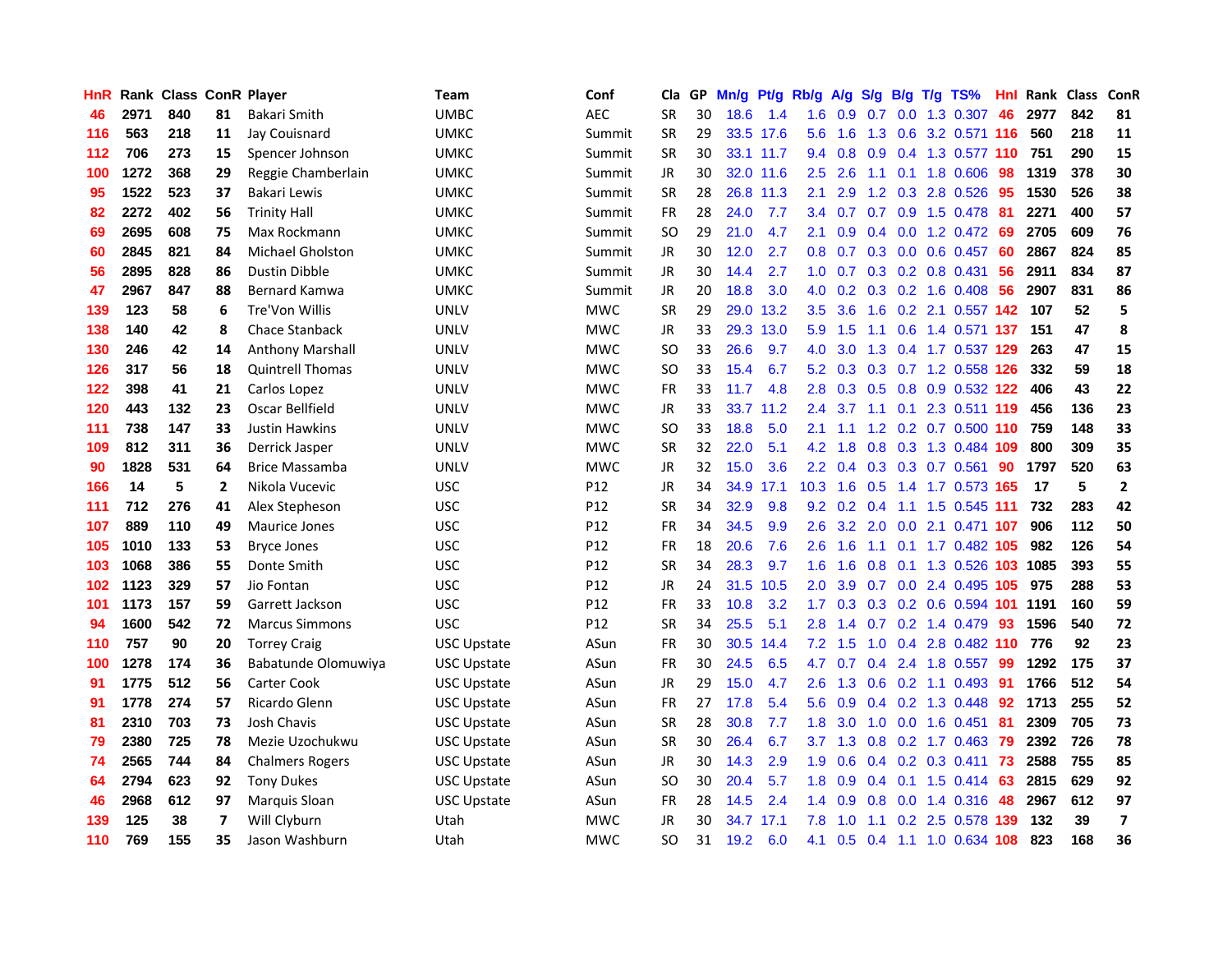| HnR | Rank | Class | ConR | Player | Team | Conf | Cla | GP | Mn/g | Pt/g | Rb/g | A/g | S/g | B/g | T/g | TS% | HnI | Rank | Class | ConR |
|---|---|---|---|---|---|---|---|---|---|---|---|---|---|---|---|---|---|---|---|---|
| 46 | 2971 | 840 | 81 | Bakari Smith | UMBC | AEC | SR | 30 | 18.6 | 1.4 | 1.6 | 0.9 | 0.7 | 0.0 | 1.3 | 0.307 | 46 | 2977 | 842 | 81 |
| 116 | 563 | 218 | 11 | Jay Couisnard | UMKC | Summit | SR | 29 | 33.5 | 17.6 | 5.6 | 1.6 | 1.3 | 0.6 | 3.2 | 0.571 | 116 | 560 | 218 | 11 |
| 112 | 706 | 273 | 15 | Spencer Johnson | UMKC | Summit | SR | 30 | 33.1 | 11.7 | 9.4 | 0.8 | 0.9 | 0.4 | 1.3 | 0.577 | 110 | 751 | 290 | 15 |
| 100 | 1272 | 368 | 29 | Reggie Chamberlain | UMKC | Summit | JR | 30 | 32.0 | 11.6 | 2.5 | 2.6 | 1.1 | 0.1 | 1.8 | 0.606 | 98 | 1319 | 378 | 30 |
| 95 | 1522 | 523 | 37 | Bakari Lewis | UMKC | Summit | SR | 28 | 26.8 | 11.3 | 2.1 | 2.9 | 1.2 | 0.3 | 2.8 | 0.526 | 95 | 1530 | 526 | 38 |
| 82 | 2272 | 402 | 56 | Trinity Hall | UMKC | Summit | FR | 28 | 24.0 | 7.7 | 3.4 | 0.7 | 0.7 | 0.9 | 1.5 | 0.478 | 81 | 2271 | 400 | 57 |
| 69 | 2695 | 608 | 75 | Max Rockmann | UMKC | Summit | SO | 29 | 21.0 | 4.7 | 2.1 | 0.9 | 0.4 | 0.0 | 1.2 | 0.472 | 69 | 2705 | 609 | 76 |
| 60 | 2845 | 821 | 84 | Michael Gholston | UMKC | Summit | JR | 30 | 12.0 | 2.7 | 0.8 | 0.7 | 0.3 | 0.0 | 0.6 | 0.457 | 60 | 2867 | 824 | 85 |
| 56 | 2895 | 828 | 86 | Dustin Dibble | UMKC | Summit | JR | 30 | 14.4 | 2.7 | 1.0 | 0.7 | 0.3 | 0.2 | 0.8 | 0.431 | 56 | 2911 | 834 | 87 |
| 47 | 2967 | 847 | 88 | Bernard Kamwa | UMKC | Summit | JR | 20 | 18.8 | 3.0 | 4.0 | 0.2 | 0.3 | 0.2 | 1.6 | 0.408 | 56 | 2907 | 831 | 86 |
| 139 | 123 | 58 | 6 | Tre'Von Willis | UNLV | MWC | SR | 29 | 29.0 | 13.2 | 3.5 | 3.6 | 1.6 | 0.2 | 2.1 | 0.557 | 142 | 107 | 52 | 5 |
| 138 | 140 | 42 | 8 | Chace Stanback | UNLV | MWC | JR | 33 | 29.3 | 13.0 | 5.9 | 1.5 | 1.1 | 0.6 | 1.4 | 0.571 | 137 | 151 | 47 | 8 |
| 130 | 246 | 42 | 14 | Anthony Marshall | UNLV | MWC | SO | 33 | 26.6 | 9.7 | 4.0 | 3.0 | 1.3 | 0.4 | 1.7 | 0.537 | 129 | 263 | 47 | 15 |
| 126 | 317 | 56 | 18 | Quintrell Thomas | UNLV | MWC | SO | 33 | 15.4 | 6.7 | 5.2 | 0.3 | 0.3 | 0.7 | 1.2 | 0.558 | 126 | 332 | 59 | 18 |
| 122 | 398 | 41 | 21 | Carlos Lopez | UNLV | MWC | FR | 33 | 11.7 | 4.8 | 2.8 | 0.3 | 0.5 | 0.8 | 0.9 | 0.532 | 122 | 406 | 43 | 22 |
| 120 | 443 | 132 | 23 | Oscar Bellfield | UNLV | MWC | JR | 33 | 33.7 | 11.2 | 2.4 | 3.7 | 1.1 | 0.1 | 2.3 | 0.511 | 119 | 456 | 136 | 23 |
| 111 | 738 | 147 | 33 | Justin Hawkins | UNLV | MWC | SO | 33 | 18.8 | 5.0 | 2.1 | 1.1 | 1.2 | 0.2 | 0.7 | 0.500 | 110 | 759 | 148 | 33 |
| 109 | 812 | 311 | 36 | Derrick Jasper | UNLV | MWC | SR | 32 | 22.0 | 5.1 | 4.2 | 1.8 | 0.8 | 0.3 | 1.3 | 0.484 | 109 | 800 | 309 | 35 |
| 90 | 1828 | 531 | 64 | Brice Massamba | UNLV | MWC | JR | 32 | 15.0 | 3.6 | 2.2 | 0.4 | 0.3 | 0.3 | 0.7 | 0.561 | 90 | 1797 | 520 | 63 |
| 166 | 14 | 5 | 2 | Nikola Vucevic | USC | P12 | JR | 34 | 34.9 | 17.1 | 10.3 | 1.6 | 0.5 | 1.4 | 1.7 | 0.573 | 165 | 17 | 5 | 2 |
| 111 | 712 | 276 | 41 | Alex Stepheson | USC | P12 | SR | 33 | 32.9 | 9.8 | 9.2 | 0.2 | 0.4 | 1.1 | 1.5 | 0.545 | 111 | 732 | 283 | 42 |
| 107 | 889 | 110 | 49 | Maurice Jones | USC | P12 | FR | 34 | 34.5 | 9.9 | 2.6 | 3.2 | 2.0 | 0.0 | 2.1 | 0.471 | 107 | 906 | 112 | 50 |
| 105 | 1010 | 133 | 53 | Bryce Jones | USC | P12 | FR | 18 | 20.6 | 7.6 | 2.6 | 1.6 | 1.1 | 0.1 | 1.7 | 0.482 | 105 | 982 | 126 | 54 |
| 103 | 1068 | 386 | 55 | Donte Smith | USC | P12 | SR | 34 | 28.3 | 9.7 | 1.6 | 1.6 | 0.8 | 0.1 | 1.3 | 0.526 | 103 | 1085 | 393 | 55 |
| 102 | 1123 | 329 | 57 | Jio Fontan | USC | P12 | JR | 24 | 31.5 | 10.5 | 2.0 | 3.9 | 0.7 | 0.0 | 2.4 | 0.495 | 105 | 975 | 288 | 53 |
| 101 | 1173 | 157 | 59 | Garrett Jackson | USC | P12 | FR | 33 | 10.8 | 3.2 | 1.7 | 0.3 | 0.3 | 0.2 | 0.6 | 0.594 | 101 | 1191 | 160 | 59 |
| 94 | 1600 | 542 | 72 | Marcus Simmons | USC | P12 | SR | 34 | 25.5 | 5.1 | 2.8 | 1.4 | 0.7 | 0.2 | 1.4 | 0.479 | 93 | 1596 | 540 | 72 |
| 110 | 757 | 90 | 20 | Torrey Craig | USC Upstate | ASun | FR | 30 | 30.5 | 14.4 | 7.2 | 1.5 | 1.0 | 0.4 | 2.8 | 0.482 | 110 | 776 | 92 | 23 |
| 100 | 1278 | 174 | 36 | Babatunde Olomuwiya | USC Upstate | ASun | FR | 30 | 24.5 | 6.5 | 4.7 | 0.7 | 0.4 | 2.4 | 1.8 | 0.557 | 99 | 1292 | 175 | 37 |
| 91 | 1775 | 512 | 56 | Carter Cook | USC Upstate | ASun | JR | 29 | 15.0 | 4.7 | 2.6 | 1.3 | 0.6 | 0.2 | 1.1 | 0.493 | 91 | 1766 | 512 | 54 |
| 91 | 1778 | 274 | 57 | Ricardo Glenn | USC Upstate | ASun | FR | 27 | 17.8 | 5.4 | 5.6 | 0.9 | 0.4 | 0.2 | 1.3 | 0.448 | 92 | 1713 | 255 | 52 |
| 81 | 2310 | 703 | 73 | Josh Chavis | USC Upstate | ASun | SR | 28 | 30.8 | 7.7 | 1.8 | 3.0 | 1.0 | 0.0 | 1.6 | 0.451 | 81 | 2309 | 705 | 73 |
| 79 | 2380 | 725 | 78 | Mezie Uzochukwu | USC Upstate | ASun | SR | 30 | 26.4 | 6.7 | 3.7 | 1.3 | 0.8 | 0.2 | 1.7 | 0.463 | 79 | 2392 | 726 | 78 |
| 74 | 2565 | 744 | 84 | Chalmers Rogers | USC Upstate | ASun | JR | 30 | 14.3 | 2.9 | 1.9 | 0.6 | 0.4 | 0.2 | 0.3 | 0.411 | 73 | 2588 | 755 | 85 |
| 64 | 2794 | 623 | 92 | Tony Dukes | USC Upstate | ASun | SO | 30 | 20.4 | 5.7 | 1.8 | 0.9 | 0.4 | 0.1 | 1.5 | 0.414 | 63 | 2815 | 629 | 92 |
| 46 | 2968 | 612 | 97 | Marquis Sloan | USC Upstate | ASun | FR | 28 | 14.5 | 2.4 | 1.4 | 0.9 | 0.8 | 0.0 | 1.4 | 0.316 | 48 | 2967 | 612 | 97 |
| 139 | 125 | 38 | 7 | Will Clyburn | Utah | MWC | JR | 30 | 34.7 | 17.1 | 7.8 | 1.0 | 1.1 | 0.2 | 2.5 | 0.578 | 139 | 132 | 39 | 7 |
| 110 | 769 | 155 | 35 | Jason Washburn | Utah | MWC | SO | 31 | 19.2 | 6.0 | 4.1 | 0.5 | 0.4 | 1.1 | 1.0 | 0.634 | 108 | 823 | 168 | 36 |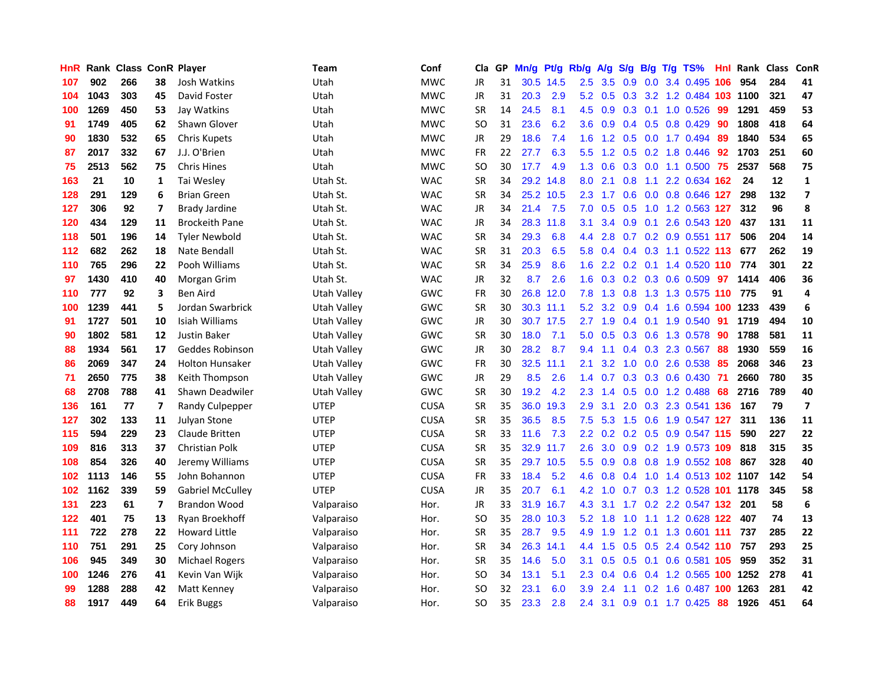| HnR | Rank | Class | ConR | Player | Team | Conf | Cla | GP | Mn/g | Pt/g | Rb/g | A/g | S/g | B/g | T/g | TS% | Hnl | Rank | Class | ConR |
|---|---|---|---|---|---|---|---|---|---|---|---|---|---|---|---|---|---|---|---|---|
| 107 | 902 | 266 | 38 | Josh Watkins | Utah | MWC | JR | 31 | 30.5 | 14.5 | 2.5 | 3.5 | 0.9 | 0.0 | 3.4 | 0.495 | 106 | 954 | 284 | 41 |
| 104 | 1043 | 303 | 45 | David Foster | Utah | MWC | JR | 31 | 20.3 | 2.9 | 5.2 | 0.5 | 0.3 | 3.2 | 1.2 | 0.484 | 103 | 1100 | 321 | 47 |
| 100 | 1269 | 450 | 53 | Jay Watkins | Utah | MWC | SR | 14 | 24.5 | 8.1 | 4.5 | 0.9 | 0.3 | 0.1 | 1.0 | 0.526 | 99 | 1291 | 459 | 53 |
| 91 | 1749 | 405 | 62 | Shawn Glover | Utah | MWC | SO | 31 | 23.6 | 6.2 | 3.6 | 0.9 | 0.4 | 0.5 | 0.8 | 0.429 | 90 | 1808 | 418 | 64 |
| 90 | 1830 | 532 | 65 | Chris Kupets | Utah | MWC | JR | 29 | 18.6 | 7.4 | 1.6 | 1.2 | 0.5 | 0.0 | 1.7 | 0.494 | 89 | 1840 | 534 | 65 |
| 87 | 2017 | 332 | 67 | J.J. O'Brien | Utah | MWC | FR | 22 | 27.7 | 6.3 | 5.5 | 1.2 | 0.5 | 0.2 | 1.8 | 0.446 | 92 | 1703 | 251 | 60 |
| 75 | 2513 | 562 | 75 | Chris Hines | Utah | MWC | SO | 30 | 17.7 | 4.9 | 1.3 | 0.6 | 0.3 | 0.0 | 1.1 | 0.500 | 75 | 2537 | 568 | 75 |
| 163 | 21 | 10 | 1 | Tai Wesley | Utah St. | WAC | SR | 34 | 29.2 | 14.8 | 8.0 | 2.1 | 0.8 | 1.1 | 2.2 | 0.634 | 162 | 24 | 12 | 1 |
| 128 | 291 | 129 | 6 | Brian Green | Utah St. | WAC | SR | 34 | 25.2 | 10.5 | 2.3 | 1.7 | 0.6 | 0.0 | 0.8 | 0.646 | 127 | 298 | 132 | 7 |
| 127 | 306 | 92 | 7 | Brady Jardine | Utah St. | WAC | JR | 34 | 21.4 | 7.5 | 7.0 | 0.5 | 0.5 | 1.0 | 1.2 | 0.563 | 127 | 312 | 96 | 8 |
| 120 | 434 | 129 | 11 | Brockeith Pane | Utah St. | WAC | JR | 34 | 28.3 | 11.8 | 3.1 | 3.4 | 0.9 | 0.1 | 2.6 | 0.543 | 120 | 437 | 131 | 11 |
| 118 | 501 | 196 | 14 | Tyler Newbold | Utah St. | WAC | SR | 34 | 29.3 | 6.8 | 4.4 | 2.8 | 0.7 | 0.2 | 0.9 | 0.551 | 117 | 506 | 204 | 14 |
| 112 | 682 | 262 | 18 | Nate Bendall | Utah St. | WAC | SR | 31 | 20.3 | 6.5 | 5.8 | 0.4 | 0.4 | 0.3 | 1.1 | 0.522 | 113 | 677 | 262 | 19 |
| 110 | 765 | 296 | 22 | Pooh Williams | Utah St. | WAC | SR | 34 | 25.9 | 8.6 | 1.6 | 2.2 | 0.2 | 0.1 | 1.4 | 0.520 | 110 | 774 | 301 | 22 |
| 97 | 1430 | 410 | 40 | Morgan Grim | Utah St. | WAC | JR | 32 | 8.7 | 2.6 | 1.6 | 0.3 | 0.2 | 0.3 | 0.6 | 0.509 | 97 | 1414 | 406 | 36 |
| 110 | 777 | 92 | 3 | Ben Aird | Utah Valley | GWC | FR | 30 | 26.8 | 12.0 | 7.8 | 1.3 | 0.8 | 1.3 | 1.3 | 0.575 | 110 | 775 | 91 | 4 |
| 100 | 1239 | 441 | 5 | Jordan Swarbrick | Utah Valley | GWC | SR | 30 | 30.3 | 11.1 | 5.2 | 3.2 | 0.9 | 0.4 | 1.6 | 0.594 | 100 | 1233 | 439 | 6 |
| 91 | 1727 | 501 | 10 | Isiah Williams | Utah Valley | GWC | JR | 30 | 30.7 | 17.5 | 2.7 | 1.9 | 0.4 | 0.1 | 1.9 | 0.540 | 91 | 1719 | 494 | 10 |
| 90 | 1802 | 581 | 12 | Justin Baker | Utah Valley | GWC | SR | 30 | 18.0 | 7.1 | 5.0 | 0.5 | 0.3 | 0.6 | 1.3 | 0.578 | 90 | 1788 | 581 | 11 |
| 88 | 1934 | 561 | 17 | Geddes Robinson | Utah Valley | GWC | JR | 30 | 28.2 | 8.7 | 9.4 | 1.1 | 0.4 | 0.3 | 2.3 | 0.567 | 88 | 1930 | 559 | 16 |
| 86 | 2069 | 347 | 24 | Holton Hunsaker | Utah Valley | GWC | FR | 30 | 32.5 | 11.1 | 2.1 | 3.2 | 1.0 | 0.0 | 2.6 | 0.538 | 85 | 2068 | 346 | 23 |
| 71 | 2650 | 775 | 38 | Keith Thompson | Utah Valley | GWC | JR | 29 | 8.5 | 2.6 | 1.4 | 0.7 | 0.3 | 0.3 | 0.6 | 0.430 | 71 | 2660 | 780 | 35 |
| 68 | 2708 | 788 | 41 | Shawn Deadwiler | Utah Valley | GWC | SR | 30 | 19.2 | 4.2 | 2.3 | 1.4 | 0.5 | 0.0 | 1.2 | 0.488 | 68 | 2716 | 789 | 40 |
| 136 | 161 | 77 | 7 | Randy Culpepper | UTEP | CUSA | SR | 35 | 36.0 | 19.3 | 2.9 | 3.1 | 2.0 | 0.3 | 2.3 | 0.541 | 136 | 167 | 79 | 7 |
| 127 | 302 | 133 | 11 | Julyan Stone | UTEP | CUSA | SR | 35 | 36.5 | 8.5 | 7.5 | 5.3 | 1.5 | 0.6 | 1.9 | 0.547 | 127 | 311 | 136 | 11 |
| 115 | 594 | 229 | 23 | Claude Britten | UTEP | CUSA | SR | 33 | 11.6 | 7.3 | 2.2 | 0.2 | 0.2 | 0.5 | 0.9 | 0.547 | 115 | 590 | 227 | 22 |
| 109 | 816 | 313 | 37 | Christian Polk | UTEP | CUSA | SR | 35 | 32.9 | 11.7 | 2.6 | 3.0 | 0.9 | 0.2 | 1.9 | 0.573 | 109 | 818 | 315 | 35 |
| 108 | 854 | 326 | 40 | Jeremy Williams | UTEP | CUSA | SR | 35 | 29.7 | 10.5 | 5.5 | 0.9 | 0.8 | 0.8 | 1.9 | 0.552 | 108 | 867 | 328 | 40 |
| 102 | 1113 | 146 | 55 | John Bohannon | UTEP | CUSA | FR | 33 | 18.4 | 5.2 | 4.6 | 0.8 | 0.4 | 1.0 | 1.4 | 0.513 | 102 | 1107 | 142 | 54 |
| 102 | 1162 | 339 | 59 | Gabriel McCulley | UTEP | CUSA | JR | 35 | 20.7 | 6.1 | 4.2 | 1.0 | 0.7 | 0.3 | 1.2 | 0.528 | 101 | 1178 | 345 | 58 |
| 131 | 223 | 61 | 7 | Brandon Wood | Valparaiso | Hor. | JR | 33 | 31.9 | 16.7 | 4.3 | 3.1 | 1.7 | 0.2 | 2.2 | 0.547 | 132 | 201 | 58 | 6 |
| 122 | 401 | 75 | 13 | Ryan Broekhoff | Valparaiso | Hor. | SO | 35 | 28.0 | 10.3 | 5.2 | 1.8 | 1.0 | 1.1 | 1.2 | 0.628 | 122 | 407 | 74 | 13 |
| 111 | 722 | 278 | 22 | Howard Little | Valparaiso | Hor. | SR | 35 | 28.7 | 9.5 | 4.9 | 1.9 | 1.2 | 0.1 | 1.3 | 0.601 | 111 | 737 | 285 | 22 |
| 110 | 751 | 291 | 25 | Cory Johnson | Valparaiso | Hor. | SR | 34 | 26.3 | 14.1 | 4.4 | 1.5 | 0.5 | 0.5 | 2.4 | 0.542 | 110 | 757 | 293 | 25 |
| 106 | 945 | 349 | 30 | Michael Rogers | Valparaiso | Hor. | SR | 35 | 14.6 | 5.0 | 3.1 | 0.5 | 0.5 | 0.1 | 0.6 | 0.581 | 105 | 959 | 352 | 31 |
| 100 | 1246 | 276 | 41 | Kevin Van Wijk | Valparaiso | Hor. | SO | 34 | 13.1 | 5.1 | 2.3 | 0.4 | 0.6 | 0.4 | 1.2 | 0.565 | 100 | 1252 | 278 | 41 |
| 99 | 1288 | 288 | 42 | Matt Kenney | Valparaiso | Hor. | SO | 32 | 23.1 | 6.0 | 3.9 | 2.4 | 1.1 | 0.2 | 1.6 | 0.487 | 100 | 1263 | 281 | 42 |
| 88 | 1917 | 449 | 64 | Erik Buggs | Valparaiso | Hor. | SO | 35 | 23.3 | 2.8 | 2.4 | 3.1 | 0.9 | 0.1 | 1.7 | 0.425 | 88 | 1926 | 451 | 64 |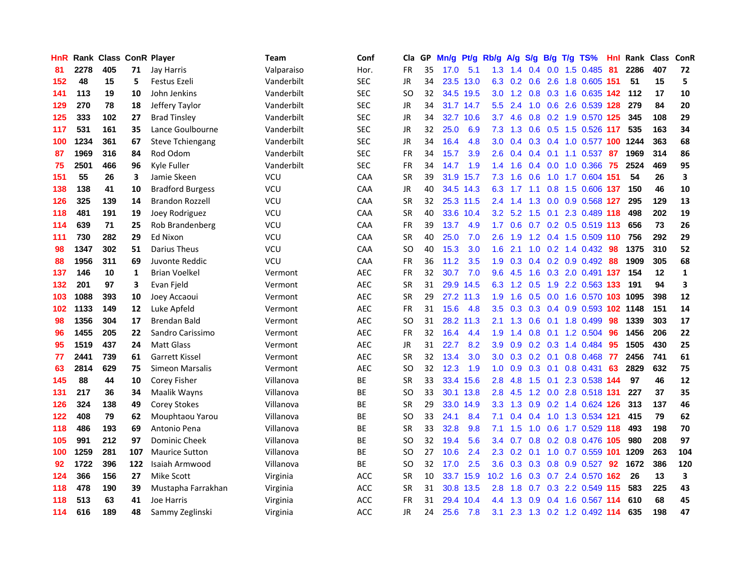| HnR | Rank | Class | ConR | Player | Team | Conf | Cla | GP | Mn/g | Pt/g | Rb/g | A/g | S/g | B/g | T/g | TS% | HnI | Rank | Class | ConR |
|---|---|---|---|---|---|---|---|---|---|---|---|---|---|---|---|---|---|---|---|---|
| 81 | 2278 | 405 | 71 | Jay Harris | Valparaiso | Hor. | FR | 35 | 17.0 | 5.1 | 1.3 | 1.4 | 0.4 | 0.0 | 1.5 | 0.485 | 81 | 2286 | 407 | 72 |
| 152 | 48 | 15 | 5 | Festus Ezeli | Vanderbilt | SEC | JR | 34 | 23.5 | 13.0 | 6.3 | 0.2 | 0.6 | 2.6 | 1.8 | 0.605 | 151 | 51 | 15 | 5 |
| 141 | 113 | 19 | 10 | John Jenkins | Vanderbilt | SEC | SO | 32 | 34.5 | 19.5 | 3.0 | 1.2 | 0.8 | 0.3 | 1.6 | 0.635 | 142 | 112 | 17 | 10 |
| 129 | 270 | 78 | 18 | Jeffery Taylor | Vanderbilt | SEC | JR | 34 | 31.7 | 14.7 | 5.5 | 2.4 | 1.0 | 0.6 | 2.6 | 0.539 | 128 | 279 | 84 | 20 |
| 125 | 333 | 102 | 27 | Brad Tinsley | Vanderbilt | SEC | JR | 34 | 32.7 | 10.6 | 3.7 | 4.6 | 0.8 | 0.2 | 1.9 | 0.570 | 125 | 345 | 108 | 29 |
| 117 | 531 | 161 | 35 | Lance Goulbourne | Vanderbilt | SEC | JR | 32 | 25.0 | 6.9 | 7.3 | 1.3 | 0.6 | 0.5 | 1.5 | 0.526 | 117 | 535 | 163 | 34 |
| 100 | 1234 | 361 | 67 | Steve Tchiengang | Vanderbilt | SEC | JR | 34 | 16.4 | 4.8 | 3.0 | 0.4 | 0.3 | 0.4 | 1.0 | 0.577 | 100 | 1244 | 363 | 68 |
| 87 | 1969 | 316 | 84 | Rod Odom | Vanderbilt | SEC | FR | 34 | 15.7 | 3.9 | 2.6 | 0.4 | 0.4 | 0.1 | 1.1 | 0.537 | 87 | 1969 | 314 | 86 |
| 75 | 2501 | 466 | 96 | Kyle Fuller | Vanderbilt | SEC | FR | 34 | 14.7 | 1.9 | 1.4 | 1.6 | 0.4 | 0.0 | 1.0 | 0.366 | 75 | 2524 | 469 | 95 |
| 151 | 55 | 26 | 3 | Jamie Skeen | VCU | CAA | SR | 39 | 31.9 | 15.7 | 7.3 | 1.6 | 0.6 | 1.0 | 1.7 | 0.604 | 151 | 54 | 26 | 3 |
| 138 | 138 | 41 | 10 | Bradford Burgess | VCU | CAA | JR | 40 | 34.5 | 14.3 | 6.3 | 1.7 | 1.1 | 0.8 | 1.5 | 0.606 | 137 | 150 | 46 | 10 |
| 126 | 325 | 139 | 14 | Brandon Rozzell | VCU | CAA | SR | 32 | 25.3 | 11.5 | 2.4 | 1.4 | 1.3 | 0.0 | 0.9 | 0.568 | 127 | 295 | 129 | 13 |
| 118 | 481 | 191 | 19 | Joey Rodriguez | VCU | CAA | SR | 40 | 33.6 | 10.4 | 3.2 | 5.2 | 1.5 | 0.1 | 2.3 | 0.489 | 118 | 498 | 202 | 19 |
| 114 | 639 | 71 | 25 | Rob Brandenberg | VCU | CAA | FR | 39 | 13.7 | 4.9 | 1.7 | 0.6 | 0.7 | 0.2 | 0.5 | 0.519 | 113 | 656 | 73 | 26 |
| 111 | 730 | 282 | 29 | Ed Nixon | VCU | CAA | SR | 40 | 25.0 | 7.0 | 2.6 | 1.9 | 1.2 | 0.4 | 1.5 | 0.509 | 110 | 756 | 292 | 29 |
| 98 | 1347 | 302 | 51 | Darius Theus | VCU | CAA | SO | 40 | 15.3 | 3.0 | 1.6 | 2.1 | 1.0 | 0.2 | 1.4 | 0.432 | 98 | 1375 | 310 | 52 |
| 88 | 1956 | 311 | 69 | Juvonte Reddic | VCU | CAA | FR | 36 | 11.2 | 3.5 | 1.9 | 0.3 | 0.4 | 0.2 | 0.9 | 0.492 | 88 | 1909 | 305 | 68 |
| 137 | 146 | 10 | 1 | Brian Voelkel | Vermont | AEC | FR | 32 | 30.7 | 7.0 | 9.6 | 4.5 | 1.6 | 0.3 | 2.0 | 0.491 | 137 | 154 | 12 | 1 |
| 132 | 201 | 97 | 3 | Evan Fjeld | Vermont | AEC | SR | 31 | 29.9 | 14.5 | 6.3 | 1.2 | 0.5 | 1.9 | 2.2 | 0.563 | 133 | 191 | 94 | 3 |
| 103 | 1088 | 393 | 10 | Joey Accaoui | Vermont | AEC | SR | 29 | 27.2 | 11.3 | 1.9 | 1.6 | 0.5 | 0.0 | 1.6 | 0.570 | 103 | 1095 | 398 | 12 |
| 102 | 1133 | 149 | 12 | Luke Apfeld | Vermont | AEC | FR | 31 | 15.6 | 4.8 | 3.5 | 0.3 | 0.3 | 0.4 | 0.9 | 0.593 | 102 | 1148 | 151 | 14 |
| 98 | 1356 | 304 | 17 | Brendan Bald | Vermont | AEC | SO | 31 | 28.2 | 11.3 | 2.1 | 1.3 | 0.6 | 0.1 | 1.8 | 0.499 | 98 | 1339 | 303 | 17 |
| 96 | 1455 | 205 | 22 | Sandro Carissimo | Vermont | AEC | FR | 32 | 16.4 | 4.4 | 1.9 | 1.4 | 0.8 | 0.1 | 1.2 | 0.504 | 96 | 1456 | 206 | 22 |
| 95 | 1519 | 437 | 24 | Matt Glass | Vermont | AEC | JR | 31 | 22.7 | 8.2 | 3.9 | 0.9 | 0.2 | 0.3 | 1.4 | 0.484 | 95 | 1505 | 430 | 25 |
| 77 | 2441 | 739 | 61 | Garrett Kissel | Vermont | AEC | SR | 32 | 13.4 | 3.0 | 3.0 | 0.3 | 0.2 | 0.1 | 0.8 | 0.468 | 77 | 2456 | 741 | 61 |
| 63 | 2814 | 629 | 75 | Simeon Marsalis | Vermont | AEC | SO | 32 | 12.3 | 1.9 | 1.0 | 0.9 | 0.3 | 0.1 | 0.8 | 0.431 | 63 | 2829 | 632 | 75 |
| 145 | 88 | 44 | 10 | Corey Fisher | Villanova | BE | SR | 33 | 33.4 | 15.6 | 2.8 | 4.8 | 1.5 | 0.1 | 2.3 | 0.538 | 144 | 97 | 46 | 12 |
| 131 | 217 | 36 | 34 | Maalik Wayns | Villanova | BE | SO | 33 | 30.1 | 13.8 | 2.8 | 4.5 | 1.2 | 0.0 | 2.8 | 0.518 | 131 | 227 | 37 | 35 |
| 126 | 324 | 138 | 49 | Corey Stokes | Villanova | BE | SR | 29 | 33.0 | 14.9 | 3.3 | 1.3 | 0.9 | 0.2 | 1.4 | 0.624 | 126 | 313 | 137 | 46 |
| 122 | 408 | 79 | 62 | Mouphtaou Yarou | Villanova | BE | SO | 33 | 24.1 | 8.4 | 7.1 | 0.4 | 0.4 | 1.0 | 1.3 | 0.534 | 121 | 415 | 79 | 62 |
| 118 | 486 | 193 | 69 | Antonio Pena | Villanova | BE | SR | 33 | 32.8 | 9.8 | 7.1 | 1.5 | 1.0 | 0.6 | 1.7 | 0.529 | 118 | 493 | 198 | 70 |
| 105 | 991 | 212 | 97 | Dominic Cheek | Villanova | BE | SO | 32 | 19.4 | 5.6 | 3.4 | 0.7 | 0.8 | 0.2 | 0.8 | 0.476 | 105 | 980 | 208 | 97 |
| 100 | 1259 | 281 | 107 | Maurice Sutton | Villanova | BE | SO | 27 | 10.6 | 2.4 | 2.3 | 0.2 | 0.1 | 1.0 | 0.7 | 0.559 | 101 | 1209 | 263 | 104 |
| 92 | 1722 | 396 | 122 | Isaiah Armwood | Villanova | BE | SO | 32 | 17.0 | 2.5 | 3.6 | 0.3 | 0.3 | 0.8 | 0.9 | 0.527 | 92 | 1672 | 386 | 120 |
| 124 | 366 | 156 | 27 | Mike Scott | Virginia | ACC | SR | 10 | 33.7 | 15.9 | 10.2 | 1.6 | 0.3 | 0.7 | 2.4 | 0.570 | 162 | 26 | 13 | 3 |
| 118 | 478 | 190 | 39 | Mustapha Farrakhan | Virginia | ACC | SR | 31 | 30.8 | 13.5 | 2.8 | 1.8 | 0.7 | 0.3 | 2.2 | 0.549 | 115 | 583 | 225 | 43 |
| 118 | 513 | 63 | 41 | Joe Harris | Virginia | ACC | FR | 31 | 29.4 | 10.4 | 4.4 | 1.3 | 0.9 | 0.4 | 1.6 | 0.567 | 114 | 610 | 68 | 45 |
| 114 | 616 | 189 | 48 | Sammy Zeglinski | Virginia | ACC | JR | 24 | 25.6 | 7.8 | 3.1 | 2.3 | 1.3 | 0.2 | 1.2 | 0.492 | 114 | 635 | 198 | 47 |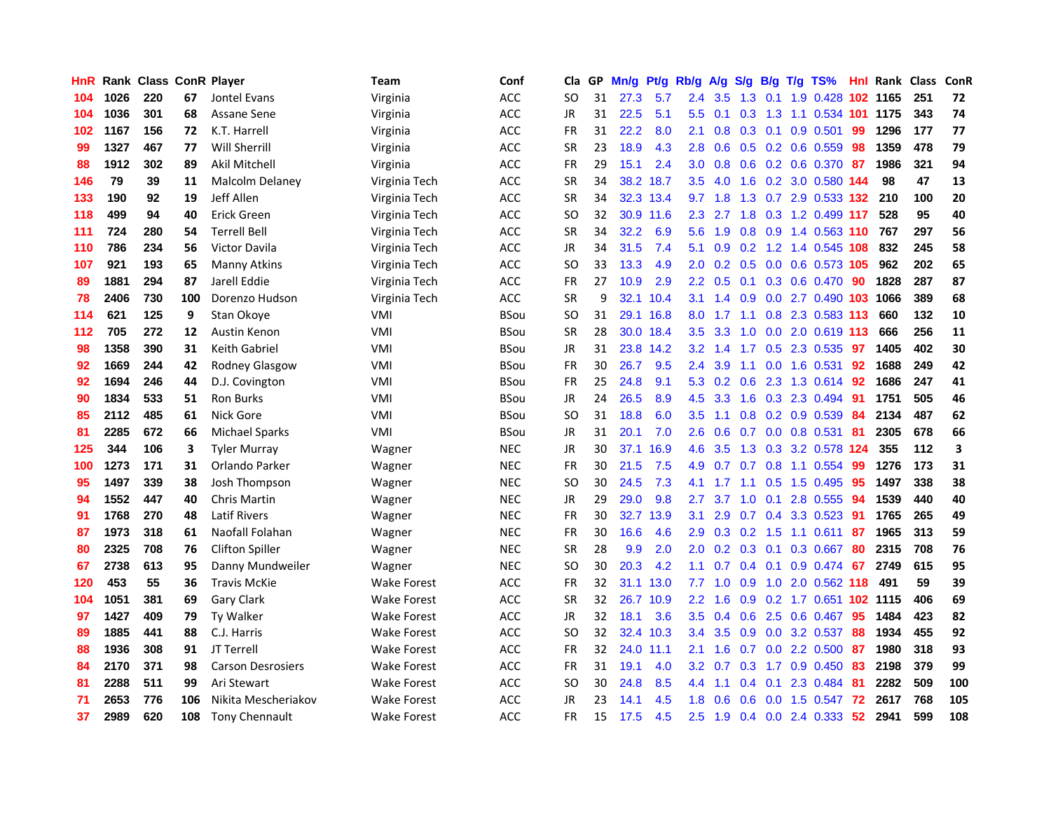| HnR | Rank | Class | ConR | Player | Team | Conf | Cla | GP | Mn/g | Pt/g | Rb/g | A/g | S/g | B/g | T/g | TS% | HnI | Rank | Class | ConR |
|---|---|---|---|---|---|---|---|---|---|---|---|---|---|---|---|---|---|---|---|---|
| 104 | 1026 | 220 | 67 | Jontel Evans | Virginia | ACC | SO | 31 | 27.3 | 5.7 | 2.4 | 3.5 | 1.3 | 0.1 | 1.9 | 0.428 | 102 | 1165 | 251 | 72 |
| 104 | 1036 | 301 | 68 | Assane Sene | Virginia | ACC | JR | 31 | 22.5 | 5.1 | 5.5 | 0.1 | 0.3 | 1.3 | 1.1 | 0.534 | 101 | 1175 | 343 | 74 |
| 102 | 1167 | 156 | 72 | K.T. Harrell | Virginia | ACC | FR | 31 | 22.2 | 8.0 | 2.1 | 0.8 | 0.3 | 0.1 | 0.9 | 0.501 | 99 | 1296 | 177 | 77 |
| 99 | 1327 | 467 | 77 | Will Sherrill | Virginia | ACC | SR | 23 | 18.9 | 4.3 | 2.8 | 0.6 | 0.5 | 0.2 | 0.6 | 0.559 | 98 | 1359 | 478 | 79 |
| 88 | 1912 | 302 | 89 | Akil Mitchell | Virginia | ACC | FR | 29 | 15.1 | 2.4 | 3.0 | 0.8 | 0.6 | 0.2 | 0.6 | 0.370 | 87 | 1986 | 321 | 94 |
| 146 | 79 | 39 | 11 | Malcolm Delaney | Virginia Tech | ACC | SR | 34 | 38.2 | 18.7 | 3.5 | 4.0 | 1.6 | 0.2 | 3.0 | 0.580 | 144 | 98 | 47 | 13 |
| 133 | 190 | 92 | 19 | Jeff Allen | Virginia Tech | ACC | SR | 34 | 32.3 | 13.4 | 9.7 | 1.8 | 1.3 | 0.7 | 2.9 | 0.533 | 132 | 210 | 100 | 20 |
| 118 | 499 | 94 | 40 | Erick Green | Virginia Tech | ACC | SO | 32 | 30.9 | 11.6 | 2.3 | 2.7 | 1.8 | 0.3 | 1.2 | 0.499 | 117 | 528 | 95 | 40 |
| 111 | 724 | 280 | 54 | Terrell Bell | Virginia Tech | ACC | SR | 34 | 32.2 | 6.9 | 5.6 | 1.9 | 0.8 | 0.9 | 1.4 | 0.563 | 110 | 767 | 297 | 56 |
| 110 | 786 | 234 | 56 | Victor Davila | Virginia Tech | ACC | JR | 34 | 31.5 | 7.4 | 5.1 | 0.9 | 0.2 | 1.2 | 1.4 | 0.545 | 108 | 832 | 245 | 58 |
| 107 | 921 | 193 | 65 | Manny Atkins | Virginia Tech | ACC | SO | 33 | 13.3 | 4.9 | 2.0 | 0.2 | 0.5 | 0.0 | 0.6 | 0.573 | 105 | 962 | 202 | 65 |
| 89 | 1881 | 294 | 87 | Jarell Eddie | Virginia Tech | ACC | FR | 27 | 10.9 | 2.9 | 2.2 | 0.5 | 0.1 | 0.3 | 0.6 | 0.470 | 90 | 1828 | 287 | 87 |
| 78 | 2406 | 730 | 100 | Dorenzo Hudson | Virginia Tech | ACC | SR | 9 | 32.1 | 10.4 | 3.1 | 1.4 | 0.9 | 0.0 | 2.7 | 0.490 | 103 | 1066 | 389 | 68 |
| 114 | 621 | 125 | 9 | Stan Okoye | VMI | BSou | SO | 31 | 29.1 | 16.8 | 8.0 | 1.7 | 1.1 | 0.8 | 2.3 | 0.583 | 113 | 660 | 132 | 10 |
| 112 | 705 | 272 | 12 | Austin Kenon | VMI | BSou | SR | 28 | 30.0 | 18.4 | 3.5 | 3.3 | 1.0 | 0.0 | 2.0 | 0.619 | 113 | 666 | 256 | 11 |
| 98 | 1358 | 390 | 31 | Keith Gabriel | VMI | BSou | JR | 31 | 23.8 | 14.2 | 3.2 | 1.4 | 1.7 | 0.5 | 2.3 | 0.535 | 97 | 1405 | 402 | 30 |
| 92 | 1669 | 244 | 42 | Rodney Glasgow | VMI | BSou | FR | 30 | 26.7 | 9.5 | 2.4 | 3.9 | 1.1 | 0.0 | 1.6 | 0.531 | 92 | 1688 | 249 | 42 |
| 92 | 1694 | 246 | 44 | D.J. Covington | VMI | BSou | FR | 25 | 24.8 | 9.1 | 5.3 | 0.2 | 0.6 | 2.3 | 1.3 | 0.614 | 92 | 1686 | 247 | 41 |
| 90 | 1834 | 533 | 51 | Ron Burks | VMI | BSou | JR | 24 | 26.5 | 8.9 | 4.5 | 3.3 | 1.6 | 0.3 | 2.3 | 0.494 | 91 | 1751 | 505 | 46 |
| 85 | 2112 | 485 | 61 | Nick Gore | VMI | BSou | SO | 31 | 18.8 | 6.0 | 3.5 | 1.1 | 0.8 | 0.2 | 0.9 | 0.539 | 84 | 2134 | 487 | 62 |
| 81 | 2285 | 672 | 66 | Michael Sparks | VMI | BSou | JR | 31 | 20.1 | 7.0 | 2.6 | 0.6 | 0.7 | 0.0 | 0.8 | 0.531 | 81 | 2305 | 678 | 66 |
| 125 | 344 | 106 | 3 | Tyler Murray | Wagner | NEC | JR | 30 | 37.1 | 16.9 | 4.6 | 3.5 | 1.3 | 0.3 | 3.2 | 0.578 | 124 | 355 | 112 | 3 |
| 100 | 1273 | 171 | 31 | Orlando Parker | Wagner | NEC | FR | 30 | 21.5 | 7.5 | 4.9 | 0.7 | 0.7 | 0.8 | 1.1 | 0.554 | 99 | 1276 | 173 | 31 |
| 95 | 1497 | 339 | 38 | Josh Thompson | Wagner | NEC | SO | 30 | 24.5 | 7.3 | 4.1 | 1.7 | 1.1 | 0.5 | 1.5 | 0.495 | 95 | 1497 | 338 | 38 |
| 94 | 1552 | 447 | 40 | Chris Martin | Wagner | NEC | JR | 29 | 29.0 | 9.8 | 2.7 | 3.7 | 1.0 | 0.1 | 2.8 | 0.555 | 94 | 1539 | 440 | 40 |
| 91 | 1768 | 270 | 48 | Latif Rivers | Wagner | NEC | FR | 30 | 32.7 | 13.9 | 3.1 | 2.9 | 0.7 | 0.4 | 3.3 | 0.523 | 91 | 1765 | 265 | 49 |
| 87 | 1973 | 318 | 61 | Naofall Folahan | Wagner | NEC | FR | 30 | 16.6 | 4.6 | 2.9 | 0.3 | 0.2 | 1.5 | 1.1 | 0.611 | 87 | 1965 | 313 | 59 |
| 80 | 2325 | 708 | 76 | Clifton Spiller | Wagner | NEC | SR | 28 | 9.9 | 2.0 | 2.0 | 0.2 | 0.3 | 0.1 | 0.3 | 0.667 | 80 | 2315 | 708 | 76 |
| 67 | 2738 | 613 | 95 | Danny Mundweiler | Wagner | NEC | SO | 30 | 20.3 | 4.2 | 1.1 | 0.7 | 0.4 | 0.1 | 0.9 | 0.474 | 67 | 2749 | 615 | 95 |
| 120 | 453 | 55 | 36 | Travis McKie | Wake Forest | ACC | FR | 32 | 31.1 | 13.0 | 7.7 | 1.0 | 0.9 | 1.0 | 2.0 | 0.562 | 118 | 491 | 59 | 39 |
| 104 | 1051 | 381 | 69 | Gary Clark | Wake Forest | ACC | SR | 32 | 26.7 | 10.9 | 2.2 | 1.6 | 0.9 | 0.2 | 1.7 | 0.651 | 102 | 1115 | 406 | 69 |
| 97 | 1427 | 409 | 79 | Ty Walker | Wake Forest | ACC | JR | 32 | 18.1 | 3.6 | 3.5 | 0.4 | 0.6 | 2.5 | 0.6 | 0.467 | 95 | 1484 | 423 | 82 |
| 89 | 1885 | 441 | 88 | C.J. Harris | Wake Forest | ACC | SO | 32 | 32.4 | 10.3 | 3.4 | 3.5 | 0.9 | 0.0 | 3.2 | 0.537 | 88 | 1934 | 455 | 92 |
| 88 | 1936 | 308 | 91 | JT Terrell | Wake Forest | ACC | FR | 32 | 24.0 | 11.1 | 2.1 | 1.6 | 0.7 | 0.0 | 2.2 | 0.500 | 87 | 1980 | 318 | 93 |
| 84 | 2170 | 371 | 98 | Carson Desrosiers | Wake Forest | ACC | FR | 31 | 19.1 | 4.0 | 3.2 | 0.7 | 0.3 | 1.7 | 0.9 | 0.450 | 83 | 2198 | 379 | 99 |
| 81 | 2288 | 511 | 99 | Ari Stewart | Wake Forest | ACC | SO | 30 | 24.8 | 8.5 | 4.4 | 1.1 | 0.4 | 0.1 | 2.3 | 0.484 | 81 | 2282 | 509 | 100 |
| 71 | 2653 | 776 | 106 | Nikita Mescheriakov | Wake Forest | ACC | JR | 23 | 14.1 | 4.5 | 1.8 | 0.6 | 0.6 | 0.0 | 1.5 | 0.547 | 72 | 2617 | 768 | 105 |
| 37 | 2989 | 620 | 108 | Tony Chennault | Wake Forest | ACC | FR | 15 | 17.5 | 4.5 | 2.5 | 1.9 | 0.4 | 0.0 | 2.4 | 0.333 | 52 | 2941 | 599 | 108 |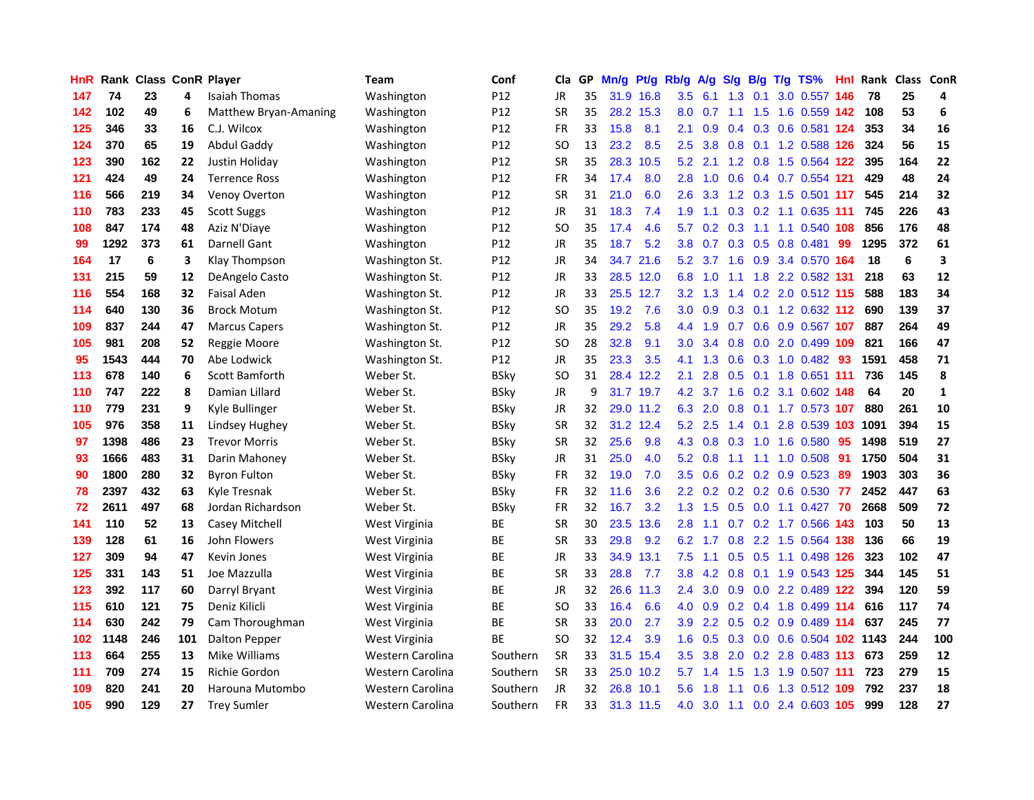| HnR | Rank | Class | ConR | Player | Team | Conf | Cla | GP | Mn/g | Pt/g | Rb/g | A/g | S/g | B/g | T/g | TS% | Hnl | Rank | Class | ConR |
|---|---|---|---|---|---|---|---|---|---|---|---|---|---|---|---|---|---|---|---|---|
| 147 | 74 | 23 | 4 | Isaiah Thomas | Washington | P12 | JR | 35 | 31.9 | 16.8 | 3.5 | 6.1 | 1.3 | 0.1 | 3.0 | 0.557 | 146 | 78 | 25 | 4 |
| 142 | 102 | 49 | 6 | Matthew Bryan-Amaning | Washington | P12 | SR | 35 | 28.2 | 15.3 | 8.0 | 0.7 | 1.1 | 1.5 | 1.6 | 0.559 | 142 | 108 | 53 | 6 |
| 125 | 346 | 33 | 16 | C.J. Wilcox | Washington | P12 | FR | 33 | 15.8 | 8.1 | 2.1 | 0.9 | 0.4 | 0.3 | 0.6 | 0.581 | 124 | 353 | 34 | 16 |
| 124 | 370 | 65 | 19 | Abdul Gaddy | Washington | P12 | SO | 13 | 23.2 | 8.5 | 2.5 | 3.8 | 0.8 | 0.1 | 1.2 | 0.588 | 126 | 324 | 56 | 15 |
| 123 | 390 | 162 | 22 | Justin Holiday | Washington | P12 | SR | 35 | 28.3 | 10.5 | 5.2 | 2.1 | 1.2 | 0.8 | 1.5 | 0.564 | 122 | 395 | 164 | 22 |
| 121 | 424 | 49 | 24 | Terrence Ross | Washington | P12 | FR | 34 | 17.4 | 8.0 | 2.8 | 1.0 | 0.6 | 0.4 | 0.7 | 0.554 | 121 | 429 | 48 | 24 |
| 116 | 566 | 219 | 34 | Venoy Overton | Washington | P12 | SR | 31 | 21.0 | 6.0 | 2.6 | 3.3 | 1.2 | 0.3 | 1.5 | 0.501 | 117 | 545 | 214 | 32 |
| 110 | 783 | 233 | 45 | Scott Suggs | Washington | P12 | JR | 31 | 18.3 | 7.4 | 1.9 | 1.1 | 0.3 | 0.2 | 1.1 | 0.635 | 111 | 745 | 226 | 43 |
| 108 | 847 | 174 | 48 | Aziz N'Diaye | Washington | P12 | SO | 35 | 17.4 | 4.6 | 5.7 | 0.2 | 0.3 | 1.1 | 1.1 | 0.540 | 108 | 856 | 176 | 48 |
| 99 | 1292 | 373 | 61 | Darnell Gant | Washington | P12 | JR | 35 | 18.7 | 5.2 | 3.8 | 0.7 | 0.3 | 0.5 | 0.8 | 0.481 | 99 | 1295 | 372 | 61 |
| 164 | 17 | 6 | 3 | Klay Thompson | Washington St. | P12 | JR | 34 | 34.7 | 21.6 | 5.2 | 3.7 | 1.6 | 0.9 | 3.4 | 0.570 | 164 | 18 | 6 | 3 |
| 131 | 215 | 59 | 12 | DeAngelo Casto | Washington St. | P12 | JR | 33 | 28.5 | 12.0 | 6.8 | 1.0 | 1.1 | 1.8 | 2.2 | 0.582 | 131 | 218 | 63 | 12 |
| 116 | 554 | 168 | 32 | Faisal Aden | Washington St. | P12 | JR | 33 | 25.5 | 12.7 | 3.2 | 1.3 | 1.4 | 0.2 | 2.0 | 0.512 | 115 | 588 | 183 | 34 |
| 114 | 640 | 130 | 36 | Brock Motum | Washington St. | P12 | SO | 35 | 19.2 | 7.6 | 3.0 | 0.9 | 0.3 | 0.1 | 1.2 | 0.632 | 112 | 690 | 139 | 37 |
| 109 | 837 | 244 | 47 | Marcus Capers | Washington St. | P12 | JR | 35 | 29.2 | 5.8 | 4.4 | 1.9 | 0.7 | 0.6 | 0.9 | 0.567 | 107 | 887 | 264 | 49 |
| 105 | 981 | 208 | 52 | Reggie Moore | Washington St. | P12 | SO | 28 | 32.8 | 9.1 | 3.0 | 3.4 | 0.8 | 0.0 | 2.0 | 0.499 | 109 | 821 | 166 | 47 |
| 95 | 1543 | 444 | 70 | Abe Lodwick | Washington St. | P12 | JR | 35 | 23.3 | 3.5 | 4.1 | 1.3 | 0.6 | 0.3 | 1.0 | 0.482 | 93 | 1591 | 458 | 71 |
| 113 | 678 | 140 | 6 | Scott Bamforth | Weber St. | BSky | SO | 31 | 28.4 | 12.2 | 2.1 | 2.8 | 0.5 | 0.1 | 1.8 | 0.651 | 111 | 736 | 145 | 8 |
| 110 | 747 | 222 | 8 | Damian Lillard | Weber St. | BSky | JR | 9 | 31.7 | 19.7 | 4.2 | 3.7 | 1.6 | 0.2 | 3.1 | 0.602 | 148 | 64 | 20 | 1 |
| 110 | 779 | 231 | 9 | Kyle Bullinger | Weber St. | BSky | JR | 32 | 29.0 | 11.2 | 6.3 | 2.0 | 0.8 | 0.1 | 1.7 | 0.573 | 107 | 880 | 261 | 10 |
| 105 | 976 | 358 | 11 | Lindsey Hughey | Weber St. | BSky | SR | 32 | 31.2 | 12.4 | 5.2 | 2.5 | 1.4 | 0.1 | 2.8 | 0.539 | 103 | 1091 | 394 | 15 |
| 97 | 1398 | 486 | 23 | Trevor Morris | Weber St. | BSky | SR | 32 | 25.6 | 9.8 | 4.3 | 0.8 | 0.3 | 1.0 | 1.6 | 0.580 | 95 | 1498 | 519 | 27 |
| 93 | 1666 | 483 | 31 | Darin Mahoney | Weber St. | BSky | JR | 31 | 25.0 | 4.0 | 5.2 | 0.8 | 1.1 | 1.1 | 1.0 | 0.508 | 91 | 1750 | 504 | 31 |
| 90 | 1800 | 280 | 32 | Byron Fulton | Weber St. | BSky | FR | 32 | 19.0 | 7.0 | 3.5 | 0.6 | 0.2 | 0.2 | 0.9 | 0.523 | 89 | 1903 | 303 | 36 |
| 78 | 2397 | 432 | 63 | Kyle Tresnak | Weber St. | BSky | FR | 32 | 11.6 | 3.6 | 2.2 | 0.2 | 0.2 | 0.2 | 0.6 | 0.530 | 77 | 2452 | 447 | 63 |
| 72 | 2611 | 497 | 68 | Jordan Richardson | Weber St. | BSky | FR | 32 | 16.7 | 3.2 | 1.3 | 1.5 | 0.5 | 0.0 | 1.1 | 0.427 | 70 | 2668 | 509 | 72 |
| 141 | 110 | 52 | 13 | Casey Mitchell | West Virginia | BE | SR | 30 | 23.5 | 13.6 | 2.8 | 1.1 | 0.7 | 0.2 | 1.7 | 0.566 | 143 | 103 | 50 | 13 |
| 139 | 128 | 61 | 16 | John Flowers | West Virginia | BE | SR | 33 | 29.8 | 9.2 | 6.2 | 1.7 | 0.8 | 2.2 | 1.5 | 0.564 | 138 | 136 | 66 | 19 |
| 127 | 309 | 94 | 47 | Kevin Jones | West Virginia | BE | JR | 33 | 34.9 | 13.1 | 7.5 | 1.1 | 0.5 | 0.5 | 1.1 | 0.498 | 126 | 323 | 102 | 47 |
| 125 | 331 | 143 | 51 | Joe Mazzulla | West Virginia | BE | SR | 33 | 28.8 | 7.7 | 3.8 | 4.2 | 0.8 | 0.1 | 1.9 | 0.543 | 125 | 344 | 145 | 51 |
| 123 | 392 | 117 | 60 | Darryl Bryant | West Virginia | BE | JR | 32 | 26.6 | 11.3 | 2.4 | 3.0 | 0.9 | 0.0 | 2.2 | 0.489 | 122 | 394 | 120 | 59 |
| 115 | 610 | 121 | 75 | Deniz Kilicli | West Virginia | BE | SO | 33 | 16.4 | 6.6 | 4.0 | 0.9 | 0.2 | 0.4 | 1.8 | 0.499 | 114 | 616 | 117 | 74 |
| 114 | 630 | 242 | 79 | Cam Thoroughman | West Virginia | BE | SR | 33 | 20.0 | 2.7 | 3.9 | 2.2 | 0.5 | 0.2 | 0.9 | 0.489 | 114 | 637 | 245 | 77 |
| 102 | 1148 | 246 | 101 | Dalton Pepper | West Virginia | BE | SO | 32 | 12.4 | 3.9 | 1.6 | 0.5 | 0.3 | 0.0 | 0.6 | 0.504 | 102 | 1143 | 244 | 100 |
| 113 | 664 | 255 | 13 | Mike Williams | Western Carolina | Southern | SR | 33 | 31.5 | 15.4 | 3.5 | 3.8 | 2.0 | 0.2 | 2.8 | 0.483 | 113 | 673 | 259 | 12 |
| 111 | 709 | 274 | 15 | Richie Gordon | Western Carolina | Southern | SR | 33 | 25.0 | 10.2 | 5.7 | 1.4 | 1.5 | 1.3 | 1.9 | 0.507 | 111 | 723 | 279 | 15 |
| 109 | 820 | 241 | 20 | Harouna Mutombo | Western Carolina | Southern | JR | 32 | 26.8 | 10.1 | 5.6 | 1.8 | 1.1 | 0.6 | 1.3 | 0.512 | 109 | 792 | 237 | 18 |
| 105 | 990 | 129 | 27 | Trey Sumler | Western Carolina | Southern | FR | 33 | 31.3 | 11.5 | 4.0 | 3.0 | 1.1 | 0.0 | 2.4 | 0.603 | 105 | 999 | 128 | 27 |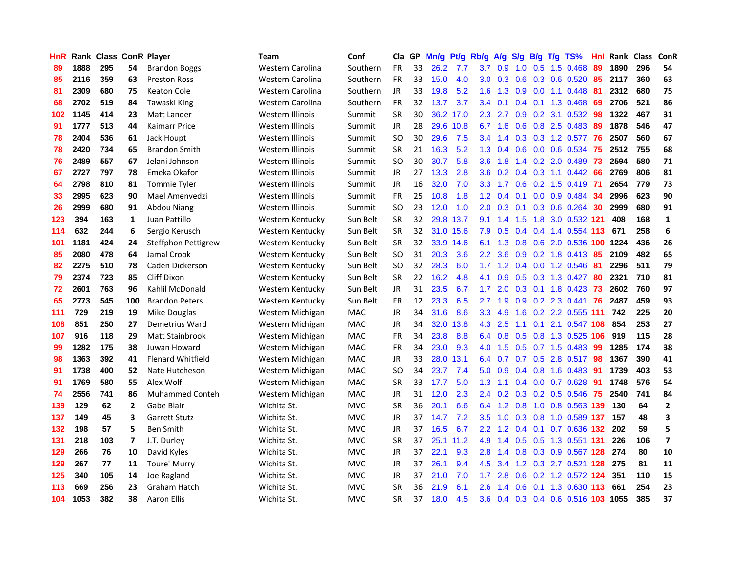| HnR | Rank | Class | ConR | Player | Team | Conf | Cla | GP | Mn/g | Pt/g | Rb/g | A/g | S/g | B/g | T/g | TS% | HnI | Rank | Class | ConR |
|---|---|---|---|---|---|---|---|---|---|---|---|---|---|---|---|---|---|---|---|---|
| 89 | 1888 | 295 | 54 | Brandon Boggs | Western Carolina | Southern | FR | 33 | 26.2 | 7.7 | 3.7 | 0.9 | 1.0 | 0.5 | 1.5 | 0.468 | 89 | 1890 | 296 | 54 |
| 85 | 2116 | 359 | 63 | Preston Ross | Western Carolina | Southern | FR | 33 | 15.0 | 4.0 | 3.0 | 0.3 | 0.6 | 0.3 | 0.6 | 0.520 | 85 | 2117 | 360 | 63 |
| 81 | 2309 | 680 | 75 | Keaton Cole | Western Carolina | Southern | JR | 33 | 19.8 | 5.2 | 1.6 | 1.3 | 0.9 | 0.0 | 1.1 | 0.448 | 81 | 2312 | 680 | 75 |
| 68 | 2702 | 519 | 84 | Tawaski King | Western Carolina | Southern | FR | 32 | 13.7 | 3.7 | 3.4 | 0.1 | 0.4 | 0.1 | 1.3 | 0.468 | 69 | 2706 | 521 | 86 |
| 102 | 1145 | 414 | 23 | Matt Lander | Western Illinois | Summit | SR | 30 | 36.2 | 17.0 | 2.3 | 2.7 | 0.9 | 0.2 | 3.1 | 0.532 | 98 | 1322 | 467 | 31 |
| 91 | 1777 | 513 | 44 | Kaimarr Price | Western Illinois | Summit | JR | 28 | 29.6 | 10.8 | 6.7 | 1.6 | 0.6 | 0.8 | 2.5 | 0.483 | 89 | 1878 | 546 | 47 |
| 78 | 2404 | 536 | 61 | Jack Houpt | Western Illinois | Summit | SO | 30 | 29.6 | 7.5 | 3.4 | 1.4 | 0.3 | 0.3 | 1.2 | 0.577 | 76 | 2507 | 560 | 67 |
| 78 | 2420 | 734 | 65 | Brandon Smith | Western Illinois | Summit | SR | 21 | 16.3 | 5.2 | 1.3 | 0.4 | 0.6 | 0.0 | 0.6 | 0.534 | 75 | 2512 | 755 | 68 |
| 76 | 2489 | 557 | 67 | Jelani Johnson | Western Illinois | Summit | SO | 30 | 30.7 | 5.8 | 3.6 | 1.8 | 1.4 | 0.2 | 2.0 | 0.489 | 73 | 2594 | 580 | 71 |
| 67 | 2727 | 797 | 78 | Emeka Okafor | Western Illinois | Summit | JR | 27 | 13.3 | 2.8 | 3.6 | 0.2 | 0.4 | 0.3 | 1.1 | 0.442 | 66 | 2769 | 806 | 81 |
| 64 | 2798 | 810 | 81 | Tommie Tyler | Western Illinois | Summit | JR | 16 | 32.0 | 7.0 | 3.3 | 1.7 | 0.6 | 0.2 | 1.5 | 0.419 | 71 | 2654 | 779 | 73 |
| 33 | 2995 | 623 | 90 | Mael Amenvedzi | Western Illinois | Summit | FR | 25 | 10.8 | 1.8 | 1.2 | 0.4 | 0.1 | 0.0 | 0.9 | 0.484 | 34 | 2996 | 623 | 90 |
| 26 | 2999 | 680 | 91 | Abdou Niang | Western Illinois | Summit | SO | 23 | 12.0 | 1.0 | 2.0 | 0.3 | 0.1 | 0.3 | 0.6 | 0.264 | 30 | 2999 | 680 | 91 |
| 123 | 394 | 163 | 1 | Juan Pattillo | Western Kentucky | Sun Belt | SR | 32 | 29.8 | 13.7 | 9.1 | 1.4 | 1.5 | 1.8 | 3.0 | 0.532 | 121 | 408 | 168 | 1 |
| 114 | 632 | 244 | 6 | Sergio Kerusch | Western Kentucky | Sun Belt | SR | 32 | 31.0 | 15.6 | 7.9 | 0.5 | 0.4 | 0.4 | 1.4 | 0.554 | 113 | 671 | 258 | 6 |
| 101 | 1181 | 424 | 24 | Steffphon Pettigrew | Western Kentucky | Sun Belt | SR | 32 | 33.9 | 14.6 | 6.1 | 1.3 | 0.8 | 0.6 | 2.0 | 0.536 | 100 | 1224 | 436 | 26 |
| 85 | 2080 | 478 | 64 | Jamal Crook | Western Kentucky | Sun Belt | SO | 31 | 20.3 | 3.6 | 2.2 | 3.6 | 0.9 | 0.2 | 1.8 | 0.413 | 85 | 2109 | 482 | 65 |
| 82 | 2275 | 510 | 78 | Caden Dickerson | Western Kentucky | Sun Belt | SO | 32 | 28.3 | 6.0 | 1.7 | 1.2 | 0.4 | 0.0 | 1.2 | 0.546 | 81 | 2296 | 511 | 79 |
| 79 | 2374 | 723 | 85 | Cliff Dixon | Western Kentucky | Sun Belt | SR | 22 | 16.2 | 4.8 | 4.1 | 0.9 | 0.5 | 0.3 | 1.3 | 0.427 | 80 | 2321 | 710 | 81 |
| 72 | 2601 | 763 | 96 | Kahlil McDonald | Western Kentucky | Sun Belt | JR | 31 | 23.5 | 6.7 | 1.7 | 2.0 | 0.3 | 0.1 | 1.8 | 0.423 | 73 | 2602 | 760 | 97 |
| 65 | 2773 | 545 | 100 | Brandon Peters | Western Kentucky | Sun Belt | FR | 12 | 23.3 | 6.5 | 2.7 | 1.9 | 0.9 | 0.2 | 2.3 | 0.441 | 76 | 2487 | 459 | 93 |
| 111 | 729 | 219 | 19 | Mike Douglas | Western Michigan | MAC | JR | 34 | 31.6 | 8.6 | 3.3 | 4.9 | 1.6 | 0.2 | 2.2 | 0.555 | 111 | 742 | 225 | 20 |
| 108 | 851 | 250 | 27 | Demetrius Ward | Western Michigan | MAC | JR | 34 | 32.0 | 13.8 | 4.3 | 2.5 | 1.1 | 0.1 | 2.1 | 0.547 | 108 | 854 | 253 | 27 |
| 107 | 916 | 118 | 29 | Matt Stainbrook | Western Michigan | MAC | FR | 34 | 23.8 | 8.8 | 6.4 | 0.8 | 0.5 | 0.8 | 1.3 | 0.525 | 106 | 919 | 115 | 28 |
| 99 | 1282 | 175 | 38 | Juwan Howard | Western Michigan | MAC | FR | 34 | 23.0 | 9.3 | 4.0 | 1.5 | 0.5 | 0.7 | 1.5 | 0.483 | 99 | 1285 | 174 | 38 |
| 98 | 1363 | 392 | 41 | Flenard Whitfield | Western Michigan | MAC | JR | 33 | 28.0 | 13.1 | 6.4 | 0.7 | 0.7 | 0.5 | 2.8 | 0.517 | 98 | 1367 | 390 | 41 |
| 91 | 1738 | 400 | 52 | Nate Hutcheson | Western Michigan | MAC | SO | 34 | 23.7 | 7.4 | 5.0 | 0.9 | 0.4 | 0.8 | 1.6 | 0.483 | 91 | 1739 | 403 | 53 |
| 91 | 1769 | 580 | 55 | Alex Wolf | Western Michigan | MAC | SR | 33 | 17.7 | 5.0 | 1.3 | 1.1 | 0.4 | 0.0 | 0.7 | 0.628 | 91 | 1748 | 576 | 54 |
| 74 | 2556 | 741 | 86 | Muhammed Conteh | Western Michigan | MAC | JR | 31 | 12.0 | 2.3 | 2.4 | 0.2 | 0.3 | 0.2 | 0.5 | 0.546 | 75 | 2540 | 741 | 84 |
| 139 | 129 | 62 | 2 | Gabe Blair | Wichita St. | MVC | SR | 36 | 20.1 | 6.6 | 6.4 | 1.2 | 0.8 | 1.0 | 0.8 | 0.563 | 139 | 130 | 64 | 2 |
| 137 | 149 | 45 | 3 | Garrett Stutz | Wichita St. | MVC | JR | 37 | 14.7 | 7.2 | 3.5 | 1.0 | 0.3 | 0.8 | 1.0 | 0.589 | 137 | 157 | 48 | 3 |
| 132 | 198 | 57 | 5 | Ben Smith | Wichita St. | MVC | JR | 37 | 16.5 | 6.7 | 2.2 | 1.2 | 0.4 | 0.1 | 0.7 | 0.636 | 132 | 202 | 59 | 5 |
| 131 | 218 | 103 | 7 | J.T. Durley | Wichita St. | MVC | SR | 37 | 25.1 | 11.2 | 4.9 | 1.4 | 0.5 | 0.5 | 1.3 | 0.551 | 131 | 226 | 106 | 7 |
| 129 | 266 | 76 | 10 | David Kyles | Wichita St. | MVC | JR | 37 | 22.1 | 9.3 | 2.8 | 1.4 | 0.8 | 0.3 | 0.9 | 0.567 | 128 | 274 | 80 | 10 |
| 129 | 267 | 77 | 11 | Toure' Murry | Wichita St. | MVC | JR | 37 | 26.1 | 9.4 | 4.5 | 3.4 | 1.2 | 0.3 | 2.7 | 0.521 | 128 | 275 | 81 | 11 |
| 125 | 340 | 105 | 14 | Joe Ragland | Wichita St. | MVC | JR | 37 | 21.0 | 7.0 | 1.7 | 2.8 | 0.6 | 0.2 | 1.2 | 0.572 | 124 | 351 | 110 | 15 |
| 113 | 669 | 256 | 23 | Graham Hatch | Wichita St. | MVC | SR | 36 | 21.9 | 6.1 | 2.6 | 1.4 | 0.6 | 0.1 | 1.3 | 0.630 | 113 | 661 | 254 | 23 |
| 104 | 1053 | 382 | 38 | Aaron Ellis | Wichita St. | MVC | SR | 37 | 18.0 | 4.5 | 3.6 | 0.4 | 0.3 | 0.4 | 0.6 | 0.516 | 103 | 1055 | 385 | 37 |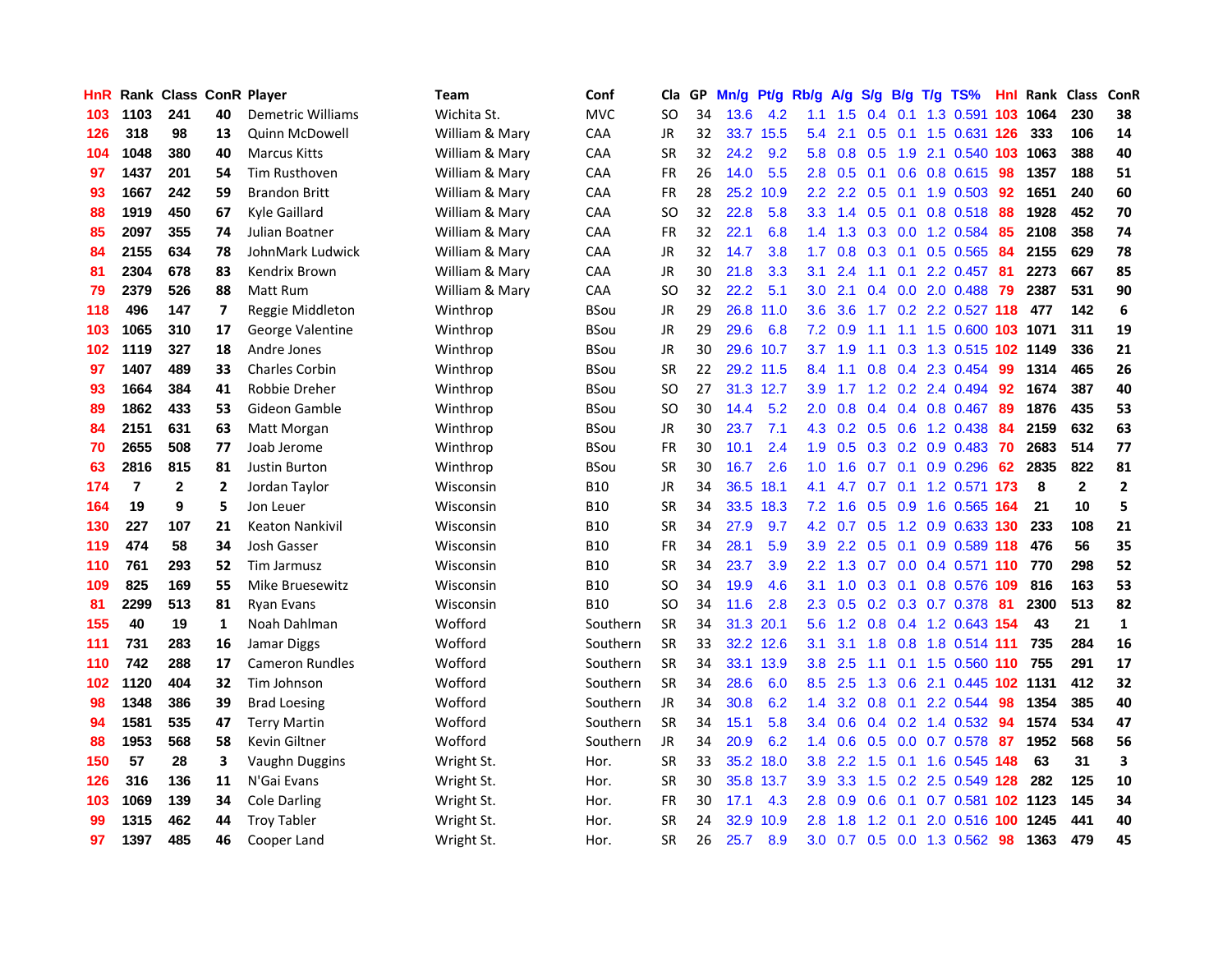| HnR | Rank | Class | ConR | Player | Team | Conf | Cla | GP | Mn/g | Pt/g | Rb/g | A/g | S/g | B/g | T/g | TS% | HnI | Rank | Class | ConR |
|---|---|---|---|---|---|---|---|---|---|---|---|---|---|---|---|---|---|---|---|---|
| 103 | 1103 | 241 | 40 | Demetric Williams | Wichita St. | MVC | SO | 34 | 13.6 | 4.2 | 1.1 | 1.5 | 0.4 | 0.1 | 1.3 | 0.591 | 103 | 1064 | 230 | 38 |
| 126 | 318 | 98 | 13 | Quinn McDowell | William & Mary | CAA | JR | 32 | 33.7 | 15.5 | 5.4 | 2.1 | 0.5 | 0.1 | 1.5 | 0.631 | 126 | 333 | 106 | 14 |
| 104 | 1048 | 380 | 40 | Marcus Kitts | William & Mary | CAA | SR | 32 | 24.2 | 9.2 | 5.8 | 0.8 | 0.5 | 1.9 | 2.1 | 0.540 | 103 | 1063 | 388 | 40 |
| 97 | 1437 | 201 | 54 | Tim Rusthoven | William & Mary | CAA | FR | 26 | 14.0 | 5.5 | 2.8 | 0.5 | 0.1 | 0.6 | 0.8 | 0.615 | 98 | 1357 | 188 | 51 |
| 93 | 1667 | 242 | 59 | Brandon Britt | William & Mary | CAA | FR | 28 | 25.2 | 10.9 | 2.2 | 2.2 | 0.5 | 0.1 | 1.9 | 0.503 | 92 | 1651 | 240 | 60 |
| 88 | 1919 | 450 | 67 | Kyle Gaillard | William & Mary | CAA | SO | 32 | 22.8 | 5.8 | 3.3 | 1.4 | 0.5 | 0.1 | 0.8 | 0.518 | 88 | 1928 | 452 | 70 |
| 85 | 2097 | 355 | 74 | Julian Boatner | William & Mary | CAA | FR | 32 | 22.1 | 6.8 | 1.4 | 1.3 | 0.3 | 0.0 | 1.2 | 0.584 | 85 | 2108 | 358 | 74 |
| 84 | 2155 | 634 | 78 | JohnMark Ludwick | William & Mary | CAA | JR | 32 | 14.7 | 3.8 | 1.7 | 0.8 | 0.3 | 0.1 | 0.5 | 0.565 | 84 | 2155 | 629 | 78 |
| 81 | 2304 | 678 | 83 | Kendrix Brown | William & Mary | CAA | JR | 30 | 21.8 | 3.3 | 3.1 | 2.4 | 1.1 | 0.1 | 2.2 | 0.457 | 81 | 2273 | 667 | 85 |
| 79 | 2379 | 526 | 88 | Matt Rum | William & Mary | CAA | SO | 32 | 22.2 | 5.1 | 3.0 | 2.1 | 0.4 | 0.0 | 2.0 | 0.488 | 79 | 2387 | 531 | 90 |
| 118 | 496 | 147 | 7 | Reggie Middleton | Winthrop | BSou | JR | 29 | 26.8 | 11.0 | 3.6 | 3.6 | 1.7 | 0.2 | 2.2 | 0.527 | 118 | 477 | 142 | 6 |
| 103 | 1065 | 310 | 17 | George Valentine | Winthrop | BSou | JR | 29 | 29.6 | 6.8 | 7.2 | 0.9 | 1.1 | 1.1 | 1.5 | 0.600 | 103 | 1071 | 311 | 19 |
| 102 | 1119 | 327 | 18 | Andre Jones | Winthrop | BSou | JR | 30 | 29.6 | 10.7 | 3.7 | 1.9 | 1.1 | 0.3 | 1.3 | 0.515 | 102 | 1149 | 336 | 21 |
| 97 | 1407 | 489 | 33 | Charles Corbin | Winthrop | BSou | SR | 22 | 29.2 | 11.5 | 8.4 | 1.1 | 0.8 | 0.4 | 2.3 | 0.454 | 99 | 1314 | 465 | 26 |
| 93 | 1664 | 384 | 41 | Robbie Dreher | Winthrop | BSou | SO | 27 | 31.3 | 12.7 | 3.9 | 1.7 | 1.2 | 0.2 | 2.4 | 0.494 | 92 | 1674 | 387 | 40 |
| 89 | 1862 | 433 | 53 | Gideon Gamble | Winthrop | BSou | SO | 30 | 14.4 | 5.2 | 2.0 | 0.8 | 0.4 | 0.4 | 0.8 | 0.467 | 89 | 1876 | 435 | 53 |
| 84 | 2151 | 631 | 63 | Matt Morgan | Winthrop | BSou | JR | 30 | 23.7 | 7.1 | 4.3 | 0.2 | 0.5 | 0.6 | 1.2 | 0.438 | 84 | 2159 | 632 | 63 |
| 70 | 2655 | 508 | 77 | Joab Jerome | Winthrop | BSou | FR | 30 | 10.1 | 2.4 | 1.9 | 0.5 | 0.3 | 0.2 | 0.9 | 0.483 | 70 | 2683 | 514 | 77 |
| 63 | 2816 | 815 | 81 | Justin Burton | Winthrop | BSou | SR | 30 | 16.7 | 2.6 | 1.0 | 1.6 | 0.7 | 0.1 | 0.9 | 0.296 | 62 | 2835 | 822 | 81 |
| 174 | 7 | 2 | 2 | Jordan Taylor | Wisconsin | B10 | JR | 34 | 36.5 | 18.1 | 4.1 | 4.7 | 0.7 | 0.1 | 1.2 | 0.571 | 173 | 8 | 2 | 2 |
| 164 | 19 | 9 | 5 | Jon Leuer | Wisconsin | B10 | SR | 34 | 33.5 | 18.3 | 7.2 | 1.6 | 0.5 | 0.9 | 1.6 | 0.565 | 164 | 21 | 10 | 5 |
| 130 | 227 | 107 | 21 | Keaton Nankivil | Wisconsin | B10 | SR | 34 | 27.9 | 9.7 | 4.2 | 0.7 | 0.5 | 1.2 | 0.9 | 0.633 | 130 | 233 | 108 | 21 |
| 119 | 474 | 58 | 34 | Josh Gasser | Wisconsin | B10 | FR | 34 | 28.1 | 5.9 | 3.9 | 2.2 | 0.5 | 0.1 | 0.9 | 0.589 | 118 | 476 | 56 | 35 |
| 110 | 761 | 293 | 52 | Tim Jarmusz | Wisconsin | B10 | SR | 34 | 23.7 | 3.9 | 2.2 | 1.3 | 0.7 | 0.0 | 0.4 | 0.571 | 110 | 770 | 298 | 52 |
| 109 | 825 | 169 | 55 | Mike Bruesewitz | Wisconsin | B10 | SO | 34 | 19.9 | 4.6 | 3.1 | 1.0 | 0.3 | 0.1 | 0.8 | 0.576 | 109 | 816 | 163 | 53 |
| 81 | 2299 | 513 | 81 | Ryan Evans | Wisconsin | B10 | SO | 34 | 11.6 | 2.8 | 2.3 | 0.5 | 0.2 | 0.3 | 0.7 | 0.378 | 81 | 2300 | 513 | 82 |
| 155 | 40 | 19 | 1 | Noah Dahlman | Wofford | Southern | SR | 34 | 31.3 | 20.1 | 5.6 | 1.2 | 0.8 | 0.4 | 1.2 | 0.643 | 154 | 43 | 21 | 1 |
| 111 | 731 | 283 | 16 | Jamar Diggs | Wofford | Southern | SR | 33 | 32.2 | 12.6 | 3.1 | 3.1 | 1.8 | 0.8 | 1.8 | 0.514 | 111 | 735 | 284 | 16 |
| 110 | 742 | 288 | 17 | Cameron Rundles | Wofford | Southern | SR | 34 | 33.1 | 13.9 | 3.8 | 2.5 | 1.1 | 0.1 | 1.5 | 0.560 | 110 | 755 | 291 | 17 |
| 102 | 1120 | 404 | 32 | Tim Johnson | Wofford | Southern | SR | 34 | 28.6 | 6.0 | 8.5 | 2.5 | 1.3 | 0.6 | 2.1 | 0.445 | 102 | 1131 | 412 | 32 |
| 98 | 1348 | 386 | 39 | Brad Loesing | Wofford | Southern | JR | 34 | 30.8 | 6.2 | 1.4 | 3.2 | 0.8 | 0.1 | 2.2 | 0.544 | 98 | 1354 | 385 | 40 |
| 94 | 1581 | 535 | 47 | Terry Martin | Wofford | Southern | SR | 34 | 15.1 | 5.8 | 3.4 | 0.6 | 0.4 | 0.2 | 1.4 | 0.532 | 94 | 1574 | 534 | 47 |
| 88 | 1953 | 568 | 58 | Kevin Giltner | Wofford | Southern | JR | 34 | 20.9 | 6.2 | 1.4 | 0.6 | 0.5 | 0.0 | 0.7 | 0.578 | 87 | 1952 | 568 | 56 |
| 150 | 57 | 28 | 3 | Vaughn Duggins | Wright St. | Hor. | SR | 33 | 35.2 | 18.0 | 3.8 | 2.2 | 1.5 | 0.1 | 1.6 | 0.545 | 148 | 63 | 31 | 3 |
| 126 | 316 | 136 | 11 | N'Gai Evans | Wright St. | Hor. | SR | 30 | 35.8 | 13.7 | 3.9 | 3.3 | 1.5 | 0.2 | 2.5 | 0.549 | 128 | 282 | 125 | 10 |
| 103 | 1069 | 139 | 34 | Cole Darling | Wright St. | Hor. | FR | 30 | 17.1 | 4.3 | 2.8 | 0.9 | 0.6 | 0.1 | 0.7 | 0.581 | 102 | 1123 | 145 | 34 |
| 99 | 1315 | 462 | 44 | Troy Tabler | Wright St. | Hor. | SR | 24 | 32.9 | 10.9 | 2.8 | 1.8 | 1.2 | 0.1 | 2.0 | 0.516 | 100 | 1245 | 441 | 40 |
| 97 | 1397 | 485 | 46 | Cooper Land | Wright St. | Hor. | SR | 26 | 25.7 | 8.9 | 3.0 | 0.7 | 0.5 | 0.0 | 1.3 | 0.562 | 98 | 1363 | 479 | 45 |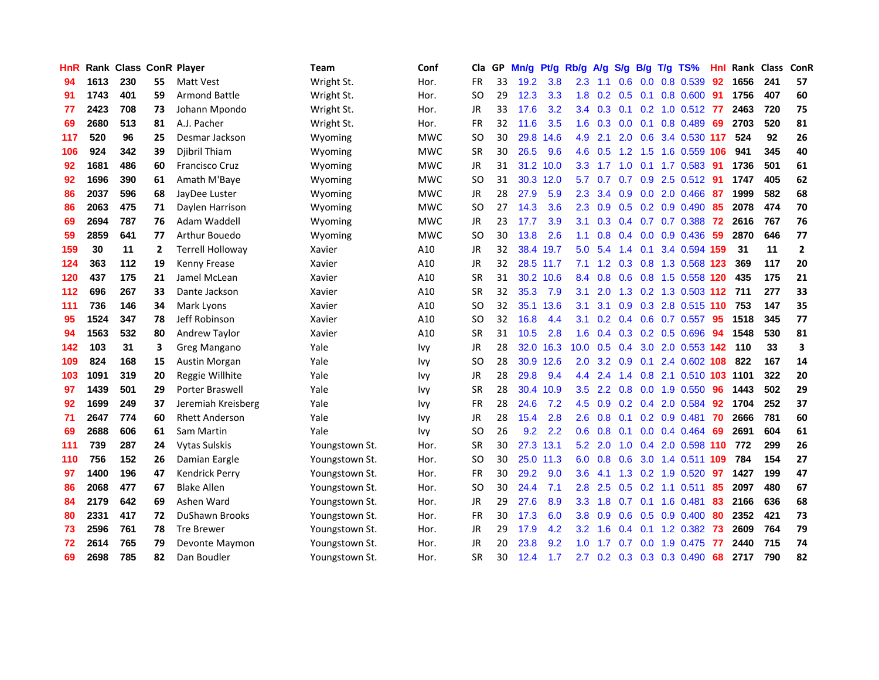| HnR | Rank | Class | ConR | Player | Team | Conf | Cla | GP | Mn/g | Pt/g | Rb/g | A/g | S/g | B/g | T/g | TS% | HnI | Rank | Class | ConR |
|---|---|---|---|---|---|---|---|---|---|---|---|---|---|---|---|---|---|---|---|---|
| 94 | 1613 | 230 | 55 | Matt Vest | Wright St. | Hor. | FR | 33 | 19.2 | 3.8 | 2.3 | 1.1 | 0.6 | 0.0 | 0.8 | 0.539 | 92 | 1656 | 241 | 57 |
| 91 | 1743 | 401 | 59 | Armond Battle | Wright St. | Hor. | SO | 29 | 12.3 | 3.3 | 1.8 | 0.2 | 0.5 | 0.1 | 0.8 | 0.600 | 91 | 1756 | 407 | 60 |
| 77 | 2423 | 708 | 73 | Johann Mpondo | Wright St. | Hor. | JR | 33 | 17.6 | 3.2 | 3.4 | 0.3 | 0.1 | 0.2 | 1.0 | 0.512 | 77 | 2463 | 720 | 75 |
| 69 | 2680 | 513 | 81 | A.J. Pacher | Wright St. | Hor. | FR | 32 | 11.6 | 3.5 | 1.6 | 0.3 | 0.0 | 0.1 | 0.8 | 0.489 | 69 | 2703 | 520 | 81 |
| 117 | 520 | 96 | 25 | Desmar Jackson | Wyoming | MWC | SO | 30 | 29.8 | 14.6 | 4.9 | 2.1 | 2.0 | 0.6 | 3.4 | 0.530 | 117 | 524 | 92 | 26 |
| 106 | 924 | 342 | 39 | Djibril Thiam | Wyoming | MWC | SR | 30 | 26.5 | 9.6 | 4.6 | 0.5 | 1.2 | 1.5 | 1.6 | 0.559 | 106 | 941 | 345 | 40 |
| 92 | 1681 | 486 | 60 | Francisco Cruz | Wyoming | MWC | JR | 31 | 31.2 | 10.0 | 3.3 | 1.7 | 1.0 | 0.1 | 1.7 | 0.583 | 91 | 1736 | 501 | 61 |
| 92 | 1696 | 390 | 61 | Amath M'Baye | Wyoming | MWC | SO | 31 | 30.3 | 12.0 | 5.7 | 0.7 | 0.7 | 0.9 | 2.5 | 0.512 | 91 | 1747 | 405 | 62 |
| 86 | 2037 | 596 | 68 | JayDee Luster | Wyoming | MWC | JR | 28 | 27.9 | 5.9 | 2.3 | 3.4 | 0.9 | 0.0 | 2.0 | 0.466 | 87 | 1999 | 582 | 68 |
| 86 | 2063 | 475 | 71 | Daylen Harrison | Wyoming | MWC | SO | 27 | 14.3 | 3.6 | 2.3 | 0.9 | 0.5 | 0.2 | 0.9 | 0.490 | 85 | 2078 | 474 | 70 |
| 69 | 2694 | 787 | 76 | Adam Waddell | Wyoming | MWC | JR | 23 | 17.7 | 3.9 | 3.1 | 0.3 | 0.4 | 0.7 | 0.7 | 0.388 | 72 | 2616 | 767 | 76 |
| 59 | 2859 | 641 | 77 | Arthur Bouedo | Wyoming | MWC | SO | 30 | 13.8 | 2.6 | 1.1 | 0.8 | 0.4 | 0.0 | 0.9 | 0.436 | 59 | 2870 | 646 | 77 |
| 159 | 30 | 11 | 2 | Terrell Holloway | Xavier | A10 | JR | 32 | 38.4 | 19.7 | 5.0 | 5.4 | 1.4 | 0.1 | 3.4 | 0.594 | 159 | 31 | 11 | 2 |
| 124 | 363 | 112 | 19 | Kenny Frease | Xavier | A10 | JR | 32 | 28.5 | 11.7 | 7.1 | 1.2 | 0.3 | 0.8 | 1.3 | 0.568 | 123 | 369 | 117 | 20 |
| 120 | 437 | 175 | 21 | Jamel McLean | Xavier | A10 | SR | 31 | 30.2 | 10.6 | 8.4 | 0.8 | 0.6 | 0.8 | 1.5 | 0.558 | 120 | 435 | 175 | 21 |
| 112 | 696 | 267 | 33 | Dante Jackson | Xavier | A10 | SR | 32 | 35.3 | 7.9 | 3.1 | 2.0 | 1.3 | 0.2 | 1.3 | 0.503 | 112 | 711 | 277 | 33 |
| 111 | 736 | 146 | 34 | Mark Lyons | Xavier | A10 | SO | 32 | 35.1 | 13.6 | 3.1 | 3.1 | 0.9 | 0.3 | 2.8 | 0.515 | 110 | 753 | 147 | 35 |
| 95 | 1524 | 347 | 78 | Jeff Robinson | Xavier | A10 | SO | 32 | 16.8 | 4.4 | 3.1 | 0.2 | 0.4 | 0.6 | 0.7 | 0.557 | 95 | 1518 | 345 | 77 |
| 94 | 1563 | 532 | 80 | Andrew Taylor | Xavier | A10 | SR | 31 | 10.5 | 2.8 | 1.6 | 0.4 | 0.3 | 0.2 | 0.5 | 0.696 | 94 | 1548 | 530 | 81 |
| 142 | 103 | 31 | 3 | Greg Mangano | Yale | Ivy | JR | 28 | 32.0 | 16.3 | 10.0 | 0.5 | 0.4 | 3.0 | 2.0 | 0.553 | 142 | 110 | 33 | 3 |
| 109 | 824 | 168 | 15 | Austin Morgan | Yale | Ivy | SO | 28 | 30.9 | 12.6 | 2.0 | 3.2 | 0.9 | 0.1 | 2.4 | 0.602 | 108 | 822 | 167 | 14 |
| 103 | 1091 | 319 | 20 | Reggie Willhite | Yale | Ivy | JR | 28 | 29.8 | 9.4 | 4.4 | 2.4 | 1.4 | 0.8 | 2.1 | 0.510 | 103 | 1101 | 322 | 20 |
| 97 | 1439 | 501 | 29 | Porter Braswell | Yale | Ivy | SR | 28 | 30.4 | 10.9 | 3.5 | 2.2 | 0.8 | 0.0 | 1.9 | 0.550 | 96 | 1443 | 502 | 29 |
| 92 | 1699 | 249 | 37 | Jeremiah Kreisberg | Yale | Ivy | FR | 28 | 24.6 | 7.2 | 4.5 | 0.9 | 0.2 | 0.4 | 2.0 | 0.584 | 92 | 1704 | 252 | 37 |
| 71 | 2647 | 774 | 60 | Rhett Anderson | Yale | Ivy | JR | 28 | 15.4 | 2.8 | 2.6 | 0.8 | 0.1 | 0.2 | 0.9 | 0.481 | 70 | 2666 | 781 | 60 |
| 69 | 2688 | 606 | 61 | Sam Martin | Yale | Ivy | SO | 26 | 9.2 | 2.2 | 0.6 | 0.8 | 0.1 | 0.0 | 0.4 | 0.464 | 69 | 2691 | 604 | 61 |
| 111 | 739 | 287 | 24 | Vytas Sulskis | Youngstown St. | Hor. | SR | 30 | 27.3 | 13.1 | 5.2 | 2.0 | 1.0 | 0.4 | 2.0 | 0.598 | 110 | 772 | 299 | 26 |
| 110 | 756 | 152 | 26 | Damian Eargle | Youngstown St. | Hor. | SO | 30 | 25.0 | 11.3 | 6.0 | 0.8 | 0.6 | 3.0 | 1.4 | 0.511 | 109 | 784 | 154 | 27 |
| 97 | 1400 | 196 | 47 | Kendrick Perry | Youngstown St. | Hor. | FR | 30 | 29.2 | 9.0 | 3.6 | 4.1 | 1.3 | 0.2 | 1.9 | 0.520 | 97 | 1427 | 199 | 47 |
| 86 | 2068 | 477 | 67 | Blake Allen | Youngstown St. | Hor. | SO | 30 | 24.4 | 7.1 | 2.8 | 2.5 | 0.5 | 0.2 | 1.1 | 0.511 | 85 | 2097 | 480 | 67 |
| 84 | 2179 | 642 | 69 | Ashen Ward | Youngstown St. | Hor. | JR | 29 | 27.6 | 8.9 | 3.3 | 1.8 | 0.7 | 0.1 | 1.6 | 0.481 | 83 | 2166 | 636 | 68 |
| 80 | 2331 | 417 | 72 | DuShawn Brooks | Youngstown St. | Hor. | FR | 30 | 17.3 | 6.0 | 3.8 | 0.9 | 0.6 | 0.5 | 0.9 | 0.400 | 80 | 2352 | 421 | 73 |
| 73 | 2596 | 761 | 78 | Tre Brewer | Youngstown St. | Hor. | JR | 29 | 17.9 | 4.2 | 3.2 | 1.6 | 0.4 | 0.1 | 1.2 | 0.382 | 73 | 2609 | 764 | 79 |
| 72 | 2614 | 765 | 79 | Devonte Maymon | Youngstown St. | Hor. | JR | 20 | 23.8 | 9.2 | 1.0 | 1.7 | 0.7 | 0.0 | 1.9 | 0.475 | 77 | 2440 | 715 | 74 |
| 69 | 2698 | 785 | 82 | Dan Boudler | Youngstown St. | Hor. | SR | 30 | 12.4 | 1.7 | 2.7 | 0.2 | 0.3 | 0.3 | 0.3 | 0.490 | 68 | 2717 | 790 | 82 |